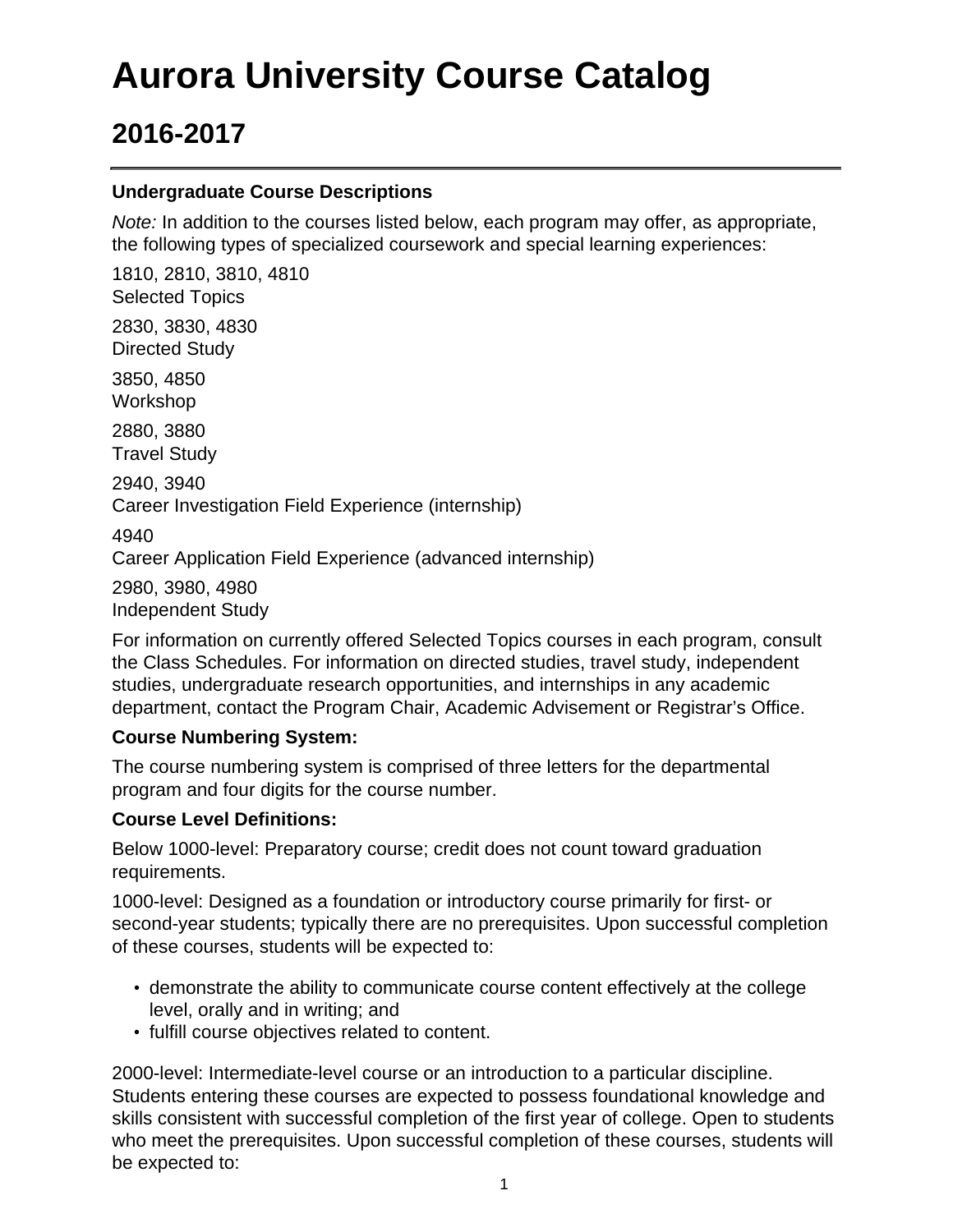# Aurora University Course Catalog

## 2016-2017

---

**Undergraduate Course Descriptions**

*Note:* In addition to the courses listed below, each program may offer, as appropriate, the following types of specialized coursework and special learning experiences:

1810, 2810, 3810, 4810
Selected Topics

2830, 3830, 4830
Directed Study

3850, 4850
Workshop

2880, 3880
Travel Study

2940, 3940
Career Investigation Field Experience (internship)

4940
Career Application Field Experience (advanced internship)

2980, 3980, 4980
Independent Study

For information on currently offered Selected Topics courses in each program, consult the Class Schedules. For information on directed studies, travel study, independent studies, undergraduate research opportunities, and internships in any academic department, contact the Program Chair, Academic Advisement or Registrar's Office.

**Course Numbering System:**

The course numbering system is comprised of three letters for the departmental program and four digits for the course number.

**Course Level Definitions:**

Below 1000-level: Preparatory course; credit does not count toward graduation requirements.

1000-level: Designed as a foundation or introductory course primarily for first- or second-year students; typically there are no prerequisites. Upon successful completion of these courses, students will be expected to:

- demonstrate the ability to communicate course content effectively at the college level, orally and in writing; and
- fulfill course objectives related to content.

2000-level: Intermediate-level course or an introduction to a particular discipline. Students entering these courses are expected to possess foundational knowledge and skills consistent with successful completion of the first year of college. Open to students who meet the prerequisites. Upon successful completion of these courses, students will be expected to: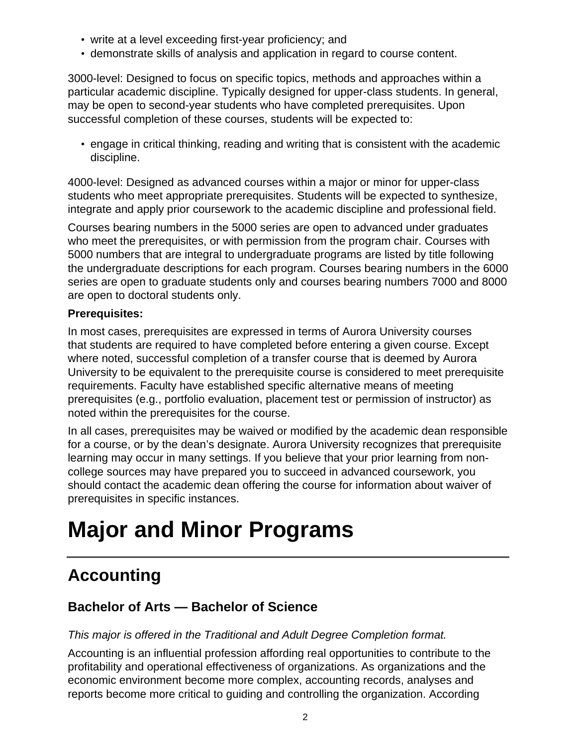- write at a level exceeding first-year proficiency; and
- demonstrate skills of analysis and application in regard to course content.

3000-level: Designed to focus on specific topics, methods and approaches within a particular academic discipline. Typically designed for upper-class students. In general, may be open to second-year students who have completed prerequisites. Upon successful completion of these courses, students will be expected to:

- engage in critical thinking, reading and writing that is consistent with the academic discipline.

4000-level: Designed as advanced courses within a major or minor for upper-class students who meet appropriate prerequisites. Students will be expected to synthesize, integrate and apply prior coursework to the academic discipline and professional field.

Courses bearing numbers in the 5000 series are open to advanced under graduates who meet the prerequisites, or with permission from the program chair. Courses with 5000 numbers that are integral to undergraduate programs are listed by title following the undergraduate descriptions for each program. Courses bearing numbers in the 6000 series are open to graduate students only and courses bearing numbers 7000 and 8000 are open to doctoral students only.

**Prerequisites:**

In most cases, prerequisites are expressed in terms of Aurora University courses that students are required to have completed before entering a given course. Except where noted, successful completion of a transfer course that is deemed by Aurora University to be equivalent to the prerequisite course is considered to meet prerequisite requirements. Faculty have established specific alternative means of meeting prerequisites (e.g., portfolio evaluation, placement test or permission of instructor) as noted within the prerequisites for the course.

In all cases, prerequisites may be waived or modified by the academic dean responsible for a course, or by the dean's designate. Aurora University recognizes that prerequisite learning may occur in many settings. If you believe that your prior learning from non-college sources may have prepared you to succeed in advanced coursework, you should contact the academic dean offering the course for information about waiver of prerequisites in specific instances.

# Major and Minor Programs

## Accounting

### Bachelor of Arts — Bachelor of Science

*This major is offered in the Traditional and Adult Degree Completion format.*

Accounting is an influential profession affording real opportunities to contribute to the profitability and operational effectiveness of organizations. As organizations and the economic environment become more complex, accounting records, analyses and reports become more critical to guiding and controlling the organization. According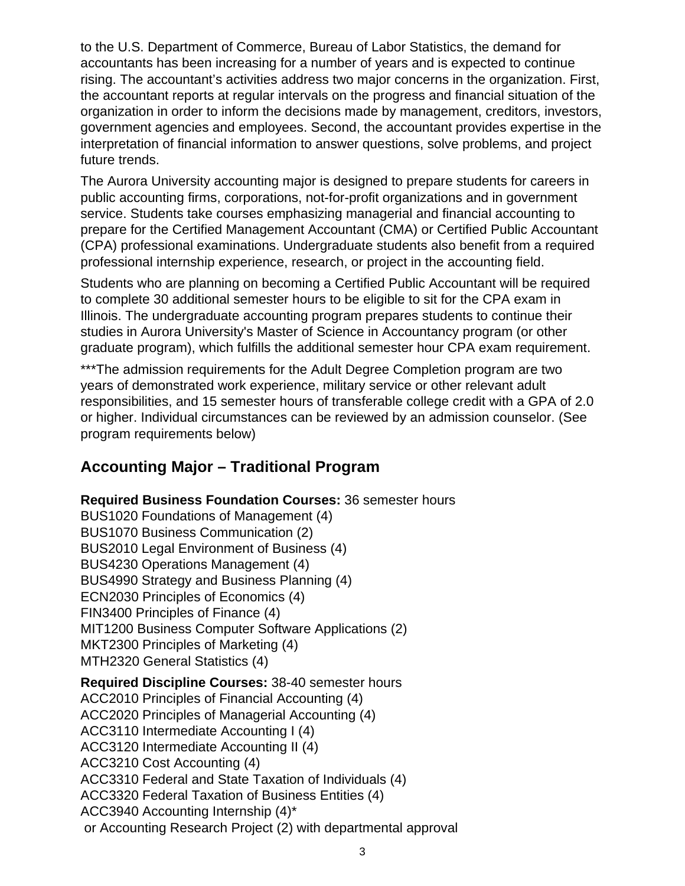to the U.S. Department of Commerce, Bureau of Labor Statistics, the demand for accountants has been increasing for a number of years and is expected to continue rising. The accountant's activities address two major concerns in the organization. First, the accountant reports at regular intervals on the progress and financial situation of the organization in order to inform the decisions made by management, creditors, investors, government agencies and employees. Second, the accountant provides expertise in the interpretation of financial information to answer questions, solve problems, and project future trends.

The Aurora University accounting major is designed to prepare students for careers in public accounting firms, corporations, not-for-profit organizations and in government service. Students take courses emphasizing managerial and financial accounting to prepare for the Certified Management Accountant (CMA) or Certified Public Accountant (CPA) professional examinations. Undergraduate students also benefit from a required professional internship experience, research, or project in the accounting field.

Students who are planning on becoming a Certified Public Accountant will be required to complete 30 additional semester hours to be eligible to sit for the CPA exam in Illinois. The undergraduate accounting program prepares students to continue their studies in Aurora University's Master of Science in Accountancy program (or other graduate program), which fulfills the additional semester hour CPA exam requirement.

***The admission requirements for the Adult Degree Completion program are two years of demonstrated work experience, military service or other relevant adult responsibilities, and 15 semester hours of transferable college credit with a GPA of 2.0 or higher. Individual circumstances can be reviewed by an admission counselor. (See program requirements below)

## Accounting Major – Traditional Program

**Required Business Foundation Courses:** 36 semester hours
BUS1020 Foundations of Management (4)
BUS1070 Business Communication (2)
BUS2010 Legal Environment of Business (4)
BUS4230 Operations Management (4)
BUS4990 Strategy and Business Planning (4)
ECN2030 Principles of Economics (4)
FIN3400 Principles of Finance (4)
MIT1200 Business Computer Software Applications (2)
MKT2300 Principles of Marketing (4)
MTH2320 General Statistics (4)

**Required Discipline Courses:** 38-40 semester hours
ACC2010 Principles of Financial Accounting (4)
ACC2020 Principles of Managerial Accounting (4)
ACC3110 Intermediate Accounting I (4)
ACC3120 Intermediate Accounting II (4)
ACC3210 Cost Accounting (4)
ACC3310 Federal and State Taxation of Individuals (4)
ACC3320 Federal Taxation of Business Entities (4)
ACC3940 Accounting Internship (4)*
or Accounting Research Project (2) with departmental approval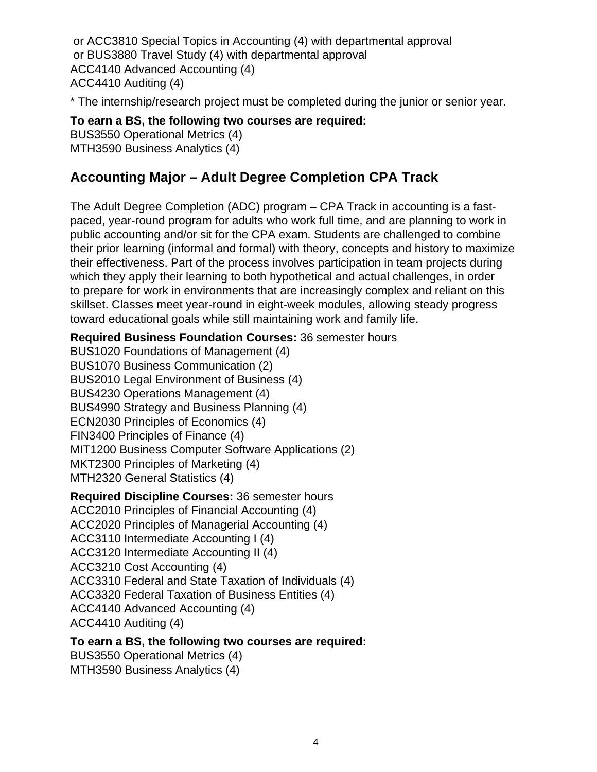or ACC3810 Special Topics in Accounting (4) with departmental approval
or BUS3880 Travel Study (4) with departmental approval
ACC4140 Advanced Accounting (4)
ACC4410 Auditing (4)

* The internship/research project must be completed during the junior or senior year.

**To earn a BS, the following two courses are required:**
BUS3550 Operational Metrics (4)
MTH3590 Business Analytics (4)

## Accounting Major – Adult Degree Completion CPA Track

The Adult Degree Completion (ADC) program – CPA Track in accounting is a fast-paced, year-round program for adults who work full time, and are planning to work in public accounting and/or sit for the CPA exam. Students are challenged to combine their prior learning (informal and formal) with theory, concepts and history to maximize their effectiveness. Part of the process involves participation in team projects during which they apply their learning to both hypothetical and actual challenges, in order to prepare for work in environments that are increasingly complex and reliant on this skillset. Classes meet year-round in eight-week modules, allowing steady progress toward educational goals while still maintaining work and family life.

**Required Business Foundation Courses:** 36 semester hours
BUS1020 Foundations of Management (4)
BUS1070 Business Communication (2)
BUS2010 Legal Environment of Business (4)
BUS4230 Operations Management (4)
BUS4990 Strategy and Business Planning (4)
ECN2030 Principles of Economics (4)
FIN3400 Principles of Finance (4)
MIT1200 Business Computer Software Applications (2)
MKT2300 Principles of Marketing (4)
MTH2320 General Statistics (4)

**Required Discipline Courses:** 36 semester hours
ACC2010 Principles of Financial Accounting (4)
ACC2020 Principles of Managerial Accounting (4)
ACC3110 Intermediate Accounting I (4)
ACC3120 Intermediate Accounting II (4)
ACC3210 Cost Accounting (4)
ACC3310 Federal and State Taxation of Individuals (4)
ACC3320 Federal Taxation of Business Entities (4)
ACC4140 Advanced Accounting (4)
ACC4410 Auditing (4)

**To earn a BS, the following two courses are required:**
BUS3550 Operational Metrics (4)
MTH3590 Business Analytics (4)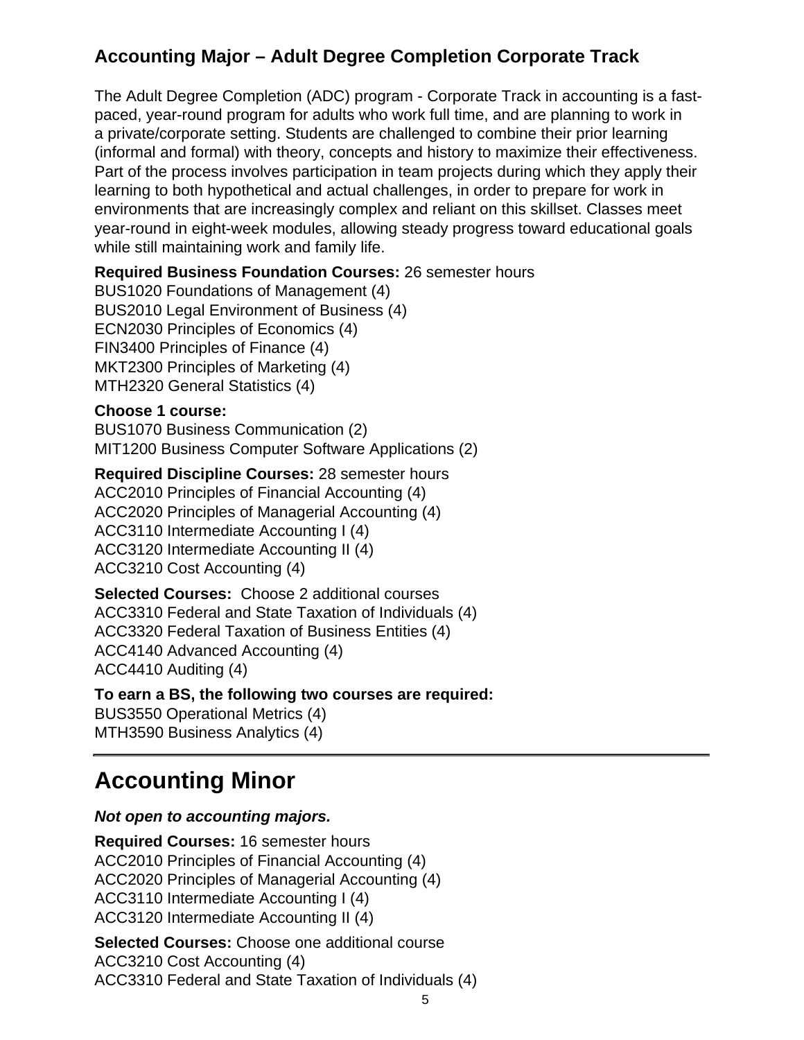## Accounting Major – Adult Degree Completion Corporate Track

The Adult Degree Completion (ADC) program - Corporate Track in accounting is a fast-paced, year-round program for adults who work full time, and are planning to work in a private/corporate setting. Students are challenged to combine their prior learning (informal and formal) with theory, concepts and history to maximize their effectiveness. Part of the process involves participation in team projects during which they apply their learning to both hypothetical and actual challenges, in order to prepare for work in environments that are increasingly complex and reliant on this skillset. Classes meet year-round in eight-week modules, allowing steady progress toward educational goals while still maintaining work and family life.

**Required Business Foundation Courses:** 26 semester hours
BUS1020 Foundations of Management (4)
BUS2010 Legal Environment of Business (4)
ECN2030 Principles of Economics (4)
FIN3400 Principles of Finance (4)
MKT2300 Principles of Marketing (4)
MTH2320 General Statistics (4)

**Choose 1 course:**
BUS1070 Business Communication (2)
MIT1200 Business Computer Software Applications (2)

**Required Discipline Courses:** 28 semester hours
ACC2010 Principles of Financial Accounting (4)
ACC2020 Principles of Managerial Accounting (4)
ACC3110 Intermediate Accounting I (4)
ACC3120 Intermediate Accounting II (4)
ACC3210 Cost Accounting (4)

**Selected Courses:** Choose 2 additional courses
ACC3310 Federal and State Taxation of Individuals (4)
ACC3320 Federal Taxation of Business Entities (4)
ACC4140 Advanced Accounting (4)
ACC4410 Auditing (4)

**To earn a BS, the following two courses are required:**
BUS3550 Operational Metrics (4)
MTH3590 Business Analytics (4)

---

# Accounting Minor

***Not open to accounting majors.***

**Required Courses:** 16 semester hours
ACC2010 Principles of Financial Accounting (4)
ACC2020 Principles of Managerial Accounting (4)
ACC3110 Intermediate Accounting I (4)
ACC3120 Intermediate Accounting II (4)

**Selected Courses:** Choose one additional course
ACC3210 Cost Accounting (4)
ACC3310 Federal and State Taxation of Individuals (4)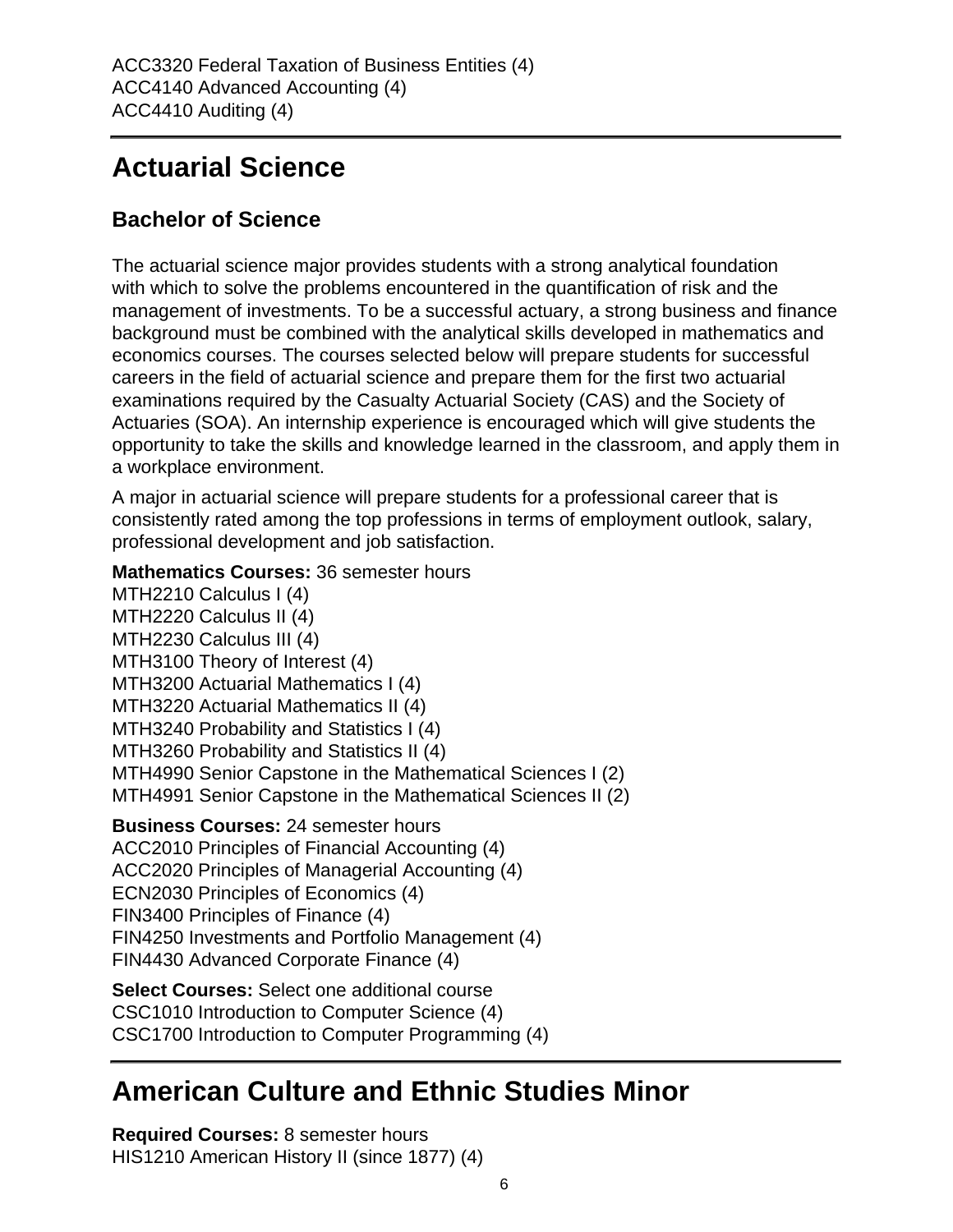ACC3320 Federal Taxation of Business Entities (4)
ACC4140 Advanced Accounting (4)
ACC4410 Auditing (4)

---

# Actuarial Science

## Bachelor of Science

The actuarial science major provides students with a strong analytical foundation with which to solve the problems encountered in the quantification of risk and the management of investments. To be a successful actuary, a strong business and finance background must be combined with the analytical skills developed in mathematics and economics courses. The courses selected below will prepare students for successful careers in the field of actuarial science and prepare them for the first two actuarial examinations required by the Casualty Actuarial Society (CAS) and the Society of Actuaries (SOA). An internship experience is encouraged which will give students the opportunity to take the skills and knowledge learned in the classroom, and apply them in a workplace environment.

A major in actuarial science will prepare students for a professional career that is consistently rated among the top professions in terms of employment outlook, salary, professional development and job satisfaction.

**Mathematics Courses:** 36 semester hours
MTH2210 Calculus I (4)
MTH2220 Calculus II (4)
MTH2230 Calculus III (4)
MTH3100 Theory of Interest (4)
MTH3200 Actuarial Mathematics I (4)
MTH3220 Actuarial Mathematics II (4)
MTH3240 Probability and Statistics I (4)
MTH3260 Probability and Statistics II (4)
MTH4990 Senior Capstone in the Mathematical Sciences I (2)
MTH4991 Senior Capstone in the Mathematical Sciences II (2)

**Business Courses:** 24 semester hours
ACC2010 Principles of Financial Accounting (4)
ACC2020 Principles of Managerial Accounting (4)
ECN2030 Principles of Economics (4)
FIN3400 Principles of Finance (4)
FIN4250 Investments and Portfolio Management (4)
FIN4430 Advanced Corporate Finance (4)

**Select Courses:** Select one additional course
CSC1010 Introduction to Computer Science (4)
CSC1700 Introduction to Computer Programming (4)

---

# American Culture and Ethnic Studies Minor

**Required Courses:** 8 semester hours
HIS1210 American History II (since 1877) (4)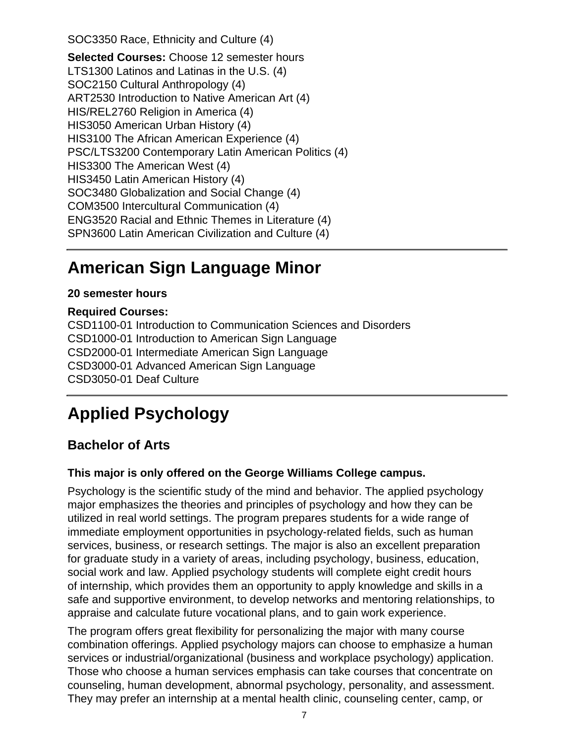SOC3350 Race, Ethnicity and Culture (4)

**Selected Courses:** Choose 12 semester hours
LTS1300 Latinos and Latinas in the U.S. (4)
SOC2150 Cultural Anthropology (4)
ART2530 Introduction to Native American Art (4)
HIS/REL2760 Religion in America (4)
HIS3050 American Urban History (4)
HIS3100 The African American Experience (4)
PSC/LTS3200 Contemporary Latin American Politics (4)
HIS3300 The American West (4)
HIS3450 Latin American History (4)
SOC3480 Globalization and Social Change (4)
COM3500 Intercultural Communication (4)
ENG3520 Racial and Ethnic Themes in Literature (4)
SPN3600 Latin American Civilization and Culture (4)

# American Sign Language Minor

**20 semester hours**

**Required Courses:**
CSD1100-01 Introduction to Communication Sciences and Disorders
CSD1000-01 Introduction to American Sign Language
CSD2000-01 Intermediate American Sign Language
CSD3000-01 Advanced American Sign Language
CSD3050-01 Deaf Culture

# Applied Psychology

## Bachelor of Arts

**This major is only offered on the George Williams College campus.**

Psychology is the scientific study of the mind and behavior. The applied psychology major emphasizes the theories and principles of psychology and how they can be utilized in real world settings. The program prepares students for a wide range of immediate employment opportunities in psychology-related fields, such as human services, business, or research settings. The major is also an excellent preparation for graduate study in a variety of areas, including psychology, business, education, social work and law. Applied psychology students will complete eight credit hours of internship, which provides them an opportunity to apply knowledge and skills in a safe and supportive environment, to develop networks and mentoring relationships, to appraise and calculate future vocational plans, and to gain work experience.

The program offers great flexibility for personalizing the major with many course combination offerings. Applied psychology majors can choose to emphasize a human services or industrial/organizational (business and workplace psychology) application. Those who choose a human services emphasis can take courses that concentrate on counseling, human development, abnormal psychology, personality, and assessment. They may prefer an internship at a mental health clinic, counseling center, camp, or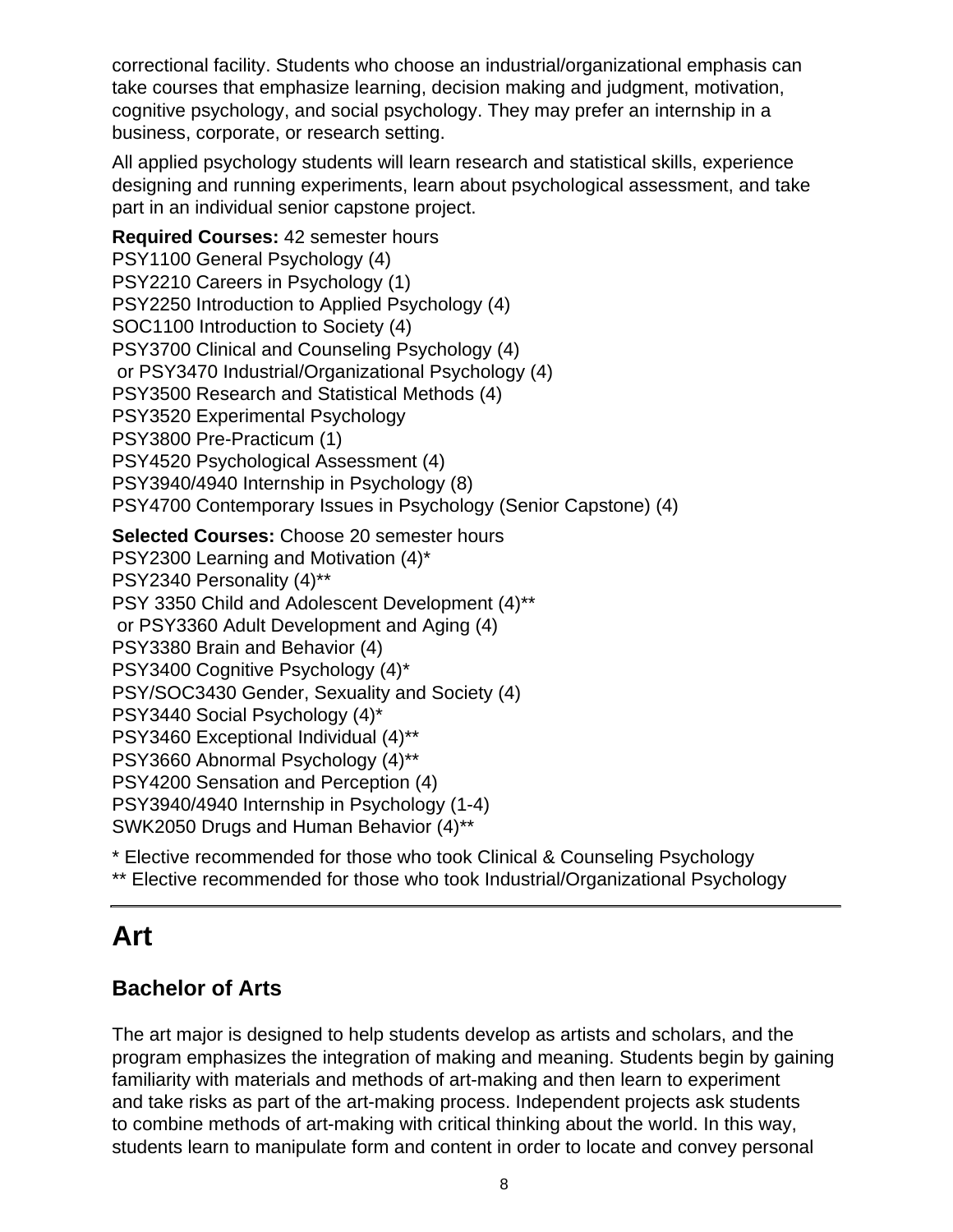correctional facility. Students who choose an industrial/organizational emphasis can take courses that emphasize learning, decision making and judgment, motivation, cognitive psychology, and social psychology. They may prefer an internship in a business, corporate, or research setting.

All applied psychology students will learn research and statistical skills, experience designing and running experiments, learn about psychological assessment, and take part in an individual senior capstone project.

**Required Courses:** 42 semester hours
PSY1100 General Psychology (4)
PSY2210 Careers in Psychology (1)
PSY2250 Introduction to Applied Psychology (4)
SOC1100 Introduction to Society (4)
PSY3700 Clinical and Counseling Psychology (4)
 or PSY3470 Industrial/Organizational Psychology (4)
PSY3500 Research and Statistical Methods (4)
PSY3520 Experimental Psychology
PSY3800 Pre-Practicum (1)
PSY4520 Psychological Assessment (4)
PSY3940/4940 Internship in Psychology (8)
PSY4700 Contemporary Issues in Psychology (Senior Capstone) (4)

**Selected Courses:** Choose 20 semester hours
PSY2300 Learning and Motivation (4)*
PSY2340 Personality (4)**
PSY 3350 Child and Adolescent Development (4)**
 or PSY3360 Adult Development and Aging (4)
PSY3380 Brain and Behavior (4)
PSY3400 Cognitive Psychology (4)*
PSY/SOC3430 Gender, Sexuality and Society (4)
PSY3440 Social Psychology (4)*
PSY3460 Exceptional Individual (4)**
PSY3660 Abnormal Psychology (4)**
PSY4200 Sensation and Perception (4)
PSY3940/4940 Internship in Psychology (1-4)
SWK2050 Drugs and Human Behavior (4)**

* Elective recommended for those who took Clinical & Counseling Psychology
** Elective recommended for those who took Industrial/Organizational Psychology

---

# Art

## Bachelor of Arts

The art major is designed to help students develop as artists and scholars, and the program emphasizes the integration of making and meaning. Students begin by gaining familiarity with materials and methods of art-making and then learn to experiment and take risks as part of the art-making process. Independent projects ask students to combine methods of art-making with critical thinking about the world. In this way, students learn to manipulate form and content in order to locate and convey personal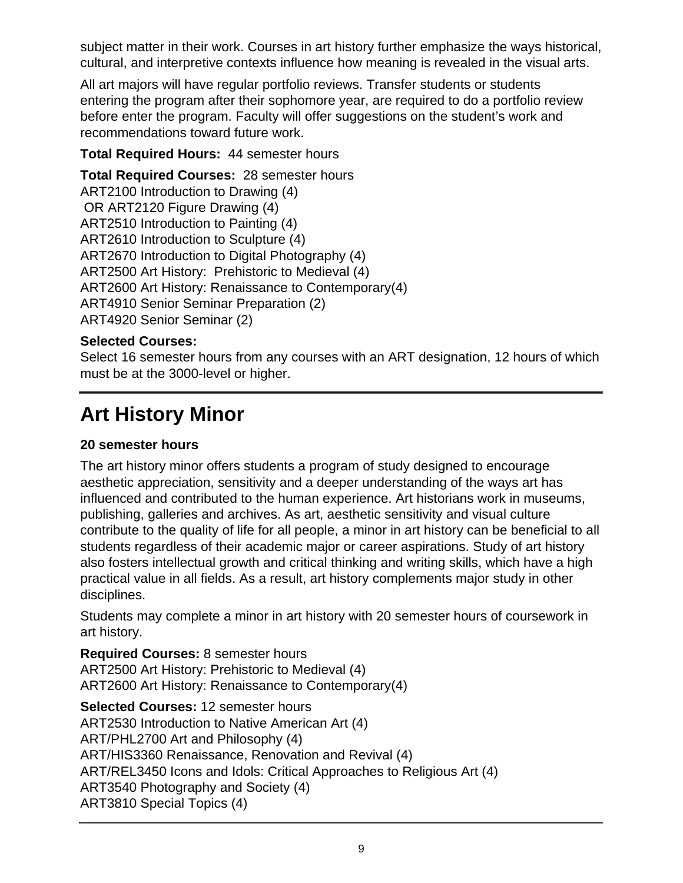subject matter in their work. Courses in art history further emphasize the ways historical, cultural, and interpretive contexts influence how meaning is revealed in the visual arts.

All art majors will have regular portfolio reviews. Transfer students or students entering the program after their sophomore year, are required to do a portfolio review before enter the program. Faculty will offer suggestions on the student's work and recommendations toward future work.

**Total Required Hours:** 44 semester hours

**Total Required Courses:** 28 semester hours
ART2100 Introduction to Drawing (4)
OR ART2120 Figure Drawing (4)
ART2510 Introduction to Painting (4)
ART2610 Introduction to Sculpture (4)
ART2670 Introduction to Digital Photography (4)
ART2500 Art History: Prehistoric to Medieval (4)
ART2600 Art History: Renaissance to Contemporary(4)
ART4910 Senior Seminar Preparation (2)
ART4920 Senior Seminar (2)

**Selected Courses:**
Select 16 semester hours from any courses with an ART designation, 12 hours of which must be at the 3000-level or higher.

---

# Art History Minor

**20 semester hours**

The art history minor offers students a program of study designed to encourage aesthetic appreciation, sensitivity and a deeper understanding of the ways art has influenced and contributed to the human experience. Art historians work in museums, publishing, galleries and archives. As art, aesthetic sensitivity and visual culture contribute to the quality of life for all people, a minor in art history can be beneficial to all students regardless of their academic major or career aspirations. Study of art history also fosters intellectual growth and critical thinking and writing skills, which have a high practical value in all fields. As a result, art history complements major study in other disciplines.

Students may complete a minor in art history with 20 semester hours of coursework in art history.

**Required Courses:** 8 semester hours
ART2500 Art History: Prehistoric to Medieval (4)
ART2600 Art History: Renaissance to Contemporary(4)

**Selected Courses:** 12 semester hours
ART2530 Introduction to Native American Art (4)
ART/PHL2700 Art and Philosophy (4)
ART/HIS3360 Renaissance, Renovation and Revival (4)
ART/REL3450 Icons and Idols: Critical Approaches to Religious Art (4)
ART3540 Photography and Society (4)
ART3810 Special Topics (4)

---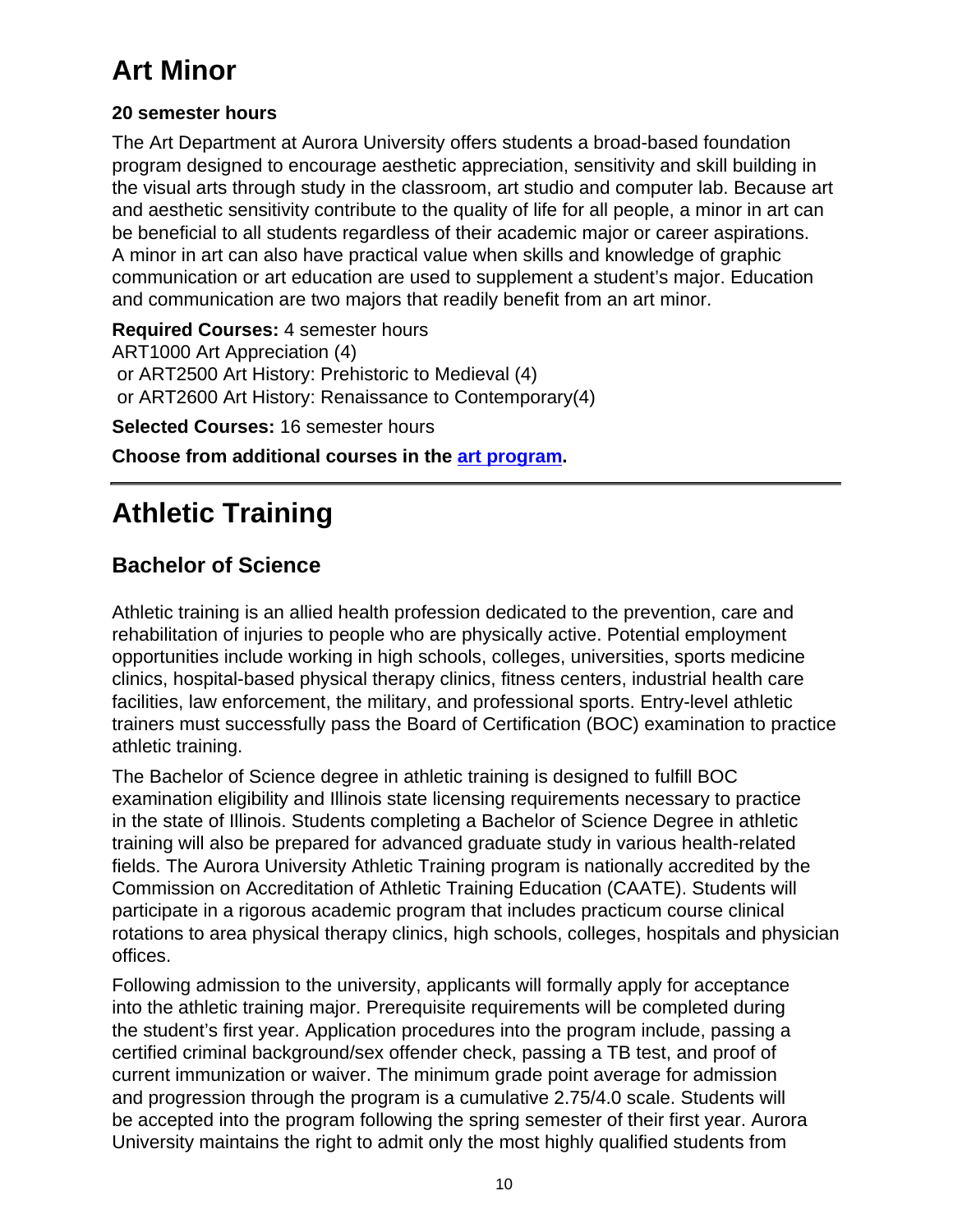# Art Minor

**20 semester hours**

The Art Department at Aurora University offers students a broad-based foundation program designed to encourage aesthetic appreciation, sensitivity and skill building in the visual arts through study in the classroom, art studio and computer lab. Because art and aesthetic sensitivity contribute to the quality of life for all people, a minor in art can be beneficial to all students regardless of their academic major or career aspirations. A minor in art can also have practical value when skills and knowledge of graphic communication or art education are used to supplement a student's major. Education and communication are two majors that readily benefit from an art minor.

**Required Courses:** 4 semester hours
ART1000 Art Appreciation (4)
or ART2500 Art History: Prehistoric to Medieval (4)
or ART2600 Art History: Renaissance to Contemporary(4)

**Selected Courses:** 16 semester hours

**Choose from additional courses in the art program.**

---

# Athletic Training

## Bachelor of Science

Athletic training is an allied health profession dedicated to the prevention, care and rehabilitation of injuries to people who are physically active. Potential employment opportunities include working in high schools, colleges, universities, sports medicine clinics, hospital-based physical therapy clinics, fitness centers, industrial health care facilities, law enforcement, the military, and professional sports. Entry-level athletic trainers must successfully pass the Board of Certification (BOC) examination to practice athletic training.

The Bachelor of Science degree in athletic training is designed to fulfill BOC examination eligibility and Illinois state licensing requirements necessary to practice in the state of Illinois. Students completing a Bachelor of Science Degree in athletic training will also be prepared for advanced graduate study in various health-related fields. The Aurora University Athletic Training program is nationally accredited by the Commission on Accreditation of Athletic Training Education (CAATE). Students will participate in a rigorous academic program that includes practicum course clinical rotations to area physical therapy clinics, high schools, colleges, hospitals and physician offices.

Following admission to the university, applicants will formally apply for acceptance into the athletic training major. Prerequisite requirements will be completed during the student's first year. Application procedures into the program include, passing a certified criminal background/sex offender check, passing a TB test, and proof of current immunization or waiver. The minimum grade point average for admission and progression through the program is a cumulative 2.75/4.0 scale. Students will be accepted into the program following the spring semester of their first year. Aurora University maintains the right to admit only the most highly qualified students from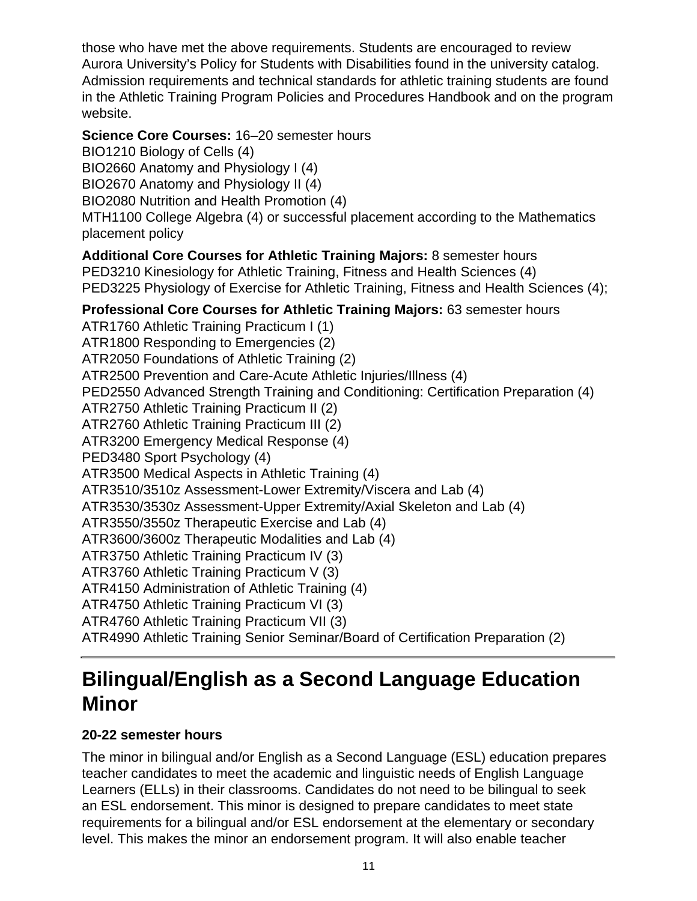those who have met the above requirements. Students are encouraged to review Aurora University's Policy for Students with Disabilities found in the university catalog. Admission requirements and technical standards for athletic training students are found in the Athletic Training Program Policies and Procedures Handbook and on the program website.

**Science Core Courses:** 16–20 semester hours
BIO1210 Biology of Cells (4)
BIO2660 Anatomy and Physiology I (4)
BIO2670 Anatomy and Physiology II (4)
BIO2080 Nutrition and Health Promotion (4)
MTH1100 College Algebra (4) or successful placement according to the Mathematics placement policy

**Additional Core Courses for Athletic Training Majors:** 8 semester hours
PED3210 Kinesiology for Athletic Training, Fitness and Health Sciences (4)
PED3225 Physiology of Exercise for Athletic Training, Fitness and Health Sciences (4);

**Professional Core Courses for Athletic Training Majors:** 63 semester hours
ATR1760 Athletic Training Practicum I (1)
ATR1800 Responding to Emergencies (2)
ATR2050 Foundations of Athletic Training (2)
ATR2500 Prevention and Care-Acute Athletic Injuries/Illness (4)
PED2550 Advanced Strength Training and Conditioning: Certification Preparation (4)
ATR2750 Athletic Training Practicum II (2)
ATR2760 Athletic Training Practicum III (2)
ATR3200 Emergency Medical Response (4)
PED3480 Sport Psychology (4)
ATR3500 Medical Aspects in Athletic Training (4)
ATR3510/3510z Assessment-Lower Extremity/Viscera and Lab (4)
ATR3530/3530z Assessment-Upper Extremity/Axial Skeleton and Lab (4)
ATR3550/3550z Therapeutic Exercise and Lab (4)
ATR3600/3600z Therapeutic Modalities and Lab (4)
ATR3750 Athletic Training Practicum IV (3)
ATR3760 Athletic Training Practicum V (3)
ATR4150 Administration of Athletic Training (4)
ATR4750 Athletic Training Practicum VI (3)
ATR4760 Athletic Training Practicum VII (3)
ATR4990 Athletic Training Senior Seminar/Board of Certification Preparation (2)

# Bilingual/English as a Second Language Education Minor

**20-22 semester hours**

The minor in bilingual and/or English as a Second Language (ESL) education prepares teacher candidates to meet the academic and linguistic needs of English Language Learners (ELLs) in their classrooms. Candidates do not need to be bilingual to seek an ESL endorsement. This minor is designed to prepare candidates to meet state requirements for a bilingual and/or ESL endorsement at the elementary or secondary level. This makes the minor an endorsement program. It will also enable teacher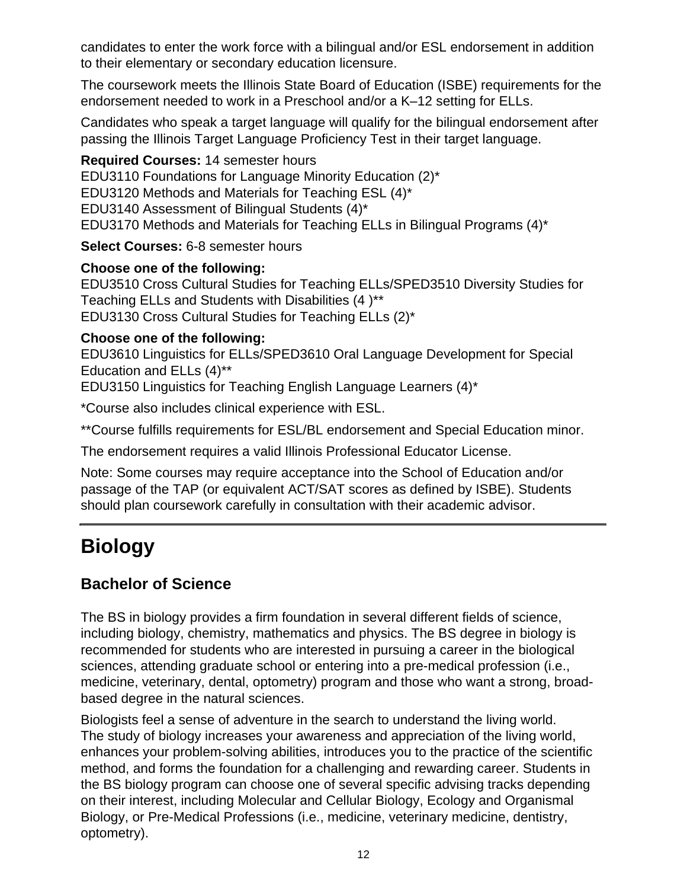candidates to enter the work force with a bilingual and/or ESL endorsement in addition to their elementary or secondary education licensure.

The coursework meets the Illinois State Board of Education (ISBE) requirements for the endorsement needed to work in a Preschool and/or a K–12 setting for ELLs.

Candidates who speak a target language will qualify for the bilingual endorsement after passing the Illinois Target Language Proficiency Test in their target language.

**Required Courses:** 14 semester hours
EDU3110 Foundations for Language Minority Education (2)*
EDU3120 Methods and Materials for Teaching ESL (4)*
EDU3140 Assessment of Bilingual Students (4)*
EDU3170 Methods and Materials for Teaching ELLs in Bilingual Programs (4)*

**Select Courses:** 6-8 semester hours

**Choose one of the following:**
EDU3510 Cross Cultural Studies for Teaching ELLs/SPED3510 Diversity Studies for Teaching ELLs and Students with Disabilities (4 )**
EDU3130 Cross Cultural Studies for Teaching ELLs (2)*

**Choose one of the following:**
EDU3610 Linguistics for ELLs/SPED3610 Oral Language Development for Special Education and ELLs (4)**
EDU3150 Linguistics for Teaching English Language Learners (4)*

*Course also includes clinical experience with ESL.

**Course fulfills requirements for ESL/BL endorsement and Special Education minor.

The endorsement requires a valid Illinois Professional Educator License.

Note: Some courses may require acceptance into the School of Education and/or passage of the TAP (or equivalent ACT/SAT scores as defined by ISBE). Students should plan coursework carefully in consultation with their academic advisor.

---

# Biology

## Bachelor of Science

The BS in biology provides a firm foundation in several different fields of science, including biology, chemistry, mathematics and physics. The BS degree in biology is recommended for students who are interested in pursuing a career in the biological sciences, attending graduate school or entering into a pre-medical profession (i.e., medicine, veterinary, dental, optometry) program and those who want a strong, broad-based degree in the natural sciences.

Biologists feel a sense of adventure in the search to understand the living world. The study of biology increases your awareness and appreciation of the living world, enhances your problem-solving abilities, introduces you to the practice of the scientific method, and forms the foundation for a challenging and rewarding career. Students in the BS biology program can choose one of several specific advising tracks depending on their interest, including Molecular and Cellular Biology, Ecology and Organismal Biology, or Pre-Medical Professions (i.e., medicine, veterinary medicine, dentistry, optometry).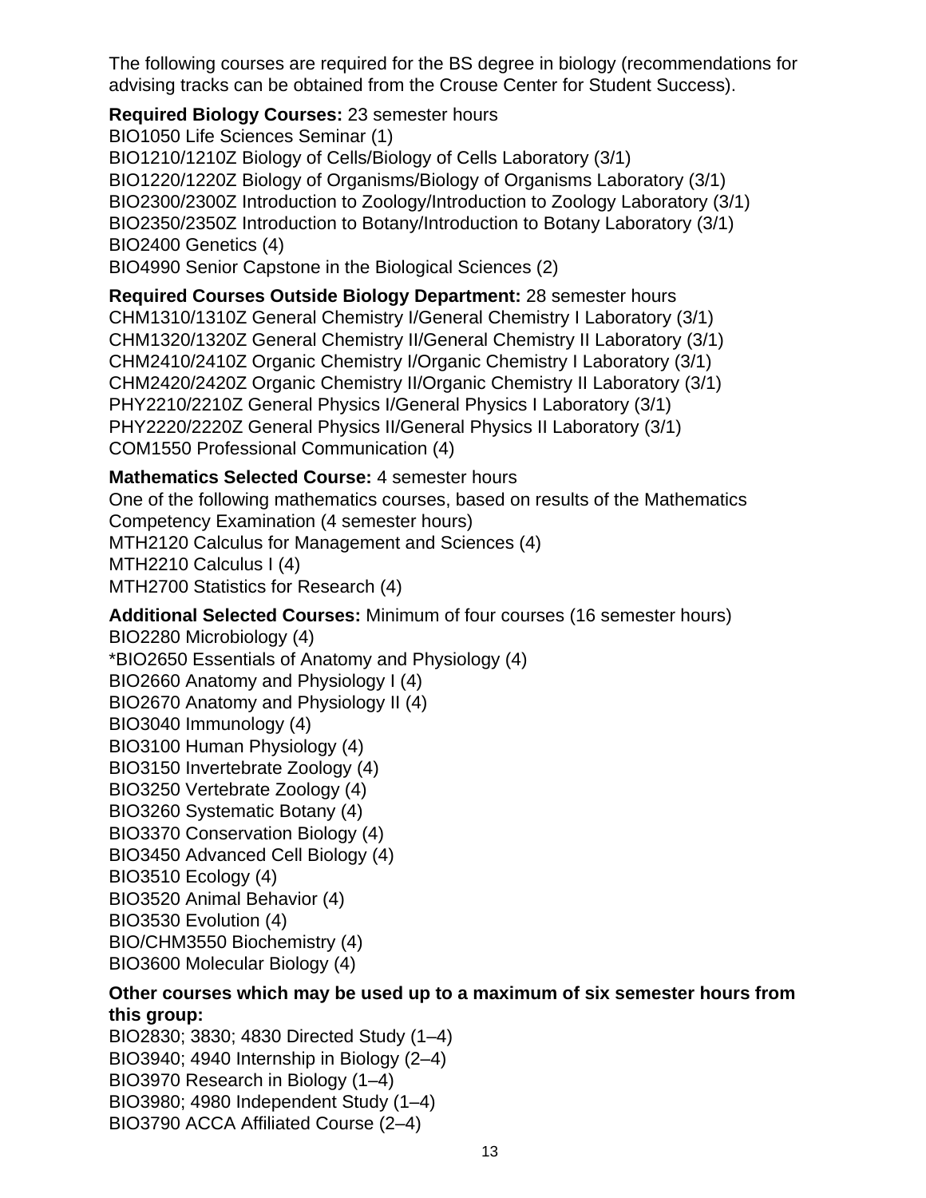The following courses are required for the BS degree in biology (recommendations for advising tracks can be obtained from the Crouse Center for Student Success).

**Required Biology Courses:** 23 semester hours
BIO1050 Life Sciences Seminar (1)
BIO1210/1210Z Biology of Cells/Biology of Cells Laboratory (3/1)
BIO1220/1220Z Biology of Organisms/Biology of Organisms Laboratory (3/1)
BIO2300/2300Z Introduction to Zoology/Introduction to Zoology Laboratory (3/1)
BIO2350/2350Z Introduction to Botany/Introduction to Botany Laboratory (3/1)
BIO2400 Genetics (4)
BIO4990 Senior Capstone in the Biological Sciences (2)

**Required Courses Outside Biology Department:** 28 semester hours
CHM1310/1310Z General Chemistry I/General Chemistry I Laboratory (3/1)
CHM1320/1320Z General Chemistry II/General Chemistry II Laboratory (3/1)
CHM2410/2410Z Organic Chemistry I/Organic Chemistry I Laboratory (3/1)
CHM2420/2420Z Organic Chemistry II/Organic Chemistry II Laboratory (3/1)
PHY2210/2210Z General Physics I/General Physics I Laboratory (3/1)
PHY2220/2220Z General Physics II/General Physics II Laboratory (3/1)
COM1550 Professional Communication (4)

**Mathematics Selected Course:** 4 semester hours
One of the following mathematics courses, based on results of the Mathematics Competency Examination (4 semester hours)
MTH2120 Calculus for Management and Sciences (4)
MTH2210 Calculus I (4)
MTH2700 Statistics for Research (4)

**Additional Selected Courses:** Minimum of four courses (16 semester hours)
BIO2280 Microbiology (4)
*BIO2650 Essentials of Anatomy and Physiology (4)
BIO2660 Anatomy and Physiology I (4)
BIO2670 Anatomy and Physiology II (4)
BIO3040 Immunology (4)
BIO3100 Human Physiology (4)
BIO3150 Invertebrate Zoology (4)
BIO3250 Vertebrate Zoology (4)
BIO3260 Systematic Botany (4)
BIO3370 Conservation Biology (4)
BIO3450 Advanced Cell Biology (4)
BIO3510 Ecology (4)
BIO3520 Animal Behavior (4)
BIO3530 Evolution (4)
BIO/CHM3550 Biochemistry (4)
BIO3600 Molecular Biology (4)

**Other courses which may be used up to a maximum of six semester hours from this group:**
BIO2830; 3830; 4830 Directed Study (1–4)
BIO3940; 4940 Internship in Biology (2–4)
BIO3970 Research in Biology (1–4)
BIO3980; 4980 Independent Study (1–4)
BIO3790 ACCA Affiliated Course (2–4)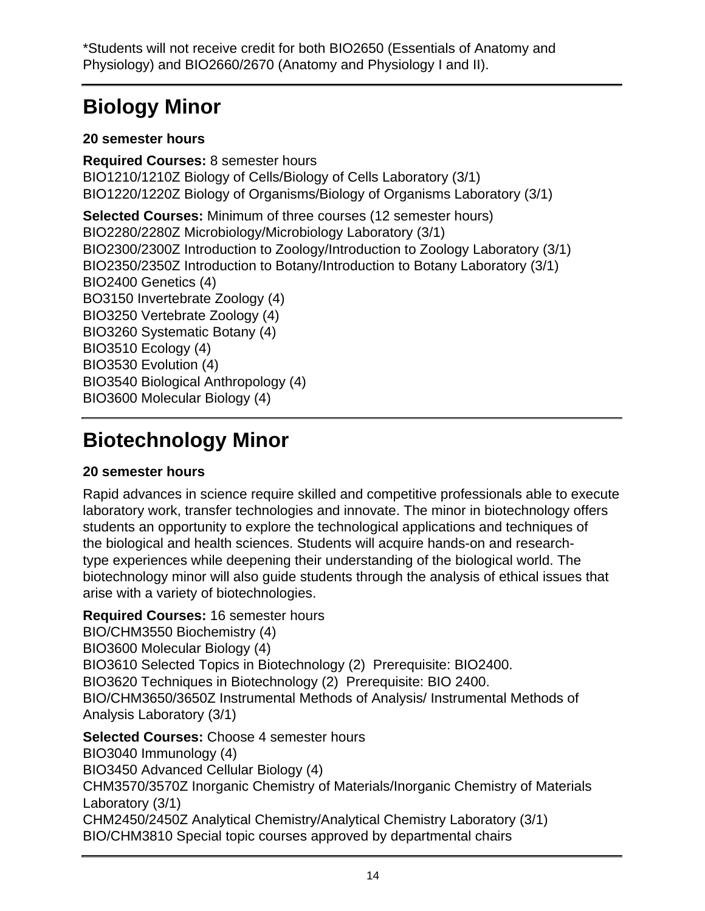*Students will not receive credit for both BIO2650 (Essentials of Anatomy and Physiology) and BIO2660/2670 (Anatomy and Physiology I and II).

---

# Biology Minor

**20 semester hours**

**Required Courses:** 8 semester hours
BIO1210/1210Z Biology of Cells/Biology of Cells Laboratory (3/1)
BIO1220/1220Z Biology of Organisms/Biology of Organisms Laboratory (3/1)

**Selected Courses:** Minimum of three courses (12 semester hours)
BIO2280/2280Z Microbiology/Microbiology Laboratory (3/1)
BIO2300/2300Z Introduction to Zoology/Introduction to Zoology Laboratory (3/1)
BIO2350/2350Z Introduction to Botany/Introduction to Botany Laboratory (3/1)
BIO2400 Genetics (4)
BO3150 Invertebrate Zoology (4)
BIO3250 Vertebrate Zoology (4)
BIO3260 Systematic Botany (4)
BIO3510 Ecology (4)
BIO3530 Evolution (4)
BIO3540 Biological Anthropology (4)
BIO3600 Molecular Biology (4)

---

# Biotechnology Minor

**20 semester hours**

Rapid advances in science require skilled and competitive professionals able to execute laboratory work, transfer technologies and innovate. The minor in biotechnology offers students an opportunity to explore the technological applications and techniques of the biological and health sciences. Students will acquire hands-on and research-type experiences while deepening their understanding of the biological world. The biotechnology minor will also guide students through the analysis of ethical issues that arise with a variety of biotechnologies.

**Required Courses:** 16 semester hours
BIO/CHM3550 Biochemistry (4)
BIO3600 Molecular Biology (4)
BIO3610 Selected Topics in Biotechnology (2) Prerequisite: BIO2400.
BIO3620 Techniques in Biotechnology (2) Prerequisite: BIO 2400.
BIO/CHM3650/3650Z Instrumental Methods of Analysis/ Instrumental Methods of Analysis Laboratory (3/1)

**Selected Courses:** Choose 4 semester hours
BIO3040 Immunology (4)
BIO3450 Advanced Cellular Biology (4)
CHM3570/3570Z Inorganic Chemistry of Materials/Inorganic Chemistry of Materials Laboratory (3/1)
CHM2450/2450Z Analytical Chemistry/Analytical Chemistry Laboratory (3/1)
BIO/CHM3810 Special topic courses approved by departmental chairs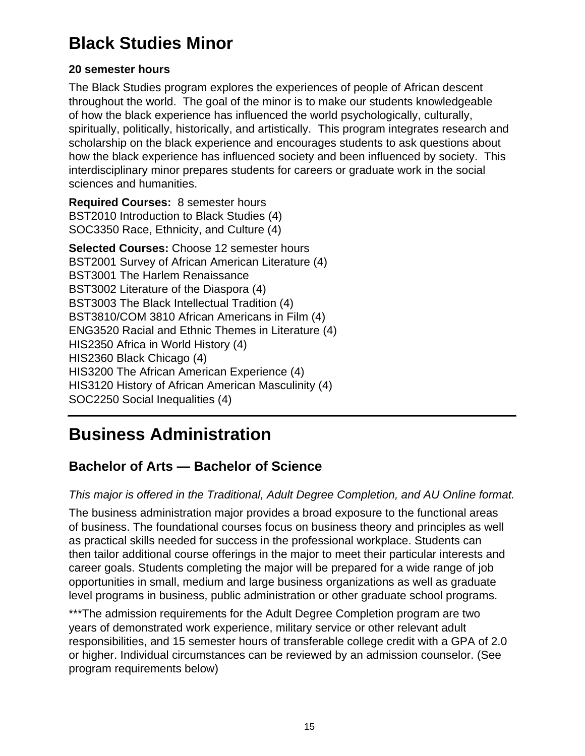# Black Studies Minor

**20 semester hours**

The Black Studies program explores the experiences of people of African descent throughout the world. The goal of the minor is to make our students knowledgeable of how the black experience has influenced the world psychologically, culturally, spiritually, politically, historically, and artistically. This program integrates research and scholarship on the black experience and encourages students to ask questions about how the black experience has influenced society and been influenced by society. This interdisciplinary minor prepares students for careers or graduate work in the social sciences and humanities.

**Required Courses:** 8 semester hours
BST2010 Introduction to Black Studies (4)
SOC3350 Race, Ethnicity, and Culture (4)

**Selected Courses:** Choose 12 semester hours
BST2001 Survey of African American Literature (4)
BST3001 The Harlem Renaissance
BST3002 Literature of the Diaspora (4)
BST3003 The Black Intellectual Tradition (4)
BST3810/COM 3810 African Americans in Film (4)
ENG3520 Racial and Ethnic Themes in Literature (4)
HIS2350 Africa in World History (4)
HIS2360 Black Chicago (4)
HIS3200 The African American Experience (4)
HIS3120 History of African American Masculinity (4)
SOC2250 Social Inequalities (4)

---

# Business Administration

## Bachelor of Arts — Bachelor of Science

*This major is offered in the Traditional, Adult Degree Completion, and AU Online format.*

The business administration major provides a broad exposure to the functional areas of business. The foundational courses focus on business theory and principles as well as practical skills needed for success in the professional workplace. Students can then tailor additional course offerings in the major to meet their particular interests and career goals. Students completing the major will be prepared for a wide range of job opportunities in small, medium and large business organizations as well as graduate level programs in business, public administration or other graduate school programs.

***The admission requirements for the Adult Degree Completion program are two years of demonstrated work experience, military service or other relevant adult responsibilities, and 15 semester hours of transferable college credit with a GPA of 2.0 or higher. Individual circumstances can be reviewed by an admission counselor. (See program requirements below)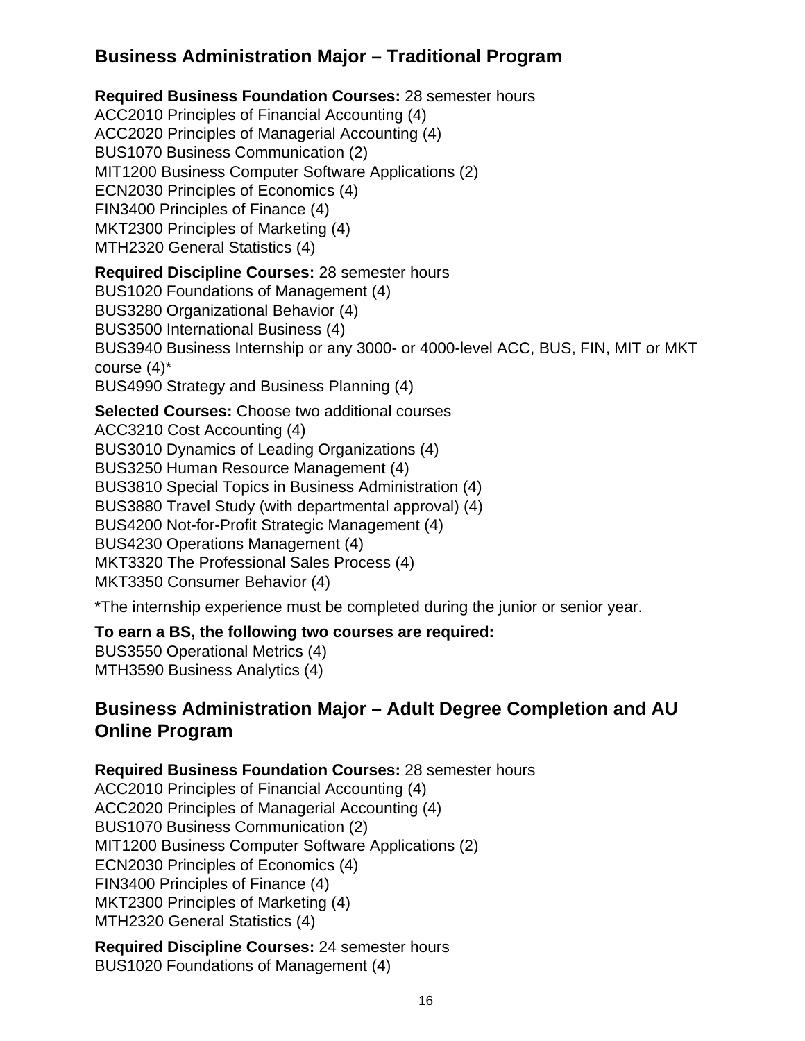## Business Administration Major – Traditional Program

**Required Business Foundation Courses:** 28 semester hours
ACC2010 Principles of Financial Accounting (4)
ACC2020 Principles of Managerial Accounting (4)
BUS1070 Business Communication (2)
MIT1200 Business Computer Software Applications (2)
ECN2030 Principles of Economics (4)
FIN3400 Principles of Finance (4)
MKT2300 Principles of Marketing (4)
MTH2320 General Statistics (4)

**Required Discipline Courses:** 28 semester hours
BUS1020 Foundations of Management (4)
BUS3280 Organizational Behavior (4)
BUS3500 International Business (4)
BUS3940 Business Internship or any 3000- or 4000-level ACC, BUS, FIN, MIT or MKT course (4)*
BUS4990 Strategy and Business Planning (4)

**Selected Courses:** Choose two additional courses
ACC3210 Cost Accounting (4)
BUS3010 Dynamics of Leading Organizations (4)
BUS3250 Human Resource Management (4)
BUS3810 Special Topics in Business Administration (4)
BUS3880 Travel Study (with departmental approval) (4)
BUS4200 Not-for-Profit Strategic Management (4)
BUS4230 Operations Management (4)
MKT3320 The Professional Sales Process (4)
MKT3350 Consumer Behavior (4)

*The internship experience must be completed during the junior or senior year.

**To earn a BS, the following two courses are required:**
BUS3550 Operational Metrics (4)
MTH3590 Business Analytics (4)

## Business Administration Major – Adult Degree Completion and AU Online Program

**Required Business Foundation Courses:** 28 semester hours
ACC2010 Principles of Financial Accounting (4)
ACC2020 Principles of Managerial Accounting (4)
BUS1070 Business Communication (2)
MIT1200 Business Computer Software Applications (2)
ECN2030 Principles of Economics (4)
FIN3400 Principles of Finance (4)
MKT2300 Principles of Marketing (4)
MTH2320 General Statistics (4)

**Required Discipline Courses:** 24 semester hours
BUS1020 Foundations of Management (4)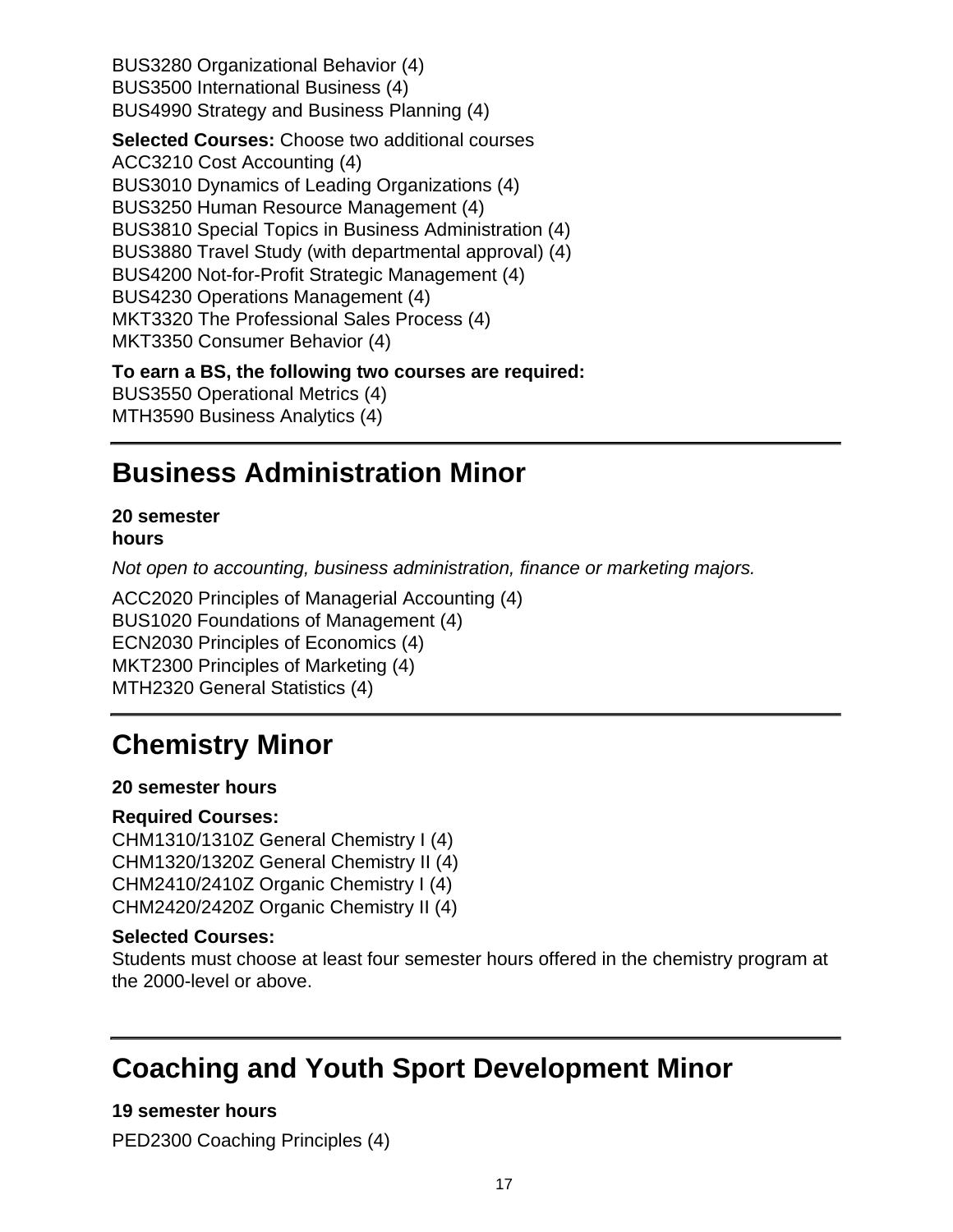BUS3280 Organizational Behavior (4)
BUS3500 International Business (4)
BUS4990 Strategy and Business Planning (4)

**Selected Courses:** Choose two additional courses
ACC3210 Cost Accounting (4)
BUS3010 Dynamics of Leading Organizations (4)
BUS3250 Human Resource Management (4)
BUS3810 Special Topics in Business Administration (4)
BUS3880 Travel Study (with departmental approval) (4)
BUS4200 Not-for-Profit Strategic Management (4)
BUS4230 Operations Management (4)
MKT3320 The Professional Sales Process (4)
MKT3350 Consumer Behavior (4)

**To earn a BS, the following two courses are required:**
BUS3550 Operational Metrics (4)
MTH3590 Business Analytics (4)

## Business Administration Minor

**20 semester hours**

*Not open to accounting, business administration, finance or marketing majors.*

ACC2020 Principles of Managerial Accounting (4)
BUS1020 Foundations of Management (4)
ECN2030 Principles of Economics (4)
MKT2300 Principles of Marketing (4)
MTH2320 General Statistics (4)

## Chemistry Minor

**20 semester hours**

**Required Courses:**
CHM1310/1310Z General Chemistry I (4)
CHM1320/1320Z General Chemistry II (4)
CHM2410/2410Z Organic Chemistry I (4)
CHM2420/2420Z Organic Chemistry II (4)

**Selected Courses:**
Students must choose at least four semester hours offered in the chemistry program at the 2000-level or above.

## Coaching and Youth Sport Development Minor

**19 semester hours**

PED2300 Coaching Principles (4)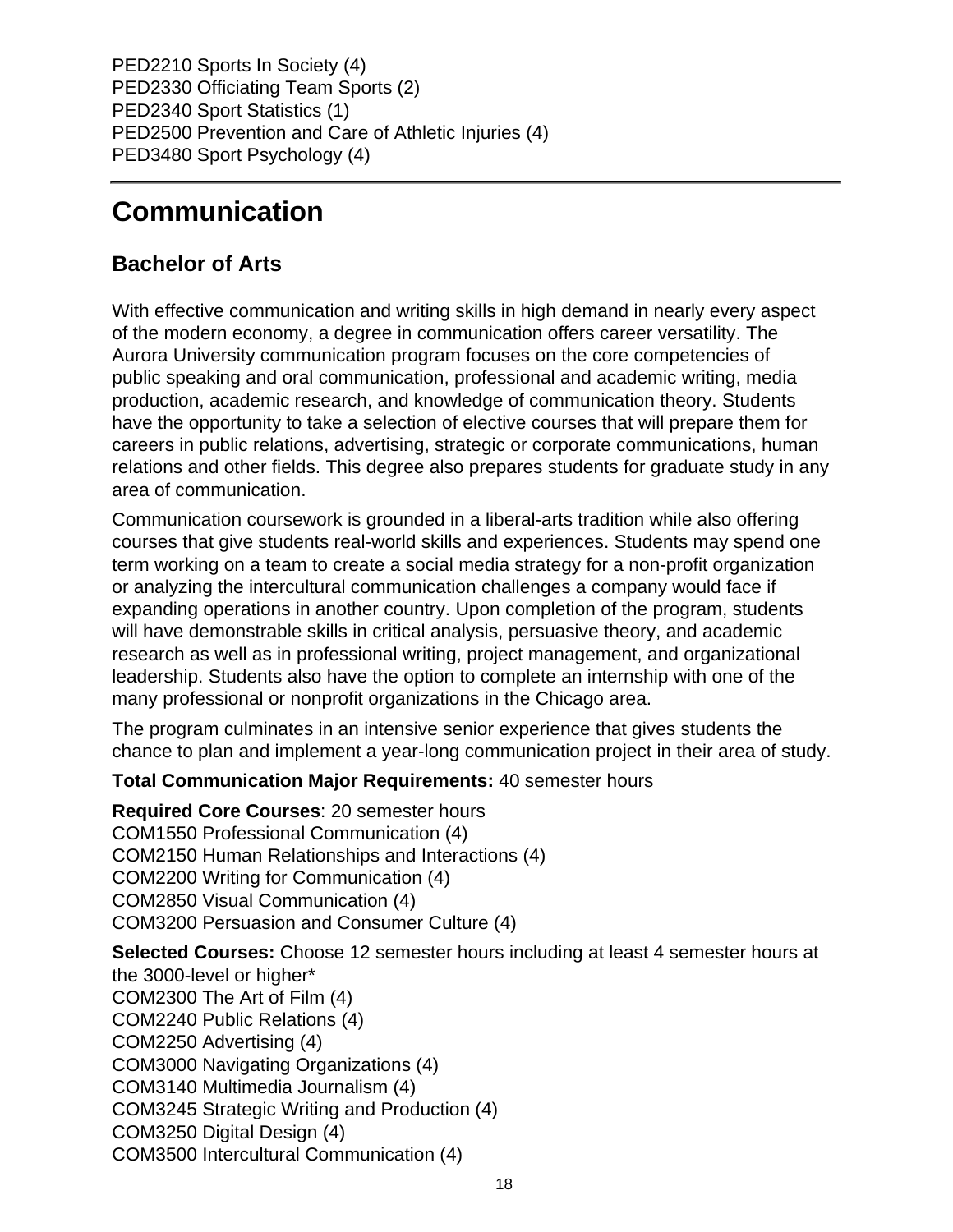PED2210 Sports In Society (4)
PED2330 Officiating Team Sports (2)
PED2340 Sport Statistics (1)
PED2500 Prevention and Care of Athletic Injuries (4)
PED3480 Sport Psychology (4)

---

# Communication

## Bachelor of Arts

With effective communication and writing skills in high demand in nearly every aspect of the modern economy, a degree in communication offers career versatility. The Aurora University communication program focuses on the core competencies of public speaking and oral communication, professional and academic writing, media production, academic research, and knowledge of communication theory. Students have the opportunity to take a selection of elective courses that will prepare them for careers in public relations, advertising, strategic or corporate communications, human relations and other fields. This degree also prepares students for graduate study in any area of communication.

Communication coursework is grounded in a liberal-arts tradition while also offering courses that give students real-world skills and experiences. Students may spend one term working on a team to create a social media strategy for a non-profit organization or analyzing the intercultural communication challenges a company would face if expanding operations in another country. Upon completion of the program, students will have demonstrable skills in critical analysis, persuasive theory, and academic research as well as in professional writing, project management, and organizational leadership. Students also have the option to complete an internship with one of the many professional or nonprofit organizations in the Chicago area.

The program culminates in an intensive senior experience that gives students the chance to plan and implement a year-long communication project in their area of study.

**Total Communication Major Requirements:** 40 semester hours

**Required Core Courses**: 20 semester hours
COM1550 Professional Communication (4)
COM2150 Human Relationships and Interactions (4)
COM2200 Writing for Communication (4)
COM2850 Visual Communication (4)
COM3200 Persuasion and Consumer Culture (4)

**Selected Courses:** Choose 12 semester hours including at least 4 semester hours at the 3000-level or higher*
COM2300 The Art of Film (4)
COM2240 Public Relations (4)
COM2250 Advertising (4)
COM3000 Navigating Organizations (4)
COM3140 Multimedia Journalism (4)
COM3245 Strategic Writing and Production (4)
COM3250 Digital Design (4)
COM3500 Intercultural Communication (4)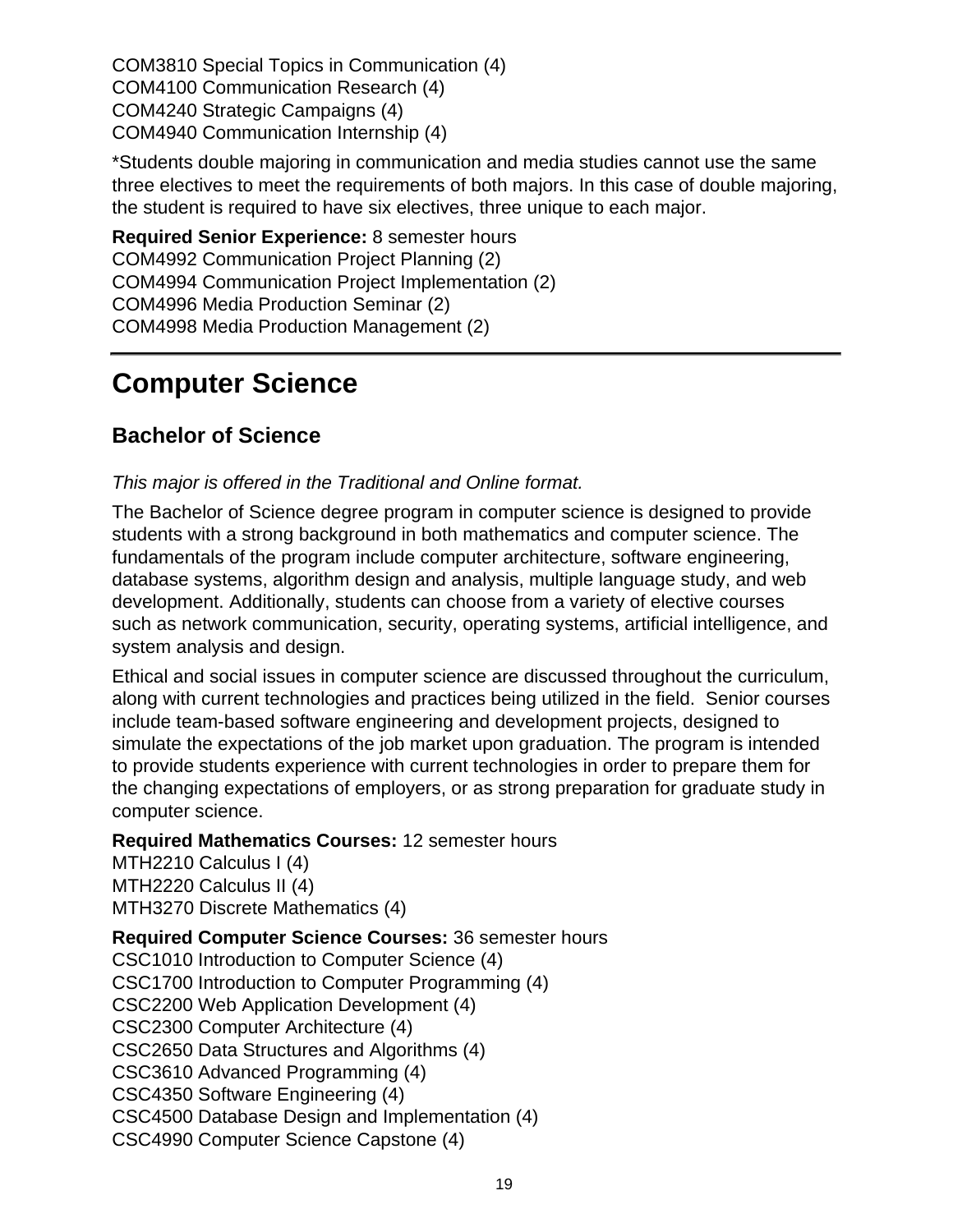COM3810 Special Topics in Communication (4)
COM4100 Communication Research (4)
COM4240 Strategic Campaigns (4)
COM4940 Communication Internship (4)

*Students double majoring in communication and media studies cannot use the same three electives to meet the requirements of both majors. In this case of double majoring, the student is required to have six electives, three unique to each major.

**Required Senior Experience:** 8 semester hours
COM4992 Communication Project Planning (2)
COM4994 Communication Project Implementation (2)
COM4996 Media Production Seminar (2)
COM4998 Media Production Management (2)

---

# Computer Science

## Bachelor of Science

*This major is offered in the Traditional and Online format.*

The Bachelor of Science degree program in computer science is designed to provide students with a strong background in both mathematics and computer science. The fundamentals of the program include computer architecture, software engineering, database systems, algorithm design and analysis, multiple language study, and web development. Additionally, students can choose from a variety of elective courses such as network communication, security, operating systems, artificial intelligence, and system analysis and design.

Ethical and social issues in computer science are discussed throughout the curriculum, along with current technologies and practices being utilized in the field. Senior courses include team-based software engineering and development projects, designed to simulate the expectations of the job market upon graduation. The program is intended to provide students experience with current technologies in order to prepare them for the changing expectations of employers, or as strong preparation for graduate study in computer science.

**Required Mathematics Courses:** 12 semester hours
MTH2210 Calculus I (4)
MTH2220 Calculus II (4)
MTH3270 Discrete Mathematics (4)

**Required Computer Science Courses:** 36 semester hours
CSC1010 Introduction to Computer Science (4)
CSC1700 Introduction to Computer Programming (4)
CSC2200 Web Application Development (4)
CSC2300 Computer Architecture (4)
CSC2650 Data Structures and Algorithms (4)
CSC3610 Advanced Programming (4)
CSC4350 Software Engineering (4)
CSC4500 Database Design and Implementation (4)
CSC4990 Computer Science Capstone (4)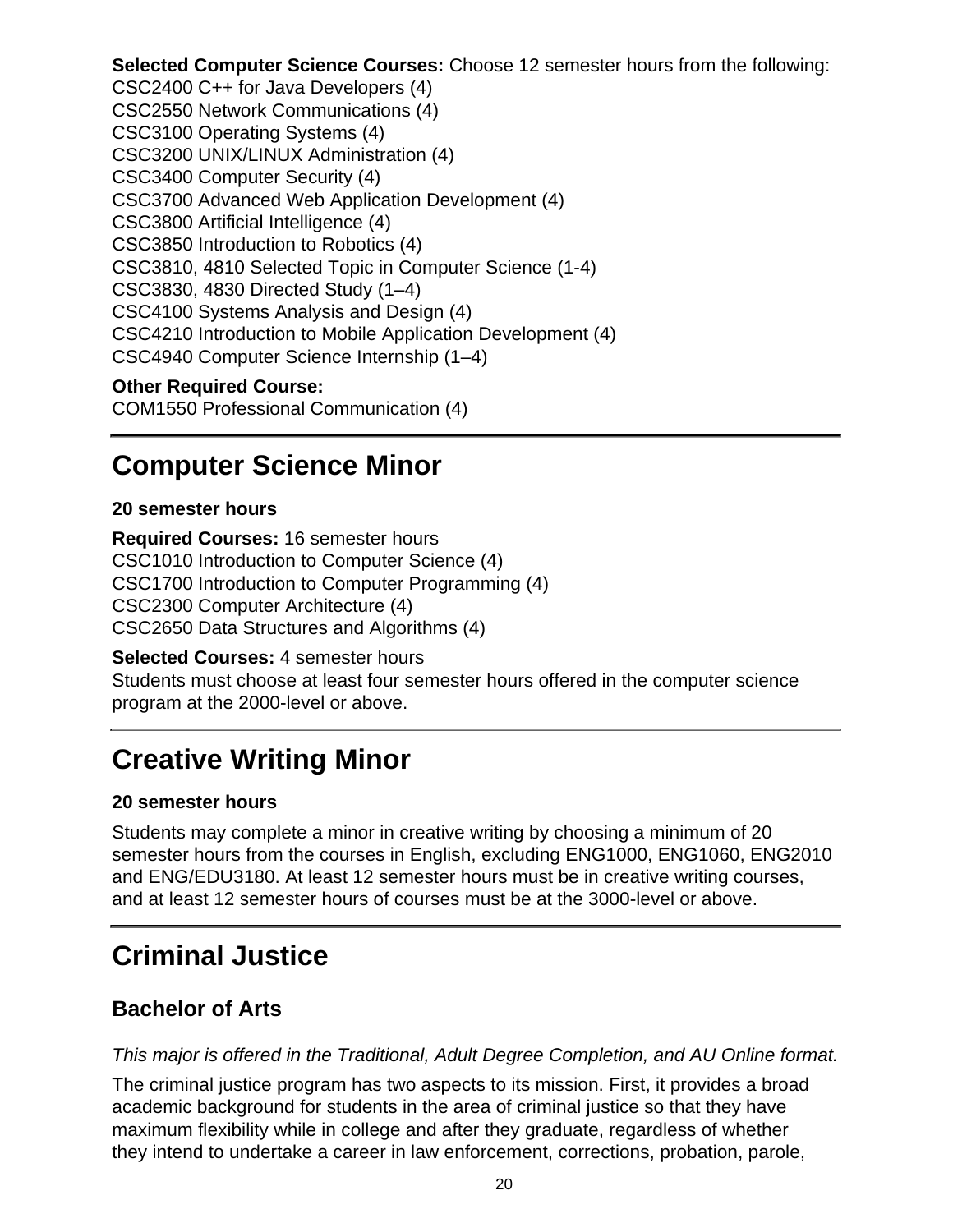**Selected Computer Science Courses:** Choose 12 semester hours from the following:
CSC2400 C++ for Java Developers (4)
CSC2550 Network Communications (4)
CSC3100 Operating Systems (4)
CSC3200 UNIX/LINUX Administration (4)
CSC3400 Computer Security (4)
CSC3700 Advanced Web Application Development (4)
CSC3800 Artificial Intelligence (4)
CSC3850 Introduction to Robotics (4)
CSC3810, 4810 Selected Topic in Computer Science (1-4)
CSC3830, 4830 Directed Study (1–4)
CSC4100 Systems Analysis and Design (4)
CSC4210 Introduction to Mobile Application Development (4)
CSC4940 Computer Science Internship (1–4)

**Other Required Course:**
COM1550 Professional Communication (4)

# Computer Science Minor

**20 semester hours**

**Required Courses:** 16 semester hours
CSC1010 Introduction to Computer Science (4)
CSC1700 Introduction to Computer Programming (4)
CSC2300 Computer Architecture (4)
CSC2650 Data Structures and Algorithms (4)

**Selected Courses:** 4 semester hours
Students must choose at least four semester hours offered in the computer science program at the 2000-level or above.

# Creative Writing Minor

**20 semester hours**

Students may complete a minor in creative writing by choosing a minimum of 20 semester hours from the courses in English, excluding ENG1000, ENG1060, ENG2010 and ENG/EDU3180. At least 12 semester hours must be in creative writing courses, and at least 12 semester hours of courses must be at the 3000-level or above.

# Criminal Justice

## Bachelor of Arts

*This major is offered in the Traditional, Adult Degree Completion, and AU Online format.*

The criminal justice program has two aspects to its mission. First, it provides a broad academic background for students in the area of criminal justice so that they have maximum flexibility while in college and after they graduate, regardless of whether they intend to undertake a career in law enforcement, corrections, probation, parole,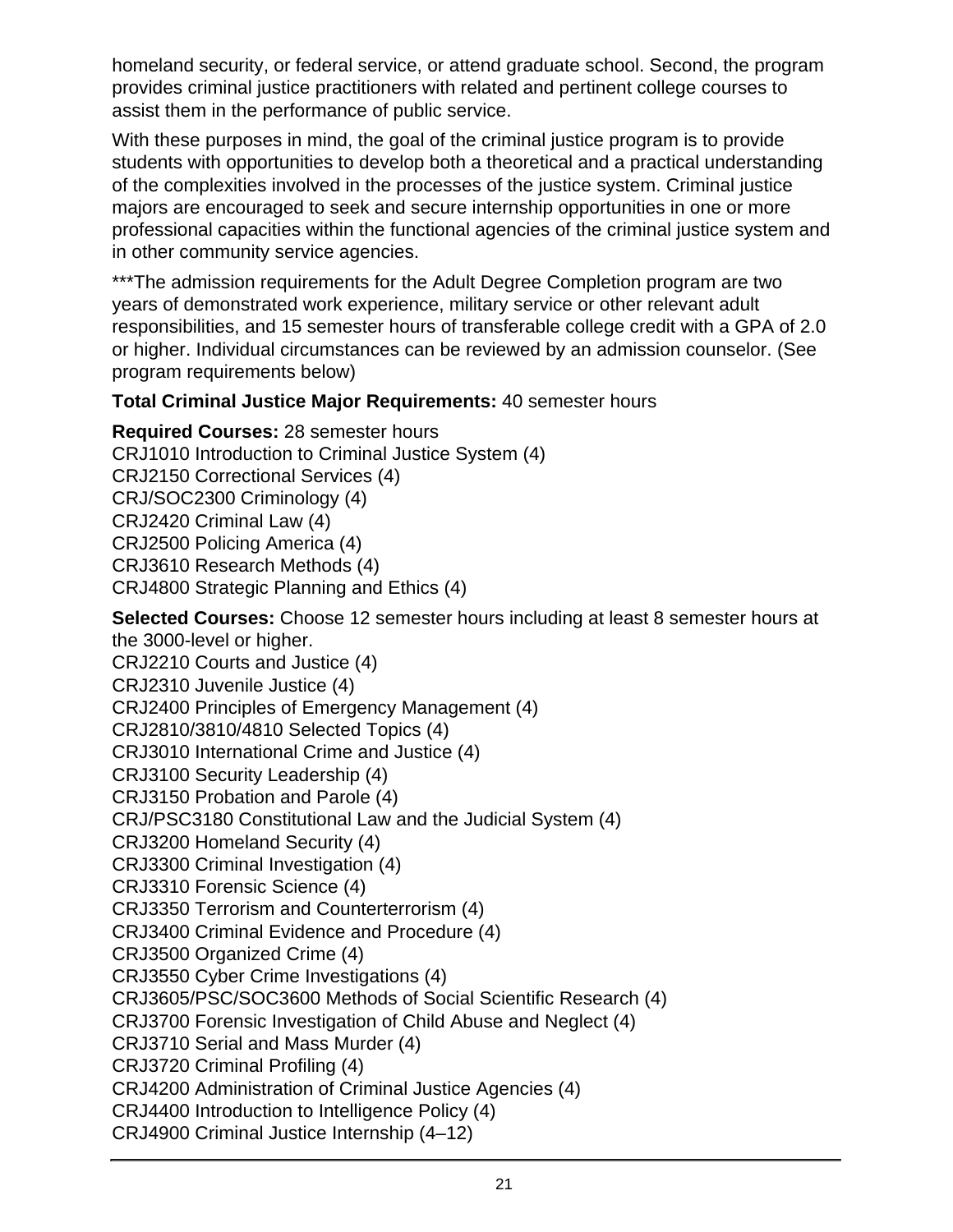homeland security, or federal service, or attend graduate school. Second, the program provides criminal justice practitioners with related and pertinent college courses to assist them in the performance of public service.

With these purposes in mind, the goal of the criminal justice program is to provide students with opportunities to develop both a theoretical and a practical understanding of the complexities involved in the processes of the justice system. Criminal justice majors are encouraged to seek and secure internship opportunities in one or more professional capacities within the functional agencies of the criminal justice system and in other community service agencies.

***The admission requirements for the Adult Degree Completion program are two years of demonstrated work experience, military service or other relevant adult responsibilities, and 15 semester hours of transferable college credit with a GPA of 2.0 or higher. Individual circumstances can be reviewed by an admission counselor. (See program requirements below)

**Total Criminal Justice Major Requirements:** 40 semester hours

**Required Courses:** 28 semester hours
CRJ1010 Introduction to Criminal Justice System (4)
CRJ2150 Correctional Services (4)
CRJ/SOC2300 Criminology (4)
CRJ2420 Criminal Law (4)
CRJ2500 Policing America (4)
CRJ3610 Research Methods (4)
CRJ4800 Strategic Planning and Ethics (4)

**Selected Courses:** Choose 12 semester hours including at least 8 semester hours at the 3000-level or higher.
CRJ2210 Courts and Justice (4)
CRJ2310 Juvenile Justice (4)
CRJ2400 Principles of Emergency Management (4)
CRJ2810/3810/4810 Selected Topics (4)
CRJ3010 International Crime and Justice (4)
CRJ3100 Security Leadership (4)
CRJ3150 Probation and Parole (4)
CRJ/PSC3180 Constitutional Law and the Judicial System (4)
CRJ3200 Homeland Security (4)
CRJ3300 Criminal Investigation (4)
CRJ3310 Forensic Science (4)
CRJ3350 Terrorism and Counterterrorism (4)
CRJ3400 Criminal Evidence and Procedure (4)
CRJ3500 Organized Crime (4)
CRJ3550 Cyber Crime Investigations (4)
CRJ3605/PSC/SOC3600 Methods of Social Scientific Research (4)
CRJ3700 Forensic Investigation of Child Abuse and Neglect (4)
CRJ3710 Serial and Mass Murder (4)
CRJ3720 Criminal Profiling (4)
CRJ4200 Administration of Criminal Justice Agencies (4)
CRJ4400 Introduction to Intelligence Policy (4)
CRJ4900 Criminal Justice Internship (4–12)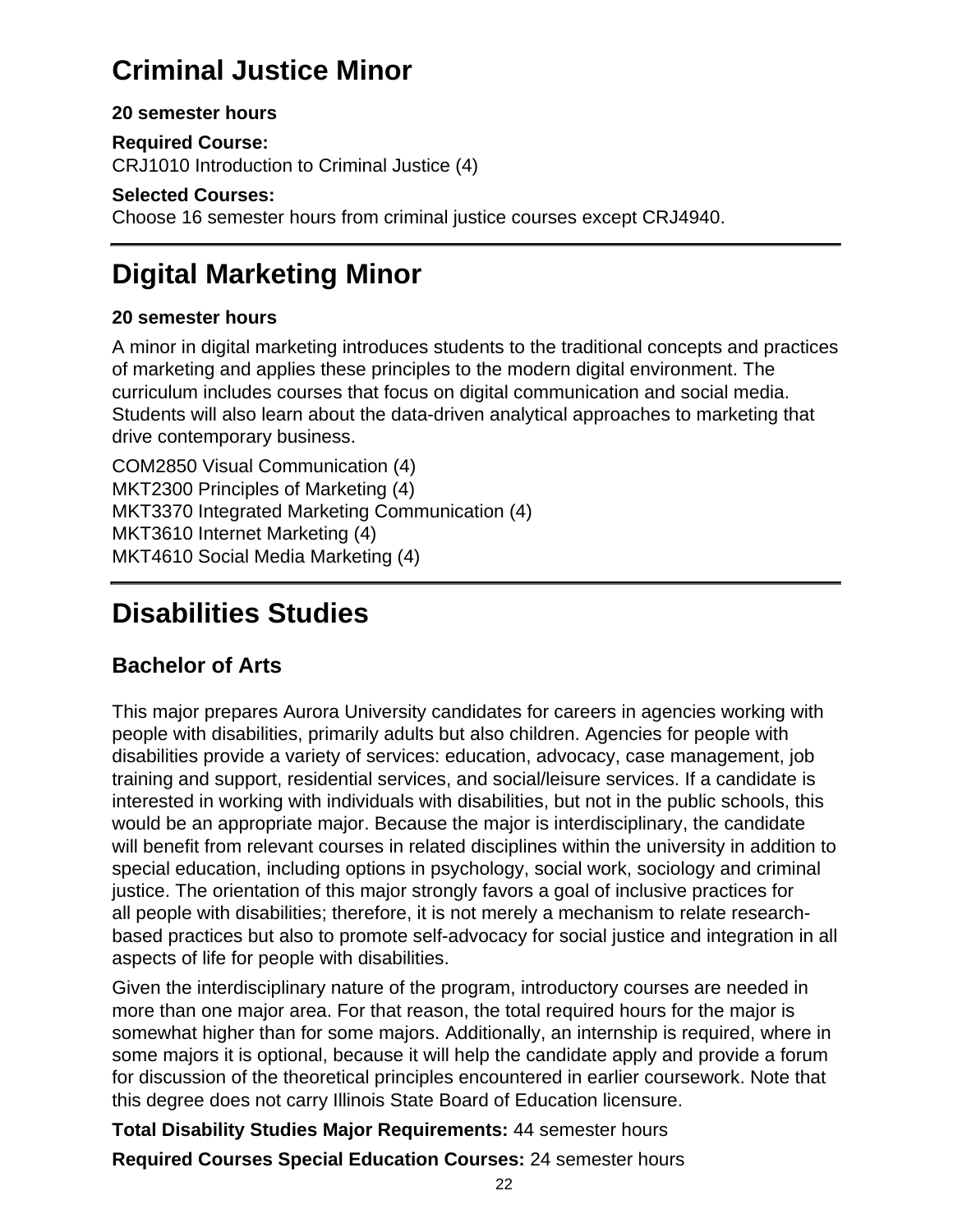# Criminal Justice Minor

**20 semester hours**

**Required Course:**
CRJ1010 Introduction to Criminal Justice (4)

**Selected Courses:**
Choose 16 semester hours from criminal justice courses except CRJ4940.

---

# Digital Marketing Minor

**20 semester hours**

A minor in digital marketing introduces students to the traditional concepts and practices of marketing and applies these principles to the modern digital environment. The curriculum includes courses that focus on digital communication and social media. Students will also learn about the data-driven analytical approaches to marketing that drive contemporary business.

COM2850 Visual Communication (4)
MKT2300 Principles of Marketing (4)
MKT3370 Integrated Marketing Communication (4)
MKT3610 Internet Marketing (4)
MKT4610 Social Media Marketing (4)

---

# Disabilities Studies

## Bachelor of Arts

This major prepares Aurora University candidates for careers in agencies working with people with disabilities, primarily adults but also children. Agencies for people with disabilities provide a variety of services: education, advocacy, case management, job training and support, residential services, and social/leisure services. If a candidate is interested in working with individuals with disabilities, but not in the public schools, this would be an appropriate major. Because the major is interdisciplinary, the candidate will benefit from relevant courses in related disciplines within the university in addition to special education, including options in psychology, social work, sociology and criminal justice. The orientation of this major strongly favors a goal of inclusive practices for all people with disabilities; therefore, it is not merely a mechanism to relate research-based practices but also to promote self-advocacy for social justice and integration in all aspects of life for people with disabilities.

Given the interdisciplinary nature of the program, introductory courses are needed in more than one major area. For that reason, the total required hours for the major is somewhat higher than for some majors. Additionally, an internship is required, where in some majors it is optional, because it will help the candidate apply and provide a forum for discussion of the theoretical principles encountered in earlier coursework. Note that this degree does not carry Illinois State Board of Education licensure.

**Total Disability Studies Major Requirements:** 44 semester hours

**Required Courses Special Education Courses:** 24 semester hours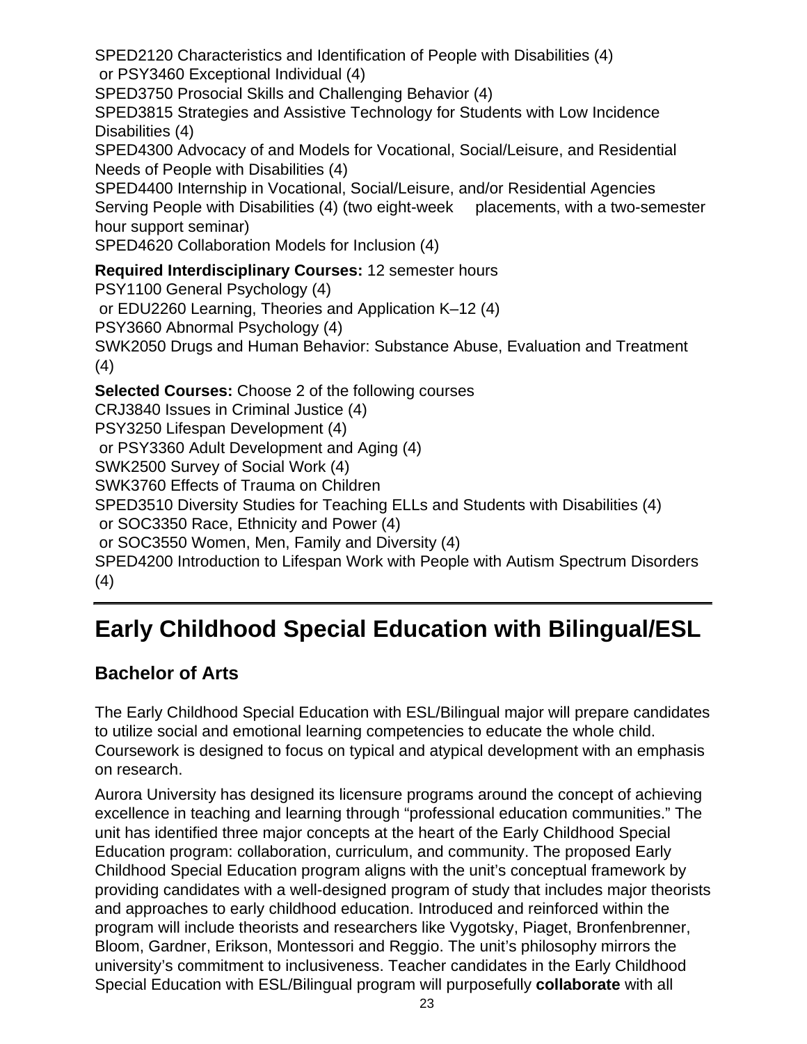SPED2120 Characteristics and Identification of People with Disabilities (4)
 or PSY3460 Exceptional Individual (4)
SPED3750 Prosocial Skills and Challenging Behavior (4)
SPED3815 Strategies and Assistive Technology for Students with Low Incidence Disabilities (4)
SPED4300 Advocacy of and Models for Vocational, Social/Leisure, and Residential Needs of People with Disabilities (4)
SPED4400 Internship in Vocational, Social/Leisure, and/or Residential Agencies Serving People with Disabilities (4) (two eight-week placements, with a two-semester hour support seminar)
SPED4620 Collaboration Models for Inclusion (4)

**Required Interdisciplinary Courses:** 12 semester hours
PSY1100 General Psychology (4)
 or EDU2260 Learning, Theories and Application K–12 (4)
PSY3660 Abnormal Psychology (4)
SWK2050 Drugs and Human Behavior: Substance Abuse, Evaluation and Treatment (4)

**Selected Courses:** Choose 2 of the following courses
CRJ3840 Issues in Criminal Justice (4)
PSY3250 Lifespan Development (4)
 or PSY3360 Adult Development and Aging (4)
SWK2500 Survey of Social Work (4)
SWK3760 Effects of Trauma on Children
SPED3510 Diversity Studies for Teaching ELLs and Students with Disabilities (4)
 or SOC3350 Race, Ethnicity and Power (4)
 or SOC3550 Women, Men, Family and Diversity (4)
SPED4200 Introduction to Lifespan Work with People with Autism Spectrum Disorders (4)

---

# Early Childhood Special Education with Bilingual/ESL

## Bachelor of Arts

The Early Childhood Special Education with ESL/Bilingual major will prepare candidates to utilize social and emotional learning competencies to educate the whole child. Coursework is designed to focus on typical and atypical development with an emphasis on research.

Aurora University has designed its licensure programs around the concept of achieving excellence in teaching and learning through "professional education communities." The unit has identified three major concepts at the heart of the Early Childhood Special Education program: collaboration, curriculum, and community. The proposed Early Childhood Special Education program aligns with the unit's conceptual framework by providing candidates with a well-designed program of study that includes major theorists and approaches to early childhood education. Introduced and reinforced within the program will include theorists and researchers like Vygotsky, Piaget, Bronfenbrenner, Bloom, Gardner, Erikson, Montessori and Reggio. The unit's philosophy mirrors the university's commitment to inclusiveness. Teacher candidates in the Early Childhood Special Education with ESL/Bilingual program will purposefully **collaborate** with all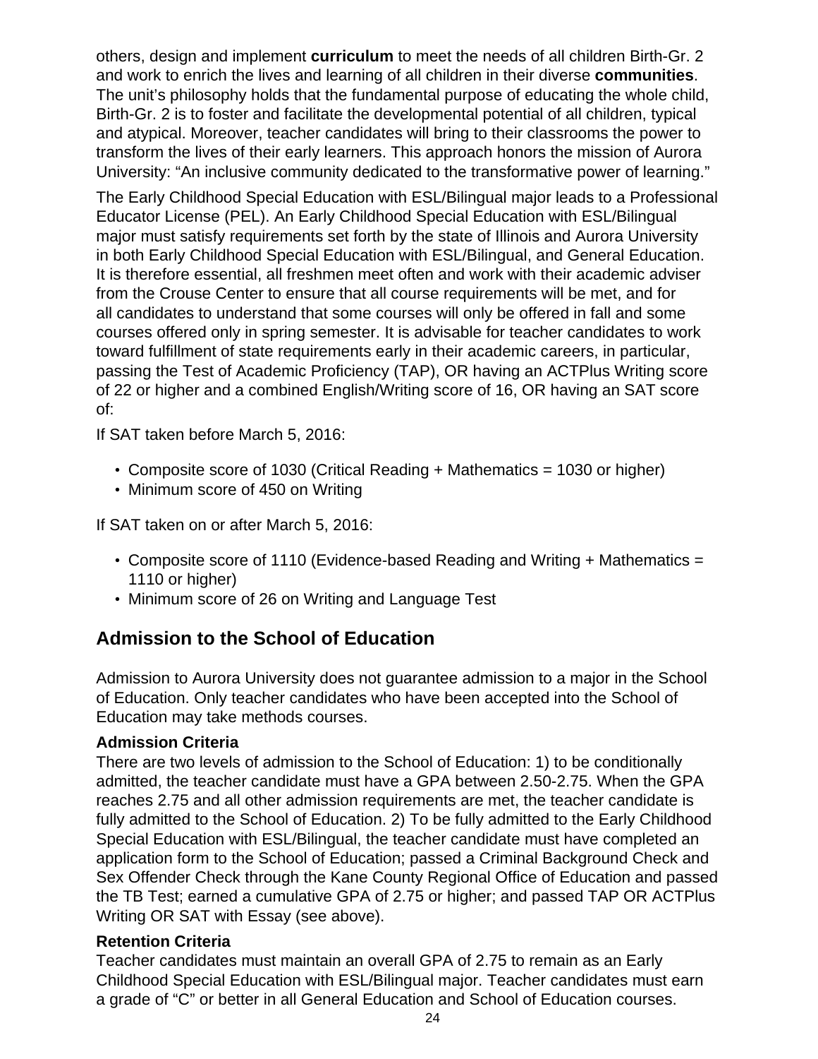others, design and implement **curriculum** to meet the needs of all children Birth-Gr. 2 and work to enrich the lives and learning of all children in their diverse **communities**. The unit's philosophy holds that the fundamental purpose of educating the whole child, Birth-Gr. 2 is to foster and facilitate the developmental potential of all children, typical and atypical. Moreover, teacher candidates will bring to their classrooms the power to transform the lives of their early learners. This approach honors the mission of Aurora University: "An inclusive community dedicated to the transformative power of learning."

The Early Childhood Special Education with ESL/Bilingual major leads to a Professional Educator License (PEL). An Early Childhood Special Education with ESL/Bilingual major must satisfy requirements set forth by the state of Illinois and Aurora University in both Early Childhood Special Education with ESL/Bilingual, and General Education. It is therefore essential, all freshmen meet often and work with their academic adviser from the Crouse Center to ensure that all course requirements will be met, and for all candidates to understand that some courses will only be offered in fall and some courses offered only in spring semester. It is advisable for teacher candidates to work toward fulfillment of state requirements early in their academic careers, in particular, passing the Test of Academic Proficiency (TAP), OR having an ACTPlus Writing score of 22 or higher and a combined English/Writing score of 16, OR having an SAT score of:

If SAT taken before March 5, 2016:

- Composite score of 1030 (Critical Reading + Mathematics = 1030 or higher)
- Minimum score of 450 on Writing

If SAT taken on or after March 5, 2016:

- Composite score of 1110 (Evidence-based Reading and Writing + Mathematics = 1110 or higher)
- Minimum score of 26 on Writing and Language Test

## Admission to the School of Education

Admission to Aurora University does not guarantee admission to a major in the School of Education. Only teacher candidates who have been accepted into the School of Education may take methods courses.

**Admission Criteria**

There are two levels of admission to the School of Education: 1) to be conditionally admitted, the teacher candidate must have a GPA between 2.50-2.75. When the GPA reaches 2.75 and all other admission requirements are met, the teacher candidate is fully admitted to the School of Education. 2) To be fully admitted to the Early Childhood Special Education with ESL/Bilingual, the teacher candidate must have completed an application form to the School of Education; passed a Criminal Background Check and Sex Offender Check through the Kane County Regional Office of Education and passed the TB Test; earned a cumulative GPA of 2.75 or higher; and passed TAP OR ACTPlus Writing OR SAT with Essay (see above).

**Retention Criteria**

Teacher candidates must maintain an overall GPA of 2.75 to remain as an Early Childhood Special Education with ESL/Bilingual major. Teacher candidates must earn a grade of "C" or better in all General Education and School of Education courses.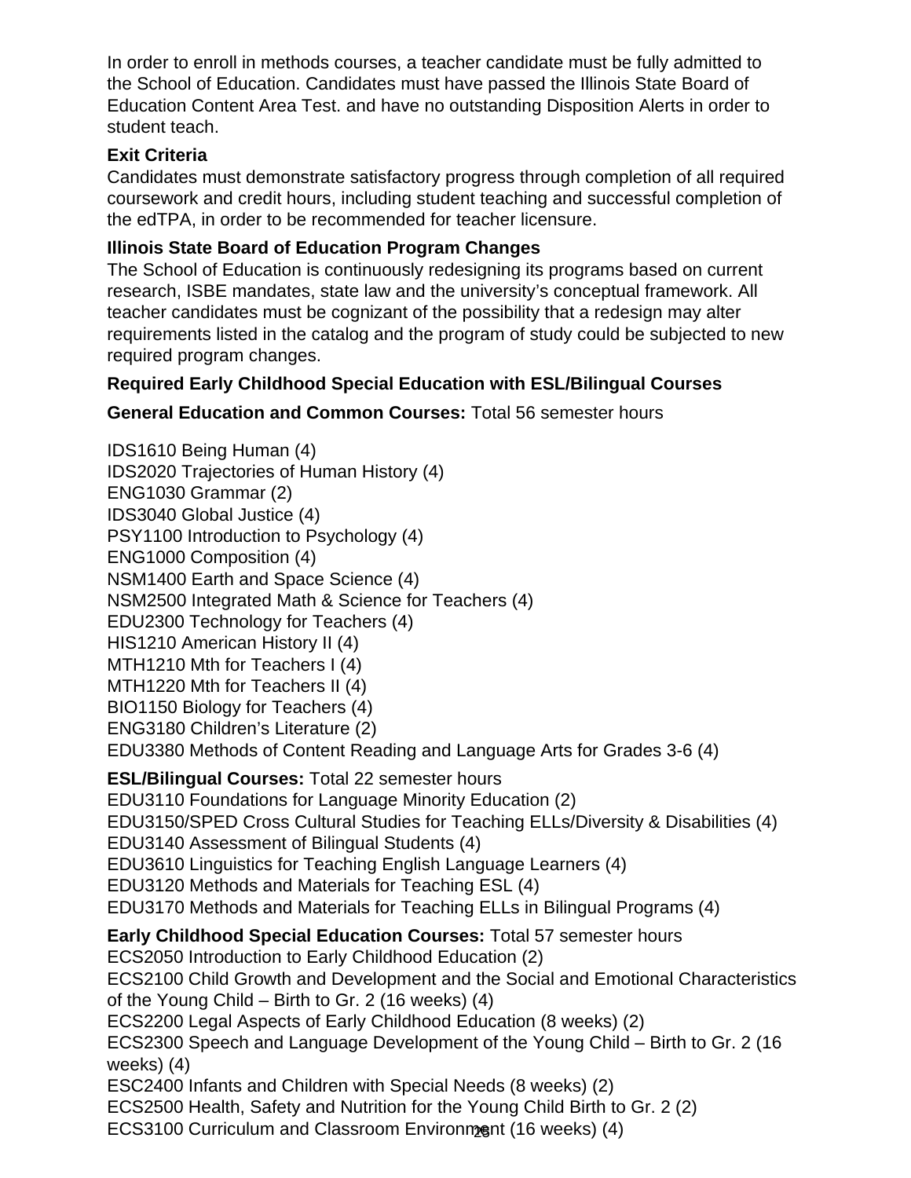In order to enroll in methods courses, a teacher candidate must be fully admitted to the School of Education. Candidates must have passed the Illinois State Board of Education Content Area Test. and have no outstanding Disposition Alerts in order to student teach.

**Exit Criteria**

Candidates must demonstrate satisfactory progress through completion of all required coursework and credit hours, including student teaching and successful completion of the edTPA, in order to be recommended for teacher licensure.

**Illinois State Board of Education Program Changes**

The School of Education is continuously redesigning its programs based on current research, ISBE mandates, state law and the university's conceptual framework. All teacher candidates must be cognizant of the possibility that a redesign may alter requirements listed in the catalog and the program of study could be subjected to new required program changes.

**Required Early Childhood Special Education with ESL/Bilingual Courses**

**General Education and Common Courses:** Total 56 semester hours

IDS1610 Being Human (4)
IDS2020 Trajectories of Human History (4)
ENG1030 Grammar (2)
IDS3040 Global Justice (4)
PSY1100 Introduction to Psychology (4)
ENG1000 Composition (4)
NSM1400 Earth and Space Science (4)
NSM2500 Integrated Math & Science for Teachers (4)
EDU2300 Technology for Teachers (4)
HIS1210 American History II (4)
MTH1210 Mth for Teachers I (4)
MTH1220 Mth for Teachers II (4)
BIO1150 Biology for Teachers (4)
ENG3180 Children's Literature (2)
EDU3380 Methods of Content Reading and Language Arts for Grades 3-6 (4)

**ESL/Bilingual Courses:** Total 22 semester hours
EDU3110 Foundations for Language Minority Education (2)
EDU3150/SPED Cross Cultural Studies for Teaching ELLs/Diversity & Disabilities (4)
EDU3140 Assessment of Bilingual Students (4)
EDU3610 Linguistics for Teaching English Language Learners (4)
EDU3120 Methods and Materials for Teaching ESL (4)
EDU3170 Methods and Materials for Teaching ELLs in Bilingual Programs (4)

**Early Childhood Special Education Courses:** Total 57 semester hours
ECS2050 Introduction to Early Childhood Education (2)
ECS2100 Child Growth and Development and the Social and Emotional Characteristics of the Young Child – Birth to Gr. 2 (16 weeks) (4)
ECS2200 Legal Aspects of Early Childhood Education (8 weeks) (2)
ECS2300 Speech and Language Development of the Young Child – Birth to Gr. 2 (16 weeks) (4)
ESC2400 Infants and Children with Special Needs (8 weeks) (2)
ECS2500 Health, Safety and Nutrition for the Young Child Birth to Gr. 2 (2)
ECS3100 Curriculum and Classroom Environment (16 weeks) (4)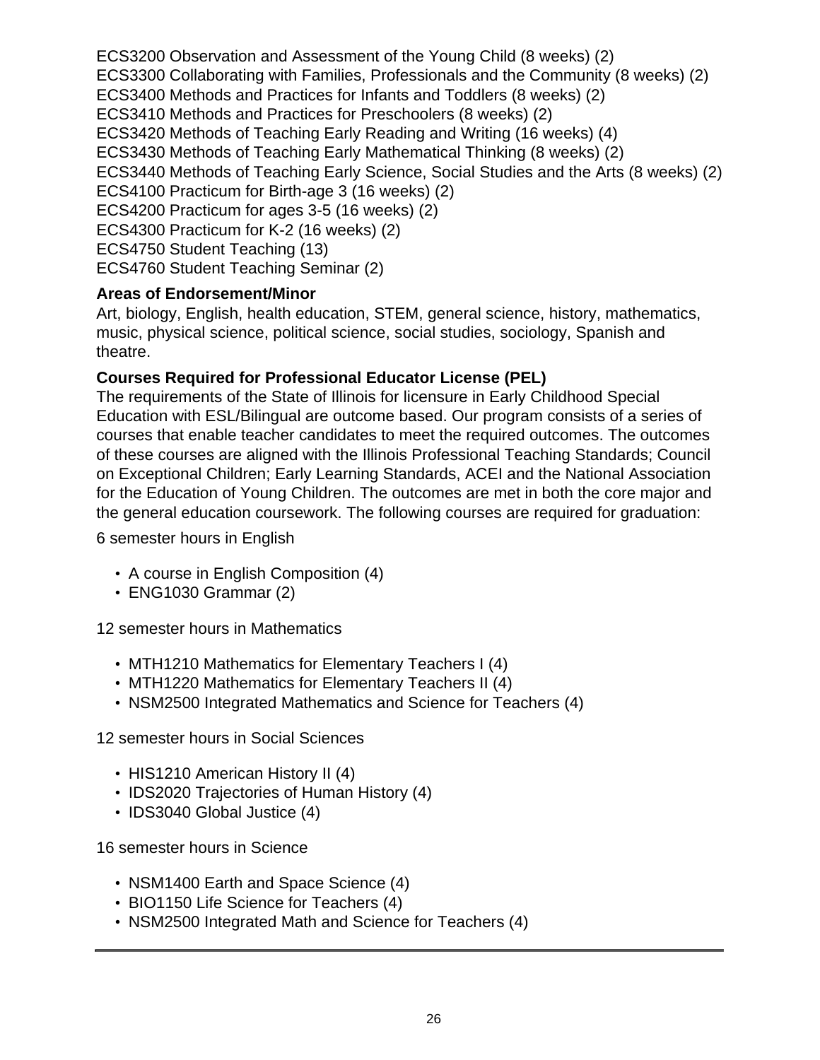ECS3200 Observation and Assessment of the Young Child (8 weeks) (2)
ECS3300 Collaborating with Families, Professionals and the Community (8 weeks) (2)
ECS3400 Methods and Practices for Infants and Toddlers (8 weeks) (2)
ECS3410 Methods and Practices for Preschoolers (8 weeks) (2)
ECS3420 Methods of Teaching Early Reading and Writing (16 weeks) (4)
ECS3430 Methods of Teaching Early Mathematical Thinking (8 weeks) (2)
ECS3440 Methods of Teaching Early Science, Social Studies and the Arts (8 weeks) (2)
ECS4100 Practicum for Birth-age 3 (16 weeks) (2)
ECS4200 Practicum for ages 3-5 (16 weeks) (2)
ECS4300 Practicum for K-2 (16 weeks) (2)
ECS4750 Student Teaching (13)
ECS4760 Student Teaching Seminar (2)

**Areas of Endorsement/Minor**

Art, biology, English, health education, STEM, general science, history, mathematics, music, physical science, political science, social studies, sociology, Spanish and theatre.

**Courses Required for Professional Educator License (PEL)**

The requirements of the State of Illinois for licensure in Early Childhood Special Education with ESL/Bilingual are outcome based. Our program consists of a series of courses that enable teacher candidates to meet the required outcomes. The outcomes of these courses are aligned with the Illinois Professional Teaching Standards; Council on Exceptional Children; Early Learning Standards, ACEI and the National Association for the Education of Young Children. The outcomes are met in both the core major and the general education coursework. The following courses are required for graduation:

6 semester hours in English

- A course in English Composition (4)
- ENG1030 Grammar (2)

12 semester hours in Mathematics

- MTH1210 Mathematics for Elementary Teachers I (4)
- MTH1220 Mathematics for Elementary Teachers II (4)
- NSM2500 Integrated Mathematics and Science for Teachers (4)

12 semester hours in Social Sciences

- HIS1210 American History II (4)
- IDS2020 Trajectories of Human History (4)
- IDS3040 Global Justice (4)

16 semester hours in Science

- NSM1400 Earth and Space Science (4)
- BIO1150 Life Science for Teachers (4)
- NSM2500 Integrated Math and Science for Teachers (4)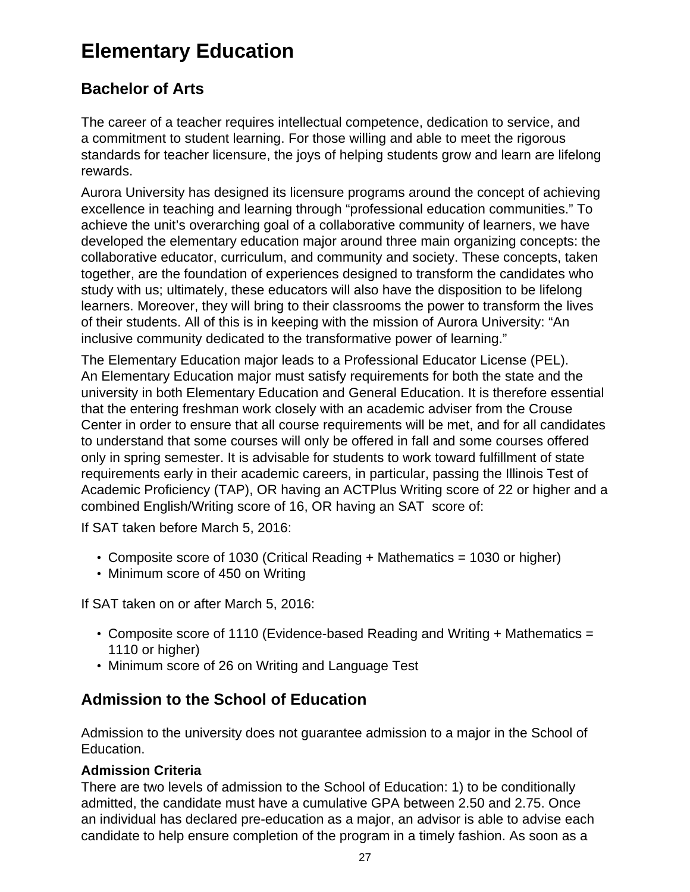# Elementary Education

## Bachelor of Arts

The career of a teacher requires intellectual competence, dedication to service, and a commitment to student learning. For those willing and able to meet the rigorous standards for teacher licensure, the joys of helping students grow and learn are lifelong rewards.

Aurora University has designed its licensure programs around the concept of achieving excellence in teaching and learning through “professional education communities.” To achieve the unit’s overarching goal of a collaborative community of learners, we have developed the elementary education major around three main organizing concepts: the collaborative educator, curriculum, and community and society. These concepts, taken together, are the foundation of experiences designed to transform the candidates who study with us; ultimately, these educators will also have the disposition to be lifelong learners. Moreover, they will bring to their classrooms the power to transform the lives of their students. All of this is in keeping with the mission of Aurora University: “An inclusive community dedicated to the transformative power of learning.”

The Elementary Education major leads to a Professional Educator License (PEL). An Elementary Education major must satisfy requirements for both the state and the university in both Elementary Education and General Education. It is therefore essential that the entering freshman work closely with an academic adviser from the Crouse Center in order to ensure that all course requirements will be met, and for all candidates to understand that some courses will only be offered in fall and some courses offered only in spring semester. It is advisable for students to work toward fulfillment of state requirements early in their academic careers, in particular, passing the Illinois Test of Academic Proficiency (TAP), OR having an ACTPlus Writing score of 22 or higher and a combined English/Writing score of 16, OR having an SAT score of:

If SAT taken before March 5, 2016:

- Composite score of 1030 (Critical Reading + Mathematics = 1030 or higher)
- Minimum score of 450 on Writing

If SAT taken on or after March 5, 2016:

- Composite score of 1110 (Evidence-based Reading and Writing + Mathematics = 1110 or higher)
- Minimum score of 26 on Writing and Language Test

## Admission to the School of Education

Admission to the university does not guarantee admission to a major in the School of Education.

**Admission Criteria**

There are two levels of admission to the School of Education: 1) to be conditionally admitted, the candidate must have a cumulative GPA between 2.50 and 2.75. Once an individual has declared pre-education as a major, an advisor is able to advise each candidate to help ensure completion of the program in a timely fashion. As soon as a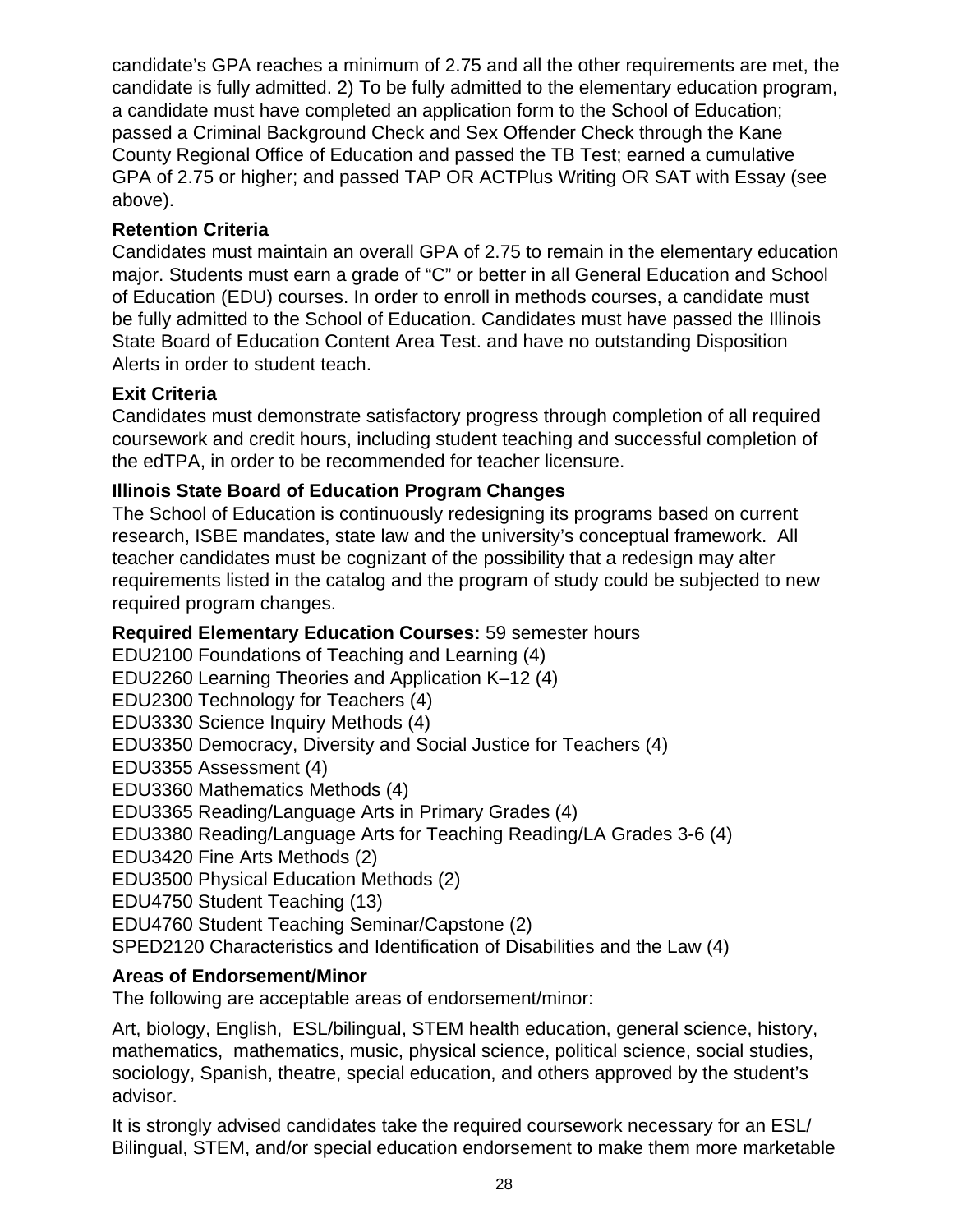candidate's GPA reaches a minimum of 2.75 and all the other requirements are met, the candidate is fully admitted. 2) To be fully admitted to the elementary education program, a candidate must have completed an application form to the School of Education; passed a Criminal Background Check and Sex Offender Check through the Kane County Regional Office of Education and passed the TB Test; earned a cumulative GPA of 2.75 or higher; and passed TAP OR ACTPlus Writing OR SAT with Essay (see above).

**Retention Criteria**

Candidates must maintain an overall GPA of 2.75 to remain in the elementary education major. Students must earn a grade of "C" or better in all General Education and School of Education (EDU) courses. In order to enroll in methods courses, a candidate must be fully admitted to the School of Education. Candidates must have passed the Illinois State Board of Education Content Area Test. and have no outstanding Disposition Alerts in order to student teach.

**Exit Criteria**

Candidates must demonstrate satisfactory progress through completion of all required coursework and credit hours, including student teaching and successful completion of the edTPA, in order to be recommended for teacher licensure.

**Illinois State Board of Education Program Changes**

The School of Education is continuously redesigning its programs based on current research, ISBE mandates, state law and the university's conceptual framework. All teacher candidates must be cognizant of the possibility that a redesign may alter requirements listed in the catalog and the program of study could be subjected to new required program changes.

**Required Elementary Education Courses:** 59 semester hours

EDU2100 Foundations of Teaching and Learning (4)
EDU2260 Learning Theories and Application K–12 (4)
EDU2300 Technology for Teachers (4)
EDU3330 Science Inquiry Methods (4)
EDU3350 Democracy, Diversity and Social Justice for Teachers (4)
EDU3355 Assessment (4)
EDU3360 Mathematics Methods (4)
EDU3365 Reading/Language Arts in Primary Grades (4)
EDU3380 Reading/Language Arts for Teaching Reading/LA Grades 3-6 (4)
EDU3420 Fine Arts Methods (2)
EDU3500 Physical Education Methods (2)
EDU4750 Student Teaching (13)
EDU4760 Student Teaching Seminar/Capstone (2)
SPED2120 Characteristics and Identification of Disabilities and the Law (4)

**Areas of Endorsement/Minor**

The following are acceptable areas of endorsement/minor:

Art, biology, English, ESL/bilingual, STEM health education, general science, history, mathematics, mathematics, music, physical science, political science, social studies, sociology, Spanish, theatre, special education, and others approved by the student's advisor.

It is strongly advised candidates take the required coursework necessary for an ESL/ Bilingual, STEM, and/or special education endorsement to make them more marketable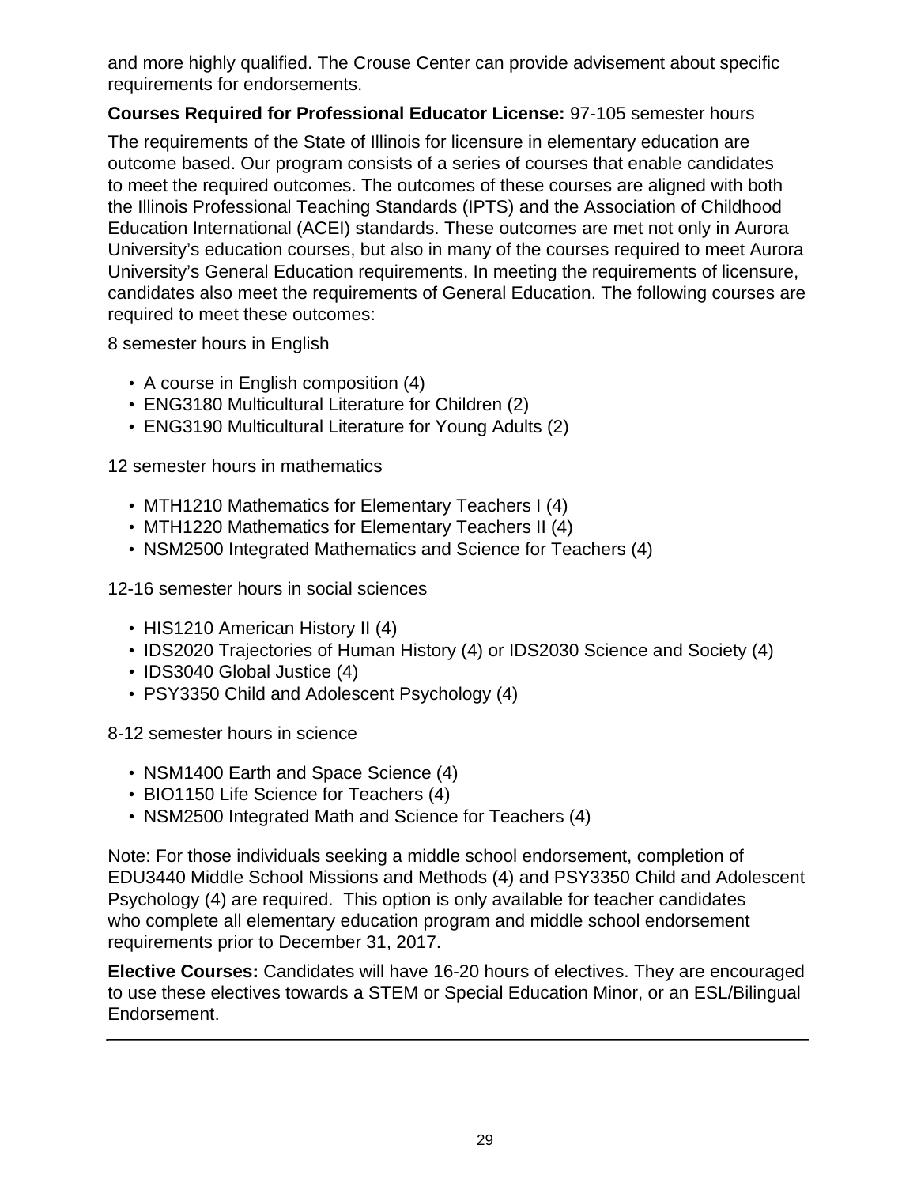and more highly qualified. The Crouse Center can provide advisement about specific requirements for endorsements.

**Courses Required for Professional Educator License:** 97-105 semester hours

The requirements of the State of Illinois for licensure in elementary education are outcome based. Our program consists of a series of courses that enable candidates to meet the required outcomes. The outcomes of these courses are aligned with both the Illinois Professional Teaching Standards (IPTS) and the Association of Childhood Education International (ACEI) standards. These outcomes are met not only in Aurora University's education courses, but also in many of the courses required to meet Aurora University's General Education requirements. In meeting the requirements of licensure, candidates also meet the requirements of General Education. The following courses are required to meet these outcomes:

8 semester hours in English

- A course in English composition (4)
- ENG3180 Multicultural Literature for Children (2)
- ENG3190 Multicultural Literature for Young Adults (2)

12 semester hours in mathematics

- MTH1210 Mathematics for Elementary Teachers I (4)
- MTH1220 Mathematics for Elementary Teachers II (4)
- NSM2500 Integrated Mathematics and Science for Teachers (4)

12-16 semester hours in social sciences

- HIS1210 American History II (4)
- IDS2020 Trajectories of Human History (4) or IDS2030 Science and Society (4)
- IDS3040 Global Justice (4)
- PSY3350 Child and Adolescent Psychology (4)

8-12 semester hours in science

- NSM1400 Earth and Space Science (4)
- BIO1150 Life Science for Teachers (4)
- NSM2500 Integrated Math and Science for Teachers (4)

Note: For those individuals seeking a middle school endorsement, completion of EDU3440 Middle School Missions and Methods (4) and PSY3350 Child and Adolescent Psychology (4) are required. This option is only available for teacher candidates who complete all elementary education program and middle school endorsement requirements prior to December 31, 2017.

**Elective Courses:** Candidates will have 16-20 hours of electives. They are encouraged to use these electives towards a STEM or Special Education Minor, or an ESL/Bilingual Endorsement.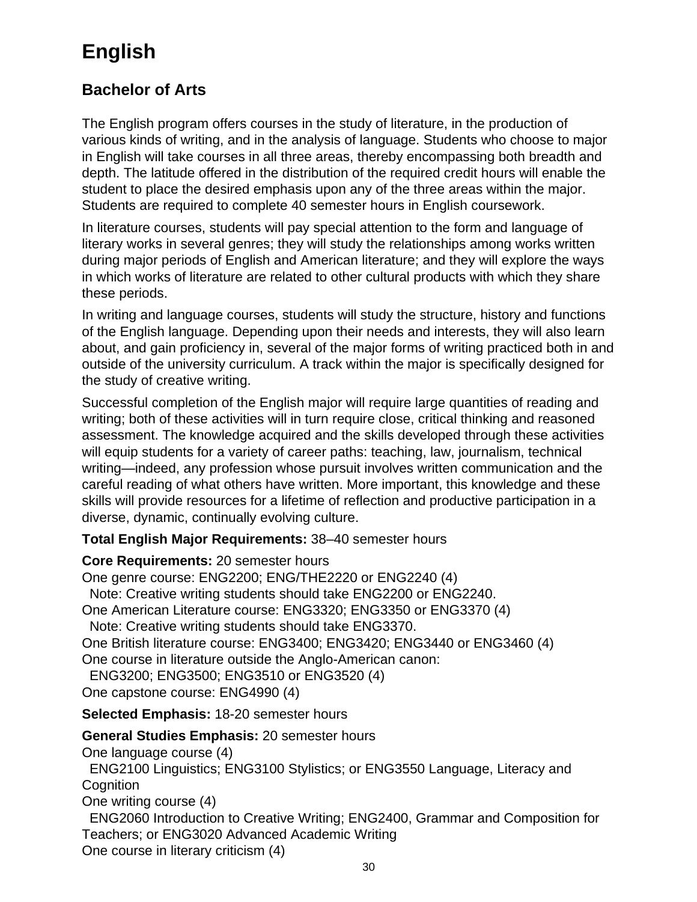# English

## Bachelor of Arts

The English program offers courses in the study of literature, in the production of various kinds of writing, and in the analysis of language. Students who choose to major in English will take courses in all three areas, thereby encompassing both breadth and depth. The latitude offered in the distribution of the required credit hours will enable the student to place the desired emphasis upon any of the three areas within the major. Students are required to complete 40 semester hours in English coursework.

In literature courses, students will pay special attention to the form and language of literary works in several genres; they will study the relationships among works written during major periods of English and American literature; and they will explore the ways in which works of literature are related to other cultural products with which they share these periods.

In writing and language courses, students will study the structure, history and functions of the English language. Depending upon their needs and interests, they will also learn about, and gain proficiency in, several of the major forms of writing practiced both in and outside of the university curriculum. A track within the major is specifically designed for the study of creative writing.

Successful completion of the English major will require large quantities of reading and writing; both of these activities will in turn require close, critical thinking and reasoned assessment. The knowledge acquired and the skills developed through these activities will equip students for a variety of career paths: teaching, law, journalism, technical writing—indeed, any profession whose pursuit involves written communication and the careful reading of what others have written. More important, this knowledge and these skills will provide resources for a lifetime of reflection and productive participation in a diverse, dynamic, continually evolving culture.

**Total English Major Requirements:** 38–40 semester hours

**Core Requirements:** 20 semester hours
One genre course: ENG2200; ENG/THE2220 or ENG2240 (4)
  Note: Creative writing students should take ENG2200 or ENG2240.
One American Literature course: ENG3320; ENG3350 or ENG3370 (4)
  Note: Creative writing students should take ENG3370.
One British literature course: ENG3400; ENG3420; ENG3440 or ENG3460 (4)
One course in literature outside the Anglo-American canon:
  ENG3200; ENG3500; ENG3510 or ENG3520 (4)
One capstone course: ENG4990 (4)

**Selected Emphasis:** 18-20 semester hours

**General Studies Emphasis:** 20 semester hours
One language course (4)
  ENG2100 Linguistics; ENG3100 Stylistics; or ENG3550 Language, Literacy and Cognition
One writing course (4)
  ENG2060 Introduction to Creative Writing; ENG2400, Grammar and Composition for Teachers; or ENG3020 Advanced Academic Writing
One course in literary criticism (4)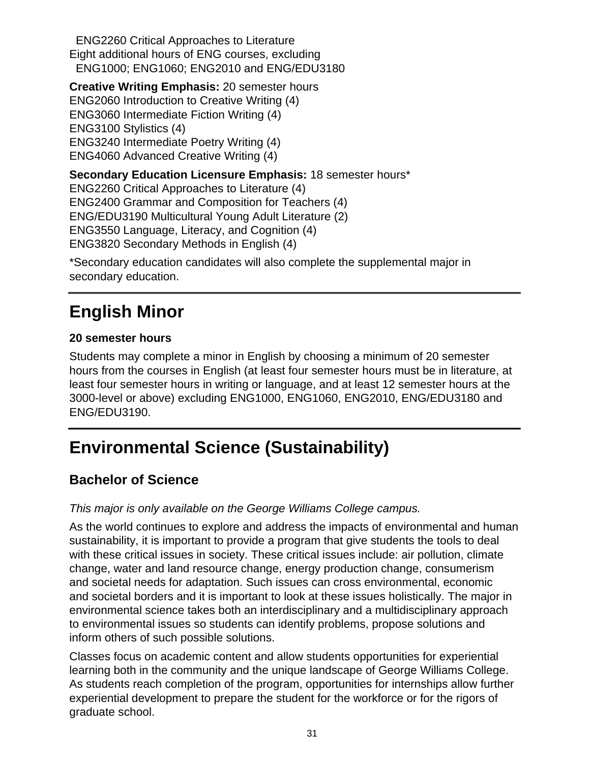ENG2260 Critical Approaches to Literature
Eight additional hours of ENG courses, excluding
ENG1000; ENG1060; ENG2010 and ENG/EDU3180

**Creative Writing Emphasis:** 20 semester hours
ENG2060 Introduction to Creative Writing (4)
ENG3060 Intermediate Fiction Writing (4)
ENG3100 Stylistics (4)
ENG3240 Intermediate Poetry Writing (4)
ENG4060 Advanced Creative Writing (4)

**Secondary Education Licensure Emphasis:** 18 semester hours*
ENG2260 Critical Approaches to Literature (4)
ENG2400 Grammar and Composition for Teachers (4)
ENG/EDU3190 Multicultural Young Adult Literature (2)
ENG3550 Language, Literacy, and Cognition (4)
ENG3820 Secondary Methods in English (4)

*Secondary education candidates will also complete the supplemental major in secondary education.

# English Minor

**20 semester hours**

Students may complete a minor in English by choosing a minimum of 20 semester hours from the courses in English (at least four semester hours must be in literature, at least four semester hours in writing or language, and at least 12 semester hours at the 3000-level or above) excluding ENG1000, ENG1060, ENG2010, ENG/EDU3180 and ENG/EDU3190.

# Environmental Science (Sustainability)

## Bachelor of Science

*This major is only available on the George Williams College campus.*

As the world continues to explore and address the impacts of environmental and human sustainability, it is important to provide a program that give students the tools to deal with these critical issues in society. These critical issues include: air pollution, climate change, water and land resource change, energy production change, consumerism and societal needs for adaptation. Such issues can cross environmental, economic and societal borders and it is important to look at these issues holistically. The major in environmental science takes both an interdisciplinary and a multidisciplinary approach to environmental issues so students can identify problems, propose solutions and inform others of such possible solutions.

Classes focus on academic content and allow students opportunities for experiential learning both in the community and the unique landscape of George Williams College. As students reach completion of the program, opportunities for internships allow further experiential development to prepare the student for the workforce or for the rigors of graduate school.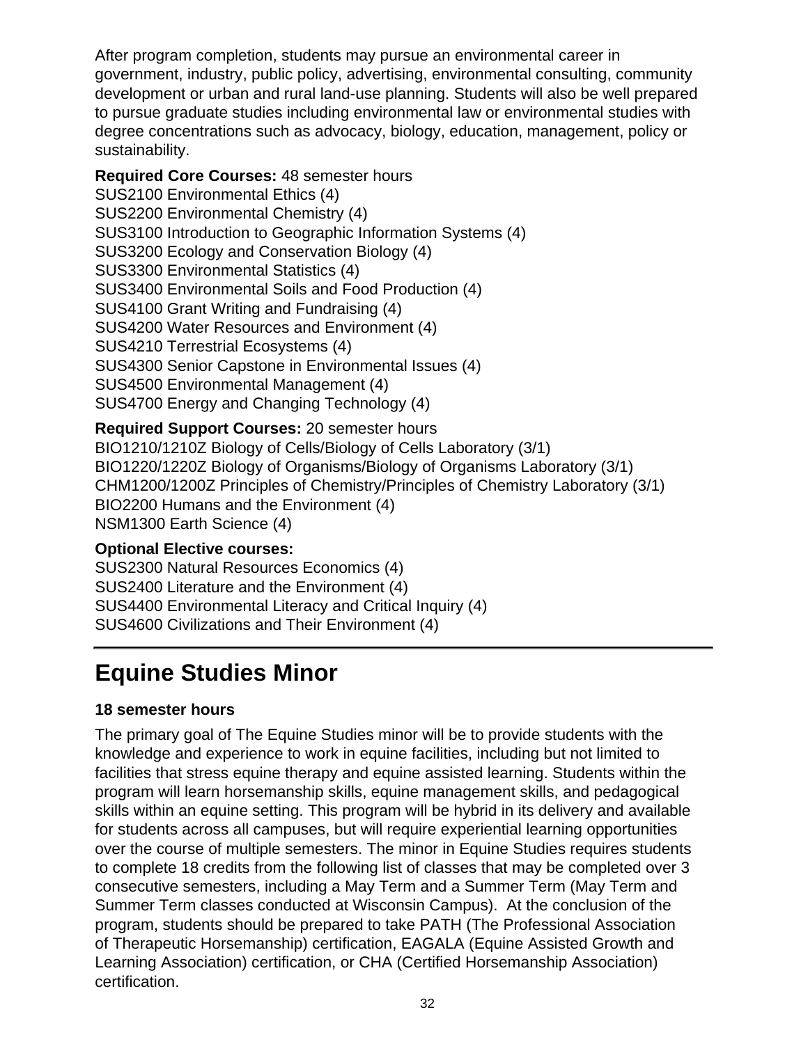After program completion, students may pursue an environmental career in government, industry, public policy, advertising, environmental consulting, community development or urban and rural land-use planning. Students will also be well prepared to pursue graduate studies including environmental law or environmental studies with degree concentrations such as advocacy, biology, education, management, policy or sustainability.

**Required Core Courses:** 48 semester hours
SUS2100 Environmental Ethics (4)
SUS2200 Environmental Chemistry (4)
SUS3100 Introduction to Geographic Information Systems (4)
SUS3200 Ecology and Conservation Biology (4)
SUS3300 Environmental Statistics (4)
SUS3400 Environmental Soils and Food Production (4)
SUS4100 Grant Writing and Fundraising (4)
SUS4200 Water Resources and Environment (4)
SUS4210 Terrestrial Ecosystems (4)
SUS4300 Senior Capstone in Environmental Issues (4)
SUS4500 Environmental Management (4)
SUS4700 Energy and Changing Technology (4)

**Required Support Courses:** 20 semester hours
BIO1210/1210Z Biology of Cells/Biology of Cells Laboratory (3/1)
BIO1220/1220Z Biology of Organisms/Biology of Organisms Laboratory (3/1)
CHM1200/1200Z Principles of Chemistry/Principles of Chemistry Laboratory (3/1)
BIO2200 Humans and the Environment (4)
NSM1300 Earth Science (4)

**Optional Elective courses:**
SUS2300 Natural Resources Economics (4)
SUS2400 Literature and the Environment (4)
SUS4400 Environmental Literacy and Critical Inquiry (4)
SUS4600 Civilizations and Their Environment (4)

---

# Equine Studies Minor

**18 semester hours**

The primary goal of The Equine Studies minor will be to provide students with the knowledge and experience to work in equine facilities, including but not limited to facilities that stress equine therapy and equine assisted learning. Students within the program will learn horsemanship skills, equine management skills, and pedagogical skills within an equine setting. This program will be hybrid in its delivery and available for students across all campuses, but will require experiential learning opportunities over the course of multiple semesters. The minor in Equine Studies requires students to complete 18 credits from the following list of classes that may be completed over 3 consecutive semesters, including a May Term and a Summer Term (May Term and Summer Term classes conducted at Wisconsin Campus). At the conclusion of the program, students should be prepared to take PATH (The Professional Association of Therapeutic Horsemanship) certification, EAGALA (Equine Assisted Growth and Learning Association) certification, or CHA (Certified Horsemanship Association) certification.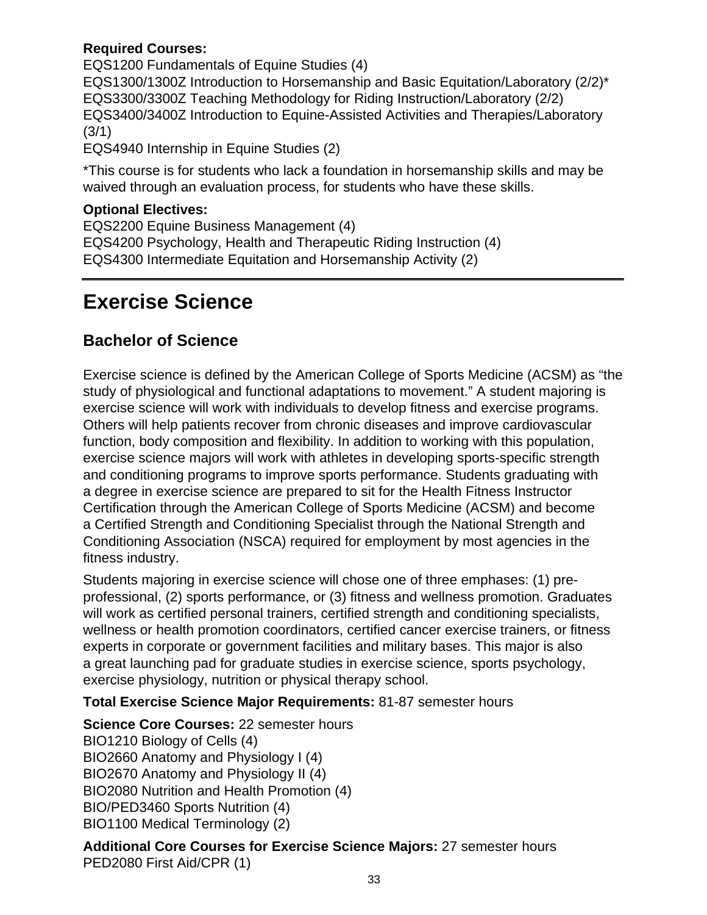**Required Courses:**
EQS1200 Fundamentals of Equine Studies (4)
EQS1300/1300Z Introduction to Horsemanship and Basic Equitation/Laboratory (2/2)*
EQS3300/3300Z Teaching Methodology for Riding Instruction/Laboratory (2/2)
EQS3400/3400Z Introduction to Equine-Assisted Activities and Therapies/Laboratory (3/1)
EQS4940 Internship in Equine Studies (2)

*This course is for students who lack a foundation in horsemanship skills and may be waived through an evaluation process, for students who have these skills.

**Optional Electives:**
EQS2200 Equine Business Management (4)
EQS4200 Psychology, Health and Therapeutic Riding Instruction (4)
EQS4300 Intermediate Equitation and Horsemanship Activity (2)

# Exercise Science

## Bachelor of Science

Exercise science is defined by the American College of Sports Medicine (ACSM) as "the study of physiological and functional adaptations to movement." A student majoring is exercise science will work with individuals to develop fitness and exercise programs. Others will help patients recover from chronic diseases and improve cardiovascular function, body composition and flexibility. In addition to working with this population, exercise science majors will work with athletes in developing sports-specific strength and conditioning programs to improve sports performance. Students graduating with a degree in exercise science are prepared to sit for the Health Fitness Instructor Certification through the American College of Sports Medicine (ACSM) and become a Certified Strength and Conditioning Specialist through the National Strength and Conditioning Association (NSCA) required for employment by most agencies in the fitness industry.

Students majoring in exercise science will chose one of three emphases: (1) pre-professional, (2) sports performance, or (3) fitness and wellness promotion. Graduates will work as certified personal trainers, certified strength and conditioning specialists, wellness or health promotion coordinators, certified cancer exercise trainers, or fitness experts in corporate or government facilities and military bases. This major is also a great launching pad for graduate studies in exercise science, sports psychology, exercise physiology, nutrition or physical therapy school.

**Total Exercise Science Major Requirements:** 81-87 semester hours

**Science Core Courses:** 22 semester hours
BIO1210 Biology of Cells (4)
BIO2660 Anatomy and Physiology I (4)
BIO2670 Anatomy and Physiology II (4)
BIO2080 Nutrition and Health Promotion (4)
BIO/PED3460 Sports Nutrition (4)
BIO1100 Medical Terminology (2)

**Additional Core Courses for Exercise Science Majors:** 27 semester hours
PED2080 First Aid/CPR (1)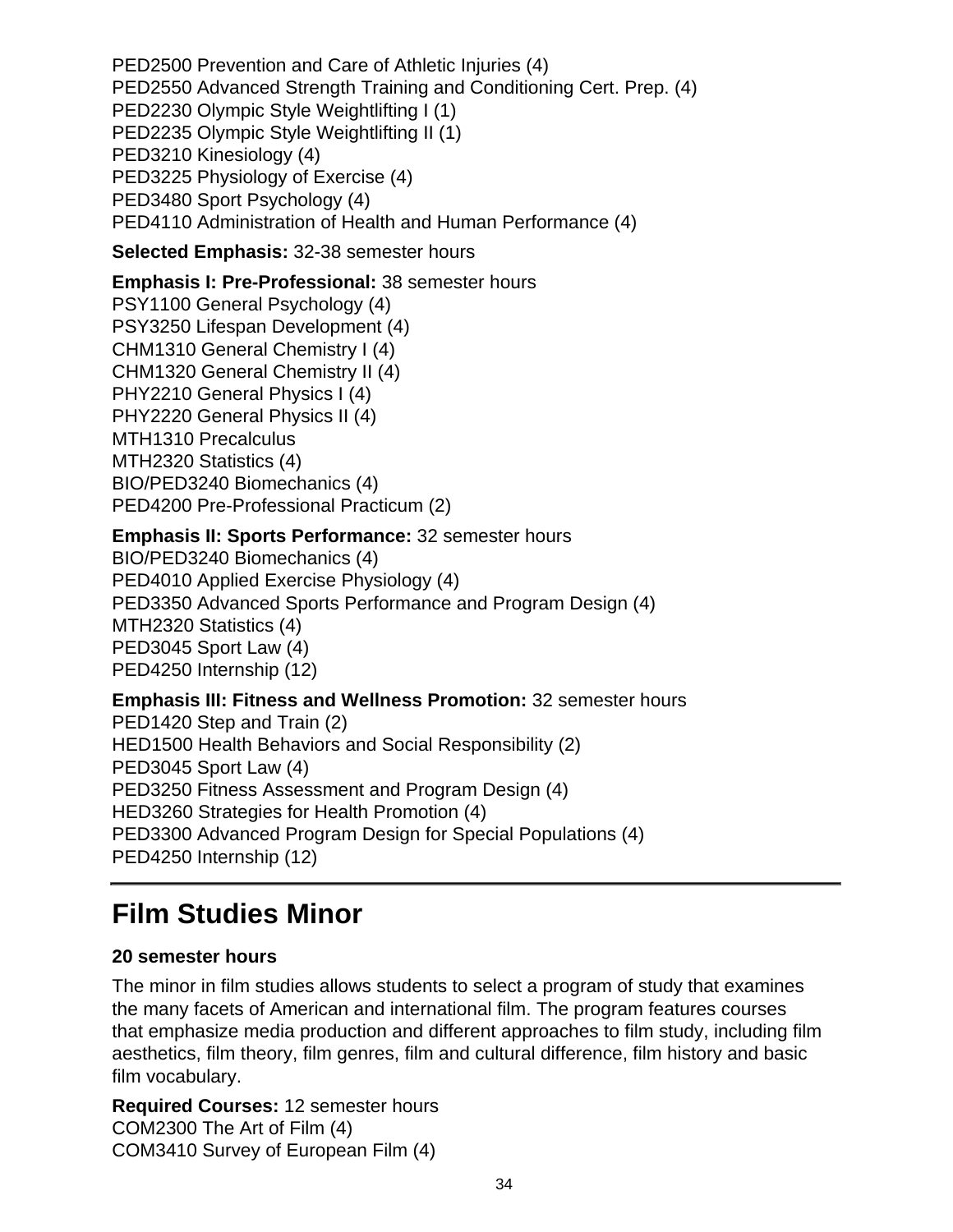PED2500 Prevention and Care of Athletic Injuries (4)
PED2550 Advanced Strength Training and Conditioning Cert. Prep. (4)
PED2230 Olympic Style Weightlifting I (1)
PED2235 Olympic Style Weightlifting II (1)
PED3210 Kinesiology (4)
PED3225 Physiology of Exercise (4)
PED3480 Sport Psychology (4)
PED4110 Administration of Health and Human Performance (4)

**Selected Emphasis:** 32-38 semester hours

**Emphasis I: Pre-Professional:** 38 semester hours
PSY1100 General Psychology (4)
PSY3250 Lifespan Development (4)
CHM1310 General Chemistry I (4)
CHM1320 General Chemistry II (4)
PHY2210 General Physics I (4)
PHY2220 General Physics II (4)
MTH1310 Precalculus
MTH2320 Statistics (4)
BIO/PED3240 Biomechanics (4)
PED4200 Pre-Professional Practicum (2)

**Emphasis II: Sports Performance:** 32 semester hours
BIO/PED3240 Biomechanics (4)
PED4010 Applied Exercise Physiology (4)
PED3350 Advanced Sports Performance and Program Design (4)
MTH2320 Statistics (4)
PED3045 Sport Law (4)
PED4250 Internship (12)

**Emphasis III: Fitness and Wellness Promotion:** 32 semester hours
PED1420 Step and Train (2)
HED1500 Health Behaviors and Social Responsibility (2)
PED3045 Sport Law (4)
PED3250 Fitness Assessment and Program Design (4)
HED3260 Strategies for Health Promotion (4)
PED3300 Advanced Program Design for Special Populations (4)
PED4250 Internship (12)

---

# Film Studies Minor

**20 semester hours**

The minor in film studies allows students to select a program of study that examines the many facets of American and international film. The program features courses that emphasize media production and different approaches to film study, including film aesthetics, film theory, film genres, film and cultural difference, film history and basic film vocabulary.

**Required Courses:** 12 semester hours
COM2300 The Art of Film (4)
COM3410 Survey of European Film (4)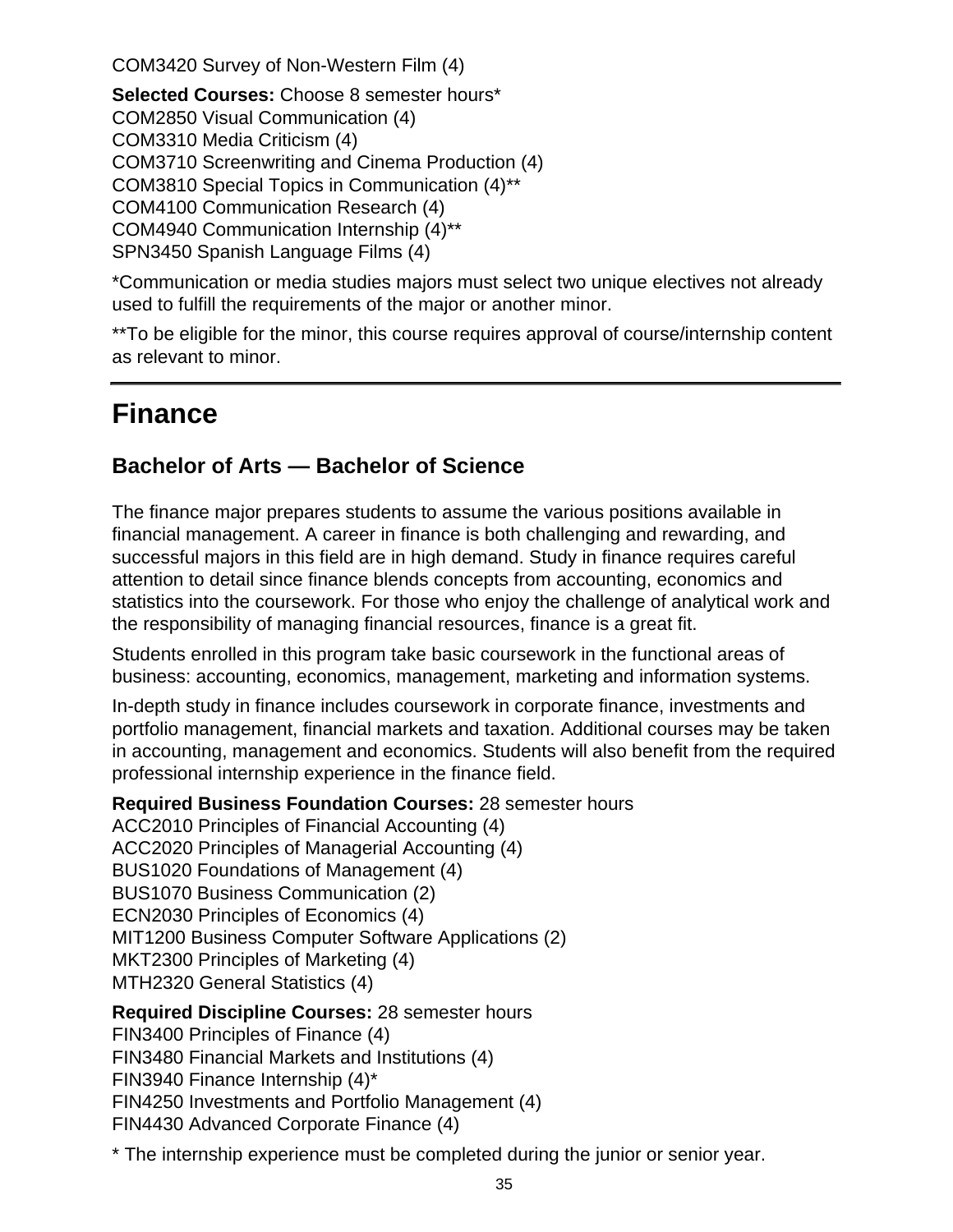COM3420 Survey of Non-Western Film (4)

**Selected Courses:** Choose 8 semester hours*
COM2850 Visual Communication (4)
COM3310 Media Criticism (4)
COM3710 Screenwriting and Cinema Production (4)
COM3810 Special Topics in Communication (4)**
COM4100 Communication Research (4)
COM4940 Communication Internship (4)**
SPN3450 Spanish Language Films (4)

*Communication or media studies majors must select two unique electives not already used to fulfill the requirements of the major or another minor.

**To be eligible for the minor, this course requires approval of course/internship content as relevant to minor.

---

# Finance

## Bachelor of Arts — Bachelor of Science

The finance major prepares students to assume the various positions available in financial management. A career in finance is both challenging and rewarding, and successful majors in this field are in high demand. Study in finance requires careful attention to detail since finance blends concepts from accounting, economics and statistics into the coursework. For those who enjoy the challenge of analytical work and the responsibility of managing financial resources, finance is a great fit.

Students enrolled in this program take basic coursework in the functional areas of business: accounting, economics, management, marketing and information systems.

In-depth study in finance includes coursework in corporate finance, investments and portfolio management, financial markets and taxation. Additional courses may be taken in accounting, management and economics. Students will also benefit from the required professional internship experience in the finance field.

**Required Business Foundation Courses:** 28 semester hours
ACC2010 Principles of Financial Accounting (4)
ACC2020 Principles of Managerial Accounting (4)
BUS1020 Foundations of Management (4)
BUS1070 Business Communication (2)
ECN2030 Principles of Economics (4)
MIT1200 Business Computer Software Applications (2)
MKT2300 Principles of Marketing (4)
MTH2320 General Statistics (4)

**Required Discipline Courses:** 28 semester hours
FIN3400 Principles of Finance (4)
FIN3480 Financial Markets and Institutions (4)
FIN3940 Finance Internship (4)*
FIN4250 Investments and Portfolio Management (4)
FIN4430 Advanced Corporate Finance (4)

* The internship experience must be completed during the junior or senior year.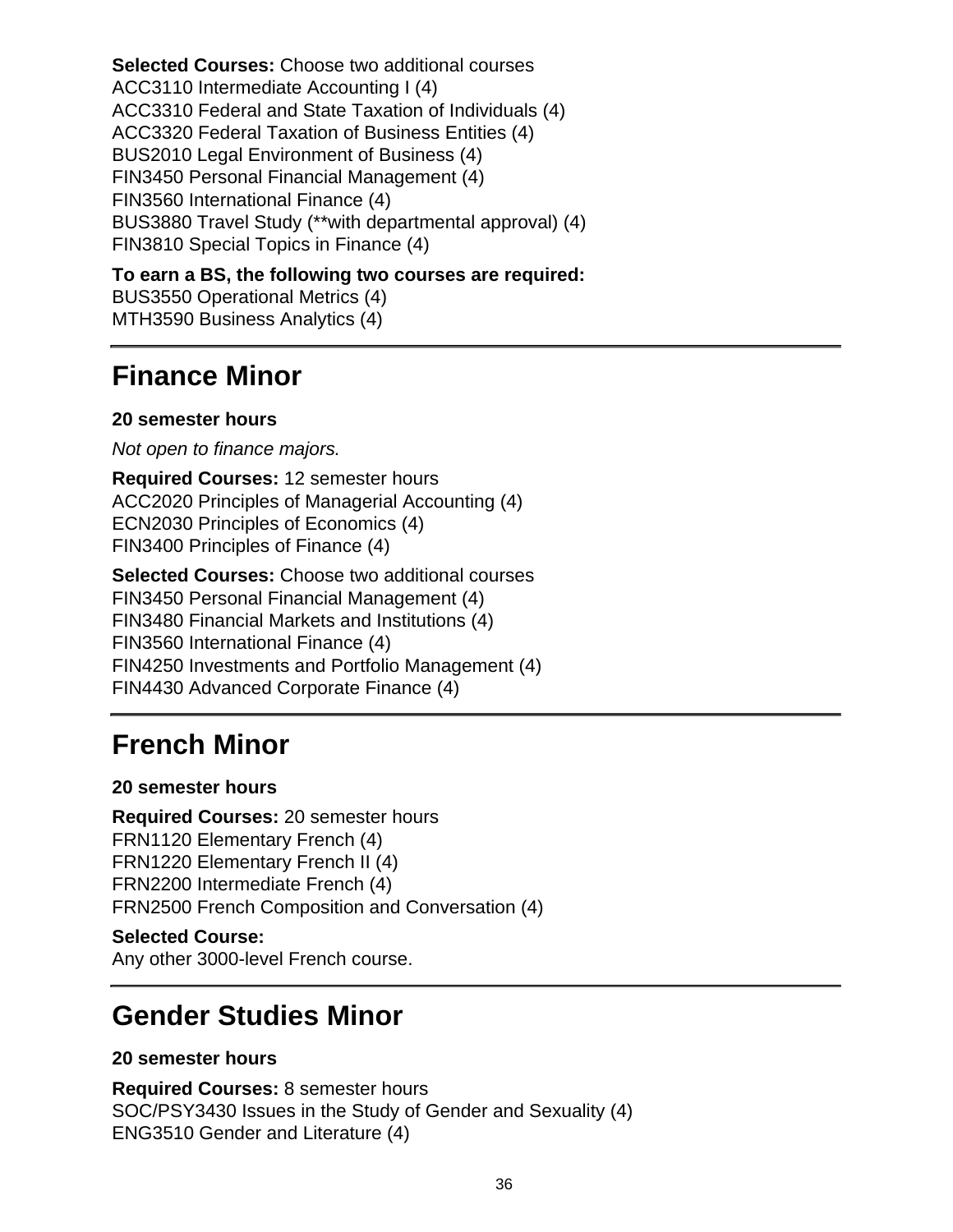**Selected Courses:** Choose two additional courses
ACC3110 Intermediate Accounting I (4)
ACC3310 Federal and State Taxation of Individuals (4)
ACC3320 Federal Taxation of Business Entities (4)
BUS2010 Legal Environment of Business (4)
FIN3450 Personal Financial Management (4)
FIN3560 International Finance (4)
BUS3880 Travel Study (**with departmental approval) (4)
FIN3810 Special Topics in Finance (4)

**To earn a BS, the following two courses are required:**
BUS3550 Operational Metrics (4)
MTH3590 Business Analytics (4)

---

# Finance Minor

**20 semester hours**

*Not open to finance majors.*

**Required Courses:** 12 semester hours
ACC2020 Principles of Managerial Accounting (4)
ECN2030 Principles of Economics (4)
FIN3400 Principles of Finance (4)

**Selected Courses:** Choose two additional courses
FIN3450 Personal Financial Management (4)
FIN3480 Financial Markets and Institutions (4)
FIN3560 International Finance (4)
FIN4250 Investments and Portfolio Management (4)
FIN4430 Advanced Corporate Finance (4)

---

# French Minor

**20 semester hours**

**Required Courses:** 20 semester hours
FRN1120 Elementary French (4)
FRN1220 Elementary French II (4)
FRN2200 Intermediate French (4)
FRN2500 French Composition and Conversation (4)

**Selected Course:**
Any other 3000-level French course.

---

# Gender Studies Minor

**20 semester hours**

**Required Courses:** 8 semester hours
SOC/PSY3430 Issues in the Study of Gender and Sexuality (4)
ENG3510 Gender and Literature (4)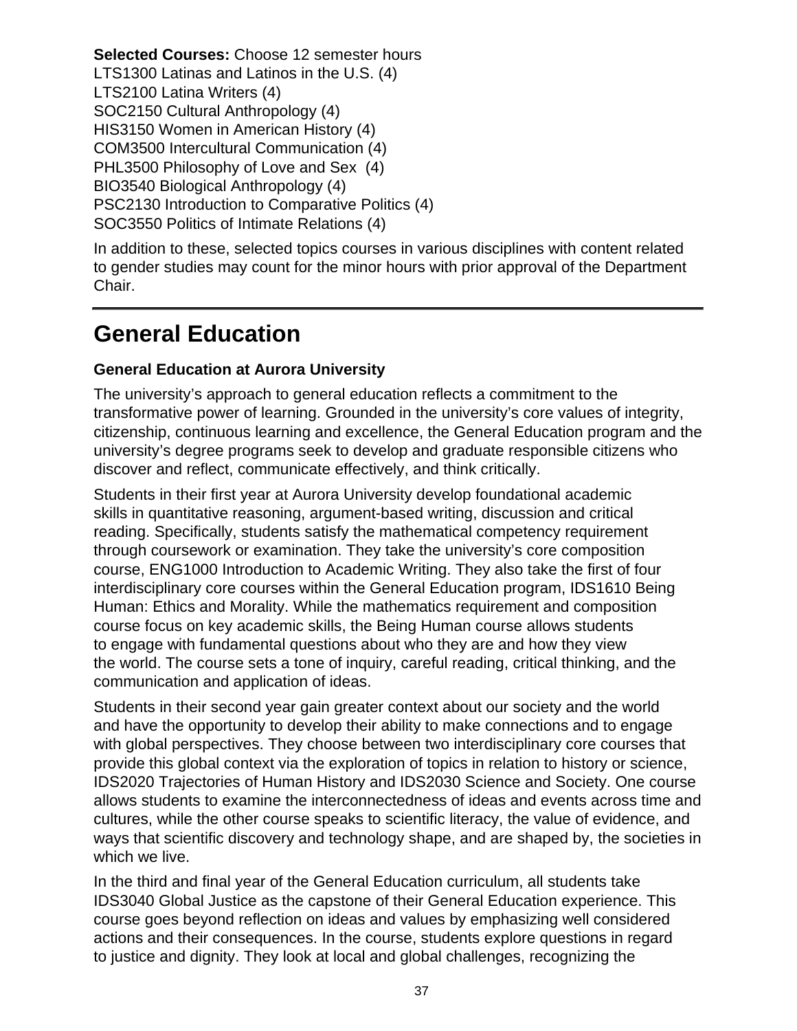**Selected Courses:** Choose 12 semester hours
LTS1300 Latinas and Latinos in the U.S. (4)
LTS2100 Latina Writers (4)
SOC2150 Cultural Anthropology (4)
HIS3150 Women in American History (4)
COM3500 Intercultural Communication (4)
PHL3500 Philosophy of Love and Sex (4)
BIO3540 Biological Anthropology (4)
PSC2130 Introduction to Comparative Politics (4)
SOC3550 Politics of Intimate Relations (4)

In addition to these, selected topics courses in various disciplines with content related to gender studies may count for the minor hours with prior approval of the Department Chair.

---

# General Education

### General Education at Aurora University

The university's approach to general education reflects a commitment to the transformative power of learning. Grounded in the university's core values of integrity, citizenship, continuous learning and excellence, the General Education program and the university's degree programs seek to develop and graduate responsible citizens who discover and reflect, communicate effectively, and think critically.

Students in their first year at Aurora University develop foundational academic skills in quantitative reasoning, argument-based writing, discussion and critical reading. Specifically, students satisfy the mathematical competency requirement through coursework or examination. They take the university's core composition course, ENG1000 Introduction to Academic Writing. They also take the first of four interdisciplinary core courses within the General Education program, IDS1610 Being Human: Ethics and Morality. While the mathematics requirement and composition course focus on key academic skills, the Being Human course allows students to engage with fundamental questions about who they are and how they view the world. The course sets a tone of inquiry, careful reading, critical thinking, and the communication and application of ideas.

Students in their second year gain greater context about our society and the world and have the opportunity to develop their ability to make connections and to engage with global perspectives. They choose between two interdisciplinary core courses that provide this global context via the exploration of topics in relation to history or science, IDS2020 Trajectories of Human History and IDS2030 Science and Society. One course allows students to examine the interconnectedness of ideas and events across time and cultures, while the other course speaks to scientific literacy, the value of evidence, and ways that scientific discovery and technology shape, and are shaped by, the societies in which we live.

In the third and final year of the General Education curriculum, all students take IDS3040 Global Justice as the capstone of their General Education experience. This course goes beyond reflection on ideas and values by emphasizing well considered actions and their consequences. In the course, students explore questions in regard to justice and dignity. They look at local and global challenges, recognizing the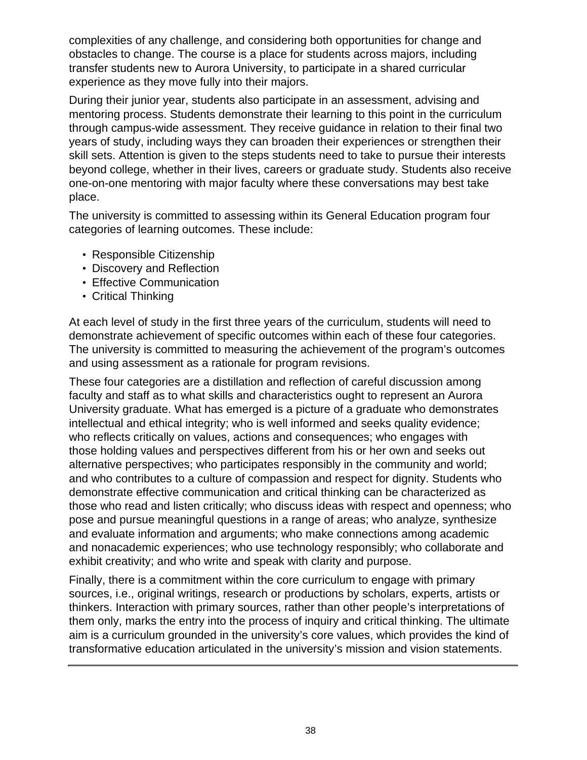complexities of any challenge, and considering both opportunities for change and obstacles to change. The course is a place for students across majors, including transfer students new to Aurora University, to participate in a shared curricular experience as they move fully into their majors.

During their junior year, students also participate in an assessment, advising and mentoring process. Students demonstrate their learning to this point in the curriculum through campus-wide assessment. They receive guidance in relation to their final two years of study, including ways they can broaden their experiences or strengthen their skill sets. Attention is given to the steps students need to take to pursue their interests beyond college, whether in their lives, careers or graduate study. Students also receive one-on-one mentoring with major faculty where these conversations may best take place.

The university is committed to assessing within its General Education program four categories of learning outcomes. These include:

- Responsible Citizenship
- Discovery and Reflection
- Effective Communication
- Critical Thinking

At each level of study in the first three years of the curriculum, students will need to demonstrate achievement of specific outcomes within each of these four categories. The university is committed to measuring the achievement of the program's outcomes and using assessment as a rationale for program revisions.

These four categories are a distillation and reflection of careful discussion among faculty and staff as to what skills and characteristics ought to represent an Aurora University graduate. What has emerged is a picture of a graduate who demonstrates intellectual and ethical integrity; who is well informed and seeks quality evidence; who reflects critically on values, actions and consequences; who engages with those holding values and perspectives different from his or her own and seeks out alternative perspectives; who participates responsibly in the community and world; and who contributes to a culture of compassion and respect for dignity. Students who demonstrate effective communication and critical thinking can be characterized as those who read and listen critically; who discuss ideas with respect and openness; who pose and pursue meaningful questions in a range of areas; who analyze, synthesize and evaluate information and arguments; who make connections among academic and nonacademic experiences; who use technology responsibly; who collaborate and exhibit creativity; and who write and speak with clarity and purpose.

Finally, there is a commitment within the core curriculum to engage with primary sources, i.e., original writings, research or productions by scholars, experts, artists or thinkers. Interaction with primary sources, rather than other people's interpretations of them only, marks the entry into the process of inquiry and critical thinking. The ultimate aim is a curriculum grounded in the university's core values, which provides the kind of transformative education articulated in the university's mission and vision statements.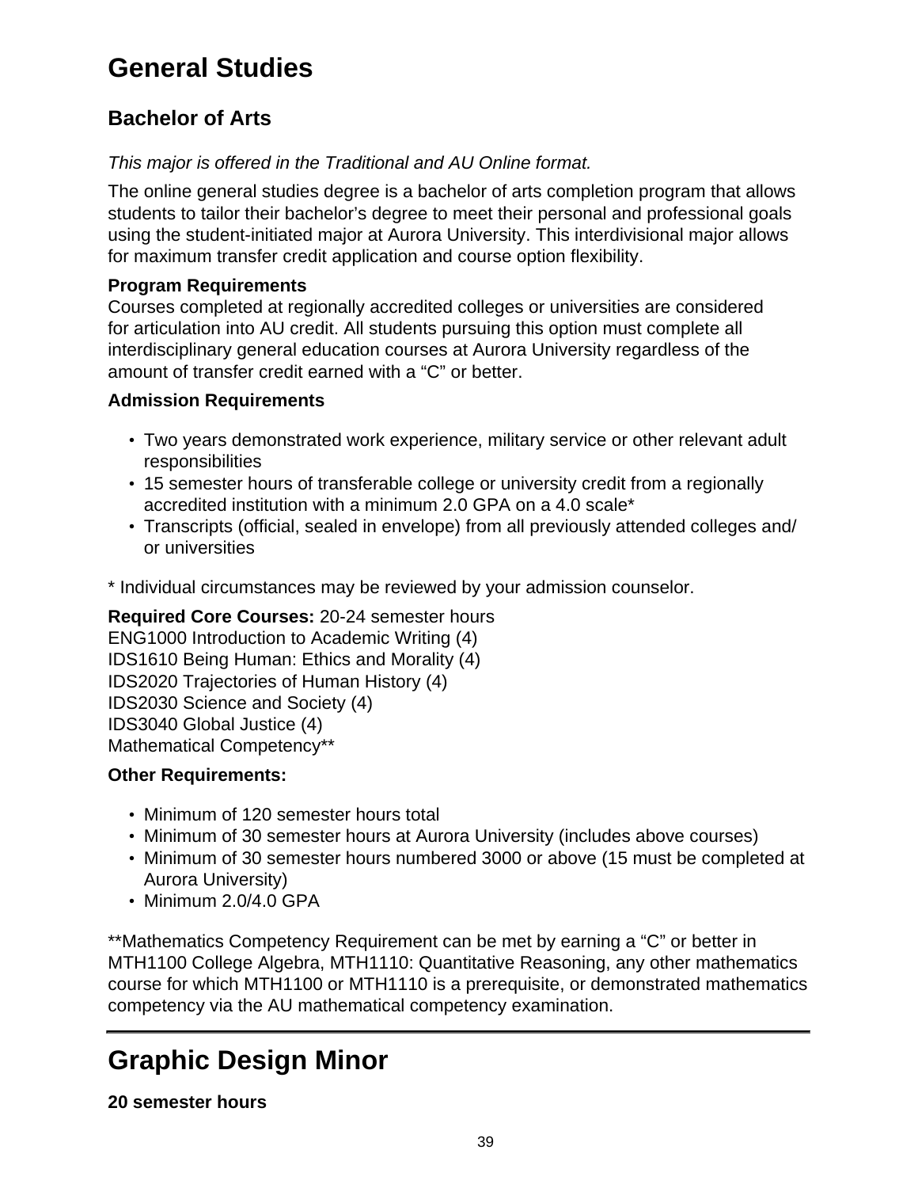# General Studies

## Bachelor of Arts

*This major is offered in the Traditional and AU Online format.*

The online general studies degree is a bachelor of arts completion program that allows students to tailor their bachelor's degree to meet their personal and professional goals using the student-initiated major at Aurora University. This interdivisional major allows for maximum transfer credit application and course option flexibility.

**Program Requirements**
Courses completed at regionally accredited colleges or universities are considered for articulation into AU credit. All students pursuing this option must complete all interdisciplinary general education courses at Aurora University regardless of the amount of transfer credit earned with a "C" or better.

**Admission Requirements**

- Two years demonstrated work experience, military service or other relevant adult responsibilities
- 15 semester hours of transferable college or university credit from a regionally accredited institution with a minimum 2.0 GPA on a 4.0 scale*
- Transcripts (official, sealed in envelope) from all previously attended colleges and/or universities

* Individual circumstances may be reviewed by your admission counselor.

**Required Core Courses:** 20-24 semester hours
ENG1000 Introduction to Academic Writing (4)
IDS1610 Being Human: Ethics and Morality (4)
IDS2020 Trajectories of Human History (4)
IDS2030 Science and Society (4)
IDS3040 Global Justice (4)
Mathematical Competency**

**Other Requirements:**

- Minimum of 120 semester hours total
- Minimum of 30 semester hours at Aurora University (includes above courses)
- Minimum of 30 semester hours numbered 3000 or above (15 must be completed at Aurora University)
- Minimum 2.0/4.0 GPA

**Mathematics Competency Requirement can be met by earning a "C" or better in MTH1100 College Algebra, MTH1110: Quantitative Reasoning, any other mathematics course for which MTH1100 or MTH1110 is a prerequisite, or demonstrated mathematics competency via the AU mathematical competency examination.

---

# Graphic Design Minor

**20 semester hours**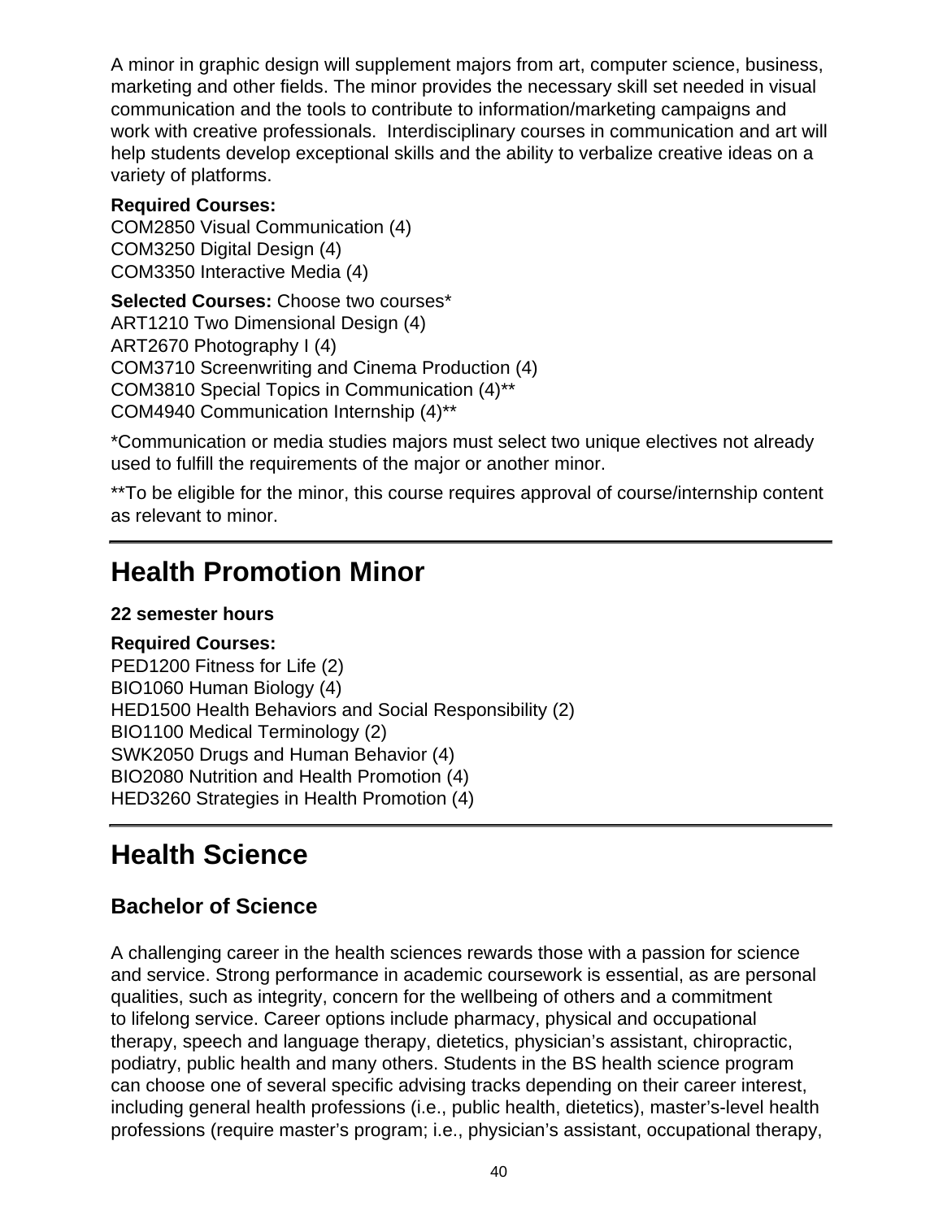A minor in graphic design will supplement majors from art, computer science, business, marketing and other fields. The minor provides the necessary skill set needed in visual communication and the tools to contribute to information/marketing campaigns and work with creative professionals. Interdisciplinary courses in communication and art will help students develop exceptional skills and the ability to verbalize creative ideas on a variety of platforms.

**Required Courses:**
COM2850 Visual Communication (4)
COM3250 Digital Design (4)
COM3350 Interactive Media (4)

**Selected Courses:** Choose two courses*
ART1210 Two Dimensional Design (4)
ART2670 Photography I (4)
COM3710 Screenwriting and Cinema Production (4)
COM3810 Special Topics in Communication (4)**
COM4940 Communication Internship (4)**

*Communication or media studies majors must select two unique electives not already used to fulfill the requirements of the major or another minor.

**To be eligible for the minor, this course requires approval of course/internship content as relevant to minor.

# Health Promotion Minor

**22 semester hours**

**Required Courses:**
PED1200 Fitness for Life (2)
BIO1060 Human Biology (4)
HED1500 Health Behaviors and Social Responsibility (2)
BIO1100 Medical Terminology (2)
SWK2050 Drugs and Human Behavior (4)
BIO2080 Nutrition and Health Promotion (4)
HED3260 Strategies in Health Promotion (4)

# Health Science

## Bachelor of Science

A challenging career in the health sciences rewards those with a passion for science and service. Strong performance in academic coursework is essential, as are personal qualities, such as integrity, concern for the wellbeing of others and a commitment to lifelong service. Career options include pharmacy, physical and occupational therapy, speech and language therapy, dietetics, physician's assistant, chiropractic, podiatry, public health and many others. Students in the BS health science program can choose one of several specific advising tracks depending on their career interest, including general health professions (i.e., public health, dietetics), master's-level health professions (require master's program; i.e., physician's assistant, occupational therapy,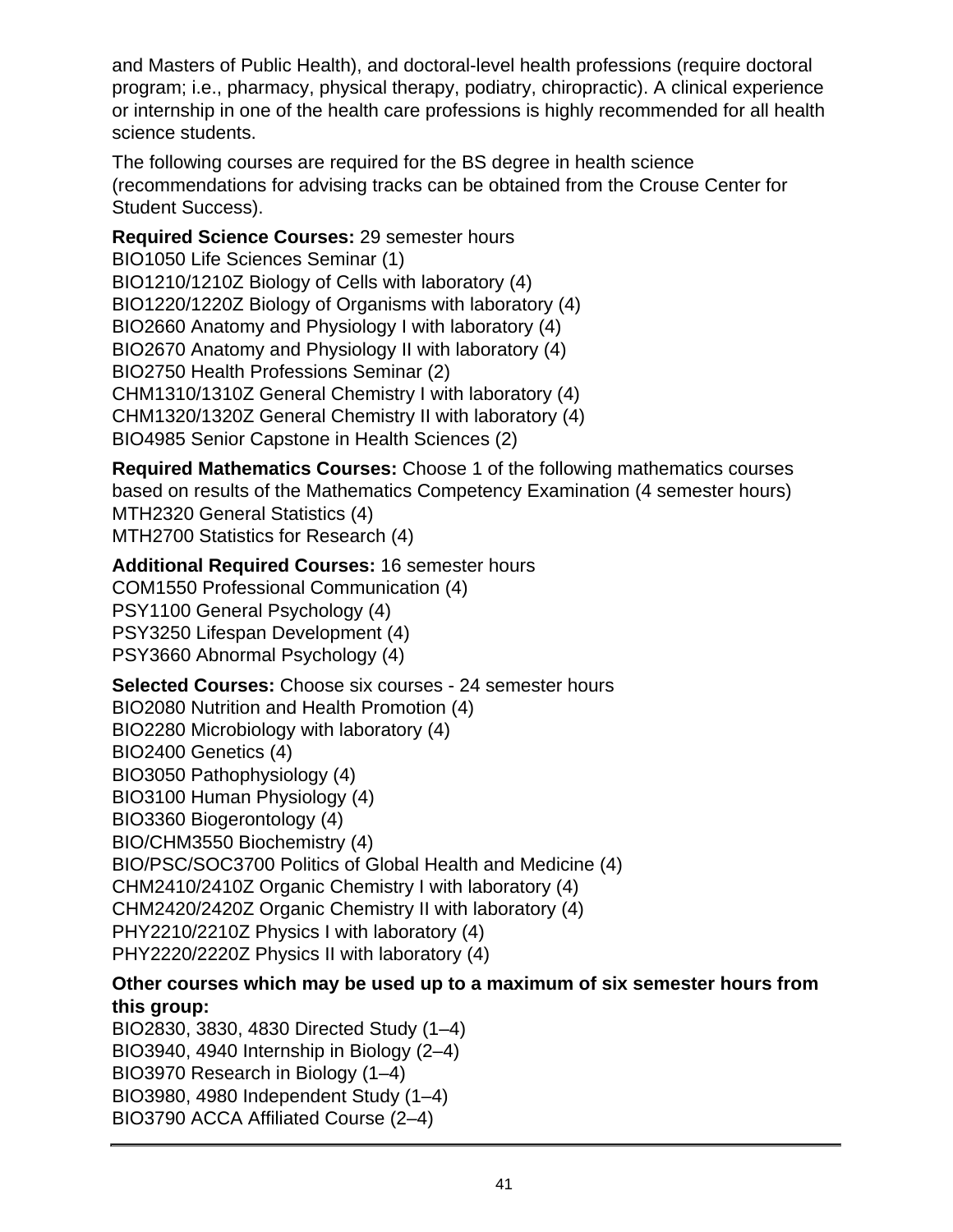and Masters of Public Health), and doctoral-level health professions (require doctoral program; i.e., pharmacy, physical therapy, podiatry, chiropractic). A clinical experience or internship in one of the health care professions is highly recommended for all health science students.

The following courses are required for the BS degree in health science (recommendations for advising tracks can be obtained from the Crouse Center for Student Success).

**Required Science Courses:** 29 semester hours
BIO1050 Life Sciences Seminar (1)
BIO1210/1210Z Biology of Cells with laboratory (4)
BIO1220/1220Z Biology of Organisms with laboratory (4)
BIO2660 Anatomy and Physiology I with laboratory (4)
BIO2670 Anatomy and Physiology II with laboratory (4)
BIO2750 Health Professions Seminar (2)
CHM1310/1310Z General Chemistry I with laboratory (4)
CHM1320/1320Z General Chemistry II with laboratory (4)
BIO4985 Senior Capstone in Health Sciences (2)

**Required Mathematics Courses:** Choose 1 of the following mathematics courses based on results of the Mathematics Competency Examination (4 semester hours)
MTH2320 General Statistics (4)
MTH2700 Statistics for Research (4)

**Additional Required Courses:** 16 semester hours
COM1550 Professional Communication (4)
PSY1100 General Psychology (4)
PSY3250 Lifespan Development (4)
PSY3660 Abnormal Psychology (4)

**Selected Courses:** Choose six courses - 24 semester hours
BIO2080 Nutrition and Health Promotion (4)
BIO2280 Microbiology with laboratory (4)
BIO2400 Genetics (4)
BIO3050 Pathophysiology (4)
BIO3100 Human Physiology (4)
BIO3360 Biogerontology (4)
BIO/CHM3550 Biochemistry (4)
BIO/PSC/SOC3700 Politics of Global Health and Medicine (4)
CHM2410/2410Z Organic Chemistry I with laboratory (4)
CHM2420/2420Z Organic Chemistry II with laboratory (4)
PHY2210/2210Z Physics I with laboratory (4)
PHY2220/2220Z Physics II with laboratory (4)

**Other courses which may be used up to a maximum of six semester hours from this group:**
BIO2830, 3830, 4830 Directed Study (1–4)
BIO3940, 4940 Internship in Biology (2–4)
BIO3970 Research in Biology (1–4)
BIO3980, 4980 Independent Study (1–4)
BIO3790 ACCA Affiliated Course (2–4)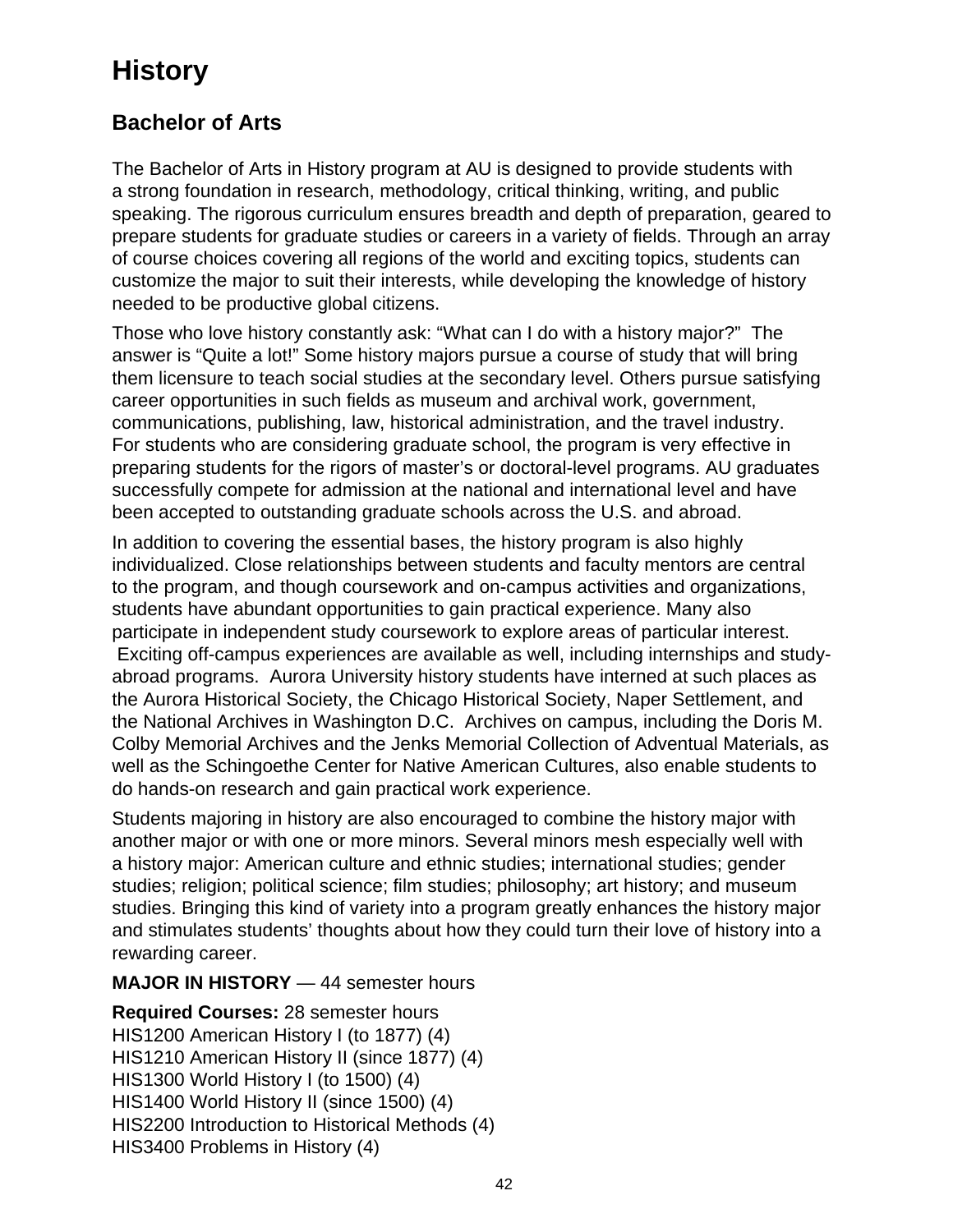# History

## Bachelor of Arts

The Bachelor of Arts in History program at AU is designed to provide students with a strong foundation in research, methodology, critical thinking, writing, and public speaking. The rigorous curriculum ensures breadth and depth of preparation, geared to prepare students for graduate studies or careers in a variety of fields. Through an array of course choices covering all regions of the world and exciting topics, students can customize the major to suit their interests, while developing the knowledge of history needed to be productive global citizens.

Those who love history constantly ask: "What can I do with a history major?" The answer is "Quite a lot!" Some history majors pursue a course of study that will bring them licensure to teach social studies at the secondary level. Others pursue satisfying career opportunities in such fields as museum and archival work, government, communications, publishing, law, historical administration, and the travel industry. For students who are considering graduate school, the program is very effective in preparing students for the rigors of master's or doctoral-level programs. AU graduates successfully compete for admission at the national and international level and have been accepted to outstanding graduate schools across the U.S. and abroad.

In addition to covering the essential bases, the history program is also highly individualized. Close relationships between students and faculty mentors are central to the program, and though coursework and on-campus activities and organizations, students have abundant opportunities to gain practical experience. Many also participate in independent study coursework to explore areas of particular interest. Exciting off-campus experiences are available as well, including internships and study-abroad programs. Aurora University history students have interned at such places as the Aurora Historical Society, the Chicago Historical Society, Naper Settlement, and the National Archives in Washington D.C. Archives on campus, including the Doris M. Colby Memorial Archives and the Jenks Memorial Collection of Adventual Materials, as well as the Schingoethe Center for Native American Cultures, also enable students to do hands-on research and gain practical work experience.

Students majoring in history are also encouraged to combine the history major with another major or with one or more minors. Several minors mesh especially well with a history major: American culture and ethnic studies; international studies; gender studies; religion; political science; film studies; philosophy; art history; and museum studies. Bringing this kind of variety into a program greatly enhances the history major and stimulates students' thoughts about how they could turn their love of history into a rewarding career.

**MAJOR IN HISTORY** — 44 semester hours

**Required Courses:** 28 semester hours
HIS1200 American History I (to 1877) (4)
HIS1210 American History II (since 1877) (4)
HIS1300 World History I (to 1500) (4)
HIS1400 World History II (since 1500) (4)
HIS2200 Introduction to Historical Methods (4)
HIS3400 Problems in History (4)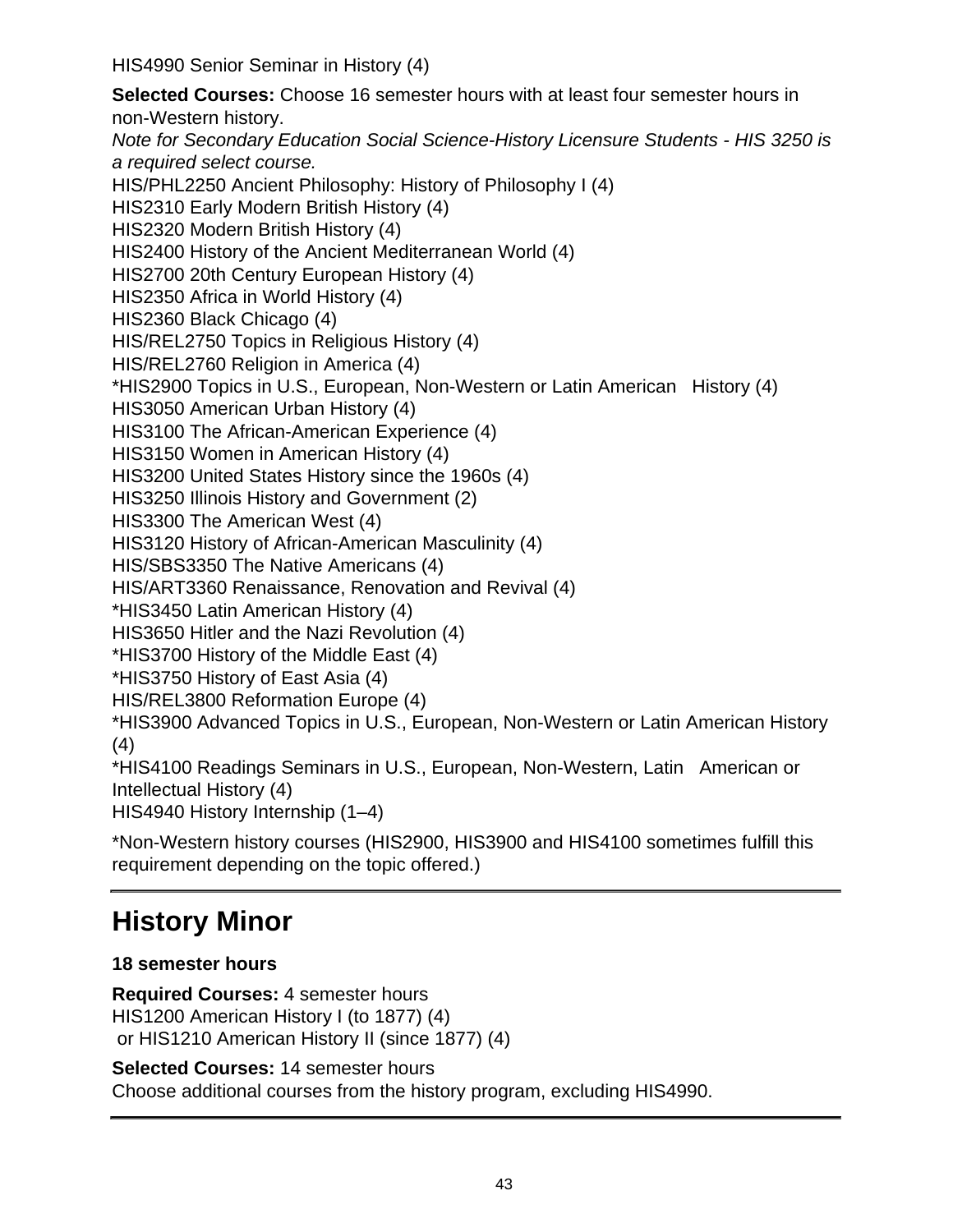HIS4990 Senior Seminar in History (4)

**Selected Courses:** Choose 16 semester hours with at least four semester hours in non-Western history.
*Note for Secondary Education Social Science-History Licensure Students - HIS 3250 is a required select course.*
HIS/PHL2250 Ancient Philosophy: History of Philosophy I (4)
HIS2310 Early Modern British History (4)
HIS2320 Modern British History (4)
HIS2400 History of the Ancient Mediterranean World (4)
HIS2700 20th Century European History (4)
HIS2350 Africa in World History (4)
HIS2360 Black Chicago (4)
HIS/REL2750 Topics in Religious History (4)
HIS/REL2760 Religion in America (4)
*HIS2900 Topics in U.S., European, Non-Western or Latin American History (4)
HIS3050 American Urban History (4)
HIS3100 The African-American Experience (4)
HIS3150 Women in American History (4)
HIS3200 United States History since the 1960s (4)
HIS3250 Illinois History and Government (2)
HIS3300 The American West (4)
HIS3120 History of African-American Masculinity (4)
HIS/SBS3350 The Native Americans (4)
HIS/ART3360 Renaissance, Renovation and Revival (4)
*HIS3450 Latin American History (4)
HIS3650 Hitler and the Nazi Revolution (4)
*HIS3700 History of the Middle East (4)
*HIS3750 History of East Asia (4)
HIS/REL3800 Reformation Europe (4)
*HIS3900 Advanced Topics in U.S., European, Non-Western or Latin American History (4)
*HIS4100 Readings Seminars in U.S., European, Non-Western, Latin American or Intellectual History (4)
HIS4940 History Internship (1–4)

*Non-Western history courses (HIS2900, HIS3900 and HIS4100 sometimes fulfill this requirement depending on the topic offered.)

# History Minor

**18 semester hours**

**Required Courses:** 4 semester hours
HIS1200 American History I (to 1877) (4)
or HIS1210 American History II (since 1877) (4)

**Selected Courses:** 14 semester hours
Choose additional courses from the history program, excluding HIS4990.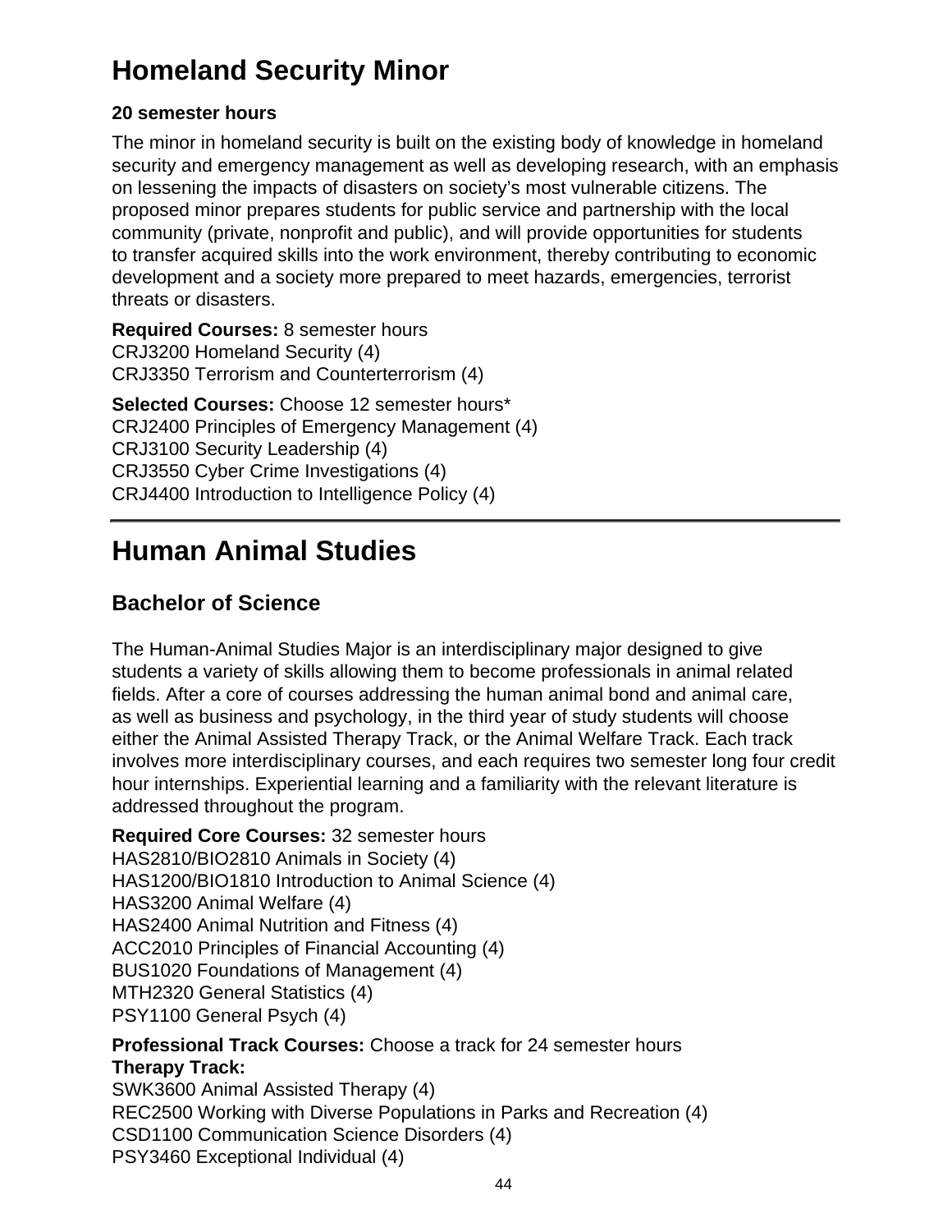# Homeland Security Minor

**20 semester hours**

The minor in homeland security is built on the existing body of knowledge in homeland security and emergency management as well as developing research, with an emphasis on lessening the impacts of disasters on society's most vulnerable citizens. The proposed minor prepares students for public service and partnership with the local community (private, nonprofit and public), and will provide opportunities for students to transfer acquired skills into the work environment, thereby contributing to economic development and a society more prepared to meet hazards, emergencies, terrorist threats or disasters.

**Required Courses:** 8 semester hours
CRJ3200 Homeland Security (4)
CRJ3350 Terrorism and Counterterrorism (4)

**Selected Courses:** Choose 12 semester hours*
CRJ2400 Principles of Emergency Management (4)
CRJ3100 Security Leadership (4)
CRJ3550 Cyber Crime Investigations (4)
CRJ4400 Introduction to Intelligence Policy (4)

---

# Human Animal Studies

## Bachelor of Science

The Human-Animal Studies Major is an interdisciplinary major designed to give students a variety of skills allowing them to become professionals in animal related fields. After a core of courses addressing the human animal bond and animal care, as well as business and psychology, in the third year of study students will choose either the Animal Assisted Therapy Track, or the Animal Welfare Track. Each track involves more interdisciplinary courses, and each requires two semester long four credit hour internships. Experiential learning and a familiarity with the relevant literature is addressed throughout the program.

**Required Core Courses:** 32 semester hours
HAS2810/BIO2810 Animals in Society (4)
HAS1200/BIO1810 Introduction to Animal Science (4)
HAS3200 Animal Welfare (4)
HAS2400 Animal Nutrition and Fitness (4)
ACC2010 Principles of Financial Accounting (4)
BUS1020 Foundations of Management (4)
MTH2320 General Statistics (4)
PSY1100 General Psych (4)

**Professional Track Courses:** Choose a track for 24 semester hours
**Therapy Track:**
SWK3600 Animal Assisted Therapy (4)
REC2500 Working with Diverse Populations in Parks and Recreation (4)
CSD1100 Communication Science Disorders (4)
PSY3460 Exceptional Individual (4)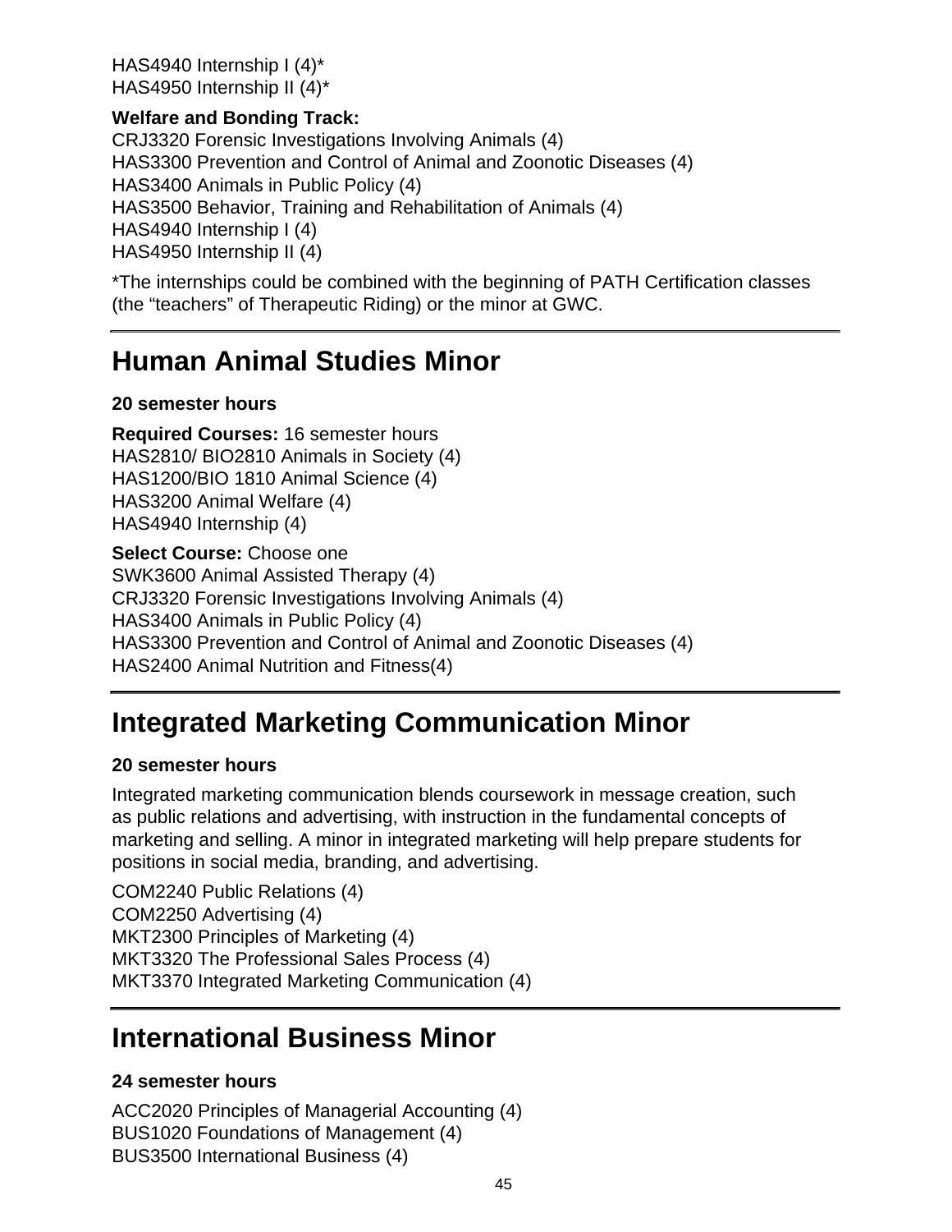HAS4940 Internship I (4)*
HAS4950 Internship II (4)*

**Welfare and Bonding Track:**
CRJ3320 Forensic Investigations Involving Animals (4)
HAS3300 Prevention and Control of Animal and Zoonotic Diseases (4)
HAS3400 Animals in Public Policy (4)
HAS3500 Behavior, Training and Rehabilitation of Animals (4)
HAS4940 Internship I (4)
HAS4950 Internship II (4)

*The internships could be combined with the beginning of PATH Certification classes (the "teachers" of Therapeutic Riding) or the minor at GWC.

## Human Animal Studies Minor

**20 semester hours**

**Required Courses:** 16 semester hours
HAS2810/ BIO2810 Animals in Society (4)
HAS1200/BIO 1810 Animal Science (4)
HAS3200 Animal Welfare (4)
HAS4940 Internship (4)

**Select Course:** Choose one
SWK3600 Animal Assisted Therapy (4)
CRJ3320 Forensic Investigations Involving Animals (4)
HAS3400 Animals in Public Policy (4)
HAS3300 Prevention and Control of Animal and Zoonotic Diseases (4)
HAS2400 Animal Nutrition and Fitness(4)

## Integrated Marketing Communication Minor

**20 semester hours**

Integrated marketing communication blends coursework in message creation, such as public relations and advertising, with instruction in the fundamental concepts of marketing and selling. A minor in integrated marketing will help prepare students for positions in social media, branding, and advertising.

COM2240 Public Relations (4)
COM2250 Advertising (4)
MKT2300 Principles of Marketing (4)
MKT3320 The Professional Sales Process (4)
MKT3370 Integrated Marketing Communication (4)

## International Business Minor

**24 semester hours**

ACC2020 Principles of Managerial Accounting (4)
BUS1020 Foundations of Management (4)
BUS3500 International Business (4)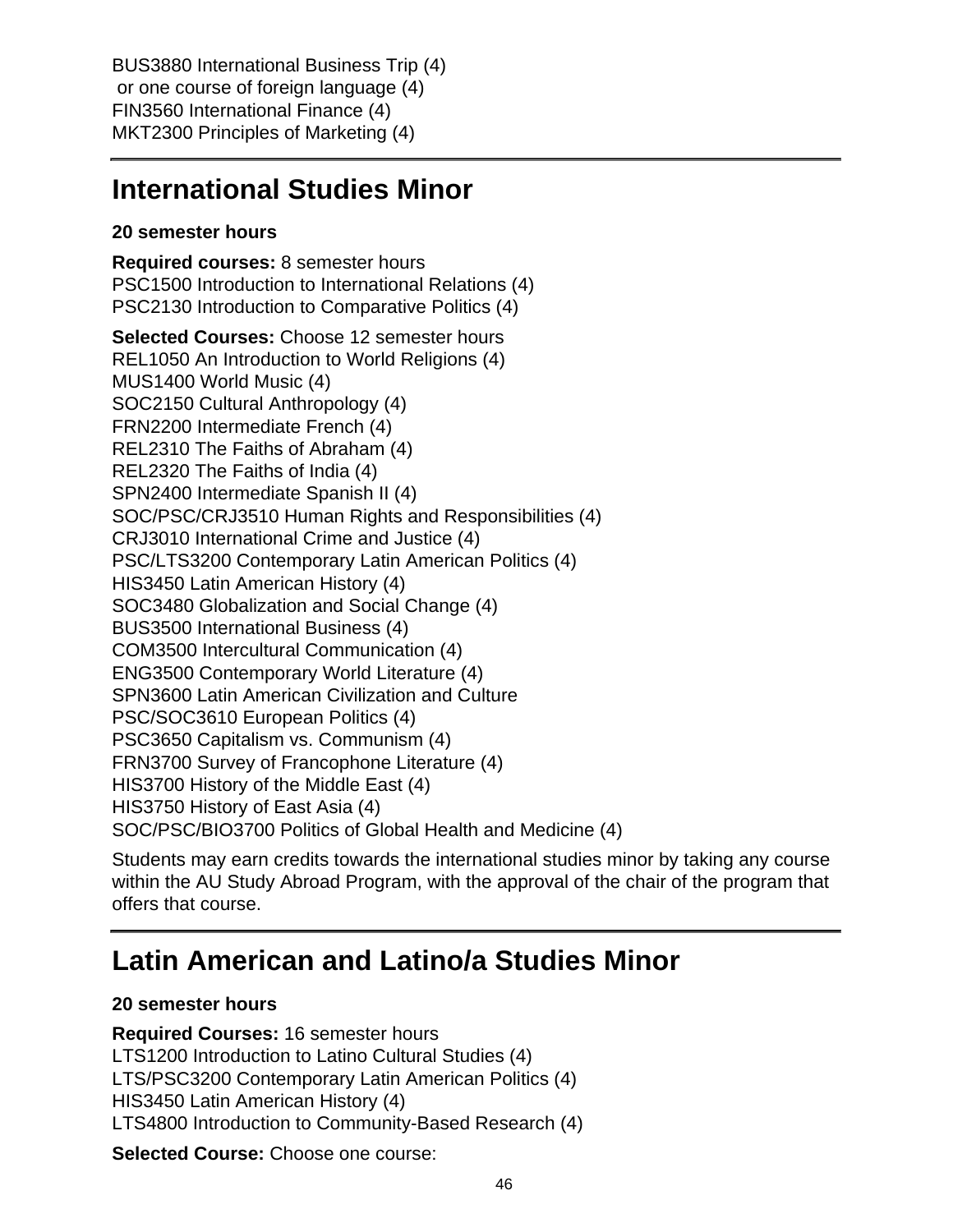BUS3880 International Business Trip (4)
or one course of foreign language (4)
FIN3560 International Finance (4)
MKT2300 Principles of Marketing (4)

## International Studies Minor

**20 semester hours**

**Required courses:** 8 semester hours
PSC1500 Introduction to International Relations (4)
PSC2130 Introduction to Comparative Politics (4)

**Selected Courses:** Choose 12 semester hours
REL1050 An Introduction to World Religions (4)
MUS1400 World Music (4)
SOC2150 Cultural Anthropology (4)
FRN2200 Intermediate French (4)
REL2310 The Faiths of Abraham (4)
REL2320 The Faiths of India (4)
SPN2400 Intermediate Spanish II (4)
SOC/PSC/CRJ3510 Human Rights and Responsibilities (4)
CRJ3010 International Crime and Justice (4)
PSC/LTS3200 Contemporary Latin American Politics (4)
HIS3450 Latin American History (4)
SOC3480 Globalization and Social Change (4)
BUS3500 International Business (4)
COM3500 Intercultural Communication (4)
ENG3500 Contemporary World Literature (4)
SPN3600 Latin American Civilization and Culture
PSC/SOC3610 European Politics (4)
PSC3650 Capitalism vs. Communism (4)
FRN3700 Survey of Francophone Literature (4)
HIS3700 History of the Middle East (4)
HIS3750 History of East Asia (4)
SOC/PSC/BIO3700 Politics of Global Health and Medicine (4)

Students may earn credits towards the international studies minor by taking any course within the AU Study Abroad Program, with the approval of the chair of the program that offers that course.

## Latin American and Latino/a Studies Minor

**20 semester hours**

**Required Courses:** 16 semester hours
LTS1200 Introduction to Latino Cultural Studies (4)
LTS/PSC3200 Contemporary Latin American Politics (4)
HIS3450 Latin American History (4)
LTS4800 Introduction to Community-Based Research (4)

**Selected Course:** Choose one course: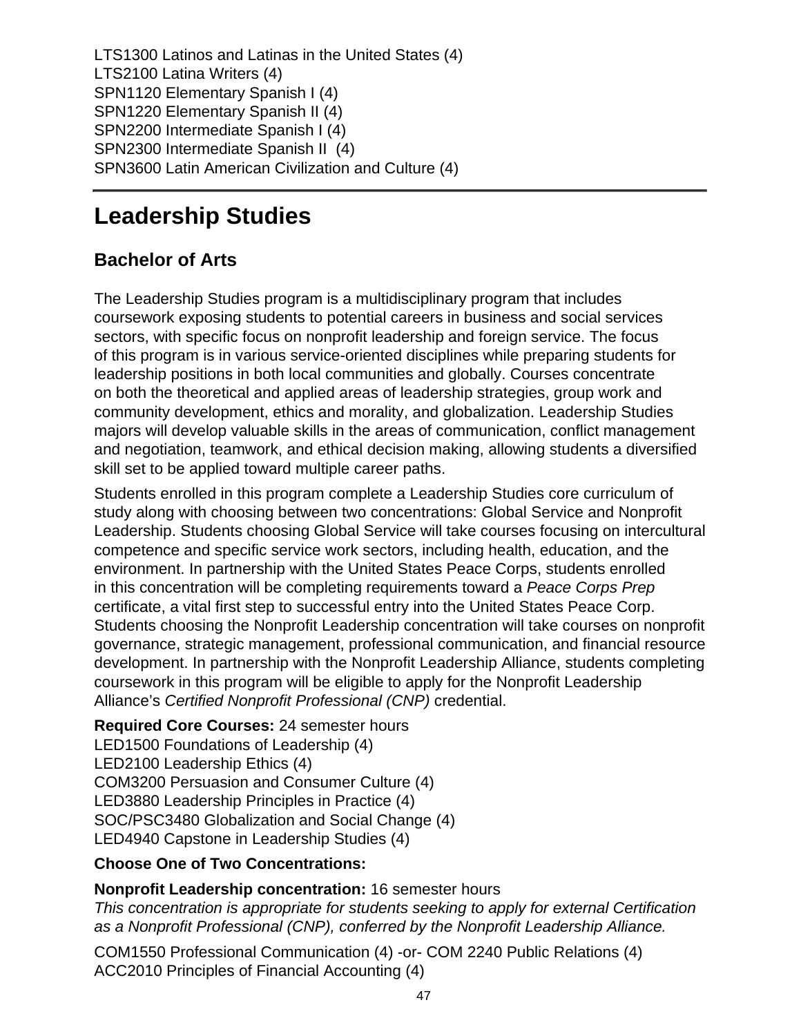LTS1300 Latinos and Latinas in the United States (4)
LTS2100 Latina Writers (4)
SPN1120 Elementary Spanish I (4)
SPN1220 Elementary Spanish II (4)
SPN2200 Intermediate Spanish I (4)
SPN2300 Intermediate Spanish II (4)
SPN3600 Latin American Civilization and Culture (4)

---

# Leadership Studies

## Bachelor of Arts

The Leadership Studies program is a multidisciplinary program that includes coursework exposing students to potential careers in business and social services sectors, with specific focus on nonprofit leadership and foreign service. The focus of this program is in various service-oriented disciplines while preparing students for leadership positions in both local communities and globally. Courses concentrate on both the theoretical and applied areas of leadership strategies, group work and community development, ethics and morality, and globalization. Leadership Studies majors will develop valuable skills in the areas of communication, conflict management and negotiation, teamwork, and ethical decision making, allowing students a diversified skill set to be applied toward multiple career paths.

Students enrolled in this program complete a Leadership Studies core curriculum of study along with choosing between two concentrations: Global Service and Nonprofit Leadership. Students choosing Global Service will take courses focusing on intercultural competence and specific service work sectors, including health, education, and the environment. In partnership with the United States Peace Corps, students enrolled in this concentration will be completing requirements toward a *Peace Corps Prep* certificate, a vital first step to successful entry into the United States Peace Corp. Students choosing the Nonprofit Leadership concentration will take courses on nonprofit governance, strategic management, professional communication, and financial resource development. In partnership with the Nonprofit Leadership Alliance, students completing coursework in this program will be eligible to apply for the Nonprofit Leadership Alliance's *Certified Nonprofit Professional (CNP)* credential.

**Required Core Courses:** 24 semester hours
LED1500 Foundations of Leadership (4)
LED2100 Leadership Ethics (4)
COM3200 Persuasion and Consumer Culture (4)
LED3880 Leadership Principles in Practice (4)
SOC/PSC3480 Globalization and Social Change (4)
LED4940 Capstone in Leadership Studies (4)

**Choose One of Two Concentrations:**

**Nonprofit Leadership concentration:** 16 semester hours
*This concentration is appropriate for students seeking to apply for external Certification as a Nonprofit Professional (CNP), conferred by the Nonprofit Leadership Alliance.*

COM1550 Professional Communication (4) -or- COM 2240 Public Relations (4)
ACC2010 Principles of Financial Accounting (4)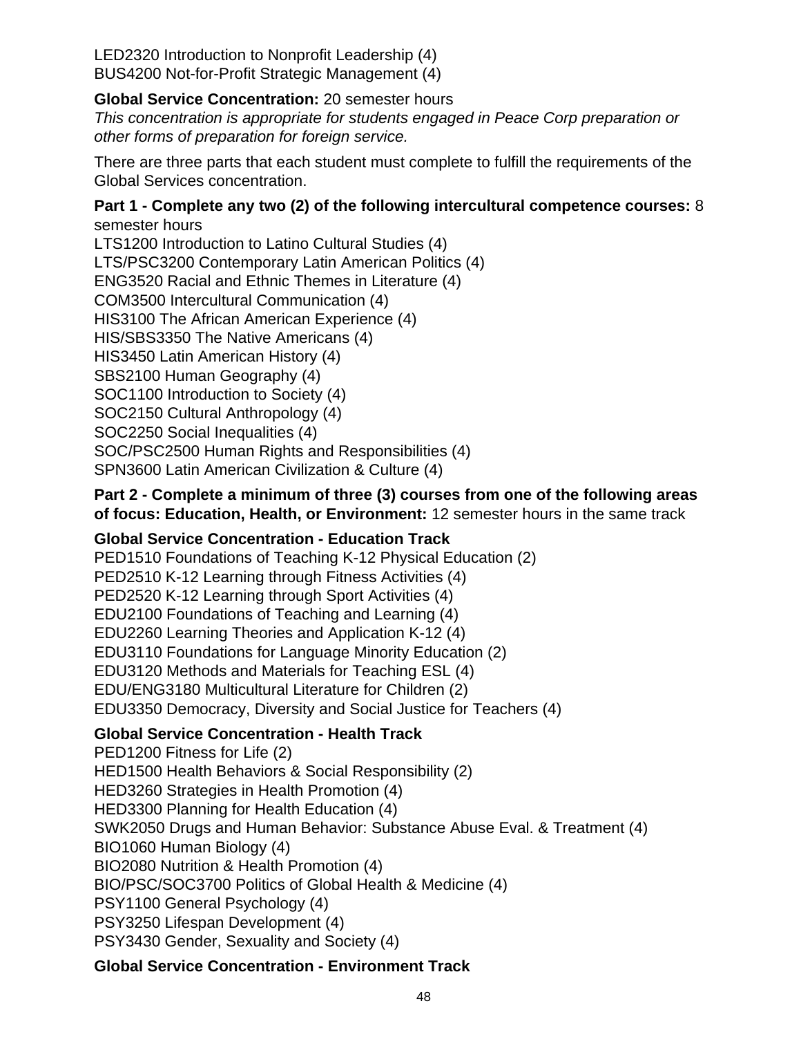LED2320 Introduction to Nonprofit Leadership (4)
BUS4200 Not-for-Profit Strategic Management (4)

**Global Service Concentration:** 20 semester hours
*This concentration is appropriate for students engaged in Peace Corp preparation or other forms of preparation for foreign service.*

There are three parts that each student must complete to fulfill the requirements of the Global Services concentration.

**Part 1 - Complete any two (2) of the following intercultural competence courses:** 8 semester hours
LTS1200 Introduction to Latino Cultural Studies (4)
LTS/PSC3200 Contemporary Latin American Politics (4)
ENG3520 Racial and Ethnic Themes in Literature (4)
COM3500 Intercultural Communication (4)
HIS3100 The African American Experience (4)
HIS/SBS3350 The Native Americans (4)
HIS3450 Latin American History (4)
SBS2100 Human Geography (4)
SOC1100 Introduction to Society (4)
SOC2150 Cultural Anthropology (4)
SOC2250 Social Inequalities (4)
SOC/PSC2500 Human Rights and Responsibilities (4)
SPN3600 Latin American Civilization & Culture (4)

**Part 2 - Complete a minimum of three (3) courses from one of the following areas of focus: Education, Health, or Environment:** 12 semester hours in the same track

**Global Service Concentration - Education Track**
PED1510 Foundations of Teaching K-12 Physical Education (2)
PED2510 K-12 Learning through Fitness Activities (4)
PED2520 K-12 Learning through Sport Activities (4)
EDU2100 Foundations of Teaching and Learning (4)
EDU2260 Learning Theories and Application K-12 (4)
EDU3110 Foundations for Language Minority Education (2)
EDU3120 Methods and Materials for Teaching ESL (4)
EDU/ENG3180 Multicultural Literature for Children (2)
EDU3350 Democracy, Diversity and Social Justice for Teachers (4)

**Global Service Concentration - Health Track**
PED1200 Fitness for Life (2)
HED1500 Health Behaviors & Social Responsibility (2)
HED3260 Strategies in Health Promotion (4)
HED3300 Planning for Health Education (4)
SWK2050 Drugs and Human Behavior: Substance Abuse Eval. & Treatment (4)
BIO1060 Human Biology (4)
BIO2080 Nutrition & Health Promotion (4)
BIO/PSC/SOC3700 Politics of Global Health & Medicine (4)
PSY1100 General Psychology (4)
PSY3250 Lifespan Development (4)
PSY3430 Gender, Sexuality and Society (4)

**Global Service Concentration - Environment Track**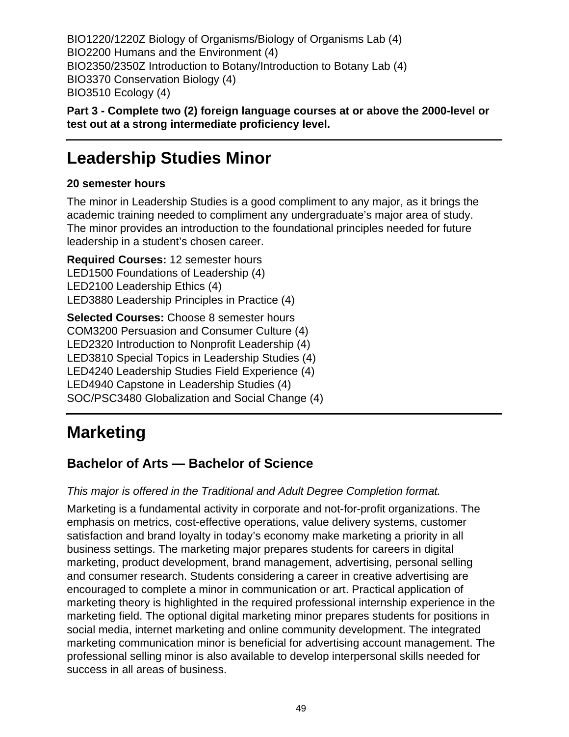BIO1220/1220Z Biology of Organisms/Biology of Organisms Lab (4)
BIO2200 Humans and the Environment (4)
BIO2350/2350Z Introduction to Botany/Introduction to Botany Lab (4)
BIO3370 Conservation Biology (4)
BIO3510 Ecology (4)

**Part 3 - Complete two (2) foreign language courses at or above the 2000-level or test out at a strong intermediate proficiency level.**

# Leadership Studies Minor

**20 semester hours**

The minor in Leadership Studies is a good compliment to any major, as it brings the academic training needed to compliment any undergraduate's major area of study. The minor provides an introduction to the foundational principles needed for future leadership in a student's chosen career.

**Required Courses:** 12 semester hours
LED1500 Foundations of Leadership (4)
LED2100 Leadership Ethics (4)
LED3880 Leadership Principles in Practice (4)

**Selected Courses:** Choose 8 semester hours
COM3200 Persuasion and Consumer Culture (4)
LED2320 Introduction to Nonprofit Leadership (4)
LED3810 Special Topics in Leadership Studies (4)
LED4240 Leadership Studies Field Experience (4)
LED4940 Capstone in Leadership Studies (4)
SOC/PSC3480 Globalization and Social Change (4)

# Marketing

## Bachelor of Arts — Bachelor of Science

*This major is offered in the Traditional and Adult Degree Completion format.*

Marketing is a fundamental activity in corporate and not-for-profit organizations. The emphasis on metrics, cost-effective operations, value delivery systems, customer satisfaction and brand loyalty in today's economy make marketing a priority in all business settings. The marketing major prepares students for careers in digital marketing, product development, brand management, advertising, personal selling and consumer research. Students considering a career in creative advertising are encouraged to complete a minor in communication or art. Practical application of marketing theory is highlighted in the required professional internship experience in the marketing field. The optional digital marketing minor prepares students for positions in social media, internet marketing and online community development. The integrated marketing communication minor is beneficial for advertising account management. The professional selling minor is also available to develop interpersonal skills needed for success in all areas of business.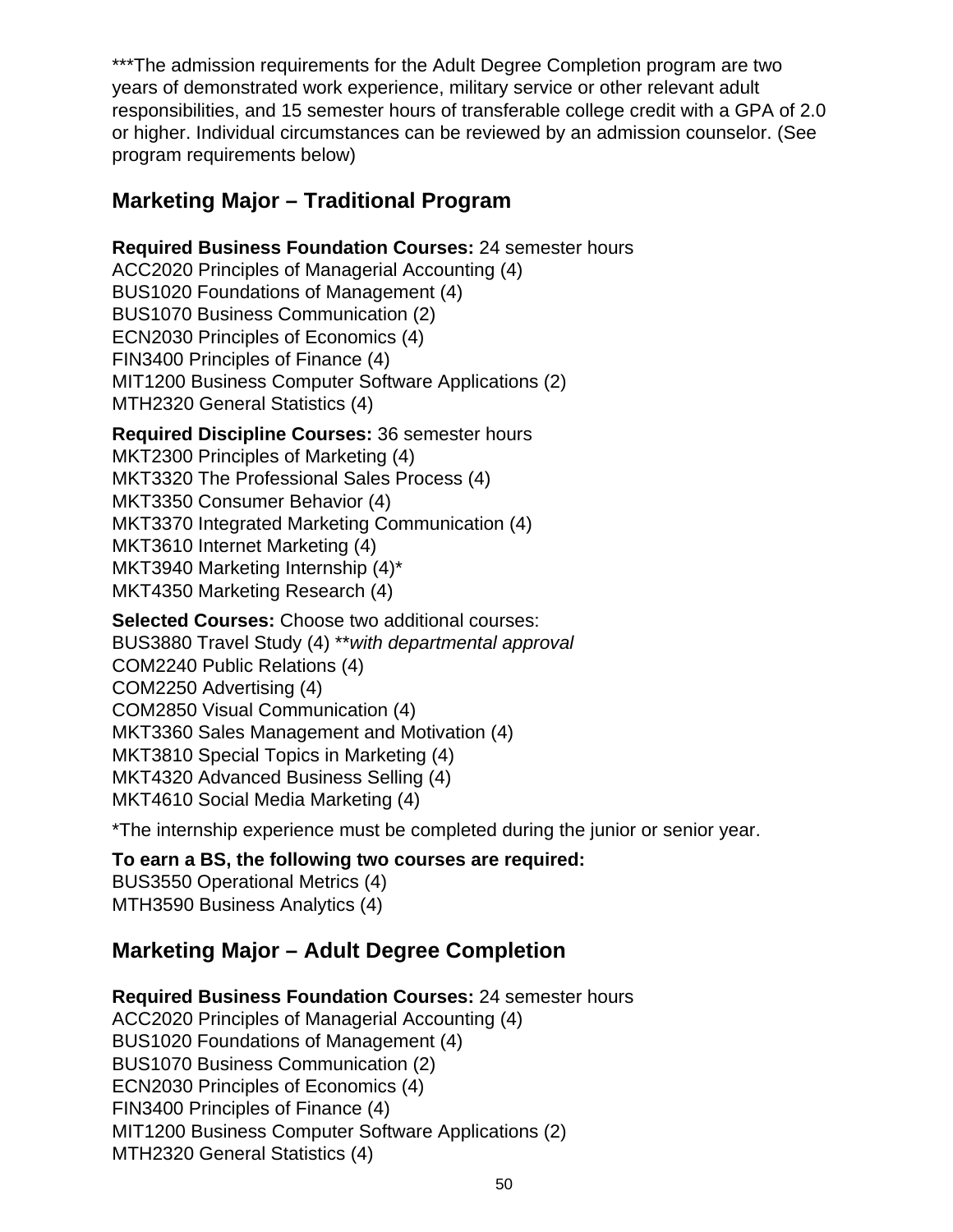***The admission requirements for the Adult Degree Completion program are two years of demonstrated work experience, military service or other relevant adult responsibilities, and 15 semester hours of transferable college credit with a GPA of 2.0 or higher. Individual circumstances can be reviewed by an admission counselor. (See program requirements below)

## Marketing Major – Traditional Program

**Required Business Foundation Courses:** 24 semester hours
ACC2020 Principles of Managerial Accounting (4)
BUS1020 Foundations of Management (4)
BUS1070 Business Communication (2)
ECN2030 Principles of Economics (4)
FIN3400 Principles of Finance (4)
MIT1200 Business Computer Software Applications (2)
MTH2320 General Statistics (4)

**Required Discipline Courses:** 36 semester hours
MKT2300 Principles of Marketing (4)
MKT3320 The Professional Sales Process (4)
MKT3350 Consumer Behavior (4)
MKT3370 Integrated Marketing Communication (4)
MKT3610 Internet Marketing (4)
MKT3940 Marketing Internship (4)*
MKT4350 Marketing Research (4)

**Selected Courses:** Choose two additional courses:
BUS3880 Travel Study (4) ***with departmental approval*
COM2240 Public Relations (4)
COM2250 Advertising (4)
COM2850 Visual Communication (4)
MKT3360 Sales Management and Motivation (4)
MKT3810 Special Topics in Marketing (4)
MKT4320 Advanced Business Selling (4)
MKT4610 Social Media Marketing (4)

*The internship experience must be completed during the junior or senior year.

**To earn a BS, the following two courses are required:**
BUS3550 Operational Metrics (4)
MTH3590 Business Analytics (4)

## Marketing Major – Adult Degree Completion

**Required Business Foundation Courses:** 24 semester hours
ACC2020 Principles of Managerial Accounting (4)
BUS1020 Foundations of Management (4)
BUS1070 Business Communication (2)
ECN2030 Principles of Economics (4)
FIN3400 Principles of Finance (4)
MIT1200 Business Computer Software Applications (2)
MTH2320 General Statistics (4)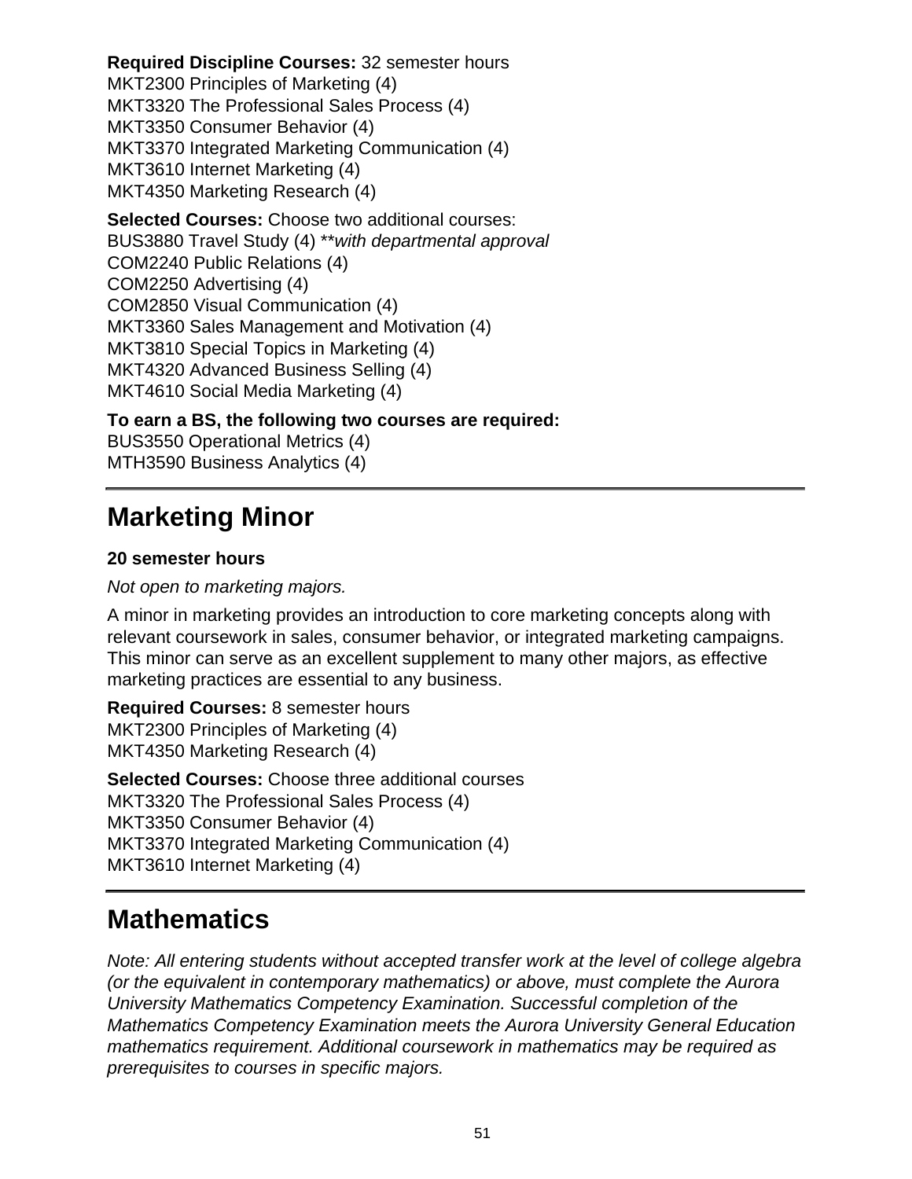**Required Discipline Courses:** 32 semester hours
MKT2300 Principles of Marketing (4)
MKT3320 The Professional Sales Process (4)
MKT3350 Consumer Behavior (4)
MKT3370 Integrated Marketing Communication (4)
MKT3610 Internet Marketing (4)
MKT4350 Marketing Research (4)

**Selected Courses:** Choose two additional courses:
BUS3880 Travel Study (4) ***with departmental approval*
COM2240 Public Relations (4)
COM2250 Advertising (4)
COM2850 Visual Communication (4)
MKT3360 Sales Management and Motivation (4)
MKT3810 Special Topics in Marketing (4)
MKT4320 Advanced Business Selling (4)
MKT4610 Social Media Marketing (4)

**To earn a BS, the following two courses are required:**
BUS3550 Operational Metrics (4)
MTH3590 Business Analytics (4)

## Marketing Minor

**20 semester hours**

*Not open to marketing majors.*

A minor in marketing provides an introduction to core marketing concepts along with relevant coursework in sales, consumer behavior, or integrated marketing campaigns. This minor can serve as an excellent supplement to many other majors, as effective marketing practices are essential to any business.

**Required Courses:** 8 semester hours
MKT2300 Principles of Marketing (4)
MKT4350 Marketing Research (4)

**Selected Courses:** Choose three additional courses
MKT3320 The Professional Sales Process (4)
MKT3350 Consumer Behavior (4)
MKT3370 Integrated Marketing Communication (4)
MKT3610 Internet Marketing (4)

## Mathematics

*Note: All entering students without accepted transfer work at the level of college algebra (or the equivalent in contemporary mathematics) or above, must complete the Aurora University Mathematics Competency Examination. Successful completion of the Mathematics Competency Examination meets the Aurora University General Education mathematics requirement. Additional coursework in mathematics may be required as prerequisites to courses in specific majors.*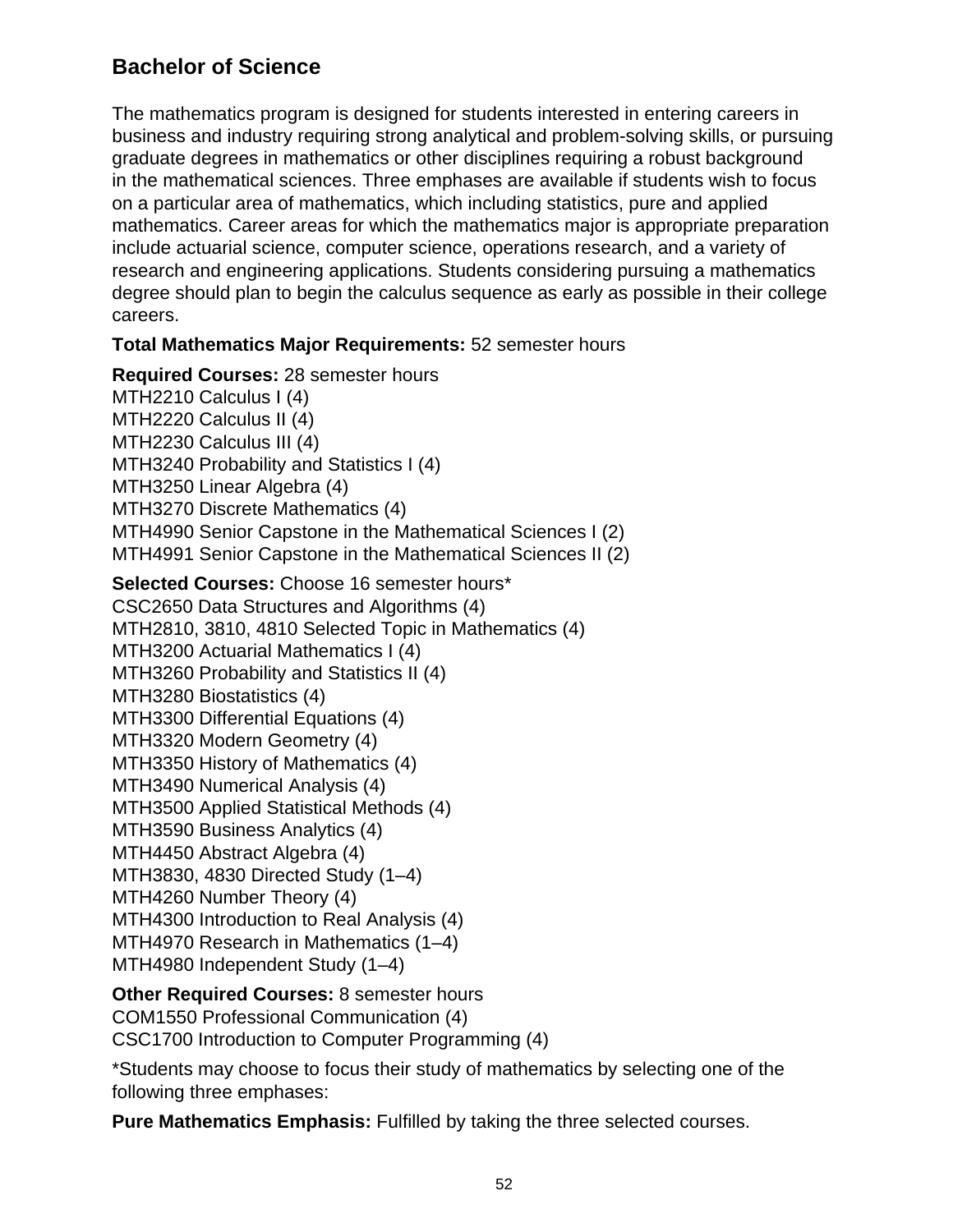## Bachelor of Science

The mathematics program is designed for students interested in entering careers in business and industry requiring strong analytical and problem-solving skills, or pursuing graduate degrees in mathematics or other disciplines requiring a robust background in the mathematical sciences. Three emphases are available if students wish to focus on a particular area of mathematics, which including statistics, pure and applied mathematics. Career areas for which the mathematics major is appropriate preparation include actuarial science, computer science, operations research, and a variety of research and engineering applications. Students considering pursuing a mathematics degree should plan to begin the calculus sequence as early as possible in their college careers.

**Total Mathematics Major Requirements:** 52 semester hours

**Required Courses:** 28 semester hours
MTH2210 Calculus I (4)
MTH2220 Calculus II (4)
MTH2230 Calculus III (4)
MTH3240 Probability and Statistics I (4)
MTH3250 Linear Algebra (4)
MTH3270 Discrete Mathematics (4)
MTH4990 Senior Capstone in the Mathematical Sciences I (2)
MTH4991 Senior Capstone in the Mathematical Sciences II (2)

**Selected Courses:** Choose 16 semester hours*
CSC2650 Data Structures and Algorithms (4)
MTH2810, 3810, 4810 Selected Topic in Mathematics (4)
MTH3200 Actuarial Mathematics I (4)
MTH3260 Probability and Statistics II (4)
MTH3280 Biostatistics (4)
MTH3300 Differential Equations (4)
MTH3320 Modern Geometry (4)
MTH3350 History of Mathematics (4)
MTH3490 Numerical Analysis (4)
MTH3500 Applied Statistical Methods (4)
MTH3590 Business Analytics (4)
MTH4450 Abstract Algebra (4)
MTH3830, 4830 Directed Study (1–4)
MTH4260 Number Theory (4)
MTH4300 Introduction to Real Analysis (4)
MTH4970 Research in Mathematics (1–4)
MTH4980 Independent Study (1–4)

**Other Required Courses:** 8 semester hours
COM1550 Professional Communication (4)
CSC1700 Introduction to Computer Programming (4)

*Students may choose to focus their study of mathematics by selecting one of the following three emphases:

**Pure Mathematics Emphasis:** Fulfilled by taking the three selected courses.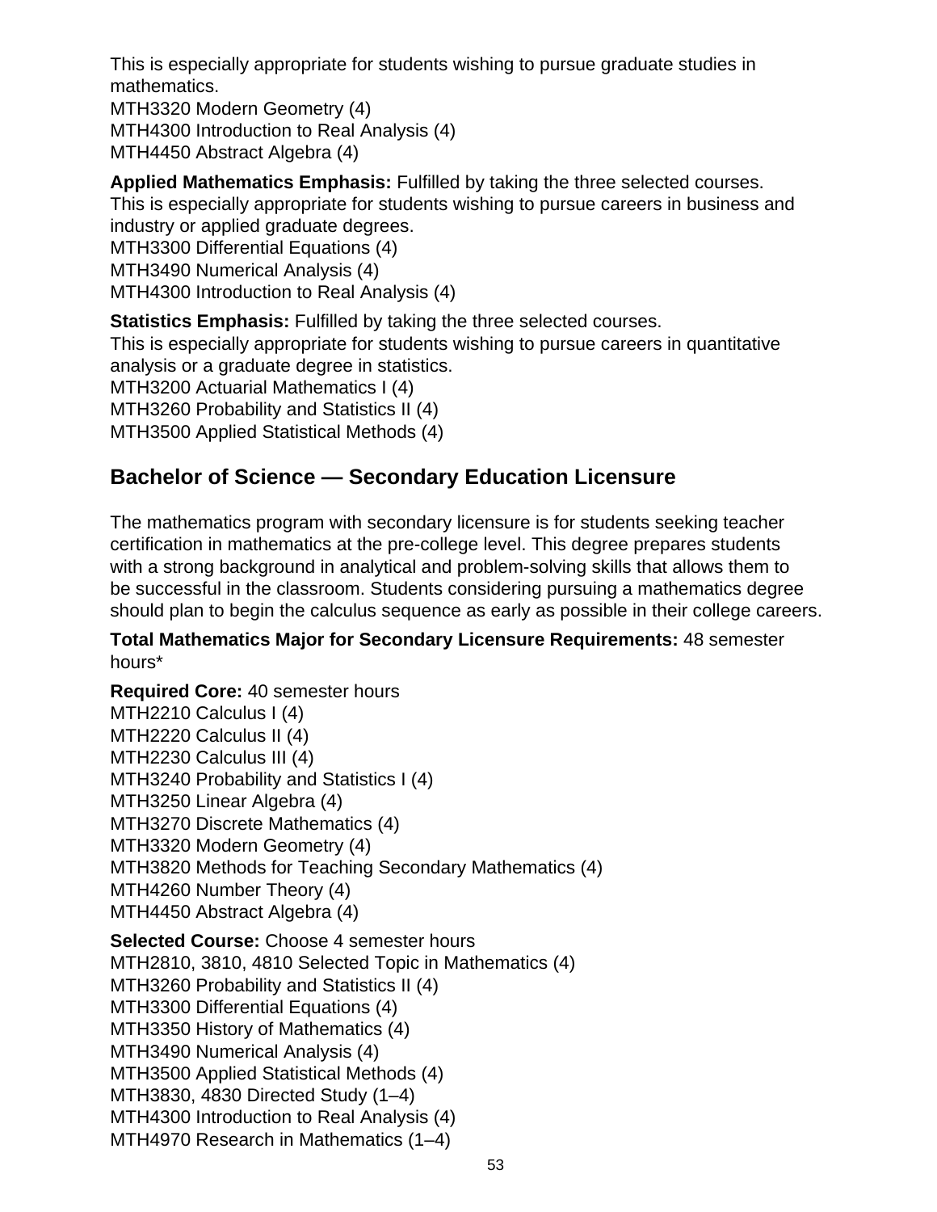This is especially appropriate for students wishing to pursue graduate studies in mathematics.
MTH3320 Modern Geometry (4)
MTH4300 Introduction to Real Analysis (4)
MTH4450 Abstract Algebra (4)

**Applied Mathematics Emphasis:** Fulfilled by taking the three selected courses.
This is especially appropriate for students wishing to pursue careers in business and industry or applied graduate degrees.
MTH3300 Differential Equations (4)
MTH3490 Numerical Analysis (4)
MTH4300 Introduction to Real Analysis (4)

**Statistics Emphasis:** Fulfilled by taking the three selected courses.
This is especially appropriate for students wishing to pursue careers in quantitative analysis or a graduate degree in statistics.
MTH3200 Actuarial Mathematics I (4)
MTH3260 Probability and Statistics II (4)
MTH3500 Applied Statistical Methods (4)

## Bachelor of Science — Secondary Education Licensure

The mathematics program with secondary licensure is for students seeking teacher certification in mathematics at the pre-college level. This degree prepares students with a strong background in analytical and problem-solving skills that allows them to be successful in the classroom. Students considering pursuing a mathematics degree should plan to begin the calculus sequence as early as possible in their college careers.

**Total Mathematics Major for Secondary Licensure Requirements:** 48 semester hours*

**Required Core:** 40 semester hours
MTH2210 Calculus I (4)
MTH2220 Calculus II (4)
MTH2230 Calculus III (4)
MTH3240 Probability and Statistics I (4)
MTH3250 Linear Algebra (4)
MTH3270 Discrete Mathematics (4)
MTH3320 Modern Geometry (4)
MTH3820 Methods for Teaching Secondary Mathematics (4)
MTH4260 Number Theory (4)
MTH4450 Abstract Algebra (4)

**Selected Course:** Choose 4 semester hours
MTH2810, 3810, 4810 Selected Topic in Mathematics (4)
MTH3260 Probability and Statistics II (4)
MTH3300 Differential Equations (4)
MTH3350 History of Mathematics (4)
MTH3490 Numerical Analysis (4)
MTH3500 Applied Statistical Methods (4)
MTH3830, 4830 Directed Study (1–4)
MTH4300 Introduction to Real Analysis (4)
MTH4970 Research in Mathematics (1–4)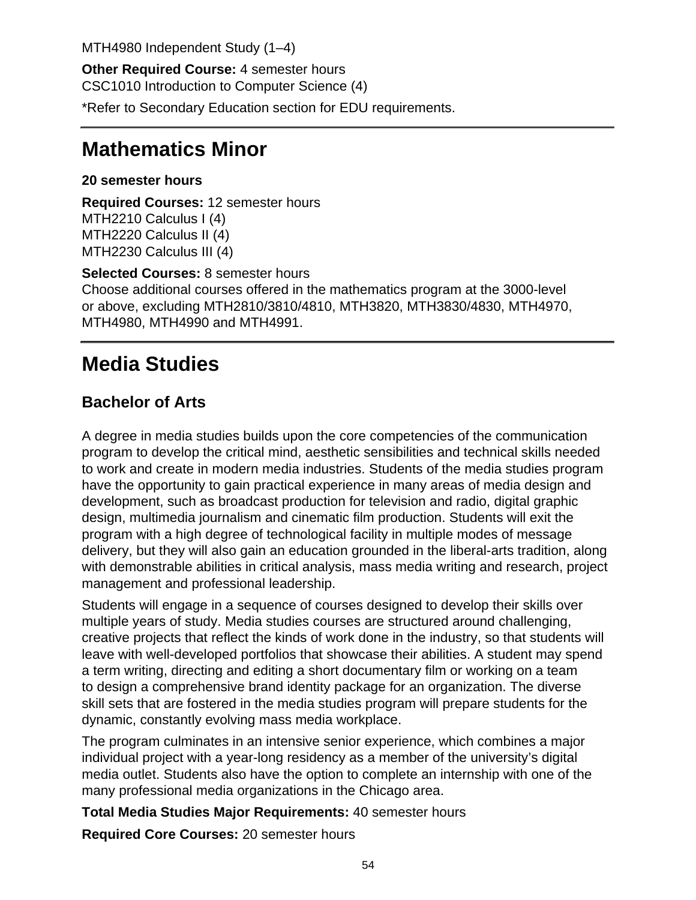MTH4980 Independent Study (1–4)

**Other Required Course:** 4 semester hours
CSC1010 Introduction to Computer Science (4)

*Refer to Secondary Education section for EDU requirements.

# Mathematics Minor

**20 semester hours**

**Required Courses:** 12 semester hours
MTH2210 Calculus I (4)
MTH2220 Calculus II (4)
MTH2230 Calculus III (4)

**Selected Courses:** 8 semester hours
Choose additional courses offered in the mathematics program at the 3000-level or above, excluding MTH2810/3810/4810, MTH3820, MTH3830/4830, MTH4970, MTH4980, MTH4990 and MTH4991.

# Media Studies

## Bachelor of Arts

A degree in media studies builds upon the core competencies of the communication program to develop the critical mind, aesthetic sensibilities and technical skills needed to work and create in modern media industries. Students of the media studies program have the opportunity to gain practical experience in many areas of media design and development, such as broadcast production for television and radio, digital graphic design, multimedia journalism and cinematic film production. Students will exit the program with a high degree of technological facility in multiple modes of message delivery, but they will also gain an education grounded in the liberal-arts tradition, along with demonstrable abilities in critical analysis, mass media writing and research, project management and professional leadership.

Students will engage in a sequence of courses designed to develop their skills over multiple years of study. Media studies courses are structured around challenging, creative projects that reflect the kinds of work done in the industry, so that students will leave with well-developed portfolios that showcase their abilities. A student may spend a term writing, directing and editing a short documentary film or working on a team to design a comprehensive brand identity package for an organization. The diverse skill sets that are fostered in the media studies program will prepare students for the dynamic, constantly evolving mass media workplace.

The program culminates in an intensive senior experience, which combines a major individual project with a year-long residency as a member of the university's digital media outlet. Students also have the option to complete an internship with one of the many professional media organizations in the Chicago area.

**Total Media Studies Major Requirements:** 40 semester hours

**Required Core Courses:** 20 semester hours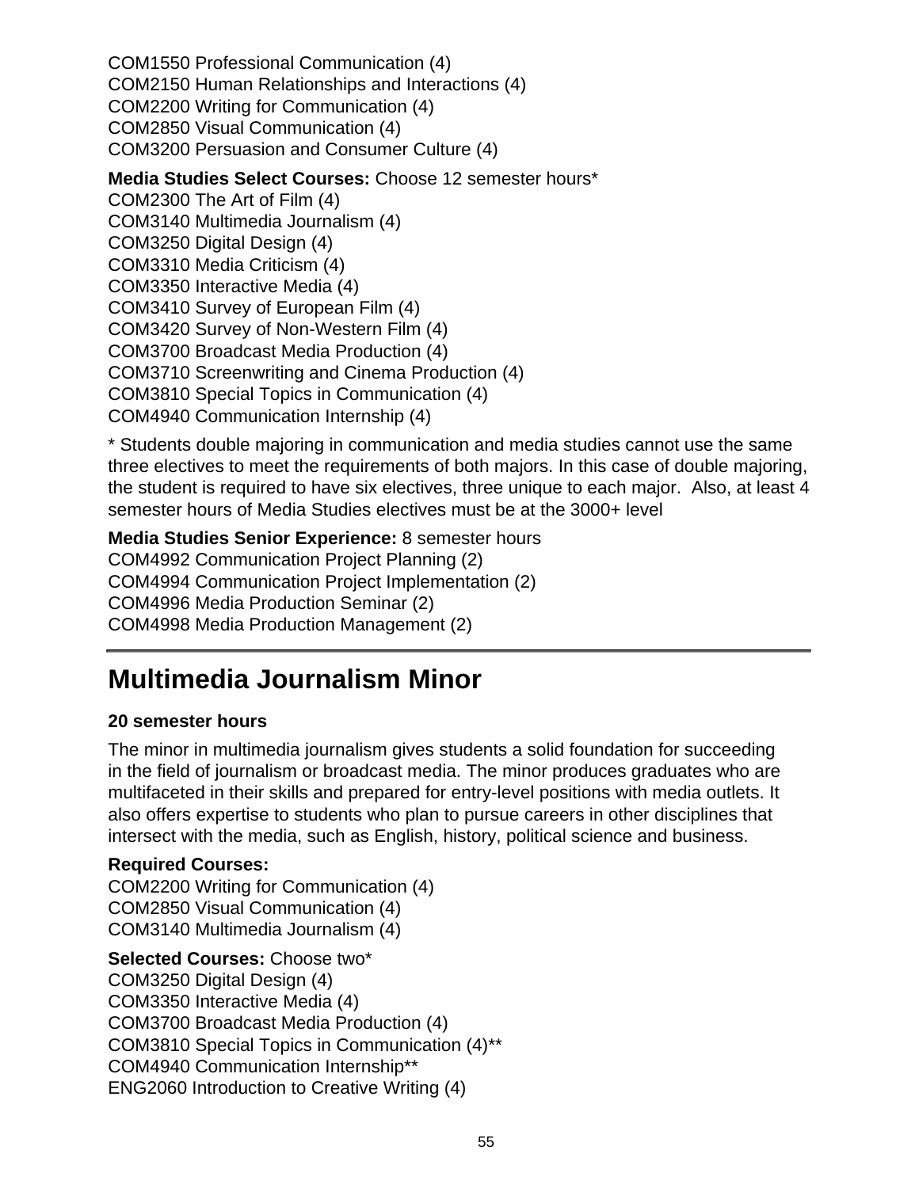COM1550 Professional Communication (4)
COM2150 Human Relationships and Interactions (4)
COM2200 Writing for Communication (4)
COM2850 Visual Communication (4)
COM3200 Persuasion and Consumer Culture (4)

**Media Studies Select Courses:** Choose 12 semester hours*
COM2300 The Art of Film (4)
COM3140 Multimedia Journalism (4)
COM3250 Digital Design (4)
COM3310 Media Criticism (4)
COM3350 Interactive Media (4)
COM3410 Survey of European Film (4)
COM3420 Survey of Non-Western Film (4)
COM3700 Broadcast Media Production (4)
COM3710 Screenwriting and Cinema Production (4)
COM3810 Special Topics in Communication (4)
COM4940 Communication Internship (4)

* Students double majoring in communication and media studies cannot use the same three electives to meet the requirements of both majors. In this case of double majoring, the student is required to have six electives, three unique to each major.  Also, at least 4 semester hours of Media Studies electives must be at the 3000+ level

**Media Studies Senior Experience:** 8 semester hours
COM4992 Communication Project Planning (2)
COM4994 Communication Project Implementation (2)
COM4996 Media Production Seminar (2)
COM4998 Media Production Management (2)

---

# Multimedia Journalism Minor

**20 semester hours**

The minor in multimedia journalism gives students a solid foundation for succeeding in the field of journalism or broadcast media. The minor produces graduates who are multifaceted in their skills and prepared for entry-level positions with media outlets. It also offers expertise to students who plan to pursue careers in other disciplines that intersect with the media, such as English, history, political science and business.

**Required Courses:**
COM2200 Writing for Communication (4)
COM2850 Visual Communication (4)
COM3140 Multimedia Journalism (4)

**Selected Courses:** Choose two*
COM3250 Digital Design (4)
COM3350 Interactive Media (4)
COM3700 Broadcast Media Production (4)
COM3810 Special Topics in Communication (4)**
COM4940 Communication Internship**
ENG2060 Introduction to Creative Writing (4)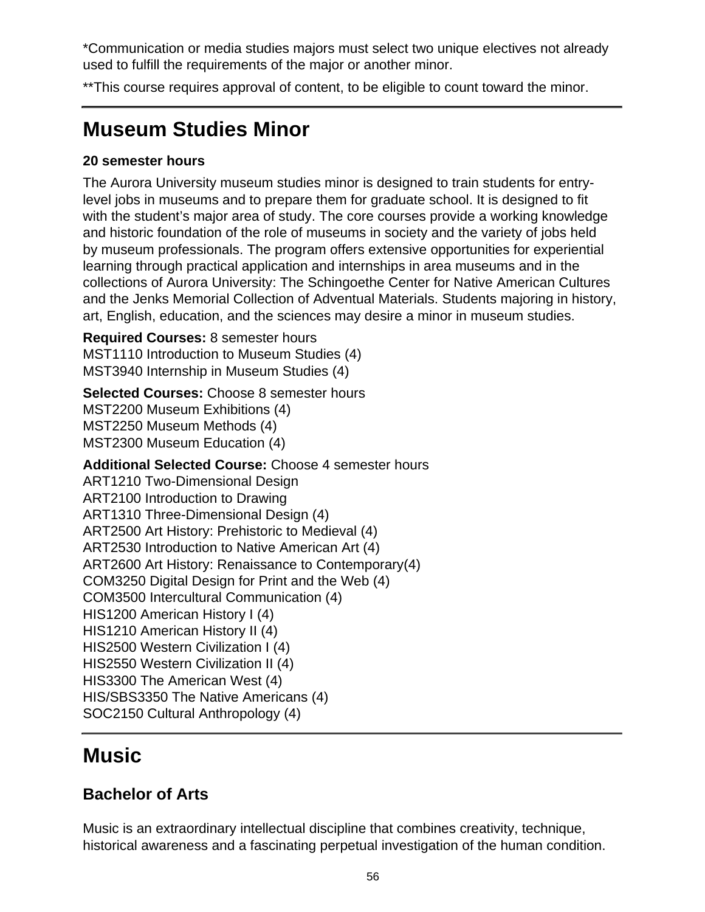*Communication or media studies majors must select two unique electives not already used to fulfill the requirements of the major or another minor.

**This course requires approval of content, to be eligible to count toward the minor.

## Museum Studies Minor

**20 semester hours**

The Aurora University museum studies minor is designed to train students for entry-level jobs in museums and to prepare them for graduate school. It is designed to fit with the student's major area of study. The core courses provide a working knowledge and historic foundation of the role of museums in society and the variety of jobs held by museum professionals. The program offers extensive opportunities for experiential learning through practical application and internships in area museums and in the collections of Aurora University: The Schingoethe Center for Native American Cultures and the Jenks Memorial Collection of Adventual Materials. Students majoring in history, art, English, education, and the sciences may desire a minor in museum studies.

**Required Courses:** 8 semester hours
MST1110 Introduction to Museum Studies (4)
MST3940 Internship in Museum Studies (4)

**Selected Courses:** Choose 8 semester hours
MST2200 Museum Exhibitions (4)
MST2250 Museum Methods (4)
MST2300 Museum Education (4)

**Additional Selected Course:** Choose 4 semester hours
ART1210 Two-Dimensional Design
ART2100 Introduction to Drawing
ART1310 Three-Dimensional Design (4)
ART2500 Art History: Prehistoric to Medieval (4)
ART2530 Introduction to Native American Art (4)
ART2600 Art History: Renaissance to Contemporary(4)
COM3250 Digital Design for Print and the Web (4)
COM3500 Intercultural Communication (4)
HIS1200 American History I (4)
HIS1210 American History II (4)
HIS2500 Western Civilization I (4)
HIS2550 Western Civilization II (4)
HIS3300 The American West (4)
HIS/SBS3350 The Native Americans (4)
SOC2150 Cultural Anthropology (4)

## Music

### Bachelor of Arts

Music is an extraordinary intellectual discipline that combines creativity, technique, historical awareness and a fascinating perpetual investigation of the human condition.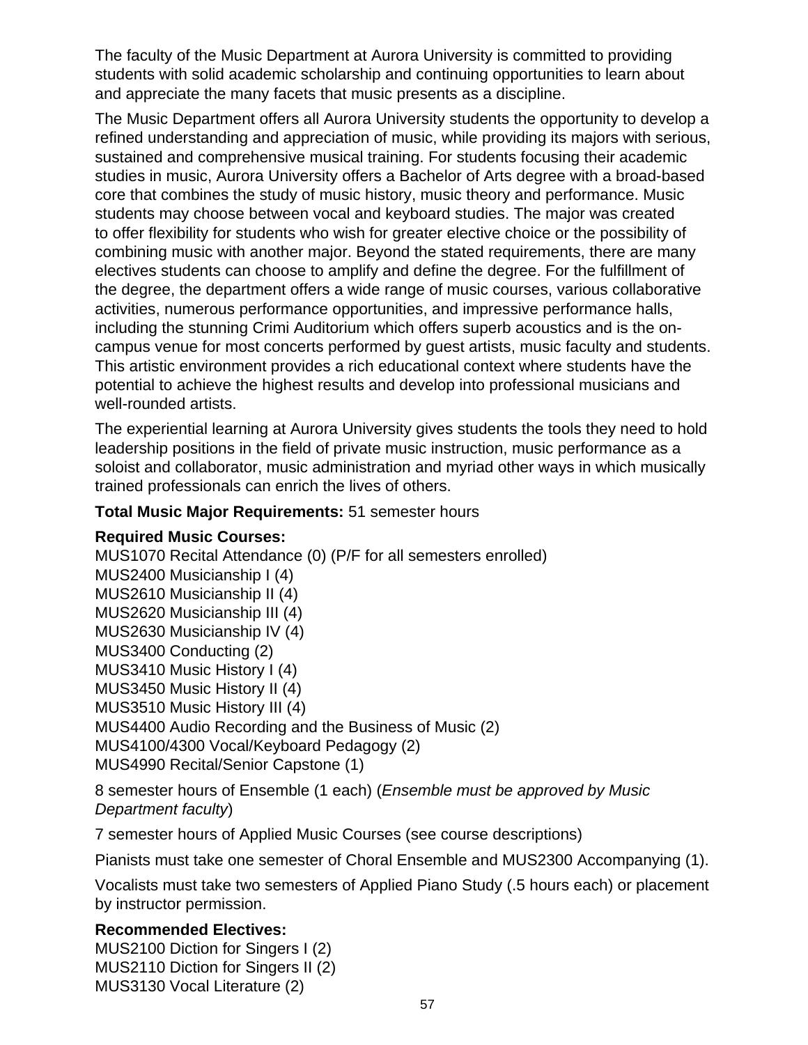The faculty of the Music Department at Aurora University is committed to providing students with solid academic scholarship and continuing opportunities to learn about and appreciate the many facets that music presents as a discipline.

The Music Department offers all Aurora University students the opportunity to develop a refined understanding and appreciation of music, while providing its majors with serious, sustained and comprehensive musical training. For students focusing their academic studies in music, Aurora University offers a Bachelor of Arts degree with a broad-based core that combines the study of music history, music theory and performance. Music students may choose between vocal and keyboard studies. The major was created to offer flexibility for students who wish for greater elective choice or the possibility of combining music with another major. Beyond the stated requirements, there are many electives students can choose to amplify and define the degree. For the fulfillment of the degree, the department offers a wide range of music courses, various collaborative activities, numerous performance opportunities, and impressive performance halls, including the stunning Crimi Auditorium which offers superb acoustics and is the on-campus venue for most concerts performed by guest artists, music faculty and students. This artistic environment provides a rich educational context where students have the potential to achieve the highest results and develop into professional musicians and well-rounded artists.

The experiential learning at Aurora University gives students the tools they need to hold leadership positions in the field of private music instruction, music performance as a soloist and collaborator, music administration and myriad other ways in which musically trained professionals can enrich the lives of others.

**Total Music Major Requirements:** 51 semester hours

**Required Music Courses:**
MUS1070 Recital Attendance (0) (P/F for all semesters enrolled)
MUS2400 Musicianship I (4)
MUS2610 Musicianship II (4)
MUS2620 Musicianship III (4)
MUS2630 Musicianship IV (4)
MUS3400 Conducting (2)
MUS3410 Music History I (4)
MUS3450 Music History II (4)
MUS3510 Music History III (4)
MUS4400 Audio Recording and the Business of Music (2)
MUS4100/4300 Vocal/Keyboard Pedagogy (2)
MUS4990 Recital/Senior Capstone (1)

8 semester hours of Ensemble (1 each) (*Ensemble must be approved by Music Department faculty*)

7 semester hours of Applied Music Courses (see course descriptions)

Pianists must take one semester of Choral Ensemble and MUS2300 Accompanying (1).

Vocalists must take two semesters of Applied Piano Study (.5 hours each) or placement by instructor permission.

**Recommended Electives:**
MUS2100 Diction for Singers I (2)
MUS2110 Diction for Singers II (2)
MUS3130 Vocal Literature (2)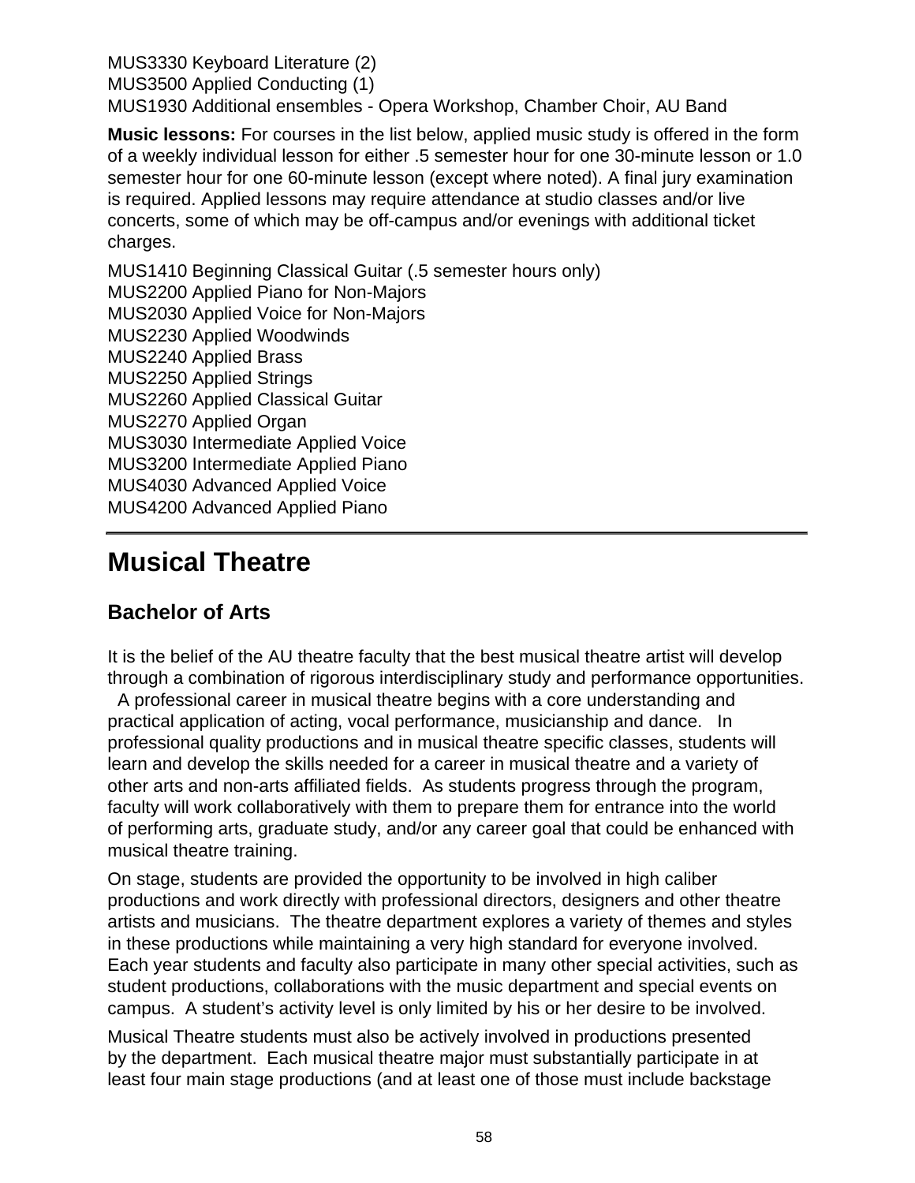MUS3330 Keyboard Literature (2)  
MUS3500 Applied Conducting (1)  
MUS1930 Additional ensembles - Opera Workshop, Chamber Choir, AU Band

**Music lessons:** For courses in the list below, applied music study is offered in the form of a weekly individual lesson for either .5 semester hour for one 30-minute lesson or 1.0 semester hour for one 60-minute lesson (except where noted). A final jury examination is required. Applied lessons may require attendance at studio classes and/or live concerts, some of which may be off-campus and/or evenings with additional ticket charges.

MUS1410 Beginning Classical Guitar (.5 semester hours only)  
MUS2200 Applied Piano for Non-Majors  
MUS2030 Applied Voice for Non-Majors  
MUS2230 Applied Woodwinds  
MUS2240 Applied Brass  
MUS2250 Applied Strings  
MUS2260 Applied Classical Guitar  
MUS2270 Applied Organ  
MUS3030 Intermediate Applied Voice  
MUS3200 Intermediate Applied Piano  
MUS4030 Advanced Applied Voice  
MUS4200 Advanced Applied Piano

---

# Musical Theatre

## Bachelor of Arts

It is the belief of the AU theatre faculty that the best musical theatre artist will develop through a combination of rigorous interdisciplinary study and performance opportunities. A professional career in musical theatre begins with a core understanding and practical application of acting, vocal performance, musicianship and dance. In professional quality productions and in musical theatre specific classes, students will learn and develop the skills needed for a career in musical theatre and a variety of other arts and non-arts affiliated fields. As students progress through the program, faculty will work collaboratively with them to prepare them for entrance into the world of performing arts, graduate study, and/or any career goal that could be enhanced with musical theatre training.

On stage, students are provided the opportunity to be involved in high caliber productions and work directly with professional directors, designers and other theatre artists and musicians. The theatre department explores a variety of themes and styles in these productions while maintaining a very high standard for everyone involved. Each year students and faculty also participate in many other special activities, such as student productions, collaborations with the music department and special events on campus. A student's activity level is only limited by his or her desire to be involved.

Musical Theatre students must also be actively involved in productions presented by the department. Each musical theatre major must substantially participate in at least four main stage productions (and at least one of those must include backstage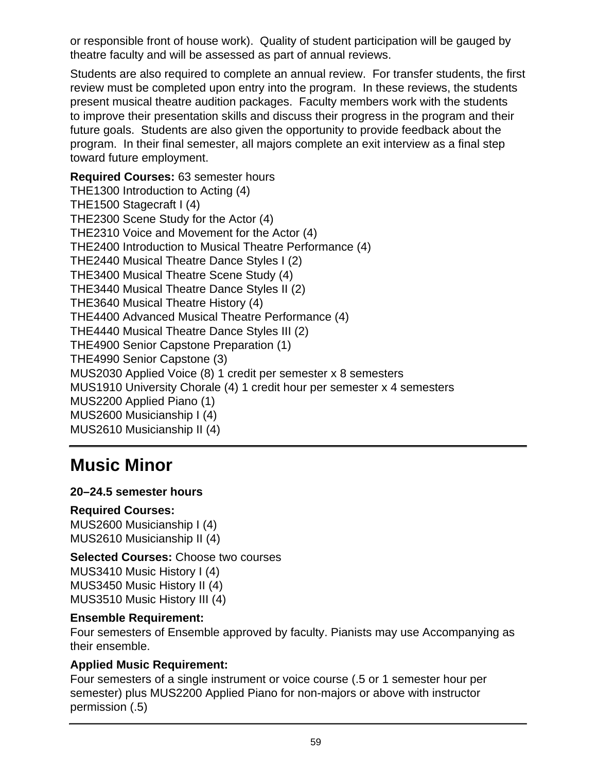or responsible front of house work). Quality of student participation will be gauged by theatre faculty and will be assessed as part of annual reviews.

Students are also required to complete an annual review. For transfer students, the first review must be completed upon entry into the program. In these reviews, the students present musical theatre audition packages. Faculty members work with the students to improve their presentation skills and discuss their progress in the program and their future goals. Students are also given the opportunity to provide feedback about the program. In their final semester, all majors complete an exit interview as a final step toward future employment.

**Required Courses:** 63 semester hours
THE1300 Introduction to Acting (4)
THE1500 Stagecraft I (4)
THE2300 Scene Study for the Actor (4)
THE2310 Voice and Movement for the Actor (4)
THE2400 Introduction to Musical Theatre Performance (4)
THE2440 Musical Theatre Dance Styles I (2)
THE3400 Musical Theatre Scene Study (4)
THE3440 Musical Theatre Dance Styles II (2)
THE3640 Musical Theatre History (4)
THE4400 Advanced Musical Theatre Performance (4)
THE4440 Musical Theatre Dance Styles III (2)
THE4900 Senior Capstone Preparation (1)
THE4990 Senior Capstone (3)
MUS2030 Applied Voice (8) 1 credit per semester x 8 semesters
MUS1910 University Chorale (4) 1 credit hour per semester x 4 semesters
MUS2200 Applied Piano (1)
MUS2600 Musicianship I (4)
MUS2610 Musicianship II (4)

## Music Minor

**20–24.5 semester hours**

**Required Courses:**
MUS2600 Musicianship I (4)
MUS2610 Musicianship II (4)

**Selected Courses:** Choose two courses
MUS3410 Music History I (4)
MUS3450 Music History II (4)
MUS3510 Music History III (4)

**Ensemble Requirement:**
Four semesters of Ensemble approved by faculty. Pianists may use Accompanying as their ensemble.

**Applied Music Requirement:**
Four semesters of a single instrument or voice course (.5 or 1 semester hour per semester) plus MUS2200 Applied Piano for non-majors or above with instructor permission (.5)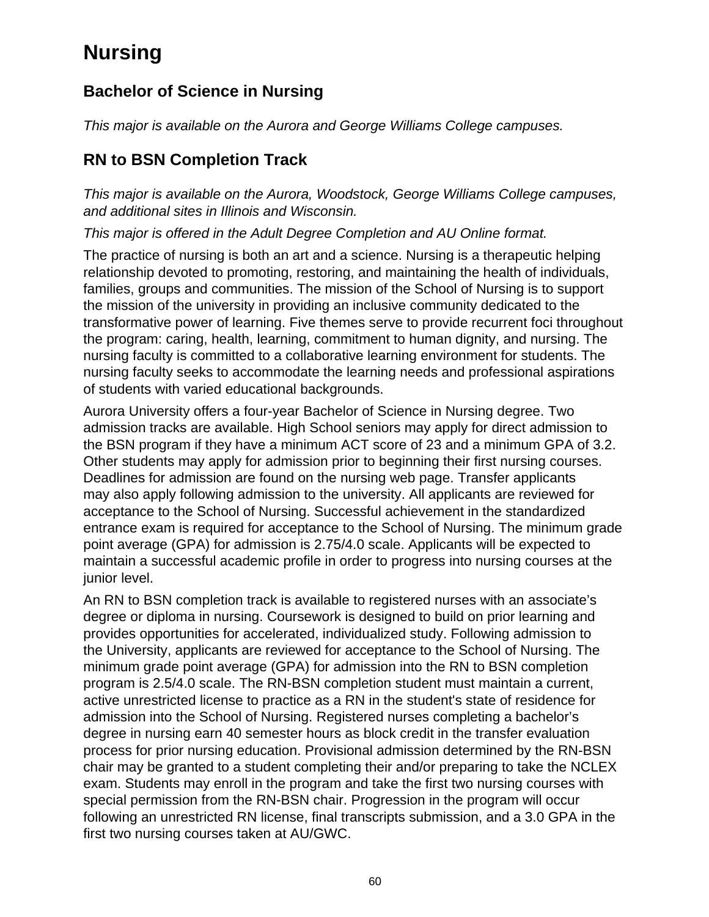# Nursing

## Bachelor of Science in Nursing

*This major is available on the Aurora and George Williams College campuses.*

## RN to BSN Completion Track

*This major is available on the Aurora, Woodstock, George Williams College campuses, and additional sites in Illinois and Wisconsin.*

*This major is offered in the Adult Degree Completion and AU Online format.*

The practice of nursing is both an art and a science. Nursing is a therapeutic helping relationship devoted to promoting, restoring, and maintaining the health of individuals, families, groups and communities. The mission of the School of Nursing is to support the mission of the university in providing an inclusive community dedicated to the transformative power of learning. Five themes serve to provide recurrent foci throughout the program: caring, health, learning, commitment to human dignity, and nursing. The nursing faculty is committed to a collaborative learning environment for students. The nursing faculty seeks to accommodate the learning needs and professional aspirations of students with varied educational backgrounds.

Aurora University offers a four-year Bachelor of Science in Nursing degree. Two admission tracks are available. High School seniors may apply for direct admission to the BSN program if they have a minimum ACT score of 23 and a minimum GPA of 3.2. Other students may apply for admission prior to beginning their first nursing courses. Deadlines for admission are found on the nursing web page. Transfer applicants may also apply following admission to the university. All applicants are reviewed for acceptance to the School of Nursing. Successful achievement in the standardized entrance exam is required for acceptance to the School of Nursing. The minimum grade point average (GPA) for admission is 2.75/4.0 scale. Applicants will be expected to maintain a successful academic profile in order to progress into nursing courses at the junior level.

An RN to BSN completion track is available to registered nurses with an associate's degree or diploma in nursing. Coursework is designed to build on prior learning and provides opportunities for accelerated, individualized study. Following admission to the University, applicants are reviewed for acceptance to the School of Nursing. The minimum grade point average (GPA) for admission into the RN to BSN completion program is 2.5/4.0 scale. The RN-BSN completion student must maintain a current, active unrestricted license to practice as a RN in the student's state of residence for admission into the School of Nursing. Registered nurses completing a bachelor's degree in nursing earn 40 semester hours as block credit in the transfer evaluation process for prior nursing education. Provisional admission determined by the RN-BSN chair may be granted to a student completing their and/or preparing to take the NCLEX exam. Students may enroll in the program and take the first two nursing courses with special permission from the RN-BSN chair. Progression in the program will occur following an unrestricted RN license, final transcripts submission, and a 3.0 GPA in the first two nursing courses taken at AU/GWC.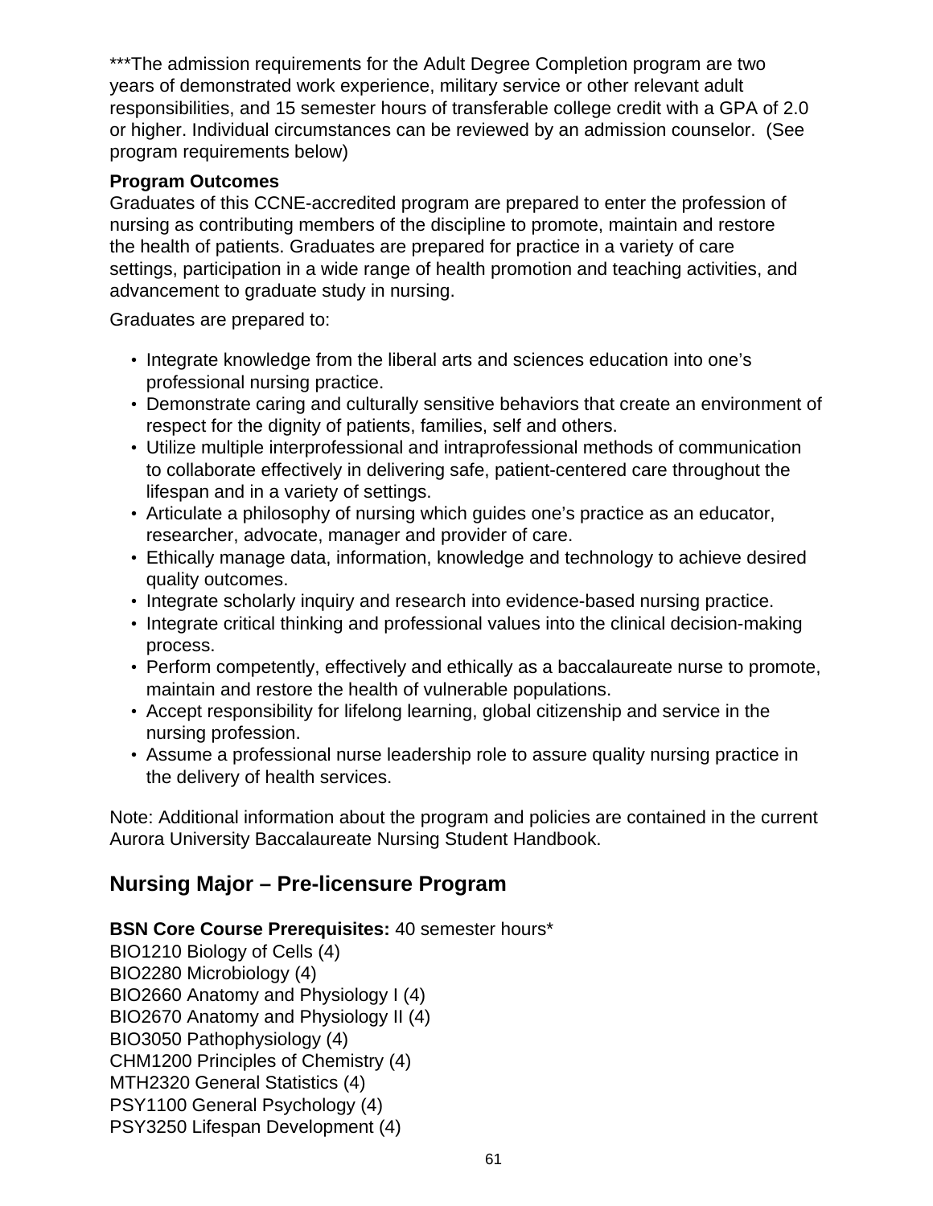***The admission requirements for the Adult Degree Completion program are two years of demonstrated work experience, military service or other relevant adult responsibilities, and 15 semester hours of transferable college credit with a GPA of 2.0 or higher. Individual circumstances can be reviewed by an admission counselor. (See program requirements below)

**Program Outcomes**
Graduates of this CCNE-accredited program are prepared to enter the profession of nursing as contributing members of the discipline to promote, maintain and restore the health of patients. Graduates are prepared for practice in a variety of care settings, participation in a wide range of health promotion and teaching activities, and advancement to graduate study in nursing.

Graduates are prepared to:

- Integrate knowledge from the liberal arts and sciences education into one's professional nursing practice.
- Demonstrate caring and culturally sensitive behaviors that create an environment of respect for the dignity of patients, families, self and others.
- Utilize multiple interprofessional and intraprofessional methods of communication to collaborate effectively in delivering safe, patient-centered care throughout the lifespan and in a variety of settings.
- Articulate a philosophy of nursing which guides one's practice as an educator, researcher, advocate, manager and provider of care.
- Ethically manage data, information, knowledge and technology to achieve desired quality outcomes.
- Integrate scholarly inquiry and research into evidence-based nursing practice.
- Integrate critical thinking and professional values into the clinical decision-making process.
- Perform competently, effectively and ethically as a baccalaureate nurse to promote, maintain and restore the health of vulnerable populations.
- Accept responsibility for lifelong learning, global citizenship and service in the nursing profession.
- Assume a professional nurse leadership role to assure quality nursing practice in the delivery of health services.

Note: Additional information about the program and policies are contained in the current Aurora University Baccalaureate Nursing Student Handbook.

## Nursing Major – Pre-licensure Program

**BSN Core Course Prerequisites:** 40 semester hours*
BIO1210 Biology of Cells (4)
BIO2280 Microbiology (4)
BIO2660 Anatomy and Physiology I (4)
BIO2670 Anatomy and Physiology II (4)
BIO3050 Pathophysiology (4)
CHM1200 Principles of Chemistry (4)
MTH2320 General Statistics (4)
PSY1100 General Psychology (4)
PSY3250 Lifespan Development (4)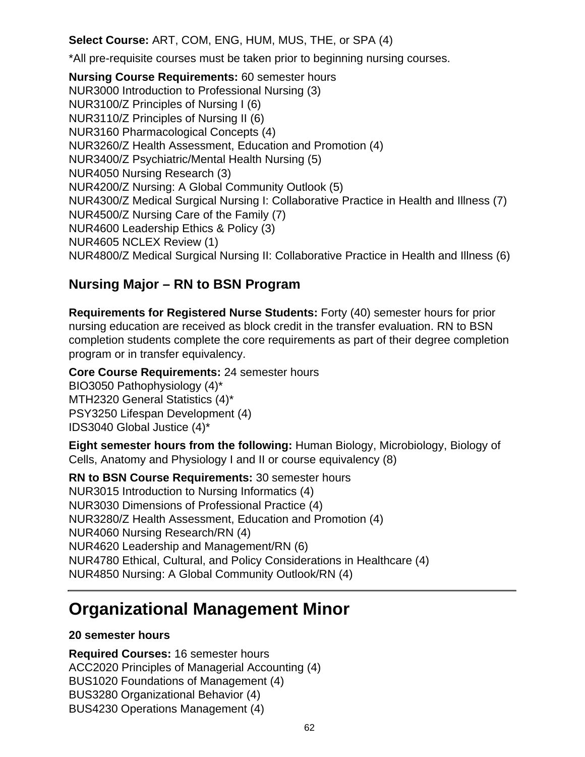**Select Course:** ART, COM, ENG, HUM, MUS, THE, or SPA (4)

*All pre-requisite courses must be taken prior to beginning nursing courses.

**Nursing Course Requirements:** 60 semester hours
NUR3000 Introduction to Professional Nursing (3)
NUR3100/Z Principles of Nursing I (6)
NUR3110/Z Principles of Nursing II (6)
NUR3160 Pharmacological Concepts (4)
NUR3260/Z Health Assessment, Education and Promotion (4)
NUR3400/Z Psychiatric/Mental Health Nursing (5)
NUR4050 Nursing Research (3)
NUR4200/Z Nursing: A Global Community Outlook (5)
NUR4300/Z Medical Surgical Nursing I: Collaborative Practice in Health and Illness (7)
NUR4500/Z Nursing Care of the Family (7)
NUR4600 Leadership Ethics & Policy (3)
NUR4605 NCLEX Review (1)
NUR4800/Z Medical Surgical Nursing II: Collaborative Practice in Health and Illness (6)

## Nursing Major – RN to BSN Program

**Requirements for Registered Nurse Students:** Forty (40) semester hours for prior nursing education are received as block credit in the transfer evaluation. RN to BSN completion students complete the core requirements as part of their degree completion program or in transfer equivalency.

**Core Course Requirements:** 24 semester hours
BIO3050 Pathophysiology (4)*
MTH2320 General Statistics (4)*
PSY3250 Lifespan Development (4)
IDS3040 Global Justice (4)*

**Eight semester hours from the following:** Human Biology, Microbiology, Biology of Cells, Anatomy and Physiology I and II or course equivalency (8)

**RN to BSN Course Requirements:** 30 semester hours
NUR3015 Introduction to Nursing Informatics (4)
NUR3030 Dimensions of Professional Practice (4)
NUR3280/Z Health Assessment, Education and Promotion (4)
NUR4060 Nursing Research/RN (4)
NUR4620 Leadership and Management/RN (6)
NUR4780 Ethical, Cultural, and Policy Considerations in Healthcare (4)
NUR4850 Nursing: A Global Community Outlook/RN (4)

# Organizational Management Minor

**20 semester hours**

**Required Courses:** 16 semester hours
ACC2020 Principles of Managerial Accounting (4)
BUS1020 Foundations of Management (4)
BUS3280 Organizational Behavior (4)
BUS4230 Operations Management (4)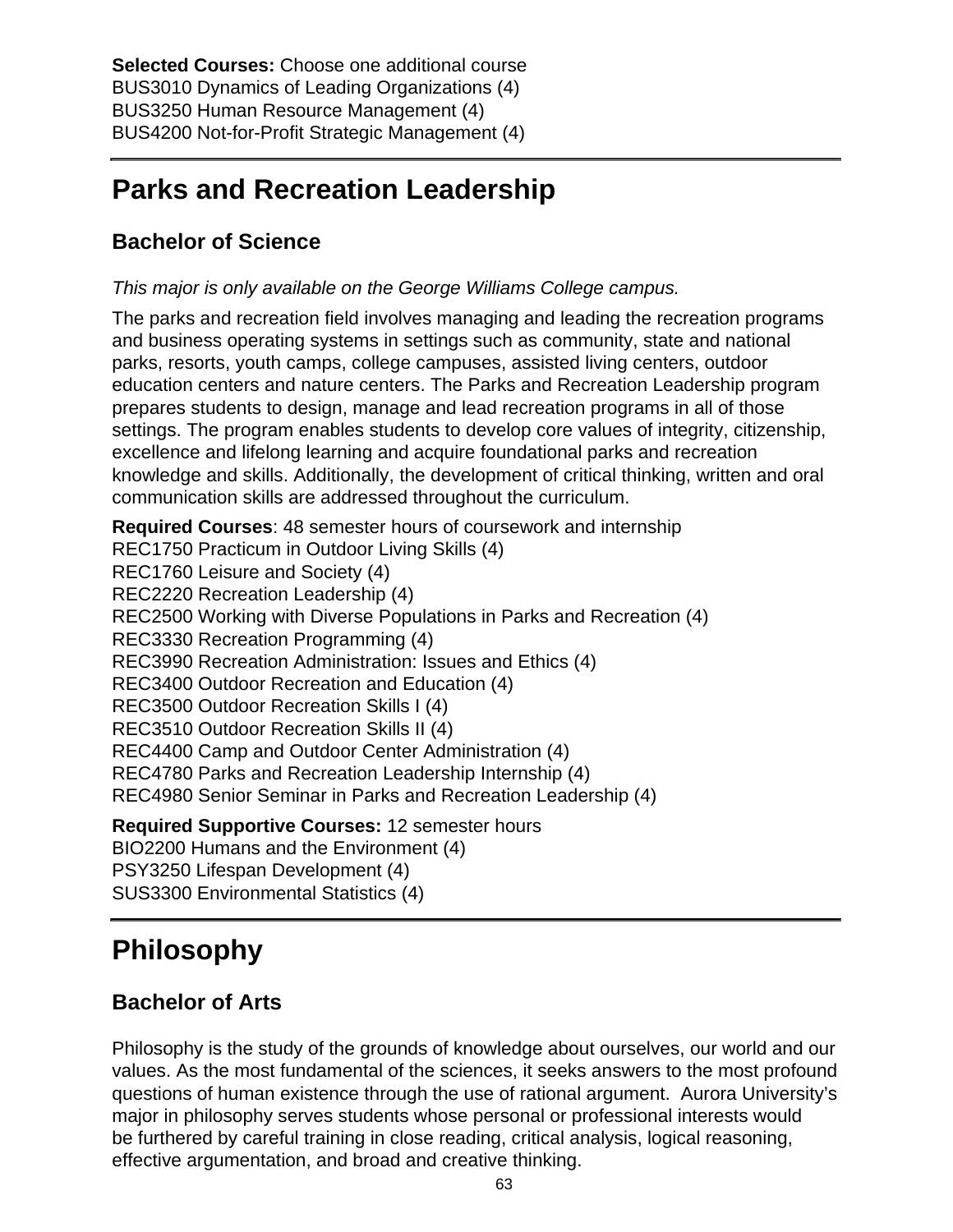**Selected Courses:** Choose one additional course
BUS3010 Dynamics of Leading Organizations (4)
BUS3250 Human Resource Management (4)
BUS4200 Not-for-Profit Strategic Management (4)

# Parks and Recreation Leadership

## Bachelor of Science

*This major is only available on the George Williams College campus.*

The parks and recreation field involves managing and leading the recreation programs and business operating systems in settings such as community, state and national parks, resorts, youth camps, college campuses, assisted living centers, outdoor education centers and nature centers. The Parks and Recreation Leadership program prepares students to design, manage and lead recreation programs in all of those settings. The program enables students to develop core values of integrity, citizenship, excellence and lifelong learning and acquire foundational parks and recreation knowledge and skills. Additionally, the development of critical thinking, written and oral communication skills are addressed throughout the curriculum.

**Required Courses**: 48 semester hours of coursework and internship
REC1750 Practicum in Outdoor Living Skills (4)
REC1760 Leisure and Society (4)
REC2220 Recreation Leadership (4)
REC2500 Working with Diverse Populations in Parks and Recreation (4)
REC3330 Recreation Programming (4)
REC3990 Recreation Administration: Issues and Ethics (4)
REC3400 Outdoor Recreation and Education (4)
REC3500 Outdoor Recreation Skills I (4)
REC3510 Outdoor Recreation Skills II (4)
REC4400 Camp and Outdoor Center Administration (4)
REC4780 Parks and Recreation Leadership Internship (4)
REC4980 Senior Seminar in Parks and Recreation Leadership (4)

**Required Supportive Courses:** 12 semester hours
BIO2200 Humans and the Environment (4)
PSY3250 Lifespan Development (4)
SUS3300 Environmental Statistics (4)

# Philosophy

## Bachelor of Arts

Philosophy is the study of the grounds of knowledge about ourselves, our world and our values. As the most fundamental of the sciences, it seeks answers to the most profound questions of human existence through the use of rational argument. Aurora University's major in philosophy serves students whose personal or professional interests would be furthered by careful training in close reading, critical analysis, logical reasoning, effective argumentation, and broad and creative thinking.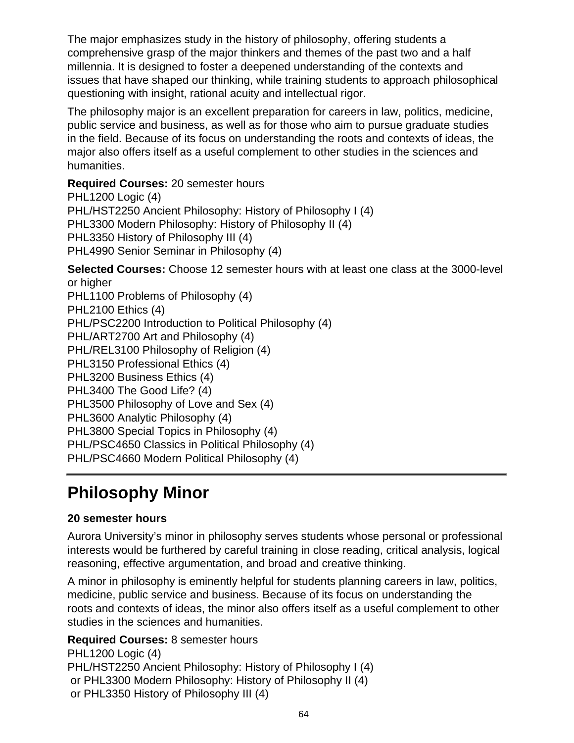The major emphasizes study in the history of philosophy, offering students a comprehensive grasp of the major thinkers and themes of the past two and a half millennia. It is designed to foster a deepened understanding of the contexts and issues that have shaped our thinking, while training students to approach philosophical questioning with insight, rational acuity and intellectual rigor.

The philosophy major is an excellent preparation for careers in law, politics, medicine, public service and business, as well as for those who aim to pursue graduate studies in the field. Because of its focus on understanding the roots and contexts of ideas, the major also offers itself as a useful complement to other studies in the sciences and humanities.

**Required Courses:** 20 semester hours
PHL1200 Logic (4)
PHL/HST2250 Ancient Philosophy: History of Philosophy I (4)
PHL3300 Modern Philosophy: History of Philosophy II (4)
PHL3350 History of Philosophy III (4)
PHL4990 Senior Seminar in Philosophy (4)

**Selected Courses:** Choose 12 semester hours with at least one class at the 3000-level or higher
PHL1100 Problems of Philosophy (4)
PHL2100 Ethics (4)
PHL/PSC2200 Introduction to Political Philosophy (4)
PHL/ART2700 Art and Philosophy (4)
PHL/REL3100 Philosophy of Religion (4)
PHL3150 Professional Ethics (4)
PHL3200 Business Ethics (4)
PHL3400 The Good Life? (4)
PHL3500 Philosophy of Love and Sex (4)
PHL3600 Analytic Philosophy (4)
PHL3800 Special Topics in Philosophy (4)
PHL/PSC4650 Classics in Political Philosophy (4)
PHL/PSC4660 Modern Political Philosophy (4)

# Philosophy Minor

**20 semester hours**

Aurora University's minor in philosophy serves students whose personal or professional interests would be furthered by careful training in close reading, critical analysis, logical reasoning, effective argumentation, and broad and creative thinking.

A minor in philosophy is eminently helpful for students planning careers in law, politics, medicine, public service and business. Because of its focus on understanding the roots and contexts of ideas, the minor also offers itself as a useful complement to other studies in the sciences and humanities.

**Required Courses:** 8 semester hours
PHL1200 Logic (4)
PHL/HST2250 Ancient Philosophy: History of Philosophy I (4)
or PHL3300 Modern Philosophy: History of Philosophy II (4)
or PHL3350 History of Philosophy III (4)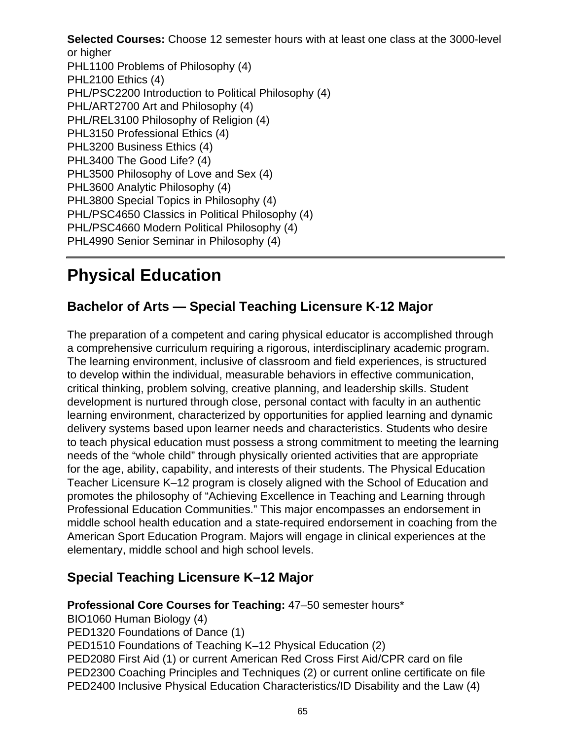**Selected Courses:** Choose 12 semester hours with at least one class at the 3000-level or higher

PHL1100 Problems of Philosophy (4)
PHL2100 Ethics (4)
PHL/PSC2200 Introduction to Political Philosophy (4)
PHL/ART2700 Art and Philosophy (4)
PHL/REL3100 Philosophy of Religion (4)
PHL3150 Professional Ethics (4)
PHL3200 Business Ethics (4)
PHL3400 The Good Life? (4)
PHL3500 Philosophy of Love and Sex (4)
PHL3600 Analytic Philosophy (4)
PHL3800 Special Topics in Philosophy (4)
PHL/PSC4650 Classics in Political Philosophy (4)
PHL/PSC4660 Modern Political Philosophy (4)
PHL4990 Senior Seminar in Philosophy (4)

---

# Physical Education

## Bachelor of Arts — Special Teaching Licensure K-12 Major

The preparation of a competent and caring physical educator is accomplished through a comprehensive curriculum requiring a rigorous, interdisciplinary academic program. The learning environment, inclusive of classroom and field experiences, is structured to develop within the individual, measurable behaviors in effective communication, critical thinking, problem solving, creative planning, and leadership skills. Student development is nurtured through close, personal contact with faculty in an authentic learning environment, characterized by opportunities for applied learning and dynamic delivery systems based upon learner needs and characteristics. Students who desire to teach physical education must possess a strong commitment to meeting the learning needs of the "whole child" through physically oriented activities that are appropriate for the age, ability, capability, and interests of their students. The Physical Education Teacher Licensure K–12 program is closely aligned with the School of Education and promotes the philosophy of "Achieving Excellence in Teaching and Learning through Professional Education Communities." This major encompasses an endorsement in middle school health education and a state-required endorsement in coaching from the American Sport Education Program. Majors will engage in clinical experiences at the elementary, middle school and high school levels.

## Special Teaching Licensure K–12 Major

**Professional Core Courses for Teaching:** 47–50 semester hours*

BIO1060 Human Biology (4)
PED1320 Foundations of Dance (1)
PED1510 Foundations of Teaching K–12 Physical Education (2)
PED2080 First Aid (1) or current American Red Cross First Aid/CPR card on file
PED2300 Coaching Principles and Techniques (2) or current online certificate on file
PED2400 Inclusive Physical Education Characteristics/ID Disability and the Law (4)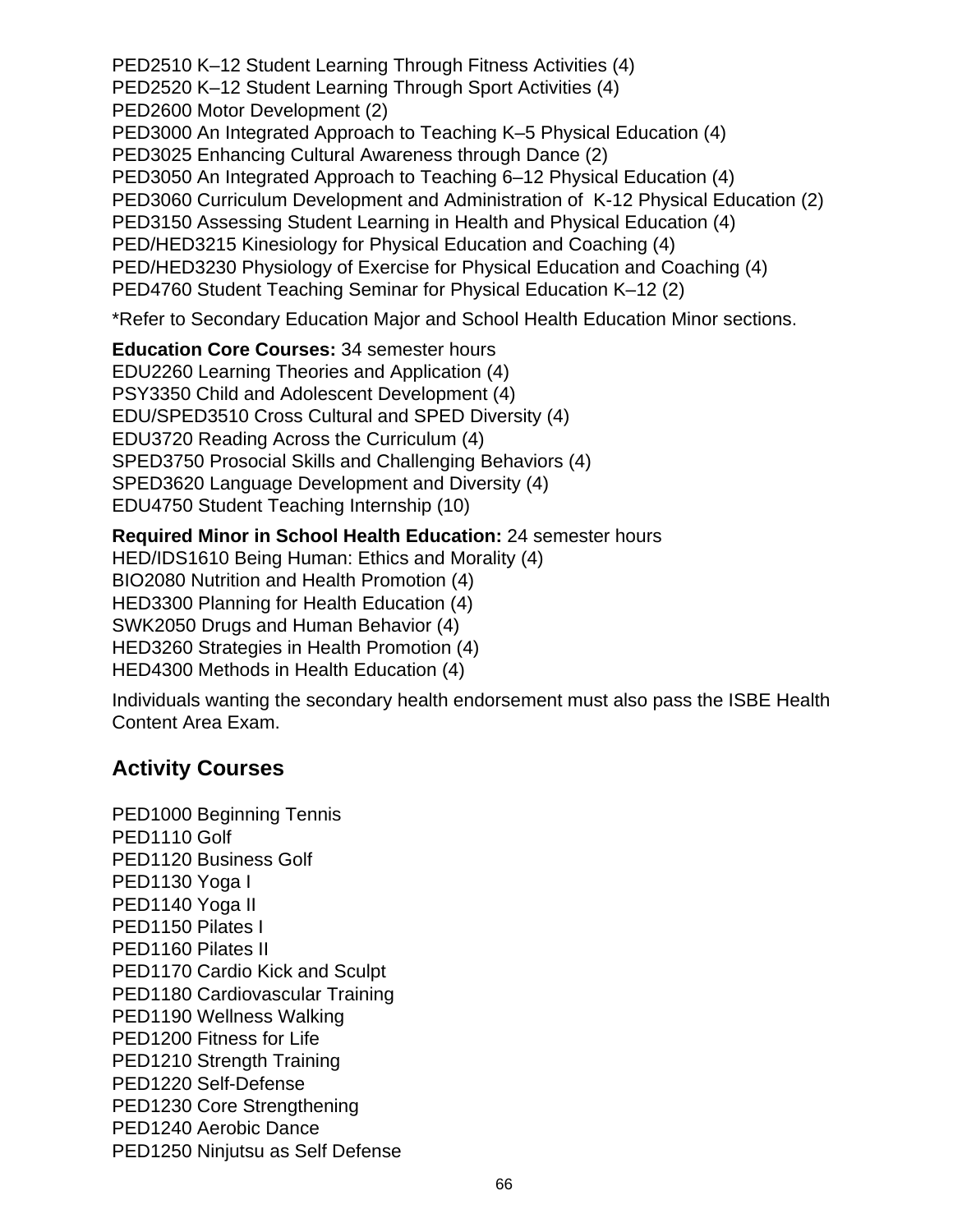PED2510 K–12 Student Learning Through Fitness Activities (4)
PED2520 K–12 Student Learning Through Sport Activities (4)
PED2600 Motor Development (2)
PED3000 An Integrated Approach to Teaching K–5 Physical Education (4)
PED3025 Enhancing Cultural Awareness through Dance (2)
PED3050 An Integrated Approach to Teaching 6–12 Physical Education (4)
PED3060 Curriculum Development and Administration of K-12 Physical Education (2)
PED3150 Assessing Student Learning in Health and Physical Education (4)
PED/HED3215 Kinesiology for Physical Education and Coaching (4)
PED/HED3230 Physiology of Exercise for Physical Education and Coaching (4)
PED4760 Student Teaching Seminar for Physical Education K–12 (2)

*Refer to Secondary Education Major and School Health Education Minor sections.

**Education Core Courses:** 34 semester hours
EDU2260 Learning Theories and Application (4)
PSY3350 Child and Adolescent Development (4)
EDU/SPED3510 Cross Cultural and SPED Diversity (4)
EDU3720 Reading Across the Curriculum (4)
SPED3750 Prosocial Skills and Challenging Behaviors (4)
SPED3620 Language Development and Diversity (4)
EDU4750 Student Teaching Internship (10)

**Required Minor in School Health Education:** 24 semester hours
HED/IDS1610 Being Human: Ethics and Morality (4)
BIO2080 Nutrition and Health Promotion (4)
HED3300 Planning for Health Education (4)
SWK2050 Drugs and Human Behavior (4)
HED3260 Strategies in Health Promotion (4)
HED4300 Methods in Health Education (4)

Individuals wanting the secondary health endorsement must also pass the ISBE Health Content Area Exam.

## Activity Courses

PED1000 Beginning Tennis
PED1110 Golf
PED1120 Business Golf
PED1130 Yoga I
PED1140 Yoga II
PED1150 Pilates I
PED1160 Pilates II
PED1170 Cardio Kick and Sculpt
PED1180 Cardiovascular Training
PED1190 Wellness Walking
PED1200 Fitness for Life
PED1210 Strength Training
PED1220 Self-Defense
PED1230 Core Strengthening
PED1240 Aerobic Dance
PED1250 Ninjutsu as Self Defense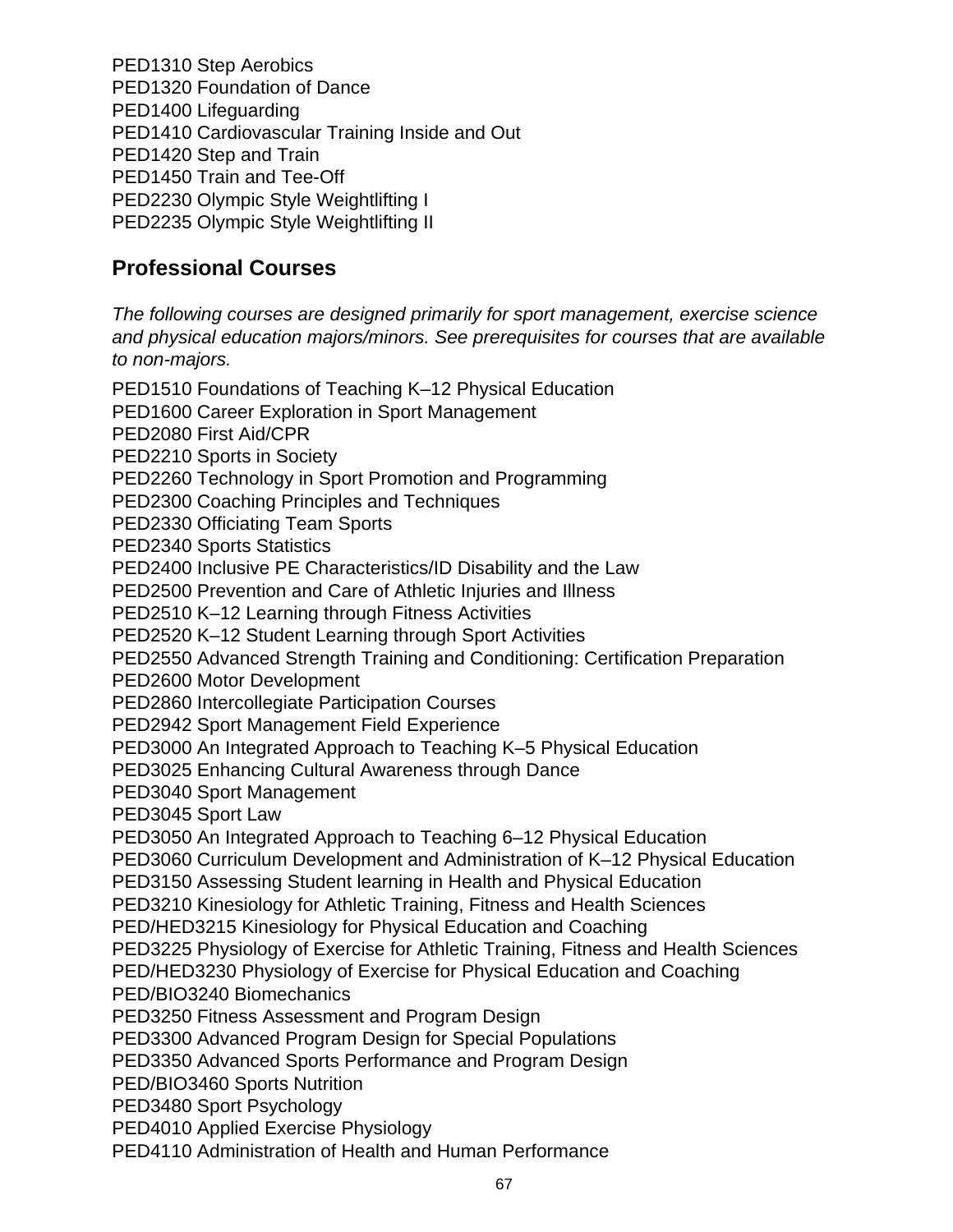PED1310 Step Aerobics
PED1320 Foundation of Dance
PED1400 Lifeguarding
PED1410 Cardiovascular Training Inside and Out
PED1420 Step and Train
PED1450 Train and Tee-Off
PED2230 Olympic Style Weightlifting I
PED2235 Olympic Style Weightlifting II

## Professional Courses

*The following courses are designed primarily for sport management, exercise science and physical education majors/minors. See prerequisites for courses that are available to non-majors.*

PED1510 Foundations of Teaching K–12 Physical Education
PED1600 Career Exploration in Sport Management
PED2080 First Aid/CPR
PED2210 Sports in Society
PED2260 Technology in Sport Promotion and Programming
PED2300 Coaching Principles and Techniques
PED2330 Officiating Team Sports
PED2340 Sports Statistics
PED2400 Inclusive PE Characteristics/ID Disability and the Law
PED2500 Prevention and Care of Athletic Injuries and Illness
PED2510 K–12 Learning through Fitness Activities
PED2520 K–12 Student Learning through Sport Activities
PED2550 Advanced Strength Training and Conditioning: Certification Preparation
PED2600 Motor Development
PED2860 Intercollegiate Participation Courses
PED2942 Sport Management Field Experience
PED3000 An Integrated Approach to Teaching K–5 Physical Education
PED3025 Enhancing Cultural Awareness through Dance
PED3040 Sport Management
PED3045 Sport Law
PED3050 An Integrated Approach to Teaching 6–12 Physical Education
PED3060 Curriculum Development and Administration of K–12 Physical Education
PED3150 Assessing Student learning in Health and Physical Education
PED3210 Kinesiology for Athletic Training, Fitness and Health Sciences
PED/HED3215 Kinesiology for Physical Education and Coaching
PED3225 Physiology of Exercise for Athletic Training, Fitness and Health Sciences
PED/HED3230 Physiology of Exercise for Physical Education and Coaching
PED/BIO3240 Biomechanics
PED3250 Fitness Assessment and Program Design
PED3300 Advanced Program Design for Special Populations
PED3350 Advanced Sports Performance and Program Design
PED/BIO3460 Sports Nutrition
PED3480 Sport Psychology
PED4010 Applied Exercise Physiology
PED4110 Administration of Health and Human Performance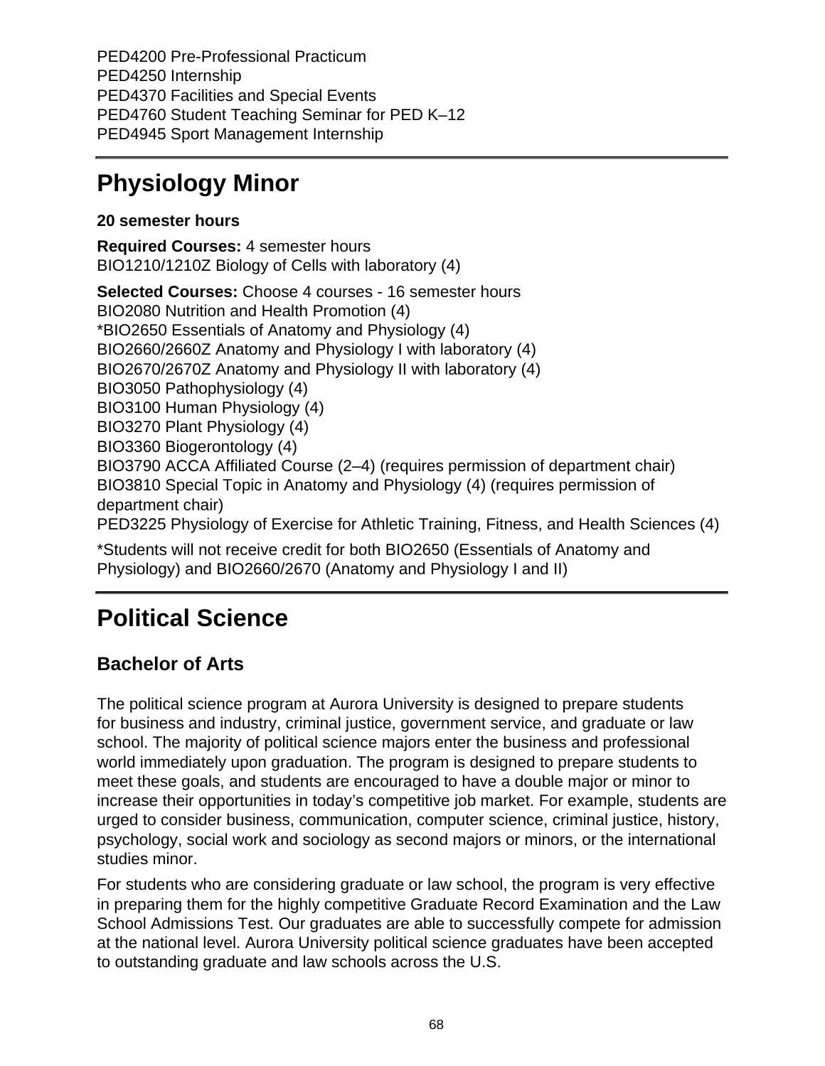PED4200 Pre-Professional Practicum
PED4250 Internship
PED4370 Facilities and Special Events
PED4760 Student Teaching Seminar for PED K–12
PED4945 Sport Management Internship

# Physiology Minor

**20 semester hours**

**Required Courses:** 4 semester hours
BIO1210/1210Z Biology of Cells with laboratory (4)

**Selected Courses:** Choose 4 courses - 16 semester hours
BIO2080 Nutrition and Health Promotion (4)
*BIO2650 Essentials of Anatomy and Physiology (4)
BIO2660/2660Z Anatomy and Physiology I with laboratory (4)
BIO2670/2670Z Anatomy and Physiology II with laboratory (4)
BIO3050 Pathophysiology (4)
BIO3100 Human Physiology (4)
BIO3270 Plant Physiology (4)
BIO3360 Biogerontology (4)
BIO3790 ACCA Affiliated Course (2–4) (requires permission of department chair)
BIO3810 Special Topic in Anatomy and Physiology (4) (requires permission of department chair)
PED3225 Physiology of Exercise for Athletic Training, Fitness, and Health Sciences (4)

*Students will not receive credit for both BIO2650 (Essentials of Anatomy and Physiology) and BIO2660/2670 (Anatomy and Physiology I and II)

# Political Science

## Bachelor of Arts

The political science program at Aurora University is designed to prepare students for business and industry, criminal justice, government service, and graduate or law school. The majority of political science majors enter the business and professional world immediately upon graduation. The program is designed to prepare students to meet these goals, and students are encouraged to have a double major or minor to increase their opportunities in today's competitive job market. For example, students are urged to consider business, communication, computer science, criminal justice, history, psychology, social work and sociology as second majors or minors, or the international studies minor.

For students who are considering graduate or law school, the program is very effective in preparing them for the highly competitive Graduate Record Examination and the Law School Admissions Test. Our graduates are able to successfully compete for admission at the national level. Aurora University political science graduates have been accepted to outstanding graduate and law schools across the U.S.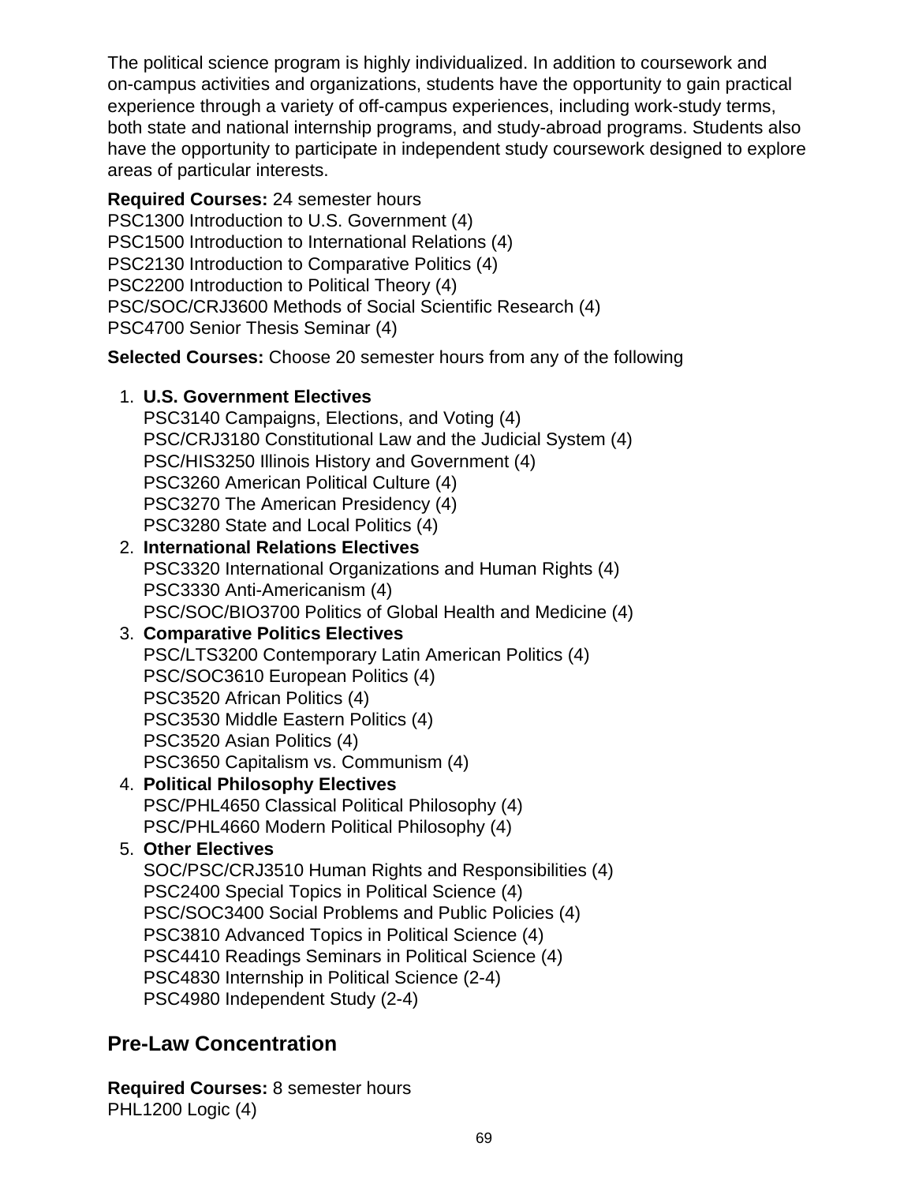The political science program is highly individualized. In addition to coursework and on-campus activities and organizations, students have the opportunity to gain practical experience through a variety of off-campus experiences, including work-study terms, both state and national internship programs, and study-abroad programs. Students also have the opportunity to participate in independent study coursework designed to explore areas of particular interests.

**Required Courses:** 24 semester hours
PSC1300 Introduction to U.S. Government (4)
PSC1500 Introduction to International Relations (4)
PSC2130 Introduction to Comparative Politics (4)
PSC2200 Introduction to Political Theory (4)
PSC/SOC/CRJ3600 Methods of Social Scientific Research (4)
PSC4700 Senior Thesis Seminar (4)

**Selected Courses:** Choose 20 semester hours from any of the following

1. **U.S. Government Electives**
   PSC3140 Campaigns, Elections, and Voting (4)
   PSC/CRJ3180 Constitutional Law and the Judicial System (4)
   PSC/HIS3250 Illinois History and Government (4)
   PSC3260 American Political Culture (4)
   PSC3270 The American Presidency (4)
   PSC3280 State and Local Politics (4)
2. **International Relations Electives**
   PSC3320 International Organizations and Human Rights (4)
   PSC3330 Anti-Americanism (4)
   PSC/SOC/BIO3700 Politics of Global Health and Medicine (4)
3. **Comparative Politics Electives**
   PSC/LTS3200 Contemporary Latin American Politics (4)
   PSC/SOC3610 European Politics (4)
   PSC3520 African Politics (4)
   PSC3530 Middle Eastern Politics (4)
   PSC3520 Asian Politics (4)
   PSC3650 Capitalism vs. Communism (4)
4. **Political Philosophy Electives**
   PSC/PHL4650 Classical Political Philosophy (4)
   PSC/PHL4660 Modern Political Philosophy (4)
5. **Other Electives**
   SOC/PSC/CRJ3510 Human Rights and Responsibilities (4)
   PSC2400 Special Topics in Political Science (4)
   PSC/SOC3400 Social Problems and Public Policies (4)
   PSC3810 Advanced Topics in Political Science (4)
   PSC4410 Readings Seminars in Political Science (4)
   PSC4830 Internship in Political Science (2-4)
   PSC4980 Independent Study (2-4)

## Pre-Law Concentration

**Required Courses:** 8 semester hours
PHL1200 Logic (4)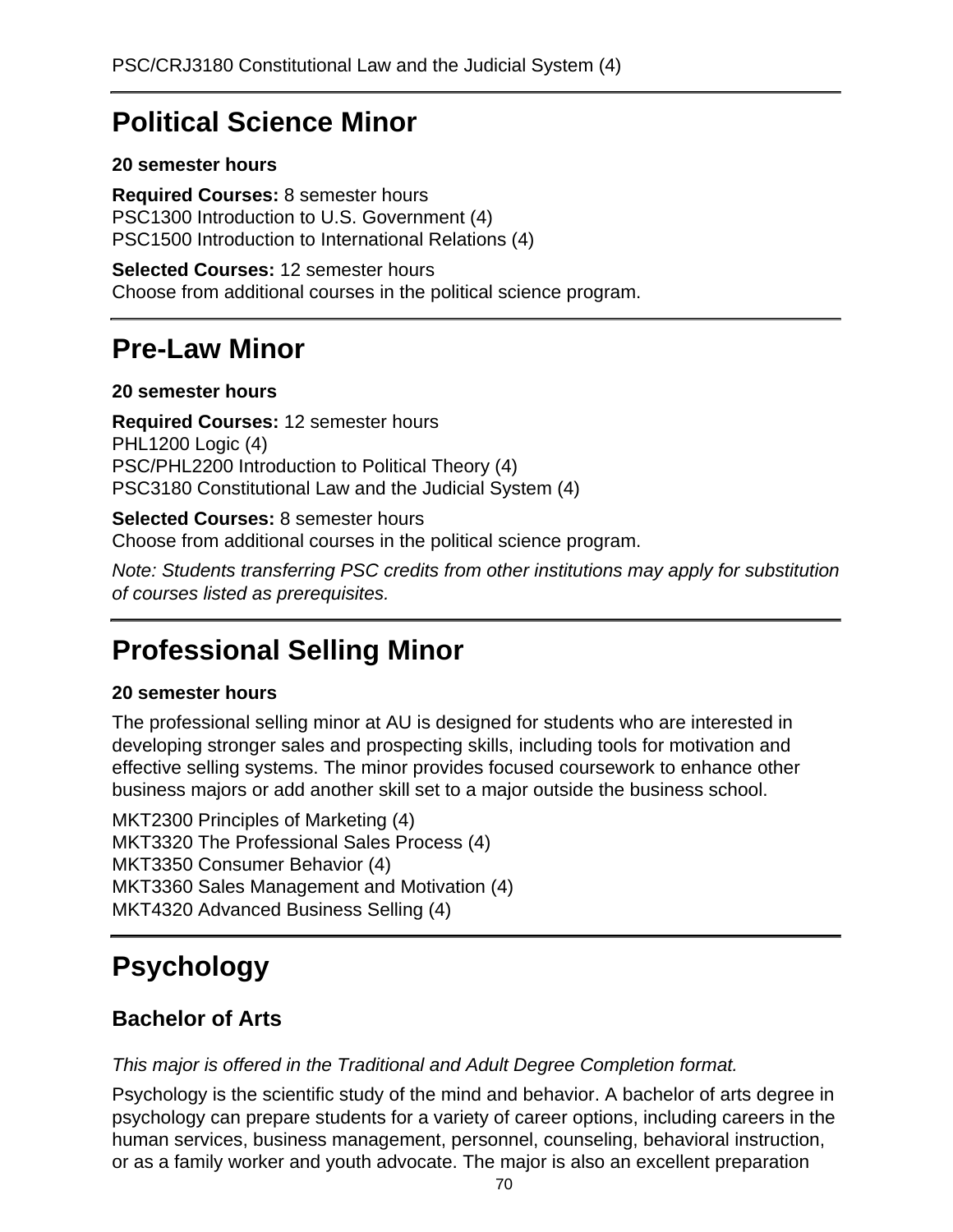PSC/CRJ3180 Constitutional Law and the Judicial System (4)

## Political Science Minor

**20 semester hours**

**Required Courses:** 8 semester hours
PSC1300 Introduction to U.S. Government (4)
PSC1500 Introduction to International Relations (4)

**Selected Courses:** 12 semester hours
Choose from additional courses in the political science program.

## Pre-Law Minor

**20 semester hours**

**Required Courses:** 12 semester hours
PHL1200 Logic (4)
PSC/PHL2200 Introduction to Political Theory (4)
PSC3180 Constitutional Law and the Judicial System (4)

**Selected Courses:** 8 semester hours
Choose from additional courses in the political science program.

*Note: Students transferring PSC credits from other institutions may apply for substitution of courses listed as prerequisites.*

## Professional Selling Minor

**20 semester hours**

The professional selling minor at AU is designed for students who are interested in developing stronger sales and prospecting skills, including tools for motivation and effective selling systems. The minor provides focused coursework to enhance other business majors or add another skill set to a major outside the business school.

MKT2300 Principles of Marketing (4)
MKT3320 The Professional Sales Process (4)
MKT3350 Consumer Behavior (4)
MKT3360 Sales Management and Motivation (4)
MKT4320 Advanced Business Selling (4)

# Psychology

## Bachelor of Arts

*This major is offered in the Traditional and Adult Degree Completion format.*

Psychology is the scientific study of the mind and behavior. A bachelor of arts degree in psychology can prepare students for a variety of career options, including careers in the human services, business management, personnel, counseling, behavioral instruction, or as a family worker and youth advocate. The major is also an excellent preparation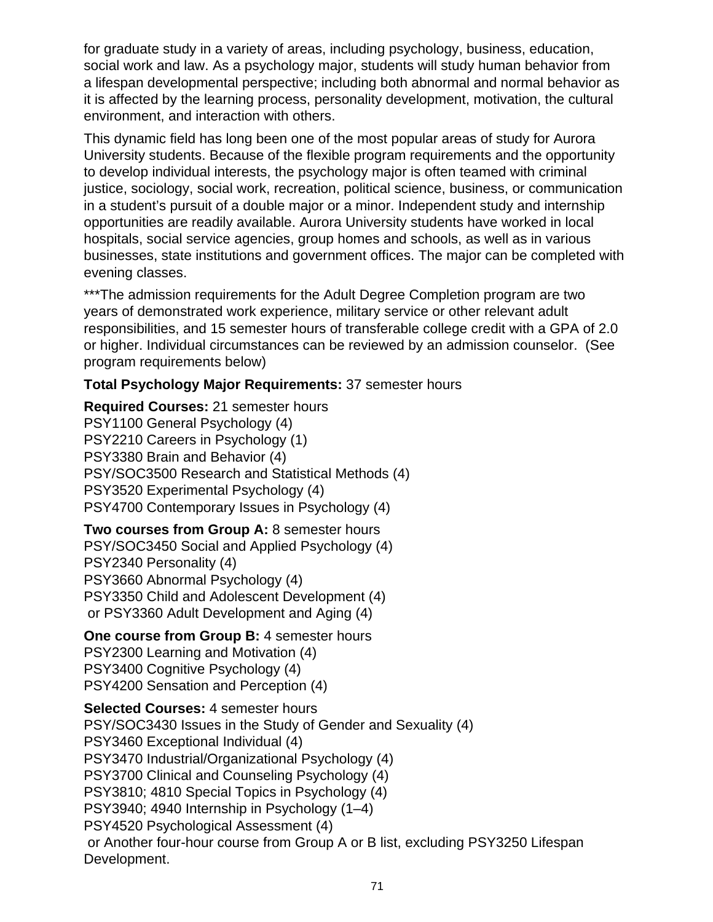for graduate study in a variety of areas, including psychology, business, education, social work and law. As a psychology major, students will study human behavior from a lifespan developmental perspective; including both abnormal and normal behavior as it is affected by the learning process, personality development, motivation, the cultural environment, and interaction with others.

This dynamic field has long been one of the most popular areas of study for Aurora University students. Because of the flexible program requirements and the opportunity to develop individual interests, the psychology major is often teamed with criminal justice, sociology, social work, recreation, political science, business, or communication in a student's pursuit of a double major or a minor. Independent study and internship opportunities are readily available. Aurora University students have worked in local hospitals, social service agencies, group homes and schools, as well as in various businesses, state institutions and government offices. The major can be completed with evening classes.

***The admission requirements for the Adult Degree Completion program are two years of demonstrated work experience, military service or other relevant adult responsibilities, and 15 semester hours of transferable college credit with a GPA of 2.0 or higher. Individual circumstances can be reviewed by an admission counselor. (See program requirements below)

**Total Psychology Major Requirements:** 37 semester hours

**Required Courses:** 21 semester hours
PSY1100 General Psychology (4)
PSY2210 Careers in Psychology (1)
PSY3380 Brain and Behavior (4)
PSY/SOC3500 Research and Statistical Methods (4)
PSY3520 Experimental Psychology (4)
PSY4700 Contemporary Issues in Psychology (4)

**Two courses from Group A:** 8 semester hours
PSY/SOC3450 Social and Applied Psychology (4)
PSY2340 Personality (4)
PSY3660 Abnormal Psychology (4)
PSY3350 Child and Adolescent Development (4)
or PSY3360 Adult Development and Aging (4)

**One course from Group B:** 4 semester hours
PSY2300 Learning and Motivation (4)
PSY3400 Cognitive Psychology (4)
PSY4200 Sensation and Perception (4)

**Selected Courses:** 4 semester hours
PSY/SOC3430 Issues in the Study of Gender and Sexuality (4)
PSY3460 Exceptional Individual (4)
PSY3470 Industrial/Organizational Psychology (4)
PSY3700 Clinical and Counseling Psychology (4)
PSY3810; 4810 Special Topics in Psychology (4)
PSY3940; 4940 Internship in Psychology (1–4)
PSY4520 Psychological Assessment (4)
or Another four-hour course from Group A or B list, excluding PSY3250 Lifespan Development.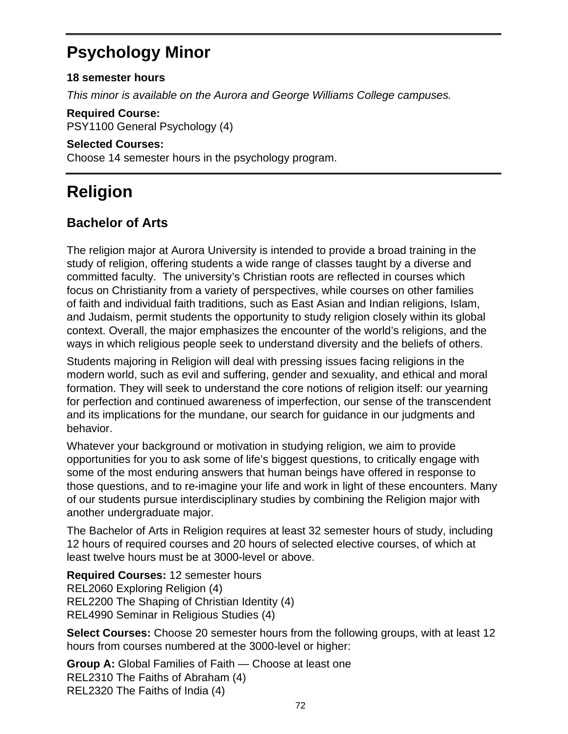## Psychology Minor

**18 semester hours**

*This minor is available on the Aurora and George Williams College campuses.*

**Required Course:**
PSY1100 General Psychology (4)

**Selected Courses:**
Choose 14 semester hours in the psychology program.

# Religion

## Bachelor of Arts

The religion major at Aurora University is intended to provide a broad training in the study of religion, offering students a wide range of classes taught by a diverse and committed faculty. The university's Christian roots are reflected in courses which focus on Christianity from a variety of perspectives, while courses on other families of faith and individual faith traditions, such as East Asian and Indian religions, Islam, and Judaism, permit students the opportunity to study religion closely within its global context. Overall, the major emphasizes the encounter of the world's religions, and the ways in which religious people seek to understand diversity and the beliefs of others.

Students majoring in Religion will deal with pressing issues facing religions in the modern world, such as evil and suffering, gender and sexuality, and ethical and moral formation. They will seek to understand the core notions of religion itself: our yearning for perfection and continued awareness of imperfection, our sense of the transcendent and its implications for the mundane, our search for guidance in our judgments and behavior.

Whatever your background or motivation in studying religion, we aim to provide opportunities for you to ask some of life's biggest questions, to critically engage with some of the most enduring answers that human beings have offered in response to those questions, and to re-imagine your life and work in light of these encounters. Many of our students pursue interdisciplinary studies by combining the Religion major with another undergraduate major.

The Bachelor of Arts in Religion requires at least 32 semester hours of study, including 12 hours of required courses and 20 hours of selected elective courses, of which at least twelve hours must be at 3000-level or above.

**Required Courses:** 12 semester hours
REL2060 Exploring Religion (4)
REL2200 The Shaping of Christian Identity (4)
REL4990 Seminar in Religious Studies (4)

**Select Courses:** Choose 20 semester hours from the following groups, with at least 12 hours from courses numbered at the 3000-level or higher:

**Group A:** Global Families of Faith — Choose at least one
REL2310 The Faiths of Abraham (4)
REL2320 The Faiths of India (4)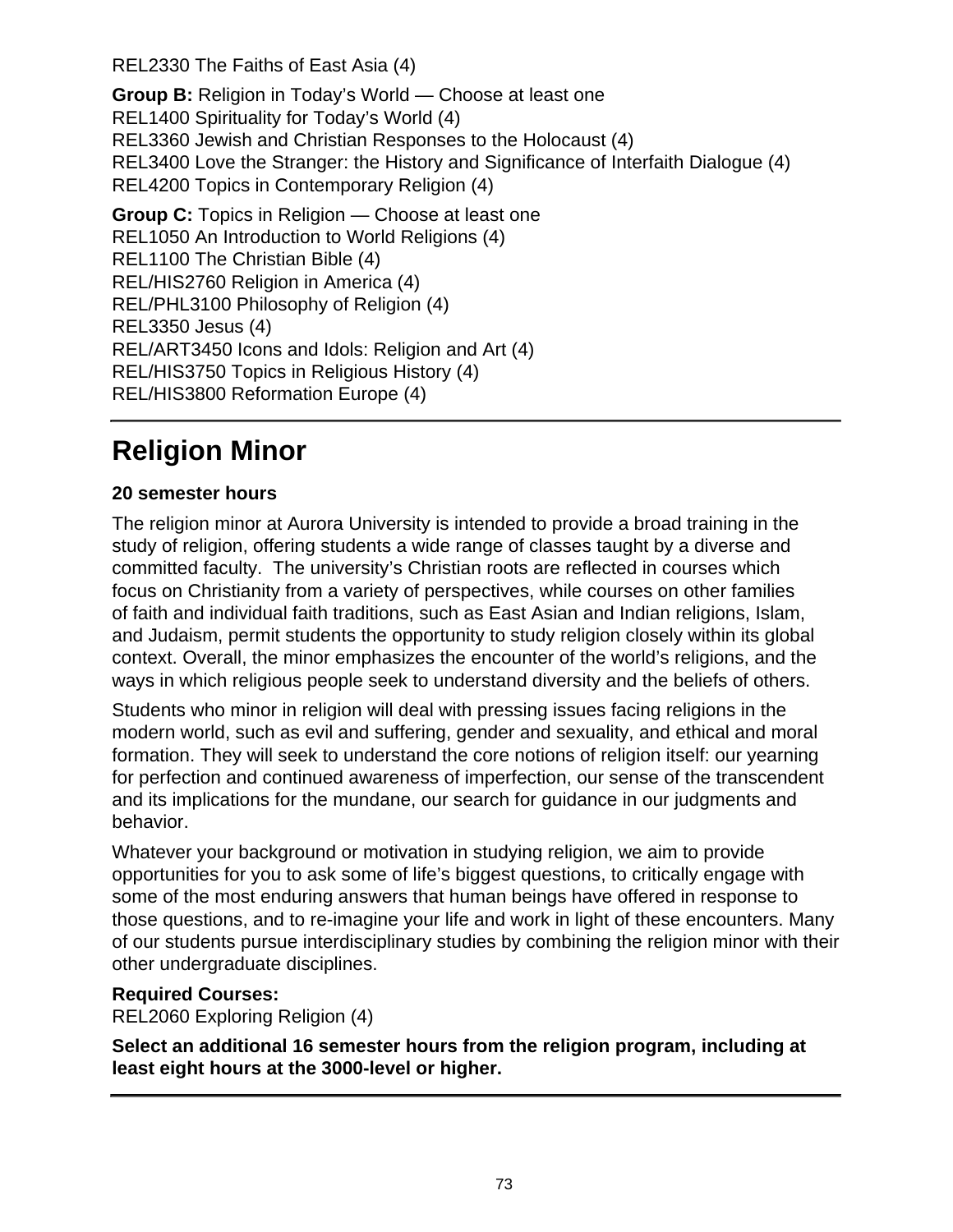REL2330 The Faiths of East Asia (4)

**Group B:** Religion in Today's World — Choose at least one
REL1400 Spirituality for Today's World (4)
REL3360 Jewish and Christian Responses to the Holocaust (4)
REL3400 Love the Stranger: the History and Significance of Interfaith Dialogue (4)
REL4200 Topics in Contemporary Religion (4)

**Group C:** Topics in Religion — Choose at least one
REL1050 An Introduction to World Religions (4)
REL1100 The Christian Bible (4)
REL/HIS2760 Religion in America (4)
REL/PHL3100 Philosophy of Religion (4)
REL3350 Jesus (4)
REL/ART3450 Icons and Idols: Religion and Art (4)
REL/HIS3750 Topics in Religious History (4)
REL/HIS3800 Reformation Europe (4)

# Religion Minor

**20 semester hours**

The religion minor at Aurora University is intended to provide a broad training in the study of religion, offering students a wide range of classes taught by a diverse and committed faculty. The university's Christian roots are reflected in courses which focus on Christianity from a variety of perspectives, while courses on other families of faith and individual faith traditions, such as East Asian and Indian religions, Islam, and Judaism, permit students the opportunity to study religion closely within its global context. Overall, the minor emphasizes the encounter of the world's religions, and the ways in which religious people seek to understand diversity and the beliefs of others.

Students who minor in religion will deal with pressing issues facing religions in the modern world, such as evil and suffering, gender and sexuality, and ethical and moral formation. They will seek to understand the core notions of religion itself: our yearning for perfection and continued awareness of imperfection, our sense of the transcendent and its implications for the mundane, our search for guidance in our judgments and behavior.

Whatever your background or motivation in studying religion, we aim to provide opportunities for you to ask some of life's biggest questions, to critically engage with some of the most enduring answers that human beings have offered in response to those questions, and to re-imagine your life and work in light of these encounters. Many of our students pursue interdisciplinary studies by combining the religion minor with their other undergraduate disciplines.

**Required Courses:**
REL2060 Exploring Religion (4)

**Select an additional 16 semester hours from the religion program, including at least eight hours at the 3000-level or higher.**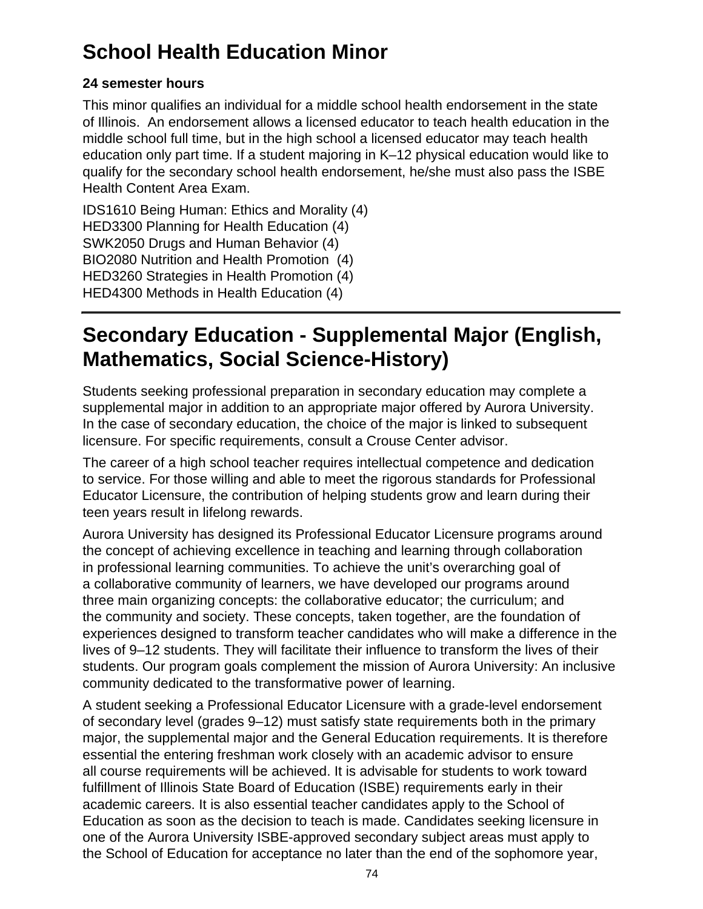# School Health Education Minor

**24 semester hours**

This minor qualifies an individual for a middle school health endorsement in the state of Illinois.  An endorsement allows a licensed educator to teach health education in the middle school full time, but in the high school a licensed educator may teach health education only part time. If a student majoring in K–12 physical education would like to qualify for the secondary school health endorsement, he/she must also pass the ISBE Health Content Area Exam.

IDS1610 Being Human: Ethics and Morality (4)
HED3300 Planning for Health Education (4)
SWK2050 Drugs and Human Behavior (4)
BIO2080 Nutrition and Health Promotion  (4)
HED3260 Strategies in Health Promotion (4)
HED4300 Methods in Health Education (4)

---

# Secondary Education - Supplemental Major (English, Mathematics, Social Science-History)

Students seeking professional preparation in secondary education may complete a supplemental major in addition to an appropriate major offered by Aurora University. In the case of secondary education, the choice of the major is linked to subsequent licensure. For specific requirements, consult a Crouse Center advisor.

The career of a high school teacher requires intellectual competence and dedication to service. For those willing and able to meet the rigorous standards for Professional Educator Licensure, the contribution of helping students grow and learn during their teen years result in lifelong rewards.

Aurora University has designed its Professional Educator Licensure programs around the concept of achieving excellence in teaching and learning through collaboration in professional learning communities. To achieve the unit's overarching goal of a collaborative community of learners, we have developed our programs around three main organizing concepts: the collaborative educator; the curriculum; and the community and society. These concepts, taken together, are the foundation of experiences designed to transform teacher candidates who will make a difference in the lives of 9–12 students. They will facilitate their influence to transform the lives of their students. Our program goals complement the mission of Aurora University: An inclusive community dedicated to the transformative power of learning.

A student seeking a Professional Educator Licensure with a grade-level endorsement of secondary level (grades 9–12) must satisfy state requirements both in the primary major, the supplemental major and the General Education requirements. It is therefore essential the entering freshman work closely with an academic advisor to ensure all course requirements will be achieved. It is advisable for students to work toward fulfillment of Illinois State Board of Education (ISBE) requirements early in their academic careers. It is also essential teacher candidates apply to the School of Education as soon as the decision to teach is made. Candidates seeking licensure in one of the Aurora University ISBE-approved secondary subject areas must apply to the School of Education for acceptance no later than the end of the sophomore year,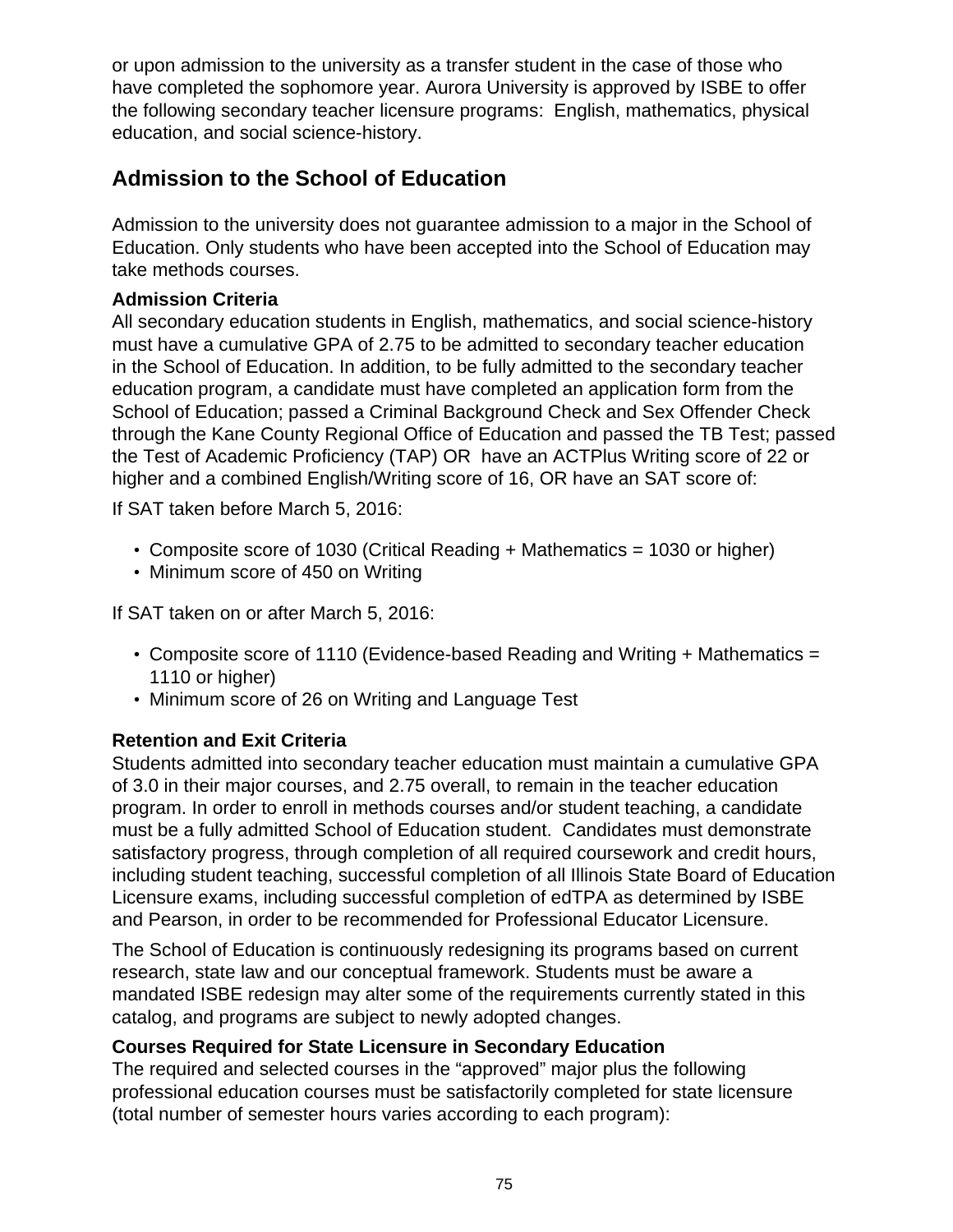or upon admission to the university as a transfer student in the case of those who have completed the sophomore year. Aurora University is approved by ISBE to offer the following secondary teacher licensure programs: English, mathematics, physical education, and social science-history.

## Admission to the School of Education

Admission to the university does not guarantee admission to a major in the School of Education. Only students who have been accepted into the School of Education may take methods courses.

**Admission Criteria**

All secondary education students in English, mathematics, and social science-history must have a cumulative GPA of 2.75 to be admitted to secondary teacher education in the School of Education. In addition, to be fully admitted to the secondary teacher education program, a candidate must have completed an application form from the School of Education; passed a Criminal Background Check and Sex Offender Check through the Kane County Regional Office of Education and passed the TB Test; passed the Test of Academic Proficiency (TAP) OR have an ACTPlus Writing score of 22 or higher and a combined English/Writing score of 16, OR have an SAT score of:

If SAT taken before March 5, 2016:

- Composite score of 1030 (Critical Reading + Mathematics = 1030 or higher)
- Minimum score of 450 on Writing

If SAT taken on or after March 5, 2016:

- Composite score of 1110 (Evidence-based Reading and Writing + Mathematics = 1110 or higher)
- Minimum score of 26 on Writing and Language Test

**Retention and Exit Criteria**

Students admitted into secondary teacher education must maintain a cumulative GPA of 3.0 in their major courses, and 2.75 overall, to remain in the teacher education program. In order to enroll in methods courses and/or student teaching, a candidate must be a fully admitted School of Education student. Candidates must demonstrate satisfactory progress, through completion of all required coursework and credit hours, including student teaching, successful completion of all Illinois State Board of Education Licensure exams, including successful completion of edTPA as determined by ISBE and Pearson, in order to be recommended for Professional Educator Licensure.

The School of Education is continuously redesigning its programs based on current research, state law and our conceptual framework. Students must be aware a mandated ISBE redesign may alter some of the requirements currently stated in this catalog, and programs are subject to newly adopted changes.

**Courses Required for State Licensure in Secondary Education**

The required and selected courses in the “approved” major plus the following professional education courses must be satisfactorily completed for state licensure (total number of semester hours varies according to each program):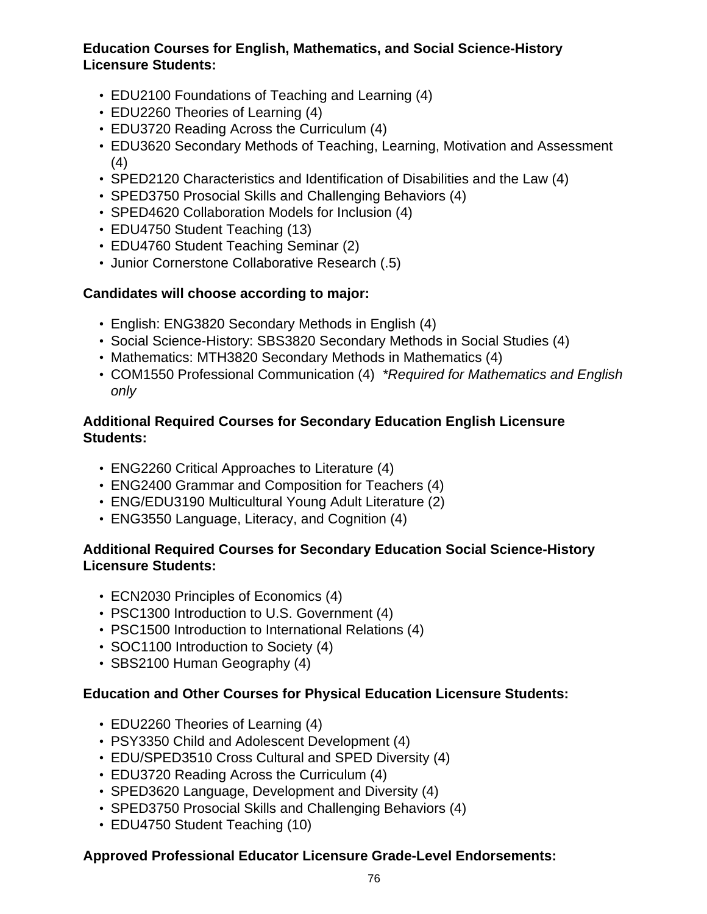**Education Courses for English, Mathematics, and Social Science-History Licensure Students:**

- EDU2100 Foundations of Teaching and Learning (4)
- EDU2260 Theories of Learning (4)
- EDU3720 Reading Across the Curriculum (4)
- EDU3620 Secondary Methods of Teaching, Learning, Motivation and Assessment (4)
- SPED2120 Characteristics and Identification of Disabilities and the Law (4)
- SPED3750 Prosocial Skills and Challenging Behaviors (4)
- SPED4620 Collaboration Models for Inclusion (4)
- EDU4750 Student Teaching (13)
- EDU4760 Student Teaching Seminar (2)
- Junior Cornerstone Collaborative Research (.5)

**Candidates will choose according to major:**

- English: ENG3820 Secondary Methods in English (4)
- Social Science-History: SBS3820 Secondary Methods in Social Studies (4)
- Mathematics: MTH3820 Secondary Methods in Mathematics (4)
- COM1550 Professional Communication (4) *\*Required for Mathematics and English only*

**Additional Required Courses for Secondary Education English Licensure Students:**

- ENG2260 Critical Approaches to Literature (4)
- ENG2400 Grammar and Composition for Teachers (4)
- ENG/EDU3190 Multicultural Young Adult Literature (2)
- ENG3550 Language, Literacy, and Cognition (4)

**Additional Required Courses for Secondary Education Social Science-History Licensure Students:**

- ECN2030 Principles of Economics (4)
- PSC1300 Introduction to U.S. Government (4)
- PSC1500 Introduction to International Relations (4)
- SOC1100 Introduction to Society (4)
- SBS2100 Human Geography (4)

**Education and Other Courses for Physical Education Licensure Students:**

- EDU2260 Theories of Learning (4)
- PSY3350 Child and Adolescent Development (4)
- EDU/SPED3510 Cross Cultural and SPED Diversity (4)
- EDU3720 Reading Across the Curriculum (4)
- SPED3620 Language, Development and Diversity (4)
- SPED3750 Prosocial Skills and Challenging Behaviors (4)
- EDU4750 Student Teaching (10)

**Approved Professional Educator Licensure Grade-Level Endorsements:**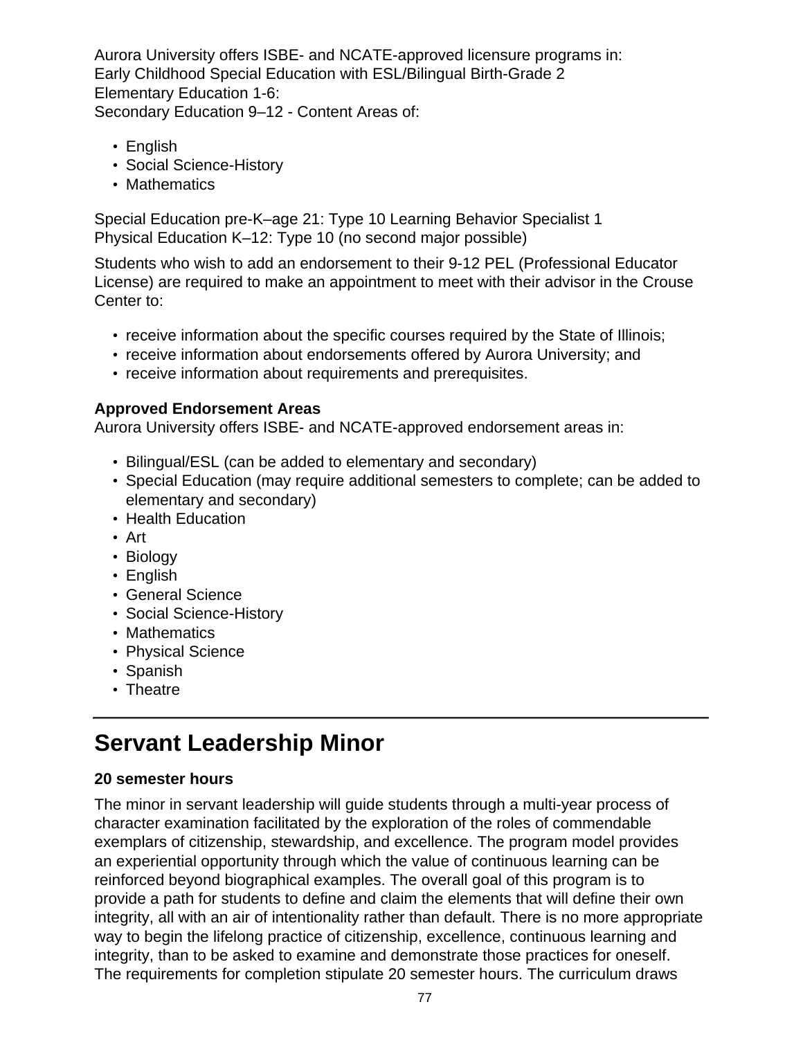Aurora University offers ISBE- and NCATE-approved licensure programs in:
Early Childhood Special Education with ESL/Bilingual Birth-Grade 2
Elementary Education 1-6:
Secondary Education 9–12 - Content Areas of:

- English
- Social Science-History
- Mathematics

Special Education pre-K–age 21: Type 10 Learning Behavior Specialist 1
Physical Education K–12: Type 10 (no second major possible)

Students who wish to add an endorsement to their 9-12 PEL (Professional Educator License) are required to make an appointment to meet with their advisor in the Crouse Center to:

- receive information about the specific courses required by the State of Illinois;
- receive information about endorsements offered by Aurora University; and
- receive information about requirements and prerequisites.

**Approved Endorsement Areas**
Aurora University offers ISBE- and NCATE-approved endorsement areas in:

- Bilingual/ESL (can be added to elementary and secondary)
- Special Education (may require additional semesters to complete; can be added to elementary and secondary)
- Health Education
- Art
- Biology
- English
- General Science
- Social Science-History
- Mathematics
- Physical Science
- Spanish
- Theatre

# Servant Leadership Minor

**20 semester hours**

The minor in servant leadership will guide students through a multi-year process of character examination facilitated by the exploration of the roles of commendable exemplars of citizenship, stewardship, and excellence. The program model provides an experiential opportunity through which the value of continuous learning can be reinforced beyond biographical examples. The overall goal of this program is to provide a path for students to define and claim the elements that will define their own integrity, all with an air of intentionality rather than default. There is no more appropriate way to begin the lifelong practice of citizenship, excellence, continuous learning and integrity, than to be asked to examine and demonstrate those practices for oneself. The requirements for completion stipulate 20 semester hours. The curriculum draws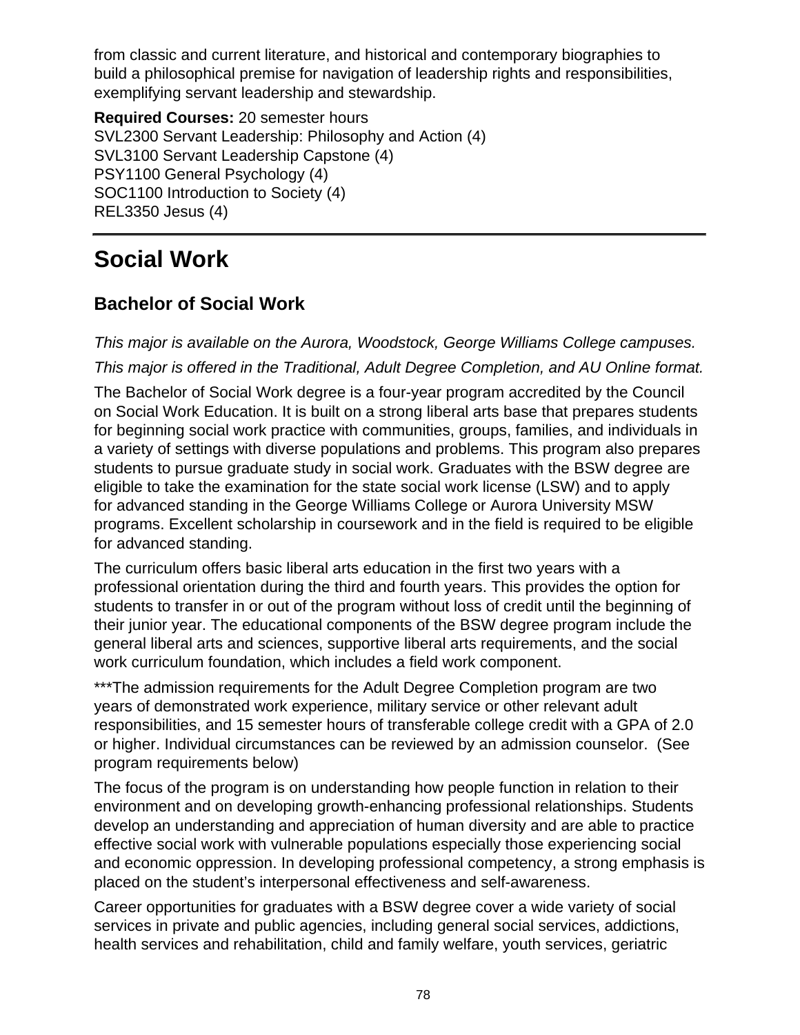from classic and current literature, and historical and contemporary biographies to build a philosophical premise for navigation of leadership rights and responsibilities, exemplifying servant leadership and stewardship.

**Required Courses:** 20 semester hours
SVL2300 Servant Leadership: Philosophy and Action (4)
SVL3100 Servant Leadership Capstone (4)
PSY1100 General Psychology (4)
SOC1100 Introduction to Society (4)
REL3350 Jesus (4)

---

# Social Work

## Bachelor of Social Work

*This major is available on the Aurora, Woodstock, George Williams College campuses.*

*This major is offered in the Traditional, Adult Degree Completion, and AU Online format.*

The Bachelor of Social Work degree is a four-year program accredited by the Council on Social Work Education. It is built on a strong liberal arts base that prepares students for beginning social work practice with communities, groups, families, and individuals in a variety of settings with diverse populations and problems. This program also prepares students to pursue graduate study in social work. Graduates with the BSW degree are eligible to take the examination for the state social work license (LSW) and to apply for advanced standing in the George Williams College or Aurora University MSW programs. Excellent scholarship in coursework and in the field is required to be eligible for advanced standing.

The curriculum offers basic liberal arts education in the first two years with a professional orientation during the third and fourth years. This provides the option for students to transfer in or out of the program without loss of credit until the beginning of their junior year. The educational components of the BSW degree program include the general liberal arts and sciences, supportive liberal arts requirements, and the social work curriculum foundation, which includes a field work component.

***The admission requirements for the Adult Degree Completion program are two years of demonstrated work experience, military service or other relevant adult responsibilities, and 15 semester hours of transferable college credit with a GPA of 2.0 or higher. Individual circumstances can be reviewed by an admission counselor. (See program requirements below)

The focus of the program is on understanding how people function in relation to their environment and on developing growth-enhancing professional relationships. Students develop an understanding and appreciation of human diversity and are able to practice effective social work with vulnerable populations especially those experiencing social and economic oppression. In developing professional competency, a strong emphasis is placed on the student's interpersonal effectiveness and self-awareness.

Career opportunities for graduates with a BSW degree cover a wide variety of social services in private and public agencies, including general social services, addictions, health services and rehabilitation, child and family welfare, youth services, geriatric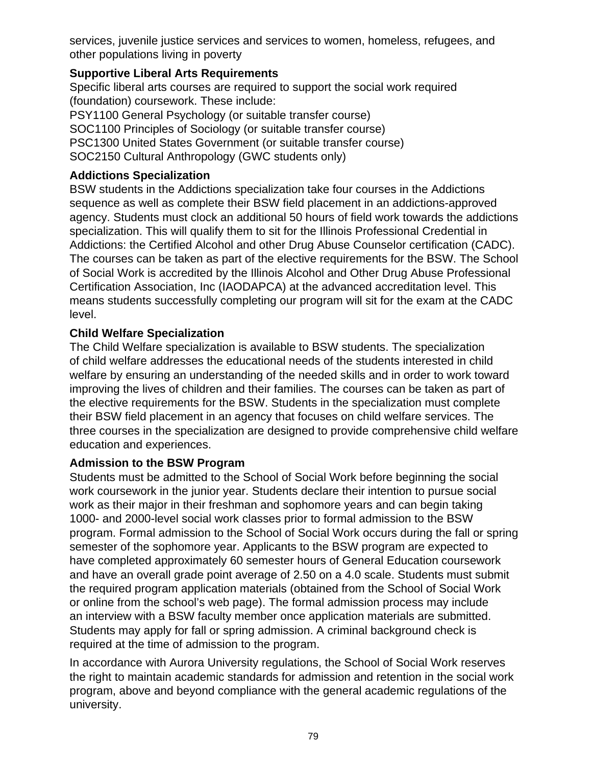services, juvenile justice services and services to women, homeless, refugees, and other populations living in poverty

**Supportive Liberal Arts Requirements**

Specific liberal arts courses are required to support the social work required (foundation) coursework. These include:
PSY1100 General Psychology (or suitable transfer course)
SOC1100 Principles of Sociology (or suitable transfer course)
PSC1300 United States Government (or suitable transfer course)
SOC2150 Cultural Anthropology (GWC students only)

**Addictions Specialization**

BSW students in the Addictions specialization take four courses in the Addictions sequence as well as complete their BSW field placement in an addictions-approved agency. Students must clock an additional 50 hours of field work towards the addictions specialization. This will qualify them to sit for the Illinois Professional Credential in Addictions: the Certified Alcohol and other Drug Abuse Counselor certification (CADC). The courses can be taken as part of the elective requirements for the BSW. The School of Social Work is accredited by the Illinois Alcohol and Other Drug Abuse Professional Certification Association, Inc (IAODAPCA) at the advanced accreditation level. This means students successfully completing our program will sit for the exam at the CADC level.

**Child Welfare Specialization**

The Child Welfare specialization is available to BSW students. The specialization of child welfare addresses the educational needs of the students interested in child welfare by ensuring an understanding of the needed skills and in order to work toward improving the lives of children and their families. The courses can be taken as part of the elective requirements for the BSW. Students in the specialization must complete their BSW field placement in an agency that focuses on child welfare services. The three courses in the specialization are designed to provide comprehensive child welfare education and experiences.

**Admission to the BSW Program**

Students must be admitted to the School of Social Work before beginning the social work coursework in the junior year. Students declare their intention to pursue social work as their major in their freshman and sophomore years and can begin taking 1000- and 2000-level social work classes prior to formal admission to the BSW program. Formal admission to the School of Social Work occurs during the fall or spring semester of the sophomore year. Applicants to the BSW program are expected to have completed approximately 60 semester hours of General Education coursework and have an overall grade point average of 2.50 on a 4.0 scale. Students must submit the required program application materials (obtained from the School of Social Work or online from the school's web page). The formal admission process may include an interview with a BSW faculty member once application materials are submitted. Students may apply for fall or spring admission. A criminal background check is required at the time of admission to the program.

In accordance with Aurora University regulations, the School of Social Work reserves the right to maintain academic standards for admission and retention in the social work program, above and beyond compliance with the general academic regulations of the university.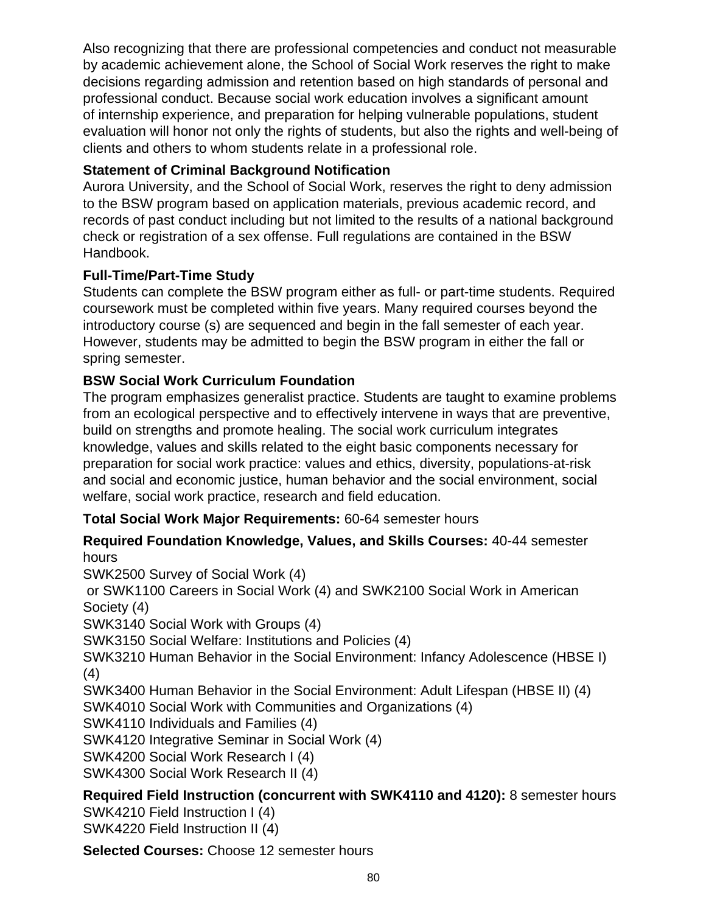Also recognizing that there are professional competencies and conduct not measurable by academic achievement alone, the School of Social Work reserves the right to make decisions regarding admission and retention based on high standards of personal and professional conduct. Because social work education involves a significant amount of internship experience, and preparation for helping vulnerable populations, student evaluation will honor not only the rights of students, but also the rights and well-being of clients and others to whom students relate in a professional role.

**Statement of Criminal Background Notification**

Aurora University, and the School of Social Work, reserves the right to deny admission to the BSW program based on application materials, previous academic record, and records of past conduct including but not limited to the results of a national background check or registration of a sex offense. Full regulations are contained in the BSW Handbook.

**Full-Time/Part-Time Study**

Students can complete the BSW program either as full- or part-time students. Required coursework must be completed within five years. Many required courses beyond the introductory course (s) are sequenced and begin in the fall semester of each year. However, students may be admitted to begin the BSW program in either the fall or spring semester.

**BSW Social Work Curriculum Foundation**

The program emphasizes generalist practice. Students are taught to examine problems from an ecological perspective and to effectively intervene in ways that are preventive, build on strengths and promote healing. The social work curriculum integrates knowledge, values and skills related to the eight basic components necessary for preparation for social work practice: values and ethics, diversity, populations-at-risk and social and economic justice, human behavior and the social environment, social welfare, social work practice, research and field education.

**Total Social Work Major Requirements:** 60-64 semester hours

**Required Foundation Knowledge, Values, and Skills Courses:** 40-44 semester hours

SWK2500 Survey of Social Work (4)
 or SWK1100 Careers in Social Work (4) and SWK2100 Social Work in American Society (4)
SWK3140 Social Work with Groups (4)
SWK3150 Social Welfare: Institutions and Policies (4)
SWK3210 Human Behavior in the Social Environment: Infancy Adolescence (HBSE I) (4)
SWK3400 Human Behavior in the Social Environment: Adult Lifespan (HBSE II) (4)
SWK4010 Social Work with Communities and Organizations (4)
SWK4110 Individuals and Families (4)
SWK4120 Integrative Seminar in Social Work (4)
SWK4200 Social Work Research I (4)
SWK4300 Social Work Research II (4)

**Required Field Instruction (concurrent with SWK4110 and 4120):** 8 semester hours

SWK4210 Field Instruction I (4)
SWK4220 Field Instruction II (4)

**Selected Courses:** Choose 12 semester hours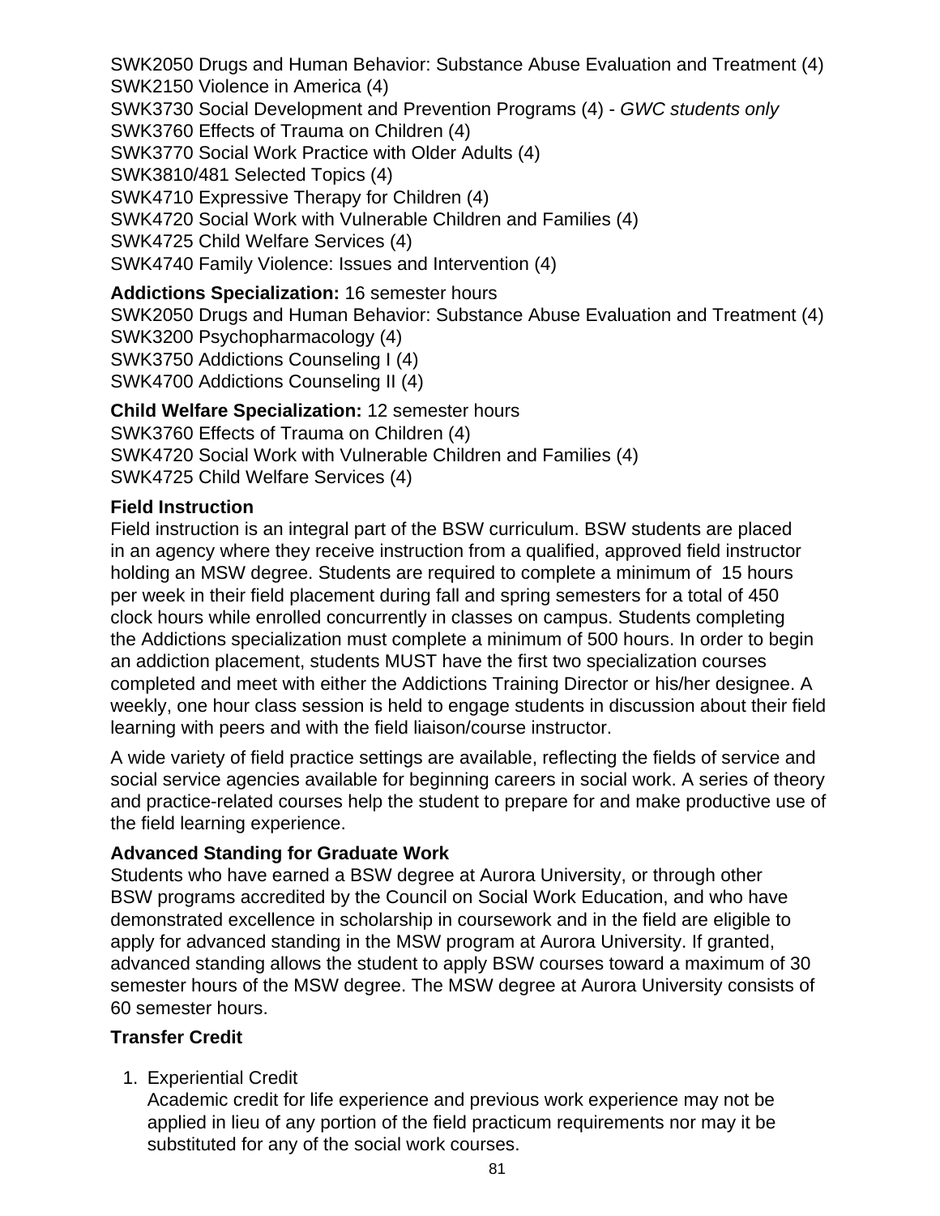SWK2050 Drugs and Human Behavior: Substance Abuse Evaluation and Treatment (4)
SWK2150 Violence in America (4)
SWK3730 Social Development and Prevention Programs (4) - *GWC students only*
SWK3760 Effects of Trauma on Children (4)
SWK3770 Social Work Practice with Older Adults (4)
SWK3810/481 Selected Topics (4)
SWK4710 Expressive Therapy for Children (4)
SWK4720 Social Work with Vulnerable Children and Families (4)
SWK4725 Child Welfare Services (4)
SWK4740 Family Violence: Issues and Intervention (4)

**Addictions Specialization:** 16 semester hours
SWK2050 Drugs and Human Behavior: Substance Abuse Evaluation and Treatment (4)
SWK3200 Psychopharmacology (4)
SWK3750 Addictions Counseling I (4)
SWK4700 Addictions Counseling II (4)

**Child Welfare Specialization:** 12 semester hours
SWK3760 Effects of Trauma on Children (4)
SWK4720 Social Work with Vulnerable Children and Families (4)
SWK4725 Child Welfare Services (4)

**Field Instruction**

Field instruction is an integral part of the BSW curriculum. BSW students are placed in an agency where they receive instruction from a qualified, approved field instructor holding an MSW degree. Students are required to complete a minimum of 15 hours per week in their field placement during fall and spring semesters for a total of 450 clock hours while enrolled concurrently in classes on campus. Students completing the Addictions specialization must complete a minimum of 500 hours. In order to begin an addiction placement, students MUST have the first two specialization courses completed and meet with either the Addictions Training Director or his/her designee. A weekly, one hour class session is held to engage students in discussion about their field learning with peers and with the field liaison/course instructor.

A wide variety of field practice settings are available, reflecting the fields of service and social service agencies available for beginning careers in social work. A series of theory and practice-related courses help the student to prepare for and make productive use of the field learning experience.

**Advanced Standing for Graduate Work**

Students who have earned a BSW degree at Aurora University, or through other BSW programs accredited by the Council on Social Work Education, and who have demonstrated excellence in scholarship in coursework and in the field are eligible to apply for advanced standing in the MSW program at Aurora University. If granted, advanced standing allows the student to apply BSW courses toward a maximum of 30 semester hours of the MSW degree. The MSW degree at Aurora University consists of 60 semester hours.

**Transfer Credit**

1. Experiential Credit
   Academic credit for life experience and previous work experience may not be applied in lieu of any portion of the field practicum requirements nor may it be substituted for any of the social work courses.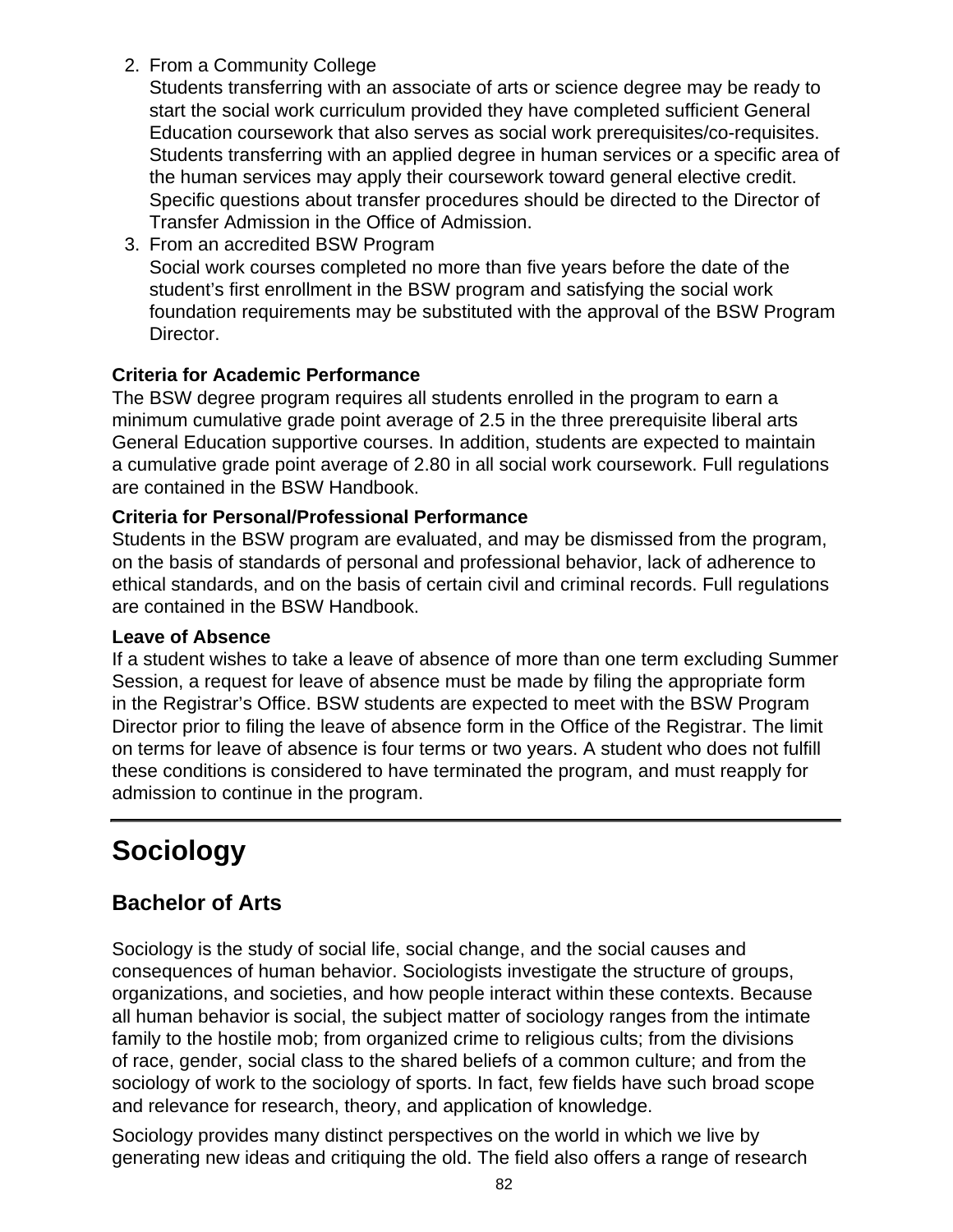2. From a Community College
   Students transferring with an associate of arts or science degree may be ready to start the social work curriculum provided they have completed sufficient General Education coursework that also serves as social work prerequisites/co-requisites. Students transferring with an applied degree in human services or a specific area of the human services may apply their coursework toward general elective credit. Specific questions about transfer procedures should be directed to the Director of Transfer Admission in the Office of Admission.
3. From an accredited BSW Program
   Social work courses completed no more than five years before the date of the student's first enrollment in the BSW program and satisfying the social work foundation requirements may be substituted with the approval of the BSW Program Director.

**Criteria for Academic Performance**

The BSW degree program requires all students enrolled in the program to earn a minimum cumulative grade point average of 2.5 in the three prerequisite liberal arts General Education supportive courses. In addition, students are expected to maintain a cumulative grade point average of 2.80 in all social work coursework. Full regulations are contained in the BSW Handbook.

**Criteria for Personal/Professional Performance**

Students in the BSW program are evaluated, and may be dismissed from the program, on the basis of standards of personal and professional behavior, lack of adherence to ethical standards, and on the basis of certain civil and criminal records. Full regulations are contained in the BSW Handbook.

**Leave of Absence**

If a student wishes to take a leave of absence of more than one term excluding Summer Session, a request for leave of absence must be made by filing the appropriate form in the Registrar's Office. BSW students are expected to meet with the BSW Program Director prior to filing the leave of absence form in the Office of the Registrar. The limit on terms for leave of absence is four terms or two years. A student who does not fulfill these conditions is considered to have terminated the program, and must reapply for admission to continue in the program.

# Sociology

## Bachelor of Arts

Sociology is the study of social life, social change, and the social causes and consequences of human behavior. Sociologists investigate the structure of groups, organizations, and societies, and how people interact within these contexts. Because all human behavior is social, the subject matter of sociology ranges from the intimate family to the hostile mob; from organized crime to religious cults; from the divisions of race, gender, social class to the shared beliefs of a common culture; and from the sociology of work to the sociology of sports. In fact, few fields have such broad scope and relevance for research, theory, and application of knowledge.

Sociology provides many distinct perspectives on the world in which we live by generating new ideas and critiquing the old. The field also offers a range of research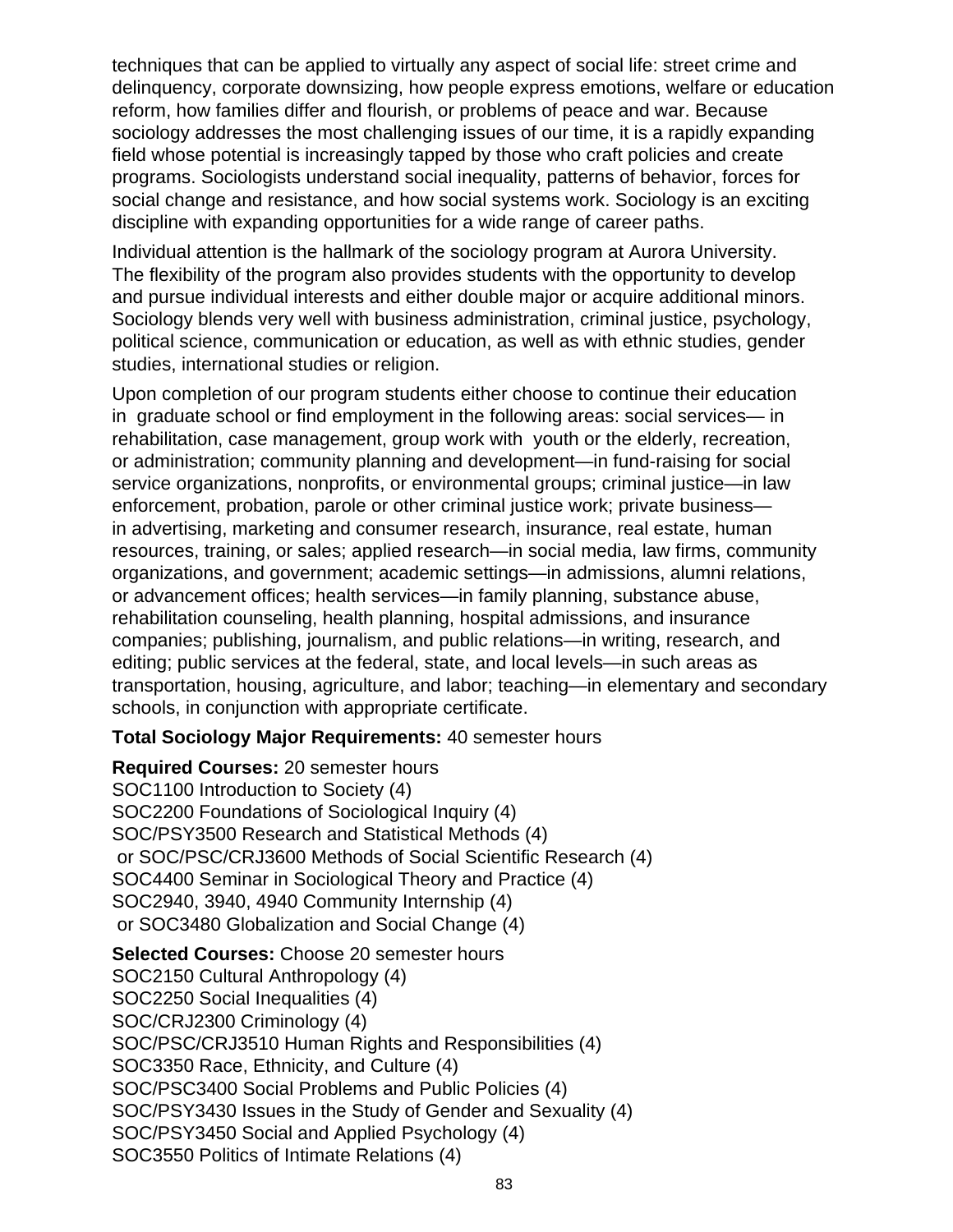techniques that can be applied to virtually any aspect of social life: street crime and delinquency, corporate downsizing, how people express emotions, welfare or education reform, how families differ and flourish, or problems of peace and war. Because sociology addresses the most challenging issues of our time, it is a rapidly expanding field whose potential is increasingly tapped by those who craft policies and create programs. Sociologists understand social inequality, patterns of behavior, forces for social change and resistance, and how social systems work. Sociology is an exciting discipline with expanding opportunities for a wide range of career paths.

Individual attention is the hallmark of the sociology program at Aurora University. The flexibility of the program also provides students with the opportunity to develop and pursue individual interests and either double major or acquire additional minors. Sociology blends very well with business administration, criminal justice, psychology, political science, communication or education, as well as with ethnic studies, gender studies, international studies or religion.

Upon completion of our program students either choose to continue their education in graduate school or find employment in the following areas: social services— in rehabilitation, case management, group work with youth or the elderly, recreation, or administration; community planning and development—in fund-raising for social service organizations, nonprofits, or environmental groups; criminal justice—in law enforcement, probation, parole or other criminal justice work; private business—in advertising, marketing and consumer research, insurance, real estate, human resources, training, or sales; applied research—in social media, law firms, community organizations, and government; academic settings—in admissions, alumni relations, or advancement offices; health services—in family planning, substance abuse, rehabilitation counseling, health planning, hospital admissions, and insurance companies; publishing, journalism, and public relations—in writing, research, and editing; public services at the federal, state, and local levels—in such areas as transportation, housing, agriculture, and labor; teaching—in elementary and secondary schools, in conjunction with appropriate certificate.

**Total Sociology Major Requirements:** 40 semester hours

**Required Courses:** 20 semester hours
SOC1100 Introduction to Society (4)
SOC2200 Foundations of Sociological Inquiry (4)
SOC/PSY3500 Research and Statistical Methods (4)
 or SOC/PSC/CRJ3600 Methods of Social Scientific Research (4)
SOC4400 Seminar in Sociological Theory and Practice (4)
SOC2940, 3940, 4940 Community Internship (4)
 or SOC3480 Globalization and Social Change (4)

**Selected Courses:** Choose 20 semester hours
SOC2150 Cultural Anthropology (4)
SOC2250 Social Inequalities (4)
SOC/CRJ2300 Criminology (4)
SOC/PSC/CRJ3510 Human Rights and Responsibilities (4)
SOC3350 Race, Ethnicity, and Culture (4)
SOC/PSC3400 Social Problems and Public Policies (4)
SOC/PSY3430 Issues in the Study of Gender and Sexuality (4)
SOC/PSY3450 Social and Applied Psychology (4)
SOC3550 Politics of Intimate Relations (4)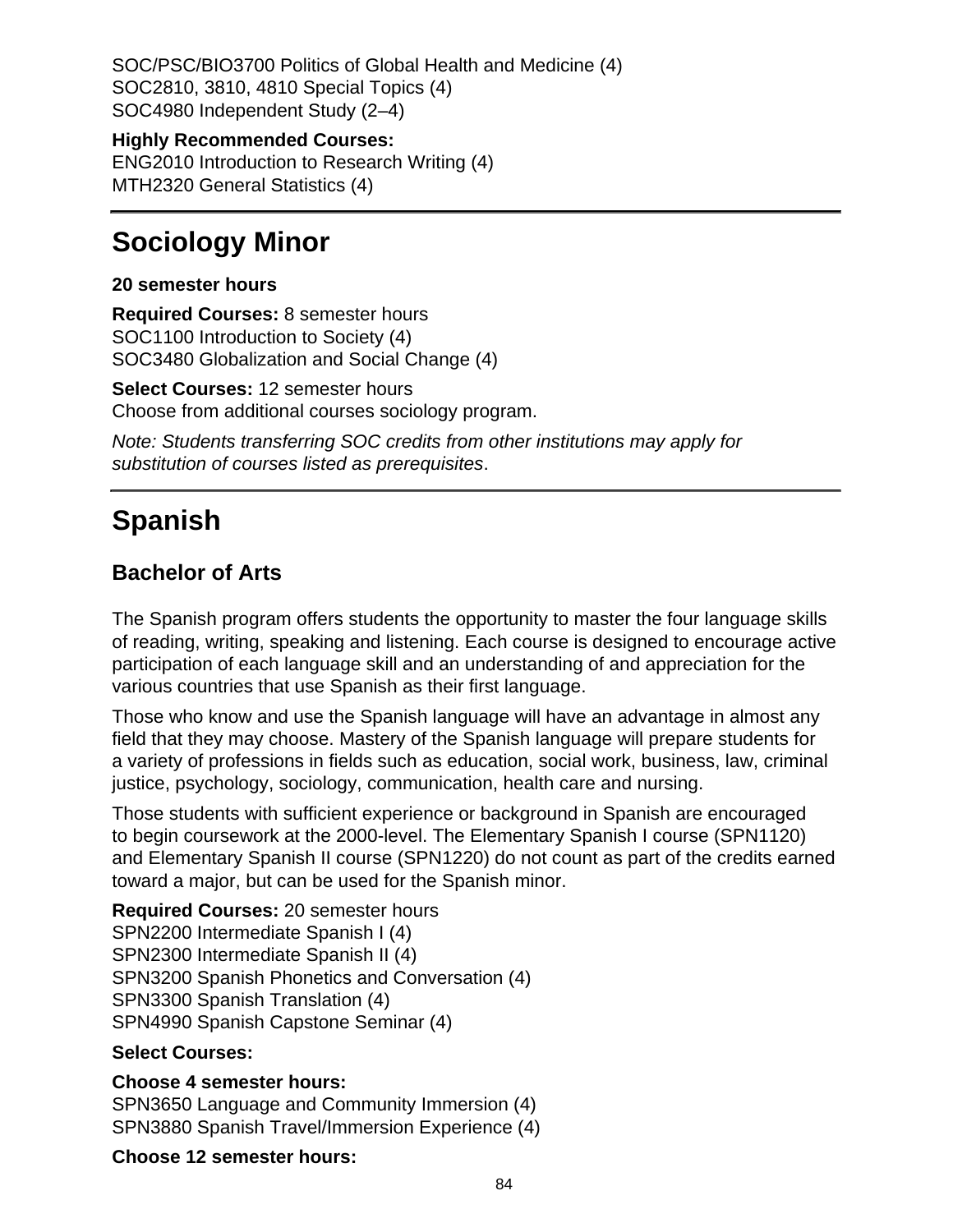SOC/PSC/BIO3700 Politics of Global Health and Medicine (4)
SOC2810, 3810, 4810 Special Topics (4)
SOC4980 Independent Study (2–4)

**Highly Recommended Courses:**
ENG2010 Introduction to Research Writing (4)
MTH2320 General Statistics (4)

# Sociology Minor

**20 semester hours**

**Required Courses:** 8 semester hours
SOC1100 Introduction to Society (4)
SOC3480 Globalization and Social Change (4)

**Select Courses:** 12 semester hours
Choose from additional courses sociology program.

*Note: Students transferring SOC credits from other institutions may apply for substitution of courses listed as prerequisites*.

# Spanish

## Bachelor of Arts

The Spanish program offers students the opportunity to master the four language skills of reading, writing, speaking and listening. Each course is designed to encourage active participation of each language skill and an understanding of and appreciation for the various countries that use Spanish as their first language.

Those who know and use the Spanish language will have an advantage in almost any field that they may choose. Mastery of the Spanish language will prepare students for a variety of professions in fields such as education, social work, business, law, criminal justice, psychology, sociology, communication, health care and nursing.

Those students with sufficient experience or background in Spanish are encouraged to begin coursework at the 2000-level. The Elementary Spanish I course (SPN1120) and Elementary Spanish II course (SPN1220) do not count as part of the credits earned toward a major, but can be used for the Spanish minor.

**Required Courses:** 20 semester hours
SPN2200 Intermediate Spanish I (4)
SPN2300 Intermediate Spanish II (4)
SPN3200 Spanish Phonetics and Conversation (4)
SPN3300 Spanish Translation (4)
SPN4990 Spanish Capstone Seminar (4)

**Select Courses:**

**Choose 4 semester hours:**
SPN3650 Language and Community Immersion (4)
SPN3880 Spanish Travel/Immersion Experience (4)

**Choose 12 semester hours:**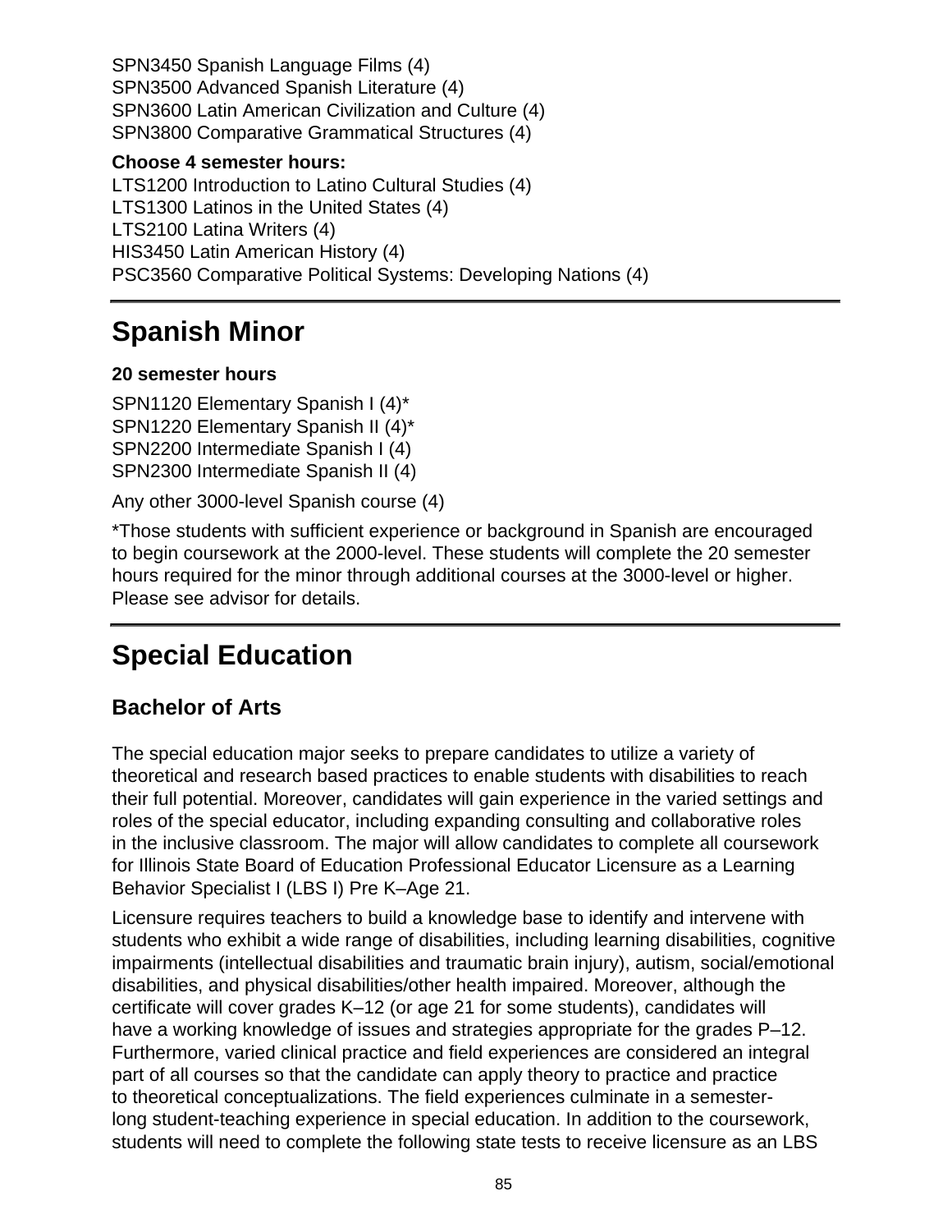SPN3450 Spanish Language Films (4)
SPN3500 Advanced Spanish Literature (4)
SPN3600 Latin American Civilization and Culture (4)
SPN3800 Comparative Grammatical Structures (4)

**Choose 4 semester hours:**
LTS1200 Introduction to Latino Cultural Studies (4)
LTS1300 Latinos in the United States (4)
LTS2100 Latina Writers (4)
HIS3450 Latin American History (4)
PSC3560 Comparative Political Systems: Developing Nations (4)

---

# Spanish Minor

**20 semester hours**

SPN1120 Elementary Spanish I (4)*
SPN1220 Elementary Spanish II (4)*
SPN2200 Intermediate Spanish I (4)
SPN2300 Intermediate Spanish II (4)

Any other 3000-level Spanish course (4)

*Those students with sufficient experience or background in Spanish are encouraged to begin coursework at the 2000-level. These students will complete the 20 semester hours required for the minor through additional courses at the 3000-level or higher. Please see advisor for details.

---

# Special Education

## Bachelor of Arts

The special education major seeks to prepare candidates to utilize a variety of theoretical and research based practices to enable students with disabilities to reach their full potential. Moreover, candidates will gain experience in the varied settings and roles of the special educator, including expanding consulting and collaborative roles in the inclusive classroom. The major will allow candidates to complete all coursework for Illinois State Board of Education Professional Educator Licensure as a Learning Behavior Specialist I (LBS I) Pre K–Age 21.

Licensure requires teachers to build a knowledge base to identify and intervene with students who exhibit a wide range of disabilities, including learning disabilities, cognitive impairments (intellectual disabilities and traumatic brain injury), autism, social/emotional disabilities, and physical disabilities/other health impaired. Moreover, although the certificate will cover grades K–12 (or age 21 for some students), candidates will have a working knowledge of issues and strategies appropriate for the grades P–12. Furthermore, varied clinical practice and field experiences are considered an integral part of all courses so that the candidate can apply theory to practice and practice to theoretical conceptualizations. The field experiences culminate in a semester-long student-teaching experience in special education. In addition to the coursework, students will need to complete the following state tests to receive licensure as an LBS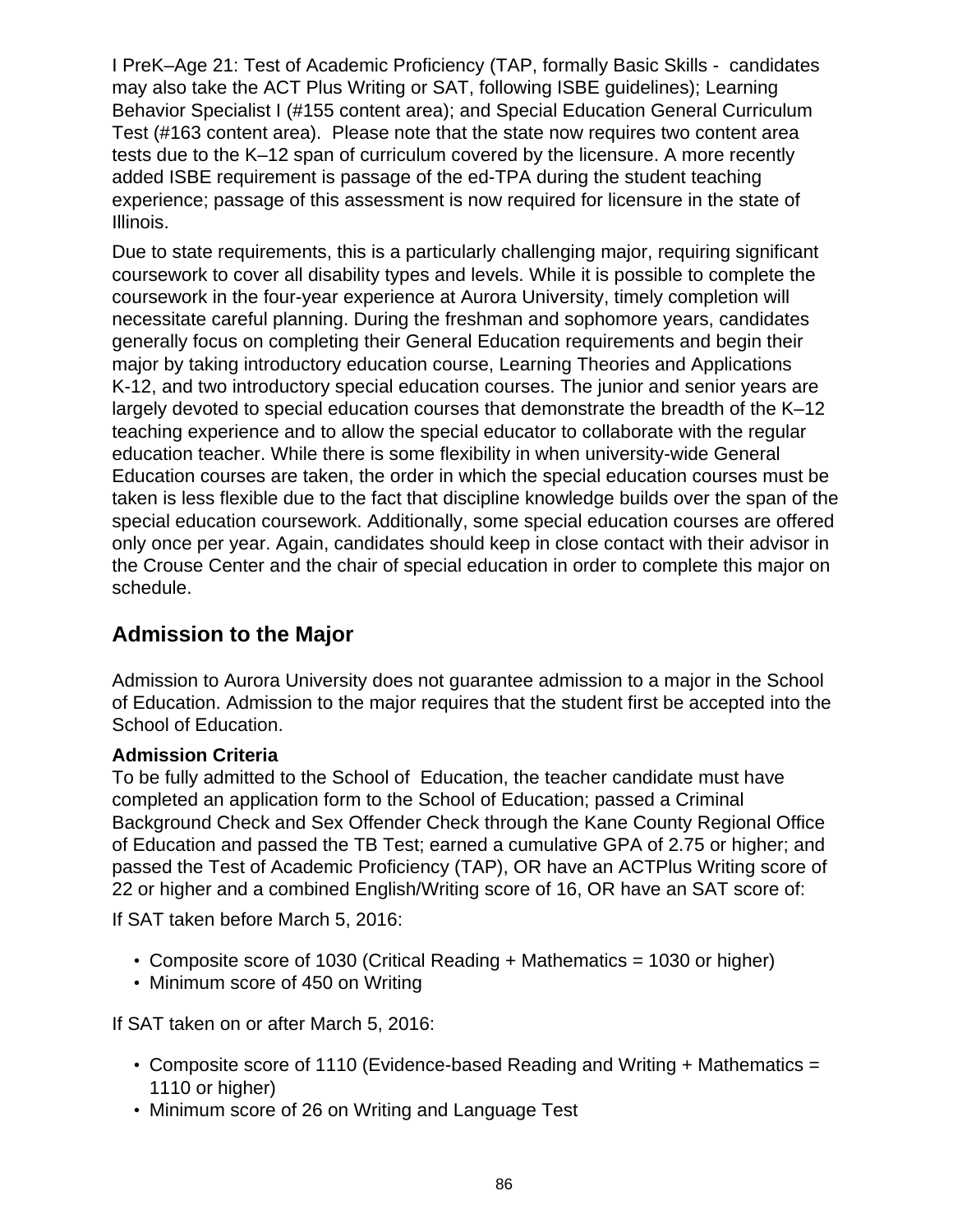I PreK–Age 21: Test of Academic Proficiency (TAP, formally Basic Skills - candidates may also take the ACT Plus Writing or SAT, following ISBE guidelines); Learning Behavior Specialist I (#155 content area); and Special Education General Curriculum Test (#163 content area). Please note that the state now requires two content area tests due to the K–12 span of curriculum covered by the licensure. A more recently added ISBE requirement is passage of the ed-TPA during the student teaching experience; passage of this assessment is now required for licensure in the state of Illinois.

Due to state requirements, this is a particularly challenging major, requiring significant coursework to cover all disability types and levels. While it is possible to complete the coursework in the four-year experience at Aurora University, timely completion will necessitate careful planning. During the freshman and sophomore years, candidates generally focus on completing their General Education requirements and begin their major by taking introductory education course, Learning Theories and Applications K-12, and two introductory special education courses. The junior and senior years are largely devoted to special education courses that demonstrate the breadth of the K–12 teaching experience and to allow the special educator to collaborate with the regular education teacher. While there is some flexibility in when university-wide General Education courses are taken, the order in which the special education courses must be taken is less flexible due to the fact that discipline knowledge builds over the span of the special education coursework. Additionally, some special education courses are offered only once per year. Again, candidates should keep in close contact with their advisor in the Crouse Center and the chair of special education in order to complete this major on schedule.

## Admission to the Major

Admission to Aurora University does not guarantee admission to a major in the School of Education. Admission to the major requires that the student first be accepted into the School of Education.

**Admission Criteria**
To be fully admitted to the School of Education, the teacher candidate must have completed an application form to the School of Education; passed a Criminal Background Check and Sex Offender Check through the Kane County Regional Office of Education and passed the TB Test; earned a cumulative GPA of 2.75 or higher; and passed the Test of Academic Proficiency (TAP), OR have an ACTPlus Writing score of 22 or higher and a combined English/Writing score of 16, OR have an SAT score of:

If SAT taken before March 5, 2016:

- Composite score of 1030 (Critical Reading + Mathematics = 1030 or higher)
- Minimum score of 450 on Writing

If SAT taken on or after March 5, 2016:

- Composite score of 1110 (Evidence-based Reading and Writing + Mathematics = 1110 or higher)
- Minimum score of 26 on Writing and Language Test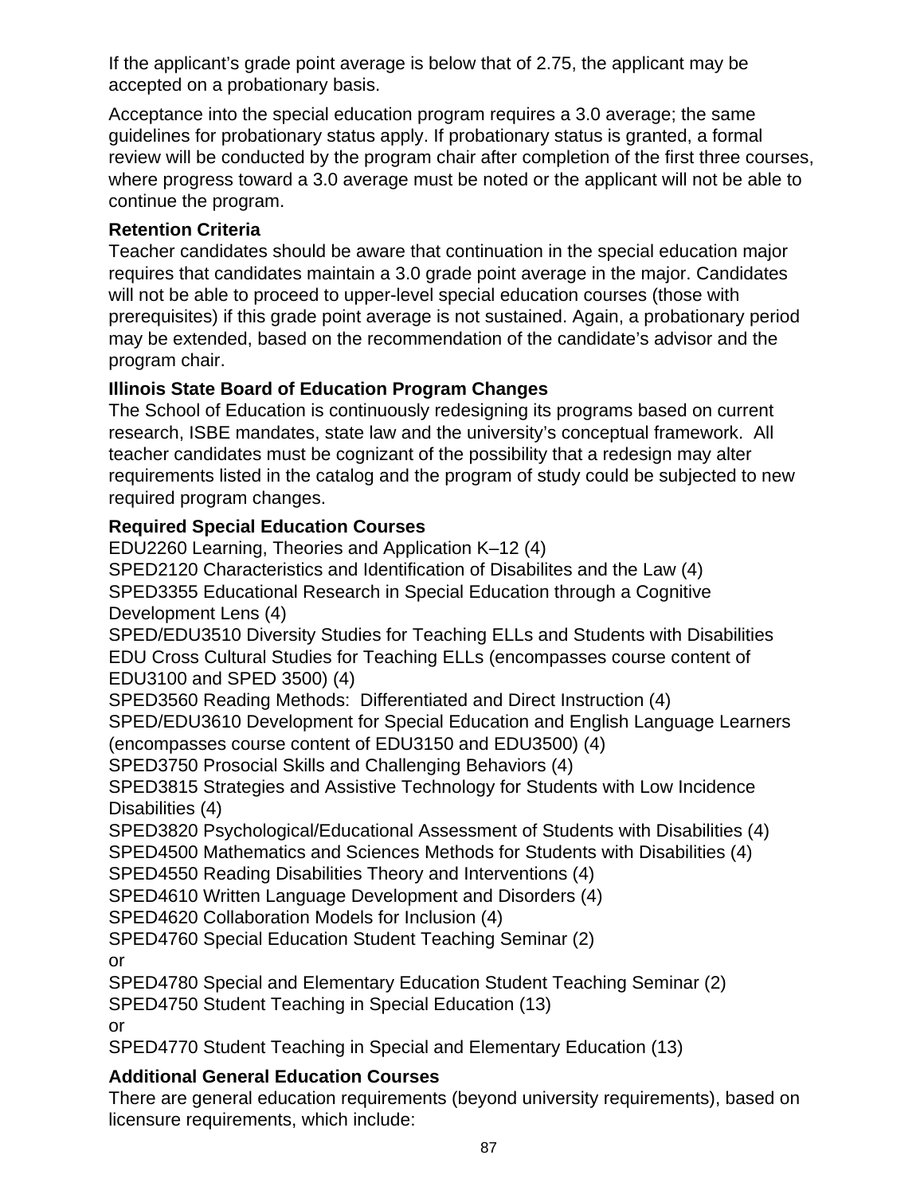If the applicant's grade point average is below that of 2.75, the applicant may be accepted on a probationary basis.

Acceptance into the special education program requires a 3.0 average; the same guidelines for probationary status apply. If probationary status is granted, a formal review will be conducted by the program chair after completion of the first three courses, where progress toward a 3.0 average must be noted or the applicant will not be able to continue the program.

**Retention Criteria**
Teacher candidates should be aware that continuation in the special education major requires that candidates maintain a 3.0 grade point average in the major. Candidates will not be able to proceed to upper-level special education courses (those with prerequisites) if this grade point average is not sustained. Again, a probationary period may be extended, based on the recommendation of the candidate's advisor and the program chair.

**Illinois State Board of Education Program Changes**
The School of Education is continuously redesigning its programs based on current research, ISBE mandates, state law and the university's conceptual framework. All teacher candidates must be cognizant of the possibility that a redesign may alter requirements listed in the catalog and the program of study could be subjected to new required program changes.

**Required Special Education Courses**
EDU2260 Learning, Theories and Application K–12 (4)
SPED2120 Characteristics and Identification of Disabilites and the Law (4)
SPED3355 Educational Research in Special Education through a Cognitive Development Lens (4)
SPED/EDU3510 Diversity Studies for Teaching ELLs and Students with Disabilities EDU Cross Cultural Studies for Teaching ELLs (encompasses course content of EDU3100 and SPED 3500) (4)
SPED3560 Reading Methods: Differentiated and Direct Instruction (4)
SPED/EDU3610 Development for Special Education and English Language Learners (encompasses course content of EDU3150 and EDU3500) (4)
SPED3750 Prosocial Skills and Challenging Behaviors (4)
SPED3815 Strategies and Assistive Technology for Students with Low Incidence Disabilities (4)
SPED3820 Psychological/Educational Assessment of Students with Disabilities (4)
SPED4500 Mathematics and Sciences Methods for Students with Disabilities (4)
SPED4550 Reading Disabilities Theory and Interventions (4)
SPED4610 Written Language Development and Disorders (4)
SPED4620 Collaboration Models for Inclusion (4)
SPED4760 Special Education Student Teaching Seminar (2)
or
SPED4780 Special and Elementary Education Student Teaching Seminar (2)
SPED4750 Student Teaching in Special Education (13)
or
SPED4770 Student Teaching in Special and Elementary Education (13)

**Additional General Education Courses**
There are general education requirements (beyond university requirements), based on licensure requirements, which include: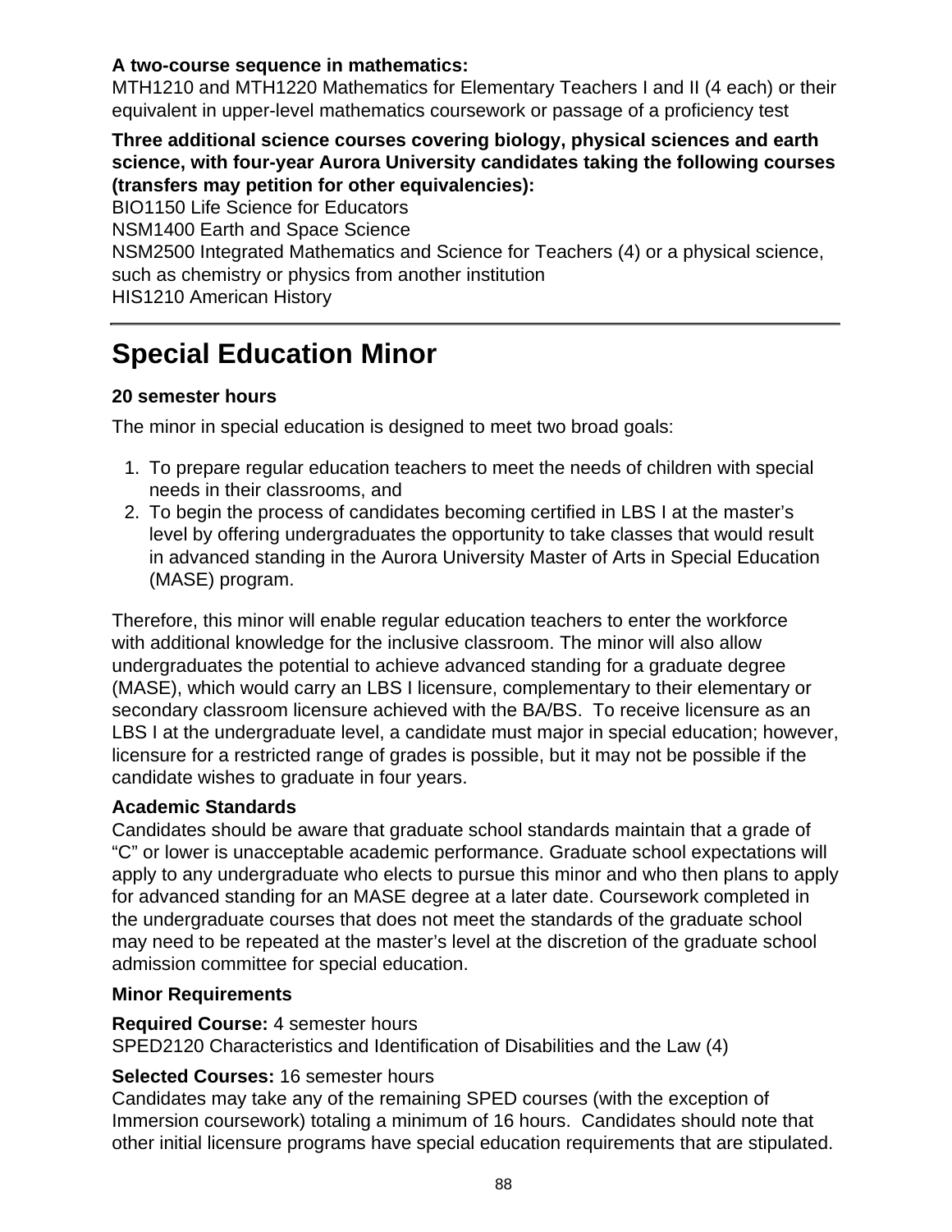**A two-course sequence in mathematics:**
MTH1210 and MTH1220 Mathematics for Elementary Teachers I and II (4 each) or their equivalent in upper-level mathematics coursework or passage of a proficiency test

**Three additional science courses covering biology, physical sciences and earth science, with four-year Aurora University candidates taking the following courses (transfers may petition for other equivalencies):**
BIO1150 Life Science for Educators
NSM1400 Earth and Space Science
NSM2500 Integrated Mathematics and Science for Teachers (4) or a physical science, such as chemistry or physics from another institution
HIS1210 American History

---

# Special Education Minor

**20 semester hours**

The minor in special education is designed to meet two broad goals:

1. To prepare regular education teachers to meet the needs of children with special needs in their classrooms, and
2. To begin the process of candidates becoming certified in LBS I at the master's level by offering undergraduates the opportunity to take classes that would result in advanced standing in the Aurora University Master of Arts in Special Education (MASE) program.

Therefore, this minor will enable regular education teachers to enter the workforce with additional knowledge for the inclusive classroom. The minor will also allow undergraduates the potential to achieve advanced standing for a graduate degree (MASE), which would carry an LBS I licensure, complementary to their elementary or secondary classroom licensure achieved with the BA/BS. To receive licensure as an LBS I at the undergraduate level, a candidate must major in special education; however, licensure for a restricted range of grades is possible, but it may not be possible if the candidate wishes to graduate in four years.

**Academic Standards**
Candidates should be aware that graduate school standards maintain that a grade of "C" or lower is unacceptable academic performance. Graduate school expectations will apply to any undergraduate who elects to pursue this minor and who then plans to apply for advanced standing for an MASE degree at a later date. Coursework completed in the undergraduate courses that does not meet the standards of the graduate school may need to be repeated at the master's level at the discretion of the graduate school admission committee for special education.

**Minor Requirements**

**Required Course:** 4 semester hours
SPED2120 Characteristics and Identification of Disabilities and the Law (4)

**Selected Courses:** 16 semester hours
Candidates may take any of the remaining SPED courses (with the exception of Immersion coursework) totaling a minimum of 16 hours. Candidates should note that other initial licensure programs have special education requirements that are stipulated.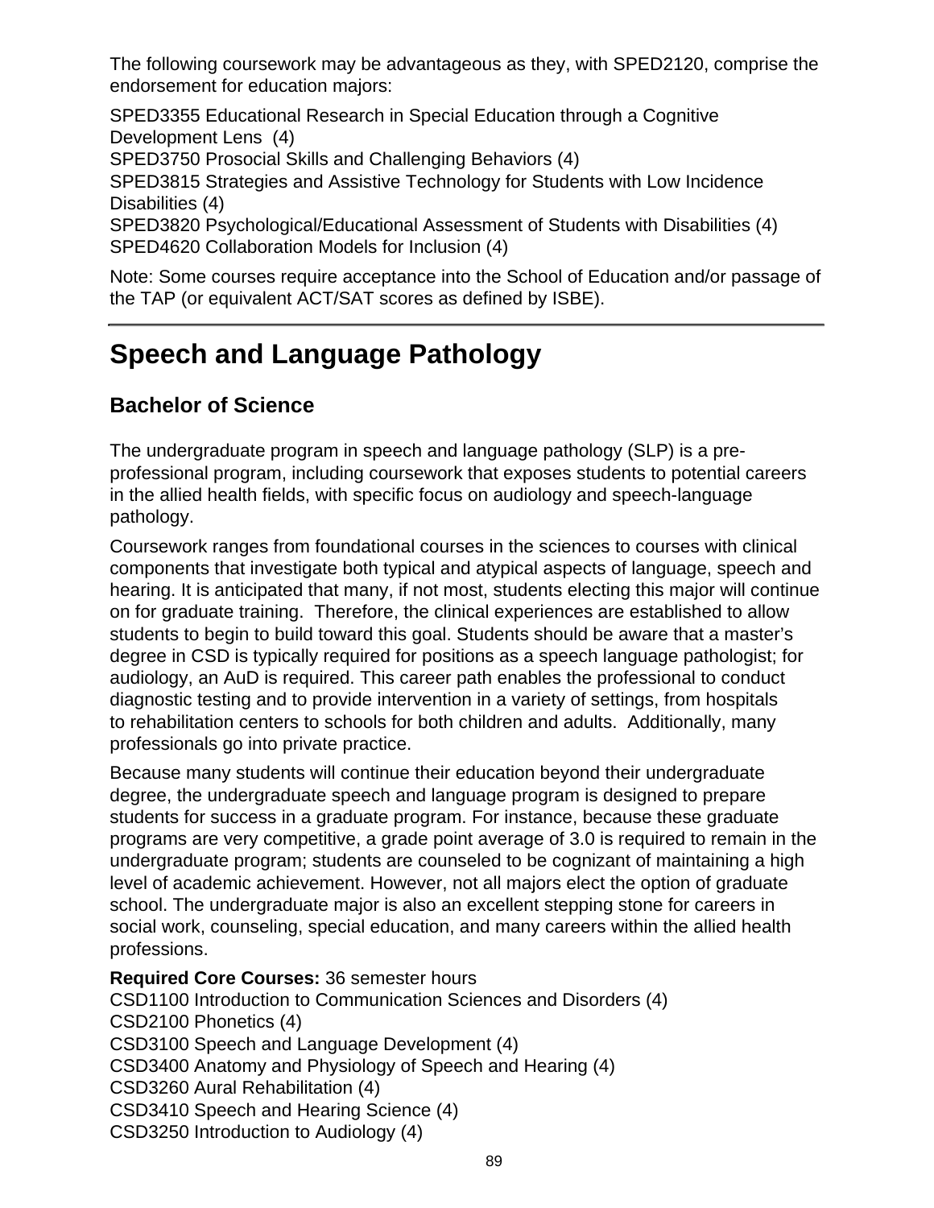The following coursework may be advantageous as they, with SPED2120, comprise the endorsement for education majors:

SPED3355 Educational Research in Special Education through a Cognitive Development Lens (4)
SPED3750 Prosocial Skills and Challenging Behaviors (4)
SPED3815 Strategies and Assistive Technology for Students with Low Incidence Disabilities (4)
SPED3820 Psychological/Educational Assessment of Students with Disabilities (4)
SPED4620 Collaboration Models for Inclusion (4)

Note: Some courses require acceptance into the School of Education and/or passage of the TAP (or equivalent ACT/SAT scores as defined by ISBE).

---

# Speech and Language Pathology

## Bachelor of Science

The undergraduate program in speech and language pathology (SLP) is a pre-professional program, including coursework that exposes students to potential careers in the allied health fields, with specific focus on audiology and speech-language pathology.

Coursework ranges from foundational courses in the sciences to courses with clinical components that investigate both typical and atypical aspects of language, speech and hearing. It is anticipated that many, if not most, students electing this major will continue on for graduate training. Therefore, the clinical experiences are established to allow students to begin to build toward this goal. Students should be aware that a master's degree in CSD is typically required for positions as a speech language pathologist; for audiology, an AuD is required. This career path enables the professional to conduct diagnostic testing and to provide intervention in a variety of settings, from hospitals to rehabilitation centers to schools for both children and adults. Additionally, many professionals go into private practice.

Because many students will continue their education beyond their undergraduate degree, the undergraduate speech and language program is designed to prepare students for success in a graduate program. For instance, because these graduate programs are very competitive, a grade point average of 3.0 is required to remain in the undergraduate program; students are counseled to be cognizant of maintaining a high level of academic achievement. However, not all majors elect the option of graduate school. The undergraduate major is also an excellent stepping stone for careers in social work, counseling, special education, and many careers within the allied health professions.

**Required Core Courses:** 36 semester hours
CSD1100 Introduction to Communication Sciences and Disorders (4)
CSD2100 Phonetics (4)
CSD3100 Speech and Language Development (4)
CSD3400 Anatomy and Physiology of Speech and Hearing (4)
CSD3260 Aural Rehabilitation (4)
CSD3410 Speech and Hearing Science (4)
CSD3250 Introduction to Audiology (4)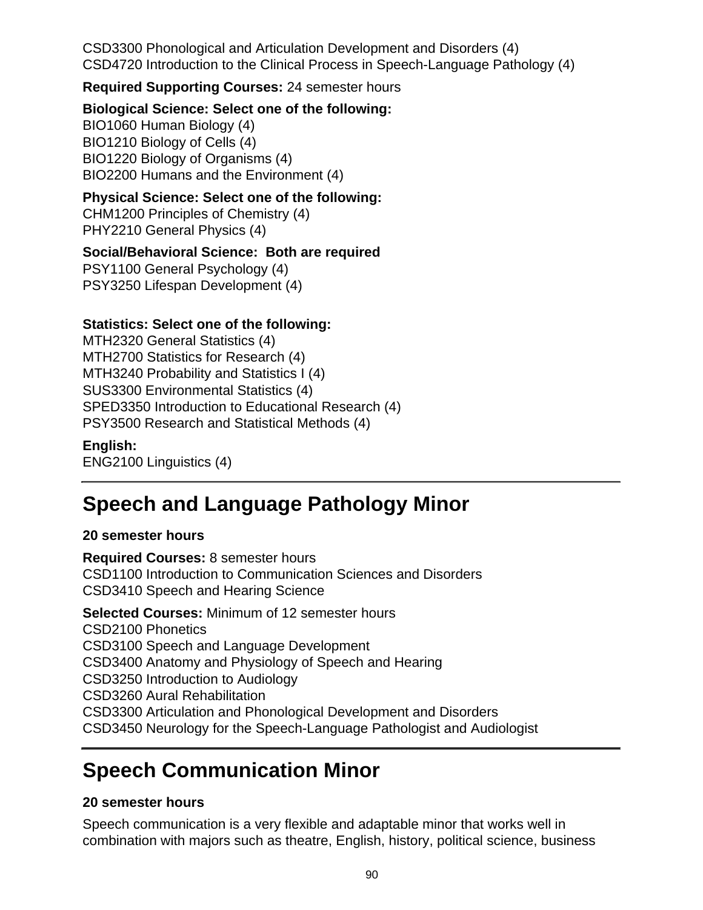CSD3300 Phonological and Articulation Development and Disorders (4)
CSD4720 Introduction to the Clinical Process in Speech-Language Pathology (4)

**Required Supporting Courses:** 24 semester hours

**Biological Science: Select one of the following:**
BIO1060 Human Biology (4)
BIO1210 Biology of Cells (4)
BIO1220 Biology of Organisms (4)
BIO2200 Humans and the Environment (4)

**Physical Science: Select one of the following:**
CHM1200 Principles of Chemistry (4)
PHY2210 General Physics (4)

**Social/Behavioral Science: Both are required**
PSY1100 General Psychology (4)
PSY3250 Lifespan Development (4)

**Statistics: Select one of the following:**
MTH2320 General Statistics (4)
MTH2700 Statistics for Research (4)
MTH3240 Probability and Statistics I (4)
SUS3300 Environmental Statistics (4)
SPED3350 Introduction to Educational Research (4)
PSY3500 Research and Statistical Methods (4)

**English:**
ENG2100 Linguistics (4)

## Speech and Language Pathology Minor

**20 semester hours**

**Required Courses:** 8 semester hours
CSD1100 Introduction to Communication Sciences and Disorders
CSD3410 Speech and Hearing Science

**Selected Courses:** Minimum of 12 semester hours
CSD2100 Phonetics
CSD3100 Speech and Language Development
CSD3400 Anatomy and Physiology of Speech and Hearing
CSD3250 Introduction to Audiology
CSD3260 Aural Rehabilitation
CSD3300 Articulation and Phonological Development and Disorders
CSD3450 Neurology for the Speech-Language Pathologist and Audiologist

## Speech Communication Minor

**20 semester hours**

Speech communication is a very flexible and adaptable minor that works well in combination with majors such as theatre, English, history, political science, business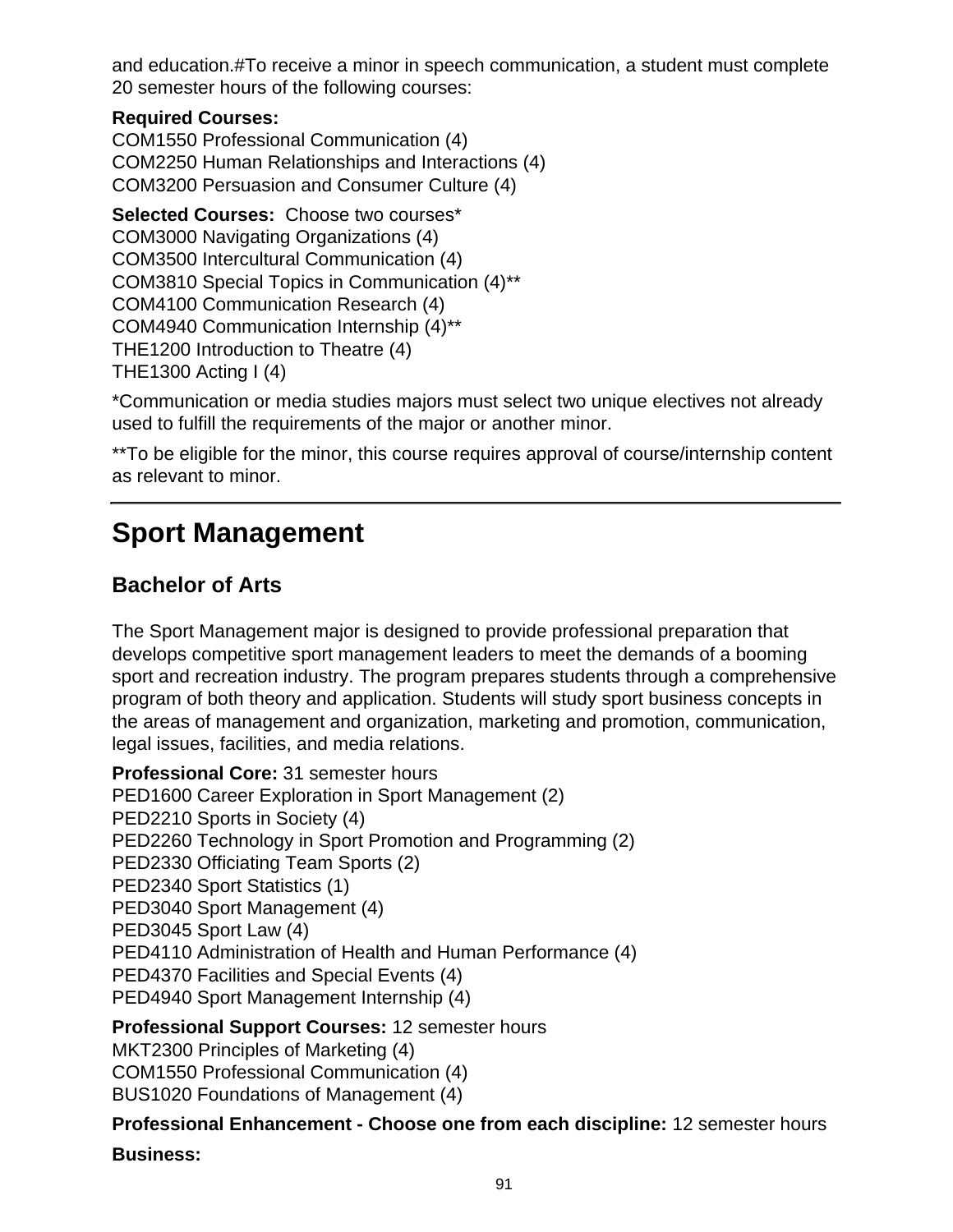and education.#To receive a minor in speech communication, a student must complete 20 semester hours of the following courses:

**Required Courses:**
COM1550 Professional Communication (4)
COM2250 Human Relationships and Interactions (4)
COM3200 Persuasion and Consumer Culture (4)

**Selected Courses:** Choose two courses*
COM3000 Navigating Organizations (4)
COM3500 Intercultural Communication (4)
COM3810 Special Topics in Communication (4)**
COM4100 Communication Research (4)
COM4940 Communication Internship (4)**
THE1200 Introduction to Theatre (4)
THE1300 Acting I (4)

*Communication or media studies majors must select two unique electives not already used to fulfill the requirements of the major or another minor.

**To be eligible for the minor, this course requires approval of course/internship content as relevant to minor.

---

# Sport Management

## Bachelor of Arts

The Sport Management major is designed to provide professional preparation that develops competitive sport management leaders to meet the demands of a booming sport and recreation industry. The program prepares students through a comprehensive program of both theory and application. Students will study sport business concepts in the areas of management and organization, marketing and promotion, communication, legal issues, facilities, and media relations.

**Professional Core:** 31 semester hours
PED1600 Career Exploration in Sport Management (2)
PED2210 Sports in Society (4)
PED2260 Technology in Sport Promotion and Programming (2)
PED2330 Officiating Team Sports (2)
PED2340 Sport Statistics (1)
PED3040 Sport Management (4)
PED3045 Sport Law (4)
PED4110 Administration of Health and Human Performance (4)
PED4370 Facilities and Special Events (4)
PED4940 Sport Management Internship (4)

**Professional Support Courses:** 12 semester hours
MKT2300 Principles of Marketing (4)
COM1550 Professional Communication (4)
BUS1020 Foundations of Management (4)

**Professional Enhancement - Choose one from each discipline:** 12 semester hours

**Business:**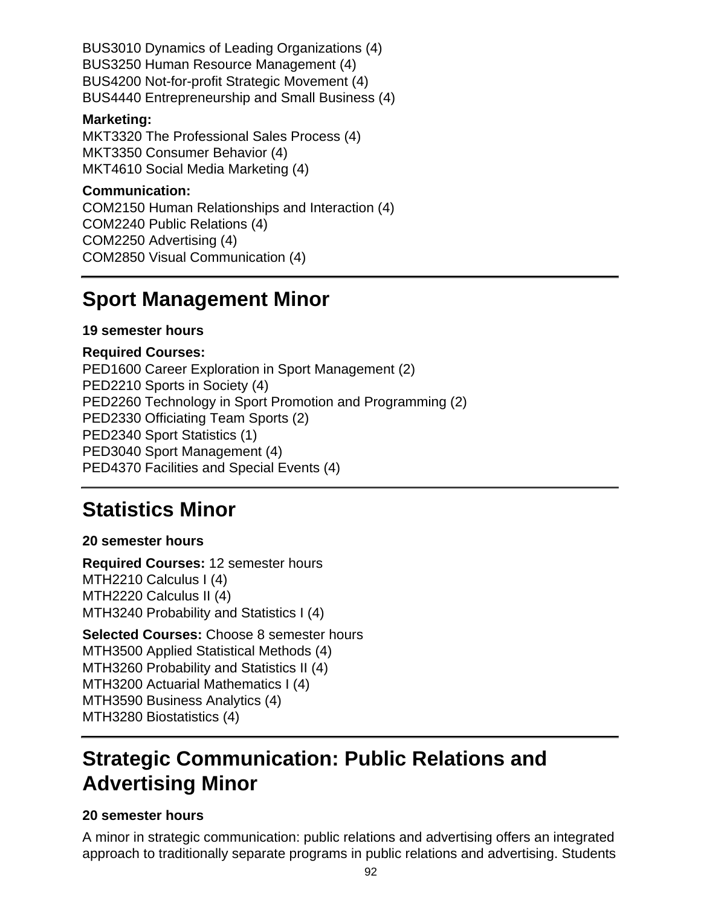BUS3010 Dynamics of Leading Organizations (4)
BUS3250 Human Resource Management (4)
BUS4200 Not-for-profit Strategic Movement (4)
BUS4440 Entrepreneurship and Small Business (4)

**Marketing:**
MKT3320 The Professional Sales Process (4)
MKT3350 Consumer Behavior (4)
MKT4610 Social Media Marketing (4)

**Communication:**
COM2150 Human Relationships and Interaction (4)
COM2240 Public Relations (4)
COM2250 Advertising (4)
COM2850 Visual Communication (4)

---

# Sport Management Minor

**19 semester hours**

**Required Courses:**
PED1600 Career Exploration in Sport Management (2)
PED2210 Sports in Society (4)
PED2260 Technology in Sport Promotion and Programming (2)
PED2330 Officiating Team Sports (2)
PED2340 Sport Statistics (1)
PED3040 Sport Management (4)
PED4370 Facilities and Special Events (4)

---

# Statistics Minor

**20 semester hours**

**Required Courses:** 12 semester hours
MTH2210 Calculus I (4)
MTH2220 Calculus II (4)
MTH3240 Probability and Statistics I (4)

**Selected Courses:** Choose 8 semester hours
MTH3500 Applied Statistical Methods (4)
MTH3260 Probability and Statistics II (4)
MTH3200 Actuarial Mathematics I (4)
MTH3590 Business Analytics (4)
MTH3280 Biostatistics (4)

---

# Strategic Communication: Public Relations and Advertising Minor

**20 semester hours**

A minor in strategic communication: public relations and advertising offers an integrated approach to traditionally separate programs in public relations and advertising. Students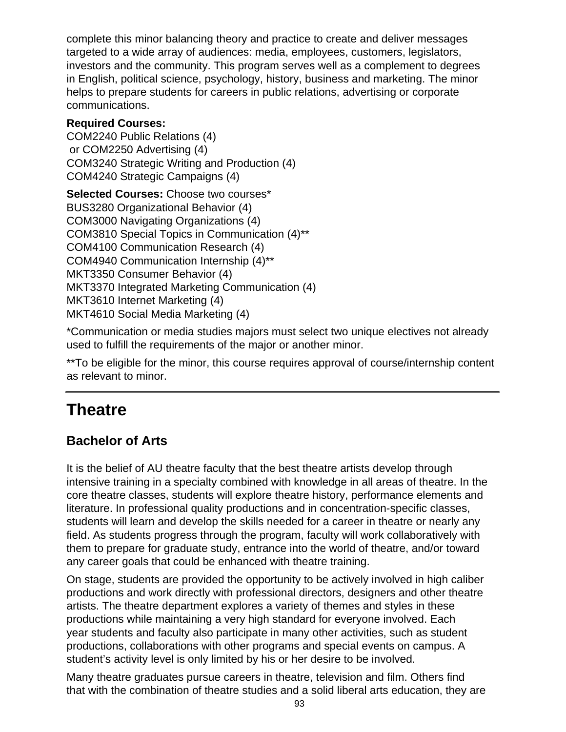complete this minor balancing theory and practice to create and deliver messages targeted to a wide array of audiences: media, employees, customers, legislators, investors and the community. This program serves well as a complement to degrees in English, political science, psychology, history, business and marketing. The minor helps to prepare students for careers in public relations, advertising or corporate communications.

**Required Courses:**
COM2240 Public Relations (4)
 or COM2250 Advertising (4)
COM3240 Strategic Writing and Production (4)
COM4240 Strategic Campaigns (4)

**Selected Courses:** Choose two courses*
BUS3280 Organizational Behavior (4)
COM3000 Navigating Organizations (4)
COM3810 Special Topics in Communication (4)**
COM4100 Communication Research (4)
COM4940 Communication Internship (4)**
MKT3350 Consumer Behavior (4)
MKT3370 Integrated Marketing Communication (4)
MKT3610 Internet Marketing (4)
MKT4610 Social Media Marketing (4)

*Communication or media studies majors must select two unique electives not already used to fulfill the requirements of the major or another minor.

**To be eligible for the minor, this course requires approval of course/internship content as relevant to minor.

---

# Theatre

## Bachelor of Arts

It is the belief of AU theatre faculty that the best theatre artists develop through intensive training in a specialty combined with knowledge in all areas of theatre. In the core theatre classes, students will explore theatre history, performance elements and literature. In professional quality productions and in concentration-specific classes, students will learn and develop the skills needed for a career in theatre or nearly any field. As students progress through the program, faculty will work collaboratively with them to prepare for graduate study, entrance into the world of theatre, and/or toward any career goals that could be enhanced with theatre training.

On stage, students are provided the opportunity to be actively involved in high caliber productions and work directly with professional directors, designers and other theatre artists. The theatre department explores a variety of themes and styles in these productions while maintaining a very high standard for everyone involved. Each year students and faculty also participate in many other activities, such as student productions, collaborations with other programs and special events on campus. A student's activity level is only limited by his or her desire to be involved.

Many theatre graduates pursue careers in theatre, television and film. Others find that with the combination of theatre studies and a solid liberal arts education, they are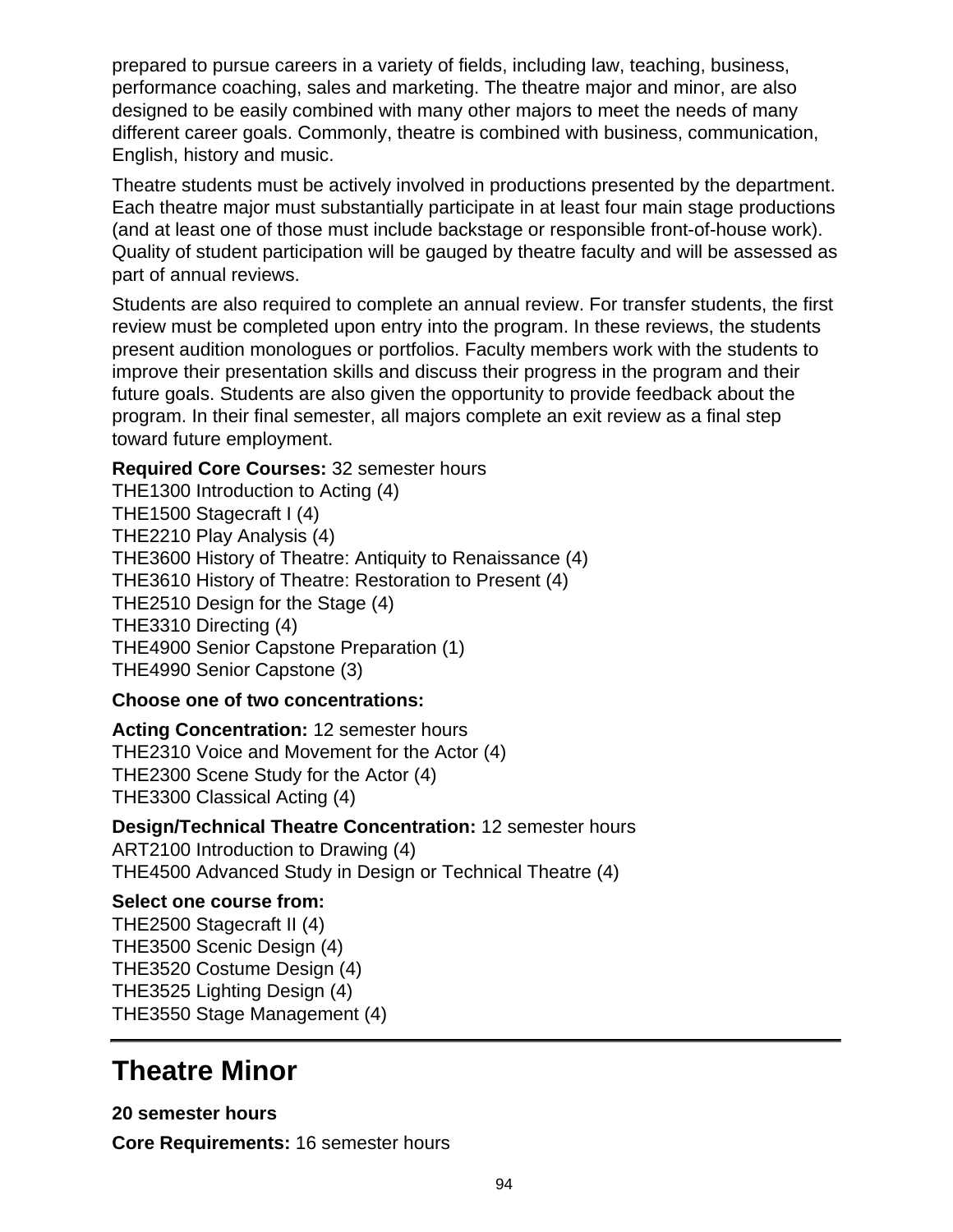prepared to pursue careers in a variety of fields, including law, teaching, business, performance coaching, sales and marketing. The theatre major and minor, are also designed to be easily combined with many other majors to meet the needs of many different career goals. Commonly, theatre is combined with business, communication, English, history and music.

Theatre students must be actively involved in productions presented by the department. Each theatre major must substantially participate in at least four main stage productions (and at least one of those must include backstage or responsible front-of-house work). Quality of student participation will be gauged by theatre faculty and will be assessed as part of annual reviews.

Students are also required to complete an annual review. For transfer students, the first review must be completed upon entry into the program. In these reviews, the students present audition monologues or portfolios. Faculty members work with the students to improve their presentation skills and discuss their progress in the program and their future goals. Students are also given the opportunity to provide feedback about the program. In their final semester, all majors complete an exit review as a final step toward future employment.

**Required Core Courses:** 32 semester hours
THE1300 Introduction to Acting (4)
THE1500 Stagecraft I (4)
THE2210 Play Analysis (4)
THE3600 History of Theatre: Antiquity to Renaissance (4)
THE3610 History of Theatre: Restoration to Present (4)
THE2510 Design for the Stage (4)
THE3310 Directing (4)
THE4900 Senior Capstone Preparation (1)
THE4990 Senior Capstone (3)

**Choose one of two concentrations:**

**Acting Concentration:** 12 semester hours
THE2310 Voice and Movement for the Actor (4)
THE2300 Scene Study for the Actor (4)
THE3300 Classical Acting (4)

**Design/Technical Theatre Concentration:** 12 semester hours
ART2100 Introduction to Drawing (4)
THE4500 Advanced Study in Design or Technical Theatre (4)

**Select one course from:**
THE2500 Stagecraft II (4)
THE3500 Scenic Design (4)
THE3520 Costume Design (4)
THE3525 Lighting Design (4)
THE3550 Stage Management (4)

---

# Theatre Minor

**20 semester hours**

**Core Requirements:** 16 semester hours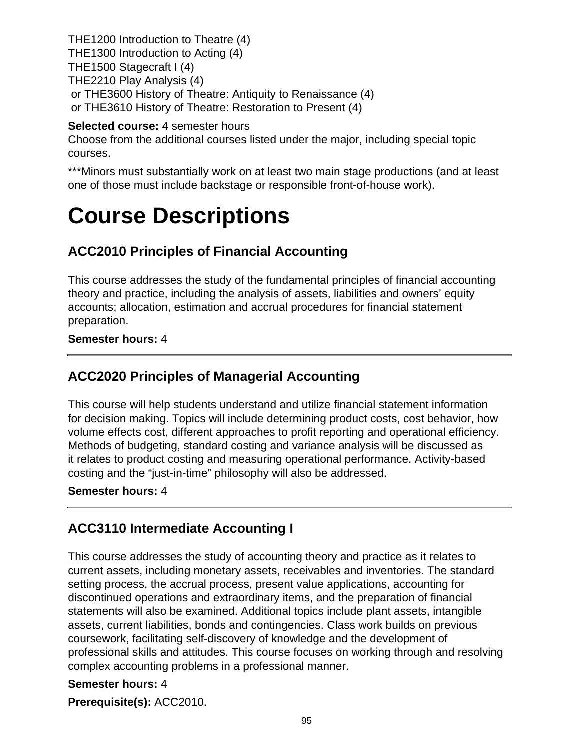THE1200 Introduction to Theatre (4)
THE1300 Introduction to Acting (4)
THE1500 Stagecraft I (4)
THE2210 Play Analysis (4)
 or THE3600 History of Theatre: Antiquity to Renaissance (4)
 or THE3610 History of Theatre: Restoration to Present (4)

**Selected course:** 4 semester hours
Choose from the additional courses listed under the major, including special topic courses.

***Minors must substantially work on at least two main stage productions (and at least one of those must include backstage or responsible front-of-house work).

# Course Descriptions

## ACC2010 Principles of Financial Accounting

This course addresses the study of the fundamental principles of financial accounting theory and practice, including the analysis of assets, liabilities and owners' equity accounts; allocation, estimation and accrual procedures for financial statement preparation.

**Semester hours:** 4

---

## ACC2020 Principles of Managerial Accounting

This course will help students understand and utilize financial statement information for decision making. Topics will include determining product costs, cost behavior, how volume effects cost, different approaches to profit reporting and operational efficiency. Methods of budgeting, standard costing and variance analysis will be discussed as it relates to product costing and measuring operational performance. Activity-based costing and the "just-in-time" philosophy will also be addressed.

**Semester hours:** 4

---

## ACC3110 Intermediate Accounting I

This course addresses the study of accounting theory and practice as it relates to current assets, including monetary assets, receivables and inventories. The standard setting process, the accrual process, present value applications, accounting for discontinued operations and extraordinary items, and the preparation of financial statements will also be examined. Additional topics include plant assets, intangible assets, current liabilities, bonds and contingencies. Class work builds on previous coursework, facilitating self-discovery of knowledge and the development of professional skills and attitudes. This course focuses on working through and resolving complex accounting problems in a professional manner.

**Semester hours:** 4

**Prerequisite(s):** ACC2010.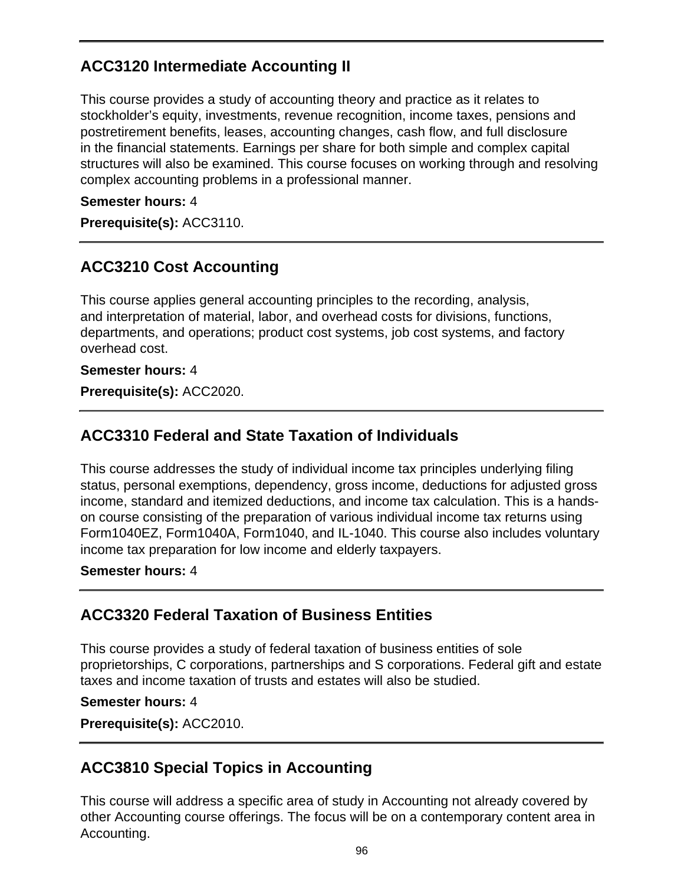## ACC3120 Intermediate Accounting II

This course provides a study of accounting theory and practice as it relates to stockholder's equity, investments, revenue recognition, income taxes, pensions and postretirement benefits, leases, accounting changes, cash flow, and full disclosure in the financial statements. Earnings per share for both simple and complex capital structures will also be examined. This course focuses on working through and resolving complex accounting problems in a professional manner.

**Semester hours:** 4

**Prerequisite(s):** ACC3110.

## ACC3210 Cost Accounting

This course applies general accounting principles to the recording, analysis, and interpretation of material, labor, and overhead costs for divisions, functions, departments, and operations; product cost systems, job cost systems, and factory overhead cost.

**Semester hours:** 4

**Prerequisite(s):** ACC2020.

## ACC3310 Federal and State Taxation of Individuals

This course addresses the study of individual income tax principles underlying filing status, personal exemptions, dependency, gross income, deductions for adjusted gross income, standard and itemized deductions, and income tax calculation. This is a hands-on course consisting of the preparation of various individual income tax returns using Form1040EZ, Form1040A, Form1040, and IL-1040. This course also includes voluntary income tax preparation for low income and elderly taxpayers.

**Semester hours:** 4

## ACC3320 Federal Taxation of Business Entities

This course provides a study of federal taxation of business entities of sole proprietorships, C corporations, partnerships and S corporations. Federal gift and estate taxes and income taxation of trusts and estates will also be studied.

**Semester hours:** 4

**Prerequisite(s):** ACC2010.

## ACC3810 Special Topics in Accounting

This course will address a specific area of study in Accounting not already covered by other Accounting course offerings. The focus will be on a contemporary content area in Accounting.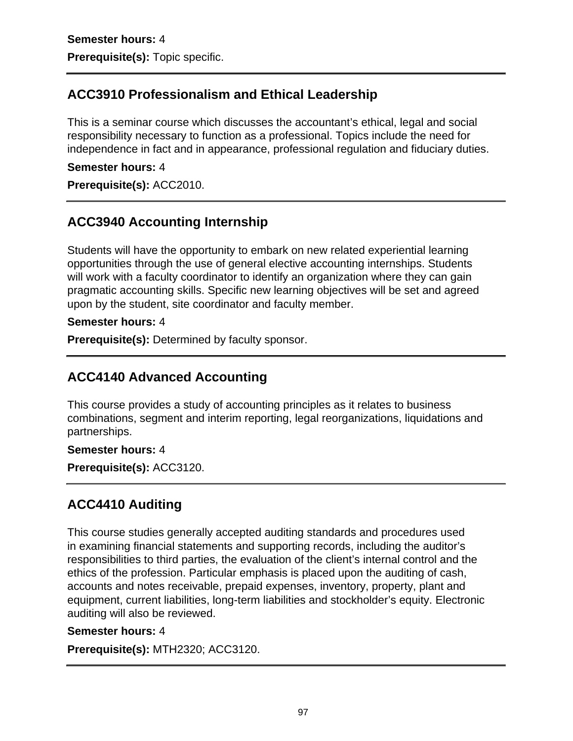**Semester hours:** 4

**Prerequisite(s):** Topic specific.

---

## ACC3910 Professionalism and Ethical Leadership

This is a seminar course which discusses the accountant's ethical, legal and social responsibility necessary to function as a professional. Topics include the need for independence in fact and in appearance, professional regulation and fiduciary duties.

**Semester hours:** 4

**Prerequisite(s):** ACC2010.

---

## ACC3940 Accounting Internship

Students will have the opportunity to embark on new related experiential learning opportunities through the use of general elective accounting internships. Students will work with a faculty coordinator to identify an organization where they can gain pragmatic accounting skills. Specific new learning objectives will be set and agreed upon by the student, site coordinator and faculty member.

**Semester hours:** 4

**Prerequisite(s):** Determined by faculty sponsor.

---

## ACC4140 Advanced Accounting

This course provides a study of accounting principles as it relates to business combinations, segment and interim reporting, legal reorganizations, liquidations and partnerships.

**Semester hours:** 4

**Prerequisite(s):** ACC3120.

---

## ACC4410 Auditing

This course studies generally accepted auditing standards and procedures used in examining financial statements and supporting records, including the auditor's responsibilities to third parties, the evaluation of the client's internal control and the ethics of the profession. Particular emphasis is placed upon the auditing of cash, accounts and notes receivable, prepaid expenses, inventory, property, plant and equipment, current liabilities, long-term liabilities and stockholder's equity. Electronic auditing will also be reviewed.

**Semester hours:** 4

**Prerequisite(s):** MTH2320; ACC3120.

---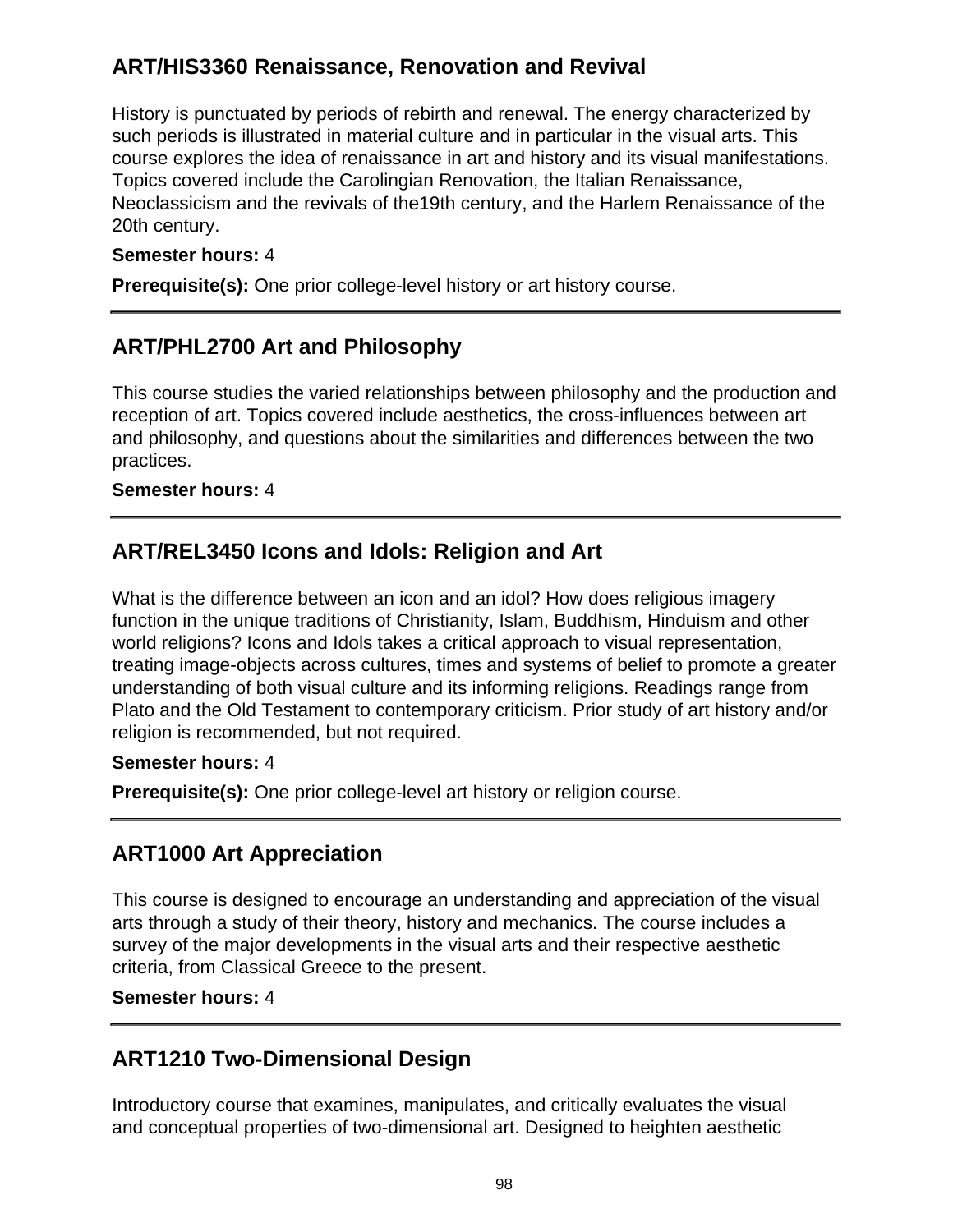## ART/HIS3360 Renaissance, Renovation and Revival

History is punctuated by periods of rebirth and renewal. The energy characterized by such periods is illustrated in material culture and in particular in the visual arts. This course explores the idea of renaissance in art and history and its visual manifestations. Topics covered include the Carolingian Renovation, the Italian Renaissance, Neoclassicism and the revivals of the19th century, and the Harlem Renaissance of the 20th century.

**Semester hours:** 4

**Prerequisite(s):** One prior college-level history or art history course.

---

## ART/PHL2700 Art and Philosophy

This course studies the varied relationships between philosophy and the production and reception of art. Topics covered include aesthetics, the cross-influences between art and philosophy, and questions about the similarities and differences between the two practices.

**Semester hours:** 4

---

## ART/REL3450 Icons and Idols: Religion and Art

What is the difference between an icon and an idol? How does religious imagery function in the unique traditions of Christianity, Islam, Buddhism, Hinduism and other world religions? Icons and Idols takes a critical approach to visual representation, treating image-objects across cultures, times and systems of belief to promote a greater understanding of both visual culture and its informing religions. Readings range from Plato and the Old Testament to contemporary criticism. Prior study of art history and/or religion is recommended, but not required.

**Semester hours:** 4

**Prerequisite(s):** One prior college-level art history or religion course.

---

## ART1000 Art Appreciation

This course is designed to encourage an understanding and appreciation of the visual arts through a study of their theory, history and mechanics. The course includes a survey of the major developments in the visual arts and their respective aesthetic criteria, from Classical Greece to the present.

**Semester hours:** 4

---

## ART1210 Two-Dimensional Design

Introductory course that examines, manipulates, and critically evaluates the visual and conceptual properties of two-dimensional art. Designed to heighten aesthetic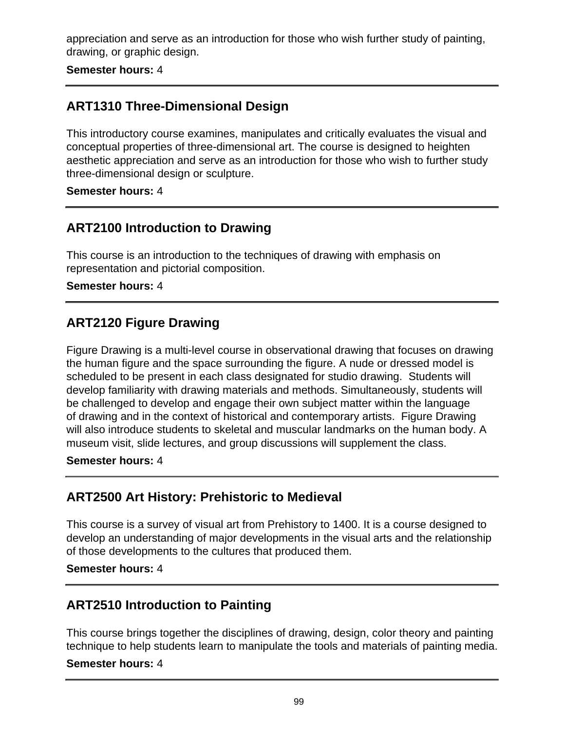appreciation and serve as an introduction for those who wish further study of painting, drawing, or graphic design.

**Semester hours:** 4

---

## ART1310 Three-Dimensional Design

This introductory course examines, manipulates and critically evaluates the visual and conceptual properties of three-dimensional art. The course is designed to heighten aesthetic appreciation and serve as an introduction for those who wish to further study three-dimensional design or sculpture.

**Semester hours:** 4

---

## ART2100 Introduction to Drawing

This course is an introduction to the techniques of drawing with emphasis on representation and pictorial composition.

**Semester hours:** 4

---

## ART2120 Figure Drawing

Figure Drawing is a multi-level course in observational drawing that focuses on drawing the human figure and the space surrounding the figure. A nude or dressed model is scheduled to be present in each class designated for studio drawing. Students will develop familiarity with drawing materials and methods. Simultaneously, students will be challenged to develop and engage their own subject matter within the language of drawing and in the context of historical and contemporary artists. Figure Drawing will also introduce students to skeletal and muscular landmarks on the human body. A museum visit, slide lectures, and group discussions will supplement the class.

**Semester hours:** 4

---

## ART2500 Art History: Prehistoric to Medieval

This course is a survey of visual art from Prehistory to 1400. It is a course designed to develop an understanding of major developments in the visual arts and the relationship of those developments to the cultures that produced them.

**Semester hours:** 4

---

## ART2510 Introduction to Painting

This course brings together the disciplines of drawing, design, color theory and painting technique to help students learn to manipulate the tools and materials of painting media.

**Semester hours:** 4

---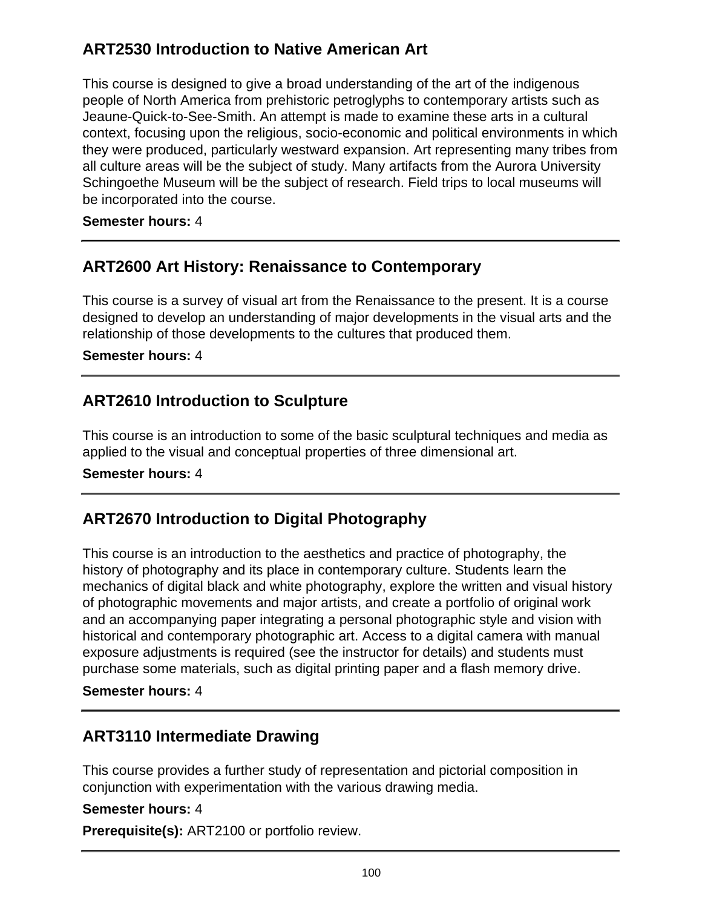## ART2530 Introduction to Native American Art

This course is designed to give a broad understanding of the art of the indigenous people of North America from prehistoric petroglyphs to contemporary artists such as Jeaune-Quick-to-See-Smith. An attempt is made to examine these arts in a cultural context, focusing upon the religious, socio-economic and political environments in which they were produced, particularly westward expansion. Art representing many tribes from all culture areas will be the subject of study. Many artifacts from the Aurora University Schingoethe Museum will be the subject of research. Field trips to local museums will be incorporated into the course.

**Semester hours:** 4

---

## ART2600 Art History: Renaissance to Contemporary

This course is a survey of visual art from the Renaissance to the present. It is a course designed to develop an understanding of major developments in the visual arts and the relationship of those developments to the cultures that produced them.

**Semester hours:** 4

---

## ART2610 Introduction to Sculpture

This course is an introduction to some of the basic sculptural techniques and media as applied to the visual and conceptual properties of three dimensional art.

**Semester hours:** 4

---

## ART2670 Introduction to Digital Photography

This course is an introduction to the aesthetics and practice of photography, the history of photography and its place in contemporary culture. Students learn the mechanics of digital black and white photography, explore the written and visual history of photographic movements and major artists, and create a portfolio of original work and an accompanying paper integrating a personal photographic style and vision with historical and contemporary photographic art. Access to a digital camera with manual exposure adjustments is required (see the instructor for details) and students must purchase some materials, such as digital printing paper and a flash memory drive.

**Semester hours:** 4

---

## ART3110 Intermediate Drawing

This course provides a further study of representation and pictorial composition in conjunction with experimentation with the various drawing media.

**Semester hours:** 4

**Prerequisite(s):** ART2100 or portfolio review.

---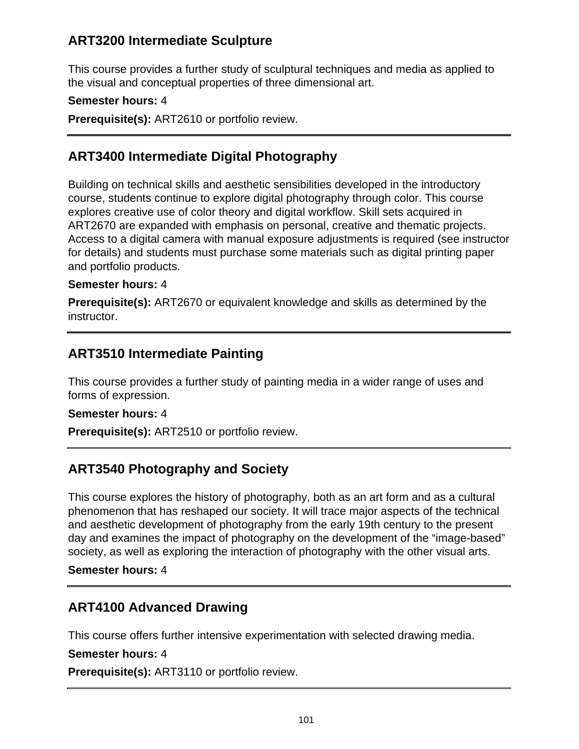### ART3200 Intermediate Sculpture

This course provides a further study of sculptural techniques and media as applied to the visual and conceptual properties of three dimensional art.

**Semester hours:** 4

**Prerequisite(s):** ART2610 or portfolio review.

---

### ART3400 Intermediate Digital Photography

Building on technical skills and aesthetic sensibilities developed in the introductory course, students continue to explore digital photography through color. This course explores creative use of color theory and digital workflow. Skill sets acquired in ART2670 are expanded with emphasis on personal, creative and thematic projects. Access to a digital camera with manual exposure adjustments is required (see instructor for details) and students must purchase some materials such as digital printing paper and portfolio products.

**Semester hours:** 4

**Prerequisite(s):** ART2670 or equivalent knowledge and skills as determined by the instructor.

---

### ART3510 Intermediate Painting

This course provides a further study of painting media in a wider range of uses and forms of expression.

**Semester hours:** 4

**Prerequisite(s):** ART2510 or portfolio review.

---

### ART3540 Photography and Society

This course explores the history of photography, both as an art form and as a cultural phenomenon that has reshaped our society. It will trace major aspects of the technical and aesthetic development of photography from the early 19th century to the present day and examines the impact of photography on the development of the “image-based” society, as well as exploring the interaction of photography with the other visual arts.

**Semester hours:** 4

---

### ART4100 Advanced Drawing

This course offers further intensive experimentation with selected drawing media.

**Semester hours:** 4

**Prerequisite(s):** ART3110 or portfolio review.

---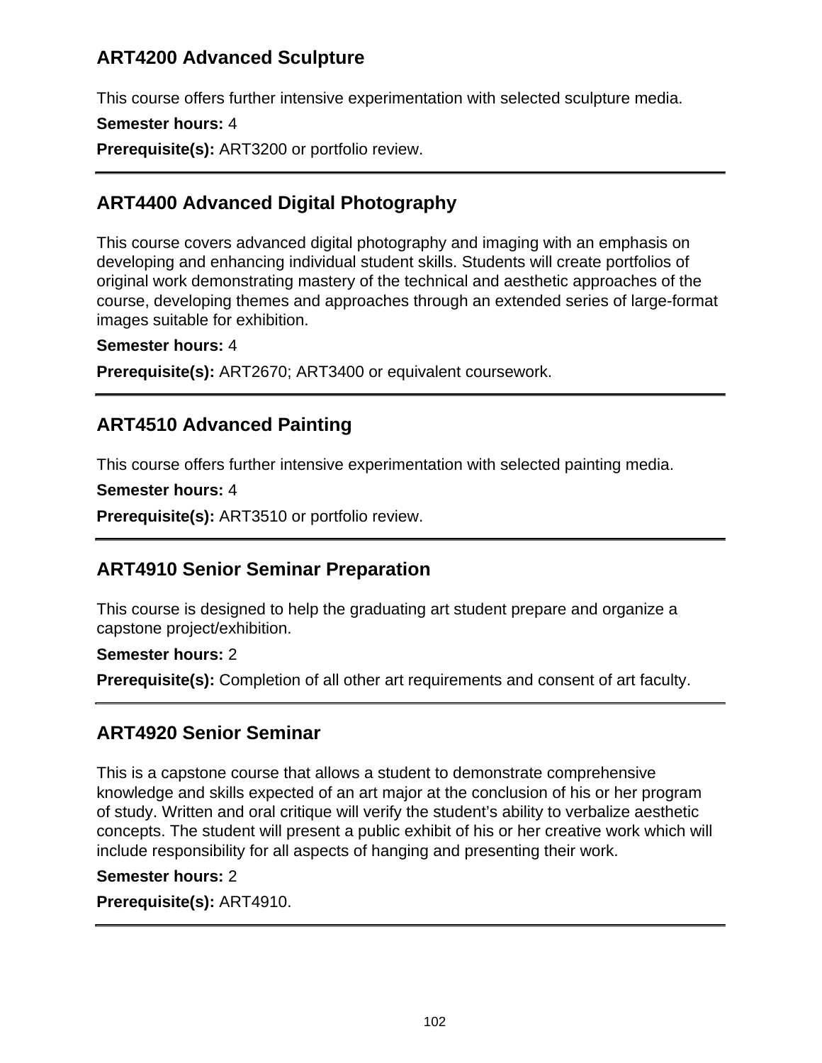### ART4200 Advanced Sculpture

This course offers further intensive experimentation with selected sculpture media.

**Semester hours:** 4

**Prerequisite(s):** ART3200 or portfolio review.

---

### ART4400 Advanced Digital Photography

This course covers advanced digital photography and imaging with an emphasis on developing and enhancing individual student skills. Students will create portfolios of original work demonstrating mastery of the technical and aesthetic approaches of the course, developing themes and approaches through an extended series of large-format images suitable for exhibition.

**Semester hours:** 4

**Prerequisite(s):** ART2670; ART3400 or equivalent coursework.

---

### ART4510 Advanced Painting

This course offers further intensive experimentation with selected painting media.

**Semester hours:** 4

**Prerequisite(s):** ART3510 or portfolio review.

---

### ART4910 Senior Seminar Preparation

This course is designed to help the graduating art student prepare and organize a capstone project/exhibition.

**Semester hours:** 2

**Prerequisite(s):** Completion of all other art requirements and consent of art faculty.

---

### ART4920 Senior Seminar

This is a capstone course that allows a student to demonstrate comprehensive knowledge and skills expected of an art major at the conclusion of his or her program of study. Written and oral critique will verify the student's ability to verbalize aesthetic concepts. The student will present a public exhibit of his or her creative work which will include responsibility for all aspects of hanging and presenting their work.

**Semester hours:** 2

**Prerequisite(s):** ART4910.

---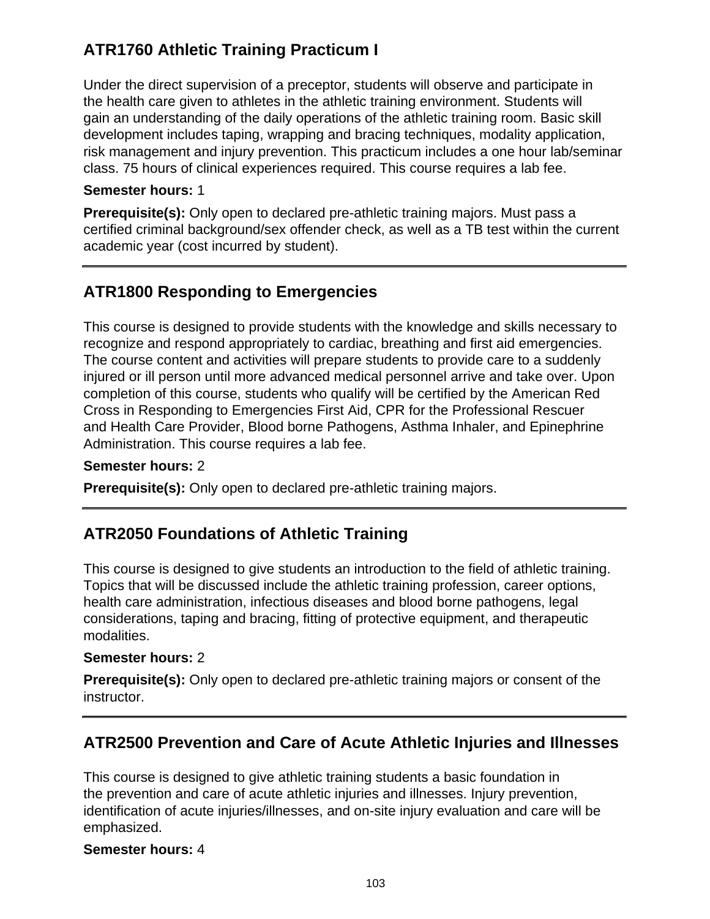## ATR1760 Athletic Training Practicum I

Under the direct supervision of a preceptor, students will observe and participate in the health care given to athletes in the athletic training environment. Students will gain an understanding of the daily operations of the athletic training room. Basic skill development includes taping, wrapping and bracing techniques, modality application, risk management and injury prevention. This practicum includes a one hour lab/seminar class. 75 hours of clinical experiences required. This course requires a lab fee.

**Semester hours:** 1

**Prerequisite(s):** Only open to declared pre-athletic training majors. Must pass a certified criminal background/sex offender check, as well as a TB test within the current academic year (cost incurred by student).

---

## ATR1800 Responding to Emergencies

This course is designed to provide students with the knowledge and skills necessary to recognize and respond appropriately to cardiac, breathing and first aid emergencies. The course content and activities will prepare students to provide care to a suddenly injured or ill person until more advanced medical personnel arrive and take over. Upon completion of this course, students who qualify will be certified by the American Red Cross in Responding to Emergencies First Aid, CPR for the Professional Rescuer and Health Care Provider, Blood borne Pathogens, Asthma Inhaler, and Epinephrine Administration. This course requires a lab fee.

**Semester hours:** 2

**Prerequisite(s):** Only open to declared pre-athletic training majors.

---

## ATR2050 Foundations of Athletic Training

This course is designed to give students an introduction to the field of athletic training. Topics that will be discussed include the athletic training profession, career options, health care administration, infectious diseases and blood borne pathogens, legal considerations, taping and bracing, fitting of protective equipment, and therapeutic modalities.

**Semester hours:** 2

**Prerequisite(s):** Only open to declared pre-athletic training majors or consent of the instructor.

---

## ATR2500 Prevention and Care of Acute Athletic Injuries and Illnesses

This course is designed to give athletic training students a basic foundation in the prevention and care of acute athletic injuries and illnesses. Injury prevention, identification of acute injuries/illnesses, and on-site injury evaluation and care will be emphasized.

**Semester hours:** 4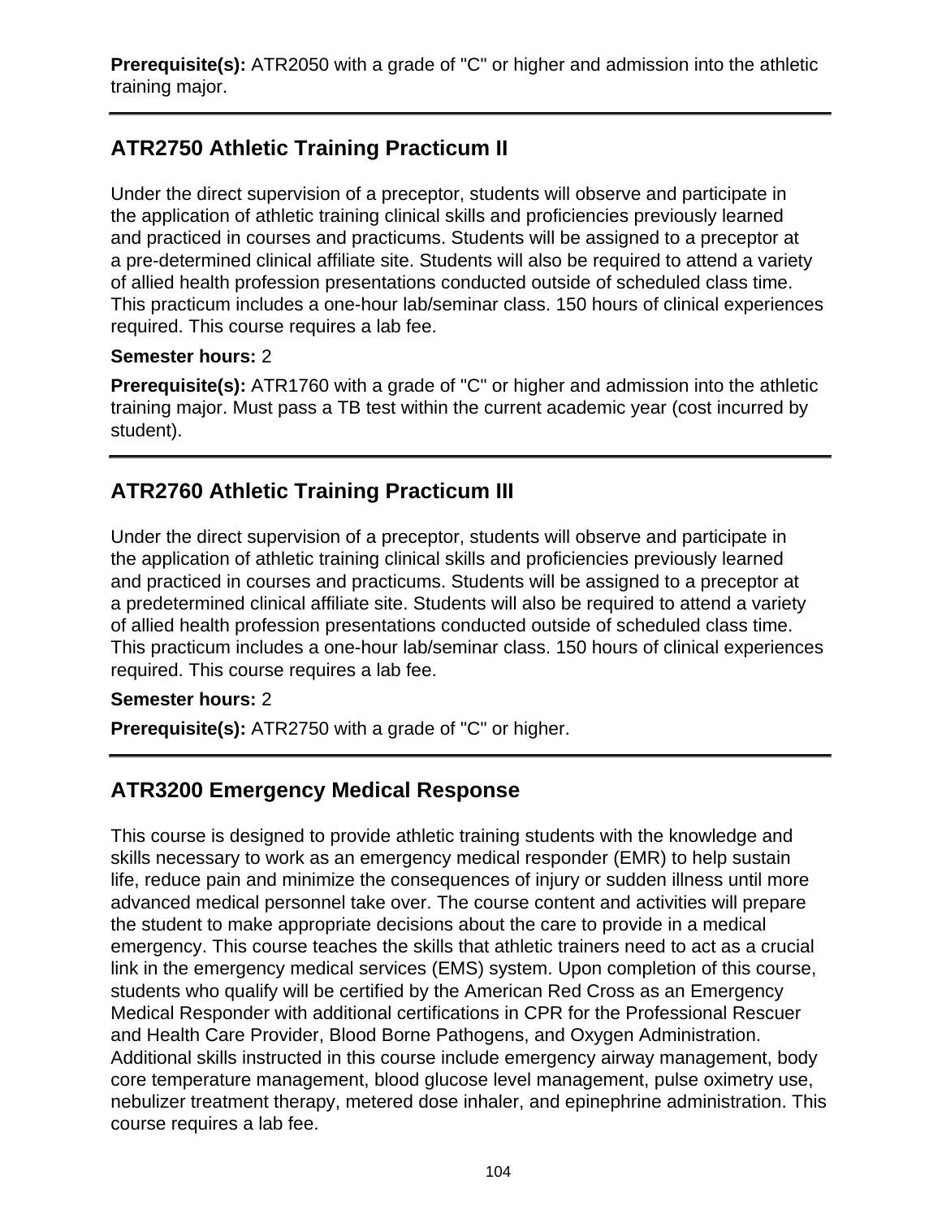**Prerequisite(s):** ATR2050 with a grade of "C" or higher and admission into the athletic training major.

---

## ATR2750 Athletic Training Practicum II

Under the direct supervision of a preceptor, students will observe and participate in the application of athletic training clinical skills and proficiencies previously learned and practiced in courses and practicums. Students will be assigned to a preceptor at a pre-determined clinical affiliate site. Students will also be required to attend a variety of allied health profession presentations conducted outside of scheduled class time. This practicum includes a one-hour lab/seminar class. 150 hours of clinical experiences required. This course requires a lab fee.

**Semester hours:** 2

**Prerequisite(s):** ATR1760 with a grade of "C" or higher and admission into the athletic training major. Must pass a TB test within the current academic year (cost incurred by student).

---

## ATR2760 Athletic Training Practicum III

Under the direct supervision of a preceptor, students will observe and participate in the application of athletic training clinical skills and proficiencies previously learned and practiced in courses and practicums. Students will be assigned to a preceptor at a predetermined clinical affiliate site. Students will also be required to attend a variety of allied health profession presentations conducted outside of scheduled class time. This practicum includes a one-hour lab/seminar class. 150 hours of clinical experiences required. This course requires a lab fee.

**Semester hours:** 2

**Prerequisite(s):** ATR2750 with a grade of "C" or higher.

---

## ATR3200 Emergency Medical Response

This course is designed to provide athletic training students with the knowledge and skills necessary to work as an emergency medical responder (EMR) to help sustain life, reduce pain and minimize the consequences of injury or sudden illness until more advanced medical personnel take over. The course content and activities will prepare the student to make appropriate decisions about the care to provide in a medical emergency. This course teaches the skills that athletic trainers need to act as a crucial link in the emergency medical services (EMS) system. Upon completion of this course, students who qualify will be certified by the American Red Cross as an Emergency Medical Responder with additional certifications in CPR for the Professional Rescuer and Health Care Provider, Blood Borne Pathogens, and Oxygen Administration. Additional skills instructed in this course include emergency airway management, body core temperature management, blood glucose level management, pulse oximetry use, nebulizer treatment therapy, metered dose inhaler, and epinephrine administration. This course requires a lab fee.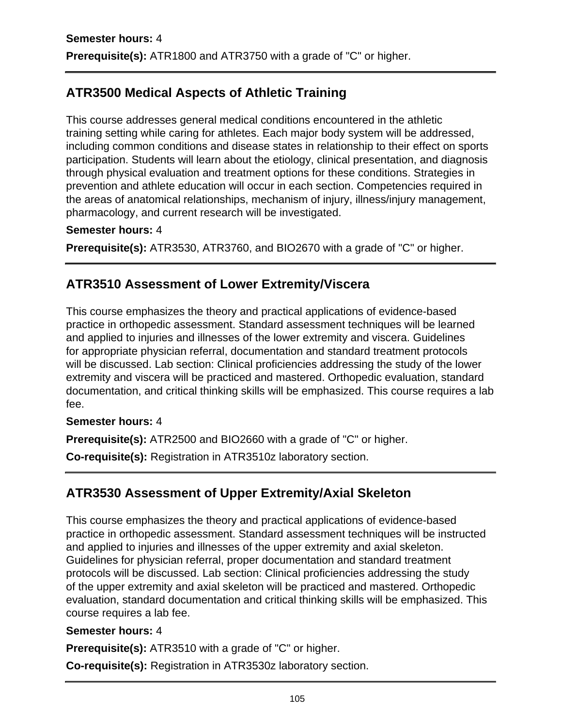**Semester hours:** 4

**Prerequisite(s):** ATR1800 and ATR3750 with a grade of "C" or higher.

---

## ATR3500 Medical Aspects of Athletic Training

This course addresses general medical conditions encountered in the athletic training setting while caring for athletes. Each major body system will be addressed, including common conditions and disease states in relationship to their effect on sports participation. Students will learn about the etiology, clinical presentation, and diagnosis through physical evaluation and treatment options for these conditions. Strategies in prevention and athlete education will occur in each section. Competencies required in the areas of anatomical relationships, mechanism of injury, illness/injury management, pharmacology, and current research will be investigated.

**Semester hours:** 4

**Prerequisite(s):** ATR3530, ATR3760, and BIO2670 with a grade of "C" or higher.

---

## ATR3510 Assessment of Lower Extremity/Viscera

This course emphasizes the theory and practical applications of evidence-based practice in orthopedic assessment. Standard assessment techniques will be learned and applied to injuries and illnesses of the lower extremity and viscera. Guidelines for appropriate physician referral, documentation and standard treatment protocols will be discussed. Lab section: Clinical proficiencies addressing the study of the lower extremity and viscera will be practiced and mastered. Orthopedic evaluation, standard documentation, and critical thinking skills will be emphasized. This course requires a lab fee.

**Semester hours:** 4

**Prerequisite(s):** ATR2500 and BIO2660 with a grade of "C" or higher.

**Co-requisite(s):** Registration in ATR3510z laboratory section.

---

## ATR3530 Assessment of Upper Extremity/Axial Skeleton

This course emphasizes the theory and practical applications of evidence-based practice in orthopedic assessment. Standard assessment techniques will be instructed and applied to injuries and illnesses of the upper extremity and axial skeleton. Guidelines for physician referral, proper documentation and standard treatment protocols will be discussed. Lab section: Clinical proficiencies addressing the study of the upper extremity and axial skeleton will be practiced and mastered. Orthopedic evaluation, standard documentation and critical thinking skills will be emphasized. This course requires a lab fee.

**Semester hours:** 4

**Prerequisite(s):** ATR3510 with a grade of "C" or higher.

**Co-requisite(s):** Registration in ATR3530z laboratory section.

---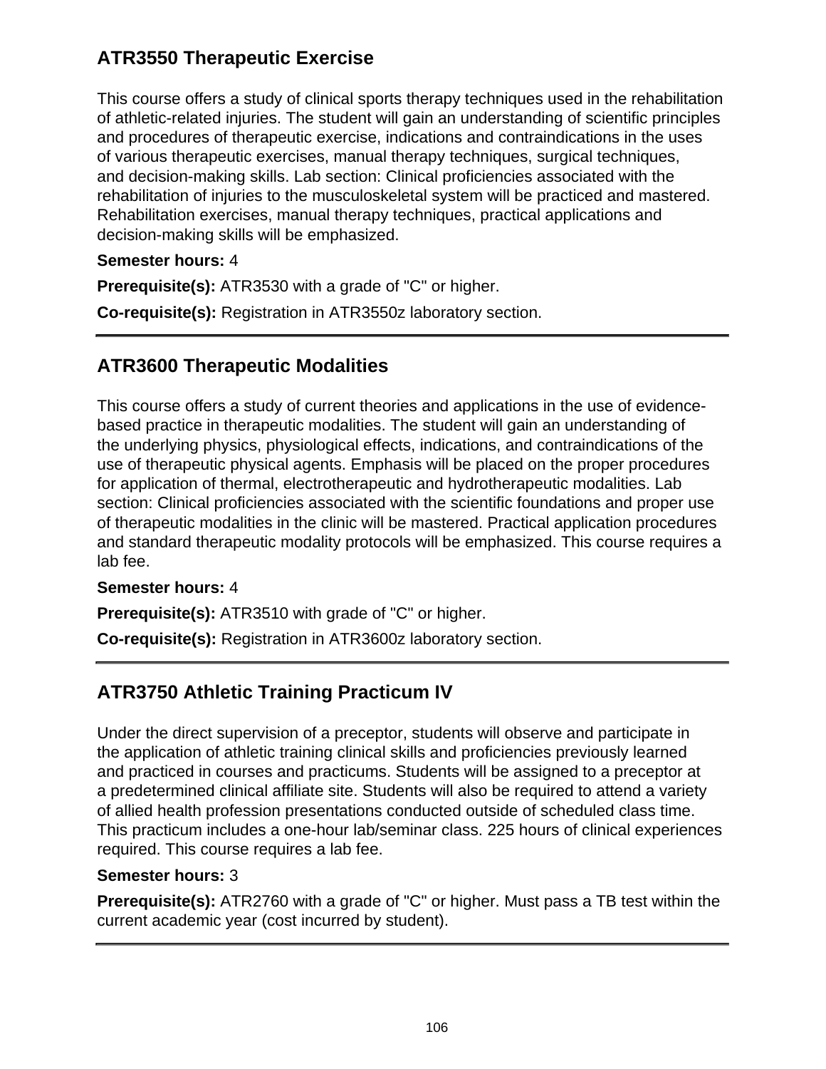## ATR3550 Therapeutic Exercise

This course offers a study of clinical sports therapy techniques used in the rehabilitation of athletic-related injuries. The student will gain an understanding of scientific principles and procedures of therapeutic exercise, indications and contraindications in the uses of various therapeutic exercises, manual therapy techniques, surgical techniques, and decision-making skills. Lab section: Clinical proficiencies associated with the rehabilitation of injuries to the musculoskeletal system will be practiced and mastered. Rehabilitation exercises, manual therapy techniques, practical applications and decision-making skills will be emphasized.

**Semester hours:** 4

**Prerequisite(s):** ATR3530 with a grade of "C" or higher.

**Co-requisite(s):** Registration in ATR3550z laboratory section.

---

## ATR3600 Therapeutic Modalities

This course offers a study of current theories and applications in the use of evidence-based practice in therapeutic modalities. The student will gain an understanding of the underlying physics, physiological effects, indications, and contraindications of the use of therapeutic physical agents. Emphasis will be placed on the proper procedures for application of thermal, electrotherapeutic and hydrotherapeutic modalities. Lab section: Clinical proficiencies associated with the scientific foundations and proper use of therapeutic modalities in the clinic will be mastered. Practical application procedures and standard therapeutic modality protocols will be emphasized. This course requires a lab fee.

**Semester hours:** 4

**Prerequisite(s):** ATR3510 with grade of "C" or higher.

**Co-requisite(s):** Registration in ATR3600z laboratory section.

---

## ATR3750 Athletic Training Practicum IV

Under the direct supervision of a preceptor, students will observe and participate in the application of athletic training clinical skills and proficiencies previously learned and practiced in courses and practicums. Students will be assigned to a preceptor at a predetermined clinical affiliate site. Students will also be required to attend a variety of allied health profession presentations conducted outside of scheduled class time. This practicum includes a one-hour lab/seminar class. 225 hours of clinical experiences required. This course requires a lab fee.

**Semester hours:** 3

**Prerequisite(s):** ATR2760 with a grade of "C" or higher. Must pass a TB test within the current academic year (cost incurred by student).

---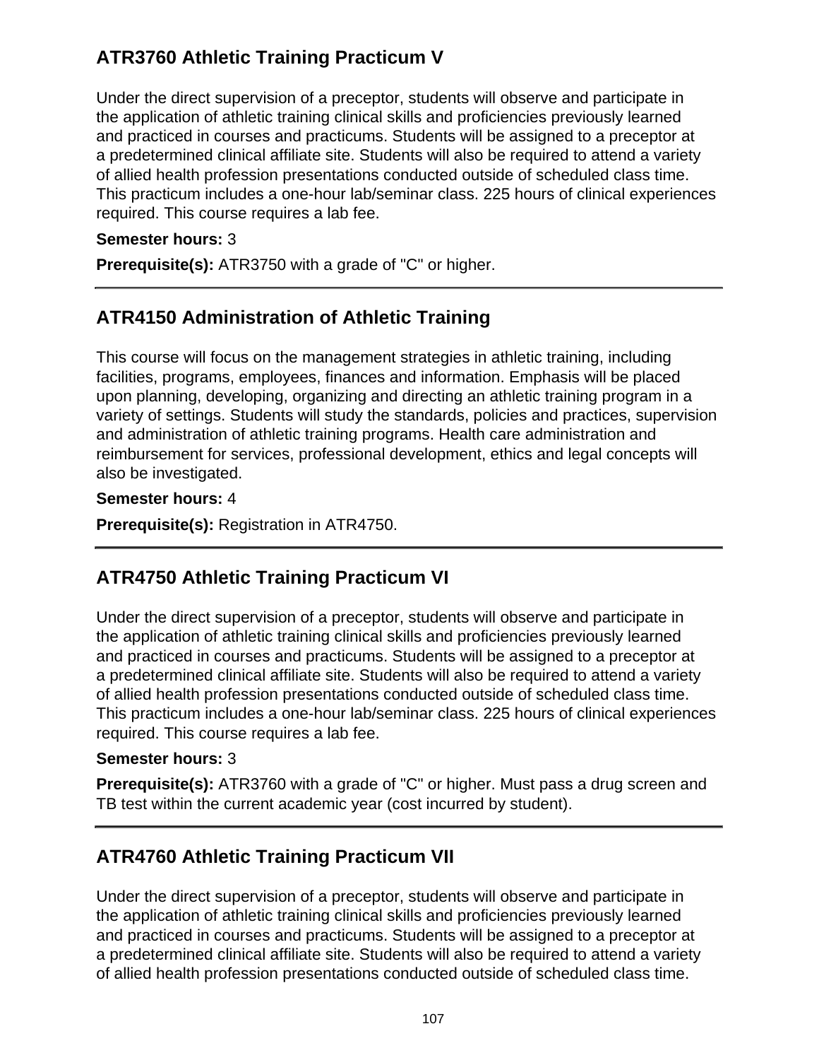## ATR3760 Athletic Training Practicum V

Under the direct supervision of a preceptor, students will observe and participate in the application of athletic training clinical skills and proficiencies previously learned and practiced in courses and practicums. Students will be assigned to a preceptor at a predetermined clinical affiliate site. Students will also be required to attend a variety of allied health profession presentations conducted outside of scheduled class time. This practicum includes a one-hour lab/seminar class. 225 hours of clinical experiences required. This course requires a lab fee.

**Semester hours:** 3

**Prerequisite(s):** ATR3750 with a grade of "C" or higher.

---

## ATR4150 Administration of Athletic Training

This course will focus on the management strategies in athletic training, including facilities, programs, employees, finances and information. Emphasis will be placed upon planning, developing, organizing and directing an athletic training program in a variety of settings. Students will study the standards, policies and practices, supervision and administration of athletic training programs. Health care administration and reimbursement for services, professional development, ethics and legal concepts will also be investigated.

**Semester hours:** 4

**Prerequisite(s):** Registration in ATR4750.

---

## ATR4750 Athletic Training Practicum VI

Under the direct supervision of a preceptor, students will observe and participate in the application of athletic training clinical skills and proficiencies previously learned and practiced in courses and practicums. Students will be assigned to a preceptor at a predetermined clinical affiliate site. Students will also be required to attend a variety of allied health profession presentations conducted outside of scheduled class time. This practicum includes a one-hour lab/seminar class. 225 hours of clinical experiences required. This course requires a lab fee.

**Semester hours:** 3

**Prerequisite(s):** ATR3760 with a grade of "C" or higher. Must pass a drug screen and TB test within the current academic year (cost incurred by student).

---

## ATR4760 Athletic Training Practicum VII

Under the direct supervision of a preceptor, students will observe and participate in the application of athletic training clinical skills and proficiencies previously learned and practiced in courses and practicums. Students will be assigned to a preceptor at a predetermined clinical affiliate site. Students will also be required to attend a variety of allied health profession presentations conducted outside of scheduled class time.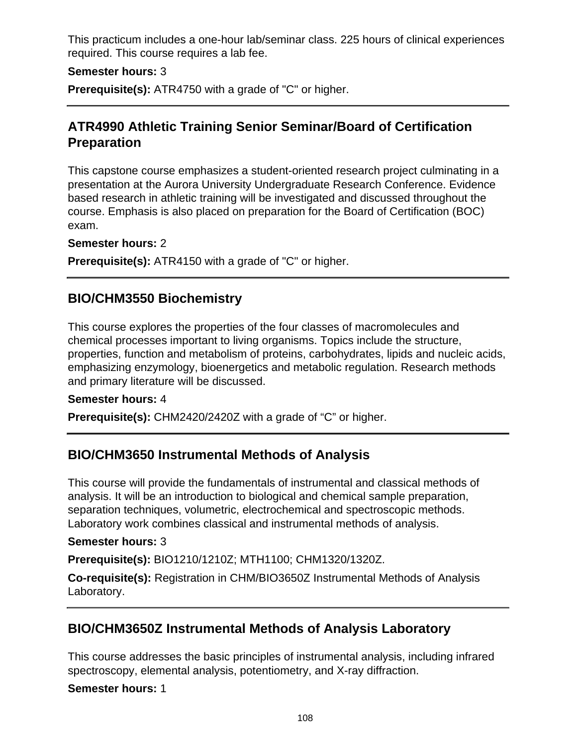This practicum includes a one-hour lab/seminar class. 225 hours of clinical experiences required. This course requires a lab fee.

**Semester hours:** 3

**Prerequisite(s):** ATR4750 with a grade of "C" or higher.

---

## ATR4990 Athletic Training Senior Seminar/Board of Certification Preparation

This capstone course emphasizes a student-oriented research project culminating in a presentation at the Aurora University Undergraduate Research Conference. Evidence based research in athletic training will be investigated and discussed throughout the course. Emphasis is also placed on preparation for the Board of Certification (BOC) exam.

**Semester hours:** 2

**Prerequisite(s):** ATR4150 with a grade of "C" or higher.

---

## BIO/CHM3550 Biochemistry

This course explores the properties of the four classes of macromolecules and chemical processes important to living organisms. Topics include the structure, properties, function and metabolism of proteins, carbohydrates, lipids and nucleic acids, emphasizing enzymology, bioenergetics and metabolic regulation. Research methods and primary literature will be discussed.

**Semester hours:** 4

**Prerequisite(s):** CHM2420/2420Z with a grade of “C” or higher.

---

## BIO/CHM3650 Instrumental Methods of Analysis

This course will provide the fundamentals of instrumental and classical methods of analysis. It will be an introduction to biological and chemical sample preparation, separation techniques, volumetric, electrochemical and spectroscopic methods. Laboratory work combines classical and instrumental methods of analysis.

**Semester hours:** 3

**Prerequisite(s):** BIO1210/1210Z; MTH1100; CHM1320/1320Z.

**Co-requisite(s):** Registration in CHM/BIO3650Z Instrumental Methods of Analysis Laboratory.

---

## BIO/CHM3650Z Instrumental Methods of Analysis Laboratory

This course addresses the basic principles of instrumental analysis, including infrared spectroscopy, elemental analysis, potentiometry, and X-ray diffraction.

**Semester hours:** 1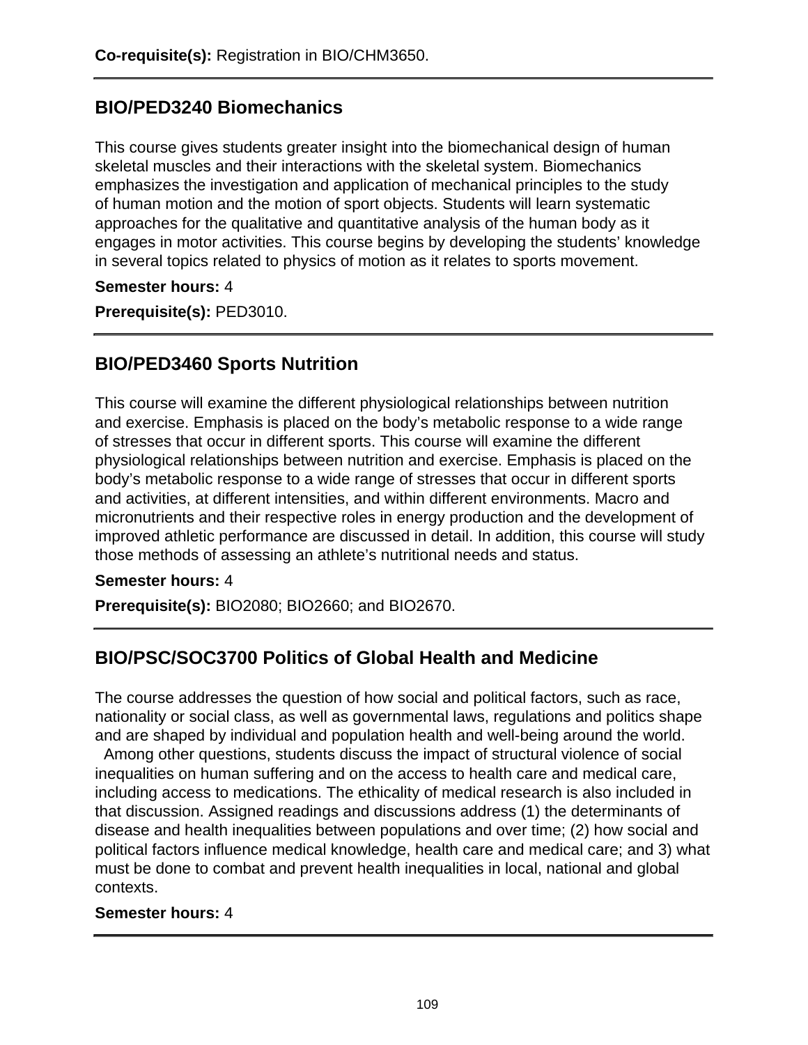**Co-requisite(s):** Registration in BIO/CHM3650.

## BIO/PED3240 Biomechanics

This course gives students greater insight into the biomechanical design of human skeletal muscles and their interactions with the skeletal system. Biomechanics emphasizes the investigation and application of mechanical principles to the study of human motion and the motion of sport objects. Students will learn systematic approaches for the qualitative and quantitative analysis of the human body as it engages in motor activities. This course begins by developing the students' knowledge in several topics related to physics of motion as it relates to sports movement.

**Semester hours:** 4

**Prerequisite(s):** PED3010.

## BIO/PED3460 Sports Nutrition

This course will examine the different physiological relationships between nutrition and exercise. Emphasis is placed on the body's metabolic response to a wide range of stresses that occur in different sports. This course will examine the different physiological relationships between nutrition and exercise. Emphasis is placed on the body's metabolic response to a wide range of stresses that occur in different sports and activities, at different intensities, and within different environments. Macro and micronutrients and their respective roles in energy production and the development of improved athletic performance are discussed in detail. In addition, this course will study those methods of assessing an athlete's nutritional needs and status.

**Semester hours:** 4

**Prerequisite(s):** BIO2080; BIO2660; and BIO2670.

## BIO/PSC/SOC3700 Politics of Global Health and Medicine

The course addresses the question of how social and political factors, such as race, nationality or social class, as well as governmental laws, regulations and politics shape and are shaped by individual and population health and well-being around the world. Among other questions, students discuss the impact of structural violence of social inequalities on human suffering and on the access to health care and medical care, including access to medications. The ethicality of medical research is also included in that discussion. Assigned readings and discussions address (1) the determinants of disease and health inequalities between populations and over time; (2) how social and political factors influence medical knowledge, health care and medical care; and 3) what must be done to combat and prevent health inequalities in local, national and global contexts.

**Semester hours:** 4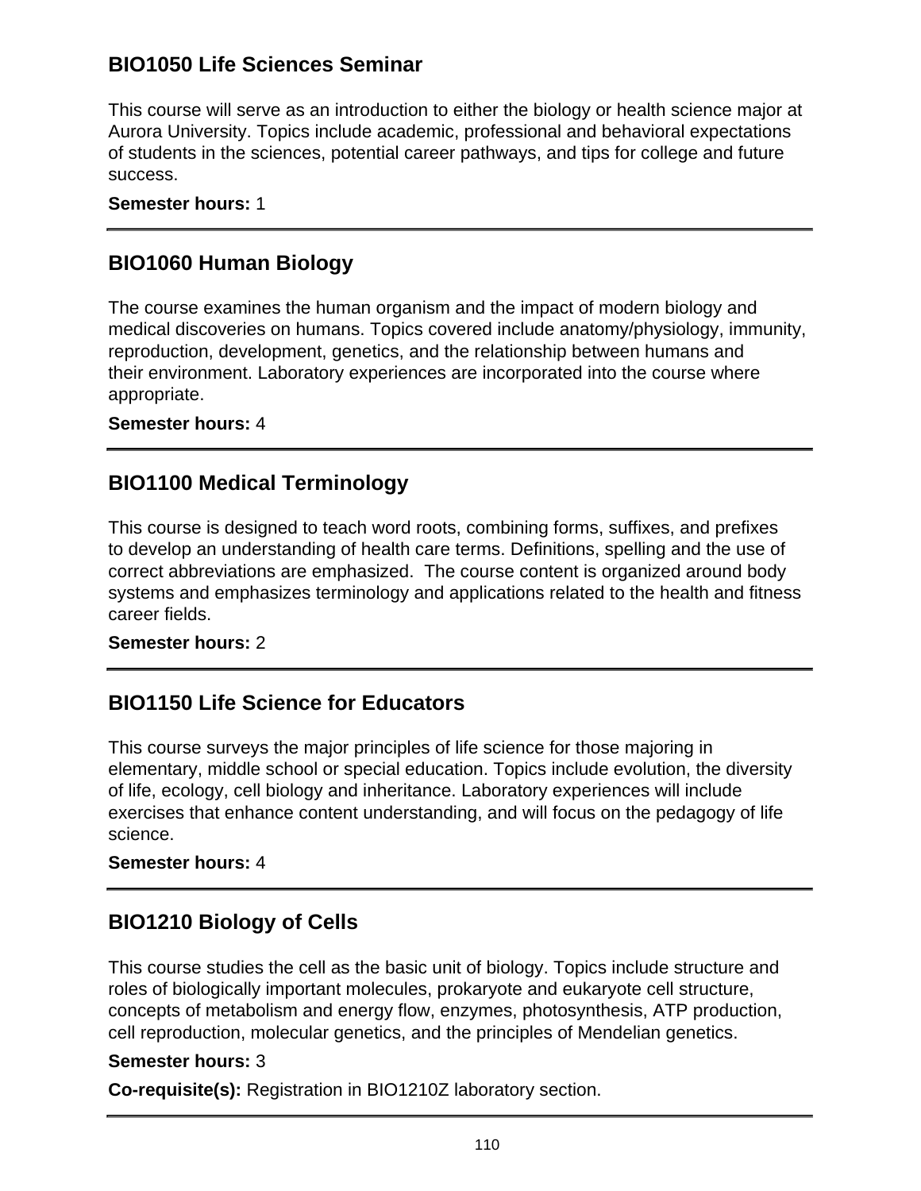## BIO1050 Life Sciences Seminar

This course will serve as an introduction to either the biology or health science major at Aurora University. Topics include academic, professional and behavioral expectations of students in the sciences, potential career pathways, and tips for college and future success.

**Semester hours:** 1

---

## BIO1060 Human Biology

The course examines the human organism and the impact of modern biology and medical discoveries on humans. Topics covered include anatomy/physiology, immunity, reproduction, development, genetics, and the relationship between humans and their environment. Laboratory experiences are incorporated into the course where appropriate.

**Semester hours:** 4

---

## BIO1100 Medical Terminology

This course is designed to teach word roots, combining forms, suffixes, and prefixes to develop an understanding of health care terms. Definitions, spelling and the use of correct abbreviations are emphasized. The course content is organized around body systems and emphasizes terminology and applications related to the health and fitness career fields.

**Semester hours:** 2

---

## BIO1150 Life Science for Educators

This course surveys the major principles of life science for those majoring in elementary, middle school or special education. Topics include evolution, the diversity of life, ecology, cell biology and inheritance. Laboratory experiences will include exercises that enhance content understanding, and will focus on the pedagogy of life science.

**Semester hours:** 4

---

## BIO1210 Biology of Cells

This course studies the cell as the basic unit of biology. Topics include structure and roles of biologically important molecules, prokaryote and eukaryote cell structure, concepts of metabolism and energy flow, enzymes, photosynthesis, ATP production, cell reproduction, molecular genetics, and the principles of Mendelian genetics.

**Semester hours:** 3

**Co-requisite(s):** Registration in BIO1210Z laboratory section.

---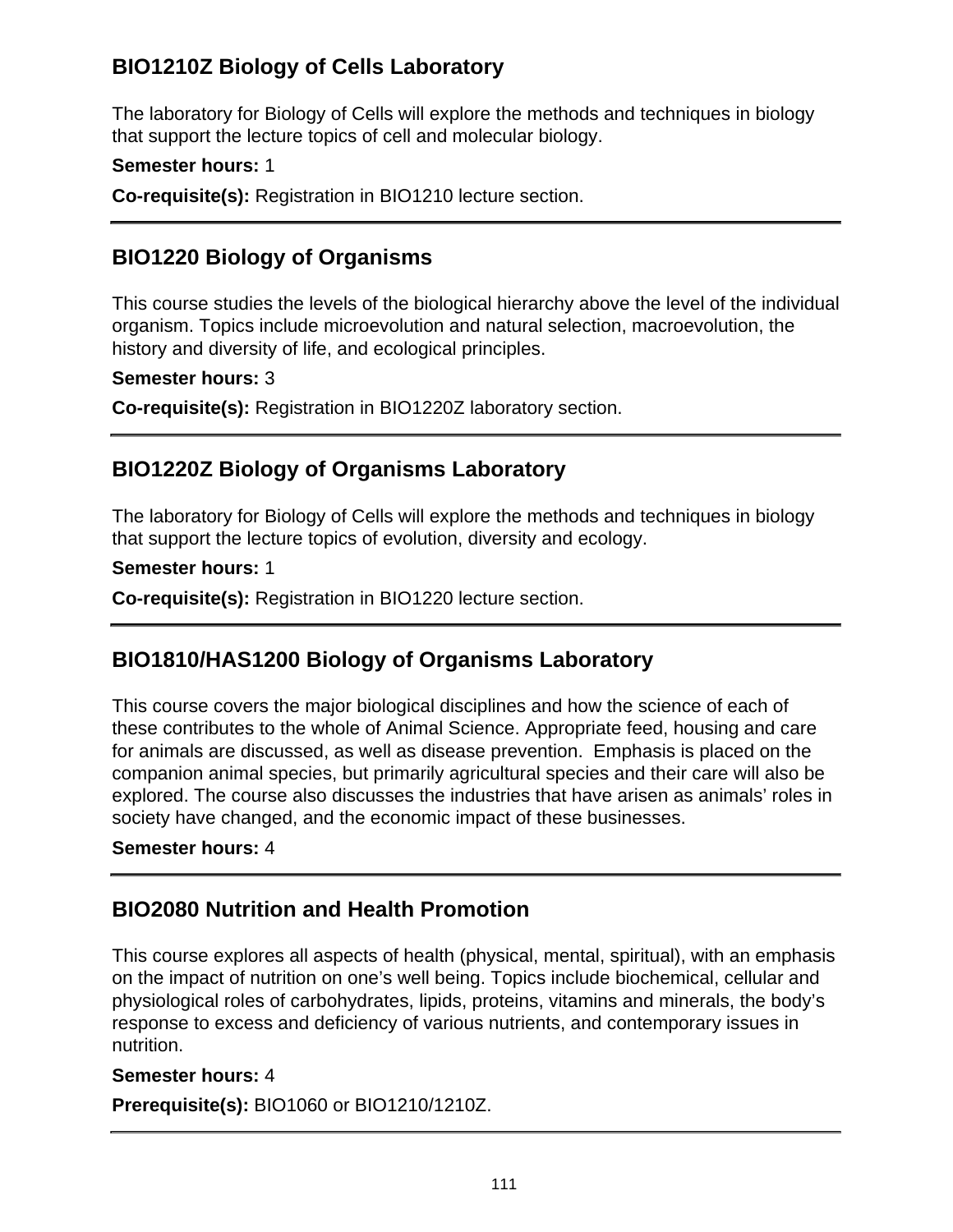### BIO1210Z Biology of Cells Laboratory

The laboratory for Biology of Cells will explore the methods and techniques in biology that support the lecture topics of cell and molecular biology.

**Semester hours:** 1

**Co-requisite(s):** Registration in BIO1210 lecture section.

---

### BIO1220 Biology of Organisms

This course studies the levels of the biological hierarchy above the level of the individual organism. Topics include microevolution and natural selection, macroevolution, the history and diversity of life, and ecological principles.

**Semester hours:** 3

**Co-requisite(s):** Registration in BIO1220Z laboratory section.

---

### BIO1220Z Biology of Organisms Laboratory

The laboratory for Biology of Cells will explore the methods and techniques in biology that support the lecture topics of evolution, diversity and ecology.

**Semester hours:** 1

**Co-requisite(s):** Registration in BIO1220 lecture section.

---

### BIO1810/HAS1200 Biology of Organisms Laboratory

This course covers the major biological disciplines and how the science of each of these contributes to the whole of Animal Science. Appropriate feed, housing and care for animals are discussed, as well as disease prevention. Emphasis is placed on the companion animal species, but primarily agricultural species and their care will also be explored. The course also discusses the industries that have arisen as animals' roles in society have changed, and the economic impact of these businesses.

**Semester hours:** 4

---

### BIO2080 Nutrition and Health Promotion

This course explores all aspects of health (physical, mental, spiritual), with an emphasis on the impact of nutrition on one's well being. Topics include biochemical, cellular and physiological roles of carbohydrates, lipids, proteins, vitamins and minerals, the body's response to excess and deficiency of various nutrients, and contemporary issues in nutrition.

**Semester hours:** 4

**Prerequisite(s):** BIO1060 or BIO1210/1210Z.

---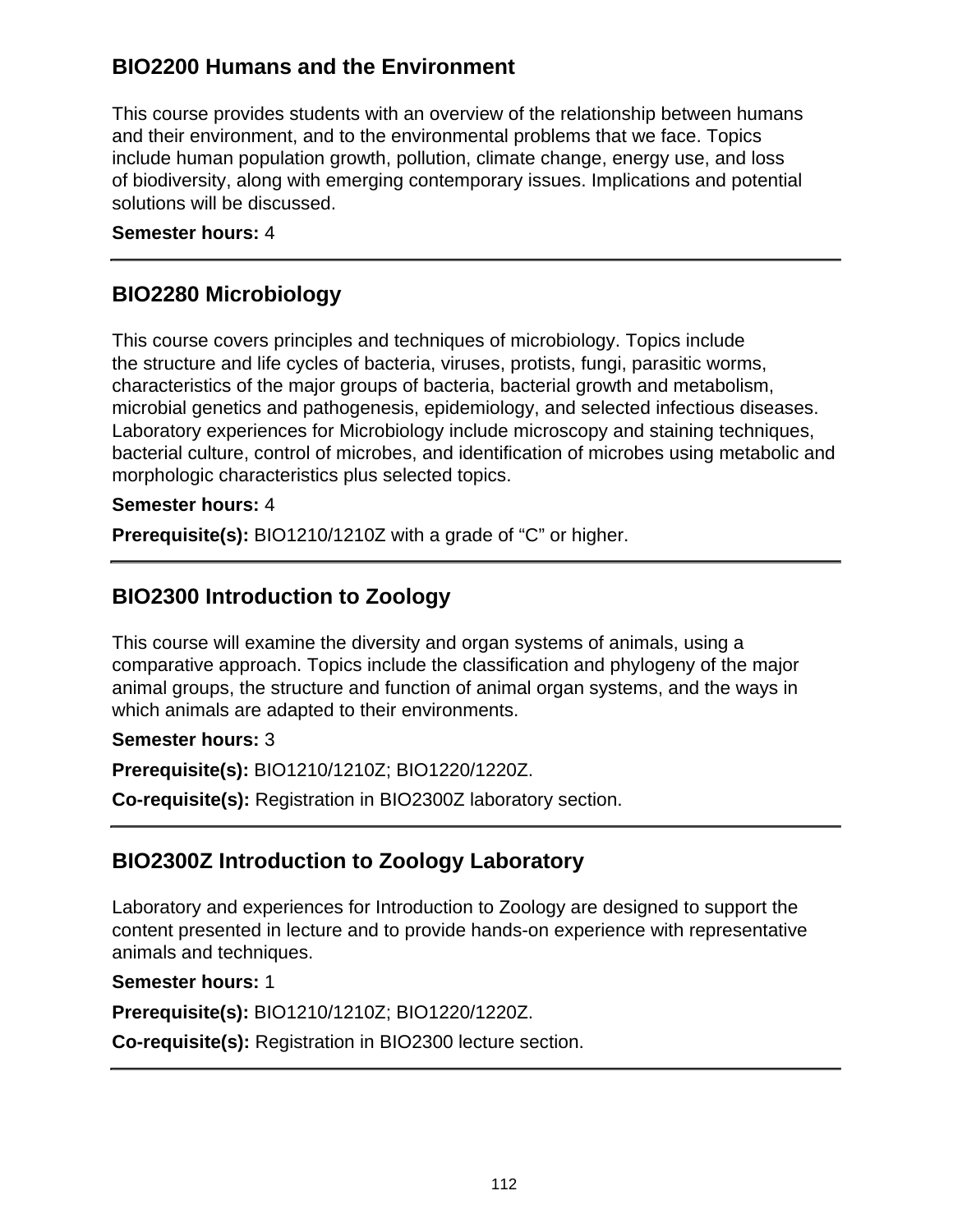## BIO2200 Humans and the Environment

This course provides students with an overview of the relationship between humans and their environment, and to the environmental problems that we face. Topics include human population growth, pollution, climate change, energy use, and loss of biodiversity, along with emerging contemporary issues. Implications and potential solutions will be discussed.

**Semester hours:** 4

---

## BIO2280 Microbiology

This course covers principles and techniques of microbiology. Topics include the structure and life cycles of bacteria, viruses, protists, fungi, parasitic worms, characteristics of the major groups of bacteria, bacterial growth and metabolism, microbial genetics and pathogenesis, epidemiology, and selected infectious diseases. Laboratory experiences for Microbiology include microscopy and staining techniques, bacterial culture, control of microbes, and identification of microbes using metabolic and morphologic characteristics plus selected topics.

**Semester hours:** 4

**Prerequisite(s):** BIO1210/1210Z with a grade of “C” or higher.

---

## BIO2300 Introduction to Zoology

This course will examine the diversity and organ systems of animals, using a comparative approach. Topics include the classification and phylogeny of the major animal groups, the structure and function of animal organ systems, and the ways in which animals are adapted to their environments.

**Semester hours:** 3

**Prerequisite(s):** BIO1210/1210Z; BIO1220/1220Z.

**Co-requisite(s):** Registration in BIO2300Z laboratory section.

---

## BIO2300Z Introduction to Zoology Laboratory

Laboratory and experiences for Introduction to Zoology are designed to support the content presented in lecture and to provide hands-on experience with representative animals and techniques.

**Semester hours:** 1

**Prerequisite(s):** BIO1210/1210Z; BIO1220/1220Z.

**Co-requisite(s):** Registration in BIO2300 lecture section.

---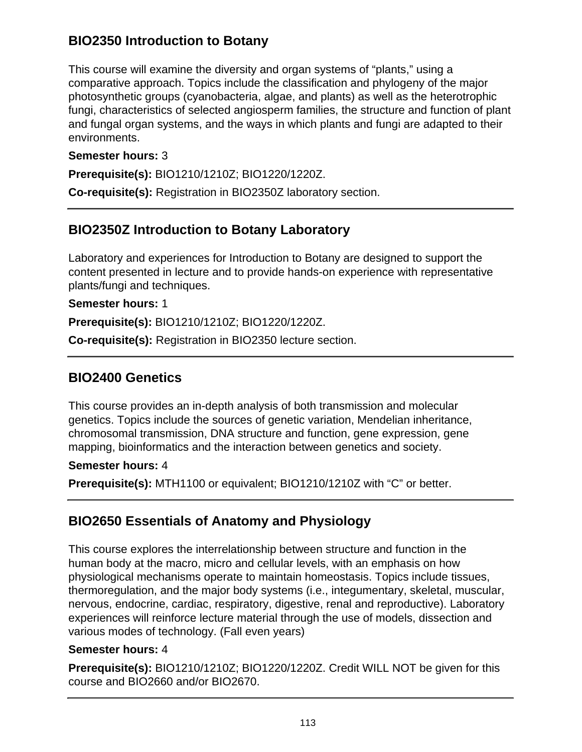## BIO2350 Introduction to Botany

This course will examine the diversity and organ systems of “plants,” using a comparative approach. Topics include the classification and phylogeny of the major photosynthetic groups (cyanobacteria, algae, and plants) as well as the heterotrophic fungi, characteristics of selected angiosperm families, the structure and function of plant and fungal organ systems, and the ways in which plants and fungi are adapted to their environments.

**Semester hours:** 3

**Prerequisite(s):** BIO1210/1210Z; BIO1220/1220Z.

**Co-requisite(s):** Registration in BIO2350Z laboratory section.

---

## BIO2350Z Introduction to Botany Laboratory

Laboratory and experiences for Introduction to Botany are designed to support the content presented in lecture and to provide hands-on experience with representative plants/fungi and techniques.

**Semester hours:** 1

**Prerequisite(s):** BIO1210/1210Z; BIO1220/1220Z.

**Co-requisite(s):** Registration in BIO2350 lecture section.

---

## BIO2400 Genetics

This course provides an in-depth analysis of both transmission and molecular genetics. Topics include the sources of genetic variation, Mendelian inheritance, chromosomal transmission, DNA structure and function, gene expression, gene mapping, bioinformatics and the interaction between genetics and society.

**Semester hours:** 4

**Prerequisite(s):** MTH1100 or equivalent; BIO1210/1210Z with “C” or better.

---

## BIO2650 Essentials of Anatomy and Physiology

This course explores the interrelationship between structure and function in the human body at the macro, micro and cellular levels, with an emphasis on how physiological mechanisms operate to maintain homeostasis. Topics include tissues, thermoregulation, and the major body systems (i.e., integumentary, skeletal, muscular, nervous, endocrine, cardiac, respiratory, digestive, renal and reproductive). Laboratory experiences will reinforce lecture material through the use of models, dissection and various modes of technology. (Fall even years)

**Semester hours:** 4

**Prerequisite(s):** BIO1210/1210Z; BIO1220/1220Z. Credit WILL NOT be given for this course and BIO2660 and/or BIO2670.

---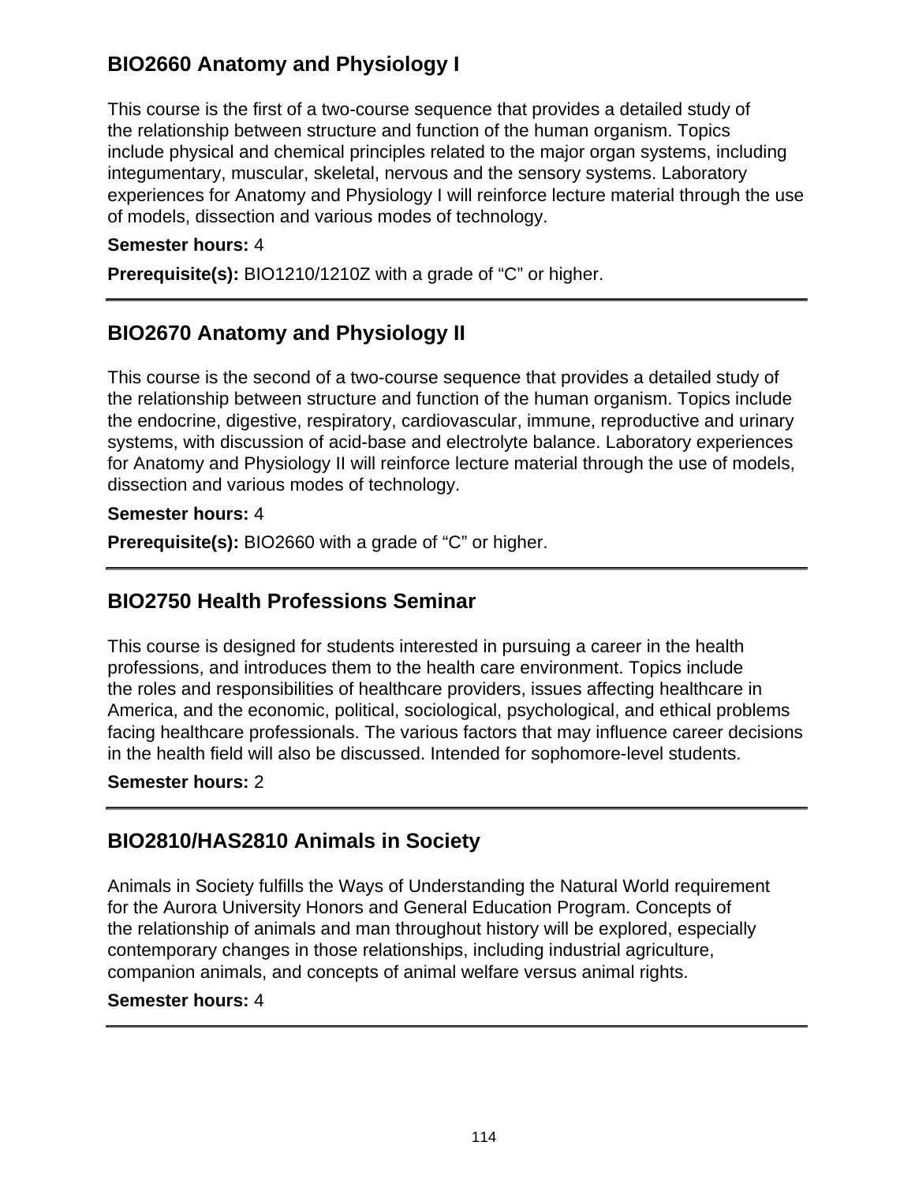## BIO2660 Anatomy and Physiology I

This course is the first of a two-course sequence that provides a detailed study of the relationship between structure and function of the human organism. Topics include physical and chemical principles related to the major organ systems, including integumentary, muscular, skeletal, nervous and the sensory systems. Laboratory experiences for Anatomy and Physiology I will reinforce lecture material through the use of models, dissection and various modes of technology.

**Semester hours:** 4

**Prerequisite(s):** BIO1210/1210Z with a grade of “C” or higher.

---

## BIO2670 Anatomy and Physiology II

This course is the second of a two-course sequence that provides a detailed study of the relationship between structure and function of the human organism. Topics include the endocrine, digestive, respiratory, cardiovascular, immune, reproductive and urinary systems, with discussion of acid-base and electrolyte balance. Laboratory experiences for Anatomy and Physiology II will reinforce lecture material through the use of models, dissection and various modes of technology.

**Semester hours:** 4

**Prerequisite(s):** BIO2660 with a grade of “C” or higher.

---

## BIO2750 Health Professions Seminar

This course is designed for students interested in pursuing a career in the health professions, and introduces them to the health care environment. Topics include the roles and responsibilities of healthcare providers, issues affecting healthcare in America, and the economic, political, sociological, psychological, and ethical problems facing healthcare professionals. The various factors that may influence career decisions in the health field will also be discussed. Intended for sophomore-level students.

**Semester hours:** 2

---

## BIO2810/HAS2810 Animals in Society

Animals in Society fulfills the Ways of Understanding the Natural World requirement for the Aurora University Honors and General Education Program. Concepts of the relationship of animals and man throughout history will be explored, especially contemporary changes in those relationships, including industrial agriculture, companion animals, and concepts of animal welfare versus animal rights.

**Semester hours:** 4

---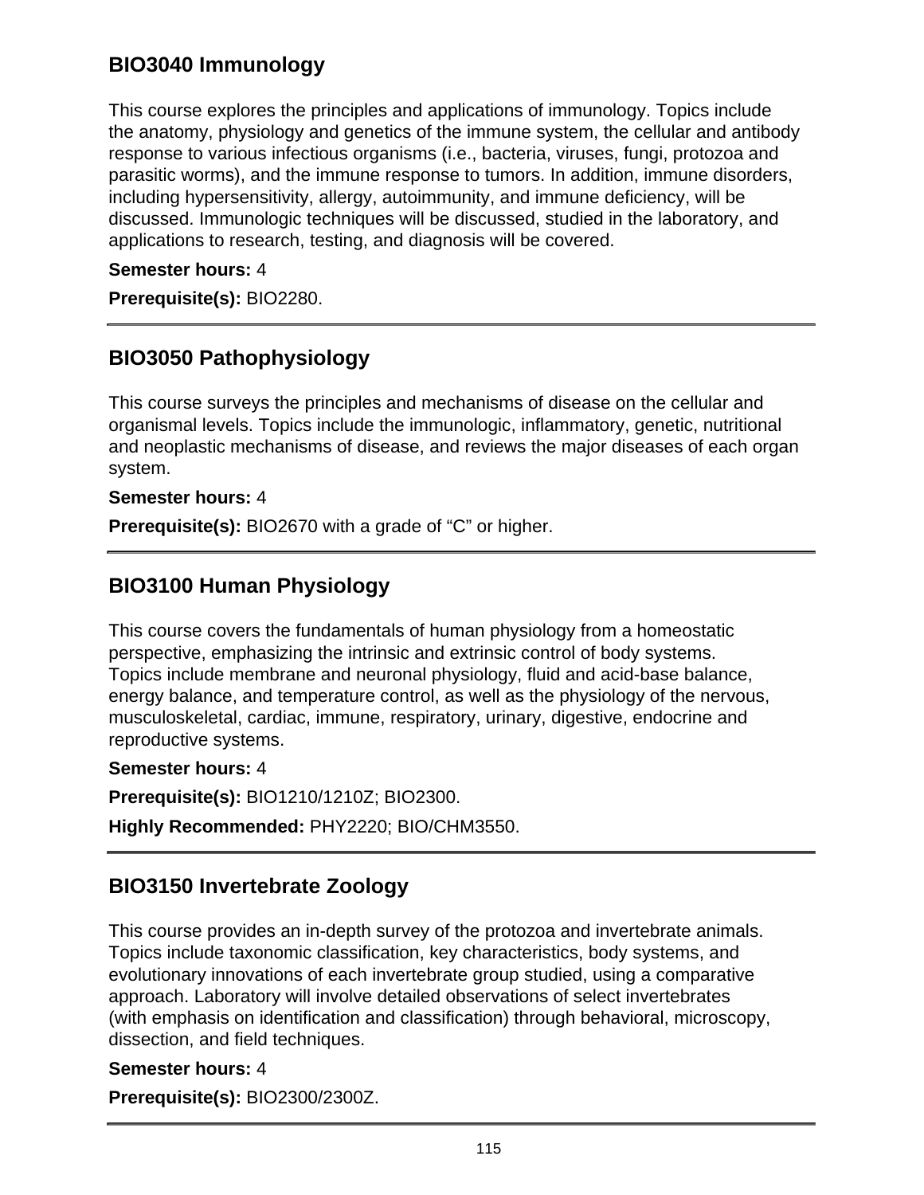## BIO3040 Immunology

This course explores the principles and applications of immunology. Topics include the anatomy, physiology and genetics of the immune system, the cellular and antibody response to various infectious organisms (i.e., bacteria, viruses, fungi, protozoa and parasitic worms), and the immune response to tumors. In addition, immune disorders, including hypersensitivity, allergy, autoimmunity, and immune deficiency, will be discussed. Immunologic techniques will be discussed, studied in the laboratory, and applications to research, testing, and diagnosis will be covered.

**Semester hours:** 4

**Prerequisite(s):** BIO2280.

---

## BIO3050 Pathophysiology

This course surveys the principles and mechanisms of disease on the cellular and organismal levels. Topics include the immunologic, inflammatory, genetic, nutritional and neoplastic mechanisms of disease, and reviews the major diseases of each organ system.

**Semester hours:** 4

**Prerequisite(s):** BIO2670 with a grade of “C” or higher.

---

## BIO3100 Human Physiology

This course covers the fundamentals of human physiology from a homeostatic perspective, emphasizing the intrinsic and extrinsic control of body systems. Topics include membrane and neuronal physiology, fluid and acid-base balance, energy balance, and temperature control, as well as the physiology of the nervous, musculoskeletal, cardiac, immune, respiratory, urinary, digestive, endocrine and reproductive systems.

**Semester hours:** 4

**Prerequisite(s):** BIO1210/1210Z; BIO2300.

**Highly Recommended:** PHY2220; BIO/CHM3550.

---

## BIO3150 Invertebrate Zoology

This course provides an in-depth survey of the protozoa and invertebrate animals. Topics include taxonomic classification, key characteristics, body systems, and evolutionary innovations of each invertebrate group studied, using a comparative approach. Laboratory will involve detailed observations of select invertebrates (with emphasis on identification and classification) through behavioral, microscopy, dissection, and field techniques.

**Semester hours:** 4

**Prerequisite(s):** BIO2300/2300Z.

---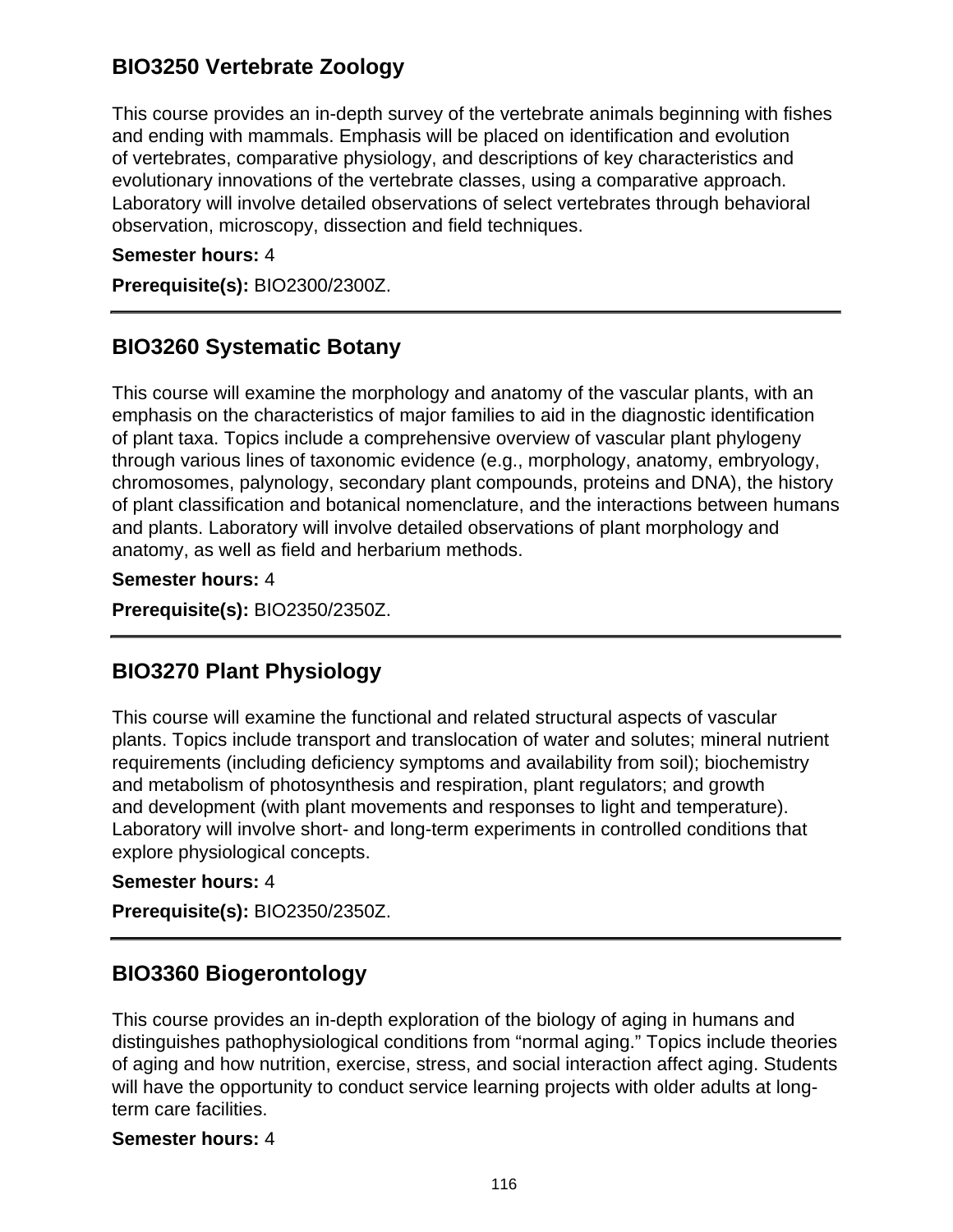## BIO3250 Vertebrate Zoology

This course provides an in-depth survey of the vertebrate animals beginning with fishes and ending with mammals. Emphasis will be placed on identification and evolution of vertebrates, comparative physiology, and descriptions of key characteristics and evolutionary innovations of the vertebrate classes, using a comparative approach. Laboratory will involve detailed observations of select vertebrates through behavioral observation, microscopy, dissection and field techniques.

**Semester hours:** 4

**Prerequisite(s):** BIO2300/2300Z.

---

## BIO3260 Systematic Botany

This course will examine the morphology and anatomy of the vascular plants, with an emphasis on the characteristics of major families to aid in the diagnostic identification of plant taxa. Topics include a comprehensive overview of vascular plant phylogeny through various lines of taxonomic evidence (e.g., morphology, anatomy, embryology, chromosomes, palynology, secondary plant compounds, proteins and DNA), the history of plant classification and botanical nomenclature, and the interactions between humans and plants. Laboratory will involve detailed observations of plant morphology and anatomy, as well as field and herbarium methods.

**Semester hours:** 4

**Prerequisite(s):** BIO2350/2350Z.

---

## BIO3270 Plant Physiology

This course will examine the functional and related structural aspects of vascular plants. Topics include transport and translocation of water and solutes; mineral nutrient requirements (including deficiency symptoms and availability from soil); biochemistry and metabolism of photosynthesis and respiration, plant regulators; and growth and development (with plant movements and responses to light and temperature). Laboratory will involve short- and long-term experiments in controlled conditions that explore physiological concepts.

**Semester hours:** 4

**Prerequisite(s):** BIO2350/2350Z.

---

## BIO3360 Biogerontology

This course provides an in-depth exploration of the biology of aging in humans and distinguishes pathophysiological conditions from “normal aging.” Topics include theories of aging and how nutrition, exercise, stress, and social interaction affect aging. Students will have the opportunity to conduct service learning projects with older adults at long-term care facilities.

**Semester hours:** 4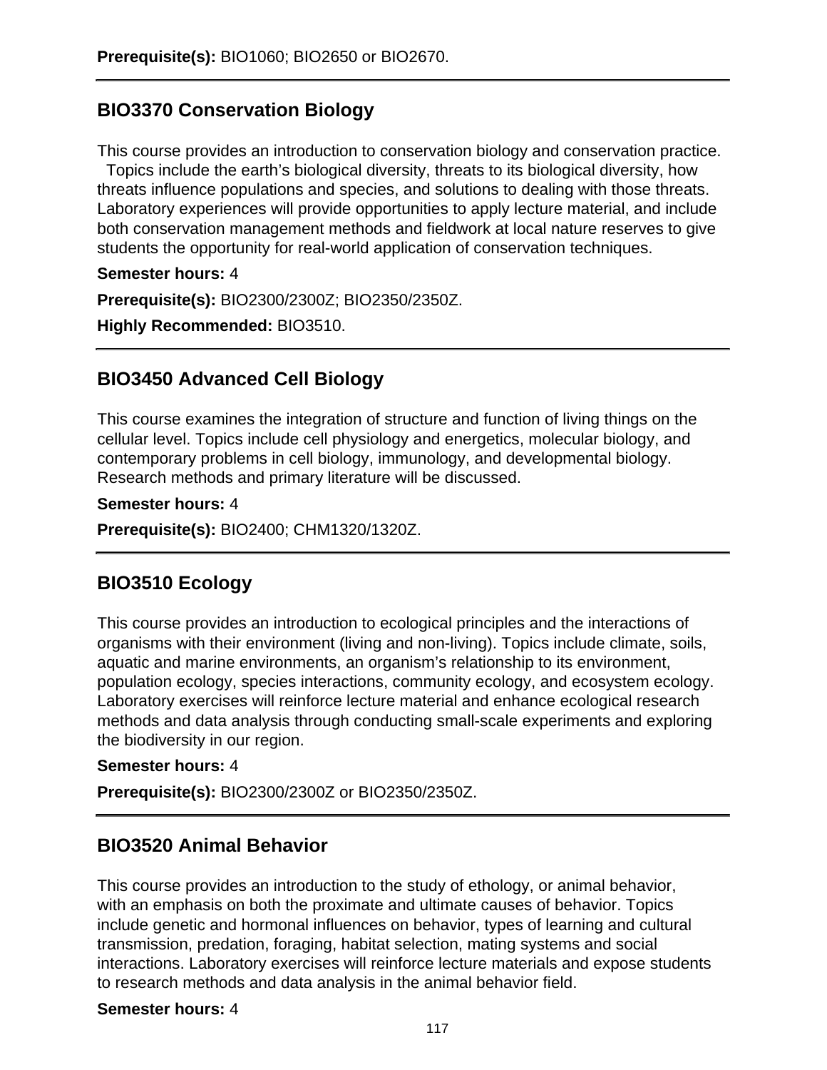**Prerequisite(s):** BIO1060; BIO2650 or BIO2670.

## BIO3370 Conservation Biology

This course provides an introduction to conservation biology and conservation practice. Topics include the earth's biological diversity, threats to its biological diversity, how threats influence populations and species, and solutions to dealing with those threats. Laboratory experiences will provide opportunities to apply lecture material, and include both conservation management methods and fieldwork at local nature reserves to give students the opportunity for real-world application of conservation techniques.

**Semester hours:** 4

**Prerequisite(s):** BIO2300/2300Z; BIO2350/2350Z.

**Highly Recommended:** BIO3510.

## BIO3450 Advanced Cell Biology

This course examines the integration of structure and function of living things on the cellular level. Topics include cell physiology and energetics, molecular biology, and contemporary problems in cell biology, immunology, and developmental biology. Research methods and primary literature will be discussed.

**Semester hours:** 4

**Prerequisite(s):** BIO2400; CHM1320/1320Z.

## BIO3510 Ecology

This course provides an introduction to ecological principles and the interactions of organisms with their environment (living and non-living). Topics include climate, soils, aquatic and marine environments, an organism's relationship to its environment, population ecology, species interactions, community ecology, and ecosystem ecology. Laboratory exercises will reinforce lecture material and enhance ecological research methods and data analysis through conducting small-scale experiments and exploring the biodiversity in our region.

**Semester hours:** 4

**Prerequisite(s):** BIO2300/2300Z or BIO2350/2350Z.

## BIO3520 Animal Behavior

This course provides an introduction to the study of ethology, or animal behavior, with an emphasis on both the proximate and ultimate causes of behavior. Topics include genetic and hormonal influences on behavior, types of learning and cultural transmission, predation, foraging, habitat selection, mating systems and social interactions. Laboratory exercises will reinforce lecture materials and expose students to research methods and data analysis in the animal behavior field.

**Semester hours:** 4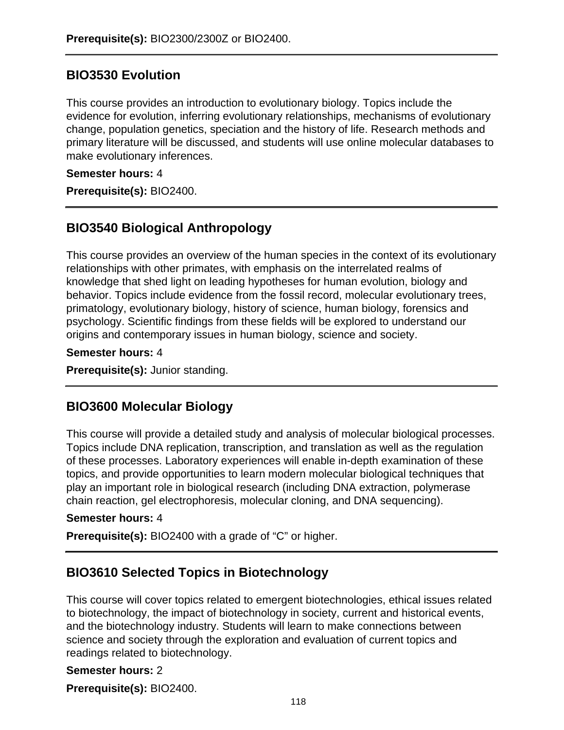**Prerequisite(s):** BIO2300/2300Z or BIO2400.

---

## BIO3530 Evolution

This course provides an introduction to evolutionary biology. Topics include the evidence for evolution, inferring evolutionary relationships, mechanisms of evolutionary change, population genetics, speciation and the history of life. Research methods and primary literature will be discussed, and students will use online molecular databases to make evolutionary inferences.

**Semester hours:** 4

**Prerequisite(s):** BIO2400.

---

## BIO3540 Biological Anthropology

This course provides an overview of the human species in the context of its evolutionary relationships with other primates, with emphasis on the interrelated realms of knowledge that shed light on leading hypotheses for human evolution, biology and behavior. Topics include evidence from the fossil record, molecular evolutionary trees, primatology, evolutionary biology, history of science, human biology, forensics and psychology. Scientific findings from these fields will be explored to understand our origins and contemporary issues in human biology, science and society.

**Semester hours:** 4

**Prerequisite(s):** Junior standing.

---

## BIO3600 Molecular Biology

This course will provide a detailed study and analysis of molecular biological processes. Topics include DNA replication, transcription, and translation as well as the regulation of these processes. Laboratory experiences will enable in-depth examination of these topics, and provide opportunities to learn modern molecular biological techniques that play an important role in biological research (including DNA extraction, polymerase chain reaction, gel electrophoresis, molecular cloning, and DNA sequencing).

**Semester hours:** 4

**Prerequisite(s):** BIO2400 with a grade of “C” or higher.

---

## BIO3610 Selected Topics in Biotechnology

This course will cover topics related to emergent biotechnologies, ethical issues related to biotechnology, the impact of biotechnology in society, current and historical events, and the biotechnology industry. Students will learn to make connections between science and society through the exploration and evaluation of current topics and readings related to biotechnology.

**Semester hours:** 2

**Prerequisite(s):** BIO2400.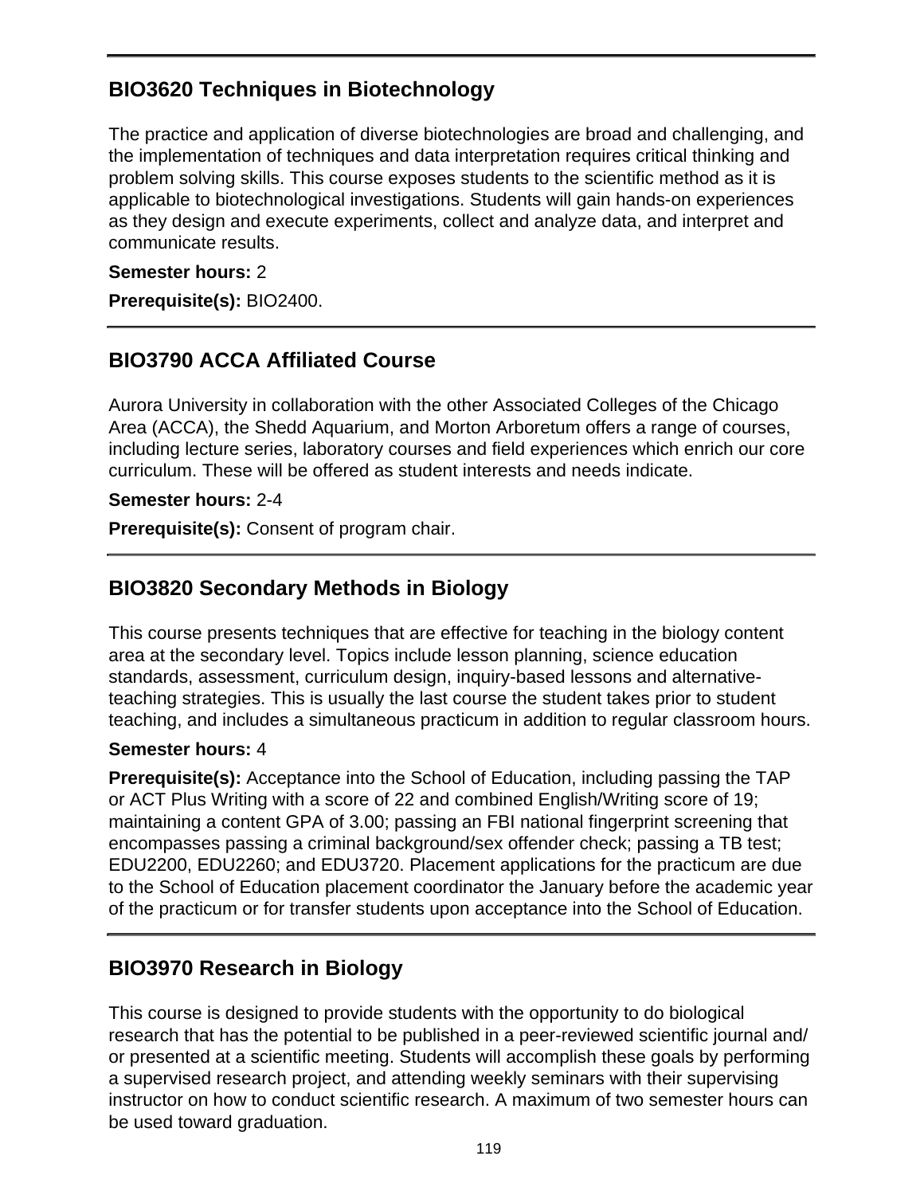## BIO3620 Techniques in Biotechnology

The practice and application of diverse biotechnologies are broad and challenging, and the implementation of techniques and data interpretation requires critical thinking and problem solving skills. This course exposes students to the scientific method as it is applicable to biotechnological investigations. Students will gain hands-on experiences as they design and execute experiments, collect and analyze data, and interpret and communicate results.

**Semester hours:** 2

**Prerequisite(s):** BIO2400.

## BIO3790 ACCA Affiliated Course

Aurora University in collaboration with the other Associated Colleges of the Chicago Area (ACCA), the Shedd Aquarium, and Morton Arboretum offers a range of courses, including lecture series, laboratory courses and field experiences which enrich our core curriculum. These will be offered as student interests and needs indicate.

**Semester hours:** 2-4

**Prerequisite(s):** Consent of program chair.

## BIO3820 Secondary Methods in Biology

This course presents techniques that are effective for teaching in the biology content area at the secondary level. Topics include lesson planning, science education standards, assessment, curriculum design, inquiry-based lessons and alternative-teaching strategies. This is usually the last course the student takes prior to student teaching, and includes a simultaneous practicum in addition to regular classroom hours.

**Semester hours:** 4

**Prerequisite(s):** Acceptance into the School of Education, including passing the TAP or ACT Plus Writing with a score of 22 and combined English/Writing score of 19; maintaining a content GPA of 3.00; passing an FBI national fingerprint screening that encompasses passing a criminal background/sex offender check; passing a TB test; EDU2200, EDU2260; and EDU3720. Placement applications for the practicum are due to the School of Education placement coordinator the January before the academic year of the practicum or for transfer students upon acceptance into the School of Education.

## BIO3970 Research in Biology

This course is designed to provide students with the opportunity to do biological research that has the potential to be published in a peer-reviewed scientific journal and/or presented at a scientific meeting. Students will accomplish these goals by performing a supervised research project, and attending weekly seminars with their supervising instructor on how to conduct scientific research. A maximum of two semester hours can be used toward graduation.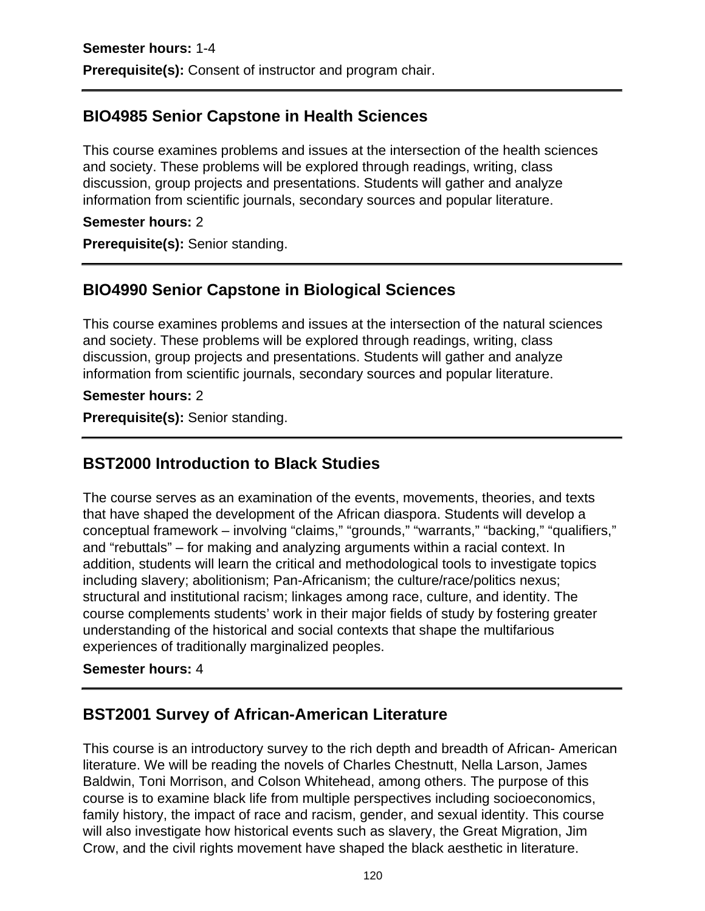**Semester hours:** 1-4

**Prerequisite(s):** Consent of instructor and program chair.

---

## BIO4985 Senior Capstone in Health Sciences

This course examines problems and issues at the intersection of the health sciences and society. These problems will be explored through readings, writing, class discussion, group projects and presentations. Students will gather and analyze information from scientific journals, secondary sources and popular literature.

**Semester hours:** 2

**Prerequisite(s):** Senior standing.

---

## BIO4990 Senior Capstone in Biological Sciences

This course examines problems and issues at the intersection of the natural sciences and society. These problems will be explored through readings, writing, class discussion, group projects and presentations. Students will gather and analyze information from scientific journals, secondary sources and popular literature.

**Semester hours:** 2

**Prerequisite(s):** Senior standing.

---

## BST2000 Introduction to Black Studies

The course serves as an examination of the events, movements, theories, and texts that have shaped the development of the African diaspora. Students will develop a conceptual framework – involving "claims," "grounds," "warrants," "backing," "qualifiers," and "rebuttals" – for making and analyzing arguments within a racial context. In addition, students will learn the critical and methodological tools to investigate topics including slavery; abolitionism; Pan-Africanism; the culture/race/politics nexus; structural and institutional racism; linkages among race, culture, and identity. The course complements students' work in their major fields of study by fostering greater understanding of the historical and social contexts that shape the multifarious experiences of traditionally marginalized peoples.

**Semester hours:** 4

---

## BST2001 Survey of African-American Literature

This course is an introductory survey to the rich depth and breadth of African- American literature. We will be reading the novels of Charles Chestnutt, Nella Larson, James Baldwin, Toni Morrison, and Colson Whitehead, among others. The purpose of this course is to examine black life from multiple perspectives including socioeconomics, family history, the impact of race and racism, gender, and sexual identity. This course will also investigate how historical events such as slavery, the Great Migration, Jim Crow, and the civil rights movement have shaped the black aesthetic in literature.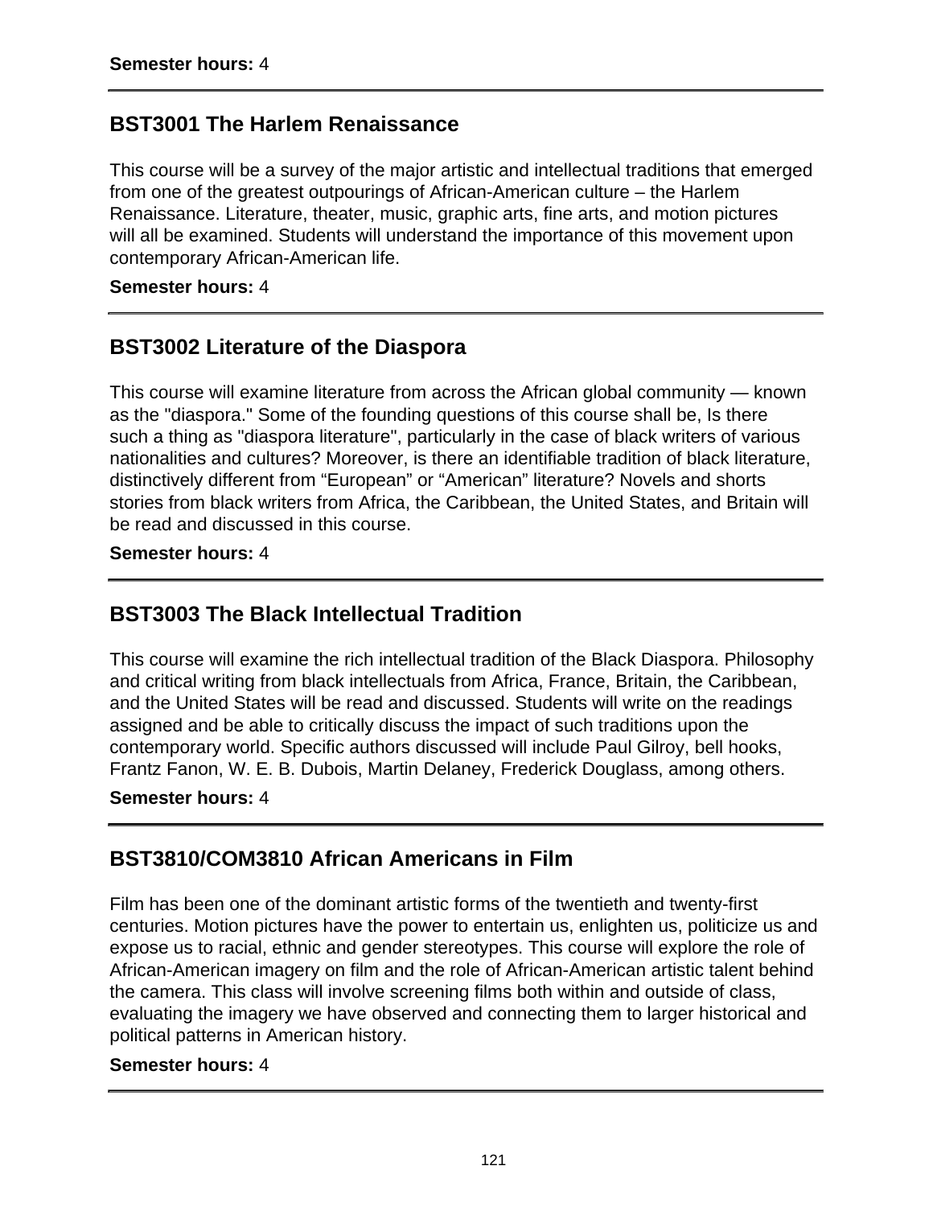**Semester hours:** 4

---

## BST3001 The Harlem Renaissance

This course will be a survey of the major artistic and intellectual traditions that emerged from one of the greatest outpourings of African-American culture – the Harlem Renaissance. Literature, theater, music, graphic arts, fine arts, and motion pictures will all be examined. Students will understand the importance of this movement upon contemporary African-American life.

**Semester hours:** 4

---

## BST3002 Literature of the Diaspora

This course will examine literature from across the African global community — known as the "diaspora." Some of the founding questions of this course shall be, Is there such a thing as "diaspora literature", particularly in the case of black writers of various nationalities and cultures? Moreover, is there an identifiable tradition of black literature, distinctively different from “European” or “American” literature? Novels and shorts stories from black writers from Africa, the Caribbean, the United States, and Britain will be read and discussed in this course.

**Semester hours:** 4

---

## BST3003 The Black Intellectual Tradition

This course will examine the rich intellectual tradition of the Black Diaspora. Philosophy and critical writing from black intellectuals from Africa, France, Britain, the Caribbean, and the United States will be read and discussed. Students will write on the readings assigned and be able to critically discuss the impact of such traditions upon the contemporary world. Specific authors discussed will include Paul Gilroy, bell hooks, Frantz Fanon, W. E. B. Dubois, Martin Delaney, Frederick Douglass, among others.

**Semester hours:** 4

---

## BST3810/COM3810 African Americans in Film

Film has been one of the dominant artistic forms of the twentieth and twenty-first centuries. Motion pictures have the power to entertain us, enlighten us, politicize us and expose us to racial, ethnic and gender stereotypes. This course will explore the role of African-American imagery on film and the role of African-American artistic talent behind the camera. This class will involve screening films both within and outside of class, evaluating the imagery we have observed and connecting them to larger historical and political patterns in American history.

**Semester hours:** 4

---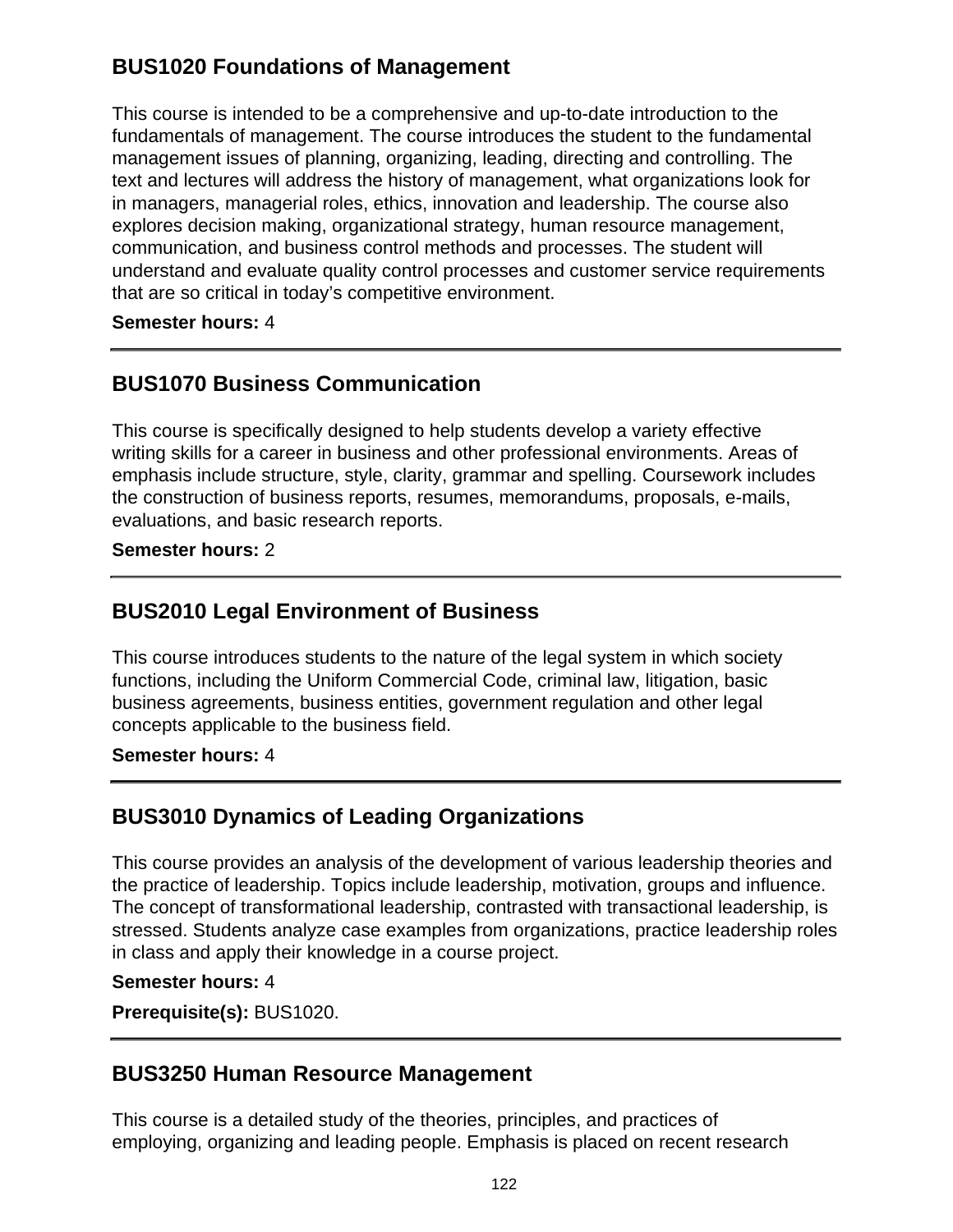## BUS1020 Foundations of Management

This course is intended to be a comprehensive and up-to-date introduction to the fundamentals of management. The course introduces the student to the fundamental management issues of planning, organizing, leading, directing and controlling. The text and lectures will address the history of management, what organizations look for in managers, managerial roles, ethics, innovation and leadership. The course also explores decision making, organizational strategy, human resource management, communication, and business control methods and processes. The student will understand and evaluate quality control processes and customer service requirements that are so critical in today's competitive environment.

**Semester hours:** 4

---

## BUS1070 Business Communication

This course is specifically designed to help students develop a variety effective writing skills for a career in business and other professional environments. Areas of emphasis include structure, style, clarity, grammar and spelling. Coursework includes the construction of business reports, resumes, memorandums, proposals, e-mails, evaluations, and basic research reports.

**Semester hours:** 2

---

## BUS2010 Legal Environment of Business

This course introduces students to the nature of the legal system in which society functions, including the Uniform Commercial Code, criminal law, litigation, basic business agreements, business entities, government regulation and other legal concepts applicable to the business field.

**Semester hours:** 4

---

## BUS3010 Dynamics of Leading Organizations

This course provides an analysis of the development of various leadership theories and the practice of leadership. Topics include leadership, motivation, groups and influence. The concept of transformational leadership, contrasted with transactional leadership, is stressed. Students analyze case examples from organizations, practice leadership roles in class and apply their knowledge in a course project.

**Semester hours:** 4

**Prerequisite(s):** BUS1020.

---

## BUS3250 Human Resource Management

This course is a detailed study of the theories, principles, and practices of employing, organizing and leading people. Emphasis is placed on recent research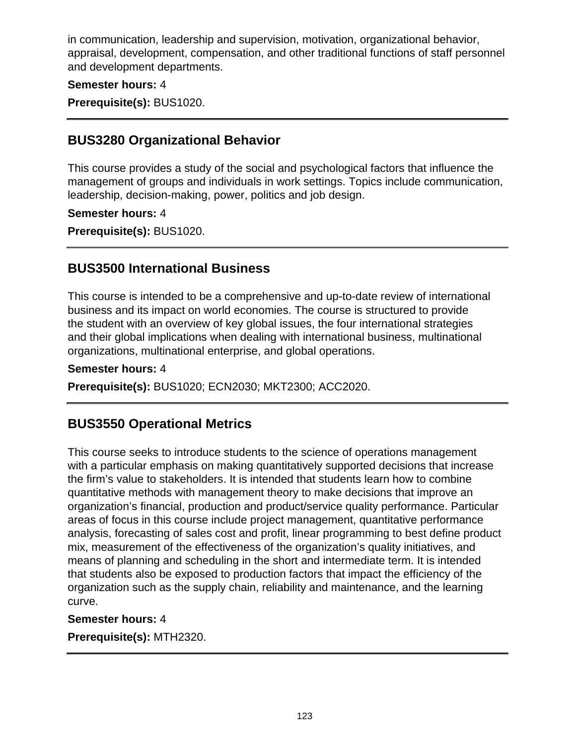in communication, leadership and supervision, motivation, organizational behavior, appraisal, development, compensation, and other traditional functions of staff personnel and development departments.

**Semester hours:** 4

**Prerequisite(s):** BUS1020.

---

## BUS3280 Organizational Behavior

This course provides a study of the social and psychological factors that influence the management of groups and individuals in work settings. Topics include communication, leadership, decision-making, power, politics and job design.

**Semester hours:** 4

**Prerequisite(s):** BUS1020.

---

## BUS3500 International Business

This course is intended to be a comprehensive and up-to-date review of international business and its impact on world economies. The course is structured to provide the student with an overview of key global issues, the four international strategies and their global implications when dealing with international business, multinational organizations, multinational enterprise, and global operations.

**Semester hours:** 4

**Prerequisite(s):** BUS1020; ECN2030; MKT2300; ACC2020.

---

## BUS3550 Operational Metrics

This course seeks to introduce students to the science of operations management with a particular emphasis on making quantitatively supported decisions that increase the firm's value to stakeholders. It is intended that students learn how to combine quantitative methods with management theory to make decisions that improve an organization's financial, production and product/service quality performance. Particular areas of focus in this course include project management, quantitative performance analysis, forecasting of sales cost and profit, linear programming to best define product mix, measurement of the effectiveness of the organization's quality initiatives, and means of planning and scheduling in the short and intermediate term. It is intended that students also be exposed to production factors that impact the efficiency of the organization such as the supply chain, reliability and maintenance, and the learning curve.

**Semester hours:** 4

**Prerequisite(s):** MTH2320.

---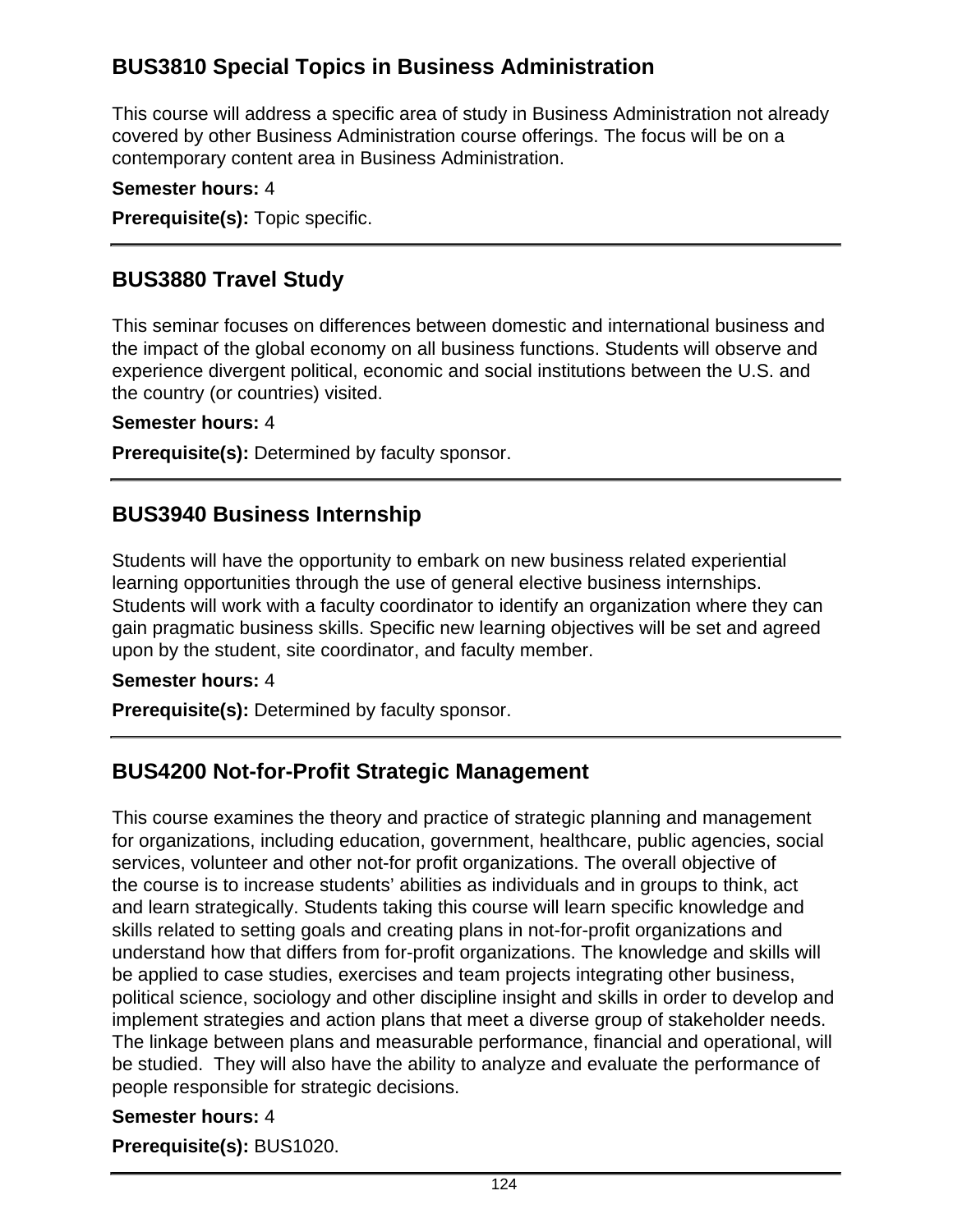## BUS3810 Special Topics in Business Administration

This course will address a specific area of study in Business Administration not already covered by other Business Administration course offerings. The focus will be on a contemporary content area in Business Administration.

**Semester hours:** 4

**Prerequisite(s):** Topic specific.

---

## BUS3880 Travel Study

This seminar focuses on differences between domestic and international business and the impact of the global economy on all business functions. Students will observe and experience divergent political, economic and social institutions between the U.S. and the country (or countries) visited.

**Semester hours:** 4

**Prerequisite(s):** Determined by faculty sponsor.

---

## BUS3940 Business Internship

Students will have the opportunity to embark on new business related experiential learning opportunities through the use of general elective business internships. Students will work with a faculty coordinator to identify an organization where they can gain pragmatic business skills. Specific new learning objectives will be set and agreed upon by the student, site coordinator, and faculty member.

**Semester hours:** 4

**Prerequisite(s):** Determined by faculty sponsor.

---

## BUS4200 Not-for-Profit Strategic Management

This course examines the theory and practice of strategic planning and management for organizations, including education, government, healthcare, public agencies, social services, volunteer and other not-for profit organizations. The overall objective of the course is to increase students' abilities as individuals and in groups to think, act and learn strategically. Students taking this course will learn specific knowledge and skills related to setting goals and creating plans in not-for-profit organizations and understand how that differs from for-profit organizations. The knowledge and skills will be applied to case studies, exercises and team projects integrating other business, political science, sociology and other discipline insight and skills in order to develop and implement strategies and action plans that meet a diverse group of stakeholder needs. The linkage between plans and measurable performance, financial and operational, will be studied. They will also have the ability to analyze and evaluate the performance of people responsible for strategic decisions.

**Semester hours:** 4

**Prerequisite(s):** BUS1020.

---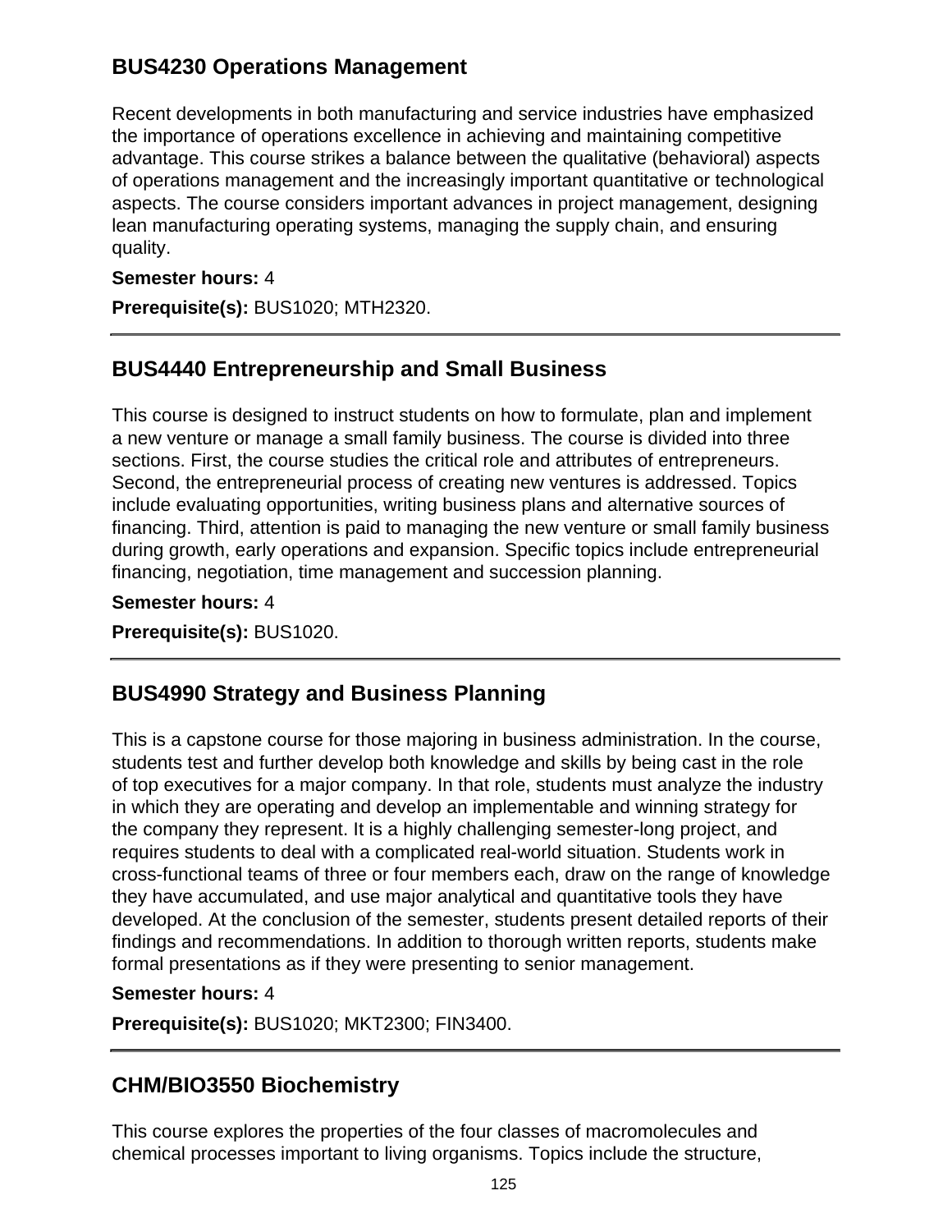## BUS4230 Operations Management

Recent developments in both manufacturing and service industries have emphasized the importance of operations excellence in achieving and maintaining competitive advantage. This course strikes a balance between the qualitative (behavioral) aspects of operations management and the increasingly important quantitative or technological aspects. The course considers important advances in project management, designing lean manufacturing operating systems, managing the supply chain, and ensuring quality.

**Semester hours:** 4

**Prerequisite(s):** BUS1020; MTH2320.

---

## BUS4440 Entrepreneurship and Small Business

This course is designed to instruct students on how to formulate, plan and implement a new venture or manage a small family business. The course is divided into three sections. First, the course studies the critical role and attributes of entrepreneurs. Second, the entrepreneurial process of creating new ventures is addressed. Topics include evaluating opportunities, writing business plans and alternative sources of financing. Third, attention is paid to managing the new venture or small family business during growth, early operations and expansion. Specific topics include entrepreneurial financing, negotiation, time management and succession planning.

**Semester hours:** 4

**Prerequisite(s):** BUS1020.

---

## BUS4990 Strategy and Business Planning

This is a capstone course for those majoring in business administration. In the course, students test and further develop both knowledge and skills by being cast in the role of top executives for a major company. In that role, students must analyze the industry in which they are operating and develop an implementable and winning strategy for the company they represent. It is a highly challenging semester-long project, and requires students to deal with a complicated real-world situation. Students work in cross-functional teams of three or four members each, draw on the range of knowledge they have accumulated, and use major analytical and quantitative tools they have developed. At the conclusion of the semester, students present detailed reports of their findings and recommendations. In addition to thorough written reports, students make formal presentations as if they were presenting to senior management.

**Semester hours:** 4

**Prerequisite(s):** BUS1020; MKT2300; FIN3400.

---

## CHM/BIO3550 Biochemistry

This course explores the properties of the four classes of macromolecules and chemical processes important to living organisms. Topics include the structure,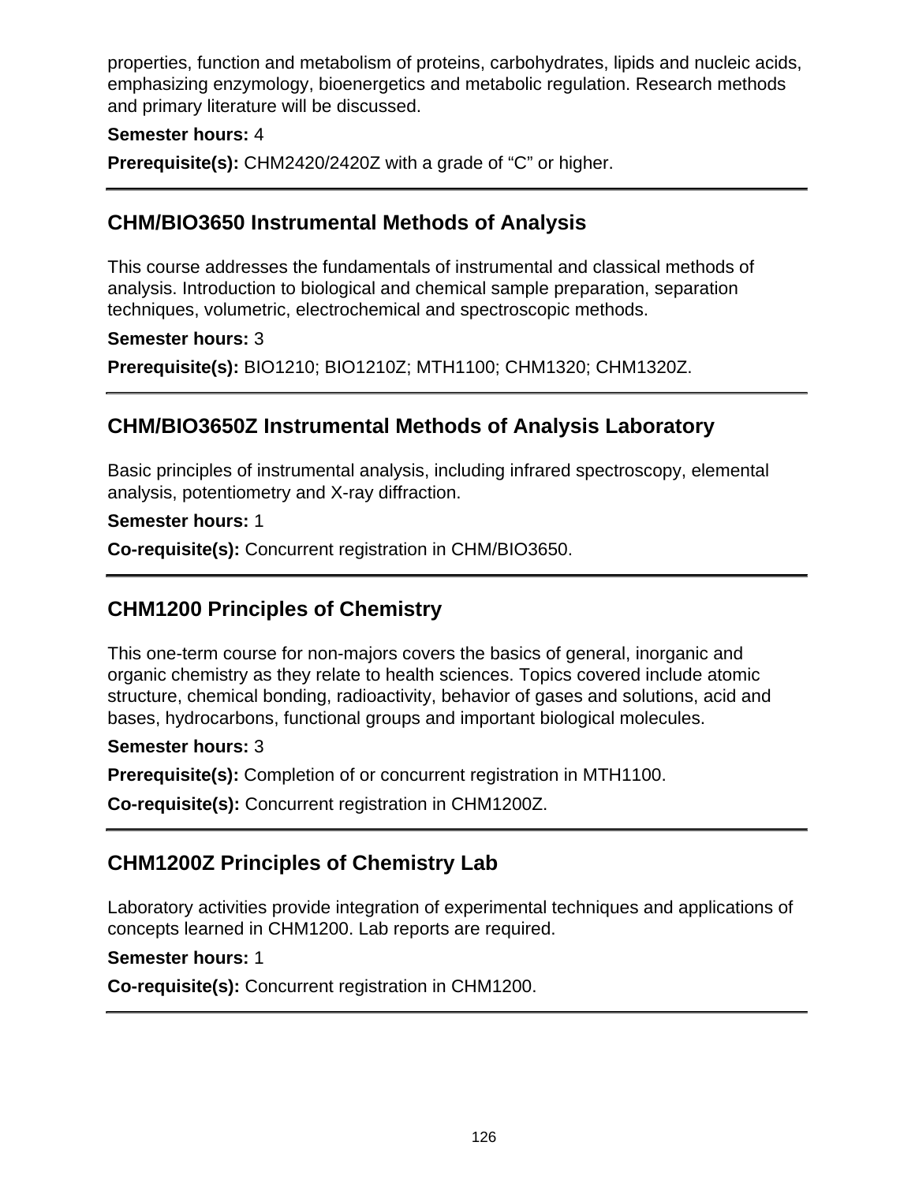properties, function and metabolism of proteins, carbohydrates, lipids and nucleic acids, emphasizing enzymology, bioenergetics and metabolic regulation. Research methods and primary literature will be discussed.

**Semester hours:** 4

**Prerequisite(s):** CHM2420/2420Z with a grade of “C” or higher.

---

## CHM/BIO3650 Instrumental Methods of Analysis

This course addresses the fundamentals of instrumental and classical methods of analysis. Introduction to biological and chemical sample preparation, separation techniques, volumetric, electrochemical and spectroscopic methods.

**Semester hours:** 3

**Prerequisite(s):** BIO1210; BIO1210Z; MTH1100; CHM1320; CHM1320Z.

---

## CHM/BIO3650Z Instrumental Methods of Analysis Laboratory

Basic principles of instrumental analysis, including infrared spectroscopy, elemental analysis, potentiometry and X-ray diffraction.

**Semester hours:** 1

**Co-requisite(s):** Concurrent registration in CHM/BIO3650.

---

## CHM1200 Principles of Chemistry

This one-term course for non-majors covers the basics of general, inorganic and organic chemistry as they relate to health sciences. Topics covered include atomic structure, chemical bonding, radioactivity, behavior of gases and solutions, acid and bases, hydrocarbons, functional groups and important biological molecules.

**Semester hours:** 3

**Prerequisite(s):** Completion of or concurrent registration in MTH1100.

**Co-requisite(s):** Concurrent registration in CHM1200Z.

---

## CHM1200Z Principles of Chemistry Lab

Laboratory activities provide integration of experimental techniques and applications of concepts learned in CHM1200. Lab reports are required.

**Semester hours:** 1

**Co-requisite(s):** Concurrent registration in CHM1200.

---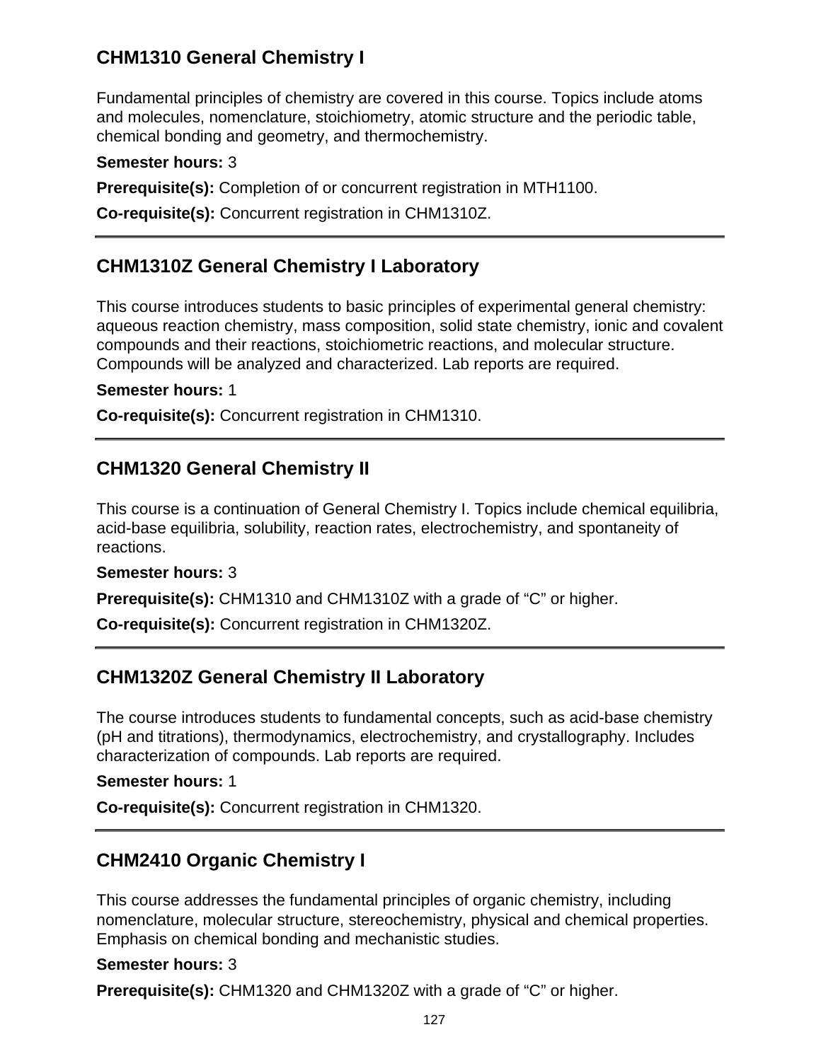## CHM1310 General Chemistry I

Fundamental principles of chemistry are covered in this course. Topics include atoms and molecules, nomenclature, stoichiometry, atomic structure and the periodic table, chemical bonding and geometry, and thermochemistry.

**Semester hours:** 3

**Prerequisite(s):** Completion of or concurrent registration in MTH1100.

**Co-requisite(s):** Concurrent registration in CHM1310Z.

---

## CHM1310Z General Chemistry I Laboratory

This course introduces students to basic principles of experimental general chemistry: aqueous reaction chemistry, mass composition, solid state chemistry, ionic and covalent compounds and their reactions, stoichiometric reactions, and molecular structure. Compounds will be analyzed and characterized. Lab reports are required.

**Semester hours:** 1

**Co-requisite(s):** Concurrent registration in CHM1310.

---

## CHM1320 General Chemistry II

This course is a continuation of General Chemistry I. Topics include chemical equilibria, acid-base equilibria, solubility, reaction rates, electrochemistry, and spontaneity of reactions.

**Semester hours:** 3

**Prerequisite(s):** CHM1310 and CHM1310Z with a grade of “C” or higher.

**Co-requisite(s):** Concurrent registration in CHM1320Z.

---

## CHM1320Z General Chemistry II Laboratory

The course introduces students to fundamental concepts, such as acid-base chemistry (pH and titrations), thermodynamics, electrochemistry, and crystallography. Includes characterization of compounds. Lab reports are required.

**Semester hours:** 1

**Co-requisite(s):** Concurrent registration in CHM1320.

---

## CHM2410 Organic Chemistry I

This course addresses the fundamental principles of organic chemistry, including nomenclature, molecular structure, stereochemistry, physical and chemical properties. Emphasis on chemical bonding and mechanistic studies.

**Semester hours:** 3

**Prerequisite(s):** CHM1320 and CHM1320Z with a grade of “C” or higher.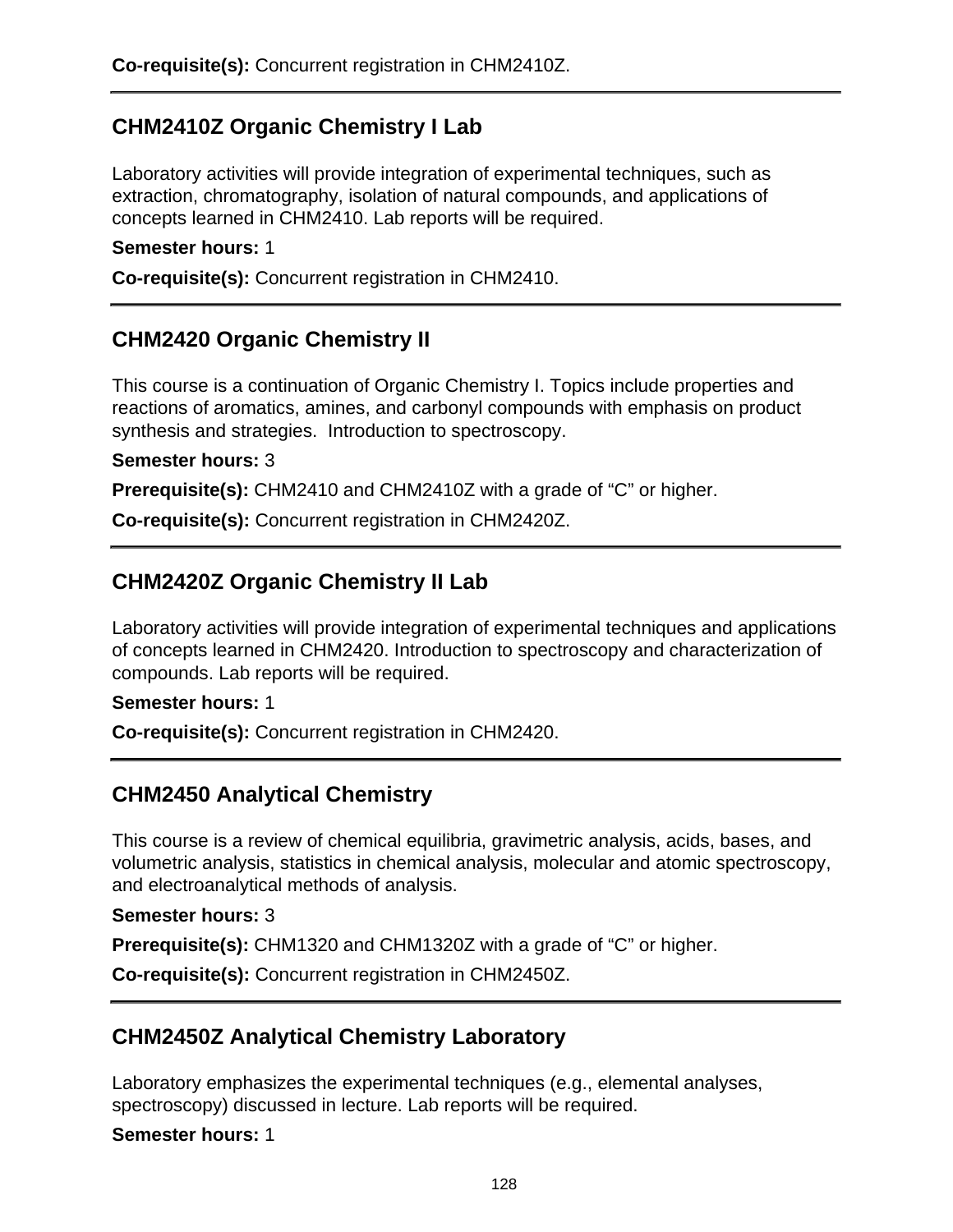**Co-requisite(s):** Concurrent registration in CHM2410Z.

## CHM2410Z Organic Chemistry I Lab

Laboratory activities will provide integration of experimental techniques, such as extraction, chromatography, isolation of natural compounds, and applications of concepts learned in CHM2410. Lab reports will be required.

**Semester hours:** 1

**Co-requisite(s):** Concurrent registration in CHM2410.

## CHM2420 Organic Chemistry II

This course is a continuation of Organic Chemistry I. Topics include properties and reactions of aromatics, amines, and carbonyl compounds with emphasis on product synthesis and strategies.  Introduction to spectroscopy.

**Semester hours:** 3

**Prerequisite(s):** CHM2410 and CHM2410Z with a grade of “C” or higher.

**Co-requisite(s):** Concurrent registration in CHM2420Z.

## CHM2420Z Organic Chemistry II Lab

Laboratory activities will provide integration of experimental techniques and applications of concepts learned in CHM2420. Introduction to spectroscopy and characterization of compounds. Lab reports will be required.

**Semester hours:** 1

**Co-requisite(s):** Concurrent registration in CHM2420.

## CHM2450 Analytical Chemistry

This course is a review of chemical equilibria, gravimetric analysis, acids, bases, and volumetric analysis, statistics in chemical analysis, molecular and atomic spectroscopy, and electroanalytical methods of analysis.

**Semester hours:** 3

**Prerequisite(s):** CHM1320 and CHM1320Z with a grade of “C” or higher.

**Co-requisite(s):** Concurrent registration in CHM2450Z.

## CHM2450Z Analytical Chemistry Laboratory

Laboratory emphasizes the experimental techniques (e.g., elemental analyses, spectroscopy) discussed in lecture. Lab reports will be required.

**Semester hours:** 1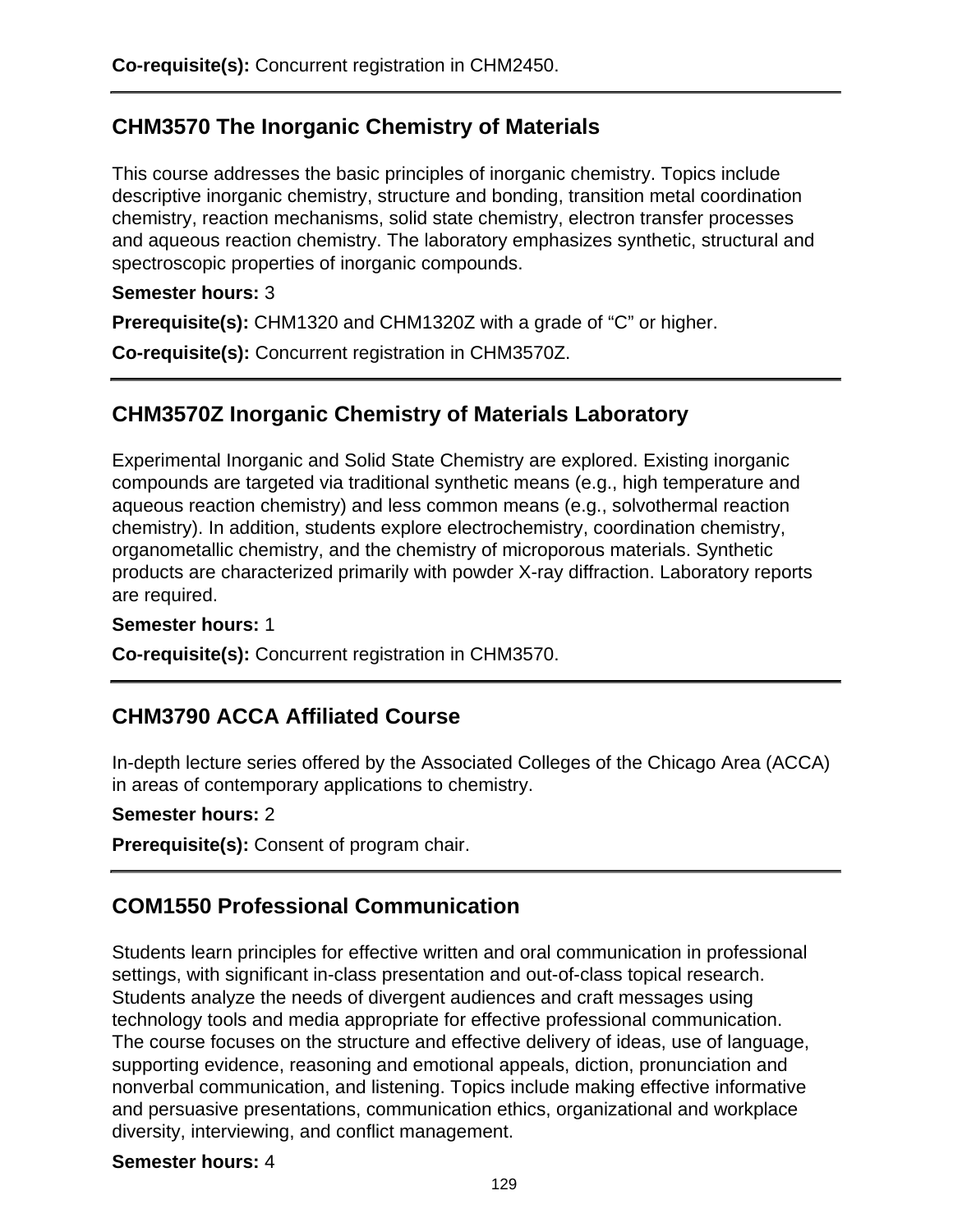**Co-requisite(s):** Concurrent registration in CHM2450.

## CHM3570 The Inorganic Chemistry of Materials

This course addresses the basic principles of inorganic chemistry. Topics include descriptive inorganic chemistry, structure and bonding, transition metal coordination chemistry, reaction mechanisms, solid state chemistry, electron transfer processes and aqueous reaction chemistry. The laboratory emphasizes synthetic, structural and spectroscopic properties of inorganic compounds.

**Semester hours:** 3

**Prerequisite(s):** CHM1320 and CHM1320Z with a grade of "C" or higher.

**Co-requisite(s):** Concurrent registration in CHM3570Z.

## CHM3570Z Inorganic Chemistry of Materials Laboratory

Experimental Inorganic and Solid State Chemistry are explored. Existing inorganic compounds are targeted via traditional synthetic means (e.g., high temperature and aqueous reaction chemistry) and less common means (e.g., solvothermal reaction chemistry). In addition, students explore electrochemistry, coordination chemistry, organometallic chemistry, and the chemistry of microporous materials. Synthetic products are characterized primarily with powder X-ray diffraction. Laboratory reports are required.

**Semester hours:** 1

**Co-requisite(s):** Concurrent registration in CHM3570.

## CHM3790 ACCA Affiliated Course

In-depth lecture series offered by the Associated Colleges of the Chicago Area (ACCA) in areas of contemporary applications to chemistry.

**Semester hours:** 2

**Prerequisite(s):** Consent of program chair.

## COM1550 Professional Communication

Students learn principles for effective written and oral communication in professional settings, with significant in-class presentation and out-of-class topical research. Students analyze the needs of divergent audiences and craft messages using technology tools and media appropriate for effective professional communication. The course focuses on the structure and effective delivery of ideas, use of language, supporting evidence, reasoning and emotional appeals, diction, pronunciation and nonverbal communication, and listening. Topics include making effective informative and persuasive presentations, communication ethics, organizational and workplace diversity, interviewing, and conflict management.

**Semester hours:** 4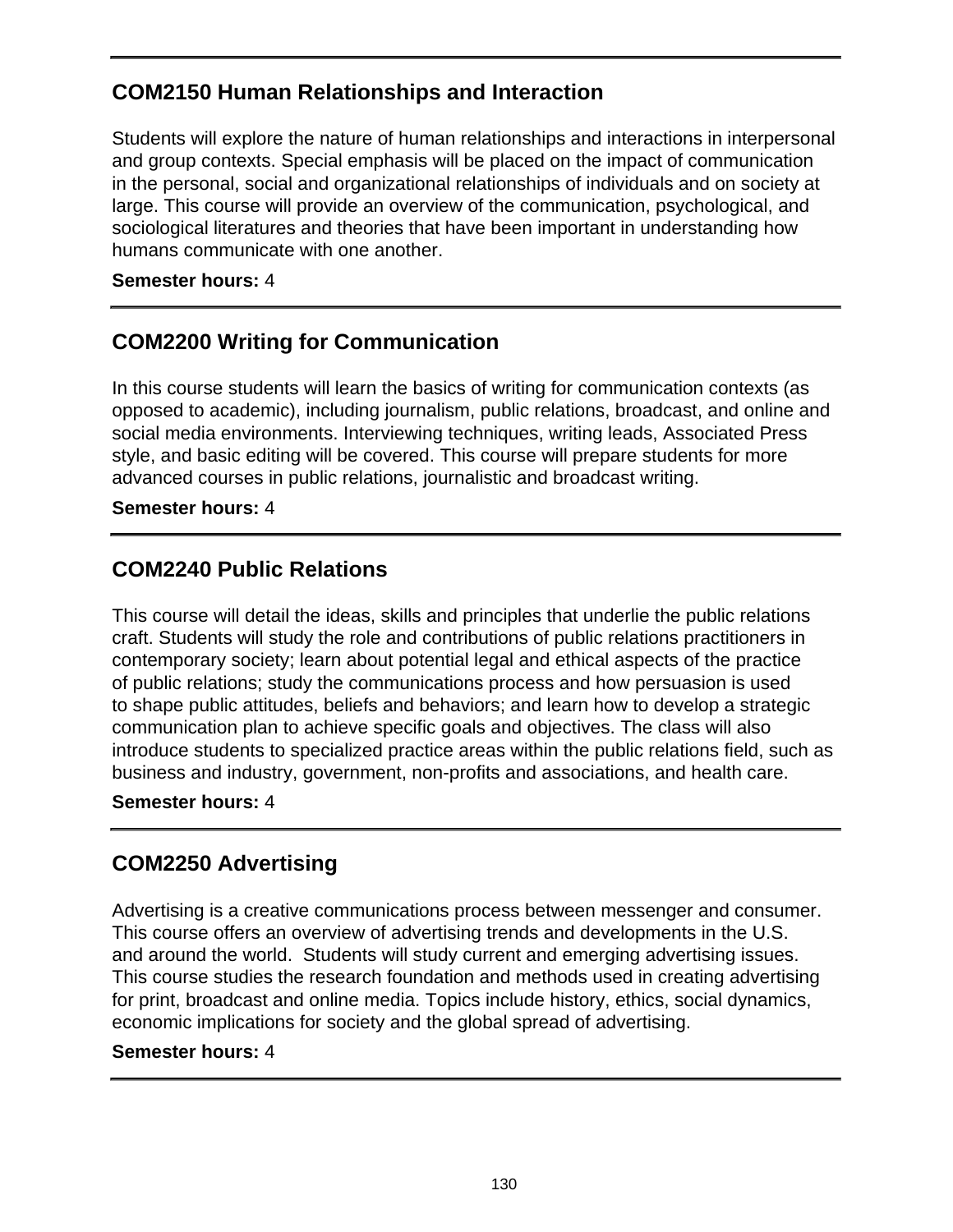## COM2150 Human Relationships and Interaction

Students will explore the nature of human relationships and interactions in interpersonal and group contexts. Special emphasis will be placed on the impact of communication in the personal, social and organizational relationships of individuals and on society at large. This course will provide an overview of the communication, psychological, and sociological literatures and theories that have been important in understanding how humans communicate with one another.

**Semester hours:** 4

---

## COM2200 Writing for Communication

In this course students will learn the basics of writing for communication contexts (as opposed to academic), including journalism, public relations, broadcast, and online and social media environments. Interviewing techniques, writing leads, Associated Press style, and basic editing will be covered. This course will prepare students for more advanced courses in public relations, journalistic and broadcast writing.

**Semester hours:** 4

---

## COM2240 Public Relations

This course will detail the ideas, skills and principles that underlie the public relations craft. Students will study the role and contributions of public relations practitioners in contemporary society; learn about potential legal and ethical aspects of the practice of public relations; study the communications process and how persuasion is used to shape public attitudes, beliefs and behaviors; and learn how to develop a strategic communication plan to achieve specific goals and objectives. The class will also introduce students to specialized practice areas within the public relations field, such as business and industry, government, non-profits and associations, and health care.

**Semester hours:** 4

---

## COM2250 Advertising

Advertising is a creative communications process between messenger and consumer. This course offers an overview of advertising trends and developments in the U.S. and around the world. Students will study current and emerging advertising issues. This course studies the research foundation and methods used in creating advertising for print, broadcast and online media. Topics include history, ethics, social dynamics, economic implications for society and the global spread of advertising.

**Semester hours:** 4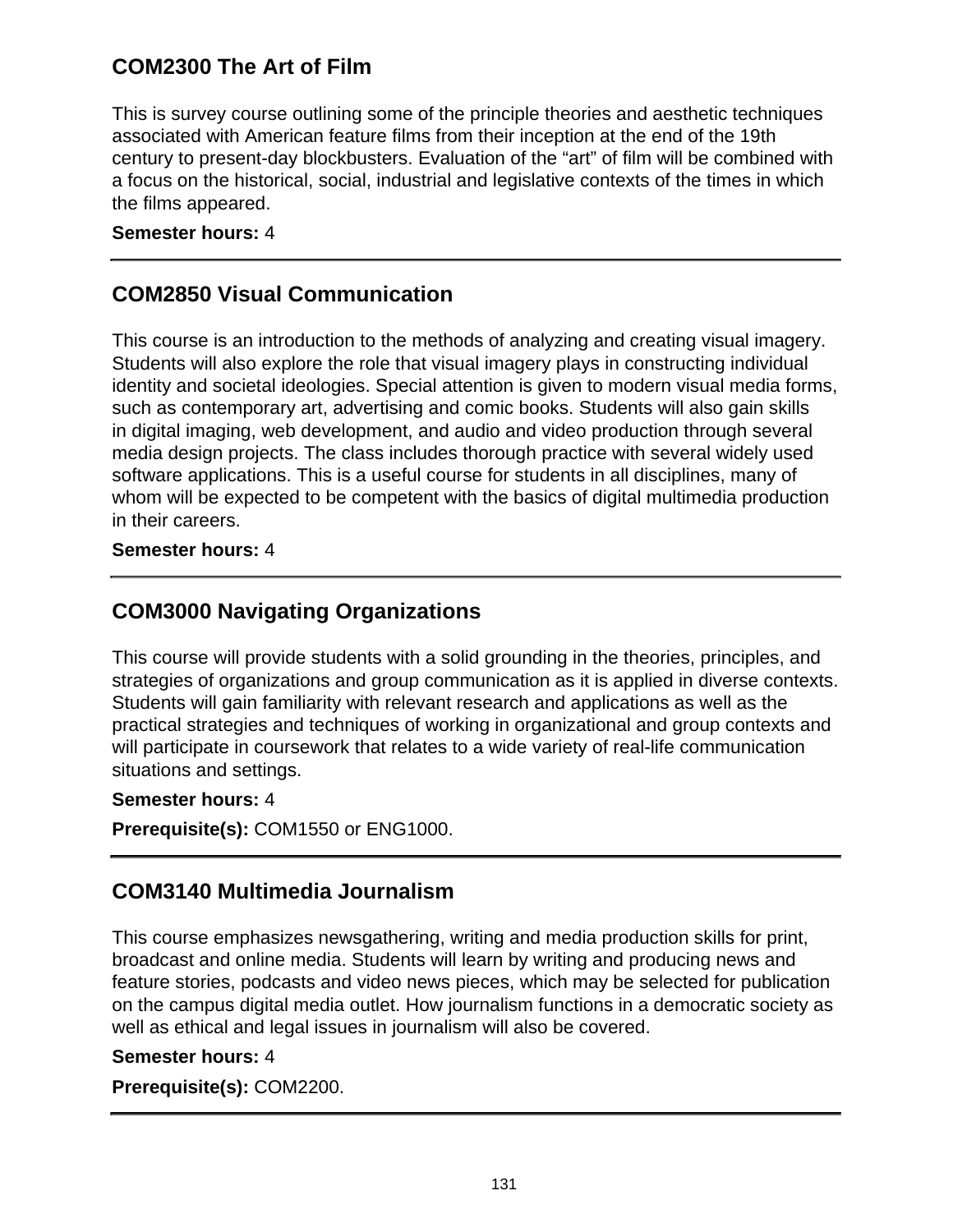## COM2300 The Art of Film

This is survey course outlining some of the principle theories and aesthetic techniques associated with American feature films from their inception at the end of the 19th century to present-day blockbusters. Evaluation of the “art” of film will be combined with a focus on the historical, social, industrial and legislative contexts of the times in which the films appeared.

**Semester hours:** 4

---

## COM2850 Visual Communication

This course is an introduction to the methods of analyzing and creating visual imagery. Students will also explore the role that visual imagery plays in constructing individual identity and societal ideologies. Special attention is given to modern visual media forms, such as contemporary art, advertising and comic books. Students will also gain skills in digital imaging, web development, and audio and video production through several media design projects. The class includes thorough practice with several widely used software applications. This is a useful course for students in all disciplines, many of whom will be expected to be competent with the basics of digital multimedia production in their careers.

**Semester hours:** 4

---

## COM3000 Navigating Organizations

This course will provide students with a solid grounding in the theories, principles, and strategies of organizations and group communication as it is applied in diverse contexts. Students will gain familiarity with relevant research and applications as well as the practical strategies and techniques of working in organizational and group contexts and will participate in coursework that relates to a wide variety of real-life communication situations and settings.

**Semester hours:** 4

**Prerequisite(s):** COM1550 or ENG1000.

---

## COM3140 Multimedia Journalism

This course emphasizes newsgathering, writing and media production skills for print, broadcast and online media. Students will learn by writing and producing news and feature stories, podcasts and video news pieces, which may be selected for publication on the campus digital media outlet. How journalism functions in a democratic society as well as ethical and legal issues in journalism will also be covered.

**Semester hours:** 4

**Prerequisite(s):** COM2200.

---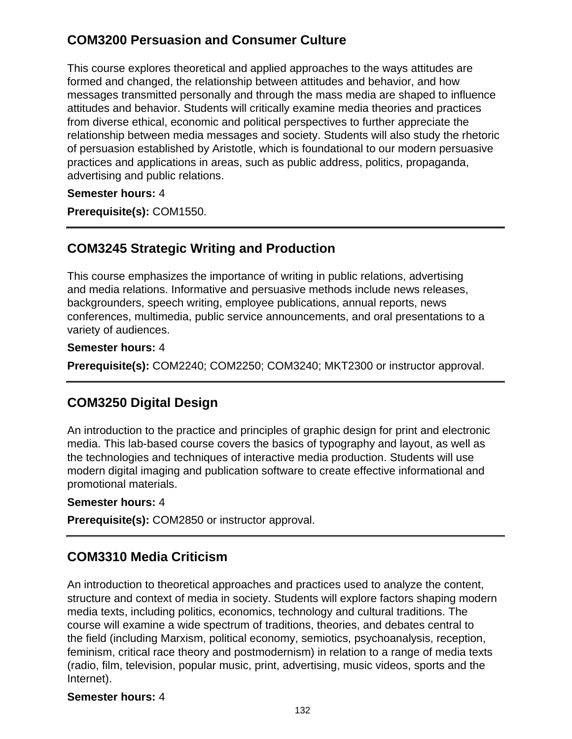## COM3200 Persuasion and Consumer Culture

This course explores theoretical and applied approaches to the ways attitudes are formed and changed, the relationship between attitudes and behavior, and how messages transmitted personally and through the mass media are shaped to influence attitudes and behavior. Students will critically examine media theories and practices from diverse ethical, economic and political perspectives to further appreciate the relationship between media messages and society. Students will also study the rhetoric of persuasion established by Aristotle, which is foundational to our modern persuasive practices and applications in areas, such as public address, politics, propaganda, advertising and public relations.

**Semester hours:** 4

**Prerequisite(s):** COM1550.

---

## COM3245 Strategic Writing and Production

This course emphasizes the importance of writing in public relations, advertising and media relations. Informative and persuasive methods include news releases, backgrounders, speech writing, employee publications, annual reports, news conferences, multimedia, public service announcements, and oral presentations to a variety of audiences.

**Semester hours:** 4

**Prerequisite(s):** COM2240; COM2250; COM3240; MKT2300 or instructor approval.

---

## COM3250 Digital Design

An introduction to the practice and principles of graphic design for print and electronic media. This lab-based course covers the basics of typography and layout, as well as the technologies and techniques of interactive media production. Students will use modern digital imaging and publication software to create effective informational and promotional materials.

**Semester hours:** 4

**Prerequisite(s):** COM2850 or instructor approval.

---

## COM3310 Media Criticism

An introduction to theoretical approaches and practices used to analyze the content, structure and context of media in society. Students will explore factors shaping modern media texts, including politics, economics, technology and cultural traditions. The course will examine a wide spectrum of traditions, theories, and debates central to the field (including Marxism, political economy, semiotics, psychoanalysis, reception, feminism, critical race theory and postmodernism) in relation to a range of media texts (radio, film, television, popular music, print, advertising, music videos, sports and the Internet).

**Semester hours:** 4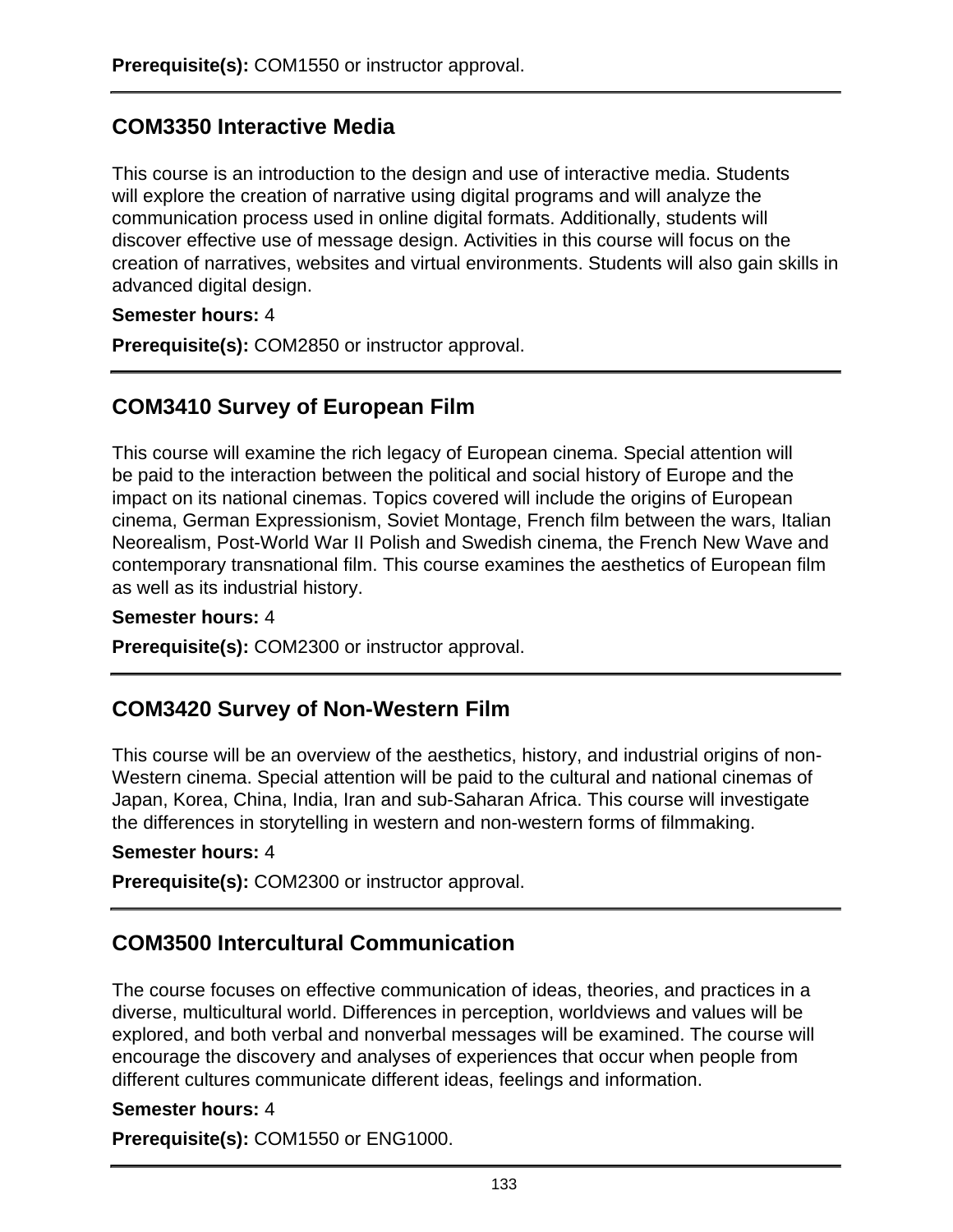**Prerequisite(s):** COM1550 or instructor approval.

## COM3350 Interactive Media

This course is an introduction to the design and use of interactive media. Students will explore the creation of narrative using digital programs and will analyze the communication process used in online digital formats. Additionally, students will discover effective use of message design. Activities in this course will focus on the creation of narratives, websites and virtual environments. Students will also gain skills in advanced digital design.

**Semester hours:** 4

**Prerequisite(s):** COM2850 or instructor approval.

## COM3410 Survey of European Film

This course will examine the rich legacy of European cinema. Special attention will be paid to the interaction between the political and social history of Europe and the impact on its national cinemas. Topics covered will include the origins of European cinema, German Expressionism, Soviet Montage, French film between the wars, Italian Neorealism, Post-World War II Polish and Swedish cinema, the French New Wave and contemporary transnational film. This course examines the aesthetics of European film as well as its industrial history.

**Semester hours:** 4

**Prerequisite(s):** COM2300 or instructor approval.

## COM3420 Survey of Non-Western Film

This course will be an overview of the aesthetics, history, and industrial origins of non-Western cinema. Special attention will be paid to the cultural and national cinemas of Japan, Korea, China, India, Iran and sub-Saharan Africa. This course will investigate the differences in storytelling in western and non-western forms of filmmaking.

**Semester hours:** 4

**Prerequisite(s):** COM2300 or instructor approval.

## COM3500 Intercultural Communication

The course focuses on effective communication of ideas, theories, and practices in a diverse, multicultural world. Differences in perception, worldviews and values will be explored, and both verbal and nonverbal messages will be examined. The course will encourage the discovery and analyses of experiences that occur when people from different cultures communicate different ideas, feelings and information.

**Semester hours:** 4

**Prerequisite(s):** COM1550 or ENG1000.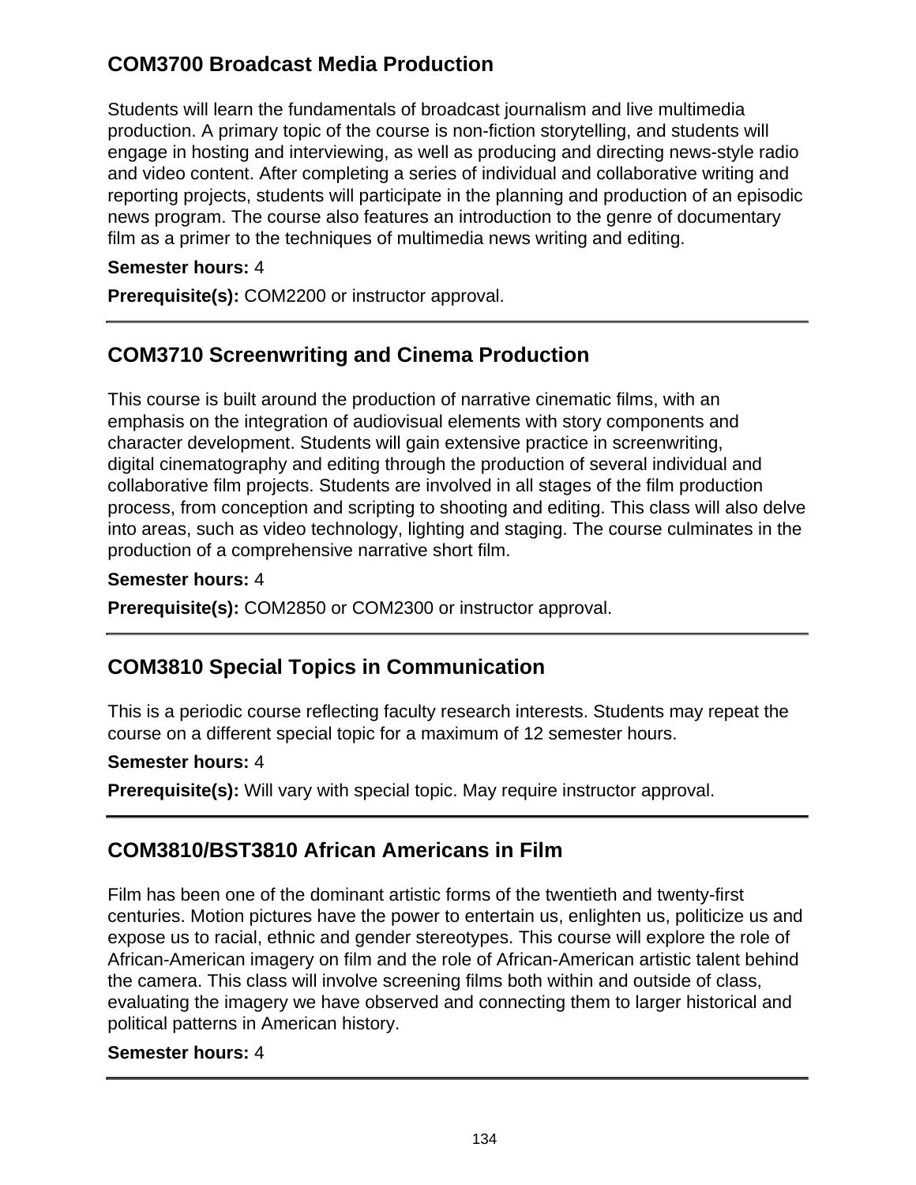## COM3700 Broadcast Media Production

Students will learn the fundamentals of broadcast journalism and live multimedia production. A primary topic of the course is non-fiction storytelling, and students will engage in hosting and interviewing, as well as producing and directing news-style radio and video content. After completing a series of individual and collaborative writing and reporting projects, students will participate in the planning and production of an episodic news program. The course also features an introduction to the genre of documentary film as a primer to the techniques of multimedia news writing and editing.

**Semester hours:** 4

**Prerequisite(s):** COM2200 or instructor approval.

---

## COM3710 Screenwriting and Cinema Production

This course is built around the production of narrative cinematic films, with an emphasis on the integration of audiovisual elements with story components and character development. Students will gain extensive practice in screenwriting, digital cinematography and editing through the production of several individual and collaborative film projects. Students are involved in all stages of the film production process, from conception and scripting to shooting and editing. This class will also delve into areas, such as video technology, lighting and staging. The course culminates in the production of a comprehensive narrative short film.

**Semester hours:** 4

**Prerequisite(s):** COM2850 or COM2300 or instructor approval.

---

## COM3810 Special Topics in Communication

This is a periodic course reflecting faculty research interests. Students may repeat the course on a different special topic for a maximum of 12 semester hours.

**Semester hours:** 4

**Prerequisite(s):** Will vary with special topic. May require instructor approval.

---

## COM3810/BST3810 African Americans in Film

Film has been one of the dominant artistic forms of the twentieth and twenty-first centuries. Motion pictures have the power to entertain us, enlighten us, politicize us and expose us to racial, ethnic and gender stereotypes. This course will explore the role of African-American imagery on film and the role of African-American artistic talent behind the camera. This class will involve screening films both within and outside of class, evaluating the imagery we have observed and connecting them to larger historical and political patterns in American history.

**Semester hours:** 4

---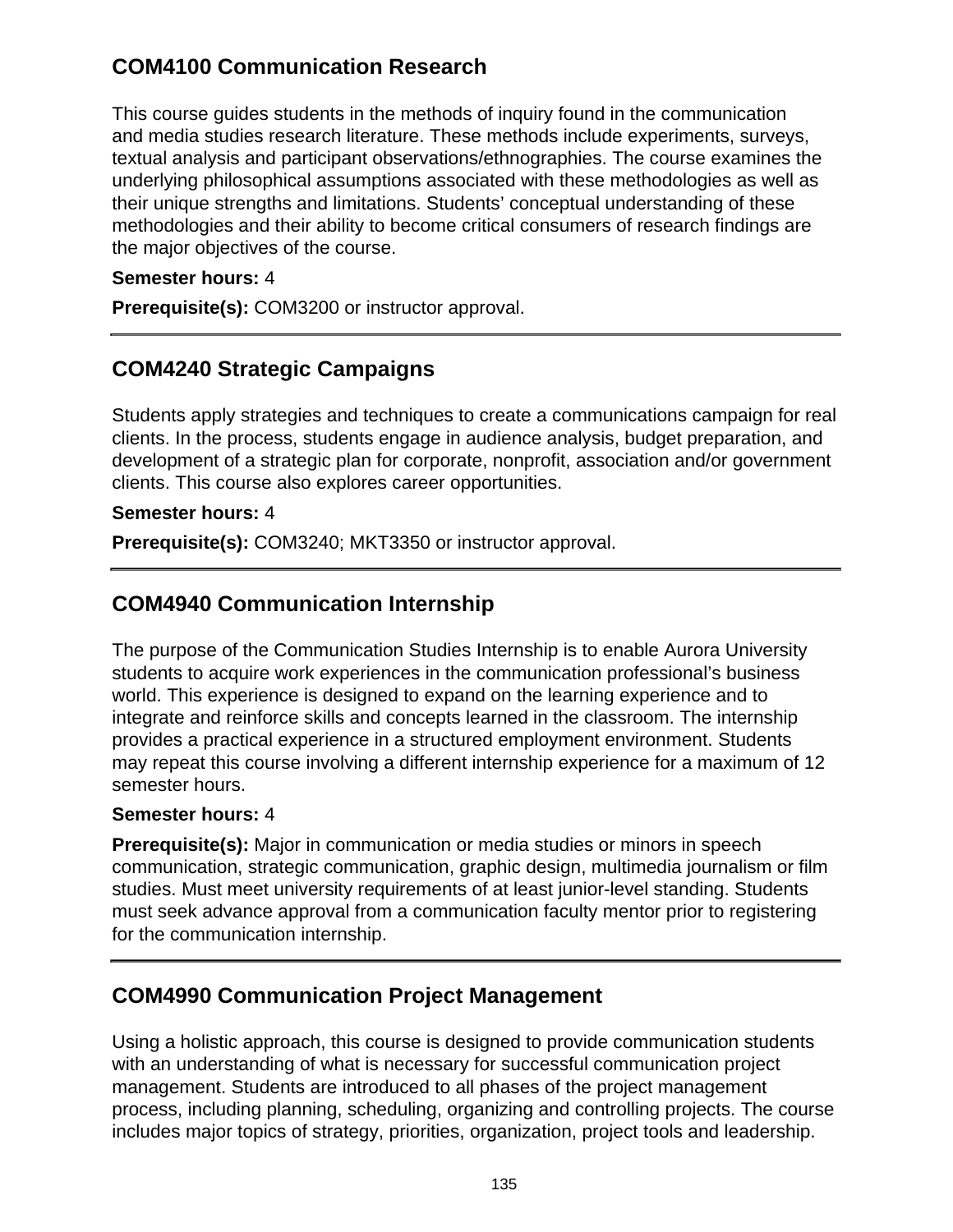## COM4100 Communication Research

This course guides students in the methods of inquiry found in the communication and media studies research literature. These methods include experiments, surveys, textual analysis and participant observations/ethnographies. The course examines the underlying philosophical assumptions associated with these methodologies as well as their unique strengths and limitations. Students' conceptual understanding of these methodologies and their ability to become critical consumers of research findings are the major objectives of the course.

**Semester hours:** 4

**Prerequisite(s):** COM3200 or instructor approval.

---

## COM4240 Strategic Campaigns

Students apply strategies and techniques to create a communications campaign for real clients. In the process, students engage in audience analysis, budget preparation, and development of a strategic plan for corporate, nonprofit, association and/or government clients. This course also explores career opportunities.

**Semester hours:** 4

**Prerequisite(s):** COM3240; MKT3350 or instructor approval.

---

## COM4940 Communication Internship

The purpose of the Communication Studies Internship is to enable Aurora University students to acquire work experiences in the communication professional's business world. This experience is designed to expand on the learning experience and to integrate and reinforce skills and concepts learned in the classroom. The internship provides a practical experience in a structured employment environment. Students may repeat this course involving a different internship experience for a maximum of 12 semester hours.

**Semester hours:** 4

**Prerequisite(s):** Major in communication or media studies or minors in speech communication, strategic communication, graphic design, multimedia journalism or film studies. Must meet university requirements of at least junior-level standing. Students must seek advance approval from a communication faculty mentor prior to registering for the communication internship.

---

## COM4990 Communication Project Management

Using a holistic approach, this course is designed to provide communication students with an understanding of what is necessary for successful communication project management. Students are introduced to all phases of the project management process, including planning, scheduling, organizing and controlling projects. The course includes major topics of strategy, priorities, organization, project tools and leadership.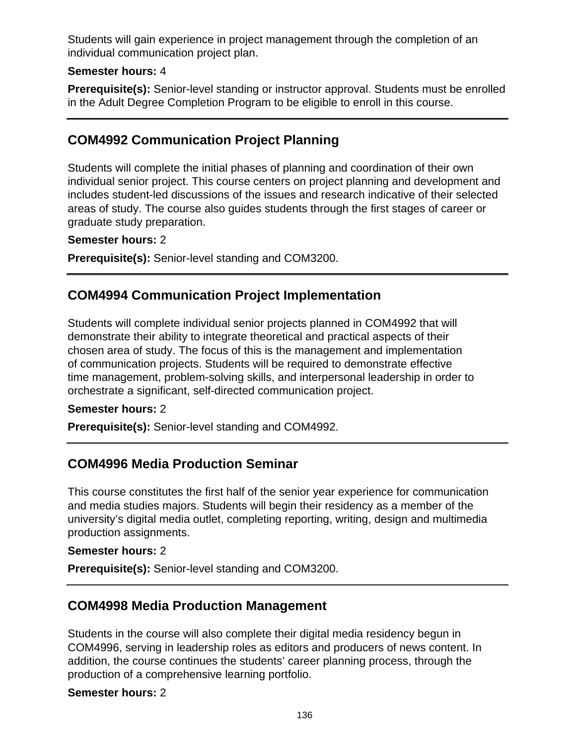Students will gain experience in project management through the completion of an individual communication project plan.

**Semester hours:** 4

**Prerequisite(s):** Senior-level standing or instructor approval. Students must be enrolled in the Adult Degree Completion Program to be eligible to enroll in this course.

---

## COM4992 Communication Project Planning

Students will complete the initial phases of planning and coordination of their own individual senior project. This course centers on project planning and development and includes student-led discussions of the issues and research indicative of their selected areas of study. The course also guides students through the first stages of career or graduate study preparation.

**Semester hours:** 2

**Prerequisite(s):** Senior-level standing and COM3200.

---

## COM4994 Communication Project Implementation

Students will complete individual senior projects planned in COM4992 that will demonstrate their ability to integrate theoretical and practical aspects of their chosen area of study. The focus of this is the management and implementation of communication projects. Students will be required to demonstrate effective time management, problem-solving skills, and interpersonal leadership in order to orchestrate a significant, self-directed communication project.

**Semester hours:** 2

**Prerequisite(s):** Senior-level standing and COM4992.

---

## COM4996 Media Production Seminar

This course constitutes the first half of the senior year experience for communication and media studies majors. Students will begin their residency as a member of the university’s digital media outlet, completing reporting, writing, design and multimedia production assignments.

**Semester hours:** 2

**Prerequisite(s):** Senior-level standing and COM3200.

---

## COM4998 Media Production Management

Students in the course will also complete their digital media residency begun in COM4996, serving in leadership roles as editors and producers of news content. In addition, the course continues the students’ career planning process, through the production of a comprehensive learning portfolio.

**Semester hours:** 2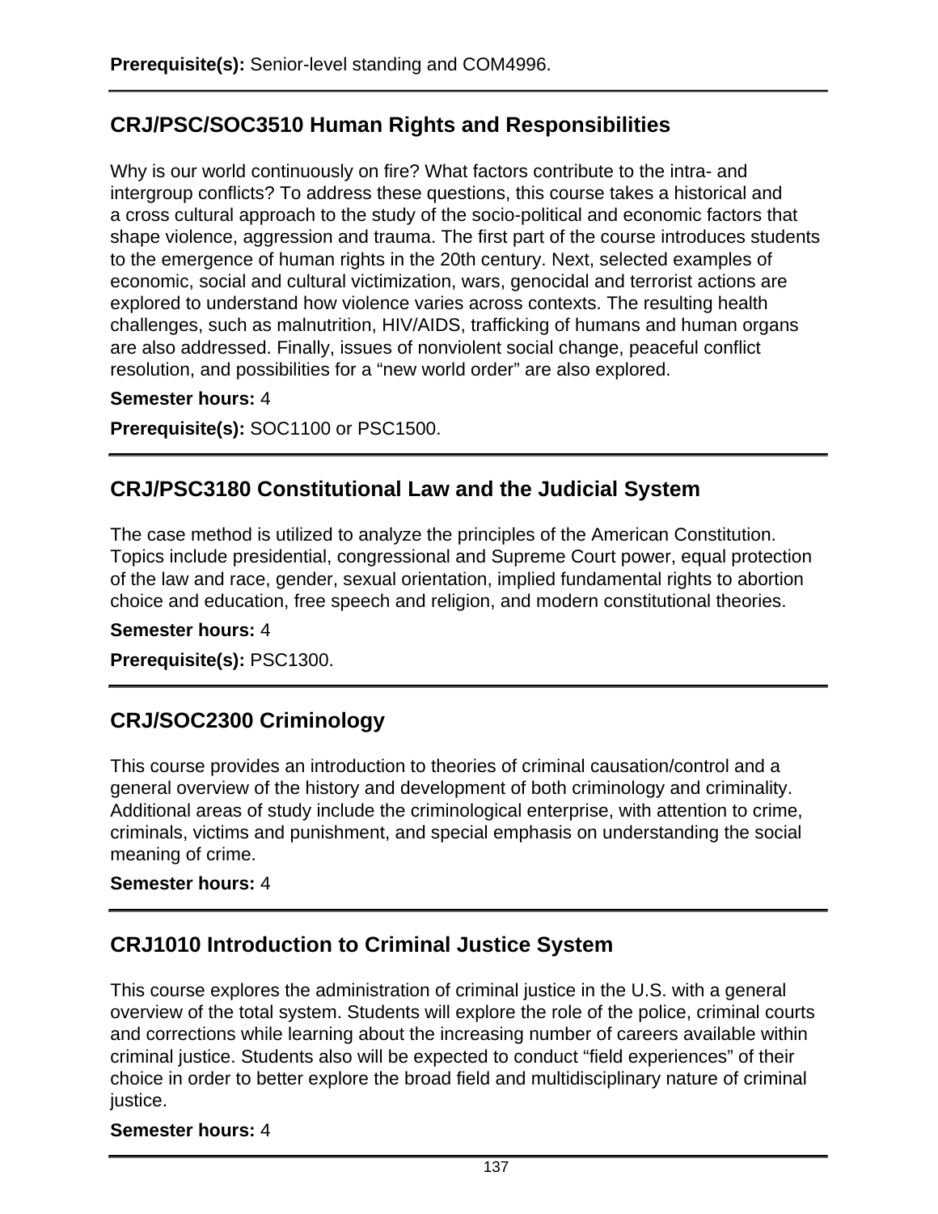**Prerequisite(s):** Senior-level standing and COM4996.

---

## CRJ/PSC/SOC3510 Human Rights and Responsibilities

Why is our world continuously on fire? What factors contribute to the intra- and intergroup conflicts? To address these questions, this course takes a historical and a cross cultural approach to the study of the socio-political and economic factors that shape violence, aggression and trauma. The first part of the course introduces students to the emergence of human rights in the 20th century. Next, selected examples of economic, social and cultural victimization, wars, genocidal and terrorist actions are explored to understand how violence varies across contexts. The resulting health challenges, such as malnutrition, HIV/AIDS, trafficking of humans and human organs are also addressed. Finally, issues of nonviolent social change, peaceful conflict resolution, and possibilities for a “new world order” are also explored.

**Semester hours:** 4

**Prerequisite(s):** SOC1100 or PSC1500.

---

## CRJ/PSC3180 Constitutional Law and the Judicial System

The case method is utilized to analyze the principles of the American Constitution. Topics include presidential, congressional and Supreme Court power, equal protection of the law and race, gender, sexual orientation, implied fundamental rights to abortion choice and education, free speech and religion, and modern constitutional theories.

**Semester hours:** 4

**Prerequisite(s):** PSC1300.

---

## CRJ/SOC2300 Criminology

This course provides an introduction to theories of criminal causation/control and a general overview of the history and development of both criminology and criminality. Additional areas of study include the criminological enterprise, with attention to crime, criminals, victims and punishment, and special emphasis on understanding the social meaning of crime.

**Semester hours:** 4

---

## CRJ1010 Introduction to Criminal Justice System

This course explores the administration of criminal justice in the U.S. with a general overview of the total system. Students will explore the role of the police, criminal courts and corrections while learning about the increasing number of careers available within criminal justice. Students also will be expected to conduct “field experiences” of their choice in order to better explore the broad field and multidisciplinary nature of criminal justice.

**Semester hours:** 4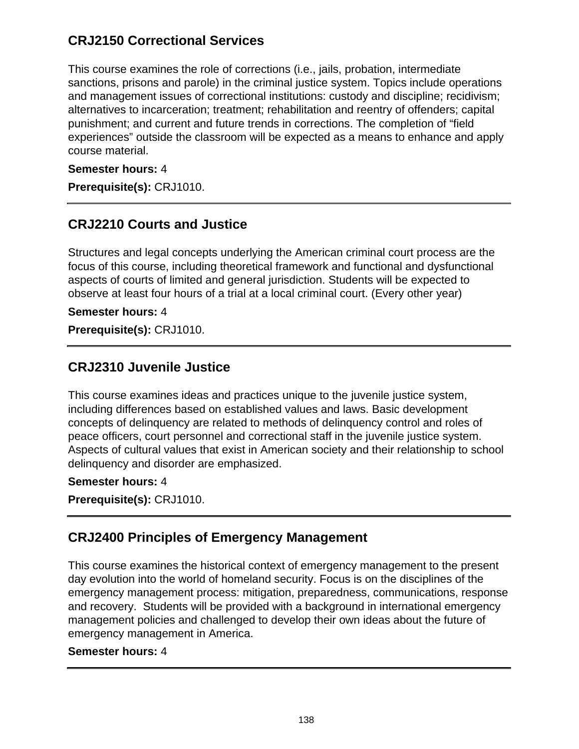## CRJ2150 Correctional Services

This course examines the role of corrections (i.e., jails, probation, intermediate sanctions, prisons and parole) in the criminal justice system. Topics include operations and management issues of correctional institutions: custody and discipline; recidivism; alternatives to incarceration; treatment; rehabilitation and reentry of offenders; capital punishment; and current and future trends in corrections. The completion of “field experiences” outside the classroom will be expected as a means to enhance and apply course material.

**Semester hours:** 4

**Prerequisite(s):** CRJ1010.

---

## CRJ2210 Courts and Justice

Structures and legal concepts underlying the American criminal court process are the focus of this course, including theoretical framework and functional and dysfunctional aspects of courts of limited and general jurisdiction. Students will be expected to observe at least four hours of a trial at a local criminal court. (Every other year)

**Semester hours:** 4

**Prerequisite(s):** CRJ1010.

---

## CRJ2310 Juvenile Justice

This course examines ideas and practices unique to the juvenile justice system, including differences based on established values and laws. Basic development concepts of delinquency are related to methods of delinquency control and roles of peace officers, court personnel and correctional staff in the juvenile justice system. Aspects of cultural values that exist in American society and their relationship to school delinquency and disorder are emphasized.

**Semester hours:** 4

**Prerequisite(s):** CRJ1010.

---

## CRJ2400 Principles of Emergency Management

This course examines the historical context of emergency management to the present day evolution into the world of homeland security. Focus is on the disciplines of the emergency management process: mitigation, preparedness, communications, response and recovery. Students will be provided with a background in international emergency management policies and challenged to develop their own ideas about the future of emergency management in America.

**Semester hours:** 4

---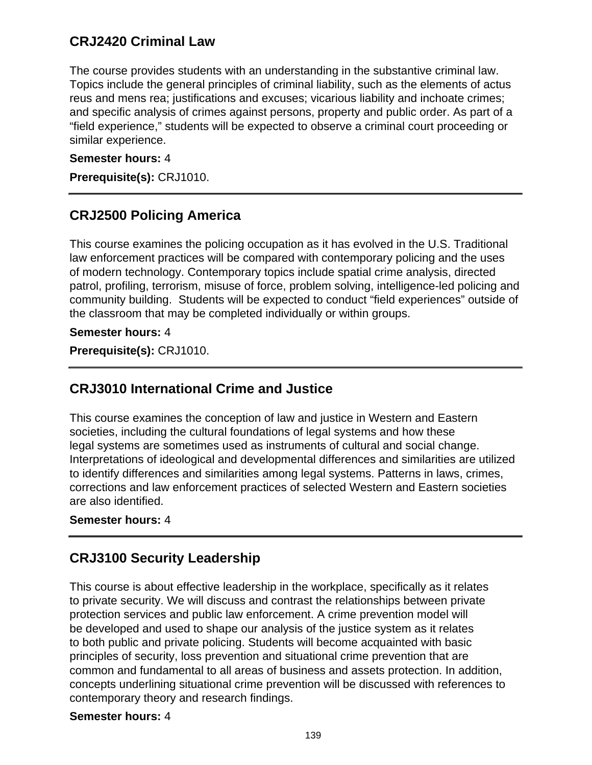## CRJ2420 Criminal Law

The course provides students with an understanding in the substantive criminal law. Topics include the general principles of criminal liability, such as the elements of actus reus and mens rea; justifications and excuses; vicarious liability and inchoate crimes; and specific analysis of crimes against persons, property and public order. As part of a "field experience," students will be expected to observe a criminal court proceeding or similar experience.

**Semester hours:** 4

**Prerequisite(s):** CRJ1010.

---

## CRJ2500 Policing America

This course examines the policing occupation as it has evolved in the U.S. Traditional law enforcement practices will be compared with contemporary policing and the uses of modern technology. Contemporary topics include spatial crime analysis, directed patrol, profiling, terrorism, misuse of force, problem solving, intelligence-led policing and community building. Students will be expected to conduct "field experiences" outside of the classroom that may be completed individually or within groups.

**Semester hours:** 4

**Prerequisite(s):** CRJ1010.

---

## CRJ3010 International Crime and Justice

This course examines the conception of law and justice in Western and Eastern societies, including the cultural foundations of legal systems and how these legal systems are sometimes used as instruments of cultural and social change. Interpretations of ideological and developmental differences and similarities are utilized to identify differences and similarities among legal systems. Patterns in laws, crimes, corrections and law enforcement practices of selected Western and Eastern societies are also identified.

**Semester hours:** 4

---

## CRJ3100 Security Leadership

This course is about effective leadership in the workplace, specifically as it relates to private security. We will discuss and contrast the relationships between private protection services and public law enforcement. A crime prevention model will be developed and used to shape our analysis of the justice system as it relates to both public and private policing. Students will become acquainted with basic principles of security, loss prevention and situational crime prevention that are common and fundamental to all areas of business and assets protection. In addition, concepts underlining situational crime prevention will be discussed with references to contemporary theory and research findings.

**Semester hours:** 4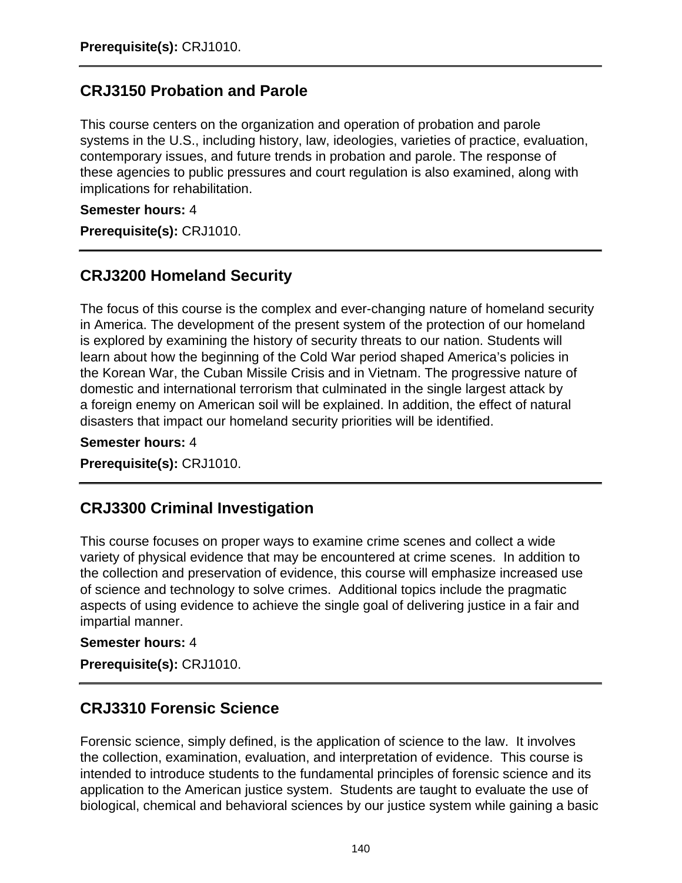**Prerequisite(s):** CRJ1010.

---

## CRJ3150 Probation and Parole

This course centers on the organization and operation of probation and parole systems in the U.S., including history, law, ideologies, varieties of practice, evaluation, contemporary issues, and future trends in probation and parole. The response of these agencies to public pressures and court regulation is also examined, along with implications for rehabilitation.

**Semester hours:** 4

**Prerequisite(s):** CRJ1010.

---

## CRJ3200 Homeland Security

The focus of this course is the complex and ever-changing nature of homeland security in America. The development of the present system of the protection of our homeland is explored by examining the history of security threats to our nation. Students will learn about how the beginning of the Cold War period shaped America's policies in the Korean War, the Cuban Missile Crisis and in Vietnam. The progressive nature of domestic and international terrorism that culminated in the single largest attack by a foreign enemy on American soil will be explained. In addition, the effect of natural disasters that impact our homeland security priorities will be identified.

**Semester hours:** 4

**Prerequisite(s):** CRJ1010.

---

## CRJ3300 Criminal Investigation

This course focuses on proper ways to examine crime scenes and collect a wide variety of physical evidence that may be encountered at crime scenes. In addition to the collection and preservation of evidence, this course will emphasize increased use of science and technology to solve crimes. Additional topics include the pragmatic aspects of using evidence to achieve the single goal of delivering justice in a fair and impartial manner.

**Semester hours:** 4

**Prerequisite(s):** CRJ1010.

---

## CRJ3310 Forensic Science

Forensic science, simply defined, is the application of science to the law. It involves the collection, examination, evaluation, and interpretation of evidence. This course is intended to introduce students to the fundamental principles of forensic science and its application to the American justice system. Students are taught to evaluate the use of biological, chemical and behavioral sciences by our justice system while gaining a basic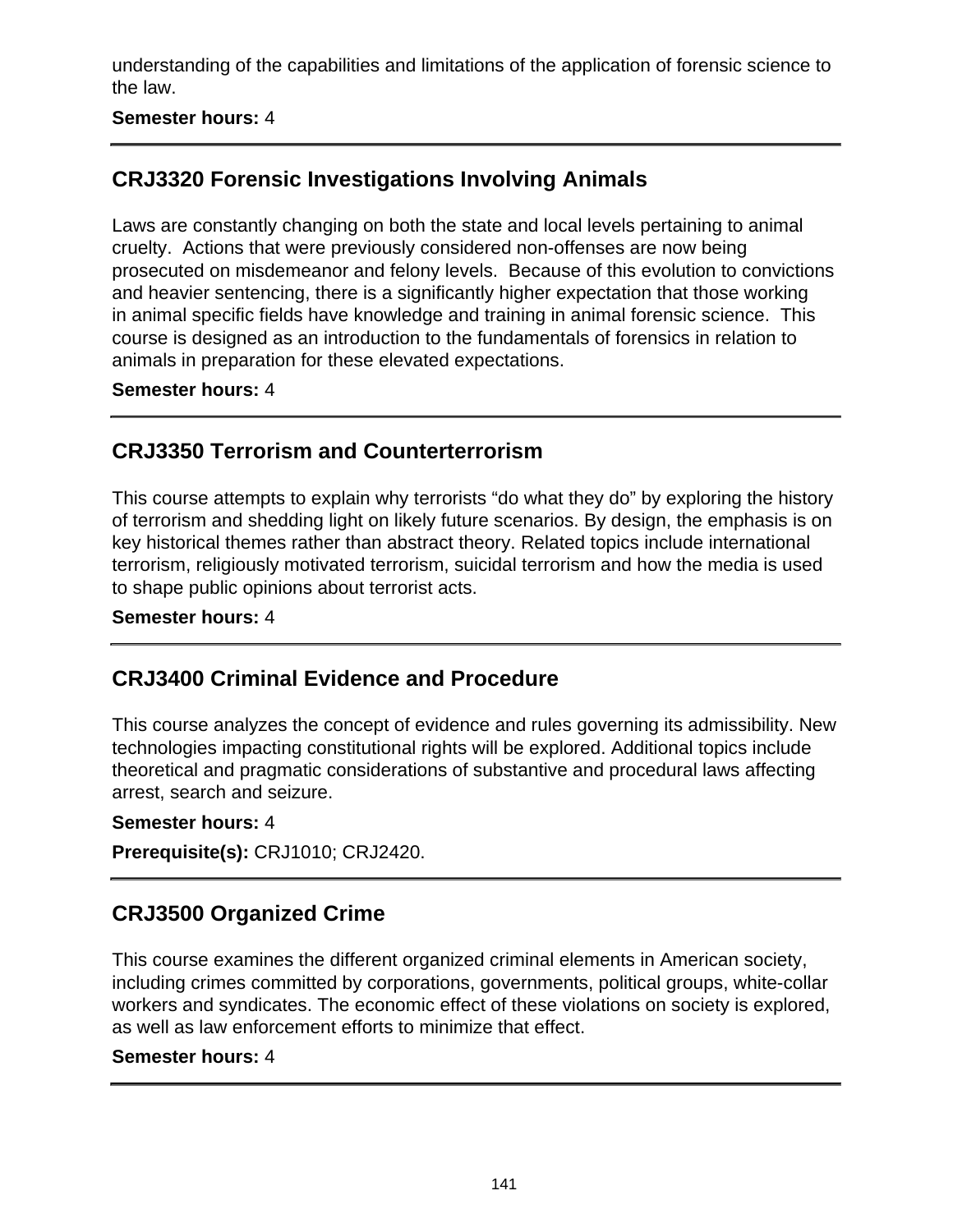understanding of the capabilities and limitations of the application of forensic science to the law.

**Semester hours:** 4

---

## CRJ3320 Forensic Investigations Involving Animals

Laws are constantly changing on both the state and local levels pertaining to animal cruelty. Actions that were previously considered non-offenses are now being prosecuted on misdemeanor and felony levels. Because of this evolution to convictions and heavier sentencing, there is a significantly higher expectation that those working in animal specific fields have knowledge and training in animal forensic science. This course is designed as an introduction to the fundamentals of forensics in relation to animals in preparation for these elevated expectations.

**Semester hours:** 4

---

## CRJ3350 Terrorism and Counterterrorism

This course attempts to explain why terrorists "do what they do" by exploring the history of terrorism and shedding light on likely future scenarios. By design, the emphasis is on key historical themes rather than abstract theory. Related topics include international terrorism, religiously motivated terrorism, suicidal terrorism and how the media is used to shape public opinions about terrorist acts.

**Semester hours:** 4

---

## CRJ3400 Criminal Evidence and Procedure

This course analyzes the concept of evidence and rules governing its admissibility. New technologies impacting constitutional rights will be explored. Additional topics include theoretical and pragmatic considerations of substantive and procedural laws affecting arrest, search and seizure.

**Semester hours:** 4

**Prerequisite(s):** CRJ1010; CRJ2420.

---

## CRJ3500 Organized Crime

This course examines the different organized criminal elements in American society, including crimes committed by corporations, governments, political groups, white-collar workers and syndicates. The economic effect of these violations on society is explored, as well as law enforcement efforts to minimize that effect.

**Semester hours:** 4

---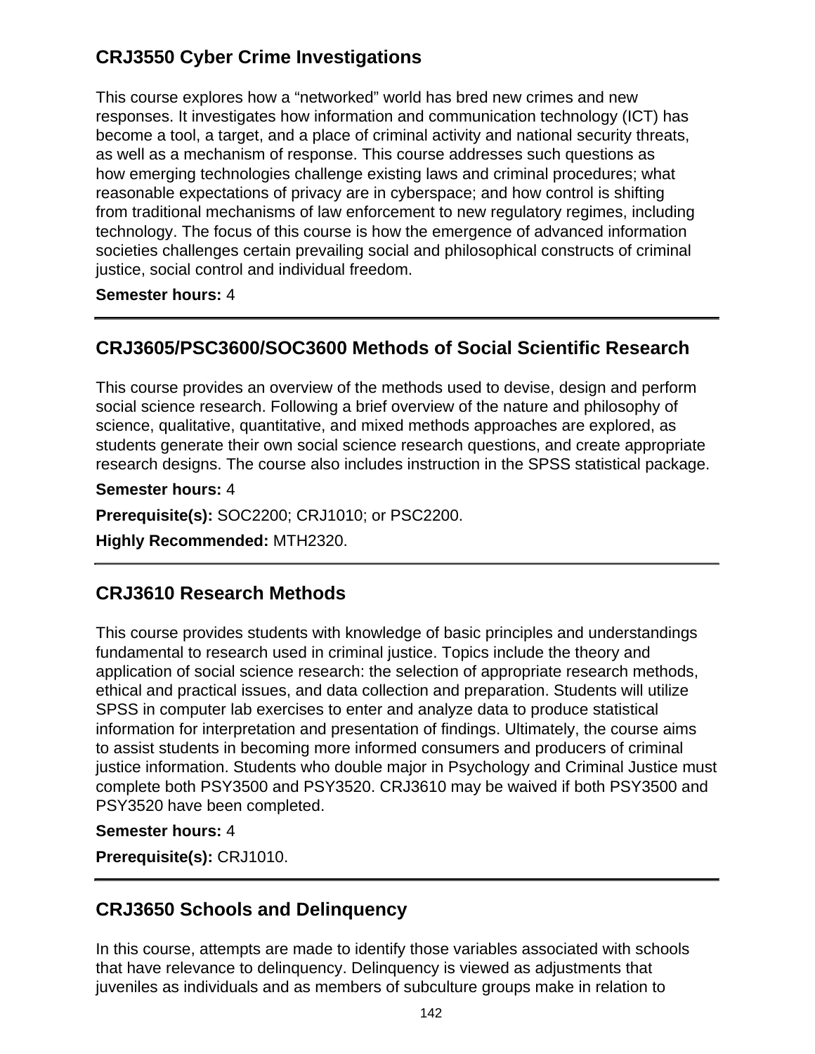## CRJ3550 Cyber Crime Investigations

This course explores how a "networked" world has bred new crimes and new responses. It investigates how information and communication technology (ICT) has become a tool, a target, and a place of criminal activity and national security threats, as well as a mechanism of response. This course addresses such questions as how emerging technologies challenge existing laws and criminal procedures; what reasonable expectations of privacy are in cyberspace; and how control is shifting from traditional mechanisms of law enforcement to new regulatory regimes, including technology. The focus of this course is how the emergence of advanced information societies challenges certain prevailing social and philosophical constructs of criminal justice, social control and individual freedom.

**Semester hours:** 4

---

## CRJ3605/PSC3600/SOC3600 Methods of Social Scientific Research

This course provides an overview of the methods used to devise, design and perform social science research. Following a brief overview of the nature and philosophy of science, qualitative, quantitative, and mixed methods approaches are explored, as students generate their own social science research questions, and create appropriate research designs. The course also includes instruction in the SPSS statistical package.

**Semester hours:** 4

**Prerequisite(s):** SOC2200; CRJ1010; or PSC2200.

**Highly Recommended:** MTH2320.

---

## CRJ3610 Research Methods

This course provides students with knowledge of basic principles and understandings fundamental to research used in criminal justice. Topics include the theory and application of social science research: the selection of appropriate research methods, ethical and practical issues, and data collection and preparation. Students will utilize SPSS in computer lab exercises to enter and analyze data to produce statistical information for interpretation and presentation of findings. Ultimately, the course aims to assist students in becoming more informed consumers and producers of criminal justice information. Students who double major in Psychology and Criminal Justice must complete both PSY3500 and PSY3520. CRJ3610 may be waived if both PSY3500 and PSY3520 have been completed.

**Semester hours:** 4

**Prerequisite(s):** CRJ1010.

---

## CRJ3650 Schools and Delinquency

In this course, attempts are made to identify those variables associated with schools that have relevance to delinquency. Delinquency is viewed as adjustments that juveniles as individuals and as members of subculture groups make in relation to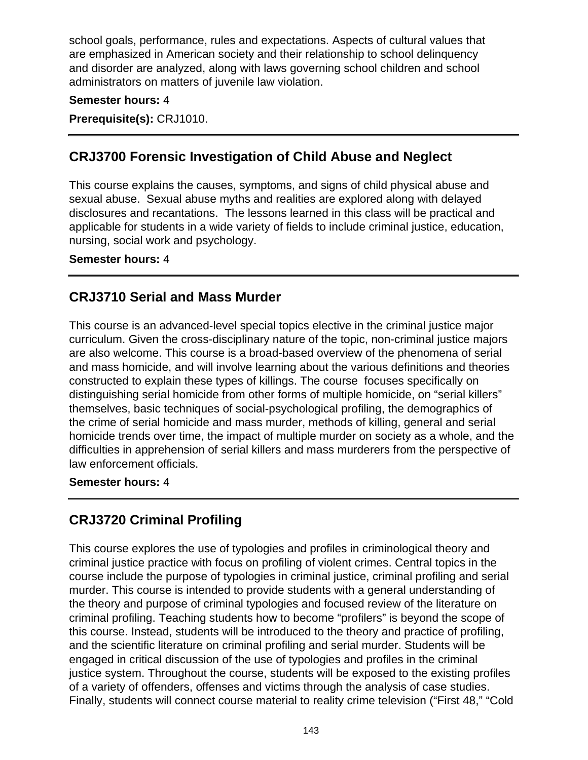school goals, performance, rules and expectations. Aspects of cultural values that are emphasized in American society and their relationship to school delinquency and disorder are analyzed, along with laws governing school children and school administrators on matters of juvenile law violation.

**Semester hours:** 4

**Prerequisite(s):** CRJ1010.

---

## CRJ3700 Forensic Investigation of Child Abuse and Neglect

This course explains the causes, symptoms, and signs of child physical abuse and sexual abuse. Sexual abuse myths and realities are explored along with delayed disclosures and recantations. The lessons learned in this class will be practical and applicable for students in a wide variety of fields to include criminal justice, education, nursing, social work and psychology.

**Semester hours:** 4

---

## CRJ3710 Serial and Mass Murder

This course is an advanced-level special topics elective in the criminal justice major curriculum. Given the cross-disciplinary nature of the topic, non-criminal justice majors are also welcome. This course is a broad-based overview of the phenomena of serial and mass homicide, and will involve learning about the various definitions and theories constructed to explain these types of killings. The course focuses specifically on distinguishing serial homicide from other forms of multiple homicide, on "serial killers" themselves, basic techniques of social-psychological profiling, the demographics of the crime of serial homicide and mass murder, methods of killing, general and serial homicide trends over time, the impact of multiple murder on society as a whole, and the difficulties in apprehension of serial killers and mass murderers from the perspective of law enforcement officials.

**Semester hours:** 4

---

## CRJ3720 Criminal Profiling

This course explores the use of typologies and profiles in criminological theory and criminal justice practice with focus on profiling of violent crimes. Central topics in the course include the purpose of typologies in criminal justice, criminal profiling and serial murder. This course is intended to provide students with a general understanding of the theory and purpose of criminal typologies and focused review of the literature on criminal profiling. Teaching students how to become "profilers" is beyond the scope of this course. Instead, students will be introduced to the theory and practice of profiling, and the scientific literature on criminal profiling and serial murder. Students will be engaged in critical discussion of the use of typologies and profiles in the criminal justice system. Throughout the course, students will be exposed to the existing profiles of a variety of offenders, offenses and victims through the analysis of case studies. Finally, students will connect course material to reality crime television ("First 48," "Cold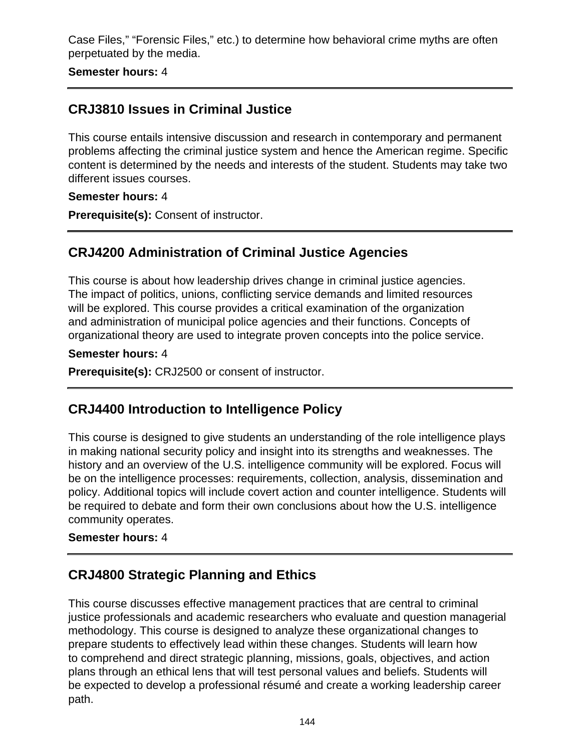Case Files," "Forensic Files," etc.) to determine how behavioral crime myths are often perpetuated by the media.

**Semester hours:** 4

---

## CRJ3810 Issues in Criminal Justice

This course entails intensive discussion and research in contemporary and permanent problems affecting the criminal justice system and hence the American regime. Specific content is determined by the needs and interests of the student. Students may take two different issues courses.

**Semester hours:** 4

**Prerequisite(s):** Consent of instructor.

---

## CRJ4200 Administration of Criminal Justice Agencies

This course is about how leadership drives change in criminal justice agencies. The impact of politics, unions, conflicting service demands and limited resources will be explored. This course provides a critical examination of the organization and administration of municipal police agencies and their functions. Concepts of organizational theory are used to integrate proven concepts into the police service.

**Semester hours:** 4

**Prerequisite(s):** CRJ2500 or consent of instructor.

---

## CRJ4400 Introduction to Intelligence Policy

This course is designed to give students an understanding of the role intelligence plays in making national security policy and insight into its strengths and weaknesses. The history and an overview of the U.S. intelligence community will be explored. Focus will be on the intelligence processes: requirements, collection, analysis, dissemination and policy. Additional topics will include covert action and counter intelligence. Students will be required to debate and form their own conclusions about how the U.S. intelligence community operates.

**Semester hours:** 4

---

## CRJ4800 Strategic Planning and Ethics

This course discusses effective management practices that are central to criminal justice professionals and academic researchers who evaluate and question managerial methodology. This course is designed to analyze these organizational changes to prepare students to effectively lead within these changes. Students will learn how to comprehend and direct strategic planning, missions, goals, objectives, and action plans through an ethical lens that will test personal values and beliefs. Students will be expected to develop a professional résumé and create a working leadership career path.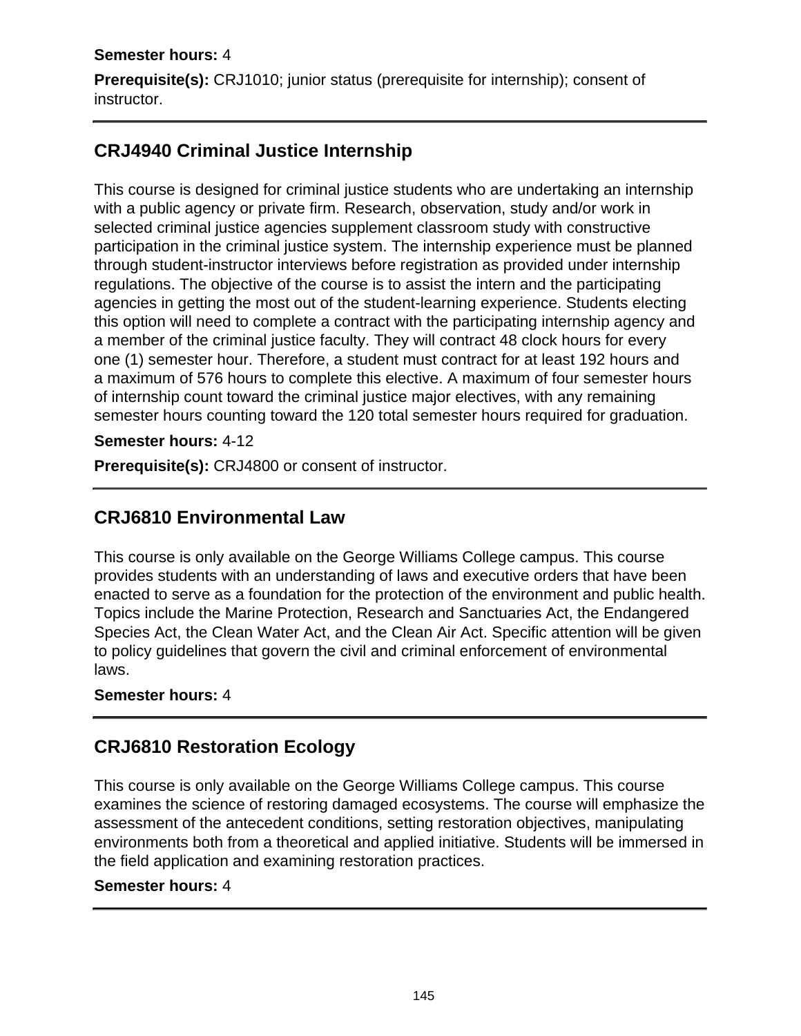**Semester hours:** 4

**Prerequisite(s):** CRJ1010; junior status (prerequisite for internship); consent of instructor.

---

## CRJ4940 Criminal Justice Internship

This course is designed for criminal justice students who are undertaking an internship with a public agency or private firm. Research, observation, study and/or work in selected criminal justice agencies supplement classroom study with constructive participation in the criminal justice system. The internship experience must be planned through student-instructor interviews before registration as provided under internship regulations. The objective of the course is to assist the intern and the participating agencies in getting the most out of the student-learning experience. Students electing this option will need to complete a contract with the participating internship agency and a member of the criminal justice faculty. They will contract 48 clock hours for every one (1) semester hour. Therefore, a student must contract for at least 192 hours and a maximum of 576 hours to complete this elective. A maximum of four semester hours of internship count toward the criminal justice major electives, with any remaining semester hours counting toward the 120 total semester hours required for graduation.

**Semester hours:** 4-12

**Prerequisite(s):** CRJ4800 or consent of instructor.

---

## CRJ6810 Environmental Law

This course is only available on the George Williams College campus. This course provides students with an understanding of laws and executive orders that have been enacted to serve as a foundation for the protection of the environment and public health. Topics include the Marine Protection, Research and Sanctuaries Act, the Endangered Species Act, the Clean Water Act, and the Clean Air Act. Specific attention will be given to policy guidelines that govern the civil and criminal enforcement of environmental laws.

**Semester hours:** 4

---

## CRJ6810 Restoration Ecology

This course is only available on the George Williams College campus. This course examines the science of restoring damaged ecosystems. The course will emphasize the assessment of the antecedent conditions, setting restoration objectives, manipulating environments both from a theoretical and applied initiative. Students will be immersed in the field application and examining restoration practices.

**Semester hours:** 4

---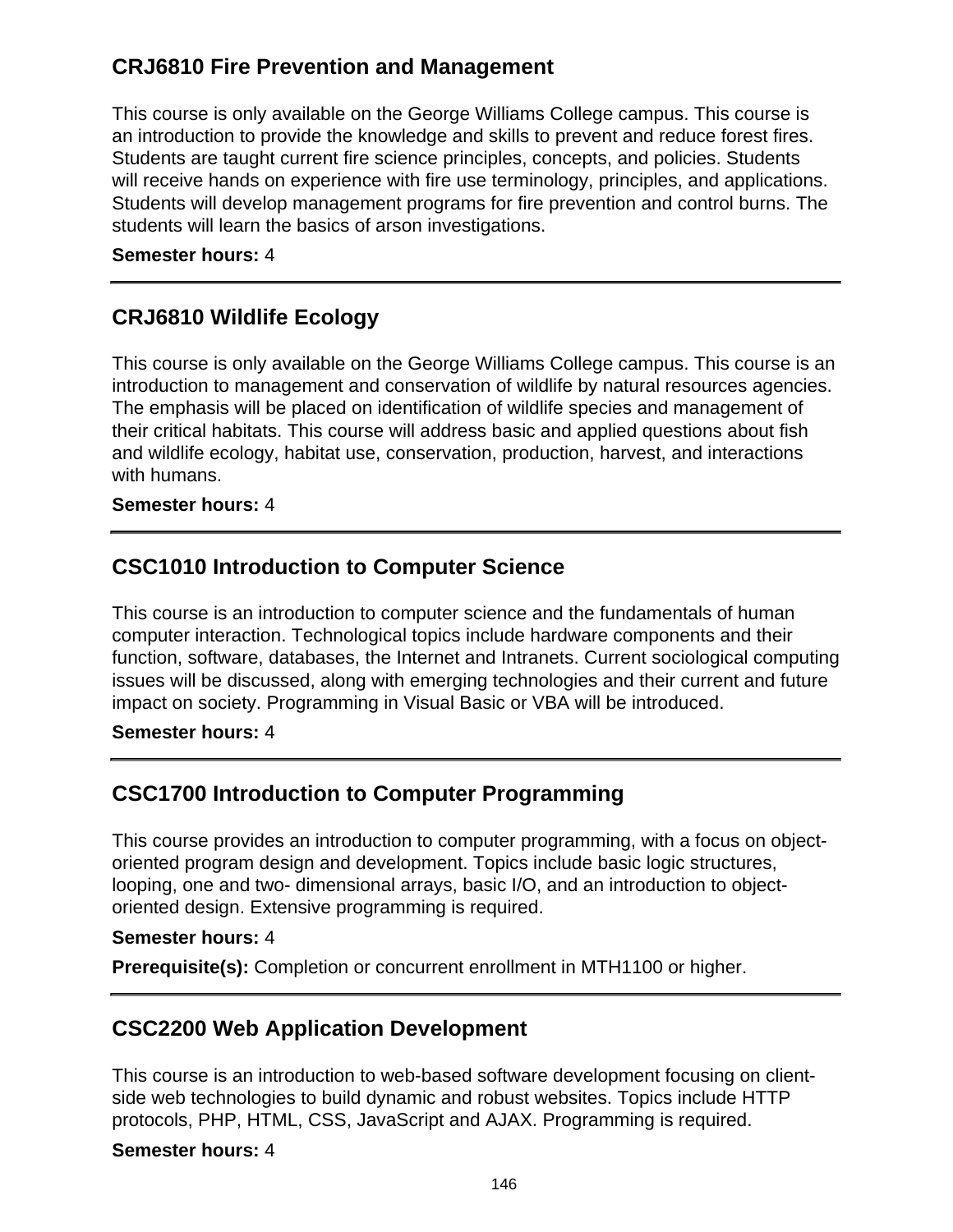### CRJ6810 Fire Prevention and Management

This course is only available on the George Williams College campus. This course is an introduction to provide the knowledge and skills to prevent and reduce forest fires. Students are taught current fire science principles, concepts, and policies. Students will receive hands on experience with fire use terminology, principles, and applications. Students will develop management programs for fire prevention and control burns. The students will learn the basics of arson investigations.

**Semester hours:** 4

---

### CRJ6810 Wildlife Ecology

This course is only available on the George Williams College campus. This course is an introduction to management and conservation of wildlife by natural resources agencies. The emphasis will be placed on identification of wildlife species and management of their critical habitats. This course will address basic and applied questions about fish and wildlife ecology, habitat use, conservation, production, harvest, and interactions with humans.

**Semester hours:** 4

---

### CSC1010 Introduction to Computer Science

This course is an introduction to computer science and the fundamentals of human computer interaction. Technological topics include hardware components and their function, software, databases, the Internet and Intranets. Current sociological computing issues will be discussed, along with emerging technologies and their current and future impact on society. Programming in Visual Basic or VBA will be introduced.

**Semester hours:** 4

---

### CSC1700 Introduction to Computer Programming

This course provides an introduction to computer programming, with a focus on object-oriented program design and development. Topics include basic logic structures, looping, one and two- dimensional arrays, basic I/O, and an introduction to object-oriented design. Extensive programming is required.

**Semester hours:** 4

**Prerequisite(s):** Completion or concurrent enrollment in MTH1100 or higher.

---

### CSC2200 Web Application Development

This course is an introduction to web-based software development focusing on client-side web technologies to build dynamic and robust websites. Topics include HTTP protocols, PHP, HTML, CSS, JavaScript and AJAX. Programming is required.

**Semester hours:** 4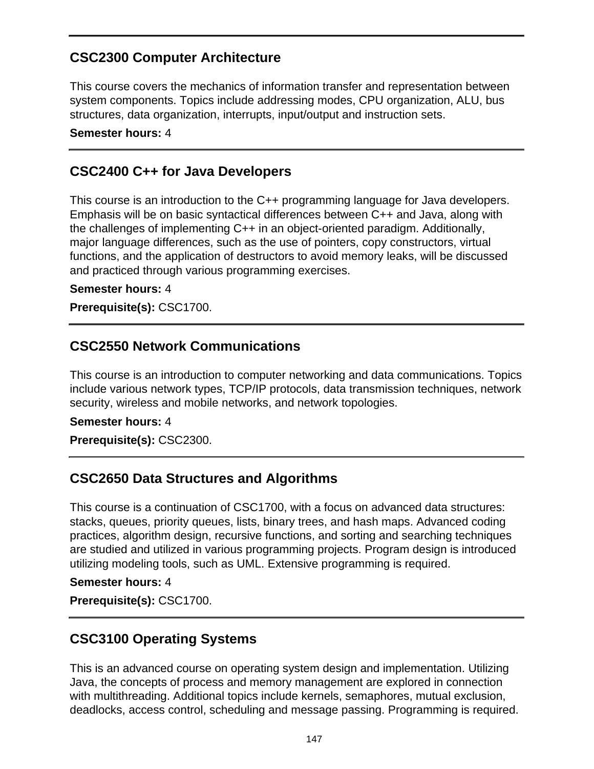## CSC2300 Computer Architecture

This course covers the mechanics of information transfer and representation between system components. Topics include addressing modes, CPU organization, ALU, bus structures, data organization, interrupts, input/output and instruction sets.

**Semester hours:** 4

---

## CSC2400 C++ for Java Developers

This course is an introduction to the C++ programming language for Java developers. Emphasis will be on basic syntactical differences between C++ and Java, along with the challenges of implementing C++ in an object-oriented paradigm. Additionally, major language differences, such as the use of pointers, copy constructors, virtual functions, and the application of destructors to avoid memory leaks, will be discussed and practiced through various programming exercises.

**Semester hours:** 4

**Prerequisite(s):** CSC1700.

---

## CSC2550 Network Communications

This course is an introduction to computer networking and data communications. Topics include various network types, TCP/IP protocols, data transmission techniques, network security, wireless and mobile networks, and network topologies.

**Semester hours:** 4

**Prerequisite(s):** CSC2300.

---

## CSC2650 Data Structures and Algorithms

This course is a continuation of CSC1700, with a focus on advanced data structures: stacks, queues, priority queues, lists, binary trees, and hash maps. Advanced coding practices, algorithm design, recursive functions, and sorting and searching techniques are studied and utilized in various programming projects. Program design is introduced utilizing modeling tools, such as UML. Extensive programming is required.

**Semester hours:** 4

**Prerequisite(s):** CSC1700.

---

## CSC3100 Operating Systems

This is an advanced course on operating system design and implementation. Utilizing Java, the concepts of process and memory management are explored in connection with multithreading. Additional topics include kernels, semaphores, mutual exclusion, deadlocks, access control, scheduling and message passing. Programming is required.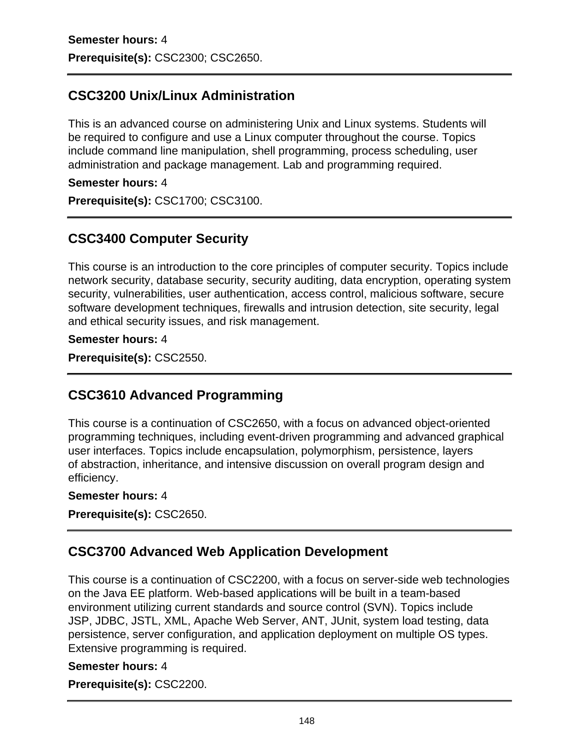**Semester hours:** 4

**Prerequisite(s):** CSC2300; CSC2650.

---

## CSC3200 Unix/Linux Administration

This is an advanced course on administering Unix and Linux systems. Students will be required to configure and use a Linux computer throughout the course. Topics include command line manipulation, shell programming, process scheduling, user administration and package management. Lab and programming required.

**Semester hours:** 4

**Prerequisite(s):** CSC1700; CSC3100.

---

## CSC3400 Computer Security

This course is an introduction to the core principles of computer security. Topics include network security, database security, security auditing, data encryption, operating system security, vulnerabilities, user authentication, access control, malicious software, secure software development techniques, firewalls and intrusion detection, site security, legal and ethical security issues, and risk management.

**Semester hours:** 4

**Prerequisite(s):** CSC2550.

---

## CSC3610 Advanced Programming

This course is a continuation of CSC2650, with a focus on advanced object-oriented programming techniques, including event-driven programming and advanced graphical user interfaces. Topics include encapsulation, polymorphism, persistence, layers of abstraction, inheritance, and intensive discussion on overall program design and efficiency.

**Semester hours:** 4

**Prerequisite(s):** CSC2650.

---

## CSC3700 Advanced Web Application Development

This course is a continuation of CSC2200, with a focus on server-side web technologies on the Java EE platform. Web-based applications will be built in a team-based environment utilizing current standards and source control (SVN). Topics include JSP, JDBC, JSTL, XML, Apache Web Server, ANT, JUnit, system load testing, data persistence, server configuration, and application deployment on multiple OS types. Extensive programming is required.

**Semester hours:** 4

**Prerequisite(s):** CSC2200.

---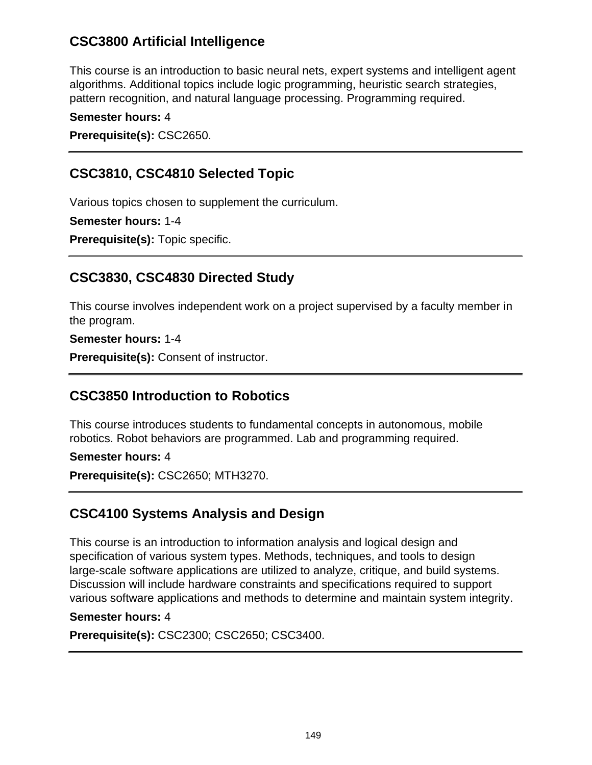## CSC3800 Artificial Intelligence

This course is an introduction to basic neural nets, expert systems and intelligent agent algorithms. Additional topics include logic programming, heuristic search strategies, pattern recognition, and natural language processing. Programming required.

**Semester hours:** 4

**Prerequisite(s):** CSC2650.

---

## CSC3810, CSC4810 Selected Topic

Various topics chosen to supplement the curriculum.

**Semester hours:** 1-4

**Prerequisite(s):** Topic specific.

---

## CSC3830, CSC4830 Directed Study

This course involves independent work on a project supervised by a faculty member in the program.

**Semester hours:** 1-4

**Prerequisite(s):** Consent of instructor.

---

## CSC3850 Introduction to Robotics

This course introduces students to fundamental concepts in autonomous, mobile robotics. Robot behaviors are programmed. Lab and programming required.

**Semester hours:** 4

**Prerequisite(s):** CSC2650; MTH3270.

---

## CSC4100 Systems Analysis and Design

This course is an introduction to information analysis and logical design and specification of various system types. Methods, techniques, and tools to design large-scale software applications are utilized to analyze, critique, and build systems. Discussion will include hardware constraints and specifications required to support various software applications and methods to determine and maintain system integrity.

**Semester hours:** 4

**Prerequisite(s):** CSC2300; CSC2650; CSC3400.

---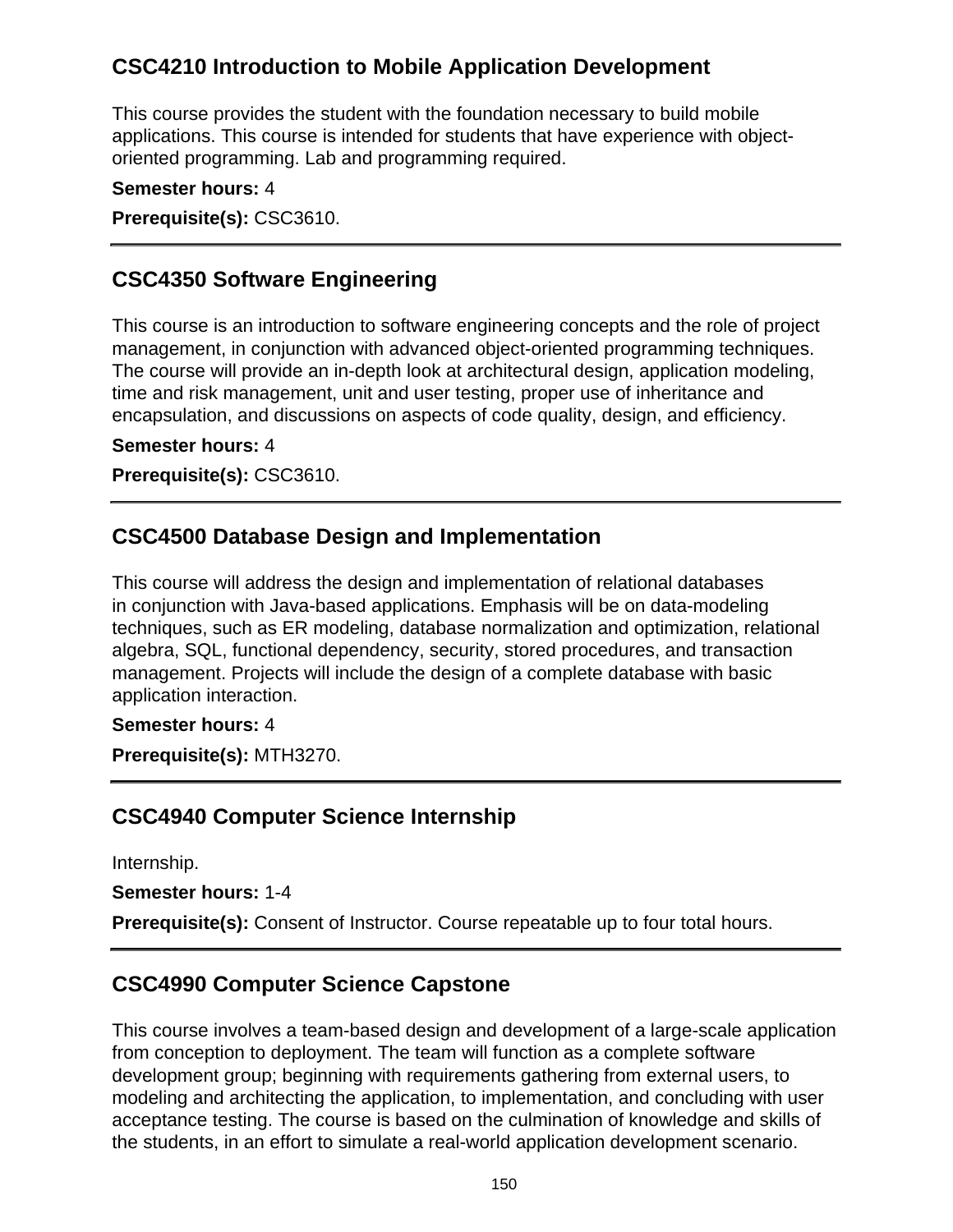### CSC4210 Introduction to Mobile Application Development

This course provides the student with the foundation necessary to build mobile applications. This course is intended for students that have experience with object-oriented programming. Lab and programming required.

**Semester hours:** 4

**Prerequisite(s):** CSC3610.

---

### CSC4350 Software Engineering

This course is an introduction to software engineering concepts and the role of project management, in conjunction with advanced object-oriented programming techniques. The course will provide an in-depth look at architectural design, application modeling, time and risk management, unit and user testing, proper use of inheritance and encapsulation, and discussions on aspects of code quality, design, and efficiency.

**Semester hours:** 4

**Prerequisite(s):** CSC3610.

---

### CSC4500 Database Design and Implementation

This course will address the design and implementation of relational databases in conjunction with Java-based applications. Emphasis will be on data-modeling techniques, such as ER modeling, database normalization and optimization, relational algebra, SQL, functional dependency, security, stored procedures, and transaction management. Projects will include the design of a complete database with basic application interaction.

**Semester hours:** 4

**Prerequisite(s):** MTH3270.

---

### CSC4940 Computer Science Internship

Internship.

**Semester hours:** 1-4

**Prerequisite(s):** Consent of Instructor. Course repeatable up to four total hours.

---

### CSC4990 Computer Science Capstone

This course involves a team-based design and development of a large-scale application from conception to deployment. The team will function as a complete software development group; beginning with requirements gathering from external users, to modeling and architecting the application, to implementation, and concluding with user acceptance testing. The course is based on the culmination of knowledge and skills of the students, in an effort to simulate a real-world application development scenario.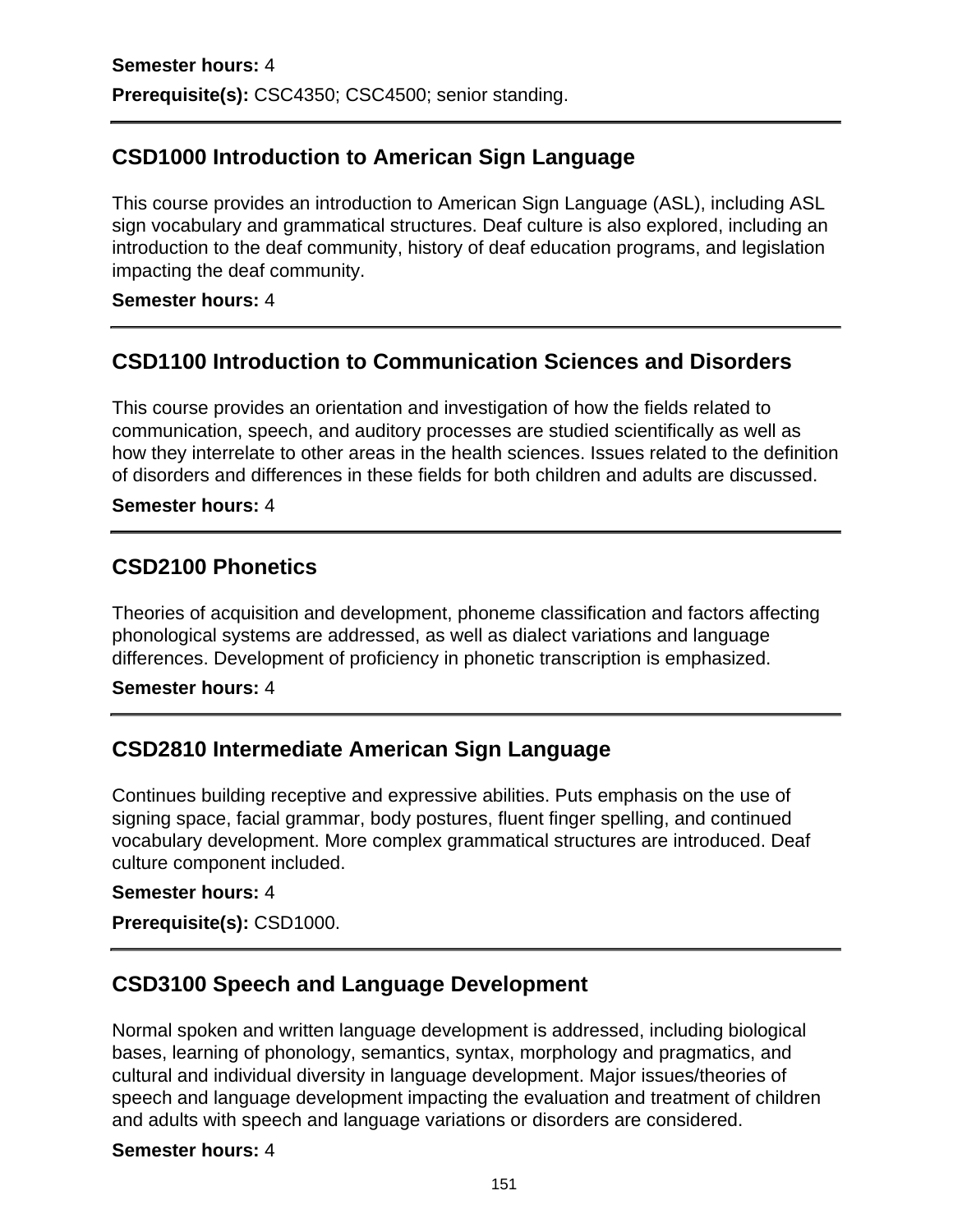**Semester hours:** 4

**Prerequisite(s):** CSC4350; CSC4500; senior standing.

---

### CSD1000 Introduction to American Sign Language

This course provides an introduction to American Sign Language (ASL), including ASL sign vocabulary and grammatical structures. Deaf culture is also explored, including an introduction to the deaf community, history of deaf education programs, and legislation impacting the deaf community.

**Semester hours:** 4

---

### CSD1100 Introduction to Communication Sciences and Disorders

This course provides an orientation and investigation of how the fields related to communication, speech, and auditory processes are studied scientifically as well as how they interrelate to other areas in the health sciences. Issues related to the definition of disorders and differences in these fields for both children and adults are discussed.

**Semester hours:** 4

---

### CSD2100 Phonetics

Theories of acquisition and development, phoneme classification and factors affecting phonological systems are addressed, as well as dialect variations and language differences. Development of proficiency in phonetic transcription is emphasized.

**Semester hours:** 4

---

### CSD2810 Intermediate American Sign Language

Continues building receptive and expressive abilities. Puts emphasis on the use of signing space, facial grammar, body postures, fluent finger spelling, and continued vocabulary development. More complex grammatical structures are introduced. Deaf culture component included.

**Semester hours:** 4

**Prerequisite(s):** CSD1000.

---

### CSD3100 Speech and Language Development

Normal spoken and written language development is addressed, including biological bases, learning of phonology, semantics, syntax, morphology and pragmatics, and cultural and individual diversity in language development. Major issues/theories of speech and language development impacting the evaluation and treatment of children and adults with speech and language variations or disorders are considered.

**Semester hours:** 4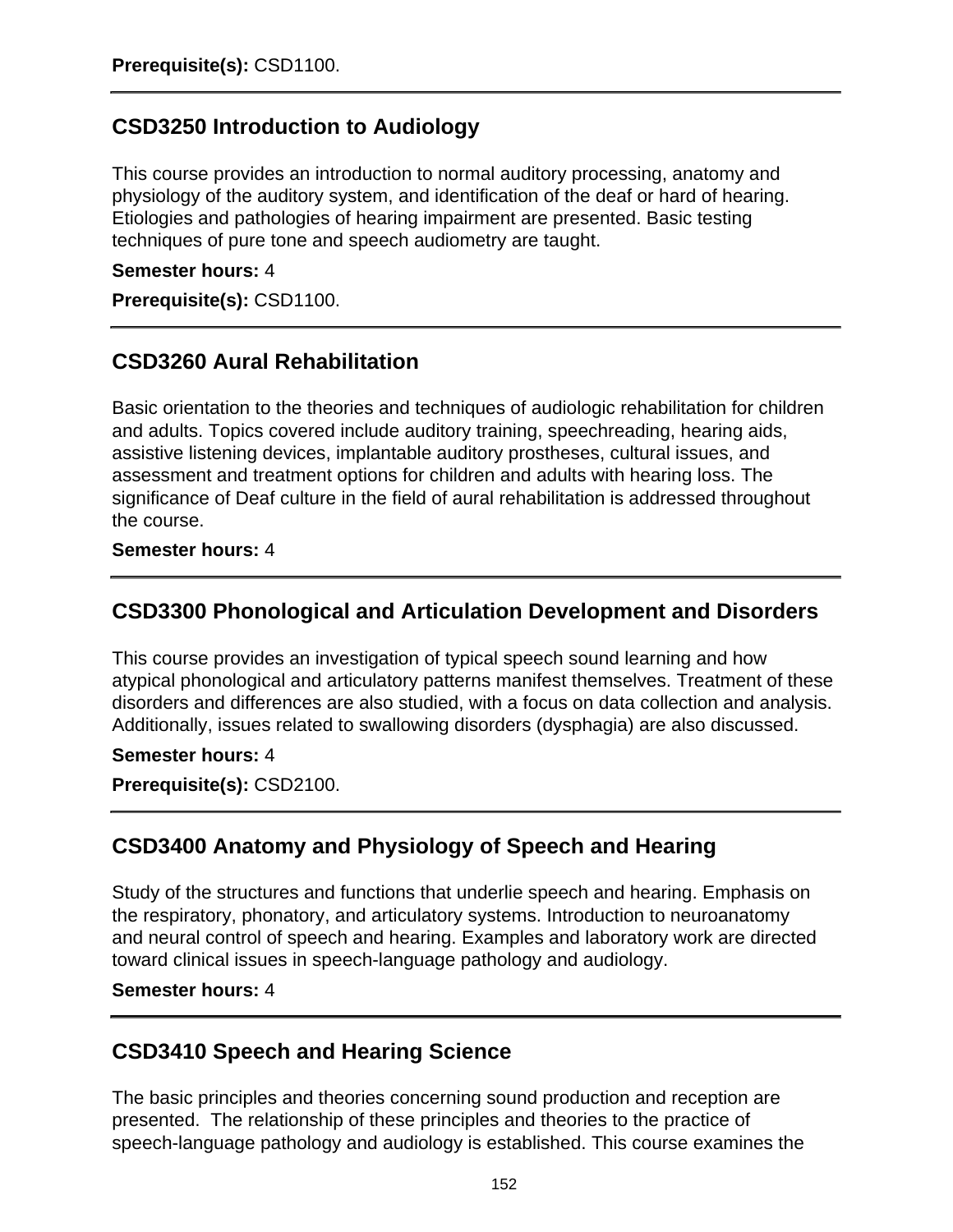**Prerequisite(s):** CSD1100.

---

## CSD3250 Introduction to Audiology

This course provides an introduction to normal auditory processing, anatomy and physiology of the auditory system, and identification of the deaf or hard of hearing. Etiologies and pathologies of hearing impairment are presented. Basic testing techniques of pure tone and speech audiometry are taught.

**Semester hours:** 4

**Prerequisite(s):** CSD1100.

---

## CSD3260 Aural Rehabilitation

Basic orientation to the theories and techniques of audiologic rehabilitation for children and adults. Topics covered include auditory training, speechreading, hearing aids, assistive listening devices, implantable auditory prostheses, cultural issues, and assessment and treatment options for children and adults with hearing loss. The significance of Deaf culture in the field of aural rehabilitation is addressed throughout the course.

**Semester hours:** 4

---

## CSD3300 Phonological and Articulation Development and Disorders

This course provides an investigation of typical speech sound learning and how atypical phonological and articulatory patterns manifest themselves. Treatment of these disorders and differences are also studied, with a focus on data collection and analysis. Additionally, issues related to swallowing disorders (dysphagia) are also discussed.

**Semester hours:** 4

**Prerequisite(s):** CSD2100.

---

## CSD3400 Anatomy and Physiology of Speech and Hearing

Study of the structures and functions that underlie speech and hearing. Emphasis on the respiratory, phonatory, and articulatory systems. Introduction to neuroanatomy and neural control of speech and hearing. Examples and laboratory work are directed toward clinical issues in speech-language pathology and audiology.

**Semester hours:** 4

---

## CSD3410 Speech and Hearing Science

The basic principles and theories concerning sound production and reception are presented. The relationship of these principles and theories to the practice of speech-language pathology and audiology is established. This course examines the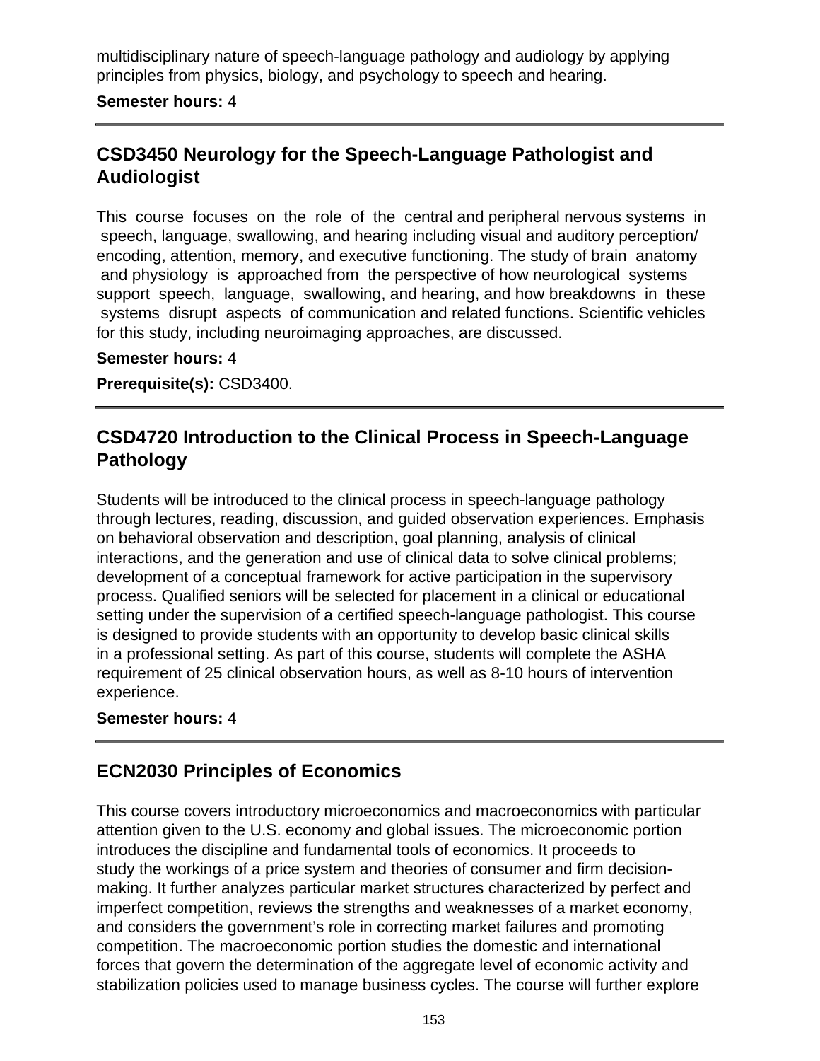multidisciplinary nature of speech-language pathology and audiology by applying principles from physics, biology, and psychology to speech and hearing.

**Semester hours:** 4

---

## CSD3450 Neurology for the Speech-Language Pathologist and Audiologist

This course focuses on the role of the central and peripheral nervous systems in speech, language, swallowing, and hearing including visual and auditory perception/ encoding, attention, memory, and executive functioning. The study of brain anatomy and physiology is approached from the perspective of how neurological systems support speech, language, swallowing, and hearing, and how breakdowns in these systems disrupt aspects of communication and related functions. Scientific vehicles for this study, including neuroimaging approaches, are discussed.

**Semester hours:** 4

**Prerequisite(s):** CSD3400.

---

## CSD4720 Introduction to the Clinical Process in Speech-Language Pathology

Students will be introduced to the clinical process in speech-language pathology through lectures, reading, discussion, and guided observation experiences. Emphasis on behavioral observation and description, goal planning, analysis of clinical interactions, and the generation and use of clinical data to solve clinical problems; development of a conceptual framework for active participation in the supervisory process. Qualified seniors will be selected for placement in a clinical or educational setting under the supervision of a certified speech-language pathologist. This course is designed to provide students with an opportunity to develop basic clinical skills in a professional setting. As part of this course, students will complete the ASHA requirement of 25 clinical observation hours, as well as 8-10 hours of intervention experience.

**Semester hours:** 4

---

## ECN2030 Principles of Economics

This course covers introductory microeconomics and macroeconomics with particular attention given to the U.S. economy and global issues. The microeconomic portion introduces the discipline and fundamental tools of economics. It proceeds to study the workings of a price system and theories of consumer and firm decision-making. It further analyzes particular market structures characterized by perfect and imperfect competition, reviews the strengths and weaknesses of a market economy, and considers the government's role in correcting market failures and promoting competition. The macroeconomic portion studies the domestic and international forces that govern the determination of the aggregate level of economic activity and stabilization policies used to manage business cycles. The course will further explore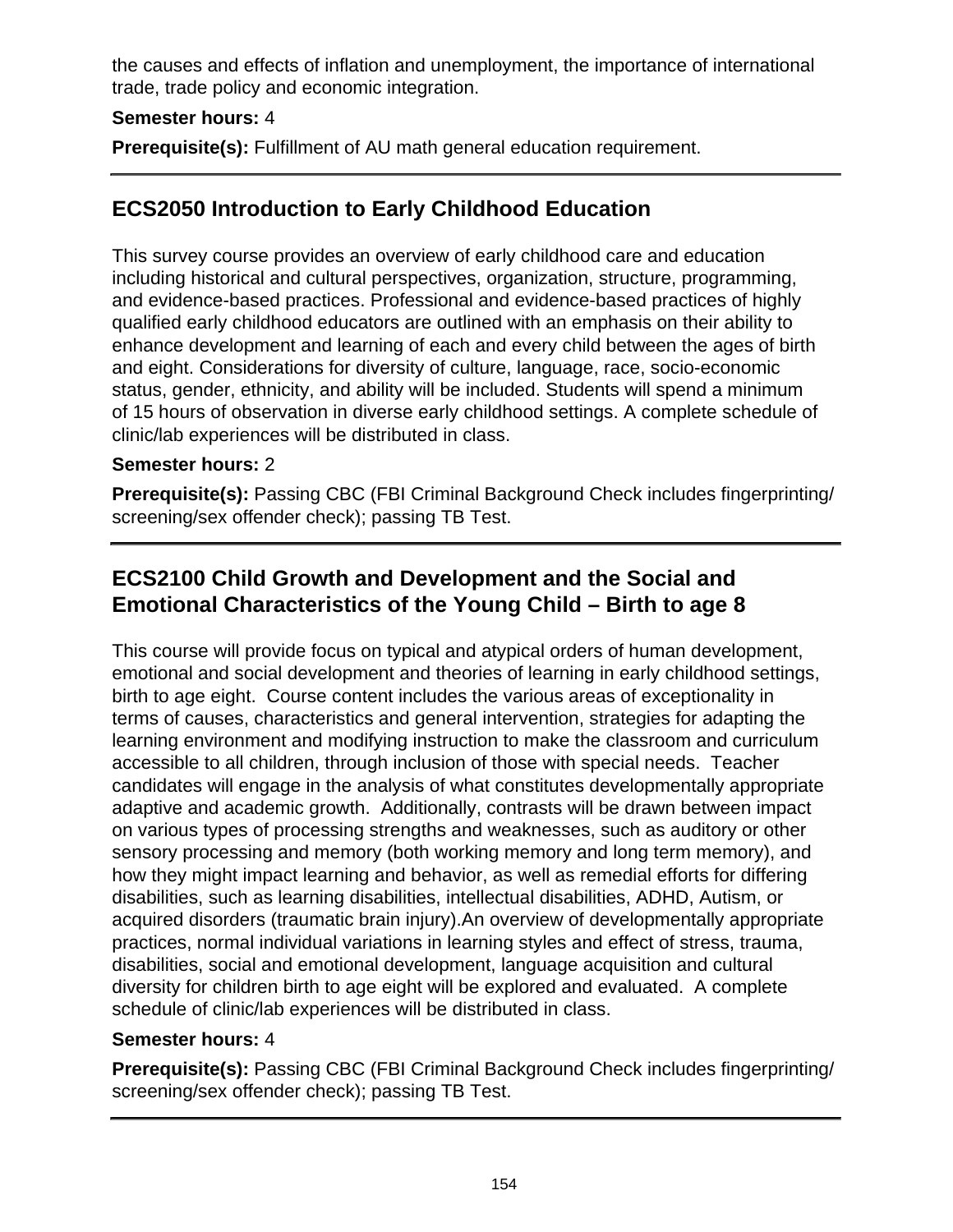the causes and effects of inflation and unemployment, the importance of international trade, trade policy and economic integration.

**Semester hours:** 4

**Prerequisite(s):** Fulfillment of AU math general education requirement.

---

## ECS2050 Introduction to Early Childhood Education

This survey course provides an overview of early childhood care and education including historical and cultural perspectives, organization, structure, programming, and evidence-based practices. Professional and evidence-based practices of highly qualified early childhood educators are outlined with an emphasis on their ability to enhance development and learning of each and every child between the ages of birth and eight. Considerations for diversity of culture, language, race, socio-economic status, gender, ethnicity, and ability will be included. Students will spend a minimum of 15 hours of observation in diverse early childhood settings. A complete schedule of clinic/lab experiences will be distributed in class.

**Semester hours:** 2

**Prerequisite(s):** Passing CBC (FBI Criminal Background Check includes fingerprinting/ screening/sex offender check); passing TB Test.

---

## ECS2100 Child Growth and Development and the Social and Emotional Characteristics of the Young Child – Birth to age 8

This course will provide focus on typical and atypical orders of human development, emotional and social development and theories of learning in early childhood settings, birth to age eight. Course content includes the various areas of exceptionality in terms of causes, characteristics and general intervention, strategies for adapting the learning environment and modifying instruction to make the classroom and curriculum accessible to all children, through inclusion of those with special needs. Teacher candidates will engage in the analysis of what constitutes developmentally appropriate adaptive and academic growth. Additionally, contrasts will be drawn between impact on various types of processing strengths and weaknesses, such as auditory or other sensory processing and memory (both working memory and long term memory), and how they might impact learning and behavior, as well as remedial efforts for differing disabilities, such as learning disabilities, intellectual disabilities, ADHD, Autism, or acquired disorders (traumatic brain injury).An overview of developmentally appropriate practices, normal individual variations in learning styles and effect of stress, trauma, disabilities, social and emotional development, language acquisition and cultural diversity for children birth to age eight will be explored and evaluated. A complete schedule of clinic/lab experiences will be distributed in class.

**Semester hours:** 4

**Prerequisite(s):** Passing CBC (FBI Criminal Background Check includes fingerprinting/ screening/sex offender check); passing TB Test.

---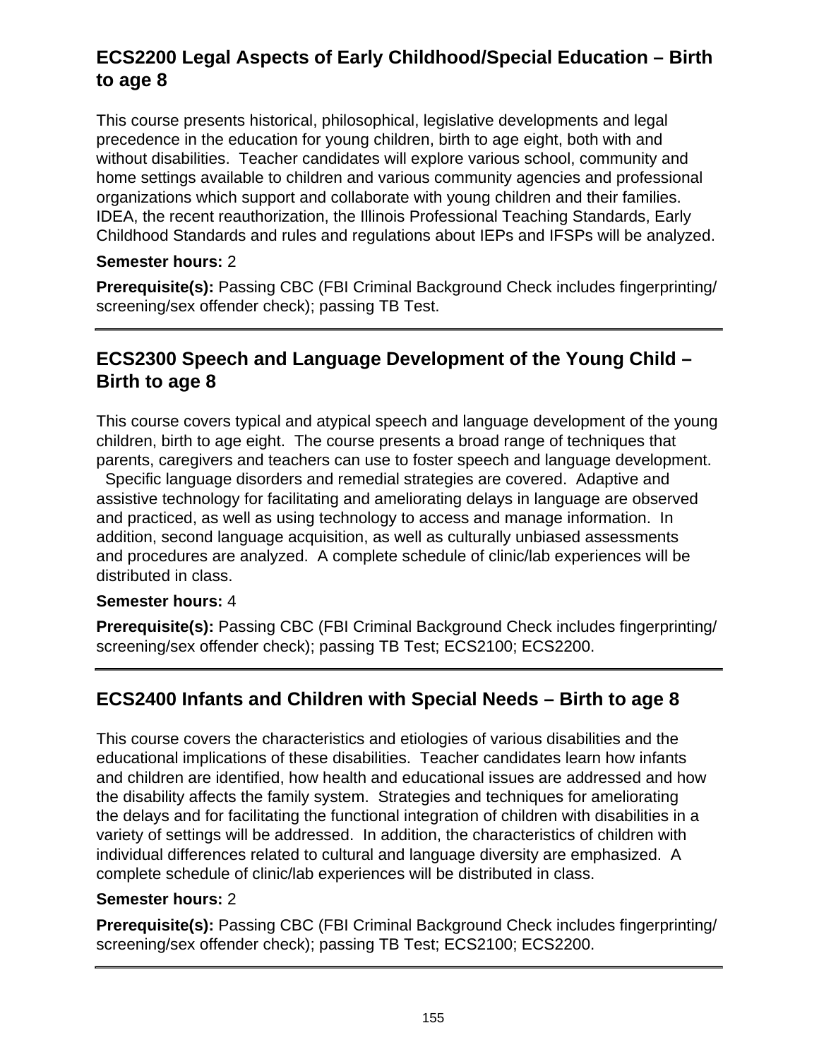## ECS2200 Legal Aspects of Early Childhood/Special Education – Birth to age 8

This course presents historical, philosophical, legislative developments and legal precedence in the education for young children, birth to age eight, both with and without disabilities. Teacher candidates will explore various school, community and home settings available to children and various community agencies and professional organizations which support and collaborate with young children and their families. IDEA, the recent reauthorization, the Illinois Professional Teaching Standards, Early Childhood Standards and rules and regulations about IEPs and IFSPs will be analyzed.

**Semester hours:** 2

**Prerequisite(s):** Passing CBC (FBI Criminal Background Check includes fingerprinting/screening/sex offender check); passing TB Test.

---

## ECS2300 Speech and Language Development of the Young Child – Birth to age 8

This course covers typical and atypical speech and language development of the young children, birth to age eight. The course presents a broad range of techniques that parents, caregivers and teachers can use to foster speech and language development. Specific language disorders and remedial strategies are covered. Adaptive and assistive technology for facilitating and ameliorating delays in language are observed and practiced, as well as using technology to access and manage information. In addition, second language acquisition, as well as culturally unbiased assessments and procedures are analyzed. A complete schedule of clinic/lab experiences will be distributed in class.

**Semester hours:** 4

**Prerequisite(s):** Passing CBC (FBI Criminal Background Check includes fingerprinting/screening/sex offender check); passing TB Test; ECS2100; ECS2200.

---

## ECS2400 Infants and Children with Special Needs – Birth to age 8

This course covers the characteristics and etiologies of various disabilities and the educational implications of these disabilities. Teacher candidates learn how infants and children are identified, how health and educational issues are addressed and how the disability affects the family system. Strategies and techniques for ameliorating the delays and for facilitating the functional integration of children with disabilities in a variety of settings will be addressed. In addition, the characteristics of children with individual differences related to cultural and language diversity are emphasized. A complete schedule of clinic/lab experiences will be distributed in class.

**Semester hours:** 2

**Prerequisite(s):** Passing CBC (FBI Criminal Background Check includes fingerprinting/screening/sex offender check); passing TB Test; ECS2100; ECS2200.

---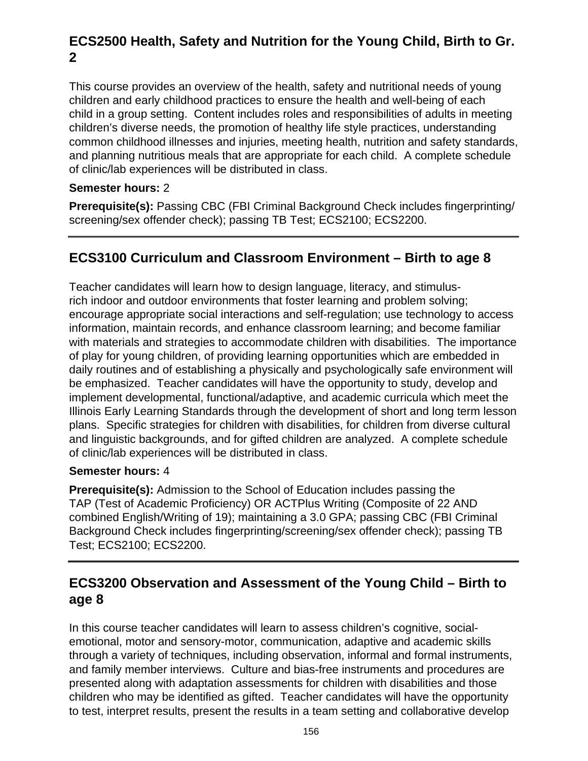## ECS2500 Health, Safety and Nutrition for the Young Child, Birth to Gr. 2

This course provides an overview of the health, safety and nutritional needs of young children and early childhood practices to ensure the health and well-being of each child in a group setting. Content includes roles and responsibilities of adults in meeting children's diverse needs, the promotion of healthy life style practices, understanding common childhood illnesses and injuries, meeting health, nutrition and safety standards, and planning nutritious meals that are appropriate for each child. A complete schedule of clinic/lab experiences will be distributed in class.

**Semester hours:** 2

**Prerequisite(s):** Passing CBC (FBI Criminal Background Check includes fingerprinting/screening/sex offender check); passing TB Test; ECS2100; ECS2200.

---

## ECS3100 Curriculum and Classroom Environment – Birth to age 8

Teacher candidates will learn how to design language, literacy, and stimulus-rich indoor and outdoor environments that foster learning and problem solving; encourage appropriate social interactions and self-regulation; use technology to access information, maintain records, and enhance classroom learning; and become familiar with materials and strategies to accommodate children with disabilities. The importance of play for young children, of providing learning opportunities which are embedded in daily routines and of establishing a physically and psychologically safe environment will be emphasized. Teacher candidates will have the opportunity to study, develop and implement developmental, functional/adaptive, and academic curricula which meet the Illinois Early Learning Standards through the development of short and long term lesson plans. Specific strategies for children with disabilities, for children from diverse cultural and linguistic backgrounds, and for gifted children are analyzed. A complete schedule of clinic/lab experiences will be distributed in class.

**Semester hours:** 4

**Prerequisite(s):** Admission to the School of Education includes passing the TAP (Test of Academic Proficiency) OR ACTPlus Writing (Composite of 22 AND combined English/Writing of 19); maintaining a 3.0 GPA; passing CBC (FBI Criminal Background Check includes fingerprinting/screening/sex offender check); passing TB Test; ECS2100; ECS2200.

---

## ECS3200 Observation and Assessment of the Young Child – Birth to age 8

In this course teacher candidates will learn to assess children's cognitive, social-emotional, motor and sensory-motor, communication, adaptive and academic skills through a variety of techniques, including observation, informal and formal instruments, and family member interviews. Culture and bias-free instruments and procedures are presented along with adaptation assessments for children with disabilities and those children who may be identified as gifted. Teacher candidates will have the opportunity to test, interpret results, present the results in a team setting and collaborative develop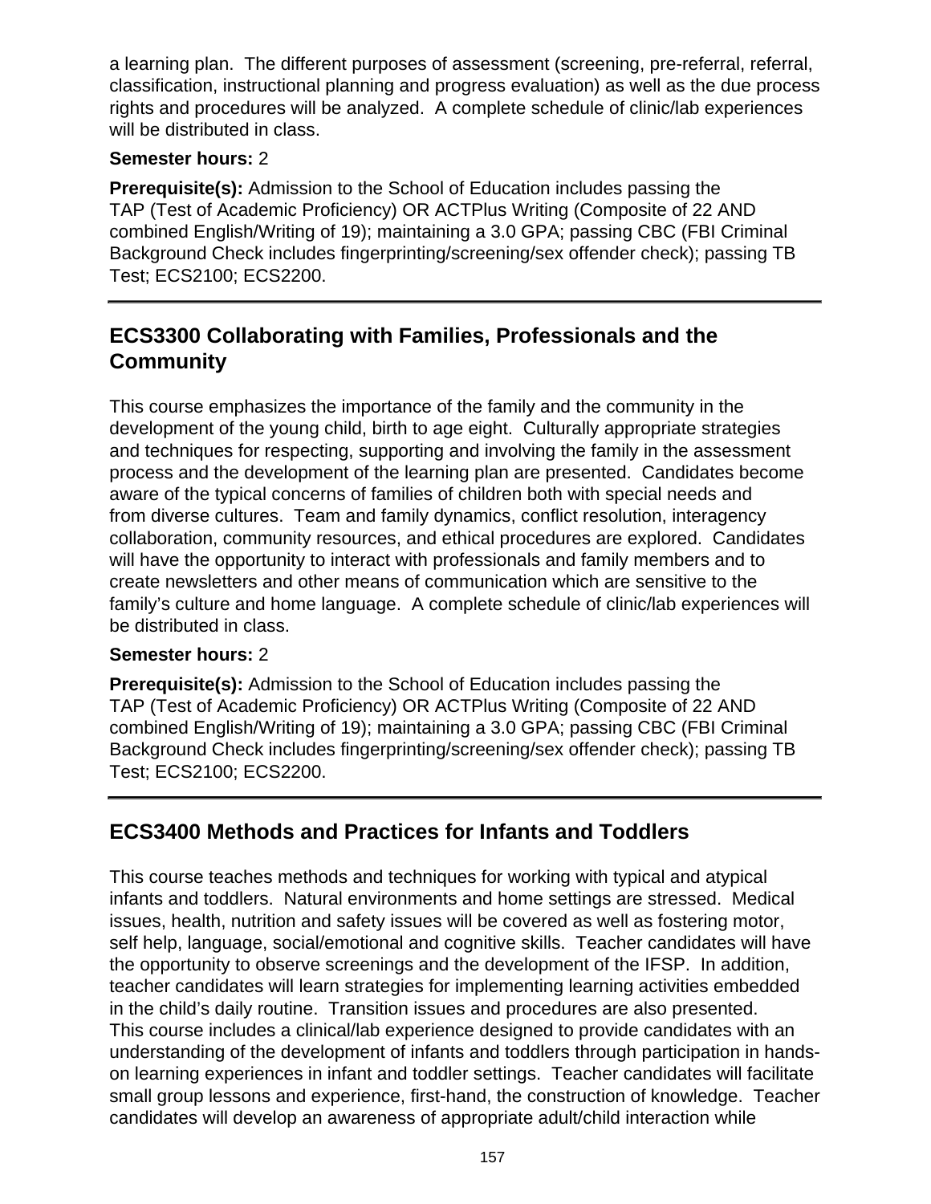a learning plan. The different purposes of assessment (screening, pre-referral, referral, classification, instructional planning and progress evaluation) as well as the due process rights and procedures will be analyzed. A complete schedule of clinic/lab experiences will be distributed in class.

**Semester hours:** 2

**Prerequisite(s):** Admission to the School of Education includes passing the TAP (Test of Academic Proficiency) OR ACTPlus Writing (Composite of 22 AND combined English/Writing of 19); maintaining a 3.0 GPA; passing CBC (FBI Criminal Background Check includes fingerprinting/screening/sex offender check); passing TB Test; ECS2100; ECS2200.

---

## ECS3300 Collaborating with Families, Professionals and the Community

This course emphasizes the importance of the family and the community in the development of the young child, birth to age eight. Culturally appropriate strategies and techniques for respecting, supporting and involving the family in the assessment process and the development of the learning plan are presented. Candidates become aware of the typical concerns of families of children both with special needs and from diverse cultures. Team and family dynamics, conflict resolution, interagency collaboration, community resources, and ethical procedures are explored. Candidates will have the opportunity to interact with professionals and family members and to create newsletters and other means of communication which are sensitive to the family's culture and home language. A complete schedule of clinic/lab experiences will be distributed in class.

**Semester hours:** 2

**Prerequisite(s):** Admission to the School of Education includes passing the TAP (Test of Academic Proficiency) OR ACTPlus Writing (Composite of 22 AND combined English/Writing of 19); maintaining a 3.0 GPA; passing CBC (FBI Criminal Background Check includes fingerprinting/screening/sex offender check); passing TB Test; ECS2100; ECS2200.

---

## ECS3400 Methods and Practices for Infants and Toddlers

This course teaches methods and techniques for working with typical and atypical infants and toddlers. Natural environments and home settings are stressed. Medical issues, health, nutrition and safety issues will be covered as well as fostering motor, self help, language, social/emotional and cognitive skills. Teacher candidates will have the opportunity to observe screenings and the development of the IFSP. In addition, teacher candidates will learn strategies for implementing learning activities embedded in the child's daily routine. Transition issues and procedures are also presented. This course includes a clinical/lab experience designed to provide candidates with an understanding of the development of infants and toddlers through participation in hands-on learning experiences in infant and toddler settings. Teacher candidates will facilitate small group lessons and experience, first-hand, the construction of knowledge. Teacher candidates will develop an awareness of appropriate adult/child interaction while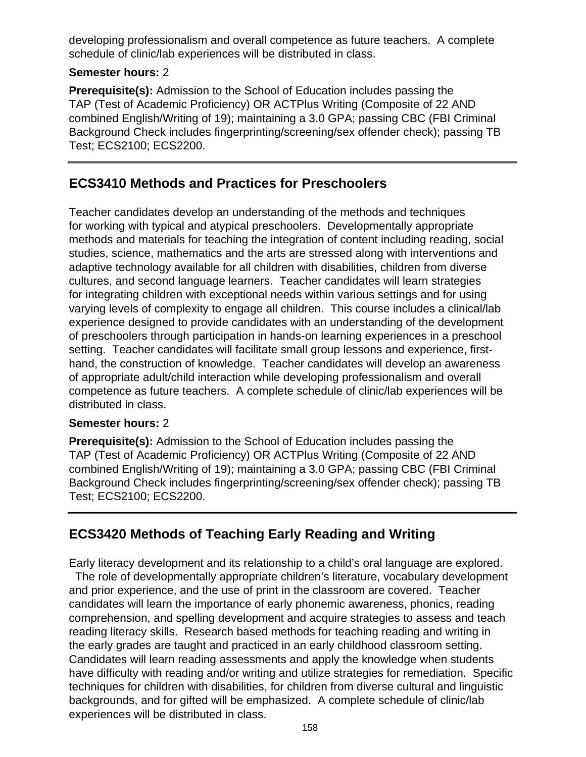developing professionalism and overall competence as future teachers. A complete schedule of clinic/lab experiences will be distributed in class.

**Semester hours:** 2

**Prerequisite(s):** Admission to the School of Education includes passing the TAP (Test of Academic Proficiency) OR ACTPlus Writing (Composite of 22 AND combined English/Writing of 19); maintaining a 3.0 GPA; passing CBC (FBI Criminal Background Check includes fingerprinting/screening/sex offender check); passing TB Test; ECS2100; ECS2200.

---

## ECS3410 Methods and Practices for Preschoolers

Teacher candidates develop an understanding of the methods and techniques for working with typical and atypical preschoolers. Developmentally appropriate methods and materials for teaching the integration of content including reading, social studies, science, mathematics and the arts are stressed along with interventions and adaptive technology available for all children with disabilities, children from diverse cultures, and second language learners. Teacher candidates will learn strategies for integrating children with exceptional needs within various settings and for using varying levels of complexity to engage all children. This course includes a clinical/lab experience designed to provide candidates with an understanding of the development of preschoolers through participation in hands-on learning experiences in a preschool setting. Teacher candidates will facilitate small group lessons and experience, first-hand, the construction of knowledge. Teacher candidates will develop an awareness of appropriate adult/child interaction while developing professionalism and overall competence as future teachers. A complete schedule of clinic/lab experiences will be distributed in class.

**Semester hours:** 2

**Prerequisite(s):** Admission to the School of Education includes passing the TAP (Test of Academic Proficiency) OR ACTPlus Writing (Composite of 22 AND combined English/Writing of 19); maintaining a 3.0 GPA; passing CBC (FBI Criminal Background Check includes fingerprinting/screening/sex offender check); passing TB Test; ECS2100; ECS2200.

---

## ECS3420 Methods of Teaching Early Reading and Writing

Early literacy development and its relationship to a child's oral language are explored. The role of developmentally appropriate children's literature, vocabulary development and prior experience, and the use of print in the classroom are covered. Teacher candidates will learn the importance of early phonemic awareness, phonics, reading comprehension, and spelling development and acquire strategies to assess and teach reading literacy skills. Research based methods for teaching reading and writing in the early grades are taught and practiced in an early childhood classroom setting. Candidates will learn reading assessments and apply the knowledge when students have difficulty with reading and/or writing and utilize strategies for remediation. Specific techniques for children with disabilities, for children from diverse cultural and linguistic backgrounds, and for gifted will be emphasized. A complete schedule of clinic/lab experiences will be distributed in class.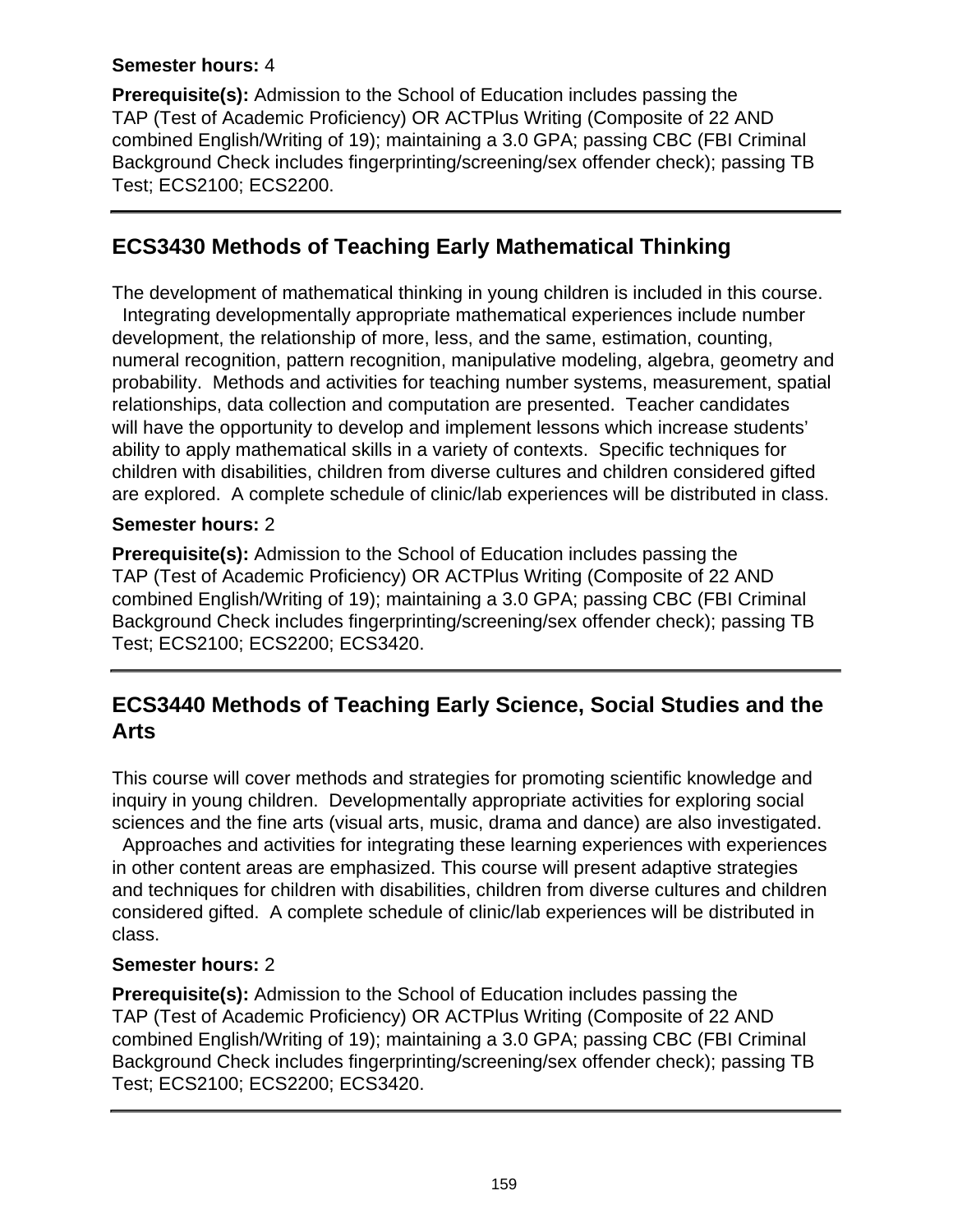**Semester hours:** 4

**Prerequisite(s):** Admission to the School of Education includes passing the TAP (Test of Academic Proficiency) OR ACTPlus Writing (Composite of 22 AND combined English/Writing of 19); maintaining a 3.0 GPA; passing CBC (FBI Criminal Background Check includes fingerprinting/screening/sex offender check); passing TB Test; ECS2100; ECS2200.

---

## ECS3430 Methods of Teaching Early Mathematical Thinking

The development of mathematical thinking in young children is included in this course. Integrating developmentally appropriate mathematical experiences include number development, the relationship of more, less, and the same, estimation, counting, numeral recognition, pattern recognition, manipulative modeling, algebra, geometry and probability. Methods and activities for teaching number systems, measurement, spatial relationships, data collection and computation are presented. Teacher candidates will have the opportunity to develop and implement lessons which increase students' ability to apply mathematical skills in a variety of contexts. Specific techniques for children with disabilities, children from diverse cultures and children considered gifted are explored. A complete schedule of clinic/lab experiences will be distributed in class.

**Semester hours:** 2

**Prerequisite(s):** Admission to the School of Education includes passing the TAP (Test of Academic Proficiency) OR ACTPlus Writing (Composite of 22 AND combined English/Writing of 19); maintaining a 3.0 GPA; passing CBC (FBI Criminal Background Check includes fingerprinting/screening/sex offender check); passing TB Test; ECS2100; ECS2200; ECS3420.

---

## ECS3440 Methods of Teaching Early Science, Social Studies and the Arts

This course will cover methods and strategies for promoting scientific knowledge and inquiry in young children. Developmentally appropriate activities for exploring social sciences and the fine arts (visual arts, music, drama and dance) are also investigated. Approaches and activities for integrating these learning experiences with experiences in other content areas are emphasized. This course will present adaptive strategies and techniques for children with disabilities, children from diverse cultures and children considered gifted. A complete schedule of clinic/lab experiences will be distributed in class.

**Semester hours:** 2

**Prerequisite(s):** Admission to the School of Education includes passing the TAP (Test of Academic Proficiency) OR ACTPlus Writing (Composite of 22 AND combined English/Writing of 19); maintaining a 3.0 GPA; passing CBC (FBI Criminal Background Check includes fingerprinting/screening/sex offender check); passing TB Test; ECS2100; ECS2200; ECS3420.

---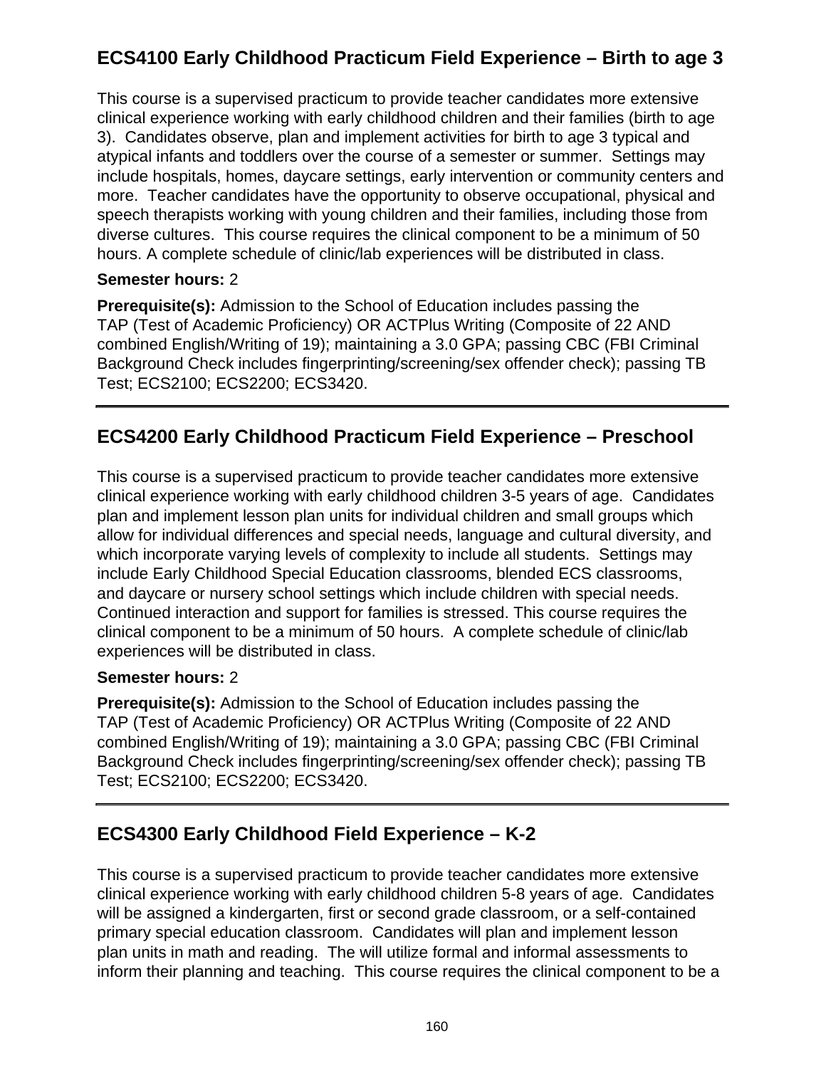## ECS4100 Early Childhood Practicum Field Experience – Birth to age 3

This course is a supervised practicum to provide teacher candidates more extensive clinical experience working with early childhood children and their families (birth to age 3). Candidates observe, plan and implement activities for birth to age 3 typical and atypical infants and toddlers over the course of a semester or summer. Settings may include hospitals, homes, daycare settings, early intervention or community centers and more. Teacher candidates have the opportunity to observe occupational, physical and speech therapists working with young children and their families, including those from diverse cultures. This course requires the clinical component to be a minimum of 50 hours. A complete schedule of clinic/lab experiences will be distributed in class.

**Semester hours:** 2

**Prerequisite(s):** Admission to the School of Education includes passing the TAP (Test of Academic Proficiency) OR ACTPlus Writing (Composite of 22 AND combined English/Writing of 19); maintaining a 3.0 GPA; passing CBC (FBI Criminal Background Check includes fingerprinting/screening/sex offender check); passing TB Test; ECS2100; ECS2200; ECS3420.

---

## ECS4200 Early Childhood Practicum Field Experience – Preschool

This course is a supervised practicum to provide teacher candidates more extensive clinical experience working with early childhood children 3-5 years of age. Candidates plan and implement lesson plan units for individual children and small groups which allow for individual differences and special needs, language and cultural diversity, and which incorporate varying levels of complexity to include all students. Settings may include Early Childhood Special Education classrooms, blended ECS classrooms, and daycare or nursery school settings which include children with special needs. Continued interaction and support for families is stressed. This course requires the clinical component to be a minimum of 50 hours. A complete schedule of clinic/lab experiences will be distributed in class.

**Semester hours:** 2

**Prerequisite(s):** Admission to the School of Education includes passing the TAP (Test of Academic Proficiency) OR ACTPlus Writing (Composite of 22 AND combined English/Writing of 19); maintaining a 3.0 GPA; passing CBC (FBI Criminal Background Check includes fingerprinting/screening/sex offender check); passing TB Test; ECS2100; ECS2200; ECS3420.

---

## ECS4300 Early Childhood Field Experience – K-2

This course is a supervised practicum to provide teacher candidates more extensive clinical experience working with early childhood children 5-8 years of age. Candidates will be assigned a kindergarten, first or second grade classroom, or a self-contained primary special education classroom. Candidates will plan and implement lesson plan units in math and reading. The will utilize formal and informal assessments to inform their planning and teaching. This course requires the clinical component to be a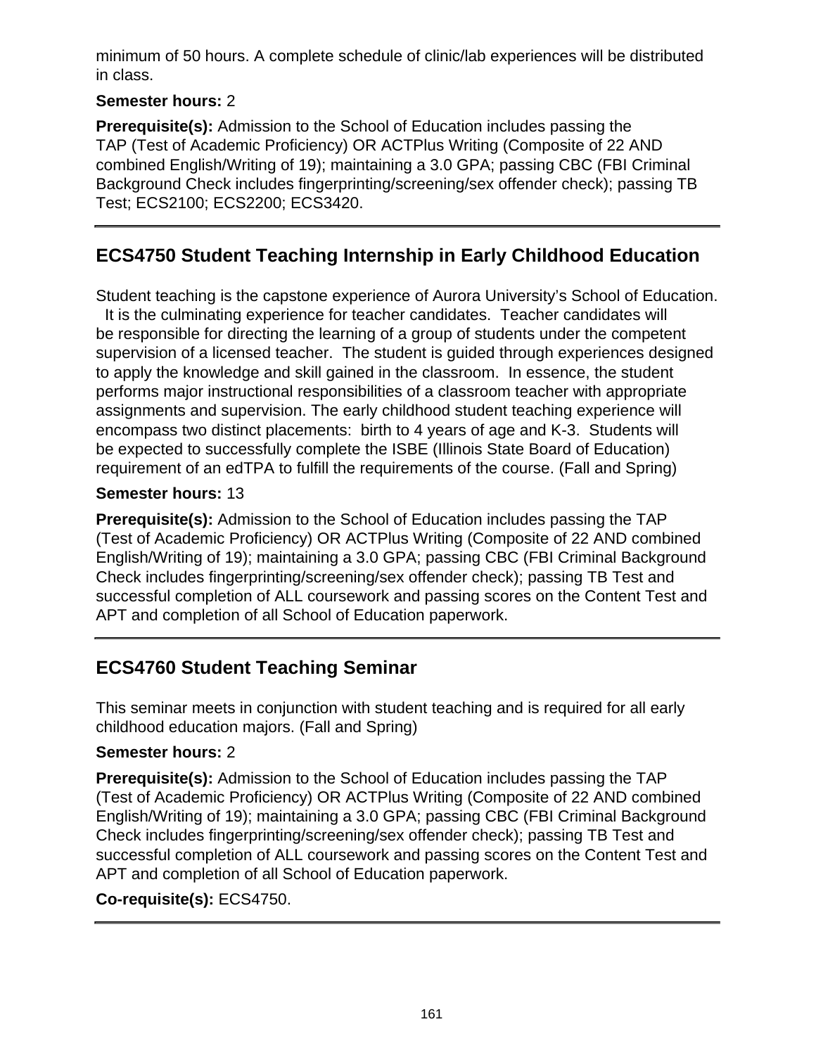minimum of 50 hours. A complete schedule of clinic/lab experiences will be distributed in class.

**Semester hours:** 2

**Prerequisite(s):** Admission to the School of Education includes passing the TAP (Test of Academic Proficiency) OR ACTPlus Writing (Composite of 22 AND combined English/Writing of 19); maintaining a 3.0 GPA; passing CBC (FBI Criminal Background Check includes fingerprinting/screening/sex offender check); passing TB Test; ECS2100; ECS2200; ECS3420.

---

## ECS4750 Student Teaching Internship in Early Childhood Education

Student teaching is the capstone experience of Aurora University's School of Education. It is the culminating experience for teacher candidates. Teacher candidates will be responsible for directing the learning of a group of students under the competent supervision of a licensed teacher. The student is guided through experiences designed to apply the knowledge and skill gained in the classroom. In essence, the student performs major instructional responsibilities of a classroom teacher with appropriate assignments and supervision. The early childhood student teaching experience will encompass two distinct placements: birth to 4 years of age and K-3. Students will be expected to successfully complete the ISBE (Illinois State Board of Education) requirement of an edTPA to fulfill the requirements of the course. (Fall and Spring)

**Semester hours:** 13

**Prerequisite(s):** Admission to the School of Education includes passing the TAP (Test of Academic Proficiency) OR ACTPlus Writing (Composite of 22 AND combined English/Writing of 19); maintaining a 3.0 GPA; passing CBC (FBI Criminal Background Check includes fingerprinting/screening/sex offender check); passing TB Test and successful completion of ALL coursework and passing scores on the Content Test and APT and completion of all School of Education paperwork.

---

## ECS4760 Student Teaching Seminar

This seminar meets in conjunction with student teaching and is required for all early childhood education majors. (Fall and Spring)

**Semester hours:** 2

**Prerequisite(s):** Admission to the School of Education includes passing the TAP (Test of Academic Proficiency) OR ACTPlus Writing (Composite of 22 AND combined English/Writing of 19); maintaining a 3.0 GPA; passing CBC (FBI Criminal Background Check includes fingerprinting/screening/sex offender check); passing TB Test and successful completion of ALL coursework and passing scores on the Content Test and APT and completion of all School of Education paperwork.

**Co-requisite(s):** ECS4750.

---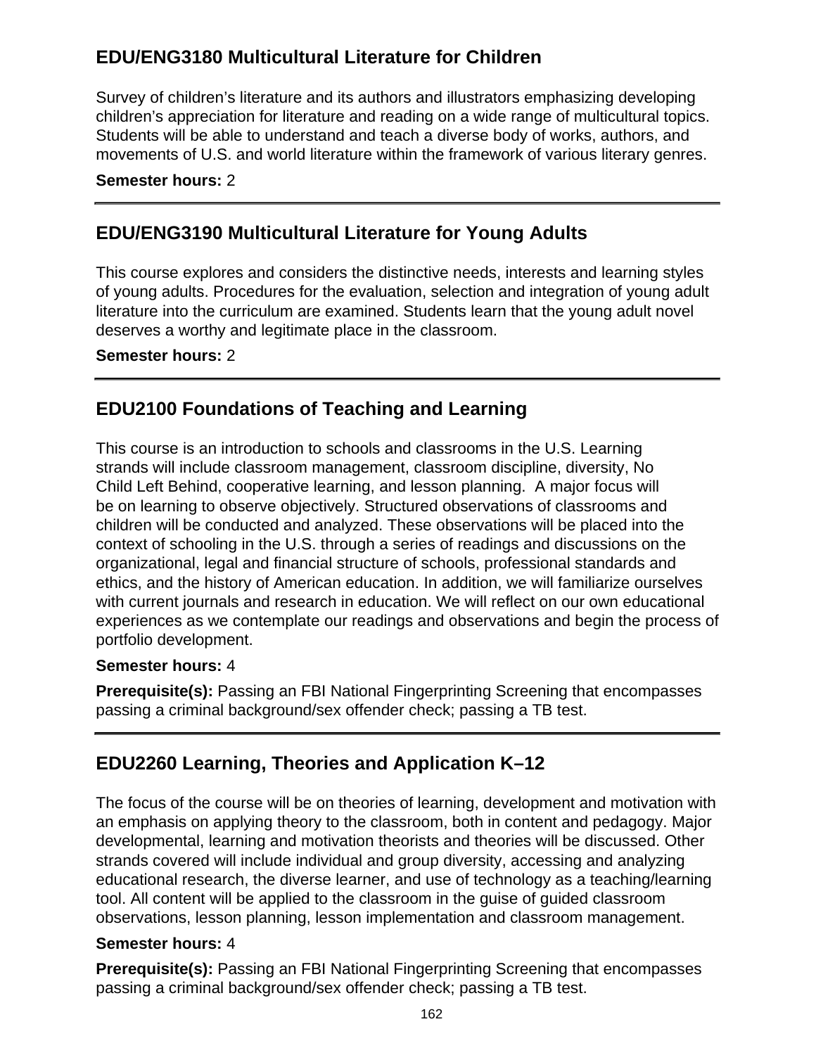## EDU/ENG3180 Multicultural Literature for Children

Survey of children's literature and its authors and illustrators emphasizing developing children's appreciation for literature and reading on a wide range of multicultural topics. Students will be able to understand and teach a diverse body of works, authors, and movements of U.S. and world literature within the framework of various literary genres.

**Semester hours:** 2

---

## EDU/ENG3190 Multicultural Literature for Young Adults

This course explores and considers the distinctive needs, interests and learning styles of young adults. Procedures for the evaluation, selection and integration of young adult literature into the curriculum are examined. Students learn that the young adult novel deserves a worthy and legitimate place in the classroom.

**Semester hours:** 2

---

## EDU2100 Foundations of Teaching and Learning

This course is an introduction to schools and classrooms in the U.S. Learning strands will include classroom management, classroom discipline, diversity, No Child Left Behind, cooperative learning, and lesson planning. A major focus will be on learning to observe objectively. Structured observations of classrooms and children will be conducted and analyzed. These observations will be placed into the context of schooling in the U.S. through a series of readings and discussions on the organizational, legal and financial structure of schools, professional standards and ethics, and the history of American education. In addition, we will familiarize ourselves with current journals and research in education. We will reflect on our own educational experiences as we contemplate our readings and observations and begin the process of portfolio development.

**Semester hours:** 4

**Prerequisite(s):** Passing an FBI National Fingerprinting Screening that encompasses passing a criminal background/sex offender check; passing a TB test.

---

## EDU2260 Learning, Theories and Application K–12

The focus of the course will be on theories of learning, development and motivation with an emphasis on applying theory to the classroom, both in content and pedagogy. Major developmental, learning and motivation theorists and theories will be discussed. Other strands covered will include individual and group diversity, accessing and analyzing educational research, the diverse learner, and use of technology as a teaching/learning tool. All content will be applied to the classroom in the guise of guided classroom observations, lesson planning, lesson implementation and classroom management.

**Semester hours:** 4

**Prerequisite(s):** Passing an FBI National Fingerprinting Screening that encompasses passing a criminal background/sex offender check; passing a TB test.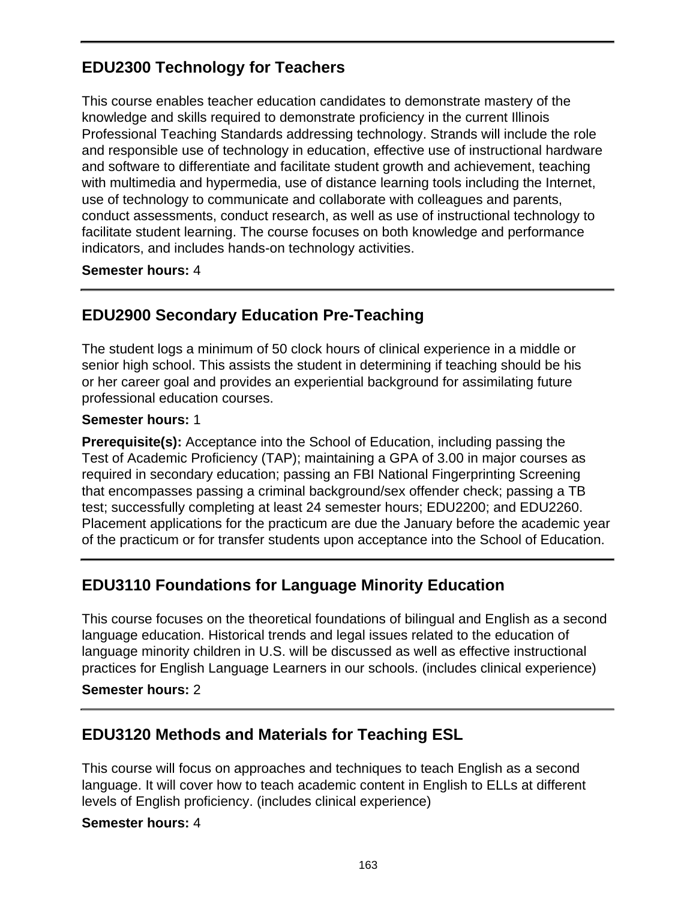## EDU2300 Technology for Teachers

This course enables teacher education candidates to demonstrate mastery of the knowledge and skills required to demonstrate proficiency in the current Illinois Professional Teaching Standards addressing technology. Strands will include the role and responsible use of technology in education, effective use of instructional hardware and software to differentiate and facilitate student growth and achievement, teaching with multimedia and hypermedia, use of distance learning tools including the Internet, use of technology to communicate and collaborate with colleagues and parents, conduct assessments, conduct research, as well as use of instructional technology to facilitate student learning. The course focuses on both knowledge and performance indicators, and includes hands-on technology activities.

**Semester hours:** 4

## EDU2900 Secondary Education Pre-Teaching

The student logs a minimum of 50 clock hours of clinical experience in a middle or senior high school. This assists the student in determining if teaching should be his or her career goal and provides an experiential background for assimilating future professional education courses.

**Semester hours:** 1

**Prerequisite(s):** Acceptance into the School of Education, including passing the Test of Academic Proficiency (TAP); maintaining a GPA of 3.00 in major courses as required in secondary education; passing an FBI National Fingerprinting Screening that encompasses passing a criminal background/sex offender check; passing a TB test; successfully completing at least 24 semester hours; EDU2200; and EDU2260. Placement applications for the practicum are due the January before the academic year of the practicum or for transfer students upon acceptance into the School of Education.

## EDU3110 Foundations for Language Minority Education

This course focuses on the theoretical foundations of bilingual and English as a second language education. Historical trends and legal issues related to the education of language minority children in U.S. will be discussed as well as effective instructional practices for English Language Learners in our schools. (includes clinical experience)

**Semester hours:** 2

## EDU3120 Methods and Materials for Teaching ESL

This course will focus on approaches and techniques to teach English as a second language. It will cover how to teach academic content in English to ELLs at different levels of English proficiency. (includes clinical experience)

**Semester hours:** 4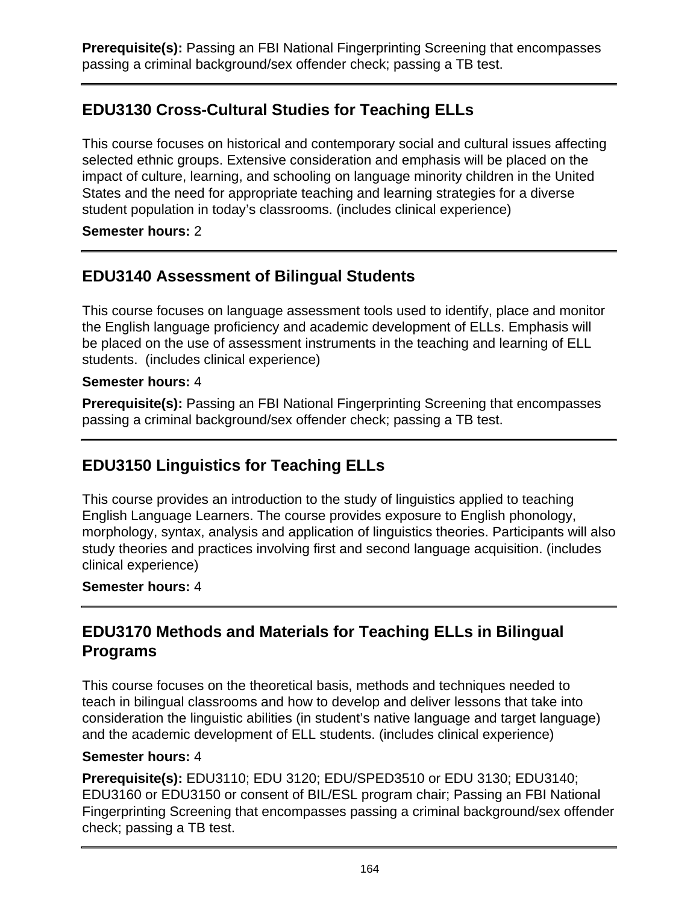**Prerequisite(s):** Passing an FBI National Fingerprinting Screening that encompasses passing a criminal background/sex offender check; passing a TB test.

---

## EDU3130 Cross-Cultural Studies for Teaching ELLs

This course focuses on historical and contemporary social and cultural issues affecting selected ethnic groups. Extensive consideration and emphasis will be placed on the impact of culture, learning, and schooling on language minority children in the United States and the need for appropriate teaching and learning strategies for a diverse student population in today's classrooms. (includes clinical experience)

**Semester hours:** 2

---

## EDU3140 Assessment of Bilingual Students

This course focuses on language assessment tools used to identify, place and monitor the English language proficiency and academic development of ELLs. Emphasis will be placed on the use of assessment instruments in the teaching and learning of ELL students. (includes clinical experience)

**Semester hours:** 4

**Prerequisite(s):** Passing an FBI National Fingerprinting Screening that encompasses passing a criminal background/sex offender check; passing a TB test.

---

## EDU3150 Linguistics for Teaching ELLs

This course provides an introduction to the study of linguistics applied to teaching English Language Learners. The course provides exposure to English phonology, morphology, syntax, analysis and application of linguistics theories. Participants will also study theories and practices involving first and second language acquisition. (includes clinical experience)

**Semester hours:** 4

---

## EDU3170 Methods and Materials for Teaching ELLs in Bilingual Programs

This course focuses on the theoretical basis, methods and techniques needed to teach in bilingual classrooms and how to develop and deliver lessons that take into consideration the linguistic abilities (in student's native language and target language) and the academic development of ELL students. (includes clinical experience)

**Semester hours:** 4

**Prerequisite(s):** EDU3110; EDU 3120; EDU/SPED3510 or EDU 3130; EDU3140; EDU3160 or EDU3150 or consent of BIL/ESL program chair; Passing an FBI National Fingerprinting Screening that encompasses passing a criminal background/sex offender check; passing a TB test.

---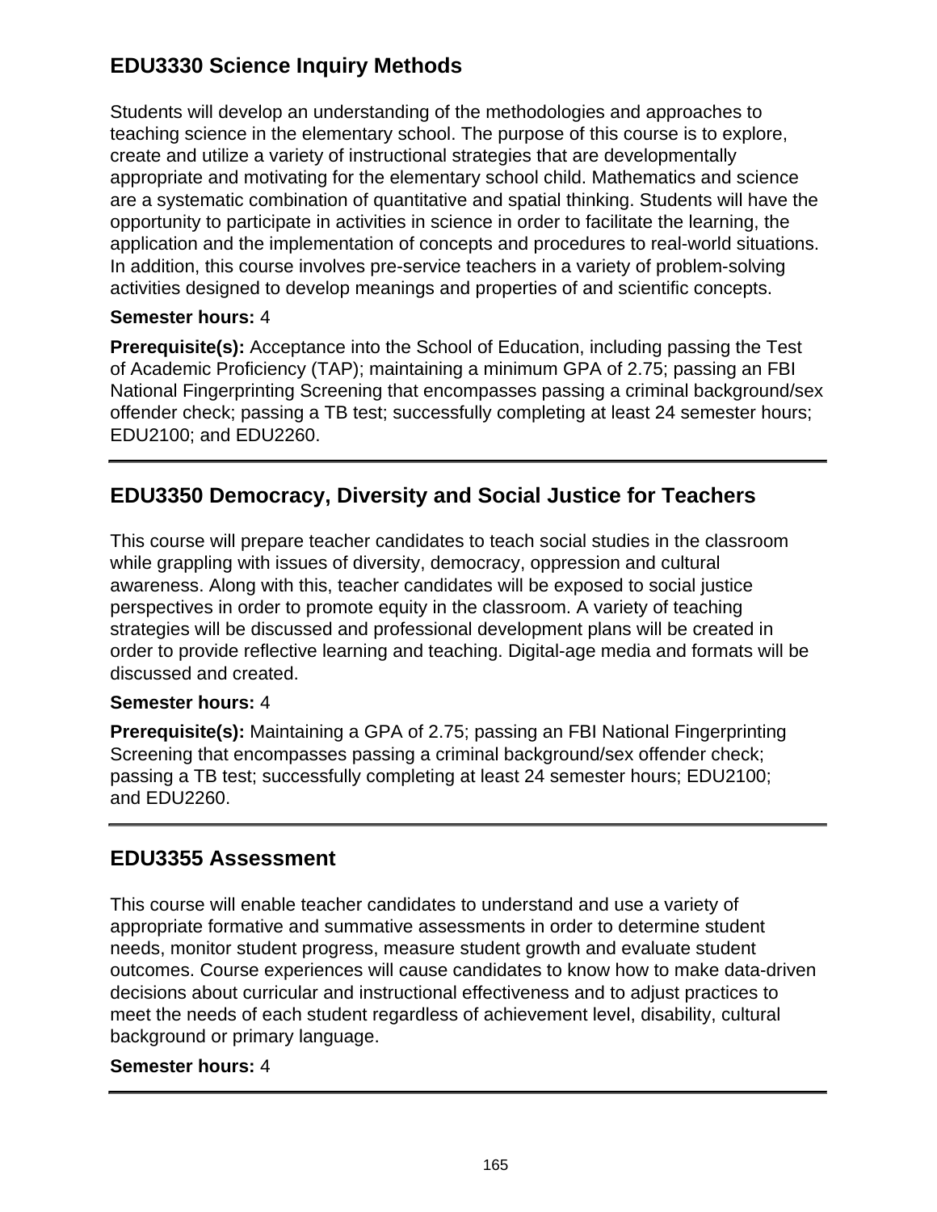## EDU3330 Science Inquiry Methods

Students will develop an understanding of the methodologies and approaches to teaching science in the elementary school. The purpose of this course is to explore, create and utilize a variety of instructional strategies that are developmentally appropriate and motivating for the elementary school child. Mathematics and science are a systematic combination of quantitative and spatial thinking. Students will have the opportunity to participate in activities in science in order to facilitate the learning, the application and the implementation of concepts and procedures to real-world situations. In addition, this course involves pre-service teachers in a variety of problem-solving activities designed to develop meanings and properties of and scientific concepts.

**Semester hours:** 4

**Prerequisite(s):** Acceptance into the School of Education, including passing the Test of Academic Proficiency (TAP); maintaining a minimum GPA of 2.75; passing an FBI National Fingerprinting Screening that encompasses passing a criminal background/sex offender check; passing a TB test; successfully completing at least 24 semester hours; EDU2100; and EDU2260.

---

## EDU3350 Democracy, Diversity and Social Justice for Teachers

This course will prepare teacher candidates to teach social studies in the classroom while grappling with issues of diversity, democracy, oppression and cultural awareness. Along with this, teacher candidates will be exposed to social justice perspectives in order to promote equity in the classroom. A variety of teaching strategies will be discussed and professional development plans will be created in order to provide reflective learning and teaching. Digital-age media and formats will be discussed and created.

**Semester hours:** 4

**Prerequisite(s):** Maintaining a GPA of 2.75; passing an FBI National Fingerprinting Screening that encompasses passing a criminal background/sex offender check; passing a TB test; successfully completing at least 24 semester hours; EDU2100; and EDU2260.

---

## EDU3355 Assessment

This course will enable teacher candidates to understand and use a variety of appropriate formative and summative assessments in order to determine student needs, monitor student progress, measure student growth and evaluate student outcomes. Course experiences will cause candidates to know how to make data-driven decisions about curricular and instructional effectiveness and to adjust practices to meet the needs of each student regardless of achievement level, disability, cultural background or primary language.

**Semester hours:** 4

---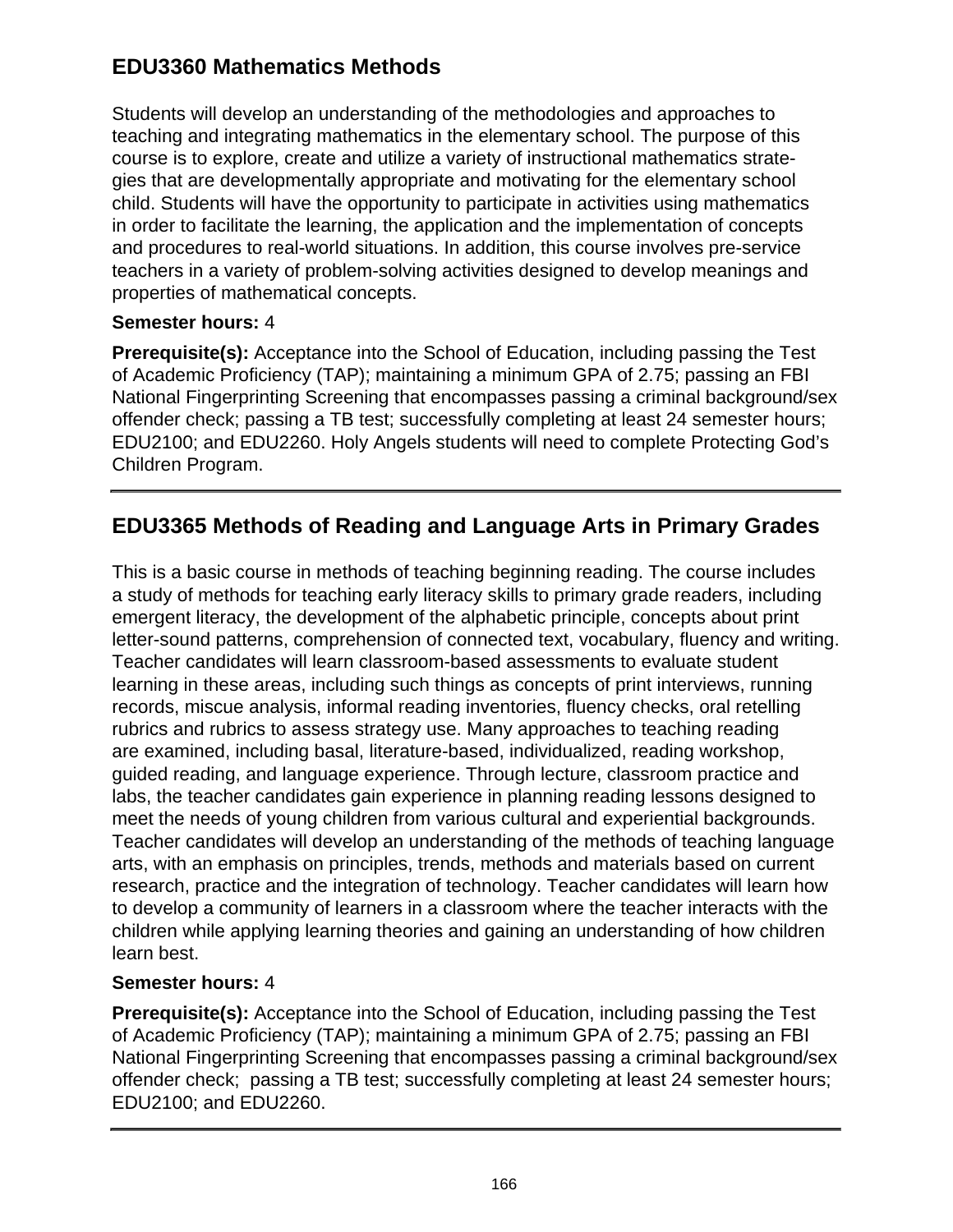## EDU3360 Mathematics Methods

Students will develop an understanding of the methodologies and approaches to teaching and integrating mathematics in the elementary school. The purpose of this course is to explore, create and utilize a variety of instructional mathematics strategies that are developmentally appropriate and motivating for the elementary school child. Students will have the opportunity to participate in activities using mathematics in order to facilitate the learning, the application and the implementation of concepts and procedures to real-world situations. In addition, this course involves pre-service teachers in a variety of problem-solving activities designed to develop meanings and properties of mathematical concepts.

**Semester hours:** 4

**Prerequisite(s):** Acceptance into the School of Education, including passing the Test of Academic Proficiency (TAP); maintaining a minimum GPA of 2.75; passing an FBI National Fingerprinting Screening that encompasses passing a criminal background/sex offender check; passing a TB test; successfully completing at least 24 semester hours; EDU2100; and EDU2260. Holy Angels students will need to complete Protecting God's Children Program.

---

## EDU3365 Methods of Reading and Language Arts in Primary Grades

This is a basic course in methods of teaching beginning reading. The course includes a study of methods for teaching early literacy skills to primary grade readers, including emergent literacy, the development of the alphabetic principle, concepts about print letter-sound patterns, comprehension of connected text, vocabulary, fluency and writing. Teacher candidates will learn classroom-based assessments to evaluate student learning in these areas, including such things as concepts of print interviews, running records, miscue analysis, informal reading inventories, fluency checks, oral retelling rubrics and rubrics to assess strategy use. Many approaches to teaching reading are examined, including basal, literature-based, individualized, reading workshop, guided reading, and language experience. Through lecture, classroom practice and labs, the teacher candidates gain experience in planning reading lessons designed to meet the needs of young children from various cultural and experiential backgrounds. Teacher candidates will develop an understanding of the methods of teaching language arts, with an emphasis on principles, trends, methods and materials based on current research, practice and the integration of technology. Teacher candidates will learn how to develop a community of learners in a classroom where the teacher interacts with the children while applying learning theories and gaining an understanding of how children learn best.

**Semester hours:** 4

**Prerequisite(s):** Acceptance into the School of Education, including passing the Test of Academic Proficiency (TAP); maintaining a minimum GPA of 2.75; passing an FBI National Fingerprinting Screening that encompasses passing a criminal background/sex offender check; passing a TB test; successfully completing at least 24 semester hours; EDU2100; and EDU2260.

---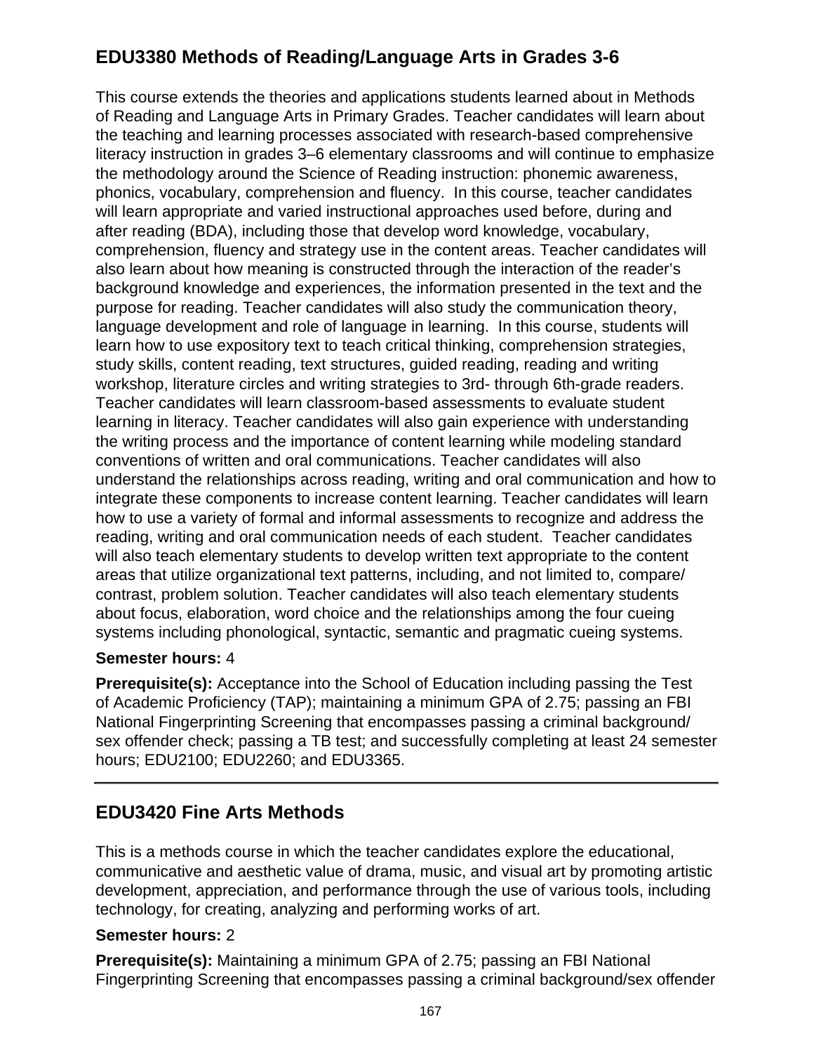## EDU3380 Methods of Reading/Language Arts in Grades 3-6

This course extends the theories and applications students learned about in Methods of Reading and Language Arts in Primary Grades. Teacher candidates will learn about the teaching and learning processes associated with research-based comprehensive literacy instruction in grades 3–6 elementary classrooms and will continue to emphasize the methodology around the Science of Reading instruction: phonemic awareness, phonics, vocabulary, comprehension and fluency. In this course, teacher candidates will learn appropriate and varied instructional approaches used before, during and after reading (BDA), including those that develop word knowledge, vocabulary, comprehension, fluency and strategy use in the content areas. Teacher candidates will also learn about how meaning is constructed through the interaction of the reader's background knowledge and experiences, the information presented in the text and the purpose for reading. Teacher candidates will also study the communication theory, language development and role of language in learning. In this course, students will learn how to use expository text to teach critical thinking, comprehension strategies, study skills, content reading, text structures, guided reading, reading and writing workshop, literature circles and writing strategies to 3rd- through 6th-grade readers. Teacher candidates will learn classroom-based assessments to evaluate student learning in literacy. Teacher candidates will also gain experience with understanding the writing process and the importance of content learning while modeling standard conventions of written and oral communications. Teacher candidates will also understand the relationships across reading, writing and oral communication and how to integrate these components to increase content learning. Teacher candidates will learn how to use a variety of formal and informal assessments to recognize and address the reading, writing and oral communication needs of each student. Teacher candidates will also teach elementary students to develop written text appropriate to the content areas that utilize organizational text patterns, including, and not limited to, compare/contrast, problem solution. Teacher candidates will also teach elementary students about focus, elaboration, word choice and the relationships among the four cueing systems including phonological, syntactic, semantic and pragmatic cueing systems.

**Semester hours:** 4

**Prerequisite(s):** Acceptance into the School of Education including passing the Test of Academic Proficiency (TAP); maintaining a minimum GPA of 2.75; passing an FBI National Fingerprinting Screening that encompasses passing a criminal background/sex offender check; passing a TB test; and successfully completing at least 24 semester hours; EDU2100; EDU2260; and EDU3365.

---

## EDU3420 Fine Arts Methods

This is a methods course in which the teacher candidates explore the educational, communicative and aesthetic value of drama, music, and visual art by promoting artistic development, appreciation, and performance through the use of various tools, including technology, for creating, analyzing and performing works of art.

**Semester hours:** 2

**Prerequisite(s):** Maintaining a minimum GPA of 2.75; passing an FBI National Fingerprinting Screening that encompasses passing a criminal background/sex offender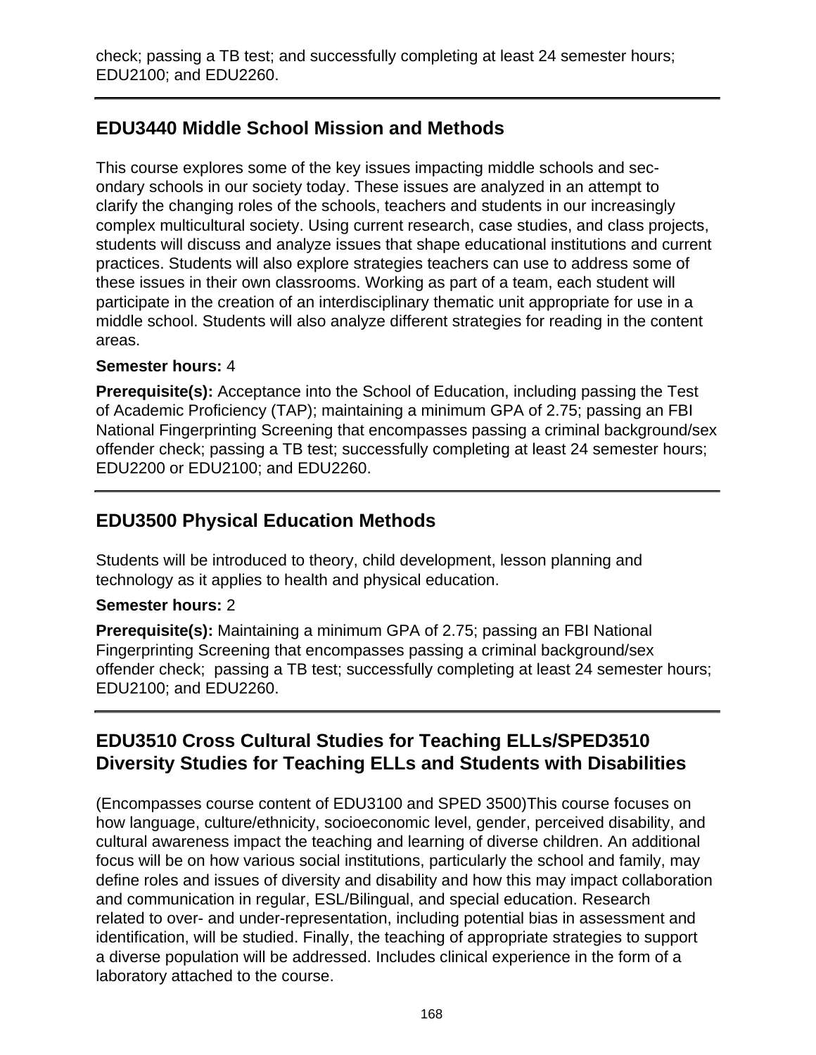check; passing a TB test; and successfully completing at least 24 semester hours; EDU2100; and EDU2260.

## EDU3440 Middle School Mission and Methods

This course explores some of the key issues impacting middle schools and secondary schools in our society today. These issues are analyzed in an attempt to clarify the changing roles of the schools, teachers and students in our increasingly complex multicultural society. Using current research, case studies, and class projects, students will discuss and analyze issues that shape educational institutions and current practices. Students will also explore strategies teachers can use to address some of these issues in their own classrooms. Working as part of a team, each student will participate in the creation of an interdisciplinary thematic unit appropriate for use in a middle school. Students will also analyze different strategies for reading in the content areas.

**Semester hours:** 4

**Prerequisite(s):** Acceptance into the School of Education, including passing the Test of Academic Proficiency (TAP); maintaining a minimum GPA of 2.75; passing an FBI National Fingerprinting Screening that encompasses passing a criminal background/sex offender check; passing a TB test; successfully completing at least 24 semester hours; EDU2200 or EDU2100; and EDU2260.

## EDU3500 Physical Education Methods

Students will be introduced to theory, child development, lesson planning and technology as it applies to health and physical education.

**Semester hours:** 2

**Prerequisite(s):** Maintaining a minimum GPA of 2.75; passing an FBI National Fingerprinting Screening that encompasses passing a criminal background/sex offender check; passing a TB test; successfully completing at least 24 semester hours; EDU2100; and EDU2260.

## EDU3510 Cross Cultural Studies for Teaching ELLs/SPED3510 Diversity Studies for Teaching ELLs and Students with Disabilities

(Encompasses course content of EDU3100 and SPED 3500)This course focuses on how language, culture/ethnicity, socioeconomic level, gender, perceived disability, and cultural awareness impact the teaching and learning of diverse children. An additional focus will be on how various social institutions, particularly the school and family, may define roles and issues of diversity and disability and how this may impact collaboration and communication in regular, ESL/Bilingual, and special education. Research related to over- and under-representation, including potential bias in assessment and identification, will be studied. Finally, the teaching of appropriate strategies to support a diverse population will be addressed. Includes clinical experience in the form of a laboratory attached to the course.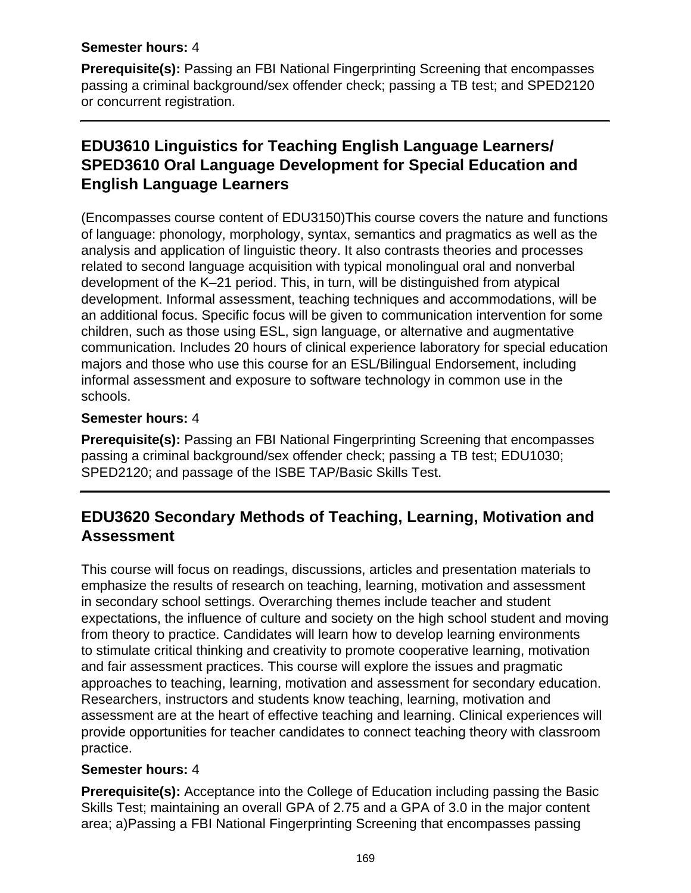**Semester hours:** 4

**Prerequisite(s):** Passing an FBI National Fingerprinting Screening that encompasses passing a criminal background/sex offender check; passing a TB test; and SPED2120 or concurrent registration.

---

## EDU3610 Linguistics for Teaching English Language Learners/ SPED3610 Oral Language Development for Special Education and English Language Learners

(Encompasses course content of EDU3150)This course covers the nature and functions of language: phonology, morphology, syntax, semantics and pragmatics as well as the analysis and application of linguistic theory. It also contrasts theories and processes related to second language acquisition with typical monolingual oral and nonverbal development of the K–21 period. This, in turn, will be distinguished from atypical development. Informal assessment, teaching techniques and accommodations, will be an additional focus. Specific focus will be given to communication intervention for some children, such as those using ESL, sign language, or alternative and augmentative communication. Includes 20 hours of clinical experience laboratory for special education majors and those who use this course for an ESL/Bilingual Endorsement, including informal assessment and exposure to software technology in common use in the schools.

**Semester hours:** 4

**Prerequisite(s):** Passing an FBI National Fingerprinting Screening that encompasses passing a criminal background/sex offender check; passing a TB test; EDU1030; SPED2120; and passage of the ISBE TAP/Basic Skills Test.

---

## EDU3620 Secondary Methods of Teaching, Learning, Motivation and Assessment

This course will focus on readings, discussions, articles and presentation materials to emphasize the results of research on teaching, learning, motivation and assessment in secondary school settings. Overarching themes include teacher and student expectations, the influence of culture and society on the high school student and moving from theory to practice. Candidates will learn how to develop learning environments to stimulate critical thinking and creativity to promote cooperative learning, motivation and fair assessment practices. This course will explore the issues and pragmatic approaches to teaching, learning, motivation and assessment for secondary education. Researchers, instructors and students know teaching, learning, motivation and assessment are at the heart of effective teaching and learning. Clinical experiences will provide opportunities for teacher candidates to connect teaching theory with classroom practice.

**Semester hours:** 4

**Prerequisite(s):** Acceptance into the College of Education including passing the Basic Skills Test; maintaining an overall GPA of 2.75 and a GPA of 3.0 in the major content area; a)Passing a FBI National Fingerprinting Screening that encompasses passing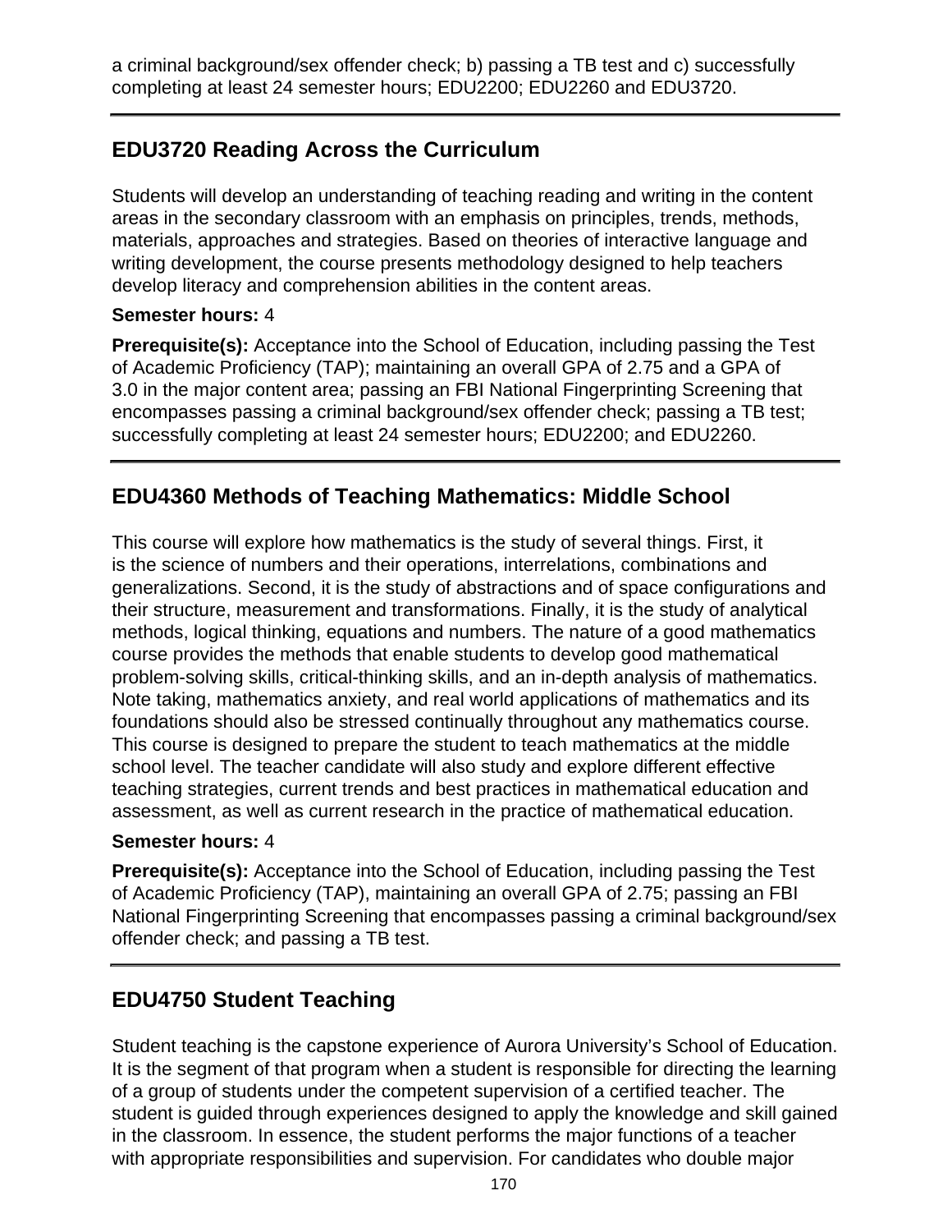a criminal background/sex offender check; b) passing a TB test and c) successfully completing at least 24 semester hours; EDU2200; EDU2260 and EDU3720.

---

## EDU3720 Reading Across the Curriculum

Students will develop an understanding of teaching reading and writing in the content areas in the secondary classroom with an emphasis on principles, trends, methods, materials, approaches and strategies. Based on theories of interactive language and writing development, the course presents methodology designed to help teachers develop literacy and comprehension abilities in the content areas.

**Semester hours:** 4

**Prerequisite(s):** Acceptance into the School of Education, including passing the Test of Academic Proficiency (TAP); maintaining an overall GPA of 2.75 and a GPA of 3.0 in the major content area; passing an FBI National Fingerprinting Screening that encompasses passing a criminal background/sex offender check; passing a TB test; successfully completing at least 24 semester hours; EDU2200; and EDU2260.

---

## EDU4360 Methods of Teaching Mathematics: Middle School

This course will explore how mathematics is the study of several things. First, it is the science of numbers and their operations, interrelations, combinations and generalizations. Second, it is the study of abstractions and of space configurations and their structure, measurement and transformations. Finally, it is the study of analytical methods, logical thinking, equations and numbers. The nature of a good mathematics course provides the methods that enable students to develop good mathematical problem-solving skills, critical-thinking skills, and an in-depth analysis of mathematics. Note taking, mathematics anxiety, and real world applications of mathematics and its foundations should also be stressed continually throughout any mathematics course. This course is designed to prepare the student to teach mathematics at the middle school level. The teacher candidate will also study and explore different effective teaching strategies, current trends and best practices in mathematical education and assessment, as well as current research in the practice of mathematical education.

**Semester hours:** 4

**Prerequisite(s):** Acceptance into the School of Education, including passing the Test of Academic Proficiency (TAP), maintaining an overall GPA of 2.75; passing an FBI National Fingerprinting Screening that encompasses passing a criminal background/sex offender check; and passing a TB test.

---

## EDU4750 Student Teaching

Student teaching is the capstone experience of Aurora University's School of Education. It is the segment of that program when a student is responsible for directing the learning of a group of students under the competent supervision of a certified teacher. The student is guided through experiences designed to apply the knowledge and skill gained in the classroom. In essence, the student performs the major functions of a teacher with appropriate responsibilities and supervision. For candidates who double major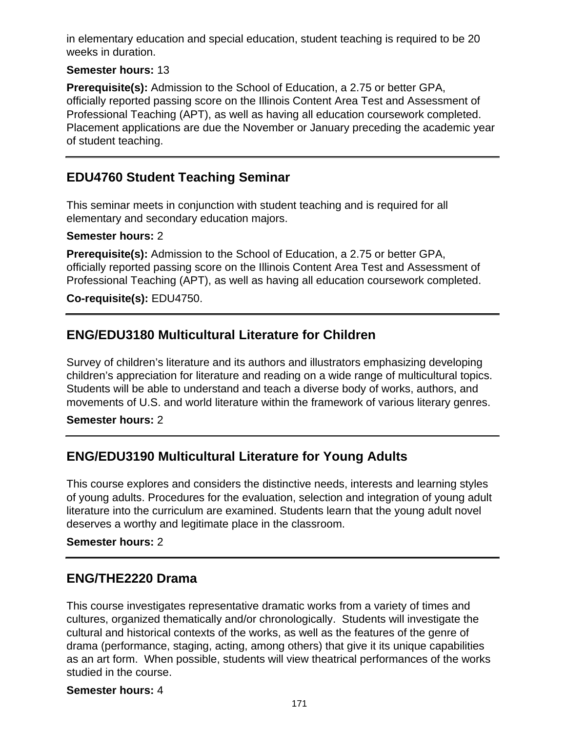in elementary education and special education, student teaching is required to be 20 weeks in duration.

**Semester hours:** 13

**Prerequisite(s):** Admission to the School of Education, a 2.75 or better GPA, officially reported passing score on the Illinois Content Area Test and Assessment of Professional Teaching (APT), as well as having all education coursework completed. Placement applications are due the November or January preceding the academic year of student teaching.

---

## EDU4760 Student Teaching Seminar

This seminar meets in conjunction with student teaching and is required for all elementary and secondary education majors.

**Semester hours:** 2

**Prerequisite(s):** Admission to the School of Education, a 2.75 or better GPA, officially reported passing score on the Illinois Content Area Test and Assessment of Professional Teaching (APT), as well as having all education coursework completed.

**Co-requisite(s):** EDU4750.

---

## ENG/EDU3180 Multicultural Literature for Children

Survey of children's literature and its authors and illustrators emphasizing developing children's appreciation for literature and reading on a wide range of multicultural topics. Students will be able to understand and teach a diverse body of works, authors, and movements of U.S. and world literature within the framework of various literary genres.

**Semester hours:** 2

---

## ENG/EDU3190 Multicultural Literature for Young Adults

This course explores and considers the distinctive needs, interests and learning styles of young adults. Procedures for the evaluation, selection and integration of young adult literature into the curriculum are examined. Students learn that the young adult novel deserves a worthy and legitimate place in the classroom.

**Semester hours:** 2

---

## ENG/THE2220 Drama

This course investigates representative dramatic works from a variety of times and cultures, organized thematically and/or chronologically. Students will investigate the cultural and historical contexts of the works, as well as the features of the genre of drama (performance, staging, acting, among others) that give it its unique capabilities as an art form. When possible, students will view theatrical performances of the works studied in the course.

**Semester hours:** 4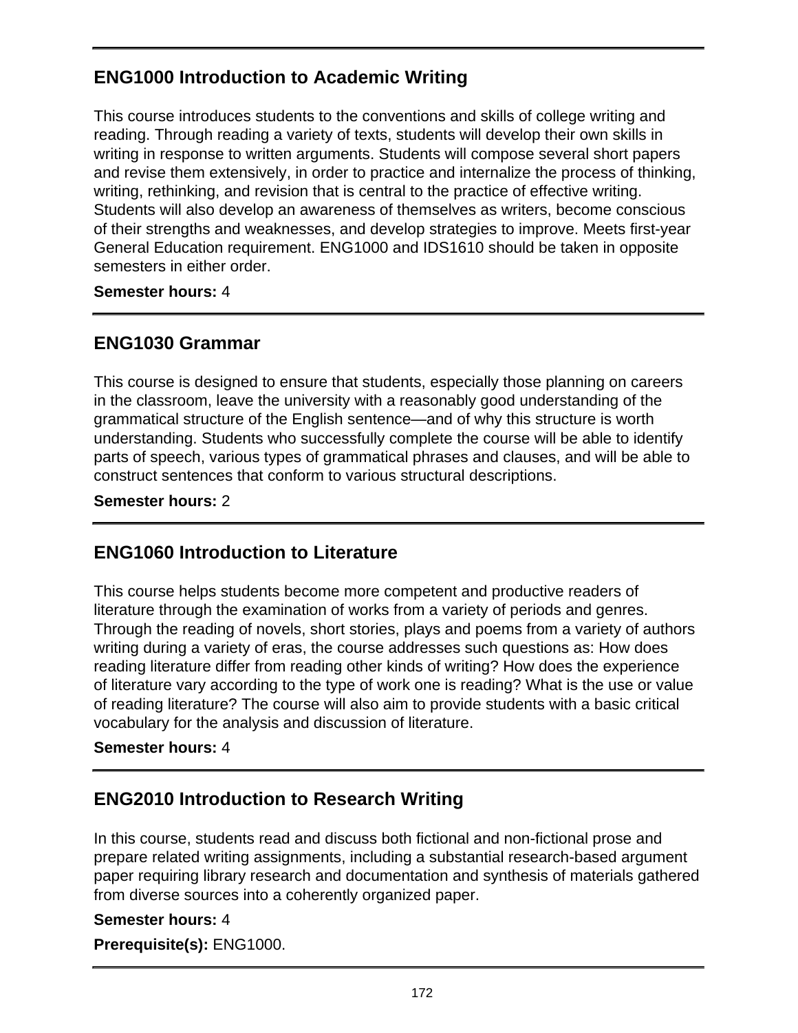## ENG1000 Introduction to Academic Writing

This course introduces students to the conventions and skills of college writing and reading. Through reading a variety of texts, students will develop their own skills in writing in response to written arguments. Students will compose several short papers and revise them extensively, in order to practice and internalize the process of thinking, writing, rethinking, and revision that is central to the practice of effective writing. Students will also develop an awareness of themselves as writers, become conscious of their strengths and weaknesses, and develop strategies to improve. Meets first-year General Education requirement. ENG1000 and IDS1610 should be taken in opposite semesters in either order.

**Semester hours:** 4

---

## ENG1030 Grammar

This course is designed to ensure that students, especially those planning on careers in the classroom, leave the university with a reasonably good understanding of the grammatical structure of the English sentence—and of why this structure is worth understanding. Students who successfully complete the course will be able to identify parts of speech, various types of grammatical phrases and clauses, and will be able to construct sentences that conform to various structural descriptions.

**Semester hours:** 2

---

## ENG1060 Introduction to Literature

This course helps students become more competent and productive readers of literature through the examination of works from a variety of periods and genres. Through the reading of novels, short stories, plays and poems from a variety of authors writing during a variety of eras, the course addresses such questions as: How does reading literature differ from reading other kinds of writing? How does the experience of literature vary according to the type of work one is reading? What is the use or value of reading literature? The course will also aim to provide students with a basic critical vocabulary for the analysis and discussion of literature.

**Semester hours:** 4

---

## ENG2010 Introduction to Research Writing

In this course, students read and discuss both fictional and non-fictional prose and prepare related writing assignments, including a substantial research-based argument paper requiring library research and documentation and synthesis of materials gathered from diverse sources into a coherently organized paper.

**Semester hours:** 4

**Prerequisite(s):** ENG1000.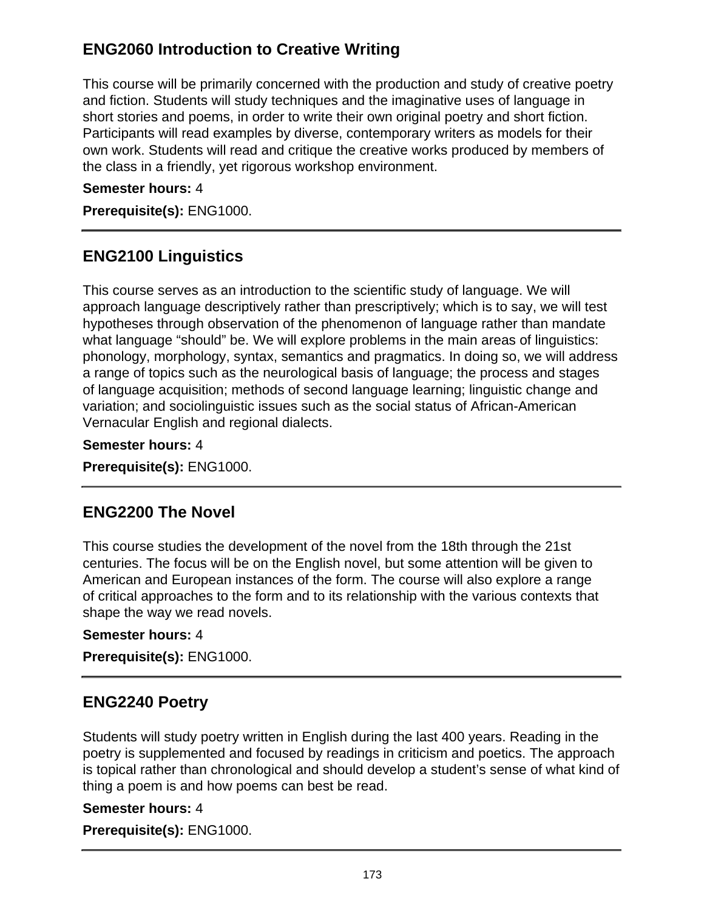## ENG2060 Introduction to Creative Writing

This course will be primarily concerned with the production and study of creative poetry and fiction. Students will study techniques and the imaginative uses of language in short stories and poems, in order to write their own original poetry and short fiction. Participants will read examples by diverse, contemporary writers as models for their own work. Students will read and critique the creative works produced by members of the class in a friendly, yet rigorous workshop environment.

**Semester hours:** 4

**Prerequisite(s):** ENG1000.

---

## ENG2100 Linguistics

This course serves as an introduction to the scientific study of language. We will approach language descriptively rather than prescriptively; which is to say, we will test hypotheses through observation of the phenomenon of language rather than mandate what language "should" be. We will explore problems in the main areas of linguistics: phonology, morphology, syntax, semantics and pragmatics. In doing so, we will address a range of topics such as the neurological basis of language; the process and stages of language acquisition; methods of second language learning; linguistic change and variation; and sociolinguistic issues such as the social status of African-American Vernacular English and regional dialects.

**Semester hours:** 4

**Prerequisite(s):** ENG1000.

---

## ENG2200 The Novel

This course studies the development of the novel from the 18th through the 21st centuries. The focus will be on the English novel, but some attention will be given to American and European instances of the form. The course will also explore a range of critical approaches to the form and to its relationship with the various contexts that shape the way we read novels.

**Semester hours:** 4

**Prerequisite(s):** ENG1000.

---

## ENG2240 Poetry

Students will study poetry written in English during the last 400 years. Reading in the poetry is supplemented and focused by readings in criticism and poetics. The approach is topical rather than chronological and should develop a student's sense of what kind of thing a poem is and how poems can best be read.

**Semester hours:** 4

**Prerequisite(s):** ENG1000.

---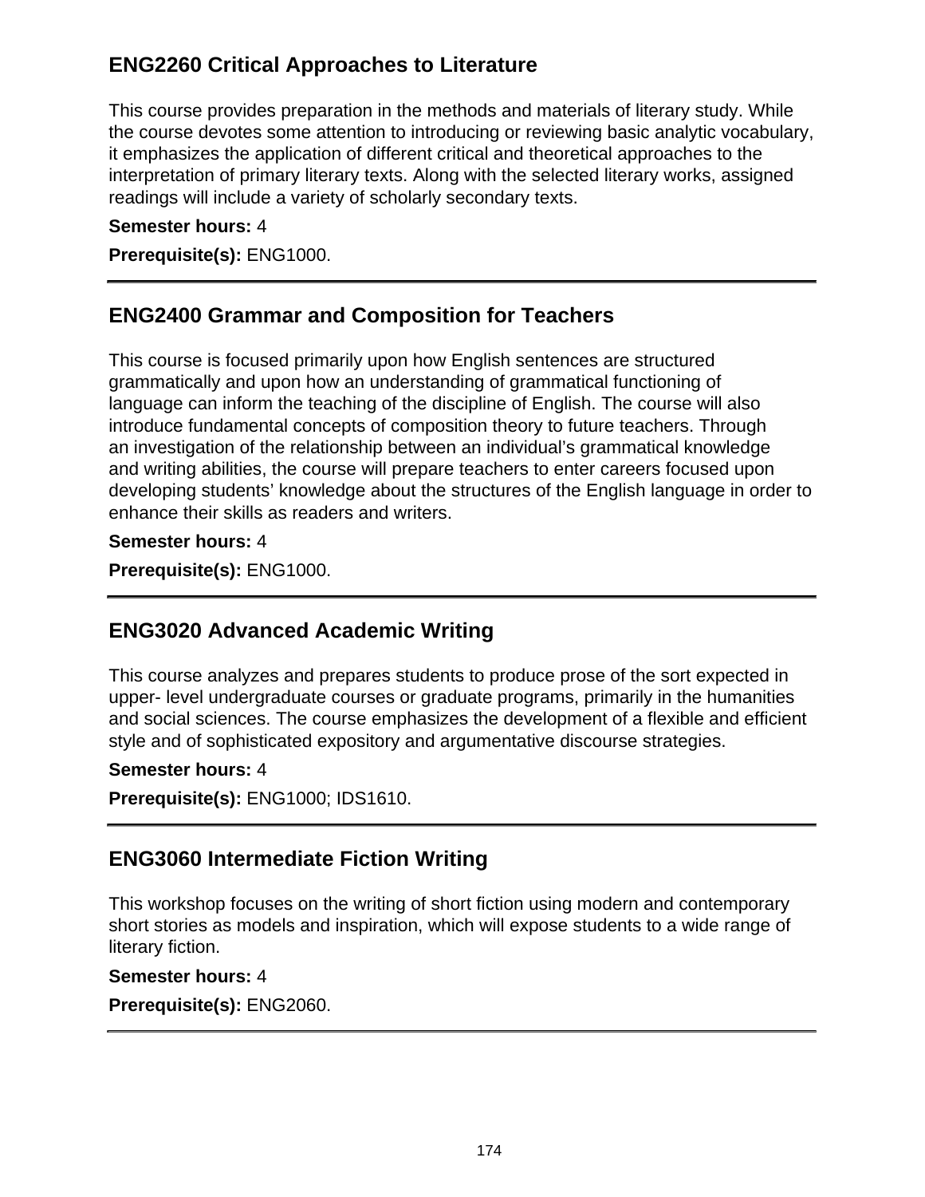## ENG2260 Critical Approaches to Literature

This course provides preparation in the methods and materials of literary study. While the course devotes some attention to introducing or reviewing basic analytic vocabulary, it emphasizes the application of different critical and theoretical approaches to the interpretation of primary literary texts. Along with the selected literary works, assigned readings will include a variety of scholarly secondary texts.

**Semester hours:** 4

**Prerequisite(s):** ENG1000.

---

## ENG2400 Grammar and Composition for Teachers

This course is focused primarily upon how English sentences are structured grammatically and upon how an understanding of grammatical functioning of language can inform the teaching of the discipline of English. The course will also introduce fundamental concepts of composition theory to future teachers. Through an investigation of the relationship between an individual's grammatical knowledge and writing abilities, the course will prepare teachers to enter careers focused upon developing students' knowledge about the structures of the English language in order to enhance their skills as readers and writers.

**Semester hours:** 4

**Prerequisite(s):** ENG1000.

---

## ENG3020 Advanced Academic Writing

This course analyzes and prepares students to produce prose of the sort expected in upper- level undergraduate courses or graduate programs, primarily in the humanities and social sciences. The course emphasizes the development of a flexible and efficient style and of sophisticated expository and argumentative discourse strategies.

**Semester hours:** 4

**Prerequisite(s):** ENG1000; IDS1610.

---

## ENG3060 Intermediate Fiction Writing

This workshop focuses on the writing of short fiction using modern and contemporary short stories as models and inspiration, which will expose students to a wide range of literary fiction.

**Semester hours:** 4

**Prerequisite(s):** ENG2060.

---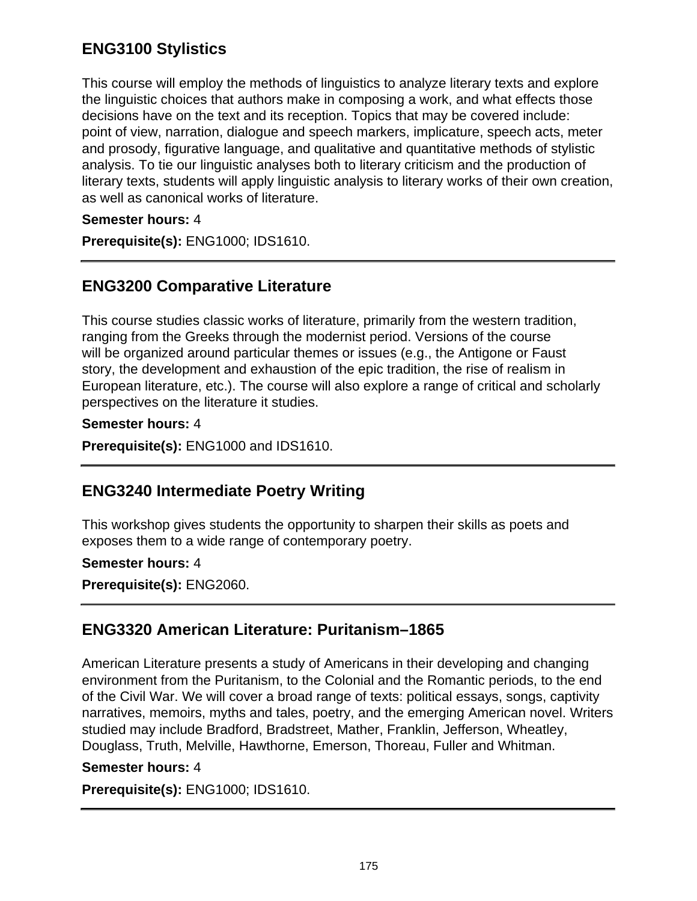## ENG3100 Stylistics

This course will employ the methods of linguistics to analyze literary texts and explore the linguistic choices that authors make in composing a work, and what effects those decisions have on the text and its reception. Topics that may be covered include: point of view, narration, dialogue and speech markers, implicature, speech acts, meter and prosody, figurative language, and qualitative and quantitative methods of stylistic analysis. To tie our linguistic analyses both to literary criticism and the production of literary texts, students will apply linguistic analysis to literary works of their own creation, as well as canonical works of literature.

**Semester hours:** 4

**Prerequisite(s):** ENG1000; IDS1610.

---

## ENG3200 Comparative Literature

This course studies classic works of literature, primarily from the western tradition, ranging from the Greeks through the modernist period. Versions of the course will be organized around particular themes or issues (e.g., the Antigone or Faust story, the development and exhaustion of the epic tradition, the rise of realism in European literature, etc.). The course will also explore a range of critical and scholarly perspectives on the literature it studies.

**Semester hours:** 4

**Prerequisite(s):** ENG1000 and IDS1610.

---

## ENG3240 Intermediate Poetry Writing

This workshop gives students the opportunity to sharpen their skills as poets and exposes them to a wide range of contemporary poetry.

**Semester hours:** 4

**Prerequisite(s):** ENG2060.

---

## ENG3320 American Literature: Puritanism–1865

American Literature presents a study of Americans in their developing and changing environment from the Puritanism, to the Colonial and the Romantic periods, to the end of the Civil War. We will cover a broad range of texts: political essays, songs, captivity narratives, memoirs, myths and tales, poetry, and the emerging American novel. Writers studied may include Bradford, Bradstreet, Mather, Franklin, Jefferson, Wheatley, Douglass, Truth, Melville, Hawthorne, Emerson, Thoreau, Fuller and Whitman.

**Semester hours:** 4

**Prerequisite(s):** ENG1000; IDS1610.

---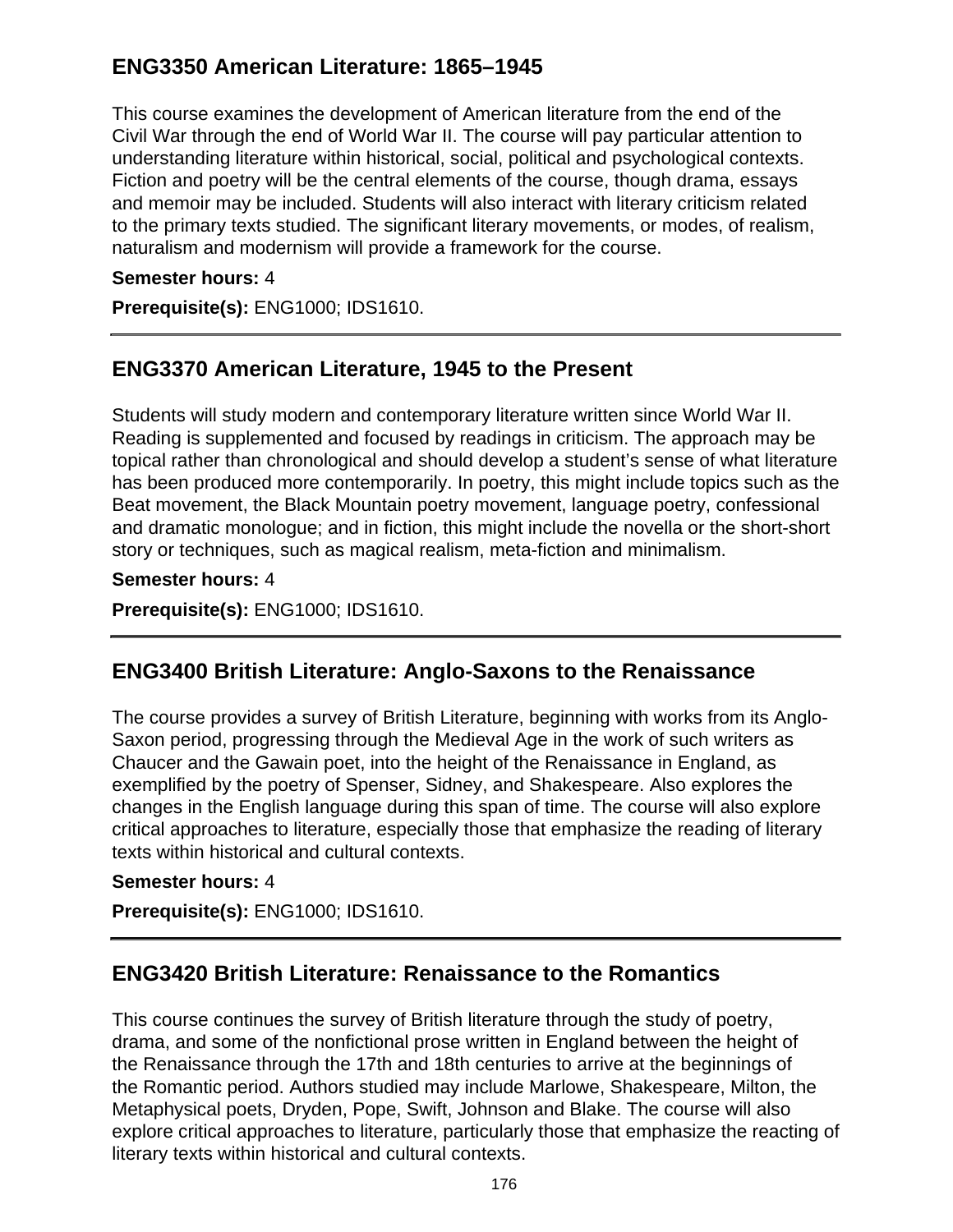## ENG3350 American Literature: 1865–1945

This course examines the development of American literature from the end of the Civil War through the end of World War II. The course will pay particular attention to understanding literature within historical, social, political and psychological contexts. Fiction and poetry will be the central elements of the course, though drama, essays and memoir may be included. Students will also interact with literary criticism related to the primary texts studied. The significant literary movements, or modes, of realism, naturalism and modernism will provide a framework for the course.

**Semester hours:** 4

**Prerequisite(s):** ENG1000; IDS1610.

---

## ENG3370 American Literature, 1945 to the Present

Students will study modern and contemporary literature written since World War II. Reading is supplemented and focused by readings in criticism. The approach may be topical rather than chronological and should develop a student's sense of what literature has been produced more contemporarily. In poetry, this might include topics such as the Beat movement, the Black Mountain poetry movement, language poetry, confessional and dramatic monologue; and in fiction, this might include the novella or the short-short story or techniques, such as magical realism, meta-fiction and minimalism.

**Semester hours:** 4

**Prerequisite(s):** ENG1000; IDS1610.

---

## ENG3400 British Literature: Anglo-Saxons to the Renaissance

The course provides a survey of British Literature, beginning with works from its Anglo-Saxon period, progressing through the Medieval Age in the work of such writers as Chaucer and the Gawain poet, into the height of the Renaissance in England, as exemplified by the poetry of Spenser, Sidney, and Shakespeare. Also explores the changes in the English language during this span of time. The course will also explore critical approaches to literature, especially those that emphasize the reading of literary texts within historical and cultural contexts.

**Semester hours:** 4

**Prerequisite(s):** ENG1000; IDS1610.

---

## ENG3420 British Literature: Renaissance to the Romantics

This course continues the survey of British literature through the study of poetry, drama, and some of the nonfictional prose written in England between the height of the Renaissance through the 17th and 18th centuries to arrive at the beginnings of the Romantic period. Authors studied may include Marlowe, Shakespeare, Milton, the Metaphysical poets, Dryden, Pope, Swift, Johnson and Blake. The course will also explore critical approaches to literature, particularly those that emphasize the reacting of literary texts within historical and cultural contexts.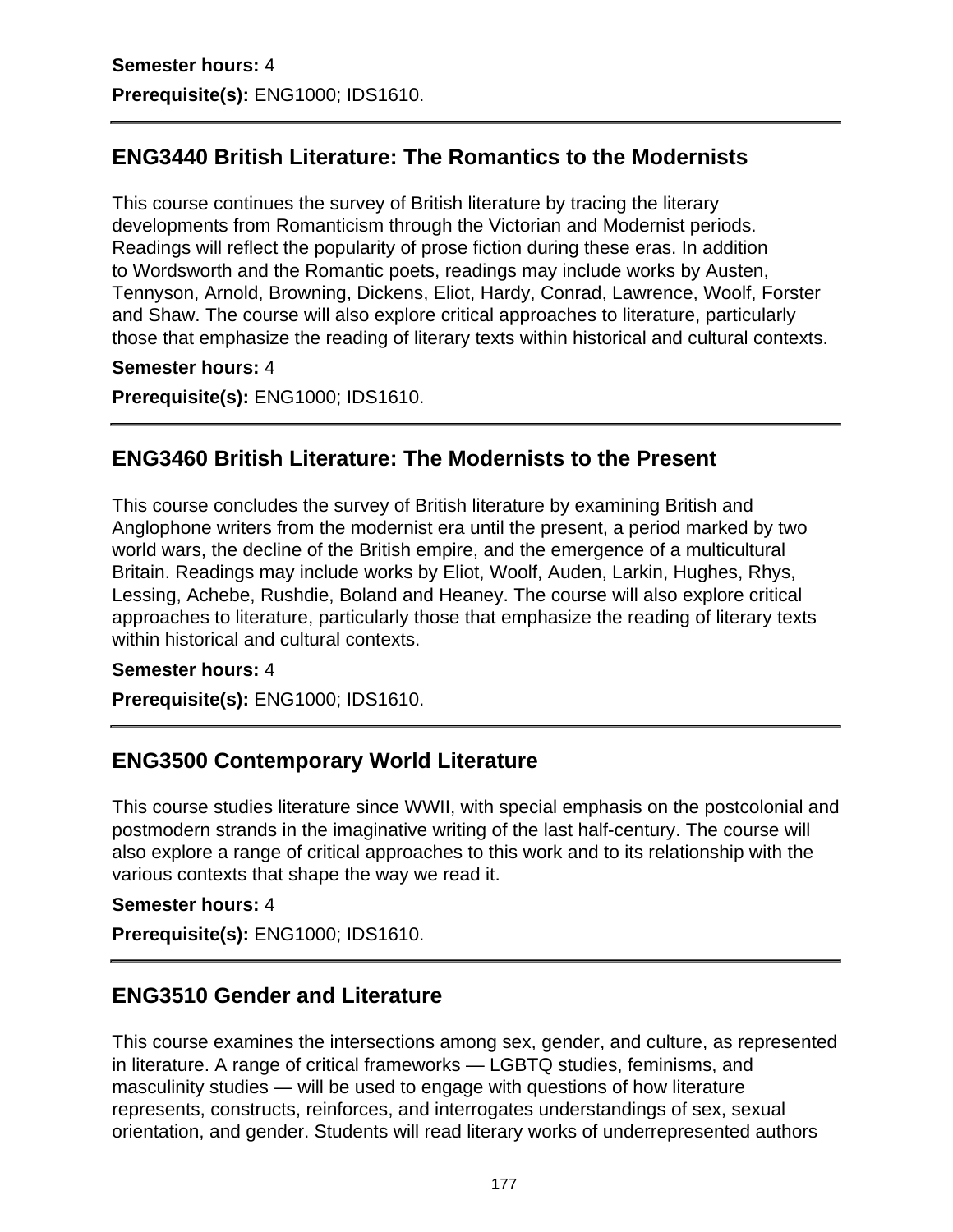**Semester hours:** 4

**Prerequisite(s):** ENG1000; IDS1610.

---

## ENG3440 British Literature: The Romantics to the Modernists

This course continues the survey of British literature by tracing the literary developments from Romanticism through the Victorian and Modernist periods. Readings will reflect the popularity of prose fiction during these eras. In addition to Wordsworth and the Romantic poets, readings may include works by Austen, Tennyson, Arnold, Browning, Dickens, Eliot, Hardy, Conrad, Lawrence, Woolf, Forster and Shaw. The course will also explore critical approaches to literature, particularly those that emphasize the reading of literary texts within historical and cultural contexts.

**Semester hours:** 4

**Prerequisite(s):** ENG1000; IDS1610.

---

## ENG3460 British Literature: The Modernists to the Present

This course concludes the survey of British literature by examining British and Anglophone writers from the modernist era until the present, a period marked by two world wars, the decline of the British empire, and the emergence of a multicultural Britain. Readings may include works by Eliot, Woolf, Auden, Larkin, Hughes, Rhys, Lessing, Achebe, Rushdie, Boland and Heaney. The course will also explore critical approaches to literature, particularly those that emphasize the reading of literary texts within historical and cultural contexts.

**Semester hours:** 4

**Prerequisite(s):** ENG1000; IDS1610.

---

## ENG3500 Contemporary World Literature

This course studies literature since WWII, with special emphasis on the postcolonial and postmodern strands in the imaginative writing of the last half-century. The course will also explore a range of critical approaches to this work and to its relationship with the various contexts that shape the way we read it.

**Semester hours:** 4

**Prerequisite(s):** ENG1000; IDS1610.

---

## ENG3510 Gender and Literature

This course examines the intersections among sex, gender, and culture, as represented in literature. A range of critical frameworks — LGBTQ studies, feminisms, and masculinity studies — will be used to engage with questions of how literature represents, constructs, reinforces, and interrogates understandings of sex, sexual orientation, and gender. Students will read literary works of underrepresented authors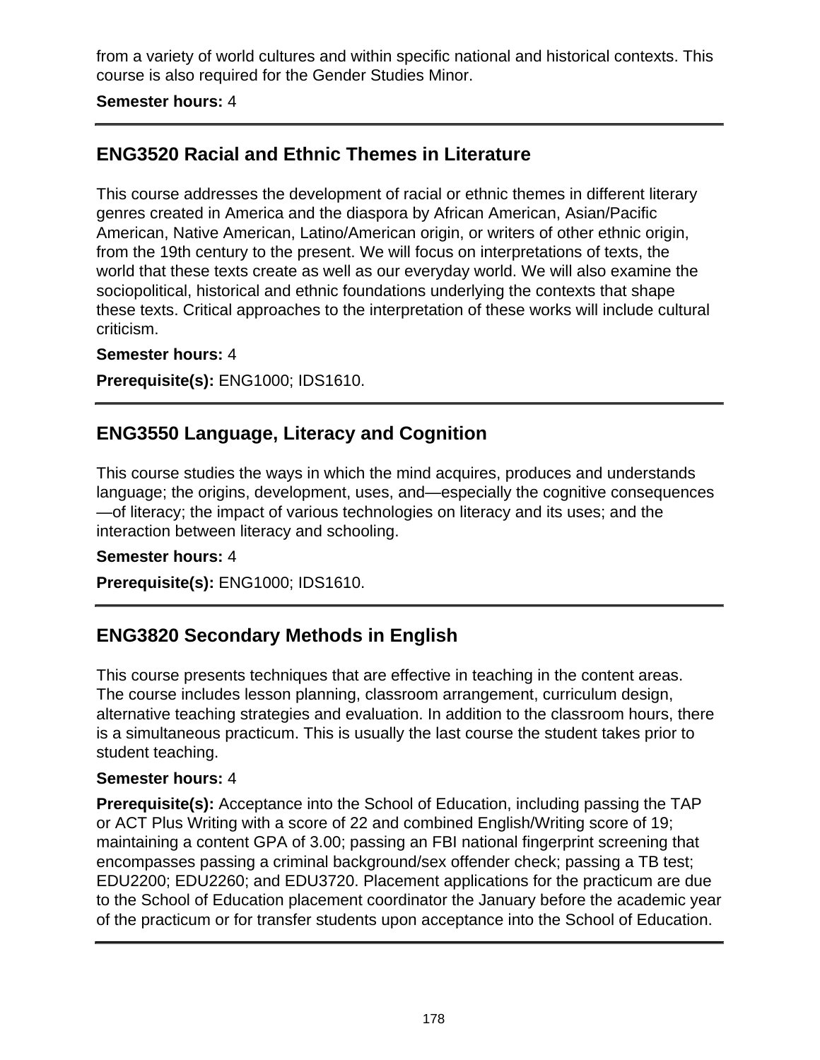from a variety of world cultures and within specific national and historical contexts. This course is also required for the Gender Studies Minor.

**Semester hours:** 4

---

## ENG3520 Racial and Ethnic Themes in Literature

This course addresses the development of racial or ethnic themes in different literary genres created in America and the diaspora by African American, Asian/Pacific American, Native American, Latino/American origin, or writers of other ethnic origin, from the 19th century to the present. We will focus on interpretations of texts, the world that these texts create as well as our everyday world. We will also examine the sociopolitical, historical and ethnic foundations underlying the contexts that shape these texts. Critical approaches to the interpretation of these works will include cultural criticism.

**Semester hours:** 4

**Prerequisite(s):** ENG1000; IDS1610.

---

## ENG3550 Language, Literacy and Cognition

This course studies the ways in which the mind acquires, produces and understands language; the origins, development, uses, and—especially the cognitive consequences—of literacy; the impact of various technologies on literacy and its uses; and the interaction between literacy and schooling.

**Semester hours:** 4

**Prerequisite(s):** ENG1000; IDS1610.

---

## ENG3820 Secondary Methods in English

This course presents techniques that are effective in teaching in the content areas. The course includes lesson planning, classroom arrangement, curriculum design, alternative teaching strategies and evaluation. In addition to the classroom hours, there is a simultaneous practicum. This is usually the last course the student takes prior to student teaching.

**Semester hours:** 4

**Prerequisite(s):** Acceptance into the School of Education, including passing the TAP or ACT Plus Writing with a score of 22 and combined English/Writing score of 19; maintaining a content GPA of 3.00; passing an FBI national fingerprint screening that encompasses passing a criminal background/sex offender check; passing a TB test; EDU2200; EDU2260; and EDU3720. Placement applications for the practicum are due to the School of Education placement coordinator the January before the academic year of the practicum or for transfer students upon acceptance into the School of Education.

---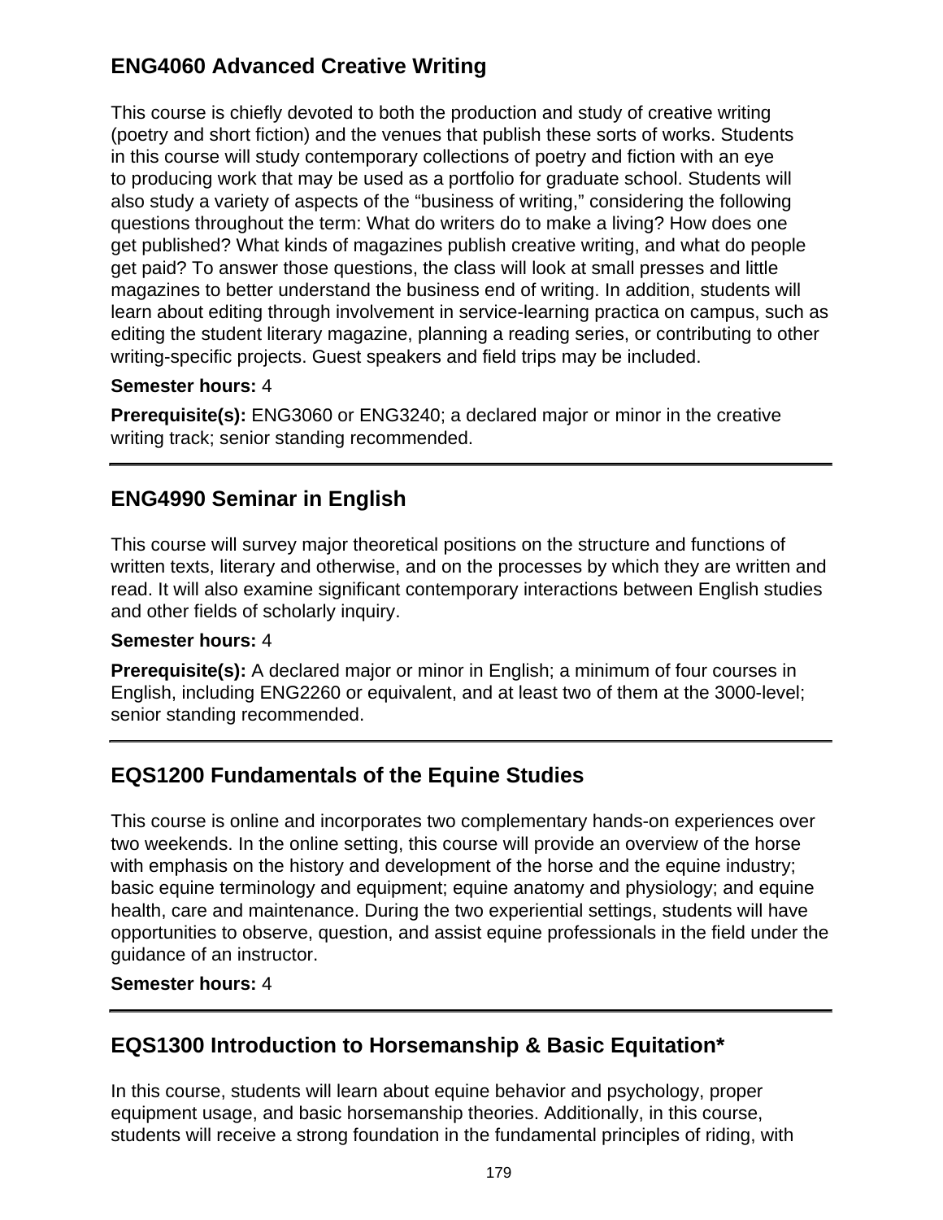## ENG4060 Advanced Creative Writing

This course is chiefly devoted to both the production and study of creative writing (poetry and short fiction) and the venues that publish these sorts of works. Students in this course will study contemporary collections of poetry and fiction with an eye to producing work that may be used as a portfolio for graduate school. Students will also study a variety of aspects of the "business of writing," considering the following questions throughout the term: What do writers do to make a living? How does one get published? What kinds of magazines publish creative writing, and what do people get paid? To answer those questions, the class will look at small presses and little magazines to better understand the business end of writing. In addition, students will learn about editing through involvement in service-learning practica on campus, such as editing the student literary magazine, planning a reading series, or contributing to other writing-specific projects. Guest speakers and field trips may be included.

**Semester hours:** 4

**Prerequisite(s):** ENG3060 or ENG3240; a declared major or minor in the creative writing track; senior standing recommended.

---

## ENG4990 Seminar in English

This course will survey major theoretical positions on the structure and functions of written texts, literary and otherwise, and on the processes by which they are written and read. It will also examine significant contemporary interactions between English studies and other fields of scholarly inquiry.

**Semester hours:** 4

**Prerequisite(s):** A declared major or minor in English; a minimum of four courses in English, including ENG2260 or equivalent, and at least two of them at the 3000-level; senior standing recommended.

---

## EQS1200 Fundamentals of the Equine Studies

This course is online and incorporates two complementary hands-on experiences over two weekends. In the online setting, this course will provide an overview of the horse with emphasis on the history and development of the horse and the equine industry; basic equine terminology and equipment; equine anatomy and physiology; and equine health, care and maintenance. During the two experiential settings, students will have opportunities to observe, question, and assist equine professionals in the field under the guidance of an instructor.

**Semester hours:** 4

---

## EQS1300 Introduction to Horsemanship & Basic Equitation*

In this course, students will learn about equine behavior and psychology, proper equipment usage, and basic horsemanship theories. Additionally, in this course, students will receive a strong foundation in the fundamental principles of riding, with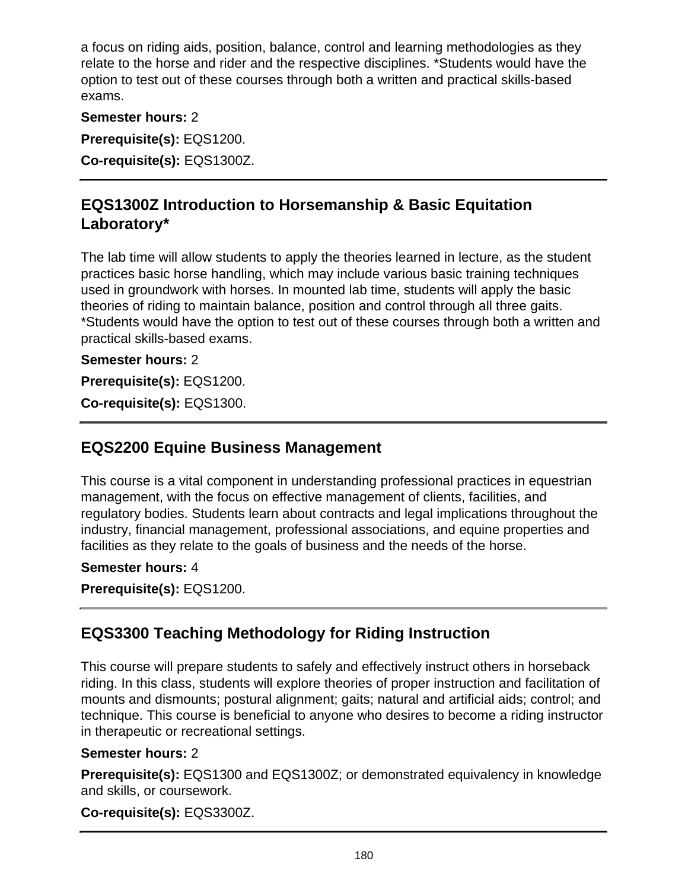a focus on riding aids, position, balance, control and learning methodologies as they relate to the horse and rider and the respective disciplines. *Students would have the option to test out of these courses through both a written and practical skills-based exams.

**Semester hours:** 2

**Prerequisite(s):** EQS1200.

**Co-requisite(s):** EQS1300Z.

---

## EQS1300Z Introduction to Horsemanship & Basic Equitation Laboratory*

The lab time will allow students to apply the theories learned in lecture, as the student practices basic horse handling, which may include various basic training techniques used in groundwork with horses. In mounted lab time, students will apply the basic theories of riding to maintain balance, position and control through all three gaits. *Students would have the option to test out of these courses through both a written and practical skills-based exams.

**Semester hours:** 2

**Prerequisite(s):** EQS1200.

**Co-requisite(s):** EQS1300.

---

## EQS2200 Equine Business Management

This course is a vital component in understanding professional practices in equestrian management, with the focus on effective management of clients, facilities, and regulatory bodies. Students learn about contracts and legal implications throughout the industry, financial management, professional associations, and equine properties and facilities as they relate to the goals of business and the needs of the horse.

**Semester hours:** 4

**Prerequisite(s):** EQS1200.

---

## EQS3300 Teaching Methodology for Riding Instruction

This course will prepare students to safely and effectively instruct others in horseback riding. In this class, students will explore theories of proper instruction and facilitation of mounts and dismounts; postural alignment; gaits; natural and artificial aids; control; and technique. This course is beneficial to anyone who desires to become a riding instructor in therapeutic or recreational settings.

**Semester hours:** 2

**Prerequisite(s):** EQS1300 and EQS1300Z; or demonstrated equivalency in knowledge and skills, or coursework.

**Co-requisite(s):** EQS3300Z.

---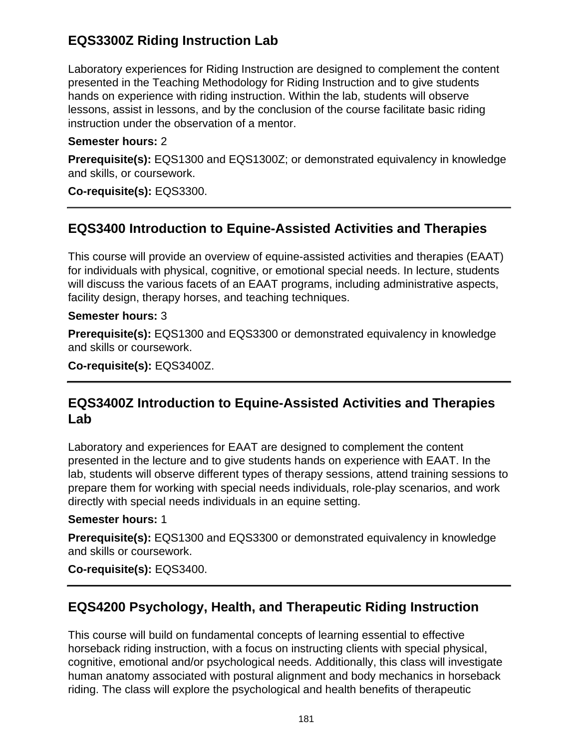## EQS3300Z Riding Instruction Lab

Laboratory experiences for Riding Instruction are designed to complement the content presented in the Teaching Methodology for Riding Instruction and to give students hands on experience with riding instruction. Within the lab, students will observe lessons, assist in lessons, and by the conclusion of the course facilitate basic riding instruction under the observation of a mentor.

**Semester hours:** 2

**Prerequisite(s):** EQS1300 and EQS1300Z; or demonstrated equivalency in knowledge and skills, or coursework.

**Co-requisite(s):** EQS3300.

---

## EQS3400 Introduction to Equine-Assisted Activities and Therapies

This course will provide an overview of equine-assisted activities and therapies (EAAT) for individuals with physical, cognitive, or emotional special needs. In lecture, students will discuss the various facets of an EAAT programs, including administrative aspects, facility design, therapy horses, and teaching techniques.

**Semester hours:** 3

**Prerequisite(s):** EQS1300 and EQS3300 or demonstrated equivalency in knowledge and skills or coursework.

**Co-requisite(s):** EQS3400Z.

---

## EQS3400Z Introduction to Equine-Assisted Activities and Therapies Lab

Laboratory and experiences for EAAT are designed to complement the content presented in the lecture and to give students hands on experience with EAAT. In the lab, students will observe different types of therapy sessions, attend training sessions to prepare them for working with special needs individuals, role-play scenarios, and work directly with special needs individuals in an equine setting.

**Semester hours:** 1

**Prerequisite(s):** EQS1300 and EQS3300 or demonstrated equivalency in knowledge and skills or coursework.

**Co-requisite(s):** EQS3400.

---

## EQS4200 Psychology, Health, and Therapeutic Riding Instruction

This course will build on fundamental concepts of learning essential to effective horseback riding instruction, with a focus on instructing clients with special physical, cognitive, emotional and/or psychological needs. Additionally, this class will investigate human anatomy associated with postural alignment and body mechanics in horseback riding. The class will explore the psychological and health benefits of therapeutic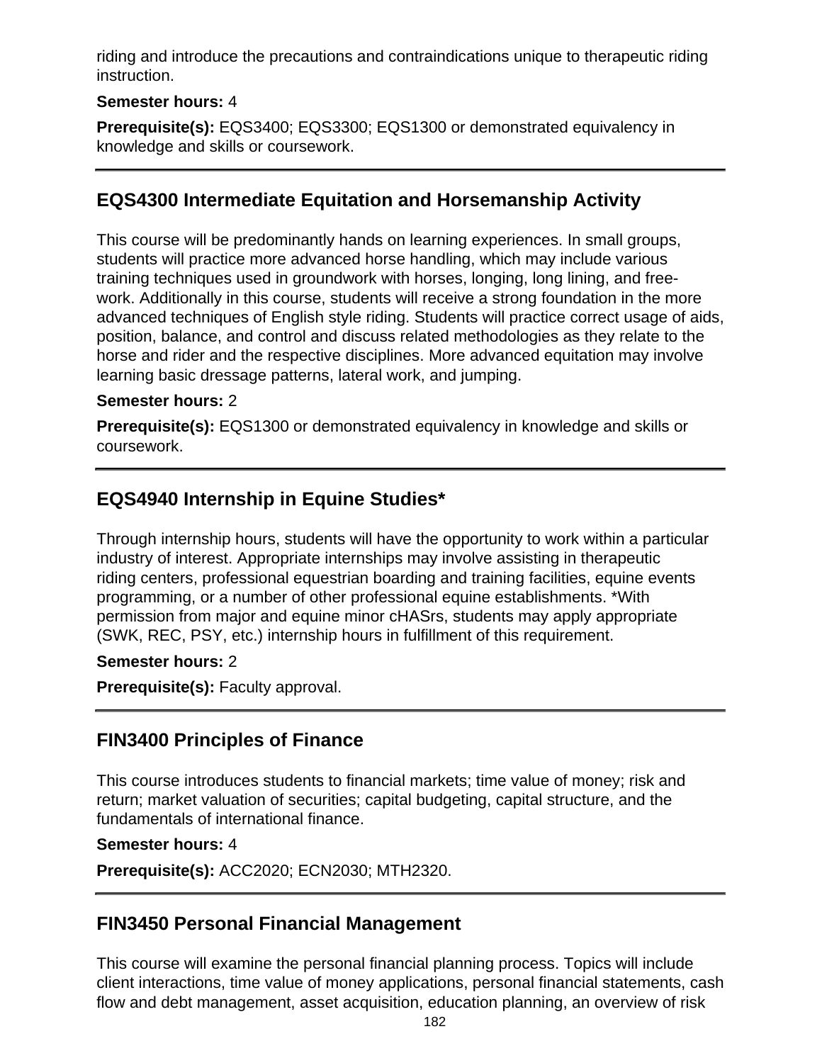riding and introduce the precautions and contraindications unique to therapeutic riding instruction.

**Semester hours:** 4

**Prerequisite(s):** EQS3400; EQS3300; EQS1300 or demonstrated equivalency in knowledge and skills or coursework.

---

## EQS4300 Intermediate Equitation and Horsemanship Activity

This course will be predominantly hands on learning experiences. In small groups, students will practice more advanced horse handling, which may include various training techniques used in groundwork with horses, longing, long lining, and free-work. Additionally in this course, students will receive a strong foundation in the more advanced techniques of English style riding. Students will practice correct usage of aids, position, balance, and control and discuss related methodologies as they relate to the horse and rider and the respective disciplines. More advanced equitation may involve learning basic dressage patterns, lateral work, and jumping.

**Semester hours:** 2

**Prerequisite(s):** EQS1300 or demonstrated equivalency in knowledge and skills or coursework.

---

## EQS4940 Internship in Equine Studies*

Through internship hours, students will have the opportunity to work within a particular industry of interest. Appropriate internships may involve assisting in therapeutic riding centers, professional equestrian boarding and training facilities, equine events programming, or a number of other professional equine establishments. *With permission from major and equine minor cHASrs, students may apply appropriate (SWK, REC, PSY, etc.) internship hours in fulfillment of this requirement.

**Semester hours:** 2

**Prerequisite(s):** Faculty approval.

---

## FIN3400 Principles of Finance

This course introduces students to financial markets; time value of money; risk and return; market valuation of securities; capital budgeting, capital structure, and the fundamentals of international finance.

**Semester hours:** 4

**Prerequisite(s):** ACC2020; ECN2030; MTH2320.

---

## FIN3450 Personal Financial Management

This course will examine the personal financial planning process. Topics will include client interactions, time value of money applications, personal financial statements, cash flow and debt management, asset acquisition, education planning, an overview of risk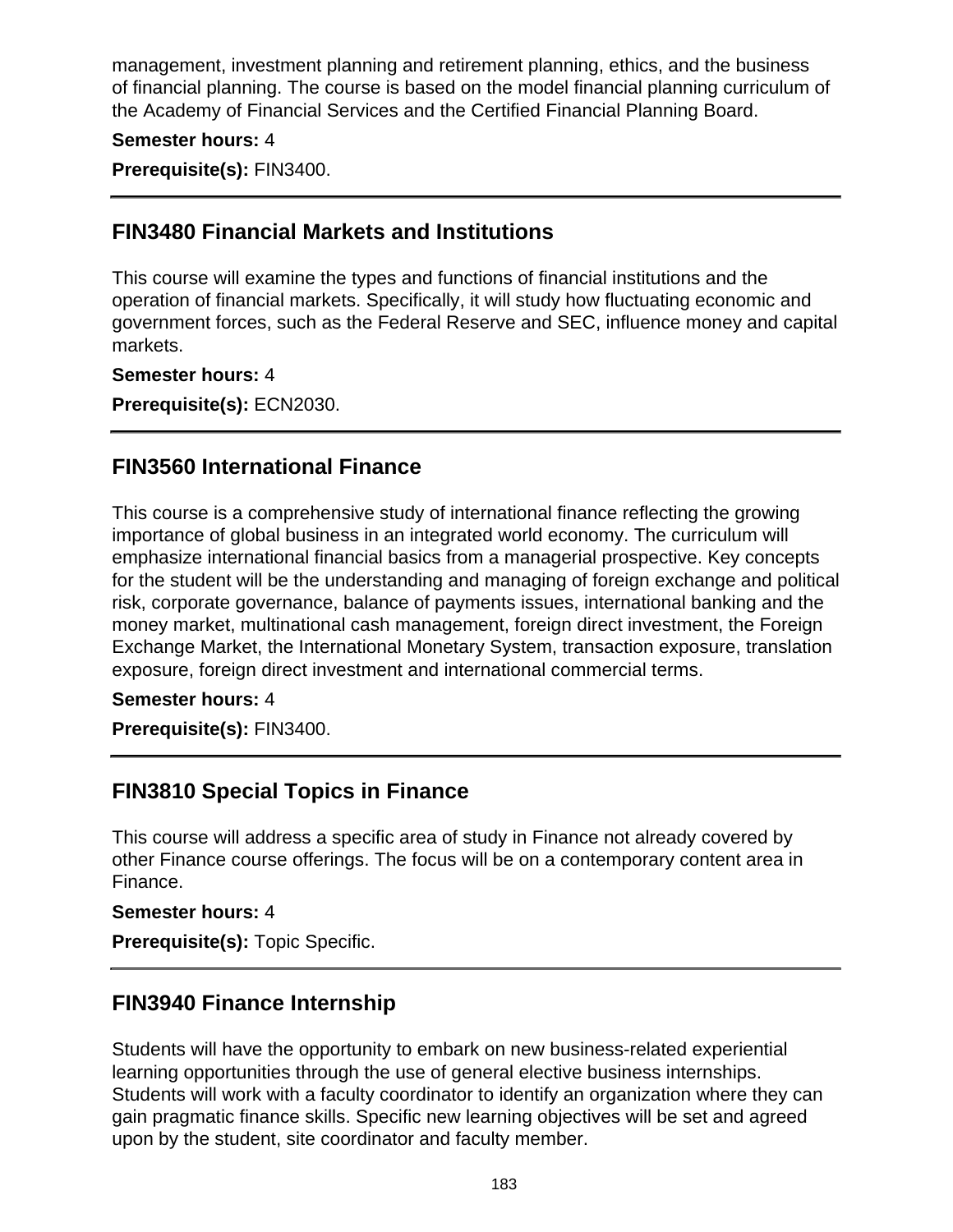management, investment planning and retirement planning, ethics, and the business of financial planning. The course is based on the model financial planning curriculum of the Academy of Financial Services and the Certified Financial Planning Board.

**Semester hours:** 4

**Prerequisite(s):** FIN3400.

---

## FIN3480 Financial Markets and Institutions

This course will examine the types and functions of financial institutions and the operation of financial markets. Specifically, it will study how fluctuating economic and government forces, such as the Federal Reserve and SEC, influence money and capital markets.

**Semester hours:** 4

**Prerequisite(s):** ECN2030.

---

## FIN3560 International Finance

This course is a comprehensive study of international finance reflecting the growing importance of global business in an integrated world economy. The curriculum will emphasize international financial basics from a managerial prospective. Key concepts for the student will be the understanding and managing of foreign exchange and political risk, corporate governance, balance of payments issues, international banking and the money market, multinational cash management, foreign direct investment, the Foreign Exchange Market, the International Monetary System, transaction exposure, translation exposure, foreign direct investment and international commercial terms.

**Semester hours:** 4

**Prerequisite(s):** FIN3400.

---

## FIN3810 Special Topics in Finance

This course will address a specific area of study in Finance not already covered by other Finance course offerings. The focus will be on a contemporary content area in Finance.

**Semester hours:** 4

**Prerequisite(s):** Topic Specific.

---

## FIN3940 Finance Internship

Students will have the opportunity to embark on new business-related experiential learning opportunities through the use of general elective business internships. Students will work with a faculty coordinator to identify an organization where they can gain pragmatic finance skills. Specific new learning objectives will be set and agreed upon by the student, site coordinator and faculty member.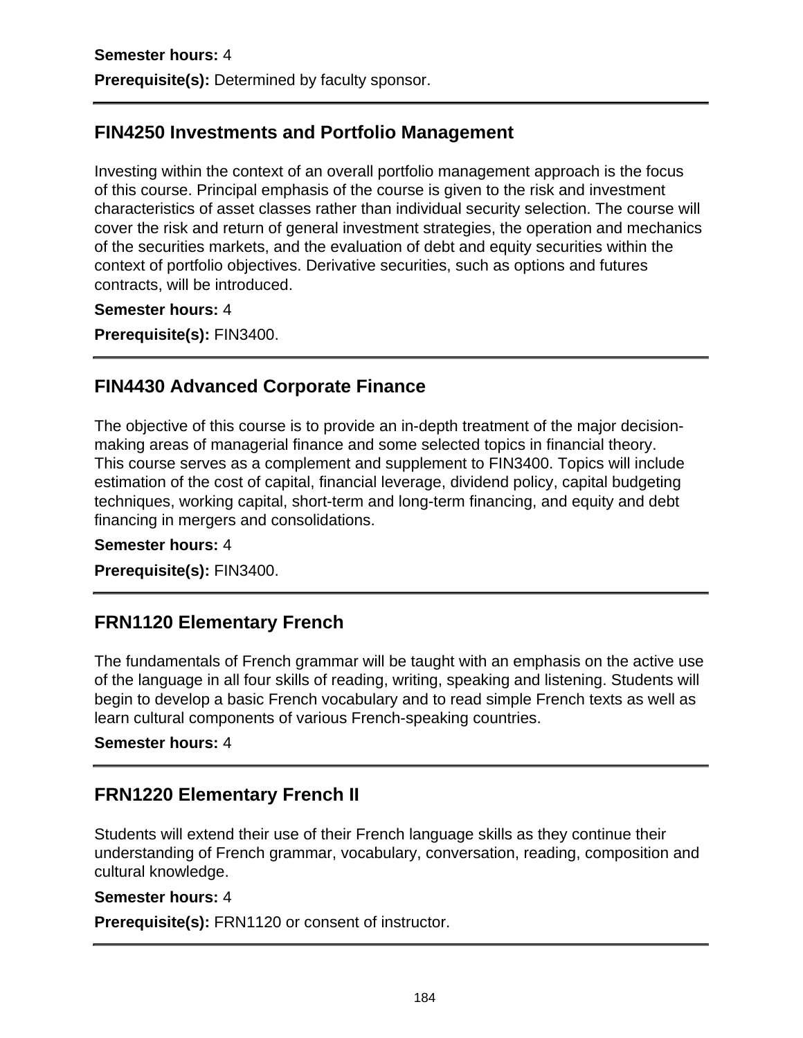**Semester hours:** 4

**Prerequisite(s):** Determined by faculty sponsor.

---

## FIN4250 Investments and Portfolio Management

Investing within the context of an overall portfolio management approach is the focus of this course. Principal emphasis of the course is given to the risk and investment characteristics of asset classes rather than individual security selection. The course will cover the risk and return of general investment strategies, the operation and mechanics of the securities markets, and the evaluation of debt and equity securities within the context of portfolio objectives. Derivative securities, such as options and futures contracts, will be introduced.

**Semester hours:** 4

**Prerequisite(s):** FIN3400.

---

## FIN4430 Advanced Corporate Finance

The objective of this course is to provide an in-depth treatment of the major decision-making areas of managerial finance and some selected topics in financial theory. This course serves as a complement and supplement to FIN3400. Topics will include estimation of the cost of capital, financial leverage, dividend policy, capital budgeting techniques, working capital, short-term and long-term financing, and equity and debt financing in mergers and consolidations.

**Semester hours:** 4

**Prerequisite(s):** FIN3400.

---

## FRN1120 Elementary French

The fundamentals of French grammar will be taught with an emphasis on the active use of the language in all four skills of reading, writing, speaking and listening. Students will begin to develop a basic French vocabulary and to read simple French texts as well as learn cultural components of various French-speaking countries.

**Semester hours:** 4

---

## FRN1220 Elementary French II

Students will extend their use of their French language skills as they continue their understanding of French grammar, vocabulary, conversation, reading, composition and cultural knowledge.

**Semester hours:** 4

**Prerequisite(s):** FRN1120 or consent of instructor.

---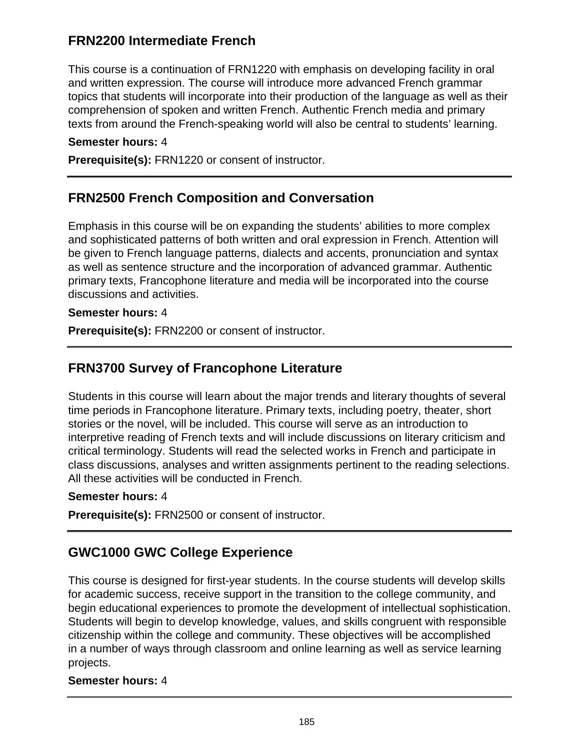## FRN2200 Intermediate French

This course is a continuation of FRN1220 with emphasis on developing facility in oral and written expression. The course will introduce more advanced French grammar topics that students will incorporate into their production of the language as well as their comprehension of spoken and written French. Authentic French media and primary texts from around the French-speaking world will also be central to students' learning.

**Semester hours:** 4

**Prerequisite(s):** FRN1220 or consent of instructor.

---

## FRN2500 French Composition and Conversation

Emphasis in this course will be on expanding the students' abilities to more complex and sophisticated patterns of both written and oral expression in French. Attention will be given to French language patterns, dialects and accents, pronunciation and syntax as well as sentence structure and the incorporation of advanced grammar. Authentic primary texts, Francophone literature and media will be incorporated into the course discussions and activities.

**Semester hours:** 4

**Prerequisite(s):** FRN2200 or consent of instructor.

---

## FRN3700 Survey of Francophone Literature

Students in this course will learn about the major trends and literary thoughts of several time periods in Francophone literature. Primary texts, including poetry, theater, short stories or the novel, will be included. This course will serve as an introduction to interpretive reading of French texts and will include discussions on literary criticism and critical terminology. Students will read the selected works in French and participate in class discussions, analyses and written assignments pertinent to the reading selections. All these activities will be conducted in French.

**Semester hours:** 4

**Prerequisite(s):** FRN2500 or consent of instructor.

---

## GWC1000 GWC College Experience

This course is designed for first-year students. In the course students will develop skills for academic success, receive support in the transition to the college community, and begin educational experiences to promote the development of intellectual sophistication. Students will begin to develop knowledge, values, and skills congruent with responsible citizenship within the college and community. These objectives will be accomplished in a number of ways through classroom and online learning as well as service learning projects.

**Semester hours:** 4

---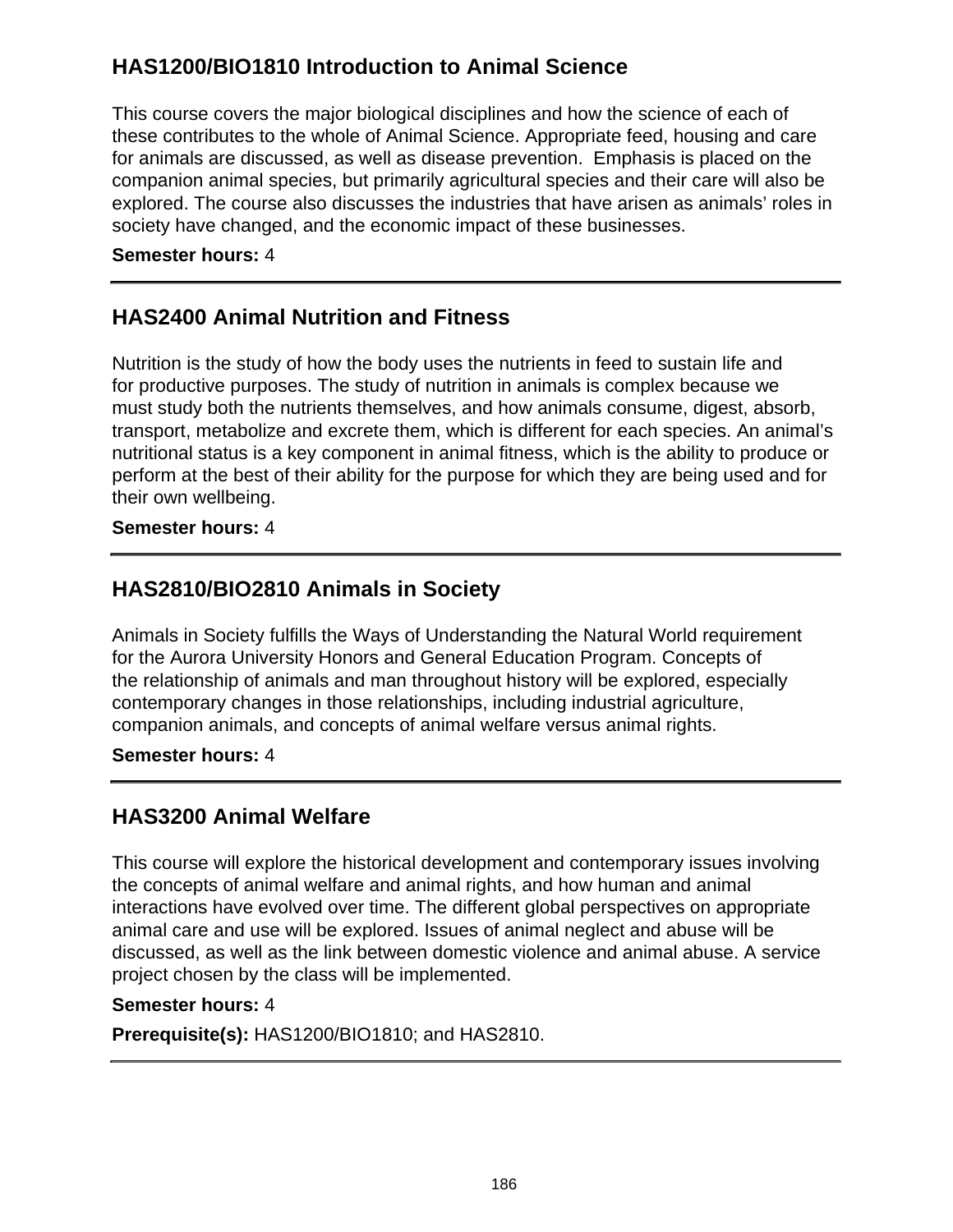## HAS1200/BIO1810 Introduction to Animal Science

This course covers the major biological disciplines and how the science of each of these contributes to the whole of Animal Science. Appropriate feed, housing and care for animals are discussed, as well as disease prevention. Emphasis is placed on the companion animal species, but primarily agricultural species and their care will also be explored. The course also discusses the industries that have arisen as animals' roles in society have changed, and the economic impact of these businesses.

**Semester hours:** 4

---

## HAS2400 Animal Nutrition and Fitness

Nutrition is the study of how the body uses the nutrients in feed to sustain life and for productive purposes. The study of nutrition in animals is complex because we must study both the nutrients themselves, and how animals consume, digest, absorb, transport, metabolize and excrete them, which is different for each species. An animal's nutritional status is a key component in animal fitness, which is the ability to produce or perform at the best of their ability for the purpose for which they are being used and for their own wellbeing.

**Semester hours:** 4

---

## HAS2810/BIO2810 Animals in Society

Animals in Society fulfills the Ways of Understanding the Natural World requirement for the Aurora University Honors and General Education Program. Concepts of the relationship of animals and man throughout history will be explored, especially contemporary changes in those relationships, including industrial agriculture, companion animals, and concepts of animal welfare versus animal rights.

**Semester hours:** 4

---

## HAS3200 Animal Welfare

This course will explore the historical development and contemporary issues involving the concepts of animal welfare and animal rights, and how human and animal interactions have evolved over time. The different global perspectives on appropriate animal care and use will be explored. Issues of animal neglect and abuse will be discussed, as well as the link between domestic violence and animal abuse. A service project chosen by the class will be implemented.

**Semester hours:** 4

**Prerequisite(s):** HAS1200/BIO1810; and HAS2810.

---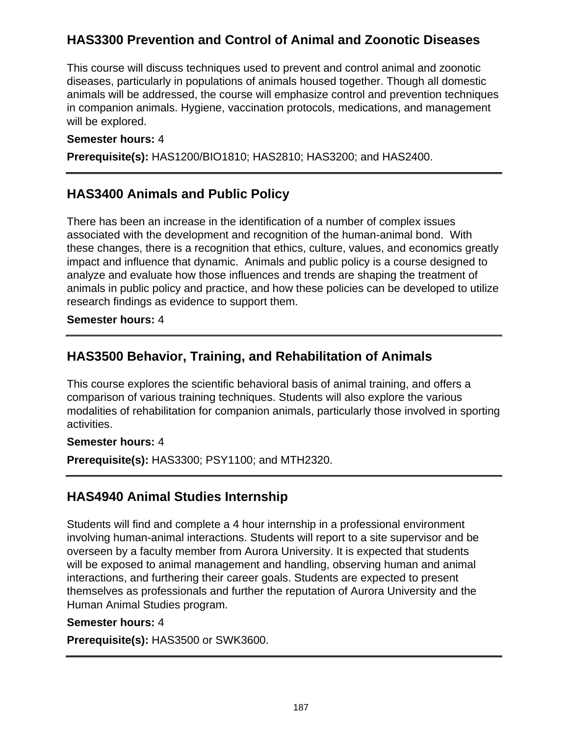## HAS3300 Prevention and Control of Animal and Zoonotic Diseases

This course will discuss techniques used to prevent and control animal and zoonotic diseases, particularly in populations of animals housed together. Though all domestic animals will be addressed, the course will emphasize control and prevention techniques in companion animals. Hygiene, vaccination protocols, medications, and management will be explored.

**Semester hours:** 4

**Prerequisite(s):** HAS1200/BIO1810; HAS2810; HAS3200; and HAS2400.

---

## HAS3400 Animals and Public Policy

There has been an increase in the identification of a number of complex issues associated with the development and recognition of the human-animal bond. With these changes, there is a recognition that ethics, culture, values, and economics greatly impact and influence that dynamic. Animals and public policy is a course designed to analyze and evaluate how those influences and trends are shaping the treatment of animals in public policy and practice, and how these policies can be developed to utilize research findings as evidence to support them.

**Semester hours:** 4

---

## HAS3500 Behavior, Training, and Rehabilitation of Animals

This course explores the scientific behavioral basis of animal training, and offers a comparison of various training techniques. Students will also explore the various modalities of rehabilitation for companion animals, particularly those involved in sporting activities.

**Semester hours:** 4

**Prerequisite(s):** HAS3300; PSY1100; and MTH2320.

---

## HAS4940 Animal Studies Internship

Students will find and complete a 4 hour internship in a professional environment involving human-animal interactions. Students will report to a site supervisor and be overseen by a faculty member from Aurora University. It is expected that students will be exposed to animal management and handling, observing human and animal interactions, and furthering their career goals. Students are expected to present themselves as professionals and further the reputation of Aurora University and the Human Animal Studies program.

**Semester hours:** 4

**Prerequisite(s):** HAS3500 or SWK3600.

---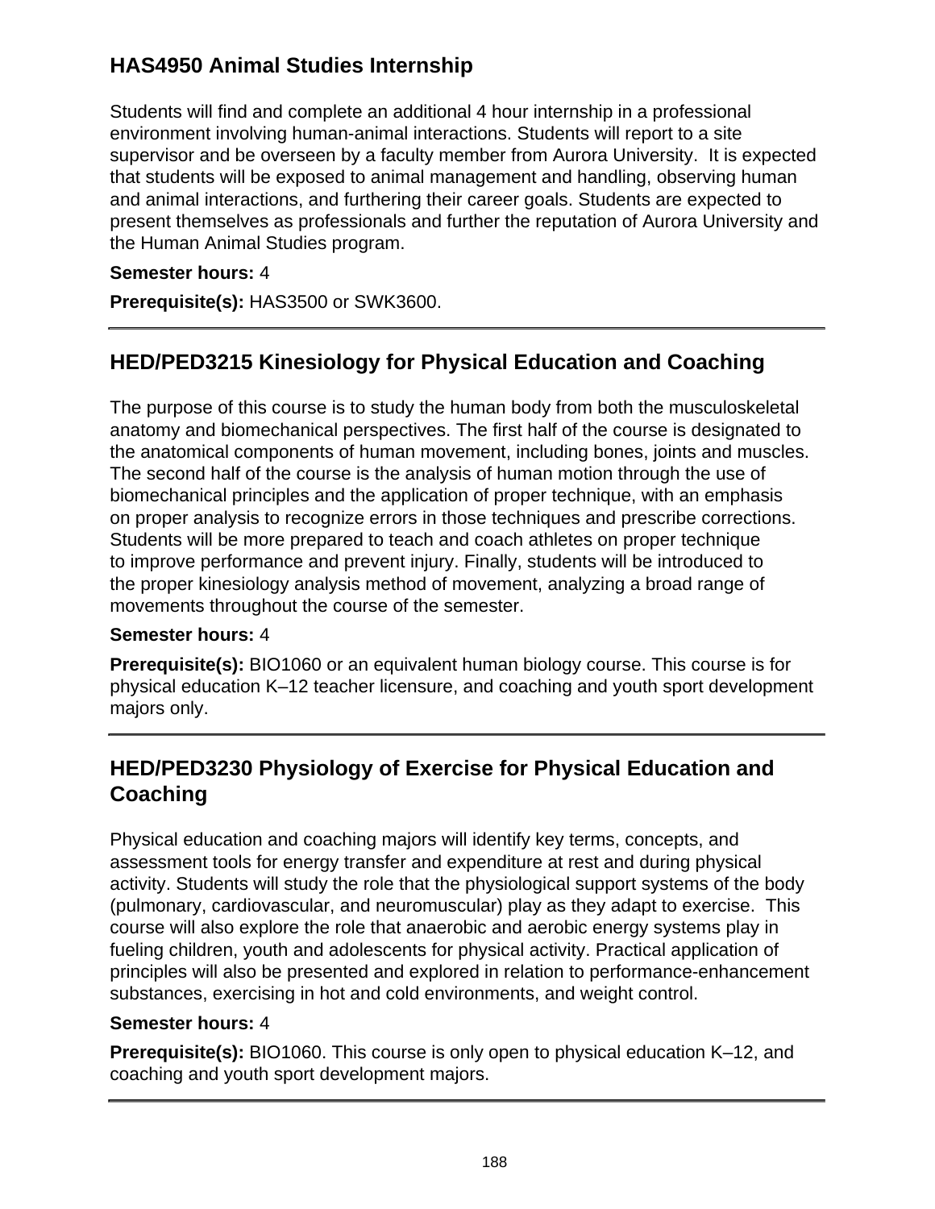## HAS4950 Animal Studies Internship

Students will find and complete an additional 4 hour internship in a professional environment involving human-animal interactions. Students will report to a site supervisor and be overseen by a faculty member from Aurora University. It is expected that students will be exposed to animal management and handling, observing human and animal interactions, and furthering their career goals. Students are expected to present themselves as professionals and further the reputation of Aurora University and the Human Animal Studies program.

**Semester hours:** 4

**Prerequisite(s):** HAS3500 or SWK3600.

---

## HED/PED3215 Kinesiology for Physical Education and Coaching

The purpose of this course is to study the human body from both the musculoskeletal anatomy and biomechanical perspectives. The first half of the course is designated to the anatomical components of human movement, including bones, joints and muscles. The second half of the course is the analysis of human motion through the use of biomechanical principles and the application of proper technique, with an emphasis on proper analysis to recognize errors in those techniques and prescribe corrections. Students will be more prepared to teach and coach athletes on proper technique to improve performance and prevent injury. Finally, students will be introduced to the proper kinesiology analysis method of movement, analyzing a broad range of movements throughout the course of the semester.

**Semester hours:** 4

**Prerequisite(s):** BIO1060 or an equivalent human biology course. This course is for physical education K–12 teacher licensure, and coaching and youth sport development majors only.

---

## HED/PED3230 Physiology of Exercise for Physical Education and Coaching

Physical education and coaching majors will identify key terms, concepts, and assessment tools for energy transfer and expenditure at rest and during physical activity. Students will study the role that the physiological support systems of the body (pulmonary, cardiovascular, and neuromuscular) play as they adapt to exercise. This course will also explore the role that anaerobic and aerobic energy systems play in fueling children, youth and adolescents for physical activity. Practical application of principles will also be presented and explored in relation to performance-enhancement substances, exercising in hot and cold environments, and weight control.

**Semester hours:** 4

**Prerequisite(s):** BIO1060. This course is only open to physical education K–12, and coaching and youth sport development majors.

---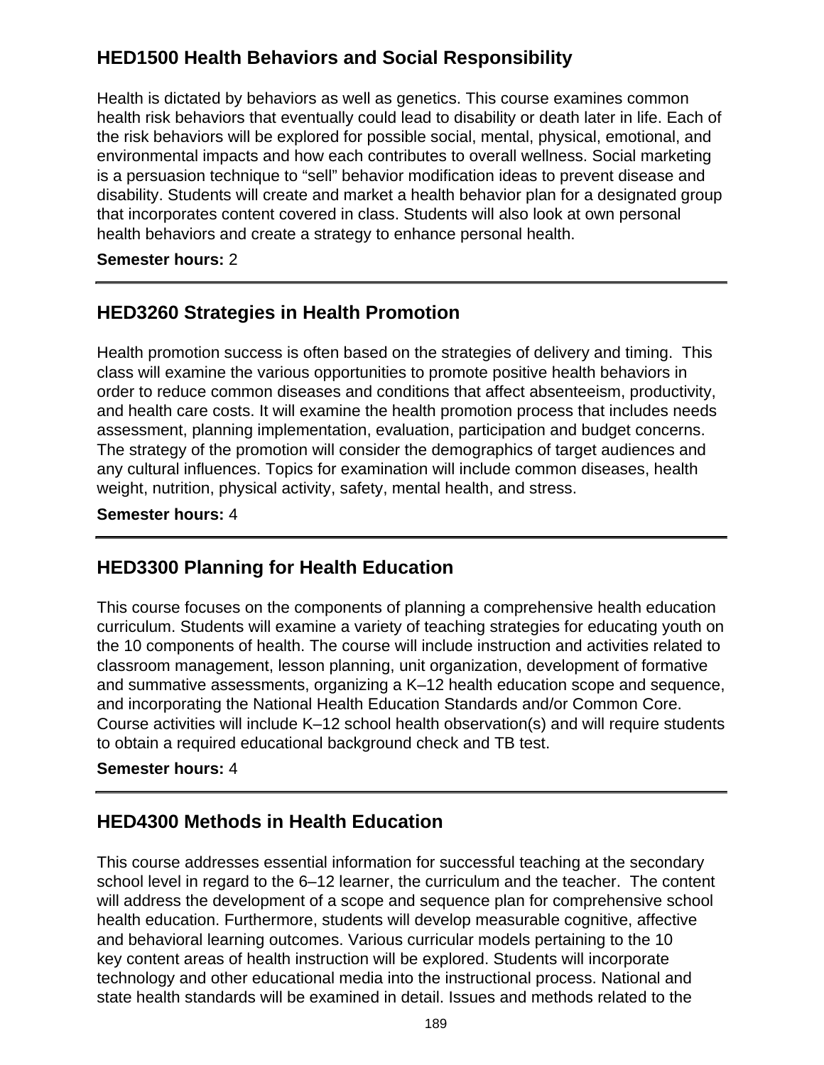## HED1500 Health Behaviors and Social Responsibility

Health is dictated by behaviors as well as genetics. This course examines common health risk behaviors that eventually could lead to disability or death later in life. Each of the risk behaviors will be explored for possible social, mental, physical, emotional, and environmental impacts and how each contributes to overall wellness. Social marketing is a persuasion technique to “sell” behavior modification ideas to prevent disease and disability. Students will create and market a health behavior plan for a designated group that incorporates content covered in class. Students will also look at own personal health behaviors and create a strategy to enhance personal health.

**Semester hours:** 2

---

## HED3260 Strategies in Health Promotion

Health promotion success is often based on the strategies of delivery and timing. This class will examine the various opportunities to promote positive health behaviors in order to reduce common diseases and conditions that affect absenteeism, productivity, and health care costs. It will examine the health promotion process that includes needs assessment, planning implementation, evaluation, participation and budget concerns. The strategy of the promotion will consider the demographics of target audiences and any cultural influences. Topics for examination will include common diseases, health weight, nutrition, physical activity, safety, mental health, and stress.

**Semester hours:** 4

---

## HED3300 Planning for Health Education

This course focuses on the components of planning a comprehensive health education curriculum. Students will examine a variety of teaching strategies for educating youth on the 10 components of health. The course will include instruction and activities related to classroom management, lesson planning, unit organization, development of formative and summative assessments, organizing a K–12 health education scope and sequence, and incorporating the National Health Education Standards and/or Common Core. Course activities will include K–12 school health observation(s) and will require students to obtain a required educational background check and TB test.

**Semester hours:** 4

---

## HED4300 Methods in Health Education

This course addresses essential information for successful teaching at the secondary school level in regard to the 6–12 learner, the curriculum and the teacher. The content will address the development of a scope and sequence plan for comprehensive school health education. Furthermore, students will develop measurable cognitive, affective and behavioral learning outcomes. Various curricular models pertaining to the 10 key content areas of health instruction will be explored. Students will incorporate technology and other educational media into the instructional process. National and state health standards will be examined in detail. Issues and methods related to the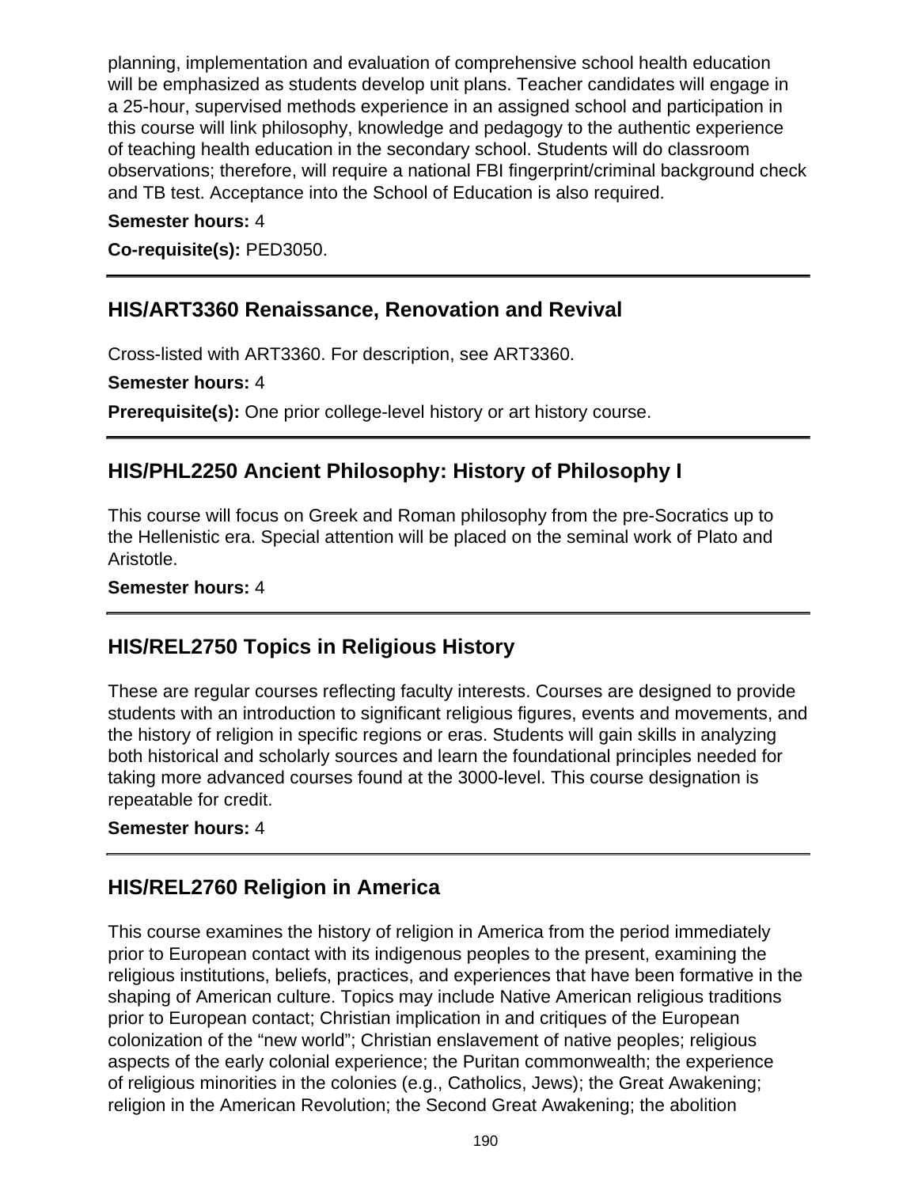planning, implementation and evaluation of comprehensive school health education will be emphasized as students develop unit plans. Teacher candidates will engage in a 25-hour, supervised methods experience in an assigned school and participation in this course will link philosophy, knowledge and pedagogy to the authentic experience of teaching health education in the secondary school. Students will do classroom observations; therefore, will require a national FBI fingerprint/criminal background check and TB test. Acceptance into the School of Education is also required.

**Semester hours:** 4

**Co-requisite(s):** PED3050.

---

## HIS/ART3360 Renaissance, Renovation and Revival

Cross-listed with ART3360. For description, see ART3360.

**Semester hours:** 4

**Prerequisite(s):** One prior college-level history or art history course.

---

## HIS/PHL2250 Ancient Philosophy: History of Philosophy I

This course will focus on Greek and Roman philosophy from the pre-Socratics up to the Hellenistic era. Special attention will be placed on the seminal work of Plato and Aristotle.

**Semester hours:** 4

---

## HIS/REL2750 Topics in Religious History

These are regular courses reflecting faculty interests. Courses are designed to provide students with an introduction to significant religious figures, events and movements, and the history of religion in specific regions or eras. Students will gain skills in analyzing both historical and scholarly sources and learn the foundational principles needed for taking more advanced courses found at the 3000-level. This course designation is repeatable for credit.

**Semester hours:** 4

---

## HIS/REL2760 Religion in America

This course examines the history of religion in America from the period immediately prior to European contact with its indigenous peoples to the present, examining the religious institutions, beliefs, practices, and experiences that have been formative in the shaping of American culture. Topics may include Native American religious traditions prior to European contact; Christian implication in and critiques of the European colonization of the "new world"; Christian enslavement of native peoples; religious aspects of the early colonial experience; the Puritan commonwealth; the experience of religious minorities in the colonies (e.g., Catholics, Jews); the Great Awakening; religion in the American Revolution; the Second Great Awakening; the abolition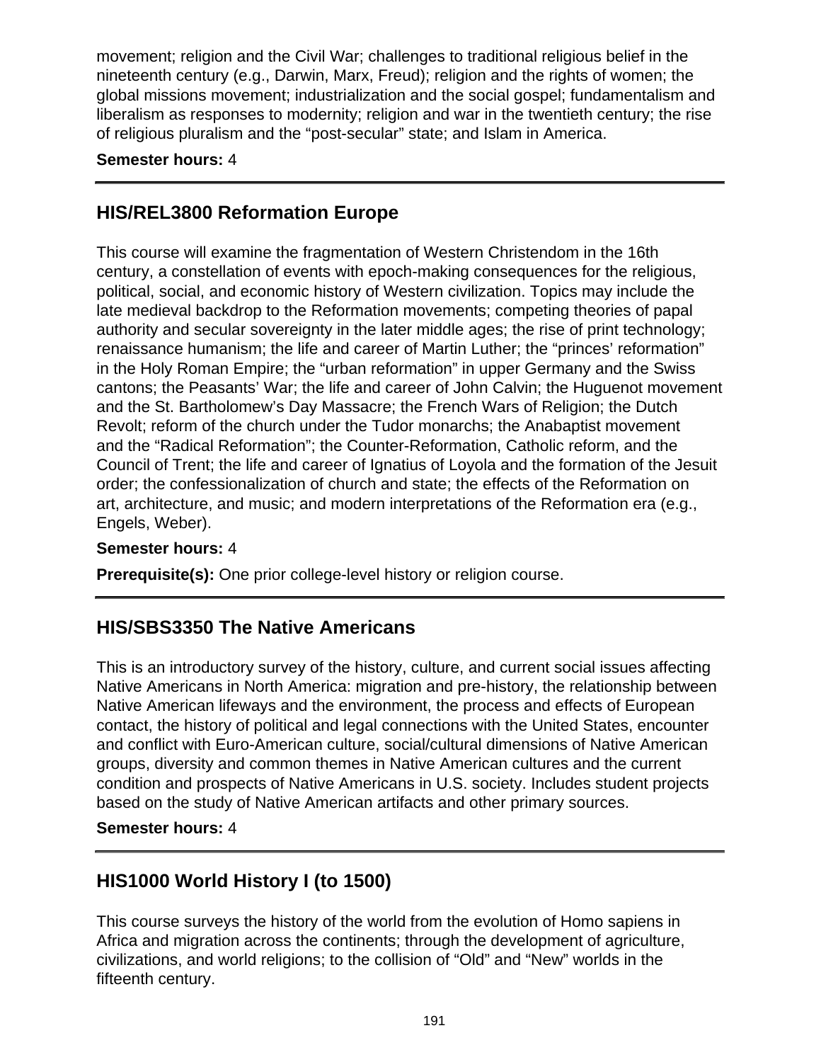movement; religion and the Civil War; challenges to traditional religious belief in the nineteenth century (e.g., Darwin, Marx, Freud); religion and the rights of women; the global missions movement; industrialization and the social gospel; fundamentalism and liberalism as responses to modernity; religion and war in the twentieth century; the rise of religious pluralism and the "post-secular" state; and Islam in America.

**Semester hours:** 4

---

## HIS/REL3800 Reformation Europe

This course will examine the fragmentation of Western Christendom in the 16th century, a constellation of events with epoch-making consequences for the religious, political, social, and economic history of Western civilization. Topics may include the late medieval backdrop to the Reformation movements; competing theories of papal authority and secular sovereignty in the later middle ages; the rise of print technology; renaissance humanism; the life and career of Martin Luther; the "princes' reformation" in the Holy Roman Empire; the "urban reformation" in upper Germany and the Swiss cantons; the Peasants' War; the life and career of John Calvin; the Huguenot movement and the St. Bartholomew's Day Massacre; the French Wars of Religion; the Dutch Revolt; reform of the church under the Tudor monarchs; the Anabaptist movement and the "Radical Reformation"; the Counter-Reformation, Catholic reform, and the Council of Trent; the life and career of Ignatius of Loyola and the formation of the Jesuit order; the confessionalization of church and state; the effects of the Reformation on art, architecture, and music; and modern interpretations of the Reformation era (e.g., Engels, Weber).

**Semester hours:** 4

**Prerequisite(s):** One prior college-level history or religion course.

---

## HIS/SBS3350 The Native Americans

This is an introductory survey of the history, culture, and current social issues affecting Native Americans in North America: migration and pre-history, the relationship between Native American lifeways and the environment, the process and effects of European contact, the history of political and legal connections with the United States, encounter and conflict with Euro-American culture, social/cultural dimensions of Native American groups, diversity and common themes in Native American cultures and the current condition and prospects of Native Americans in U.S. society. Includes student projects based on the study of Native American artifacts and other primary sources.

**Semester hours:** 4

---

## HIS1000 World History I (to 1500)

This course surveys the history of the world from the evolution of Homo sapiens in Africa and migration across the continents; through the development of agriculture, civilizations, and world religions; to the collision of "Old" and "New" worlds in the fifteenth century.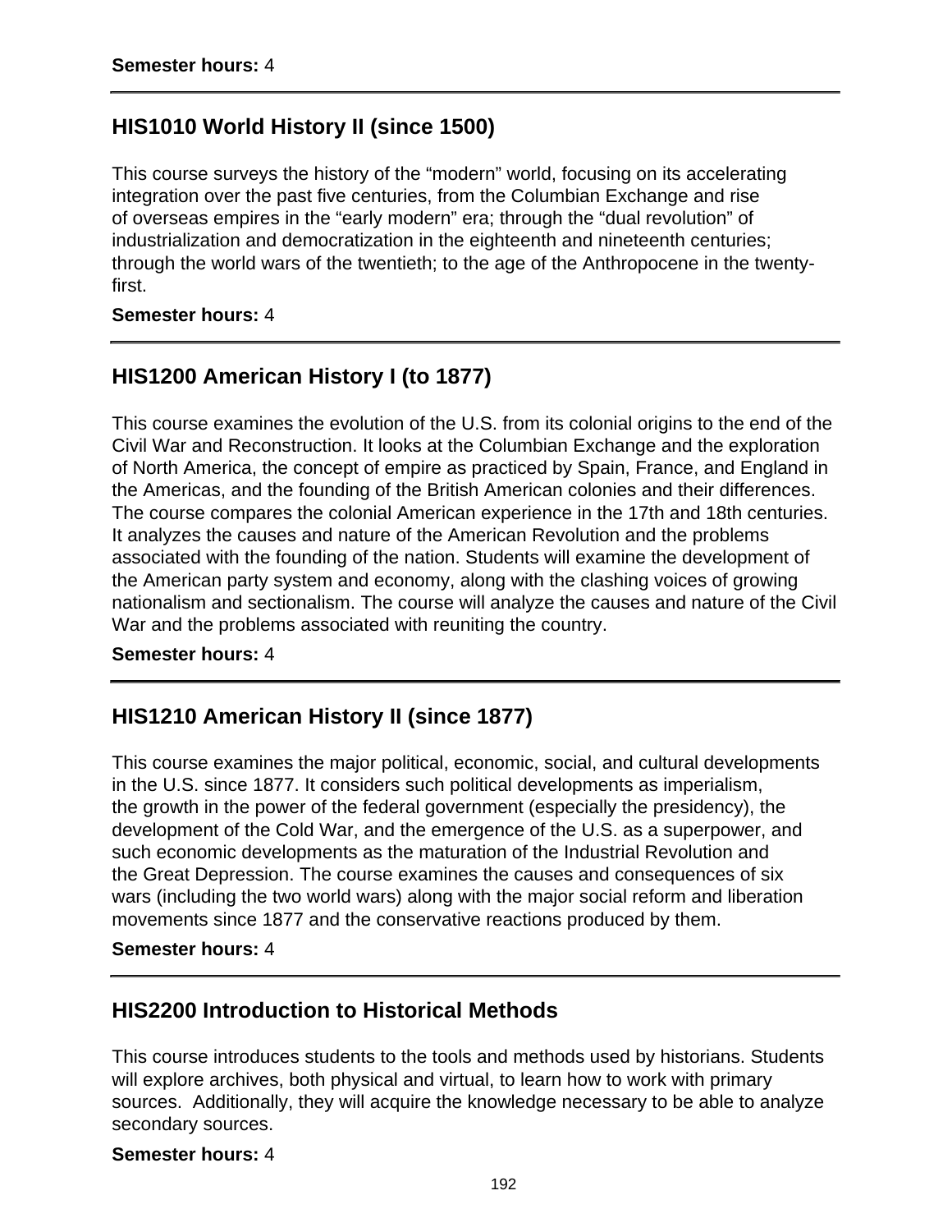**Semester hours:** 4

---

## HIS1010 World History II (since 1500)

This course surveys the history of the “modern” world, focusing on its accelerating integration over the past five centuries, from the Columbian Exchange and rise of overseas empires in the “early modern” era; through the “dual revolution” of industrialization and democratization in the eighteenth and nineteenth centuries; through the world wars of the twentieth; to the age of the Anthropocene in the twenty-first.

**Semester hours:** 4

---

## HIS1200 American History I (to 1877)

This course examines the evolution of the U.S. from its colonial origins to the end of the Civil War and Reconstruction. It looks at the Columbian Exchange and the exploration of North America, the concept of empire as practiced by Spain, France, and England in the Americas, and the founding of the British American colonies and their differences. The course compares the colonial American experience in the 17th and 18th centuries. It analyzes the causes and nature of the American Revolution and the problems associated with the founding of the nation. Students will examine the development of the American party system and economy, along with the clashing voices of growing nationalism and sectionalism. The course will analyze the causes and nature of the Civil War and the problems associated with reuniting the country.

**Semester hours:** 4

---

## HIS1210 American History II (since 1877)

This course examines the major political, economic, social, and cultural developments in the U.S. since 1877. It considers such political developments as imperialism, the growth in the power of the federal government (especially the presidency), the development of the Cold War, and the emergence of the U.S. as a superpower, and such economic developments as the maturation of the Industrial Revolution and the Great Depression. The course examines the causes and consequences of six wars (including the two world wars) along with the major social reform and liberation movements since 1877 and the conservative reactions produced by them.

**Semester hours:** 4

---

## HIS2200 Introduction to Historical Methods

This course introduces students to the tools and methods used by historians. Students will explore archives, both physical and virtual, to learn how to work with primary sources. Additionally, they will acquire the knowledge necessary to be able to analyze secondary sources.

**Semester hours:** 4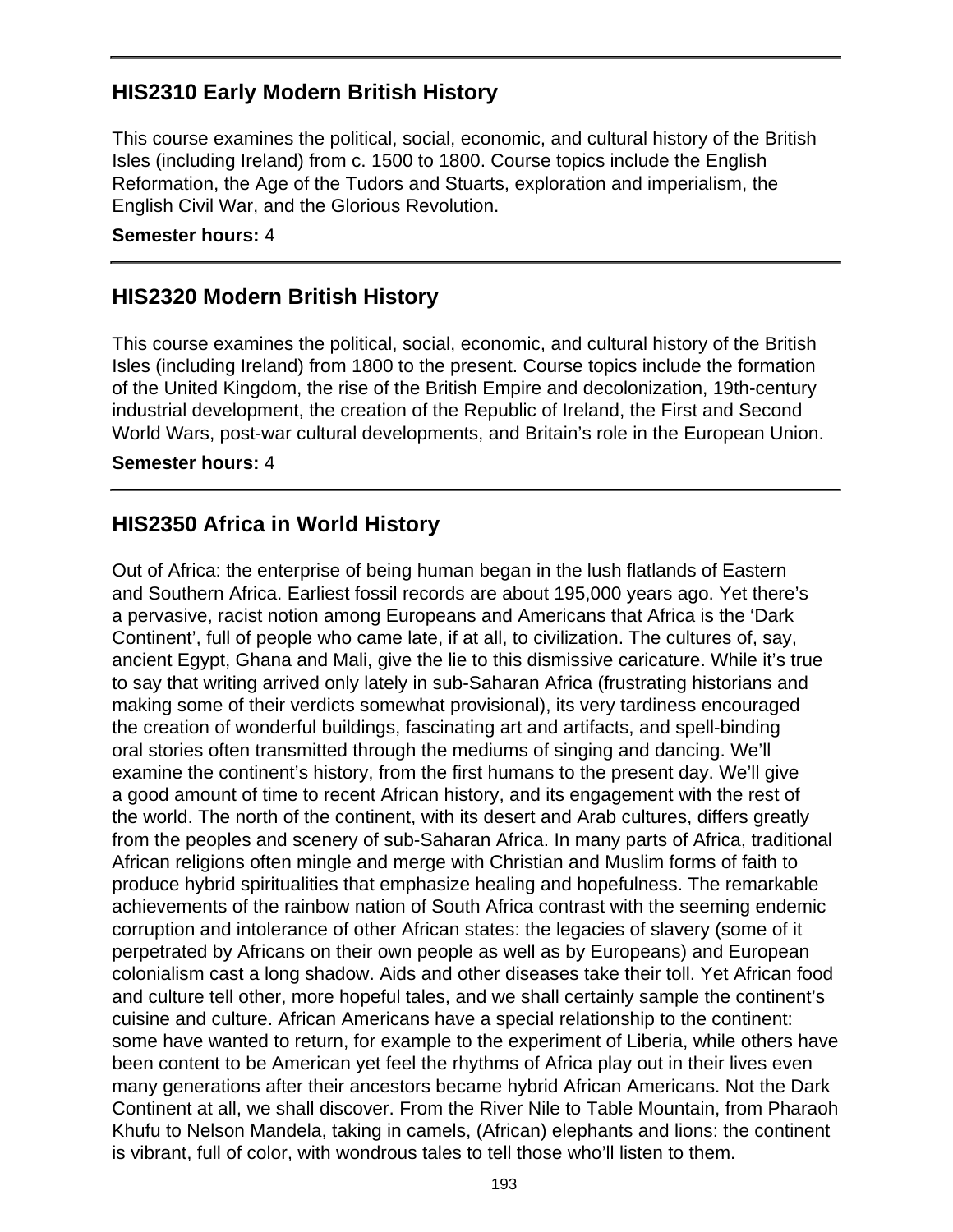## HIS2310 Early Modern British History

This course examines the political, social, economic, and cultural history of the British Isles (including Ireland) from c. 1500 to 1800. Course topics include the English Reformation, the Age of the Tudors and Stuarts, exploration and imperialism, the English Civil War, and the Glorious Revolution.

**Semester hours:** 4

## HIS2320 Modern British History

This course examines the political, social, economic, and cultural history of the British Isles (including Ireland) from 1800 to the present. Course topics include the formation of the United Kingdom, the rise of the British Empire and decolonization, 19th-century industrial development, the creation of the Republic of Ireland, the First and Second World Wars, post-war cultural developments, and Britain's role in the European Union.

**Semester hours:** 4

## HIS2350 Africa in World History

Out of Africa: the enterprise of being human began in the lush flatlands of Eastern and Southern Africa. Earliest fossil records are about 195,000 years ago. Yet there's a pervasive, racist notion among Europeans and Americans that Africa is the 'Dark Continent', full of people who came late, if at all, to civilization. The cultures of, say, ancient Egypt, Ghana and Mali, give the lie to this dismissive caricature. While it's true to say that writing arrived only lately in sub-Saharan Africa (frustrating historians and making some of their verdicts somewhat provisional), its very tardiness encouraged the creation of wonderful buildings, fascinating art and artifacts, and spell-binding oral stories often transmitted through the mediums of singing and dancing. We'll examine the continent's history, from the first humans to the present day. We'll give a good amount of time to recent African history, and its engagement with the rest of the world. The north of the continent, with its desert and Arab cultures, differs greatly from the peoples and scenery of sub-Saharan Africa. In many parts of Africa, traditional African religions often mingle and merge with Christian and Muslim forms of faith to produce hybrid spiritualities that emphasize healing and hopefulness. The remarkable achievements of the rainbow nation of South Africa contrast with the seeming endemic corruption and intolerance of other African states: the legacies of slavery (some of it perpetrated by Africans on their own people as well as by Europeans) and European colonialism cast a long shadow. Aids and other diseases take their toll. Yet African food and culture tell other, more hopeful tales, and we shall certainly sample the continent's cuisine and culture. African Americans have a special relationship to the continent: some have wanted to return, for example to the experiment of Liberia, while others have been content to be American yet feel the rhythms of Africa play out in their lives even many generations after their ancestors became hybrid African Americans. Not the Dark Continent at all, we shall discover. From the River Nile to Table Mountain, from Pharaoh Khufu to Nelson Mandela, taking in camels, (African) elephants and lions: the continent is vibrant, full of color, with wondrous tales to tell those who'll listen to them.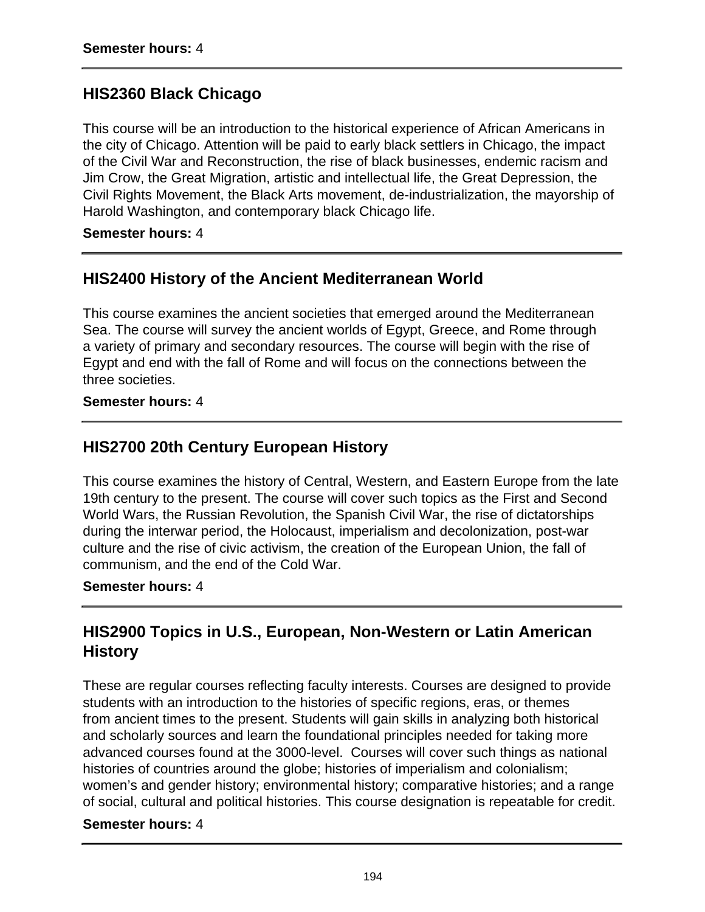**Semester hours:** 4

## HIS2360 Black Chicago

This course will be an introduction to the historical experience of African Americans in the city of Chicago. Attention will be paid to early black settlers in Chicago, the impact of the Civil War and Reconstruction, the rise of black businesses, endemic racism and Jim Crow, the Great Migration, artistic and intellectual life, the Great Depression, the Civil Rights Movement, the Black Arts movement, de-industrialization, the mayorship of Harold Washington, and contemporary black Chicago life.

**Semester hours:** 4

## HIS2400 History of the Ancient Mediterranean World

This course examines the ancient societies that emerged around the Mediterranean Sea. The course will survey the ancient worlds of Egypt, Greece, and Rome through a variety of primary and secondary resources. The course will begin with the rise of Egypt and end with the fall of Rome and will focus on the connections between the three societies.

**Semester hours:** 4

## HIS2700 20th Century European History

This course examines the history of Central, Western, and Eastern Europe from the late 19th century to the present. The course will cover such topics as the First and Second World Wars, the Russian Revolution, the Spanish Civil War, the rise of dictatorships during the interwar period, the Holocaust, imperialism and decolonization, post-war culture and the rise of civic activism, the creation of the European Union, the fall of communism, and the end of the Cold War.

**Semester hours:** 4

## HIS2900 Topics in U.S., European, Non-Western or Latin American History

These are regular courses reflecting faculty interests. Courses are designed to provide students with an introduction to the histories of specific regions, eras, or themes from ancient times to the present. Students will gain skills in analyzing both historical and scholarly sources and learn the foundational principles needed for taking more advanced courses found at the 3000-level. Courses will cover such things as national histories of countries around the globe; histories of imperialism and colonialism; women's and gender history; environmental history; comparative histories; and a range of social, cultural and political histories. This course designation is repeatable for credit.

**Semester hours:** 4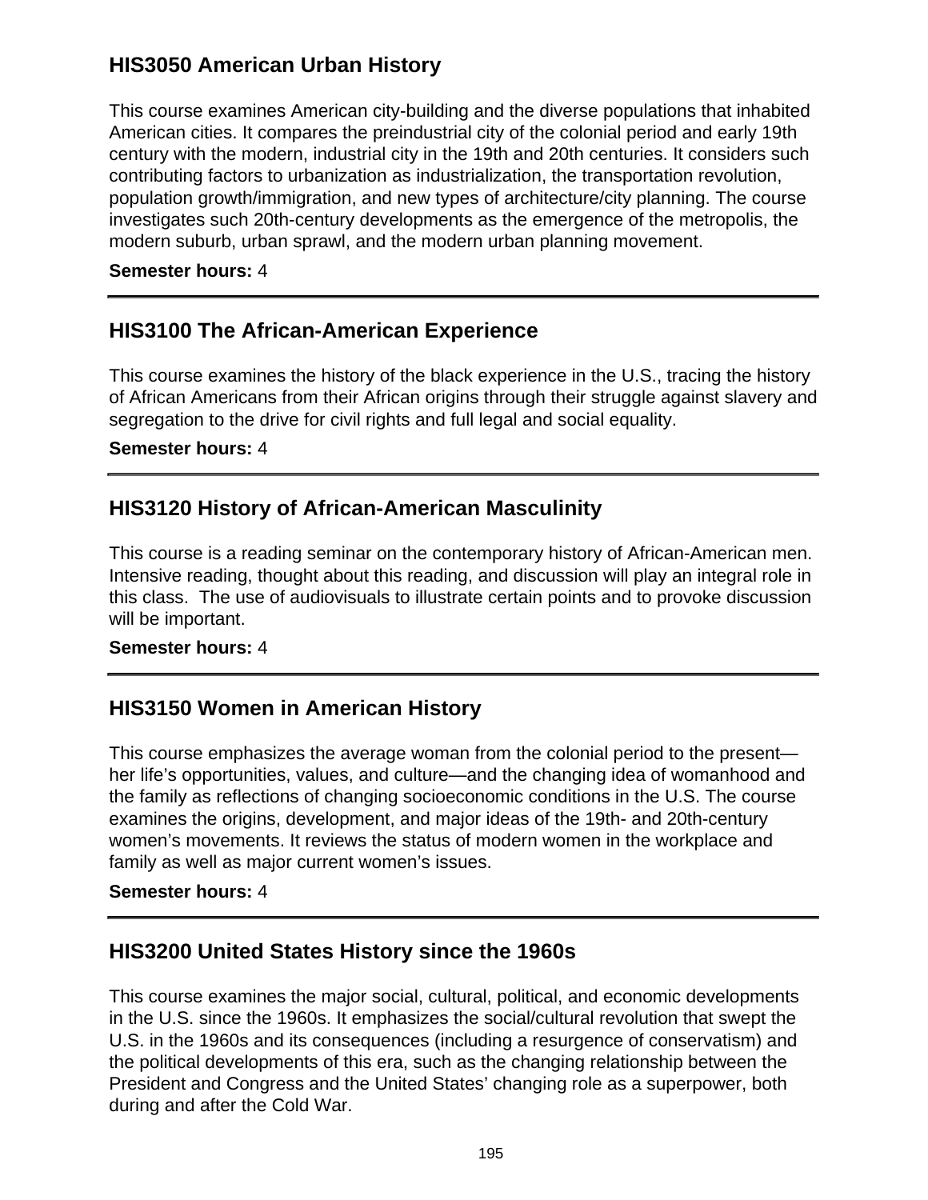## HIS3050 American Urban History

This course examines American city-building and the diverse populations that inhabited American cities. It compares the preindustrial city of the colonial period and early 19th century with the modern, industrial city in the 19th and 20th centuries. It considers such contributing factors to urbanization as industrialization, the transportation revolution, population growth/immigration, and new types of architecture/city planning. The course investigates such 20th-century developments as the emergence of the metropolis, the modern suburb, urban sprawl, and the modern urban planning movement.

**Semester hours:** 4

---

## HIS3100 The African-American Experience

This course examines the history of the black experience in the U.S., tracing the history of African Americans from their African origins through their struggle against slavery and segregation to the drive for civil rights and full legal and social equality.

**Semester hours:** 4

---

## HIS3120 History of African-American Masculinity

This course is a reading seminar on the contemporary history of African-American men. Intensive reading, thought about this reading, and discussion will play an integral role in this class. The use of audiovisuals to illustrate certain points and to provoke discussion will be important.

**Semester hours:** 4

---

## HIS3150 Women in American History

This course emphasizes the average woman from the colonial period to the present—her life's opportunities, values, and culture—and the changing idea of womanhood and the family as reflections of changing socioeconomic conditions in the U.S. The course examines the origins, development, and major ideas of the 19th- and 20th-century women's movements. It reviews the status of modern women in the workplace and family as well as major current women's issues.

**Semester hours:** 4

---

## HIS3200 United States History since the 1960s

This course examines the major social, cultural, political, and economic developments in the U.S. since the 1960s. It emphasizes the social/cultural revolution that swept the U.S. in the 1960s and its consequences (including a resurgence of conservatism) and the political developments of this era, such as the changing relationship between the President and Congress and the United States' changing role as a superpower, both during and after the Cold War.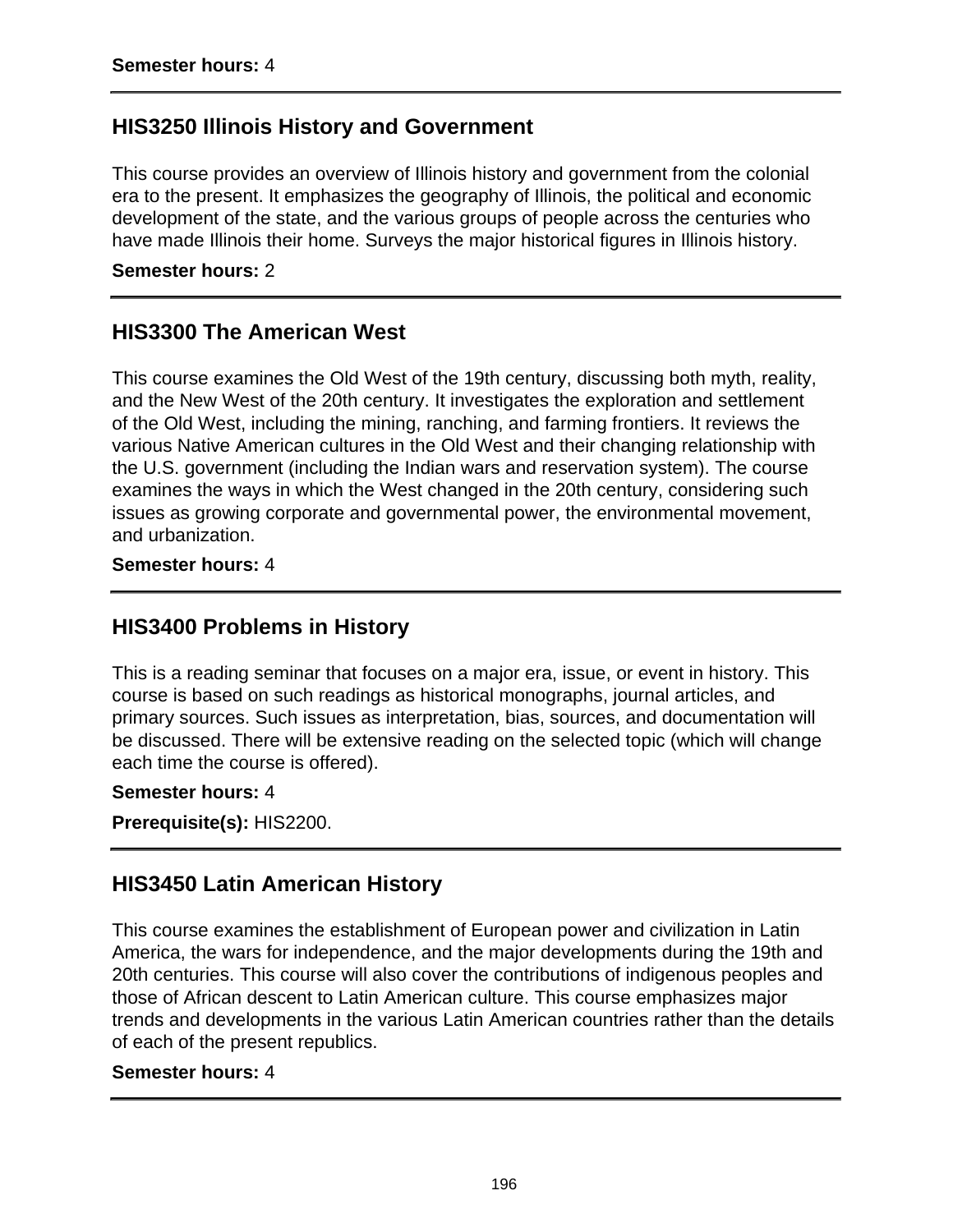**Semester hours:** 4

---

## HIS3250 Illinois History and Government

This course provides an overview of Illinois history and government from the colonial era to the present. It emphasizes the geography of Illinois, the political and economic development of the state, and the various groups of people across the centuries who have made Illinois their home. Surveys the major historical figures in Illinois history.

**Semester hours:** 2

---

## HIS3300 The American West

This course examines the Old West of the 19th century, discussing both myth, reality, and the New West of the 20th century. It investigates the exploration and settlement of the Old West, including the mining, ranching, and farming frontiers. It reviews the various Native American cultures in the Old West and their changing relationship with the U.S. government (including the Indian wars and reservation system). The course examines the ways in which the West changed in the 20th century, considering such issues as growing corporate and governmental power, the environmental movement, and urbanization.

**Semester hours:** 4

---

## HIS3400 Problems in History

This is a reading seminar that focuses on a major era, issue, or event in history. This course is based on such readings as historical monographs, journal articles, and primary sources. Such issues as interpretation, bias, sources, and documentation will be discussed. There will be extensive reading on the selected topic (which will change each time the course is offered).

**Semester hours:** 4

**Prerequisite(s):** HIS2200.

---

## HIS3450 Latin American History

This course examines the establishment of European power and civilization in Latin America, the wars for independence, and the major developments during the 19th and 20th centuries. This course will also cover the contributions of indigenous peoples and those of African descent to Latin American culture. This course emphasizes major trends and developments in the various Latin American countries rather than the details of each of the present republics.

**Semester hours:** 4

---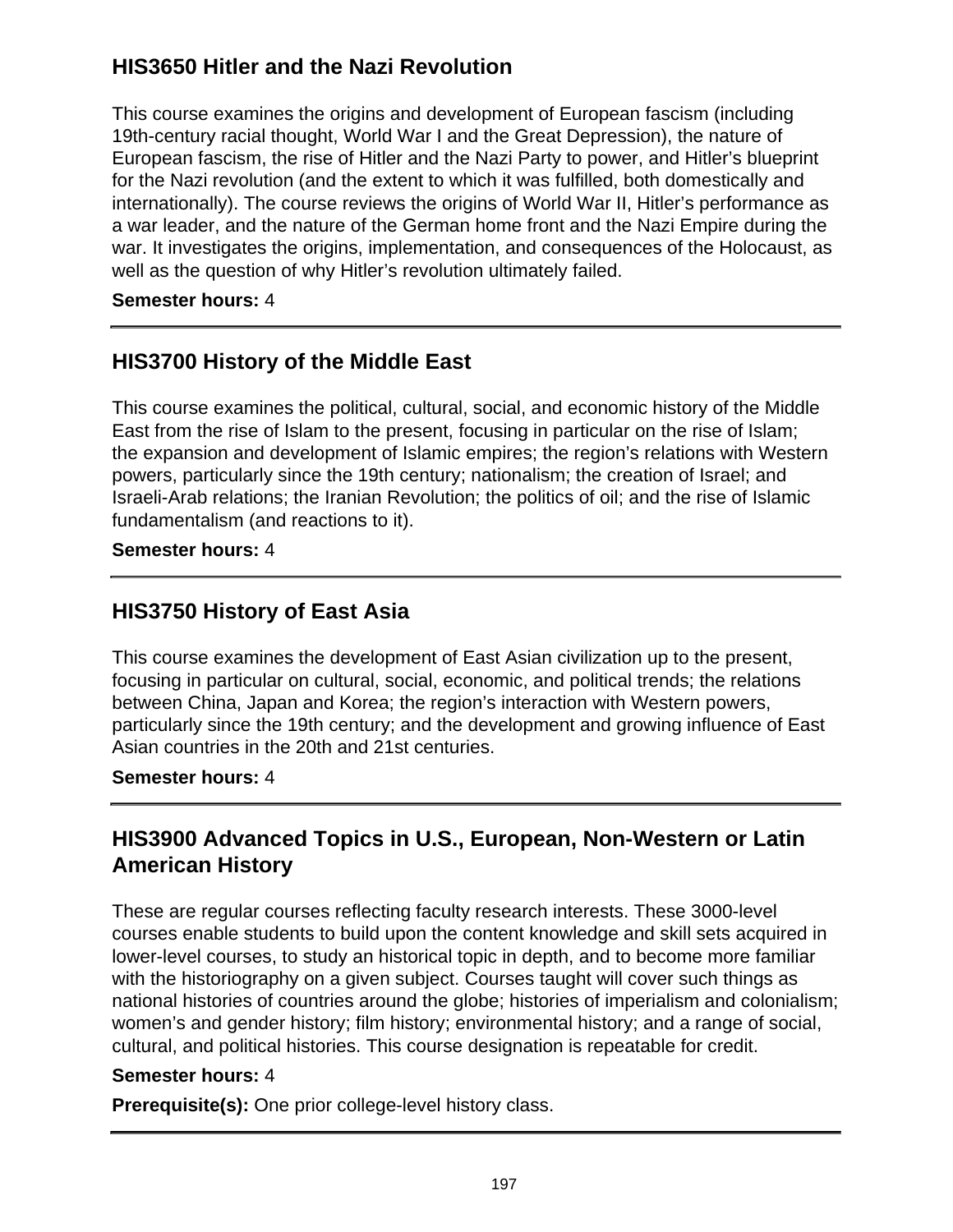## HIS3650 Hitler and the Nazi Revolution

This course examines the origins and development of European fascism (including 19th-century racial thought, World War I and the Great Depression), the nature of European fascism, the rise of Hitler and the Nazi Party to power, and Hitler's blueprint for the Nazi revolution (and the extent to which it was fulfilled, both domestically and internationally). The course reviews the origins of World War II, Hitler's performance as a war leader, and the nature of the German home front and the Nazi Empire during the war. It investigates the origins, implementation, and consequences of the Holocaust, as well as the question of why Hitler's revolution ultimately failed.

**Semester hours:** 4

---

## HIS3700 History of the Middle East

This course examines the political, cultural, social, and economic history of the Middle East from the rise of Islam to the present, focusing in particular on the rise of Islam; the expansion and development of Islamic empires; the region's relations with Western powers, particularly since the 19th century; nationalism; the creation of Israel; and Israeli-Arab relations; the Iranian Revolution; the politics of oil; and the rise of Islamic fundamentalism (and reactions to it).

**Semester hours:** 4

---

## HIS3750 History of East Asia

This course examines the development of East Asian civilization up to the present, focusing in particular on cultural, social, economic, and political trends; the relations between China, Japan and Korea; the region's interaction with Western powers, particularly since the 19th century; and the development and growing influence of East Asian countries in the 20th and 21st centuries.

**Semester hours:** 4

---

## HIS3900 Advanced Topics in U.S., European, Non-Western or Latin American History

These are regular courses reflecting faculty research interests. These 3000-level courses enable students to build upon the content knowledge and skill sets acquired in lower-level courses, to study an historical topic in depth, and to become more familiar with the historiography on a given subject. Courses taught will cover such things as national histories of countries around the globe; histories of imperialism and colonialism; women's and gender history; film history; environmental history; and a range of social, cultural, and political histories. This course designation is repeatable for credit.

**Semester hours:** 4

**Prerequisite(s):** One prior college-level history class.

---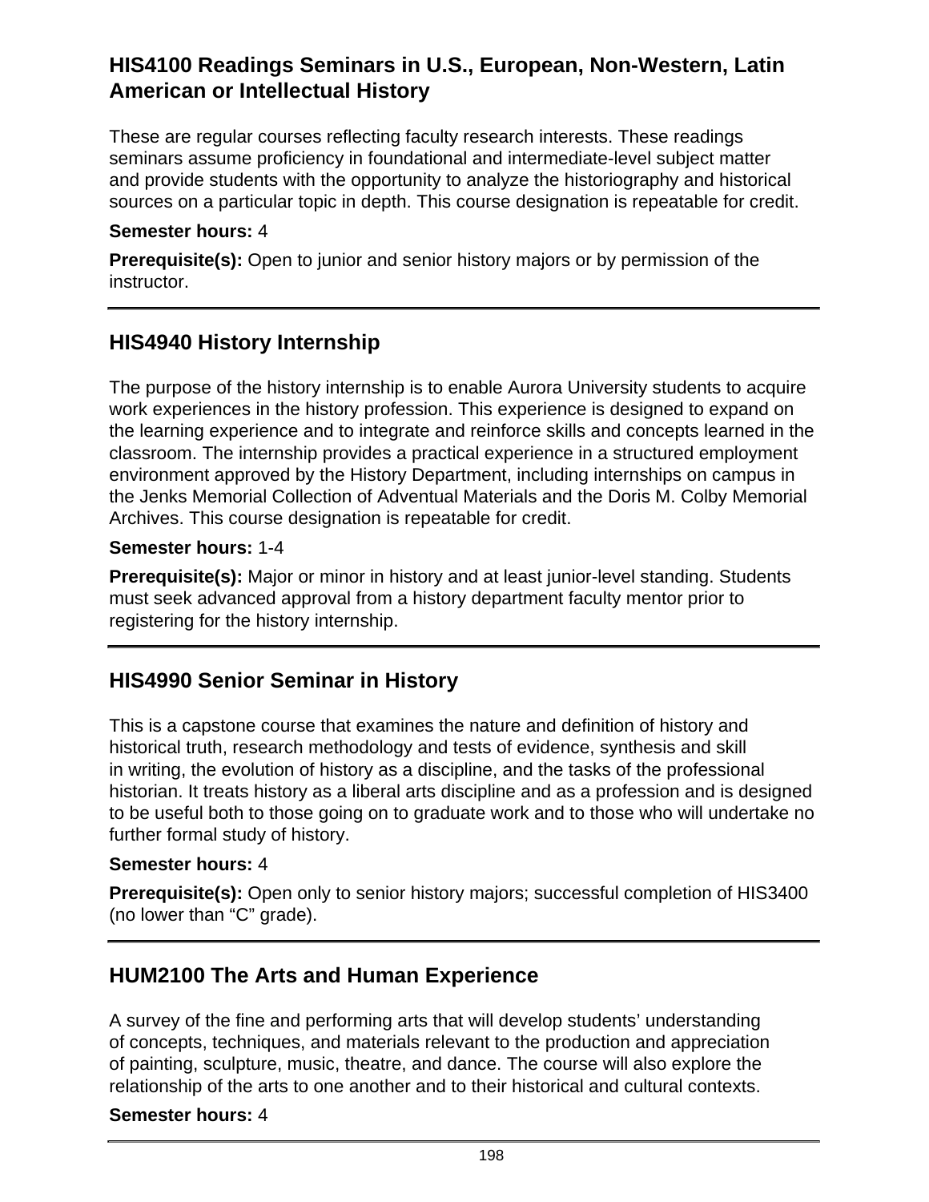## HIS4100 Readings Seminars in U.S., European, Non-Western, Latin American or Intellectual History

These are regular courses reflecting faculty research interests. These readings seminars assume proficiency in foundational and intermediate-level subject matter and provide students with the opportunity to analyze the historiography and historical sources on a particular topic in depth. This course designation is repeatable for credit.

**Semester hours:** 4

**Prerequisite(s):** Open to junior and senior history majors or by permission of the instructor.

---

## HIS4940 History Internship

The purpose of the history internship is to enable Aurora University students to acquire work experiences in the history profession. This experience is designed to expand on the learning experience and to integrate and reinforce skills and concepts learned in the classroom. The internship provides a practical experience in a structured employment environment approved by the History Department, including internships on campus in the Jenks Memorial Collection of Adventual Materials and the Doris M. Colby Memorial Archives. This course designation is repeatable for credit.

**Semester hours:** 1-4

**Prerequisite(s):** Major or minor in history and at least junior-level standing. Students must seek advanced approval from a history department faculty mentor prior to registering for the history internship.

---

## HIS4990 Senior Seminar in History

This is a capstone course that examines the nature and definition of history and historical truth, research methodology and tests of evidence, synthesis and skill in writing, the evolution of history as a discipline, and the tasks of the professional historian. It treats history as a liberal arts discipline and as a profession and is designed to be useful both to those going on to graduate work and to those who will undertake no further formal study of history.

**Semester hours:** 4

**Prerequisite(s):** Open only to senior history majors; successful completion of HIS3400 (no lower than "C" grade).

---

## HUM2100 The Arts and Human Experience

A survey of the fine and performing arts that will develop students' understanding of concepts, techniques, and materials relevant to the production and appreciation of painting, sculpture, music, theatre, and dance. The course will also explore the relationship of the arts to one another and to their historical and cultural contexts.

**Semester hours:** 4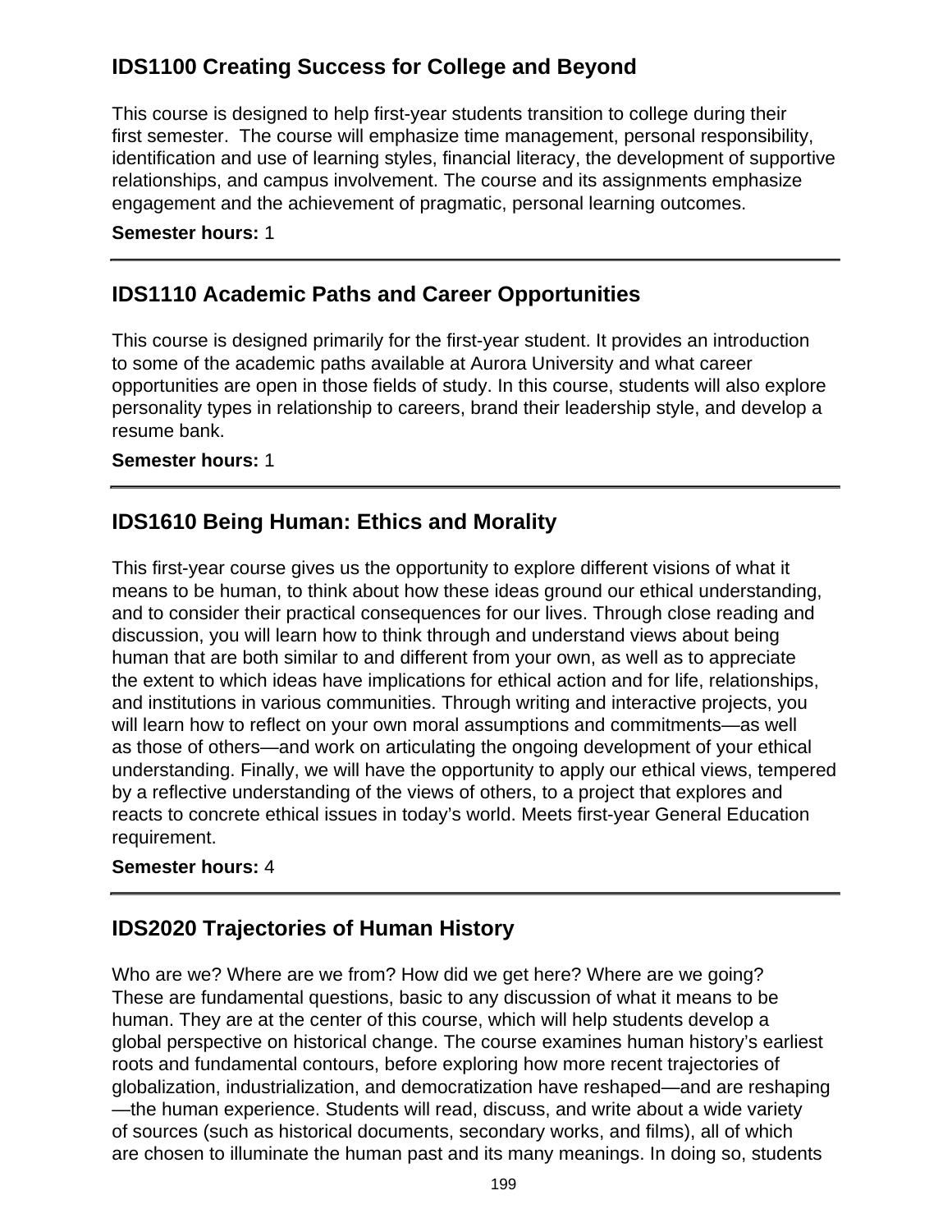## IDS1100 Creating Success for College and Beyond

This course is designed to help first-year students transition to college during their first semester. The course will emphasize time management, personal responsibility, identification and use of learning styles, financial literacy, the development of supportive relationships, and campus involvement. The course and its assignments emphasize engagement and the achievement of pragmatic, personal learning outcomes.

**Semester hours:** 1

---

## IDS1110 Academic Paths and Career Opportunities

This course is designed primarily for the first-year student. It provides an introduction to some of the academic paths available at Aurora University and what career opportunities are open in those fields of study. In this course, students will also explore personality types in relationship to careers, brand their leadership style, and develop a resume bank.

**Semester hours:** 1

---

## IDS1610 Being Human: Ethics and Morality

This first-year course gives us the opportunity to explore different visions of what it means to be human, to think about how these ideas ground our ethical understanding, and to consider their practical consequences for our lives. Through close reading and discussion, you will learn how to think through and understand views about being human that are both similar to and different from your own, as well as to appreciate the extent to which ideas have implications for ethical action and for life, relationships, and institutions in various communities. Through writing and interactive projects, you will learn how to reflect on your own moral assumptions and commitments—as well as those of others—and work on articulating the ongoing development of your ethical understanding. Finally, we will have the opportunity to apply our ethical views, tempered by a reflective understanding of the views of others, to a project that explores and reacts to concrete ethical issues in today's world. Meets first-year General Education requirement.

**Semester hours:** 4

---

## IDS2020 Trajectories of Human History

Who are we? Where are we from? How did we get here? Where are we going? These are fundamental questions, basic to any discussion of what it means to be human. They are at the center of this course, which will help students develop a global perspective on historical change. The course examines human history's earliest roots and fundamental contours, before exploring how more recent trajectories of globalization, industrialization, and democratization have reshaped—and are reshaping—the human experience. Students will read, discuss, and write about a wide variety of sources (such as historical documents, secondary works, and films), all of which are chosen to illuminate the human past and its many meanings. In doing so, students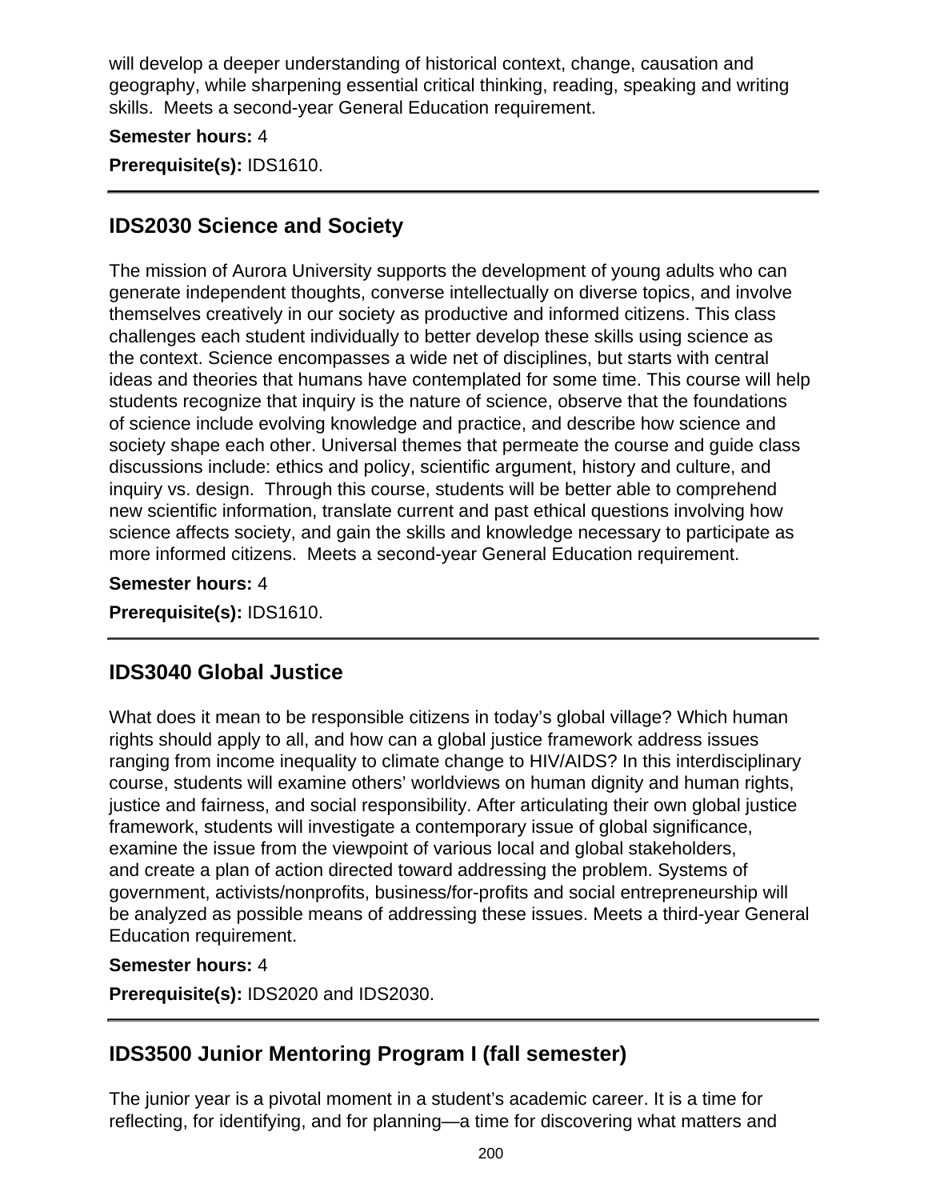will develop a deeper understanding of historical context, change, causation and geography, while sharpening essential critical thinking, reading, speaking and writing skills.  Meets a second-year General Education requirement.

**Semester hours:** 4

**Prerequisite(s):** IDS1610.

---

## IDS2030 Science and Society

The mission of Aurora University supports the development of young adults who can generate independent thoughts, converse intellectually on diverse topics, and involve themselves creatively in our society as productive and informed citizens. This class challenges each student individually to better develop these skills using science as the context. Science encompasses a wide net of disciplines, but starts with central ideas and theories that humans have contemplated for some time. This course will help students recognize that inquiry is the nature of science, observe that the foundations of science include evolving knowledge and practice, and describe how science and society shape each other. Universal themes that permeate the course and guide class discussions include: ethics and policy, scientific argument, history and culture, and inquiry vs. design.  Through this course, students will be better able to comprehend new scientific information, translate current and past ethical questions involving how science affects society, and gain the skills and knowledge necessary to participate as more informed citizens.  Meets a second-year General Education requirement.

**Semester hours:** 4

**Prerequisite(s):** IDS1610.

---

## IDS3040 Global Justice

What does it mean to be responsible citizens in today's global village? Which human rights should apply to all, and how can a global justice framework address issues ranging from income inequality to climate change to HIV/AIDS? In this interdisciplinary course, students will examine others' worldviews on human dignity and human rights, justice and fairness, and social responsibility. After articulating their own global justice framework, students will investigate a contemporary issue of global significance, examine the issue from the viewpoint of various local and global stakeholders, and create a plan of action directed toward addressing the problem. Systems of government, activists/nonprofits, business/for-profits and social entrepreneurship will be analyzed as possible means of addressing these issues. Meets a third-year General Education requirement.

**Semester hours:** 4

**Prerequisite(s):** IDS2020 and IDS2030.

---

## IDS3500 Junior Mentoring Program I (fall semester)

The junior year is a pivotal moment in a student's academic career. It is a time for reflecting, for identifying, and for planning—a time for discovering what matters and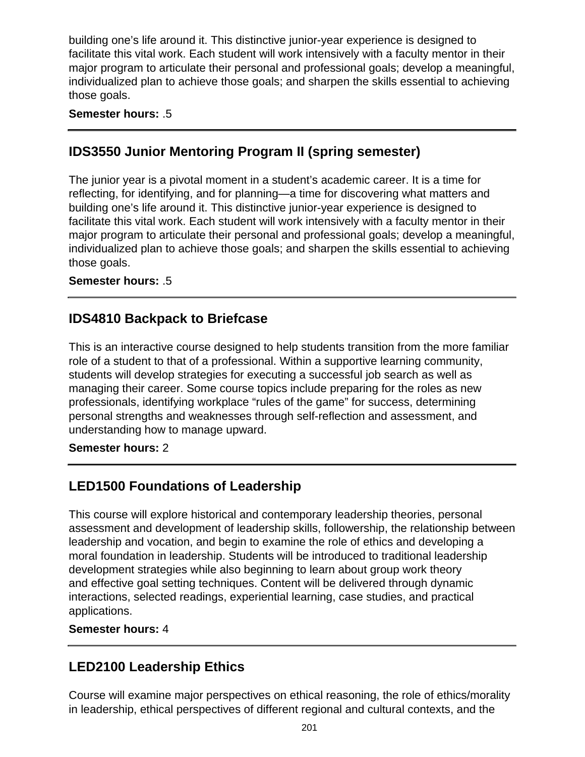building one’s life around it. This distinctive junior-year experience is designed to facilitate this vital work. Each student will work intensively with a faculty mentor in their major program to articulate their personal and professional goals; develop a meaningful, individualized plan to achieve those goals; and sharpen the skills essential to achieving those goals.

**Semester hours:** .5

---

## IDS3550 Junior Mentoring Program II (spring semester)

The junior year is a pivotal moment in a student’s academic career. It is a time for reflecting, for identifying, and for planning—a time for discovering what matters and building one’s life around it. This distinctive junior-year experience is designed to facilitate this vital work. Each student will work intensively with a faculty mentor in their major program to articulate their personal and professional goals; develop a meaningful, individualized plan to achieve those goals; and sharpen the skills essential to achieving those goals.

**Semester hours:** .5

---

## IDS4810 Backpack to Briefcase

This is an interactive course designed to help students transition from the more familiar role of a student to that of a professional. Within a supportive learning community, students will develop strategies for executing a successful job search as well as managing their career. Some course topics include preparing for the roles as new professionals, identifying workplace “rules of the game” for success, determining personal strengths and weaknesses through self-reflection and assessment, and understanding how to manage upward.

**Semester hours:** 2

---

## LED1500 Foundations of Leadership

This course will explore historical and contemporary leadership theories, personal assessment and development of leadership skills, followership, the relationship between leadership and vocation, and begin to examine the role of ethics and developing a moral foundation in leadership. Students will be introduced to traditional leadership development strategies while also beginning to learn about group work theory and effective goal setting techniques. Content will be delivered through dynamic interactions, selected readings, experiential learning, case studies, and practical applications.

**Semester hours:** 4

---

## LED2100 Leadership Ethics

Course will examine major perspectives on ethical reasoning, the role of ethics/morality in leadership, ethical perspectives of different regional and cultural contexts, and the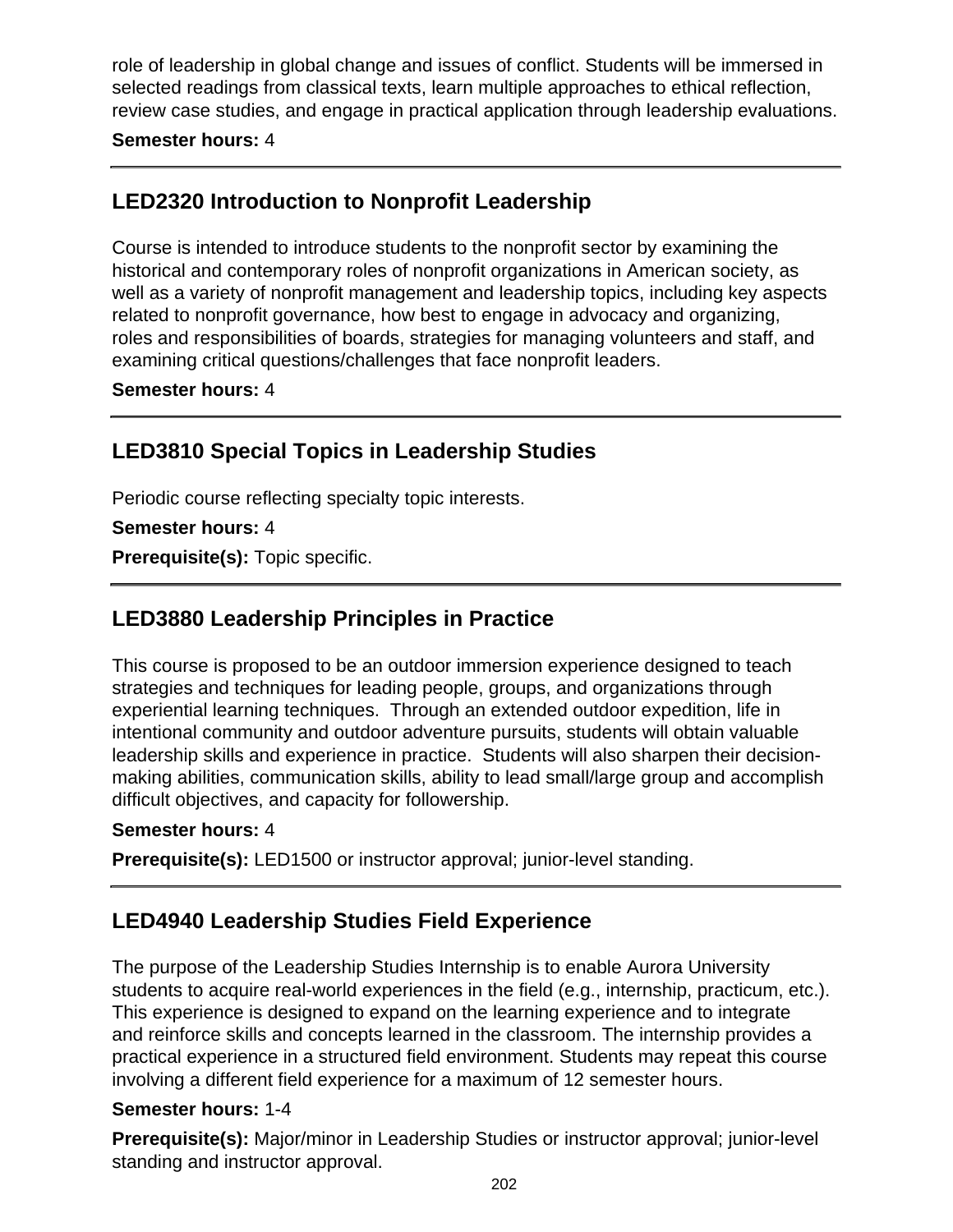role of leadership in global change and issues of conflict. Students will be immersed in selected readings from classical texts, learn multiple approaches to ethical reflection, review case studies, and engage in practical application through leadership evaluations.

**Semester hours:** 4

---

## LED2320 Introduction to Nonprofit Leadership

Course is intended to introduce students to the nonprofit sector by examining the historical and contemporary roles of nonprofit organizations in American society, as well as a variety of nonprofit management and leadership topics, including key aspects related to nonprofit governance, how best to engage in advocacy and organizing, roles and responsibilities of boards, strategies for managing volunteers and staff, and examining critical questions/challenges that face nonprofit leaders.

**Semester hours:** 4

---

## LED3810 Special Topics in Leadership Studies

Periodic course reflecting specialty topic interests.

**Semester hours:** 4

**Prerequisite(s):** Topic specific.

---

## LED3880 Leadership Principles in Practice

This course is proposed to be an outdoor immersion experience designed to teach strategies and techniques for leading people, groups, and organizations through experiential learning techniques. Through an extended outdoor expedition, life in intentional community and outdoor adventure pursuits, students will obtain valuable leadership skills and experience in practice. Students will also sharpen their decision-making abilities, communication skills, ability to lead small/large group and accomplish difficult objectives, and capacity for followership.

**Semester hours:** 4

**Prerequisite(s):** LED1500 or instructor approval; junior-level standing.

---

## LED4940 Leadership Studies Field Experience

The purpose of the Leadership Studies Internship is to enable Aurora University students to acquire real-world experiences in the field (e.g., internship, practicum, etc.). This experience is designed to expand on the learning experience and to integrate and reinforce skills and concepts learned in the classroom. The internship provides a practical experience in a structured field environment. Students may repeat this course involving a different field experience for a maximum of 12 semester hours.

**Semester hours:** 1-4

**Prerequisite(s):** Major/minor in Leadership Studies or instructor approval; junior-level standing and instructor approval.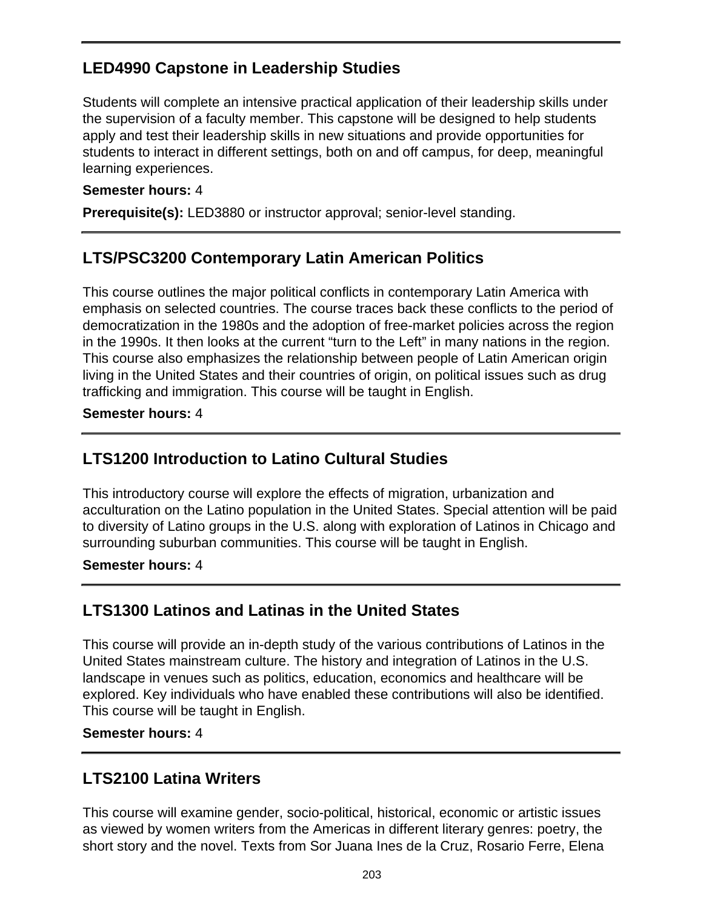## LED4990 Capstone in Leadership Studies

Students will complete an intensive practical application of their leadership skills under the supervision of a faculty member. This capstone will be designed to help students apply and test their leadership skills in new situations and provide opportunities for students to interact in different settings, both on and off campus, for deep, meaningful learning experiences.

**Semester hours:** 4

**Prerequisite(s):** LED3880 or instructor approval; senior-level standing.

## LTS/PSC3200 Contemporary Latin American Politics

This course outlines the major political conflicts in contemporary Latin America with emphasis on selected countries. The course traces back these conflicts to the period of democratization in the 1980s and the adoption of free-market policies across the region in the 1990s. It then looks at the current "turn to the Left" in many nations in the region. This course also emphasizes the relationship between people of Latin American origin living in the United States and their countries of origin, on political issues such as drug trafficking and immigration. This course will be taught in English.

**Semester hours:** 4

## LTS1200 Introduction to Latino Cultural Studies

This introductory course will explore the effects of migration, urbanization and acculturation on the Latino population in the United States. Special attention will be paid to diversity of Latino groups in the U.S. along with exploration of Latinos in Chicago and surrounding suburban communities. This course will be taught in English.

**Semester hours:** 4

## LTS1300 Latinos and Latinas in the United States

This course will provide an in-depth study of the various contributions of Latinos in the United States mainstream culture. The history and integration of Latinos in the U.S. landscape in venues such as politics, education, economics and healthcare will be explored. Key individuals who have enabled these contributions will also be identified. This course will be taught in English.

**Semester hours:** 4

## LTS2100 Latina Writers

This course will examine gender, socio-political, historical, economic or artistic issues as viewed by women writers from the Americas in different literary genres: poetry, the short story and the novel. Texts from Sor Juana Ines de la Cruz, Rosario Ferre, Elena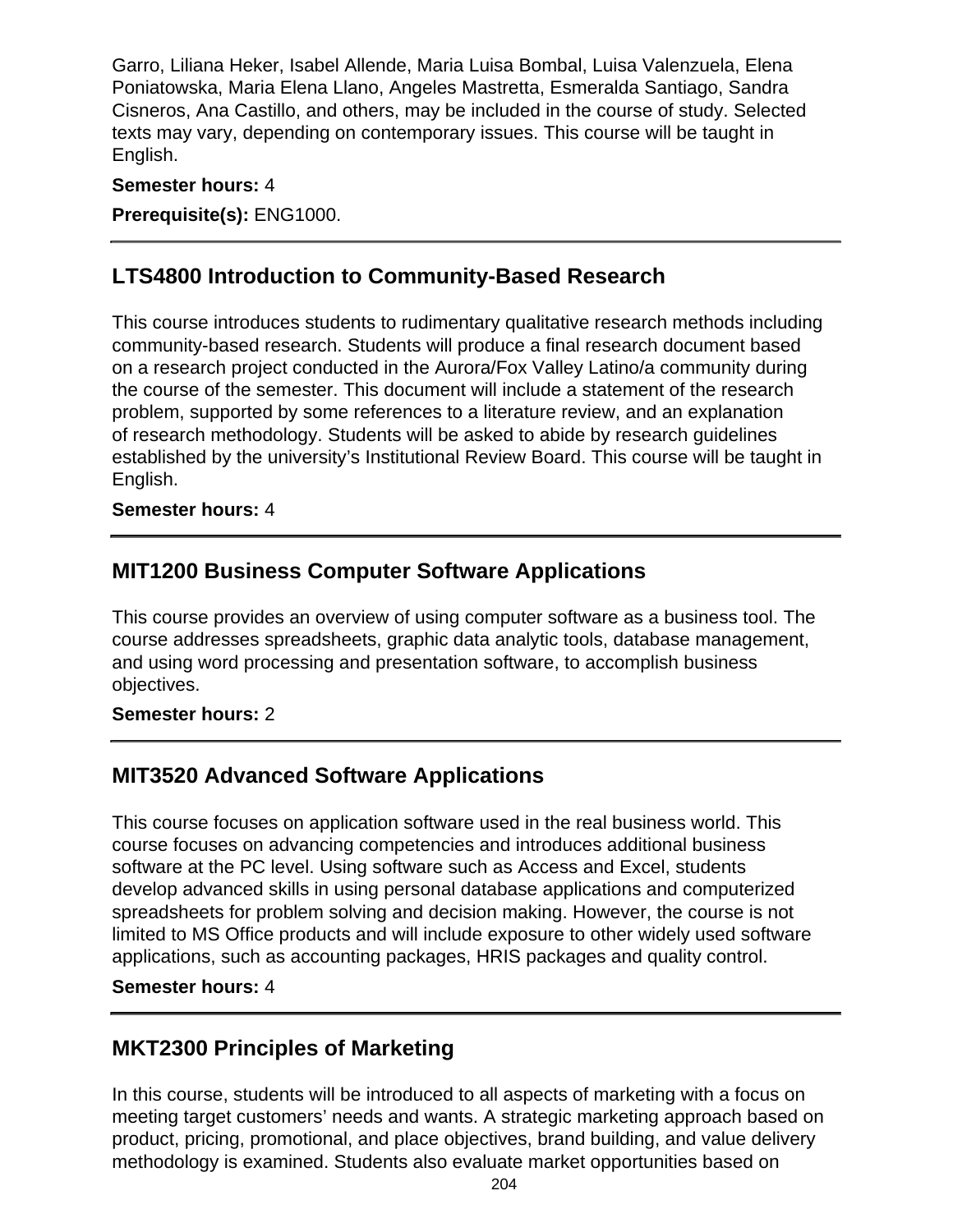Garro, Liliana Heker, Isabel Allende, Maria Luisa Bombal, Luisa Valenzuela, Elena Poniatowska, Maria Elena Llano, Angeles Mastretta, Esmeralda Santiago, Sandra Cisneros, Ana Castillo, and others, may be included in the course of study. Selected texts may vary, depending on contemporary issues. This course will be taught in English.

**Semester hours:** 4

**Prerequisite(s):** ENG1000.

---

## LTS4800 Introduction to Community-Based Research

This course introduces students to rudimentary qualitative research methods including community-based research. Students will produce a final research document based on a research project conducted in the Aurora/Fox Valley Latino/a community during the course of the semester. This document will include a statement of the research problem, supported by some references to a literature review, and an explanation of research methodology. Students will be asked to abide by research guidelines established by the university's Institutional Review Board. This course will be taught in English.

**Semester hours:** 4

---

## MIT1200 Business Computer Software Applications

This course provides an overview of using computer software as a business tool. The course addresses spreadsheets, graphic data analytic tools, database management, and using word processing and presentation software, to accomplish business objectives.

**Semester hours:** 2

---

## MIT3520 Advanced Software Applications

This course focuses on application software used in the real business world. This course focuses on advancing competencies and introduces additional business software at the PC level. Using software such as Access and Excel, students develop advanced skills in using personal database applications and computerized spreadsheets for problem solving and decision making. However, the course is not limited to MS Office products and will include exposure to other widely used software applications, such as accounting packages, HRIS packages and quality control.

**Semester hours:** 4

---

## MKT2300 Principles of Marketing

In this course, students will be introduced to all aspects of marketing with a focus on meeting target customers' needs and wants. A strategic marketing approach based on product, pricing, promotional, and place objectives, brand building, and value delivery methodology is examined. Students also evaluate market opportunities based on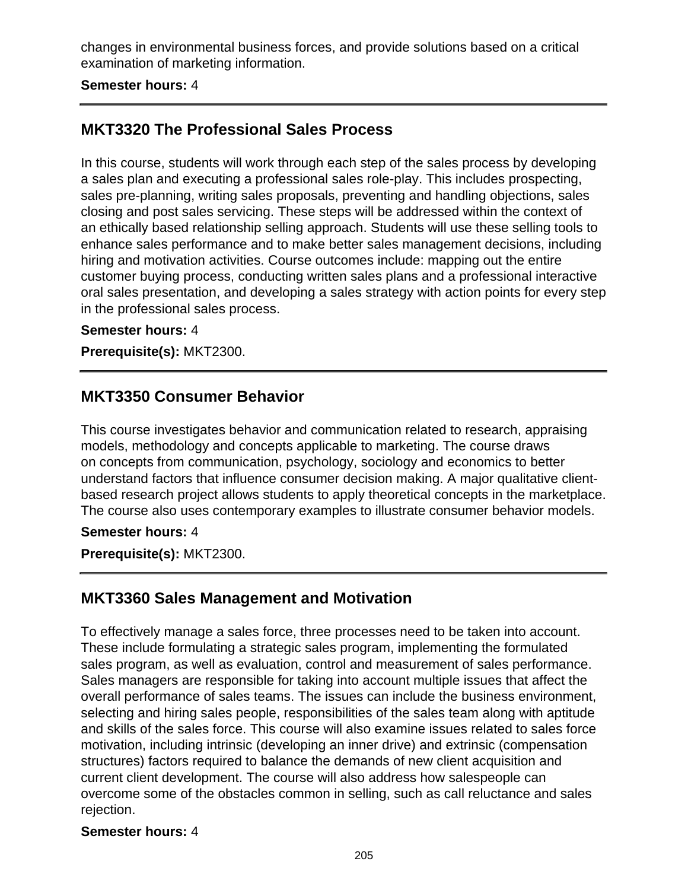changes in environmental business forces, and provide solutions based on a critical examination of marketing information.

**Semester hours:** 4

---

## MKT3320 The Professional Sales Process

In this course, students will work through each step of the sales process by developing a sales plan and executing a professional sales role-play. This includes prospecting, sales pre-planning, writing sales proposals, preventing and handling objections, sales closing and post sales servicing. These steps will be addressed within the context of an ethically based relationship selling approach. Students will use these selling tools to enhance sales performance and to make better sales management decisions, including hiring and motivation activities. Course outcomes include: mapping out the entire customer buying process, conducting written sales plans and a professional interactive oral sales presentation, and developing a sales strategy with action points for every step in the professional sales process.

**Semester hours:** 4

**Prerequisite(s):** MKT2300.

---

## MKT3350 Consumer Behavior

This course investigates behavior and communication related to research, appraising models, methodology and concepts applicable to marketing. The course draws on concepts from communication, psychology, sociology and economics to better understand factors that influence consumer decision making. A major qualitative client-based research project allows students to apply theoretical concepts in the marketplace. The course also uses contemporary examples to illustrate consumer behavior models.

**Semester hours:** 4

**Prerequisite(s):** MKT2300.

---

## MKT3360 Sales Management and Motivation

To effectively manage a sales force, three processes need to be taken into account. These include formulating a strategic sales program, implementing the formulated sales program, as well as evaluation, control and measurement of sales performance. Sales managers are responsible for taking into account multiple issues that affect the overall performance of sales teams. The issues can include the business environment, selecting and hiring sales people, responsibilities of the sales team along with aptitude and skills of the sales force. This course will also examine issues related to sales force motivation, including intrinsic (developing an inner drive) and extrinsic (compensation structures) factors required to balance the demands of new client acquisition and current client development. The course will also address how salespeople can overcome some of the obstacles common in selling, such as call reluctance and sales rejection.

**Semester hours:** 4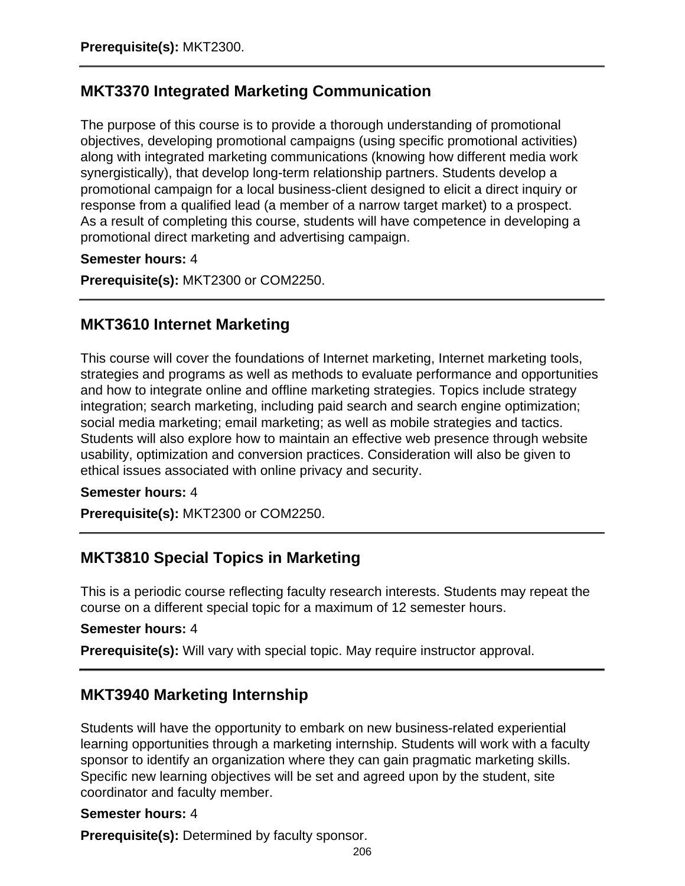**Prerequisite(s):** MKT2300.

---

## MKT3370 Integrated Marketing Communication

The purpose of this course is to provide a thorough understanding of promotional objectives, developing promotional campaigns (using specific promotional activities) along with integrated marketing communications (knowing how different media work synergistically), that develop long-term relationship partners. Students develop a promotional campaign for a local business-client designed to elicit a direct inquiry or response from a qualified lead (a member of a narrow target market) to a prospect. As a result of completing this course, students will have competence in developing a promotional direct marketing and advertising campaign.

**Semester hours:** 4

**Prerequisite(s):** MKT2300 or COM2250.

---

## MKT3610 Internet Marketing

This course will cover the foundations of Internet marketing, Internet marketing tools, strategies and programs as well as methods to evaluate performance and opportunities and how to integrate online and offline marketing strategies. Topics include strategy integration; search marketing, including paid search and search engine optimization; social media marketing; email marketing; as well as mobile strategies and tactics. Students will also explore how to maintain an effective web presence through website usability, optimization and conversion practices. Consideration will also be given to ethical issues associated with online privacy and security.

**Semester hours:** 4

**Prerequisite(s):** MKT2300 or COM2250.

---

## MKT3810 Special Topics in Marketing

This is a periodic course reflecting faculty research interests. Students may repeat the course on a different special topic for a maximum of 12 semester hours.

**Semester hours:** 4

**Prerequisite(s):** Will vary with special topic. May require instructor approval.

---

## MKT3940 Marketing Internship

Students will have the opportunity to embark on new business-related experiential learning opportunities through a marketing internship. Students will work with a faculty sponsor to identify an organization where they can gain pragmatic marketing skills. Specific new learning objectives will be set and agreed upon by the student, site coordinator and faculty member.

**Semester hours:** 4

**Prerequisite(s):** Determined by faculty sponsor.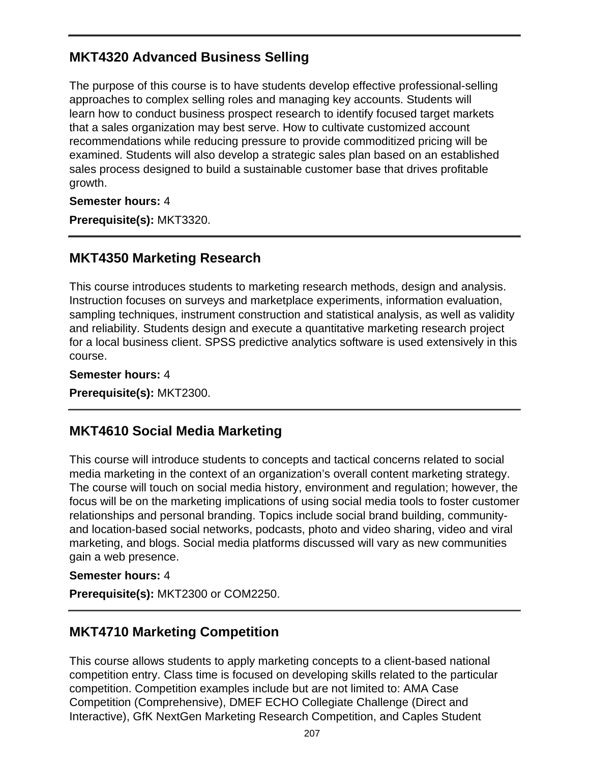## MKT4320 Advanced Business Selling

The purpose of this course is to have students develop effective professional-selling approaches to complex selling roles and managing key accounts. Students will learn how to conduct business prospect research to identify focused target markets that a sales organization may best serve. How to cultivate customized account recommendations while reducing pressure to provide commoditized pricing will be examined. Students will also develop a strategic sales plan based on an established sales process designed to build a sustainable customer base that drives profitable growth.

**Semester hours:** 4

**Prerequisite(s):** MKT3320.

## MKT4350 Marketing Research

This course introduces students to marketing research methods, design and analysis. Instruction focuses on surveys and marketplace experiments, information evaluation, sampling techniques, instrument construction and statistical analysis, as well as validity and reliability. Students design and execute a quantitative marketing research project for a local business client. SPSS predictive analytics software is used extensively in this course.

**Semester hours:** 4

**Prerequisite(s):** MKT2300.

## MKT4610 Social Media Marketing

This course will introduce students to concepts and tactical concerns related to social media marketing in the context of an organization's overall content marketing strategy. The course will touch on social media history, environment and regulation; however, the focus will be on the marketing implications of using social media tools to foster customer relationships and personal branding. Topics include social brand building, community- and location-based social networks, podcasts, photo and video sharing, video and viral marketing, and blogs. Social media platforms discussed will vary as new communities gain a web presence.

**Semester hours:** 4

**Prerequisite(s):** MKT2300 or COM2250.

## MKT4710 Marketing Competition

This course allows students to apply marketing concepts to a client-based national competition entry. Class time is focused on developing skills related to the particular competition. Competition examples include but are not limited to: AMA Case Competition (Comprehensive), DMEF ECHO Collegiate Challenge (Direct and Interactive), GfK NextGen Marketing Research Competition, and Caples Student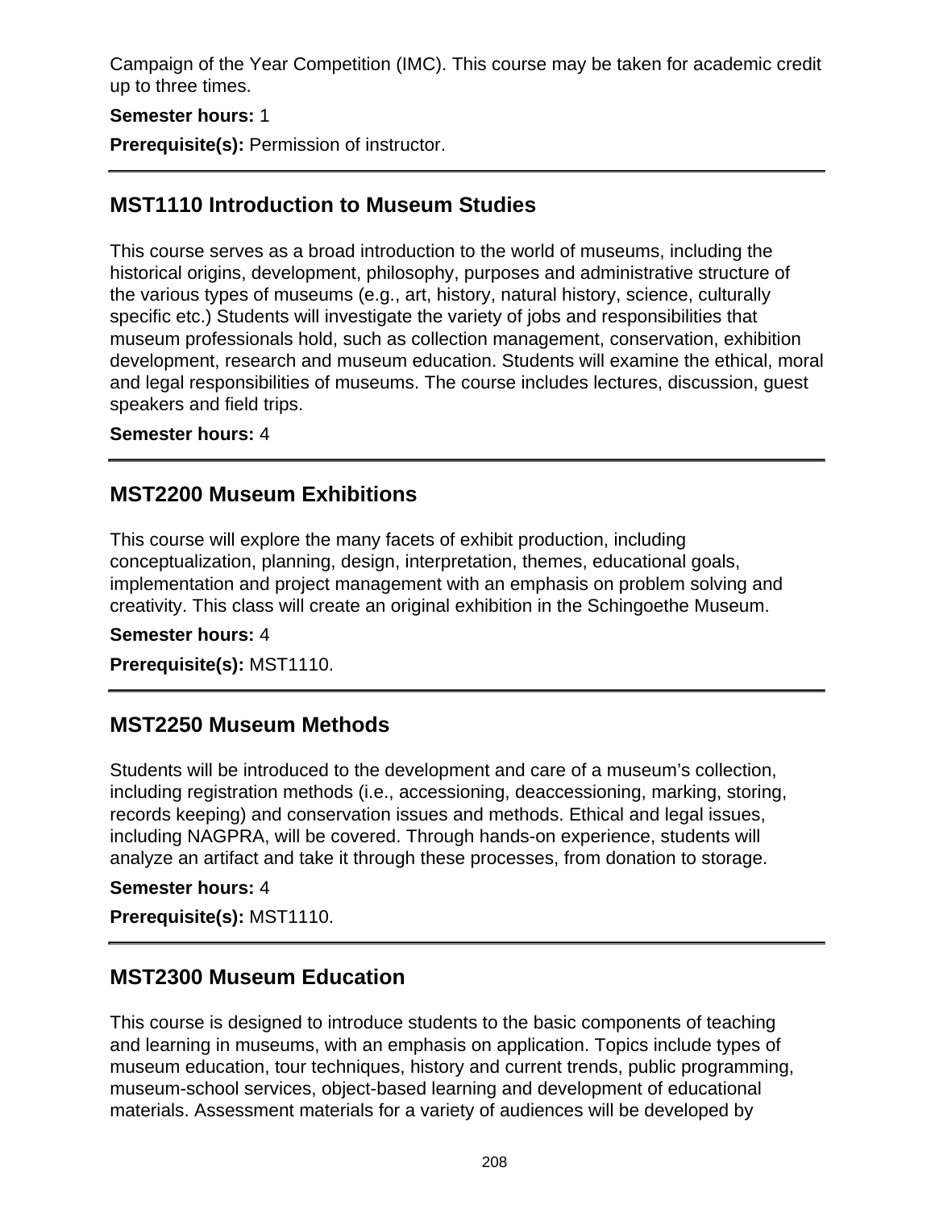Campaign of the Year Competition (IMC). This course may be taken for academic credit up to three times.

**Semester hours:** 1

**Prerequisite(s):** Permission of instructor.

---

## MST1110 Introduction to Museum Studies

This course serves as a broad introduction to the world of museums, including the historical origins, development, philosophy, purposes and administrative structure of the various types of museums (e.g., art, history, natural history, science, culturally specific etc.) Students will investigate the variety of jobs and responsibilities that museum professionals hold, such as collection management, conservation, exhibition development, research and museum education. Students will examine the ethical, moral and legal responsibilities of museums. The course includes lectures, discussion, guest speakers and field trips.

**Semester hours:** 4

---

## MST2200 Museum Exhibitions

This course will explore the many facets of exhibit production, including conceptualization, planning, design, interpretation, themes, educational goals, implementation and project management with an emphasis on problem solving and creativity. This class will create an original exhibition in the Schingoethe Museum.

**Semester hours:** 4

**Prerequisite(s):** MST1110.

---

## MST2250 Museum Methods

Students will be introduced to the development and care of a museum's collection, including registration methods (i.e., accessioning, deaccessioning, marking, storing, records keeping) and conservation issues and methods. Ethical and legal issues, including NAGPRA, will be covered. Through hands-on experience, students will analyze an artifact and take it through these processes, from donation to storage.

**Semester hours:** 4

**Prerequisite(s):** MST1110.

---

## MST2300 Museum Education

This course is designed to introduce students to the basic components of teaching and learning in museums, with an emphasis on application. Topics include types of museum education, tour techniques, history and current trends, public programming, museum-school services, object-based learning and development of educational materials. Assessment materials for a variety of audiences will be developed by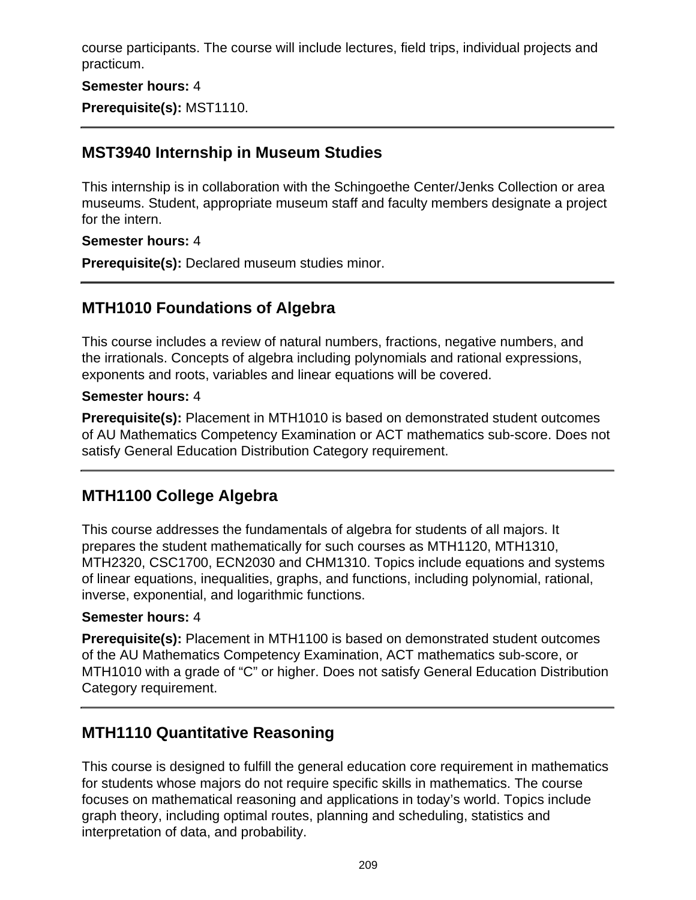course participants. The course will include lectures, field trips, individual projects and practicum.

**Semester hours:** 4

**Prerequisite(s):** MST1110.

---

## MST3940 Internship in Museum Studies

This internship is in collaboration with the Schingoethe Center/Jenks Collection or area museums. Student, appropriate museum staff and faculty members designate a project for the intern.

**Semester hours:** 4

**Prerequisite(s):** Declared museum studies minor.

---

## MTH1010 Foundations of Algebra

This course includes a review of natural numbers, fractions, negative numbers, and the irrationals. Concepts of algebra including polynomials and rational expressions, exponents and roots, variables and linear equations will be covered.

**Semester hours:** 4

**Prerequisite(s):** Placement in MTH1010 is based on demonstrated student outcomes of AU Mathematics Competency Examination or ACT mathematics sub-score. Does not satisfy General Education Distribution Category requirement.

---

## MTH1100 College Algebra

This course addresses the fundamentals of algebra for students of all majors. It prepares the student mathematically for such courses as MTH1120, MTH1310, MTH2320, CSC1700, ECN2030 and CHM1310. Topics include equations and systems of linear equations, inequalities, graphs, and functions, including polynomial, rational, inverse, exponential, and logarithmic functions.

**Semester hours:** 4

**Prerequisite(s):** Placement in MTH1100 is based on demonstrated student outcomes of the AU Mathematics Competency Examination, ACT mathematics sub-score, or MTH1010 with a grade of "C" or higher. Does not satisfy General Education Distribution Category requirement.

---

## MTH1110 Quantitative Reasoning

This course is designed to fulfill the general education core requirement in mathematics for students whose majors do not require specific skills in mathematics. The course focuses on mathematical reasoning and applications in today's world. Topics include graph theory, including optimal routes, planning and scheduling, statistics and interpretation of data, and probability.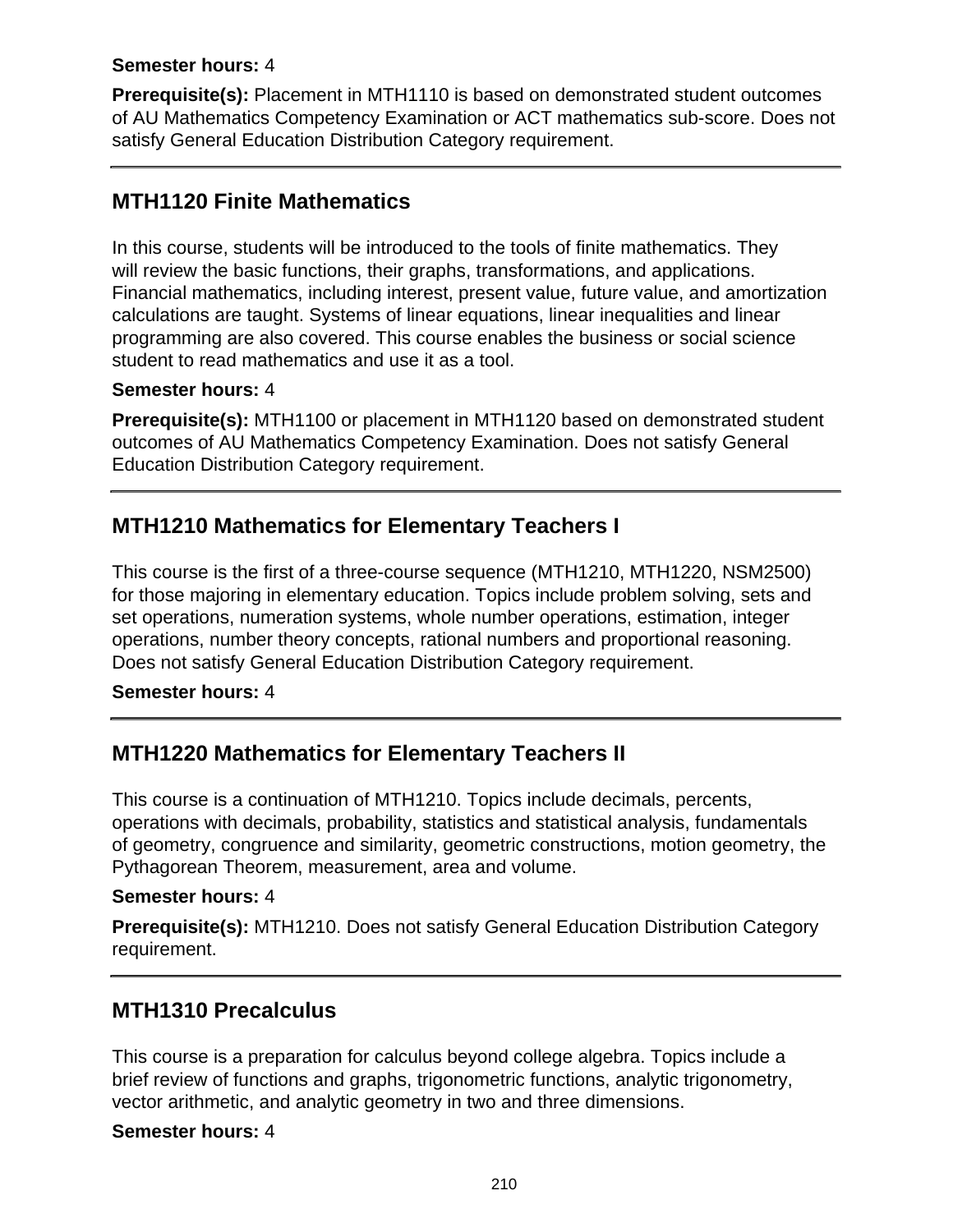**Semester hours:** 4

**Prerequisite(s):** Placement in MTH1110 is based on demonstrated student outcomes of AU Mathematics Competency Examination or ACT mathematics sub-score. Does not satisfy General Education Distribution Category requirement.

---

## MTH1120 Finite Mathematics

In this course, students will be introduced to the tools of finite mathematics. They will review the basic functions, their graphs, transformations, and applications. Financial mathematics, including interest, present value, future value, and amortization calculations are taught. Systems of linear equations, linear inequalities and linear programming are also covered. This course enables the business or social science student to read mathematics and use it as a tool.

**Semester hours:** 4

**Prerequisite(s):** MTH1100 or placement in MTH1120 based on demonstrated student outcomes of AU Mathematics Competency Examination. Does not satisfy General Education Distribution Category requirement.

---

## MTH1210 Mathematics for Elementary Teachers I

This course is the first of a three-course sequence (MTH1210, MTH1220, NSM2500) for those majoring in elementary education. Topics include problem solving, sets and set operations, numeration systems, whole number operations, estimation, integer operations, number theory concepts, rational numbers and proportional reasoning. Does not satisfy General Education Distribution Category requirement.

**Semester hours:** 4

---

## MTH1220 Mathematics for Elementary Teachers II

This course is a continuation of MTH1210. Topics include decimals, percents, operations with decimals, probability, statistics and statistical analysis, fundamentals of geometry, congruence and similarity, geometric constructions, motion geometry, the Pythagorean Theorem, measurement, area and volume.

**Semester hours:** 4

**Prerequisite(s):** MTH1210. Does not satisfy General Education Distribution Category requirement.

---

## MTH1310 Precalculus

This course is a preparation for calculus beyond college algebra. Topics include a brief review of functions and graphs, trigonometric functions, analytic trigonometry, vector arithmetic, and analytic geometry in two and three dimensions.

**Semester hours:** 4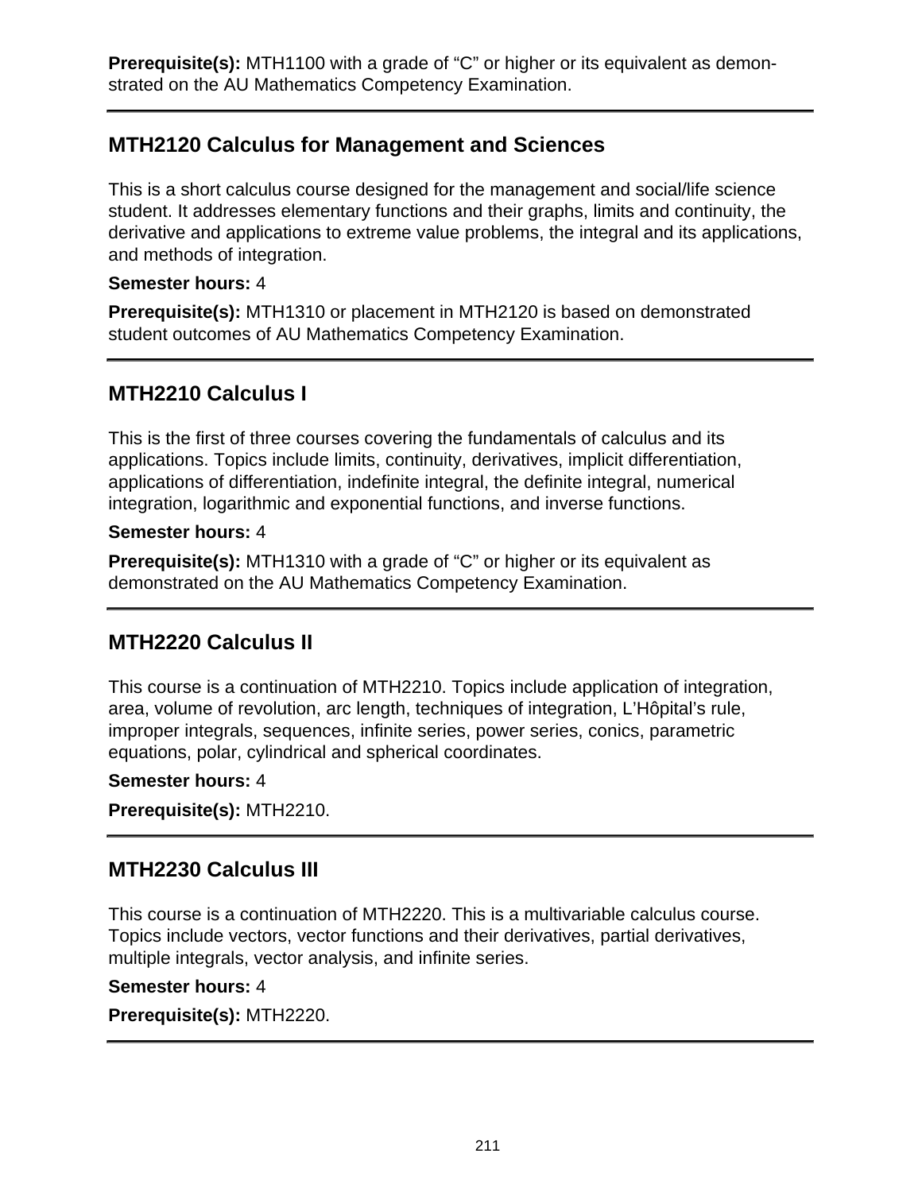**Prerequisite(s):** MTH1100 with a grade of “C” or higher or its equivalent as demonstrated on the AU Mathematics Competency Examination.

---

## MTH2120 Calculus for Management and Sciences

This is a short calculus course designed for the management and social/life science student. It addresses elementary functions and their graphs, limits and continuity, the derivative and applications to extreme value problems, the integral and its applications, and methods of integration.

**Semester hours:** 4

**Prerequisite(s):** MTH1310 or placement in MTH2120 is based on demonstrated student outcomes of AU Mathematics Competency Examination.

---

## MTH2210 Calculus I

This is the first of three courses covering the fundamentals of calculus and its applications. Topics include limits, continuity, derivatives, implicit differentiation, applications of differentiation, indefinite integral, the definite integral, numerical integration, logarithmic and exponential functions, and inverse functions.

**Semester hours:** 4

**Prerequisite(s):** MTH1310 with a grade of “C” or higher or its equivalent as demonstrated on the AU Mathematics Competency Examination.

---

## MTH2220 Calculus II

This course is a continuation of MTH2210. Topics include application of integration, area, volume of revolution, arc length, techniques of integration, L’Hôpital’s rule, improper integrals, sequences, infinite series, power series, conics, parametric equations, polar, cylindrical and spherical coordinates.

**Semester hours:** 4

**Prerequisite(s):** MTH2210.

---

## MTH2230 Calculus III

This course is a continuation of MTH2220. This is a multivariable calculus course. Topics include vectors, vector functions and their derivatives, partial derivatives, multiple integrals, vector analysis, and infinite series.

**Semester hours:** 4

**Prerequisite(s):** MTH2220.

---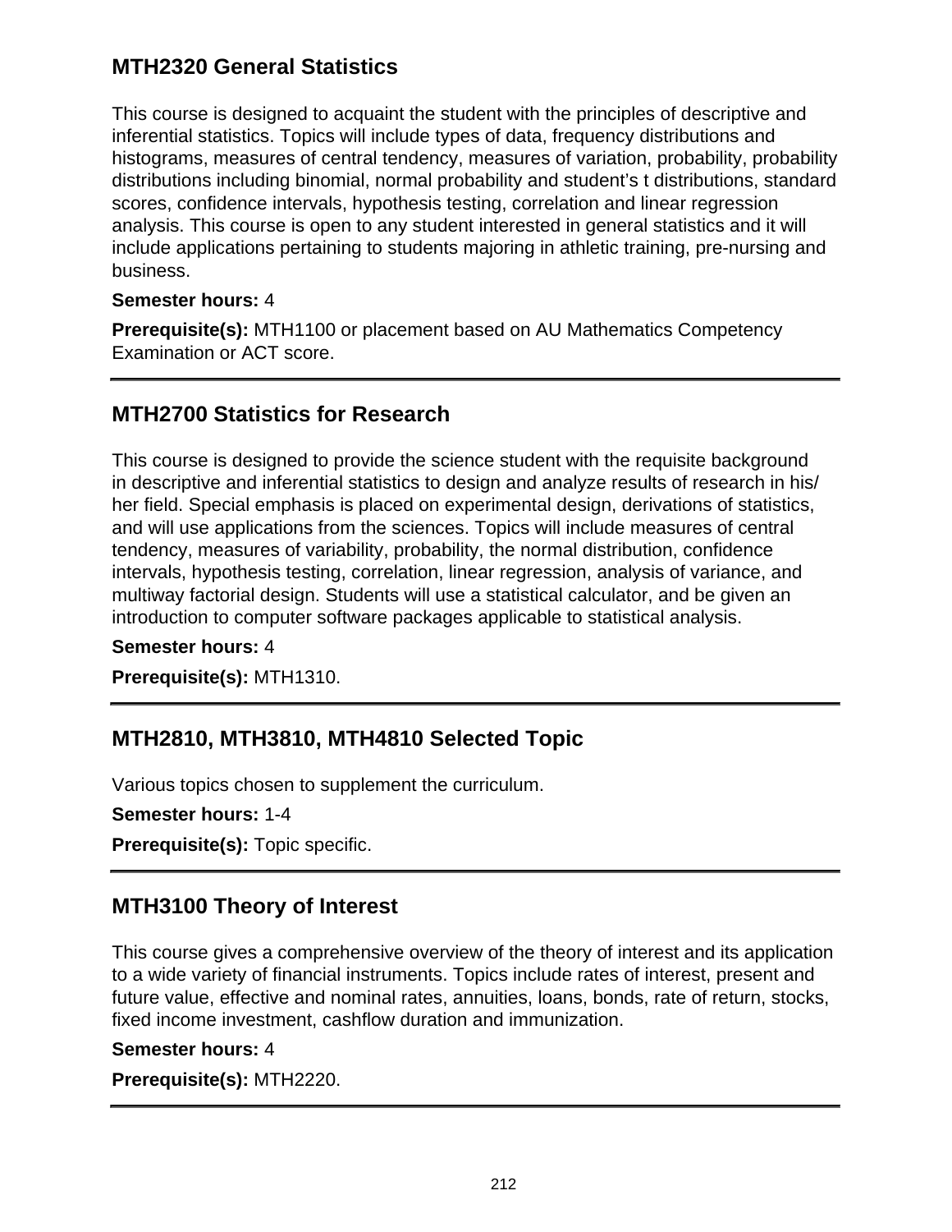## MTH2320 General Statistics

This course is designed to acquaint the student with the principles of descriptive and inferential statistics. Topics will include types of data, frequency distributions and histograms, measures of central tendency, measures of variation, probability, probability distributions including binomial, normal probability and student's t distributions, standard scores, confidence intervals, hypothesis testing, correlation and linear regression analysis. This course is open to any student interested in general statistics and it will include applications pertaining to students majoring in athletic training, pre-nursing and business.

**Semester hours:** 4

**Prerequisite(s):** MTH1100 or placement based on AU Mathematics Competency Examination or ACT score.

---

## MTH2700 Statistics for Research

This course is designed to provide the science student with the requisite background in descriptive and inferential statistics to design and analyze results of research in his/her field. Special emphasis is placed on experimental design, derivations of statistics, and will use applications from the sciences. Topics will include measures of central tendency, measures of variability, probability, the normal distribution, confidence intervals, hypothesis testing, correlation, linear regression, analysis of variance, and multiway factorial design. Students will use a statistical calculator, and be given an introduction to computer software packages applicable to statistical analysis.

**Semester hours:** 4

**Prerequisite(s):** MTH1310.

---

## MTH2810, MTH3810, MTH4810 Selected Topic

Various topics chosen to supplement the curriculum.

**Semester hours:** 1-4

**Prerequisite(s):** Topic specific.

---

## MTH3100 Theory of Interest

This course gives a comprehensive overview of the theory of interest and its application to a wide variety of financial instruments. Topics include rates of interest, present and future value, effective and nominal rates, annuities, loans, bonds, rate of return, stocks, fixed income investment, cashflow duration and immunization.

**Semester hours:** 4

**Prerequisite(s):** MTH2220.

---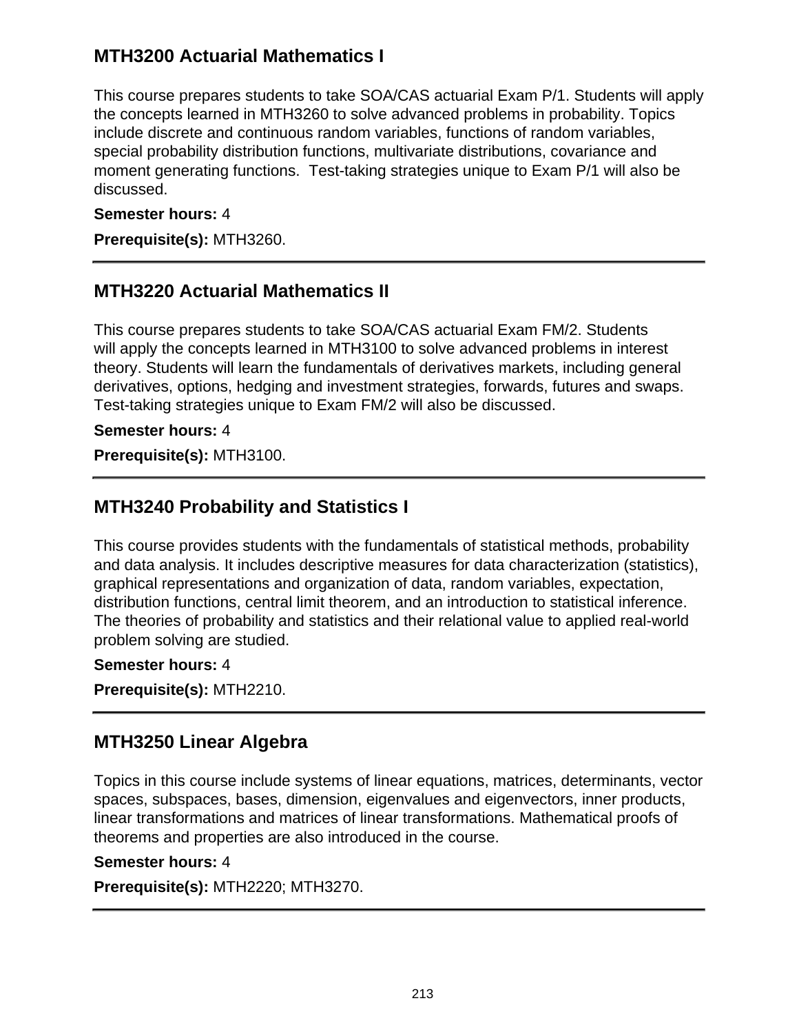## MTH3200 Actuarial Mathematics I

This course prepares students to take SOA/CAS actuarial Exam P/1. Students will apply the concepts learned in MTH3260 to solve advanced problems in probability. Topics include discrete and continuous random variables, functions of random variables, special probability distribution functions, multivariate distributions, covariance and moment generating functions. Test-taking strategies unique to Exam P/1 will also be discussed.

**Semester hours:** 4

**Prerequisite(s):** MTH3260.

---

## MTH3220 Actuarial Mathematics II

This course prepares students to take SOA/CAS actuarial Exam FM/2. Students will apply the concepts learned in MTH3100 to solve advanced problems in interest theory. Students will learn the fundamentals of derivatives markets, including general derivatives, options, hedging and investment strategies, forwards, futures and swaps. Test-taking strategies unique to Exam FM/2 will also be discussed.

**Semester hours:** 4

**Prerequisite(s):** MTH3100.

---

## MTH3240 Probability and Statistics I

This course provides students with the fundamentals of statistical methods, probability and data analysis. It includes descriptive measures for data characterization (statistics), graphical representations and organization of data, random variables, expectation, distribution functions, central limit theorem, and an introduction to statistical inference. The theories of probability and statistics and their relational value to applied real-world problem solving are studied.

**Semester hours:** 4

**Prerequisite(s):** MTH2210.

---

## MTH3250 Linear Algebra

Topics in this course include systems of linear equations, matrices, determinants, vector spaces, subspaces, bases, dimension, eigenvalues and eigenvectors, inner products, linear transformations and matrices of linear transformations. Mathematical proofs of theorems and properties are also introduced in the course.

**Semester hours:** 4

**Prerequisite(s):** MTH2220; MTH3270.

---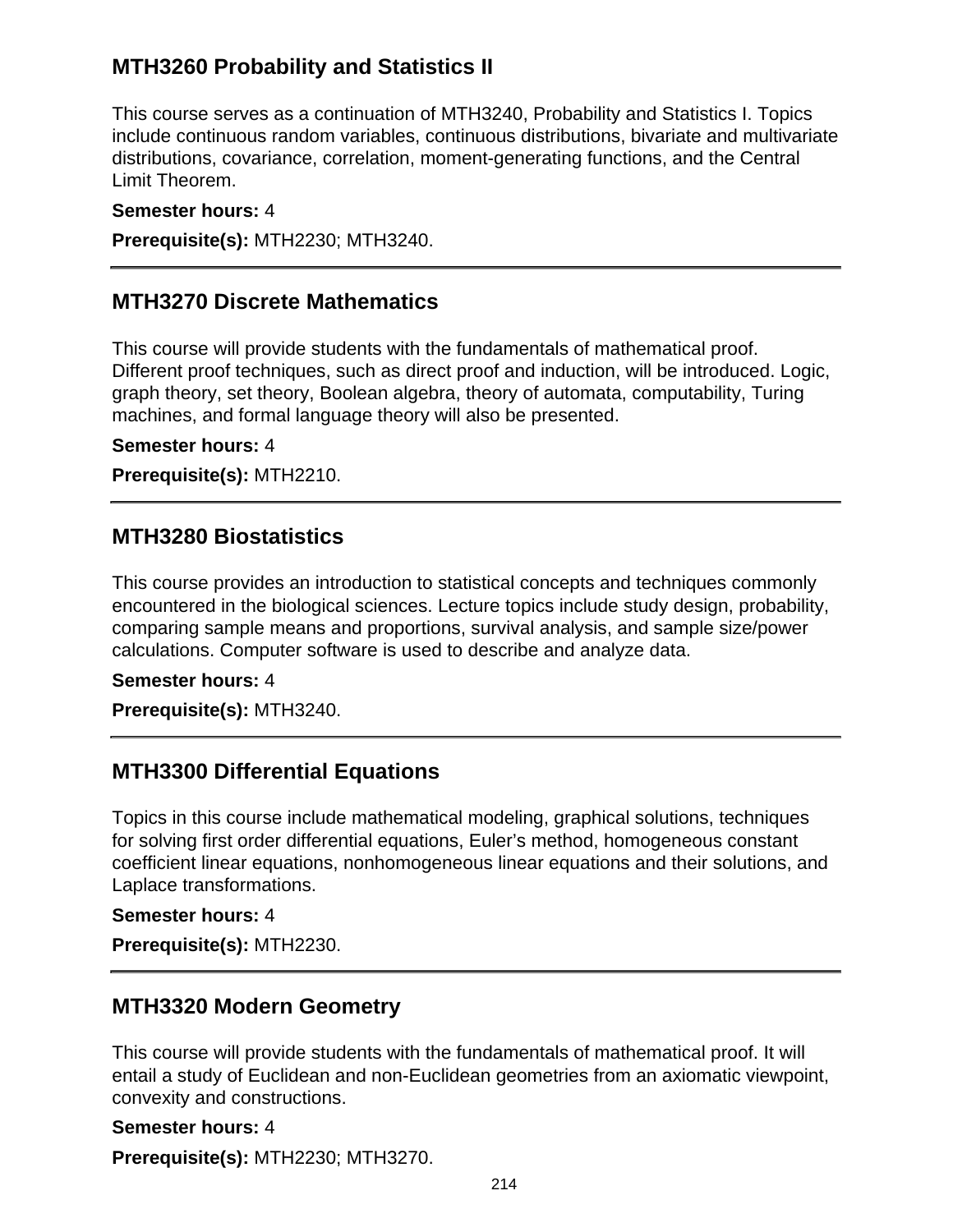## MTH3260 Probability and Statistics II

This course serves as a continuation of MTH3240, Probability and Statistics I. Topics include continuous random variables, continuous distributions, bivariate and multivariate distributions, covariance, correlation, moment-generating functions, and the Central Limit Theorem.

**Semester hours:** 4

**Prerequisite(s):** MTH2230; MTH3240.

---

## MTH3270 Discrete Mathematics

This course will provide students with the fundamentals of mathematical proof. Different proof techniques, such as direct proof and induction, will be introduced. Logic, graph theory, set theory, Boolean algebra, theory of automata, computability, Turing machines, and formal language theory will also be presented.

**Semester hours:** 4

**Prerequisite(s):** MTH2210.

---

## MTH3280 Biostatistics

This course provides an introduction to statistical concepts and techniques commonly encountered in the biological sciences. Lecture topics include study design, probability, comparing sample means and proportions, survival analysis, and sample size/power calculations. Computer software is used to describe and analyze data.

**Semester hours:** 4

**Prerequisite(s):** MTH3240.

---

## MTH3300 Differential Equations

Topics in this course include mathematical modeling, graphical solutions, techniques for solving first order differential equations, Euler's method, homogeneous constant coefficient linear equations, nonhomogeneous linear equations and their solutions, and Laplace transformations.

**Semester hours:** 4

**Prerequisite(s):** MTH2230.

---

## MTH3320 Modern Geometry

This course will provide students with the fundamentals of mathematical proof. It will entail a study of Euclidean and non-Euclidean geometries from an axiomatic viewpoint, convexity and constructions.

**Semester hours:** 4

**Prerequisite(s):** MTH2230; MTH3270.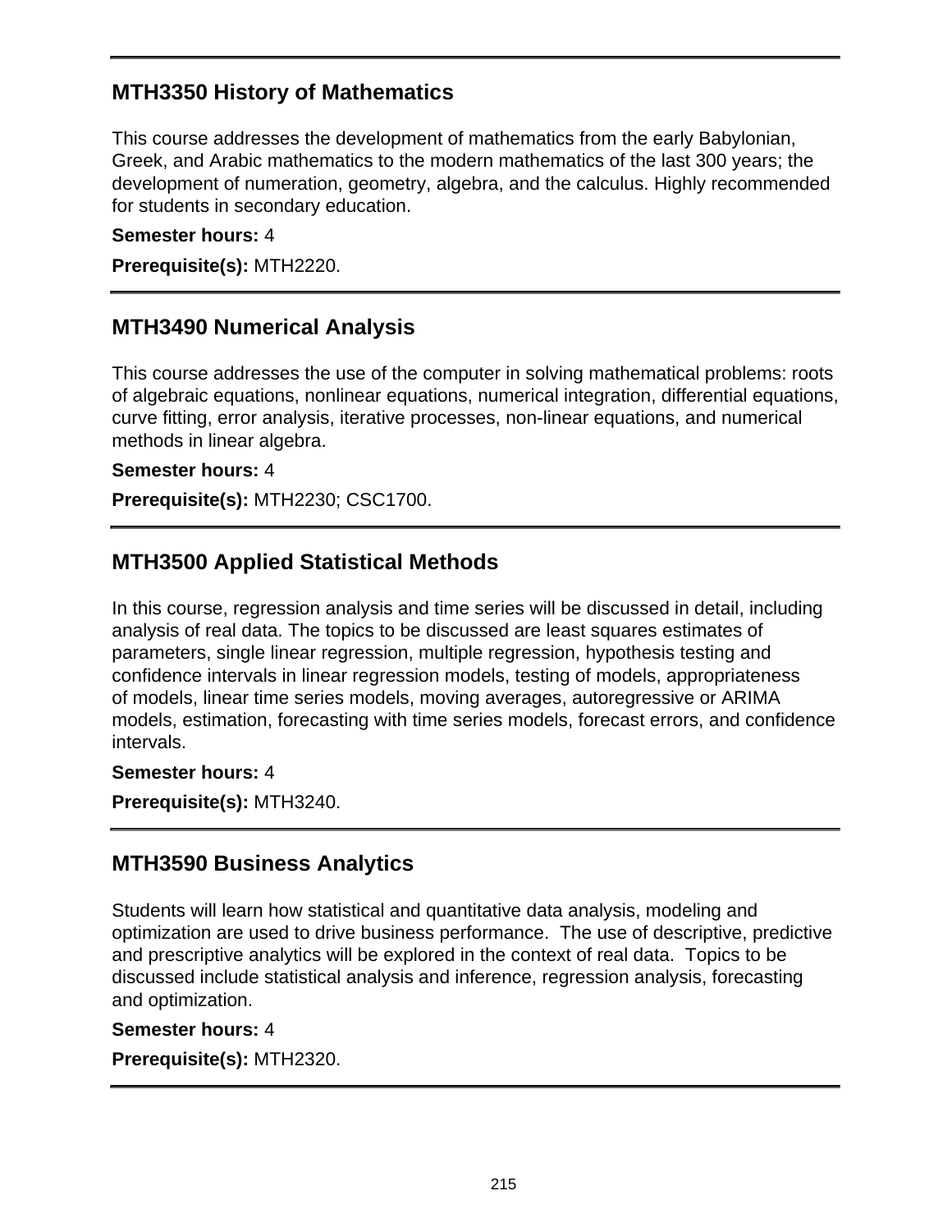## MTH3350 History of Mathematics

This course addresses the development of mathematics from the early Babylonian, Greek, and Arabic mathematics to the modern mathematics of the last 300 years; the development of numeration, geometry, algebra, and the calculus. Highly recommended for students in secondary education.

**Semester hours:** 4

**Prerequisite(s):** MTH2220.

## MTH3490 Numerical Analysis

This course addresses the use of the computer in solving mathematical problems: roots of algebraic equations, nonlinear equations, numerical integration, differential equations, curve fitting, error analysis, iterative processes, non-linear equations, and numerical methods in linear algebra.

**Semester hours:** 4

**Prerequisite(s):** MTH2230; CSC1700.

## MTH3500 Applied Statistical Methods

In this course, regression analysis and time series will be discussed in detail, including analysis of real data. The topics to be discussed are least squares estimates of parameters, single linear regression, multiple regression, hypothesis testing and confidence intervals in linear regression models, testing of models, appropriateness of models, linear time series models, moving averages, autoregressive or ARIMA models, estimation, forecasting with time series models, forecast errors, and confidence intervals.

**Semester hours:** 4

**Prerequisite(s):** MTH3240.

## MTH3590 Business Analytics

Students will learn how statistical and quantitative data analysis, modeling and optimization are used to drive business performance. The use of descriptive, predictive and prescriptive analytics will be explored in the context of real data. Topics to be discussed include statistical analysis and inference, regression analysis, forecasting and optimization.

**Semester hours:** 4

**Prerequisite(s):** MTH2320.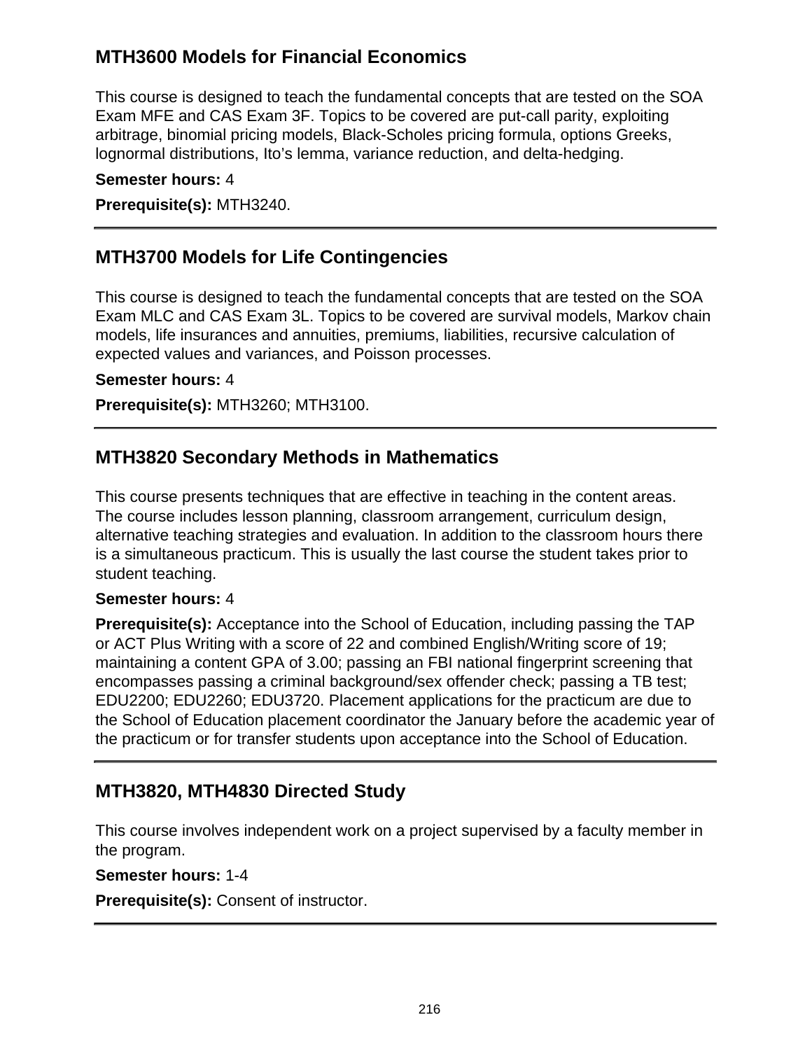## MTH3600 Models for Financial Economics

This course is designed to teach the fundamental concepts that are tested on the SOA Exam MFE and CAS Exam 3F. Topics to be covered are put-call parity, exploiting arbitrage, binomial pricing models, Black-Scholes pricing formula, options Greeks, lognormal distributions, Ito's lemma, variance reduction, and delta-hedging.

**Semester hours:** 4

**Prerequisite(s):** MTH3240.

---

## MTH3700 Models for Life Contingencies

This course is designed to teach the fundamental concepts that are tested on the SOA Exam MLC and CAS Exam 3L. Topics to be covered are survival models, Markov chain models, life insurances and annuities, premiums, liabilities, recursive calculation of expected values and variances, and Poisson processes.

**Semester hours:** 4

**Prerequisite(s):** MTH3260; MTH3100.

---

## MTH3820 Secondary Methods in Mathematics

This course presents techniques that are effective in teaching in the content areas. The course includes lesson planning, classroom arrangement, curriculum design, alternative teaching strategies and evaluation. In addition to the classroom hours there is a simultaneous practicum. This is usually the last course the student takes prior to student teaching.

**Semester hours:** 4

**Prerequisite(s):** Acceptance into the School of Education, including passing the TAP or ACT Plus Writing with a score of 22 and combined English/Writing score of 19; maintaining a content GPA of 3.00; passing an FBI national fingerprint screening that encompasses passing a criminal background/sex offender check; passing a TB test; EDU2200; EDU2260; EDU3720. Placement applications for the practicum are due to the School of Education placement coordinator the January before the academic year of the practicum or for transfer students upon acceptance into the School of Education.

---

## MTH3820, MTH4830 Directed Study

This course involves independent work on a project supervised by a faculty member in the program.

**Semester hours:** 1-4

**Prerequisite(s):** Consent of instructor.

---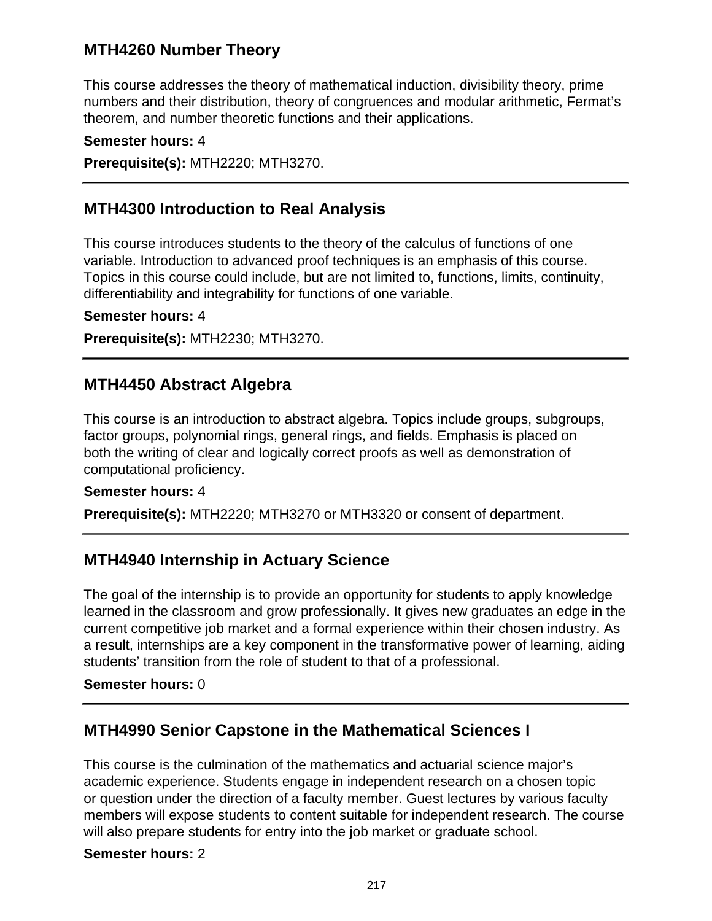## MTH4260 Number Theory

This course addresses the theory of mathematical induction, divisibility theory, prime numbers and their distribution, theory of congruences and modular arithmetic, Fermat's theorem, and number theoretic functions and their applications.

**Semester hours:** 4

**Prerequisite(s):** MTH2220; MTH3270.

---

## MTH4300 Introduction to Real Analysis

This course introduces students to the theory of the calculus of functions of one variable. Introduction to advanced proof techniques is an emphasis of this course. Topics in this course could include, but are not limited to, functions, limits, continuity, differentiability and integrability for functions of one variable.

**Semester hours:** 4

**Prerequisite(s):** MTH2230; MTH3270.

---

## MTH4450 Abstract Algebra

This course is an introduction to abstract algebra. Topics include groups, subgroups, factor groups, polynomial rings, general rings, and fields. Emphasis is placed on both the writing of clear and logically correct proofs as well as demonstration of computational proficiency.

**Semester hours:** 4

**Prerequisite(s):** MTH2220; MTH3270 or MTH3320 or consent of department.

---

## MTH4940 Internship in Actuary Science

The goal of the internship is to provide an opportunity for students to apply knowledge learned in the classroom and grow professionally. It gives new graduates an edge in the current competitive job market and a formal experience within their chosen industry. As a result, internships are a key component in the transformative power of learning, aiding students' transition from the role of student to that of a professional.

**Semester hours:** 0

---

## MTH4990 Senior Capstone in the Mathematical Sciences I

This course is the culmination of the mathematics and actuarial science major's academic experience. Students engage in independent research on a chosen topic or question under the direction of a faculty member. Guest lectures by various faculty members will expose students to content suitable for independent research. The course will also prepare students for entry into the job market or graduate school.

**Semester hours:** 2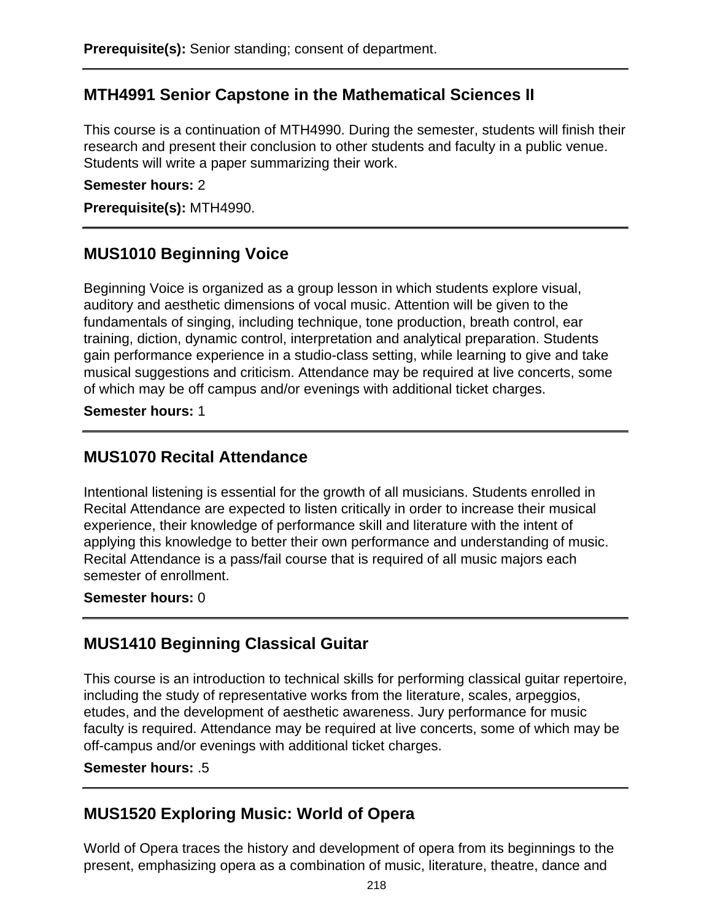**Prerequisite(s):** Senior standing; consent of department.

---

## MTH4991 Senior Capstone in the Mathematical Sciences II

This course is a continuation of MTH4990. During the semester, students will finish their research and present their conclusion to other students and faculty in a public venue. Students will write a paper summarizing their work.

**Semester hours:** 2

**Prerequisite(s):** MTH4990.

---

## MUS1010 Beginning Voice

Beginning Voice is organized as a group lesson in which students explore visual, auditory and aesthetic dimensions of vocal music. Attention will be given to the fundamentals of singing, including technique, tone production, breath control, ear training, diction, dynamic control, interpretation and analytical preparation. Students gain performance experience in a studio-class setting, while learning to give and take musical suggestions and criticism. Attendance may be required at live concerts, some of which may be off campus and/or evenings with additional ticket charges.

**Semester hours:** 1

---

## MUS1070 Recital Attendance

Intentional listening is essential for the growth of all musicians. Students enrolled in Recital Attendance are expected to listen critically in order to increase their musical experience, their knowledge of performance skill and literature with the intent of applying this knowledge to better their own performance and understanding of music. Recital Attendance is a pass/fail course that is required of all music majors each semester of enrollment.

**Semester hours:** 0

---

## MUS1410 Beginning Classical Guitar

This course is an introduction to technical skills for performing classical guitar repertoire, including the study of representative works from the literature, scales, arpeggios, etudes, and the development of aesthetic awareness. Jury performance for music faculty is required. Attendance may be required at live concerts, some of which may be off-campus and/or evenings with additional ticket charges.

**Semester hours:** .5

---

## MUS1520 Exploring Music: World of Opera

World of Opera traces the history and development of opera from its beginnings to the present, emphasizing opera as a combination of music, literature, theatre, dance and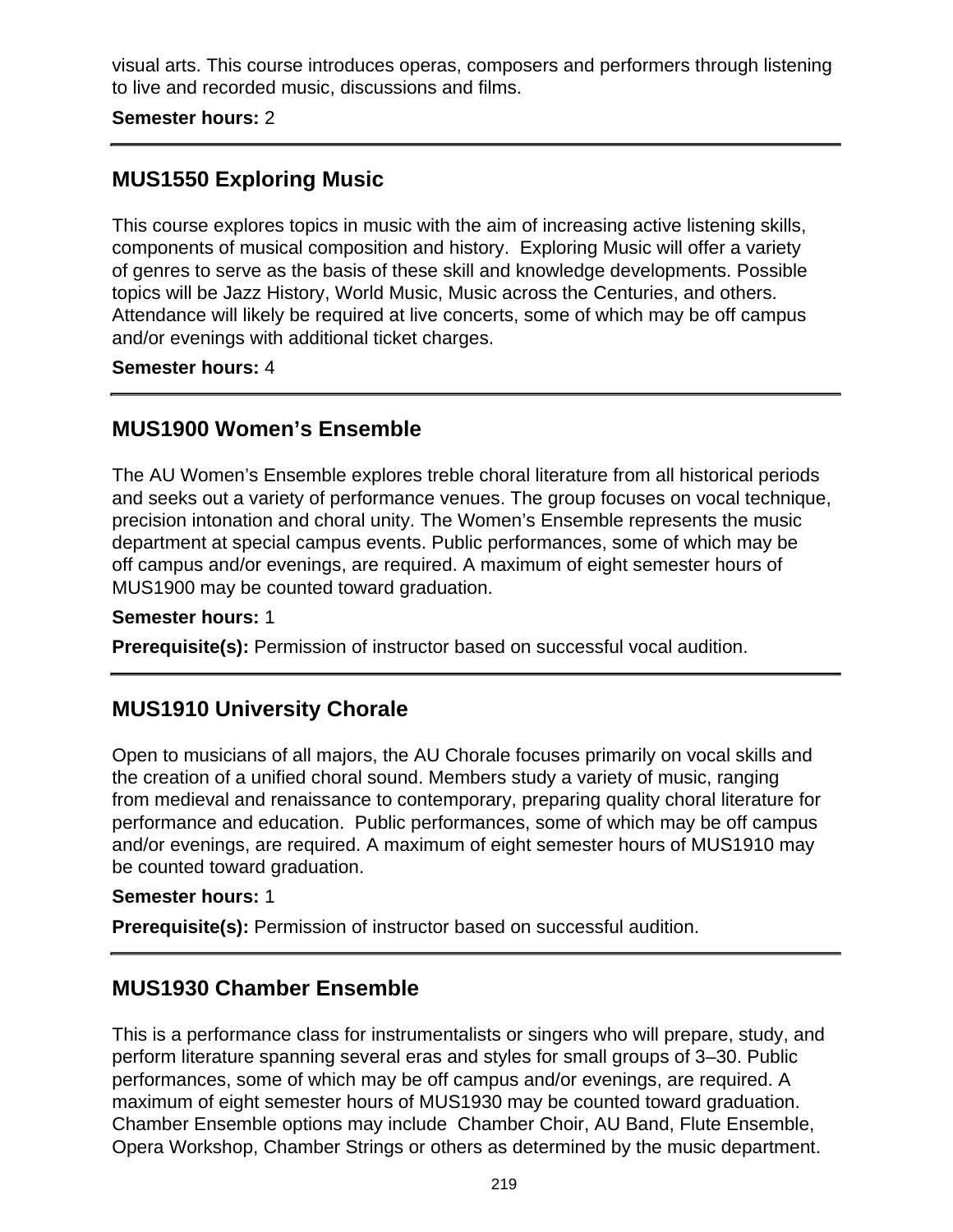visual arts. This course introduces operas, composers and performers through listening to live and recorded music, discussions and films.

**Semester hours:** 2

---

## MUS1550 Exploring Music

This course explores topics in music with the aim of increasing active listening skills, components of musical composition and history. Exploring Music will offer a variety of genres to serve as the basis of these skill and knowledge developments. Possible topics will be Jazz History, World Music, Music across the Centuries, and others. Attendance will likely be required at live concerts, some of which may be off campus and/or evenings with additional ticket charges.

**Semester hours:** 4

---

## MUS1900 Women's Ensemble

The AU Women's Ensemble explores treble choral literature from all historical periods and seeks out a variety of performance venues. The group focuses on vocal technique, precision intonation and choral unity. The Women's Ensemble represents the music department at special campus events. Public performances, some of which may be off campus and/or evenings, are required. A maximum of eight semester hours of MUS1900 may be counted toward graduation.

**Semester hours:** 1

**Prerequisite(s):** Permission of instructor based on successful vocal audition.

---

## MUS1910 University Chorale

Open to musicians of all majors, the AU Chorale focuses primarily on vocal skills and the creation of a unified choral sound. Members study a variety of music, ranging from medieval and renaissance to contemporary, preparing quality choral literature for performance and education. Public performances, some of which may be off campus and/or evenings, are required. A maximum of eight semester hours of MUS1910 may be counted toward graduation.

**Semester hours:** 1

**Prerequisite(s):** Permission of instructor based on successful audition.

---

## MUS1930 Chamber Ensemble

This is a performance class for instrumentalists or singers who will prepare, study, and perform literature spanning several eras and styles for small groups of 3–30. Public performances, some of which may be off campus and/or evenings, are required. A maximum of eight semester hours of MUS1930 may be counted toward graduation. Chamber Ensemble options may include Chamber Choir, AU Band, Flute Ensemble, Opera Workshop, Chamber Strings or others as determined by the music department.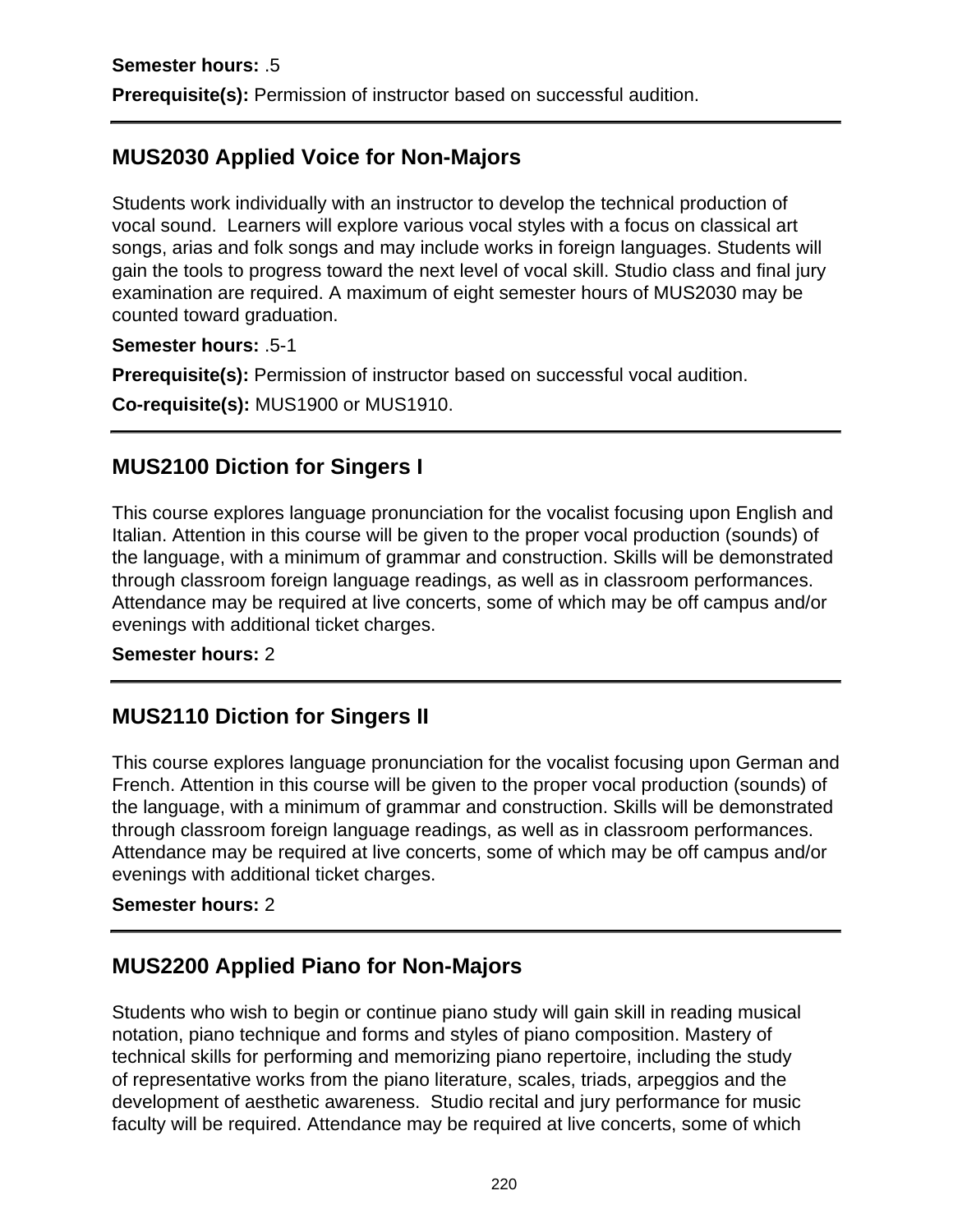**Semester hours:** .5

**Prerequisite(s):** Permission of instructor based on successful audition.

---

## MUS2030 Applied Voice for Non-Majors

Students work individually with an instructor to develop the technical production of vocal sound. Learners will explore various vocal styles with a focus on classical art songs, arias and folk songs and may include works in foreign languages. Students will gain the tools to progress toward the next level of vocal skill. Studio class and final jury examination are required. A maximum of eight semester hours of MUS2030 may be counted toward graduation.

**Semester hours:** .5-1

**Prerequisite(s):** Permission of instructor based on successful vocal audition.

**Co-requisite(s):** MUS1900 or MUS1910.

---

## MUS2100 Diction for Singers I

This course explores language pronunciation for the vocalist focusing upon English and Italian. Attention in this course will be given to the proper vocal production (sounds) of the language, with a minimum of grammar and construction. Skills will be demonstrated through classroom foreign language readings, as well as in classroom performances. Attendance may be required at live concerts, some of which may be off campus and/or evenings with additional ticket charges.

**Semester hours:** 2

---

## MUS2110 Diction for Singers II

This course explores language pronunciation for the vocalist focusing upon German and French. Attention in this course will be given to the proper vocal production (sounds) of the language, with a minimum of grammar and construction. Skills will be demonstrated through classroom foreign language readings, as well as in classroom performances. Attendance may be required at live concerts, some of which may be off campus and/or evenings with additional ticket charges.

**Semester hours:** 2

---

## MUS2200 Applied Piano for Non-Majors

Students who wish to begin or continue piano study will gain skill in reading musical notation, piano technique and forms and styles of piano composition. Mastery of technical skills for performing and memorizing piano repertoire, including the study of representative works from the piano literature, scales, triads, arpeggios and the development of aesthetic awareness. Studio recital and jury performance for music faculty will be required. Attendance may be required at live concerts, some of which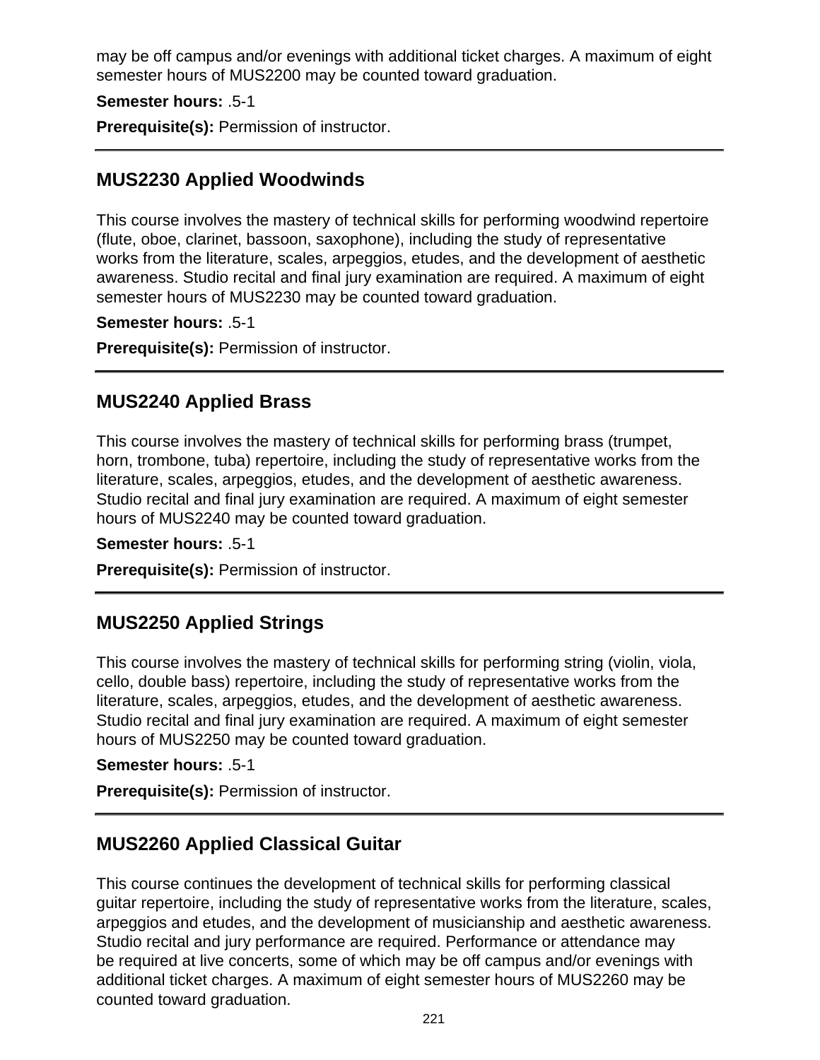may be off campus and/or evenings with additional ticket charges. A maximum of eight semester hours of MUS2200 may be counted toward graduation.

**Semester hours:** .5-1

**Prerequisite(s):** Permission of instructor.

---

### MUS2230 Applied Woodwinds

This course involves the mastery of technical skills for performing woodwind repertoire (flute, oboe, clarinet, bassoon, saxophone), including the study of representative works from the literature, scales, arpeggios, etudes, and the development of aesthetic awareness. Studio recital and final jury examination are required. A maximum of eight semester hours of MUS2230 may be counted toward graduation.

**Semester hours:** .5-1

**Prerequisite(s):** Permission of instructor.

---

### MUS2240 Applied Brass

This course involves the mastery of technical skills for performing brass (trumpet, horn, trombone, tuba) repertoire, including the study of representative works from the literature, scales, arpeggios, etudes, and the development of aesthetic awareness. Studio recital and final jury examination are required. A maximum of eight semester hours of MUS2240 may be counted toward graduation.

**Semester hours:** .5-1

**Prerequisite(s):** Permission of instructor.

---

### MUS2250 Applied Strings

This course involves the mastery of technical skills for performing string (violin, viola, cello, double bass) repertoire, including the study of representative works from the literature, scales, arpeggios, etudes, and the development of aesthetic awareness. Studio recital and final jury examination are required. A maximum of eight semester hours of MUS2250 may be counted toward graduation.

**Semester hours:** .5-1

**Prerequisite(s):** Permission of instructor.

---

### MUS2260 Applied Classical Guitar

This course continues the development of technical skills for performing classical guitar repertoire, including the study of representative works from the literature, scales, arpeggios and etudes, and the development of musicianship and aesthetic awareness. Studio recital and jury performance are required. Performance or attendance may be required at live concerts, some of which may be off campus and/or evenings with additional ticket charges. A maximum of eight semester hours of MUS2260 may be counted toward graduation.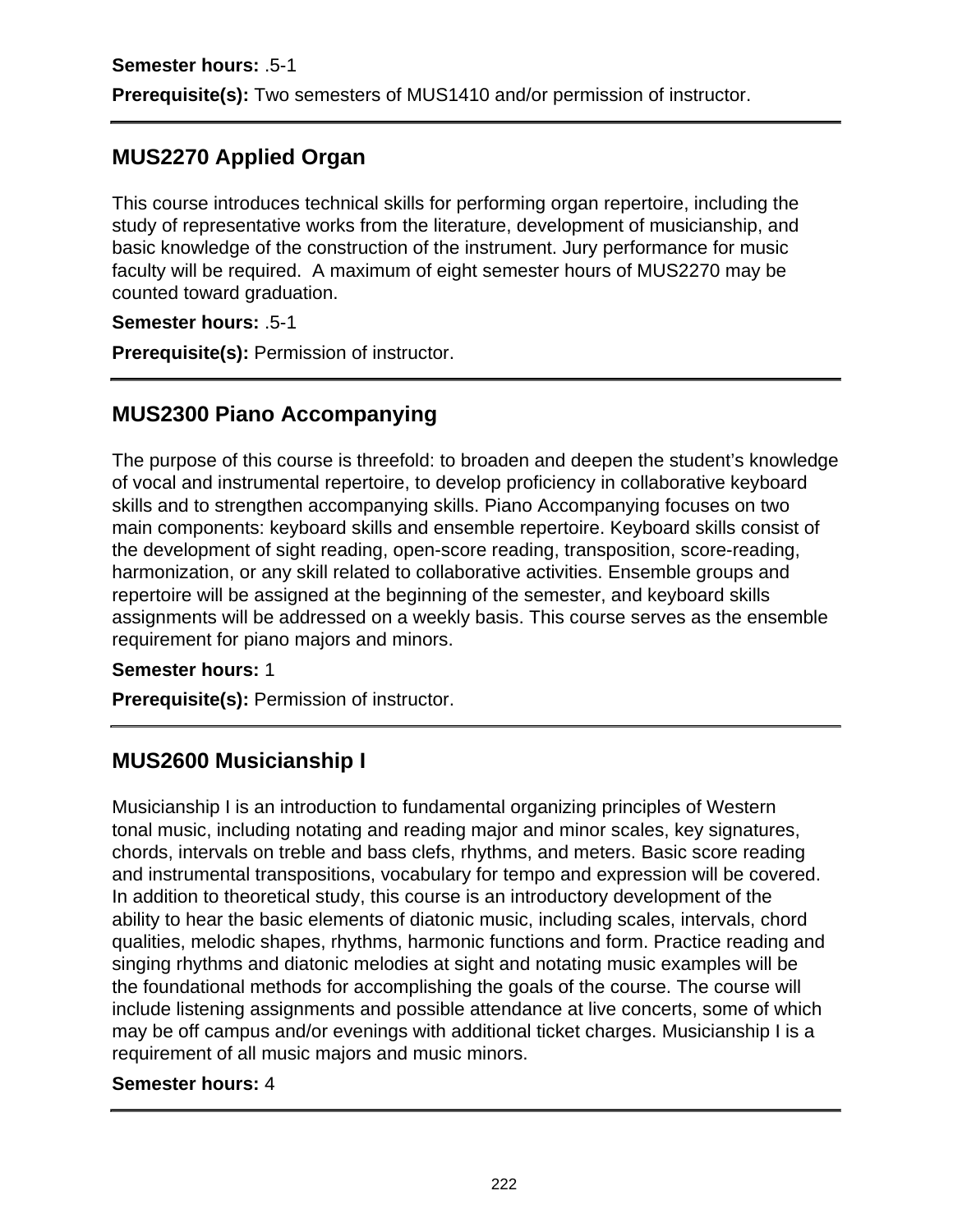**Semester hours:** .5-1

**Prerequisite(s):** Two semesters of MUS1410 and/or permission of instructor.

---

## MUS2270 Applied Organ

This course introduces technical skills for performing organ repertoire, including the study of representative works from the literature, development of musicianship, and basic knowledge of the construction of the instrument. Jury performance for music faculty will be required.  A maximum of eight semester hours of MUS2270 may be counted toward graduation.

**Semester hours:** .5-1

**Prerequisite(s):** Permission of instructor.

---

## MUS2300 Piano Accompanying

The purpose of this course is threefold: to broaden and deepen the student's knowledge of vocal and instrumental repertoire, to develop proficiency in collaborative keyboard skills and to strengthen accompanying skills. Piano Accompanying focuses on two main components: keyboard skills and ensemble repertoire. Keyboard skills consist of the development of sight reading, open-score reading, transposition, score-reading, harmonization, or any skill related to collaborative activities. Ensemble groups and repertoire will be assigned at the beginning of the semester, and keyboard skills assignments will be addressed on a weekly basis. This course serves as the ensemble requirement for piano majors and minors.

**Semester hours:** 1

**Prerequisite(s):** Permission of instructor.

---

## MUS2600 Musicianship I

Musicianship I is an introduction to fundamental organizing principles of Western tonal music, including notating and reading major and minor scales, key signatures, chords, intervals on treble and bass clefs, rhythms, and meters. Basic score reading and instrumental transpositions, vocabulary for tempo and expression will be covered. In addition to theoretical study, this course is an introductory development of the ability to hear the basic elements of diatonic music, including scales, intervals, chord qualities, melodic shapes, rhythms, harmonic functions and form. Practice reading and singing rhythms and diatonic melodies at sight and notating music examples will be the foundational methods for accomplishing the goals of the course. The course will include listening assignments and possible attendance at live concerts, some of which may be off campus and/or evenings with additional ticket charges. Musicianship I is a requirement of all music majors and music minors.

**Semester hours:** 4

---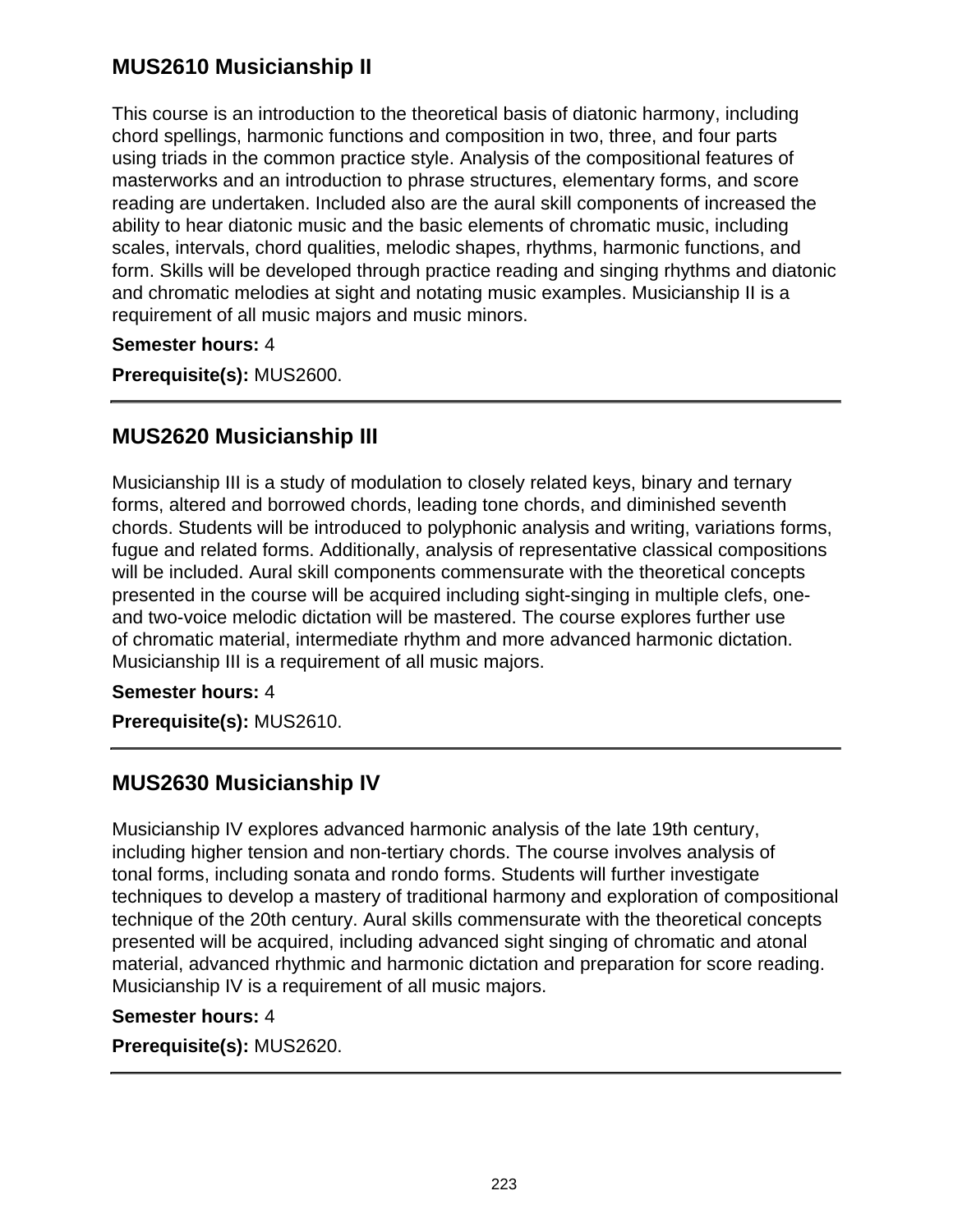## MUS2610 Musicianship II

This course is an introduction to the theoretical basis of diatonic harmony, including chord spellings, harmonic functions and composition in two, three, and four parts using triads in the common practice style. Analysis of the compositional features of masterworks and an introduction to phrase structures, elementary forms, and score reading are undertaken. Included also are the aural skill components of increased the ability to hear diatonic music and the basic elements of chromatic music, including scales, intervals, chord qualities, melodic shapes, rhythms, harmonic functions, and form. Skills will be developed through practice reading and singing rhythms and diatonic and chromatic melodies at sight and notating music examples. Musicianship II is a requirement of all music majors and music minors.

**Semester hours:** 4

**Prerequisite(s):** MUS2600.

---

## MUS2620 Musicianship III

Musicianship III is a study of modulation to closely related keys, binary and ternary forms, altered and borrowed chords, leading tone chords, and diminished seventh chords. Students will be introduced to polyphonic analysis and writing, variations forms, fugue and related forms. Additionally, analysis of representative classical compositions will be included. Aural skill components commensurate with the theoretical concepts presented in the course will be acquired including sight-singing in multiple clefs, one- and two-voice melodic dictation will be mastered. The course explores further use of chromatic material, intermediate rhythm and more advanced harmonic dictation. Musicianship III is a requirement of all music majors.

**Semester hours:** 4

**Prerequisite(s):** MUS2610.

---

## MUS2630 Musicianship IV

Musicianship IV explores advanced harmonic analysis of the late 19th century, including higher tension and non-tertiary chords. The course involves analysis of tonal forms, including sonata and rondo forms. Students will further investigate techniques to develop a mastery of traditional harmony and exploration of compositional technique of the 20th century. Aural skills commensurate with the theoretical concepts presented will be acquired, including advanced sight singing of chromatic and atonal material, advanced rhythmic and harmonic dictation and preparation for score reading. Musicianship IV is a requirement of all music majors.

**Semester hours:** 4

**Prerequisite(s):** MUS2620.

---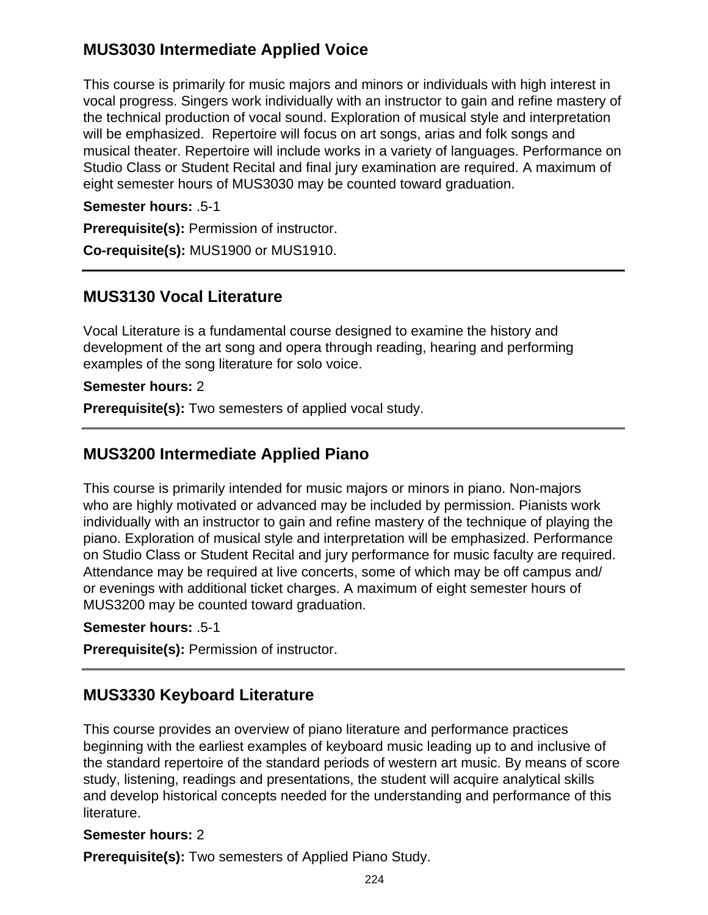## MUS3030 Intermediate Applied Voice

This course is primarily for music majors and minors or individuals with high interest in vocal progress. Singers work individually with an instructor to gain and refine mastery of the technical production of vocal sound. Exploration of musical style and interpretation will be emphasized. Repertoire will focus on art songs, arias and folk songs and musical theater. Repertoire will include works in a variety of languages. Performance on Studio Class or Student Recital and final jury examination are required. A maximum of eight semester hours of MUS3030 may be counted toward graduation.

**Semester hours:** .5-1

**Prerequisite(s):** Permission of instructor.

**Co-requisite(s):** MUS1900 or MUS1910.

---

## MUS3130 Vocal Literature

Vocal Literature is a fundamental course designed to examine the history and development of the art song and opera through reading, hearing and performing examples of the song literature for solo voice.

**Semester hours:** 2

**Prerequisite(s):** Two semesters of applied vocal study.

---

## MUS3200 Intermediate Applied Piano

This course is primarily intended for music majors or minors in piano. Non-majors who are highly motivated or advanced may be included by permission. Pianists work individually with an instructor to gain and refine mastery of the technique of playing the piano. Exploration of musical style and interpretation will be emphasized. Performance on Studio Class or Student Recital and jury performance for music faculty are required. Attendance may be required at live concerts, some of which may be off campus and/or evenings with additional ticket charges. A maximum of eight semester hours of MUS3200 may be counted toward graduation.

**Semester hours:** .5-1

**Prerequisite(s):** Permission of instructor.

---

## MUS3330 Keyboard Literature

This course provides an overview of piano literature and performance practices beginning with the earliest examples of keyboard music leading up to and inclusive of the standard repertoire of the standard periods of western art music. By means of score study, listening, readings and presentations, the student will acquire analytical skills and develop historical concepts needed for the understanding and performance of this literature.

**Semester hours:** 2

**Prerequisite(s):** Two semesters of Applied Piano Study.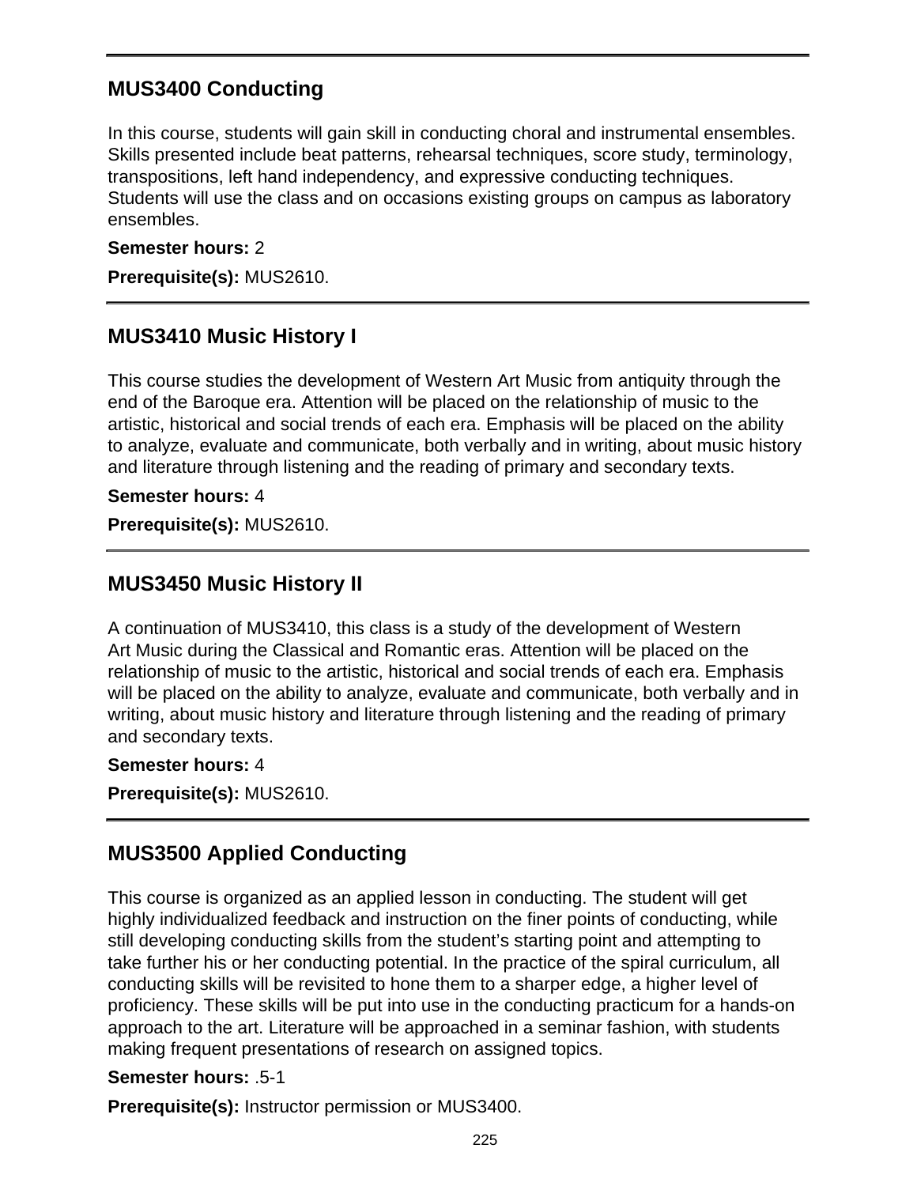## MUS3400 Conducting

In this course, students will gain skill in conducting choral and instrumental ensembles. Skills presented include beat patterns, rehearsal techniques, score study, terminology, transpositions, left hand independency, and expressive conducting techniques. Students will use the class and on occasions existing groups on campus as laboratory ensembles.

**Semester hours:** 2

**Prerequisite(s):** MUS2610.

---

## MUS3410 Music History I

This course studies the development of Western Art Music from antiquity through the end of the Baroque era. Attention will be placed on the relationship of music to the artistic, historical and social trends of each era. Emphasis will be placed on the ability to analyze, evaluate and communicate, both verbally and in writing, about music history and literature through listening and the reading of primary and secondary texts.

**Semester hours:** 4

**Prerequisite(s):** MUS2610.

---

## MUS3450 Music History II

A continuation of MUS3410, this class is a study of the development of Western Art Music during the Classical and Romantic eras. Attention will be placed on the relationship of music to the artistic, historical and social trends of each era. Emphasis will be placed on the ability to analyze, evaluate and communicate, both verbally and in writing, about music history and literature through listening and the reading of primary and secondary texts.

**Semester hours:** 4

**Prerequisite(s):** MUS2610.

---

## MUS3500 Applied Conducting

This course is organized as an applied lesson in conducting. The student will get highly individualized feedback and instruction on the finer points of conducting, while still developing conducting skills from the student's starting point and attempting to take further his or her conducting potential. In the practice of the spiral curriculum, all conducting skills will be revisited to hone them to a sharper edge, a higher level of proficiency. These skills will be put into use in the conducting practicum for a hands-on approach to the art. Literature will be approached in a seminar fashion, with students making frequent presentations of research on assigned topics.

**Semester hours:** .5-1

**Prerequisite(s):** Instructor permission or MUS3400.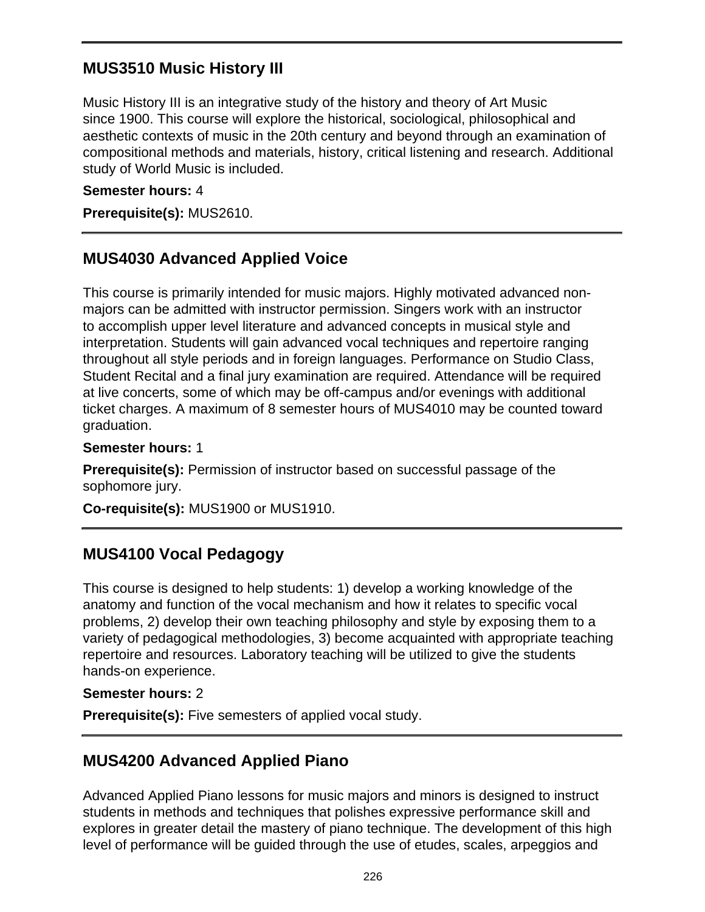## MUS3510 Music History III

Music History III is an integrative study of the history and theory of Art Music since 1900. This course will explore the historical, sociological, philosophical and aesthetic contexts of music in the 20th century and beyond through an examination of compositional methods and materials, history, critical listening and research. Additional study of World Music is included.

**Semester hours:** 4

**Prerequisite(s):** MUS2610.

## MUS4030 Advanced Applied Voice

This course is primarily intended for music majors. Highly motivated advanced non-majors can be admitted with instructor permission. Singers work with an instructor to accomplish upper level literature and advanced concepts in musical style and interpretation. Students will gain advanced vocal techniques and repertoire ranging throughout all style periods and in foreign languages. Performance on Studio Class, Student Recital and a final jury examination are required. Attendance will be required at live concerts, some of which may be off-campus and/or evenings with additional ticket charges. A maximum of 8 semester hours of MUS4010 may be counted toward graduation.

**Semester hours:** 1

**Prerequisite(s):** Permission of instructor based on successful passage of the sophomore jury.

**Co-requisite(s):** MUS1900 or MUS1910.

## MUS4100 Vocal Pedagogy

This course is designed to help students: 1) develop a working knowledge of the anatomy and function of the vocal mechanism and how it relates to specific vocal problems, 2) develop their own teaching philosophy and style by exposing them to a variety of pedagogical methodologies, 3) become acquainted with appropriate teaching repertoire and resources. Laboratory teaching will be utilized to give the students hands-on experience.

**Semester hours:** 2

**Prerequisite(s):** Five semesters of applied vocal study.

## MUS4200 Advanced Applied Piano

Advanced Applied Piano lessons for music majors and minors is designed to instruct students in methods and techniques that polishes expressive performance skill and explores in greater detail the mastery of piano technique. The development of this high level of performance will be guided through the use of etudes, scales, arpeggios and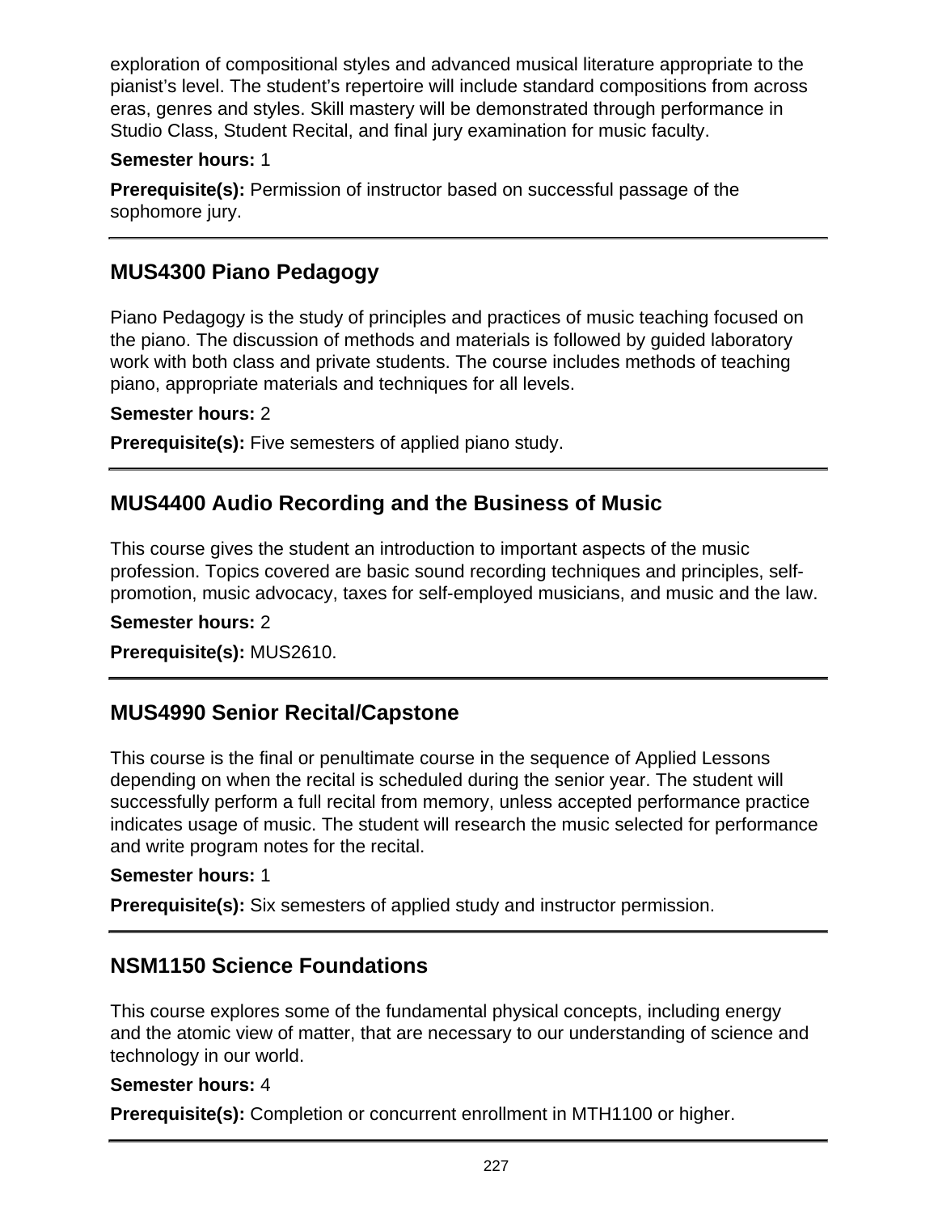exploration of compositional styles and advanced musical literature appropriate to the pianist's level. The student's repertoire will include standard compositions from across eras, genres and styles. Skill mastery will be demonstrated through performance in Studio Class, Student Recital, and final jury examination for music faculty.

**Semester hours:** 1

**Prerequisite(s):** Permission of instructor based on successful passage of the sophomore jury.

---

## MUS4300 Piano Pedagogy

Piano Pedagogy is the study of principles and practices of music teaching focused on the piano. The discussion of methods and materials is followed by guided laboratory work with both class and private students. The course includes methods of teaching piano, appropriate materials and techniques for all levels.

**Semester hours:** 2

**Prerequisite(s):** Five semesters of applied piano study.

---

## MUS4400 Audio Recording and the Business of Music

This course gives the student an introduction to important aspects of the music profession. Topics covered are basic sound recording techniques and principles, self-promotion, music advocacy, taxes for self-employed musicians, and music and the law.

**Semester hours:** 2

**Prerequisite(s):** MUS2610.

---

## MUS4990 Senior Recital/Capstone

This course is the final or penultimate course in the sequence of Applied Lessons depending on when the recital is scheduled during the senior year. The student will successfully perform a full recital from memory, unless accepted performance practice indicates usage of music. The student will research the music selected for performance and write program notes for the recital.

**Semester hours:** 1

**Prerequisite(s):** Six semesters of applied study and instructor permission.

---

## NSM1150 Science Foundations

This course explores some of the fundamental physical concepts, including energy and the atomic view of matter, that are necessary to our understanding of science and technology in our world.

**Semester hours:** 4

**Prerequisite(s):** Completion or concurrent enrollment in MTH1100 or higher.

---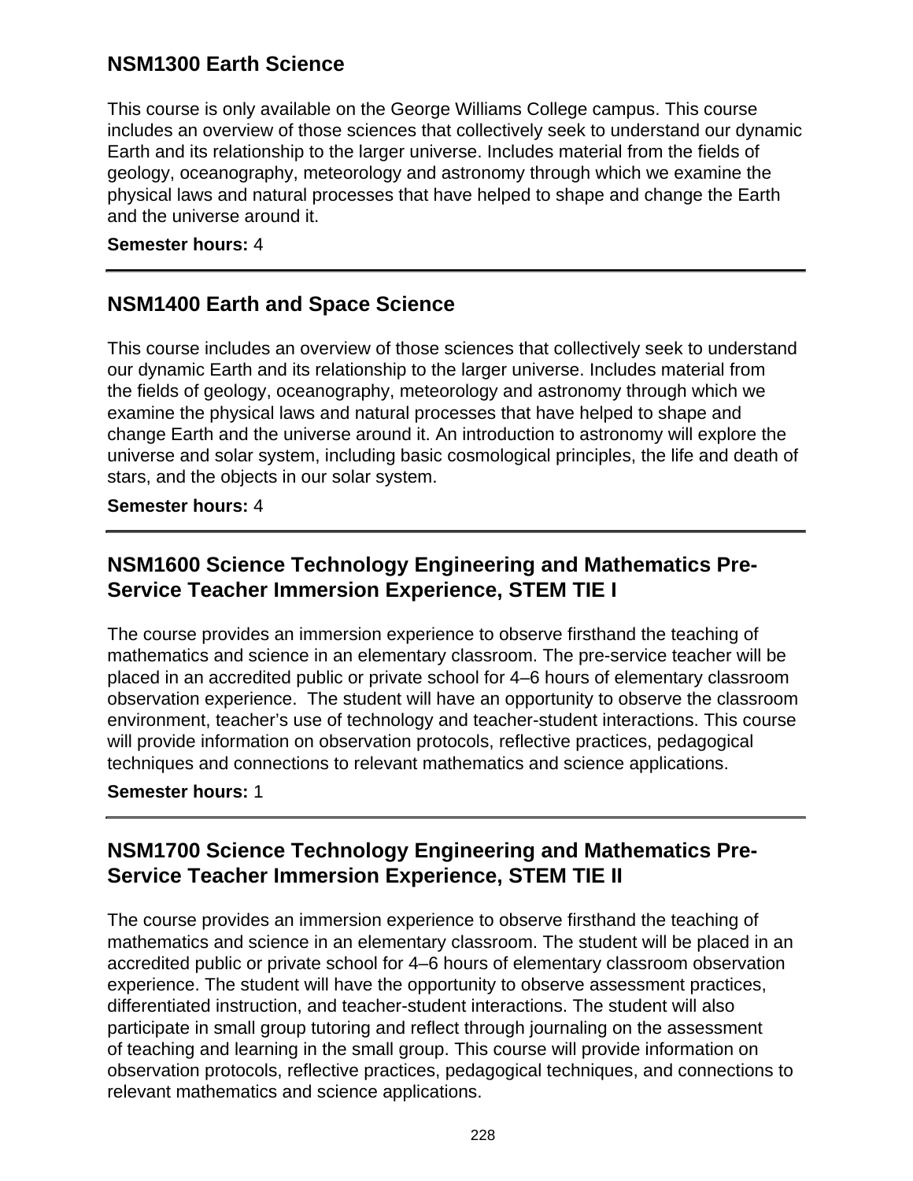## NSM1300 Earth Science

This course is only available on the George Williams College campus. This course includes an overview of those sciences that collectively seek to understand our dynamic Earth and its relationship to the larger universe. Includes material from the fields of geology, oceanography, meteorology and astronomy through which we examine the physical laws and natural processes that have helped to shape and change the Earth and the universe around it.

**Semester hours:** 4

---

## NSM1400 Earth and Space Science

This course includes an overview of those sciences that collectively seek to understand our dynamic Earth and its relationship to the larger universe. Includes material from the fields of geology, oceanography, meteorology and astronomy through which we examine the physical laws and natural processes that have helped to shape and change Earth and the universe around it. An introduction to astronomy will explore the universe and solar system, including basic cosmological principles, the life and death of stars, and the objects in our solar system.

**Semester hours:** 4

---

## NSM1600 Science Technology Engineering and Mathematics Pre-Service Teacher Immersion Experience, STEM TIE I

The course provides an immersion experience to observe firsthand the teaching of mathematics and science in an elementary classroom. The pre-service teacher will be placed in an accredited public or private school for 4–6 hours of elementary classroom observation experience. The student will have an opportunity to observe the classroom environment, teacher's use of technology and teacher-student interactions. This course will provide information on observation protocols, reflective practices, pedagogical techniques and connections to relevant mathematics and science applications.

**Semester hours:** 1

---

## NSM1700 Science Technology Engineering and Mathematics Pre-Service Teacher Immersion Experience, STEM TIE II

The course provides an immersion experience to observe firsthand the teaching of mathematics and science in an elementary classroom. The student will be placed in an accredited public or private school for 4–6 hours of elementary classroom observation experience. The student will have the opportunity to observe assessment practices, differentiated instruction, and teacher-student interactions. The student will also participate in small group tutoring and reflect through journaling on the assessment of teaching and learning in the small group. This course will provide information on observation protocols, reflective practices, pedagogical techniques, and connections to relevant mathematics and science applications.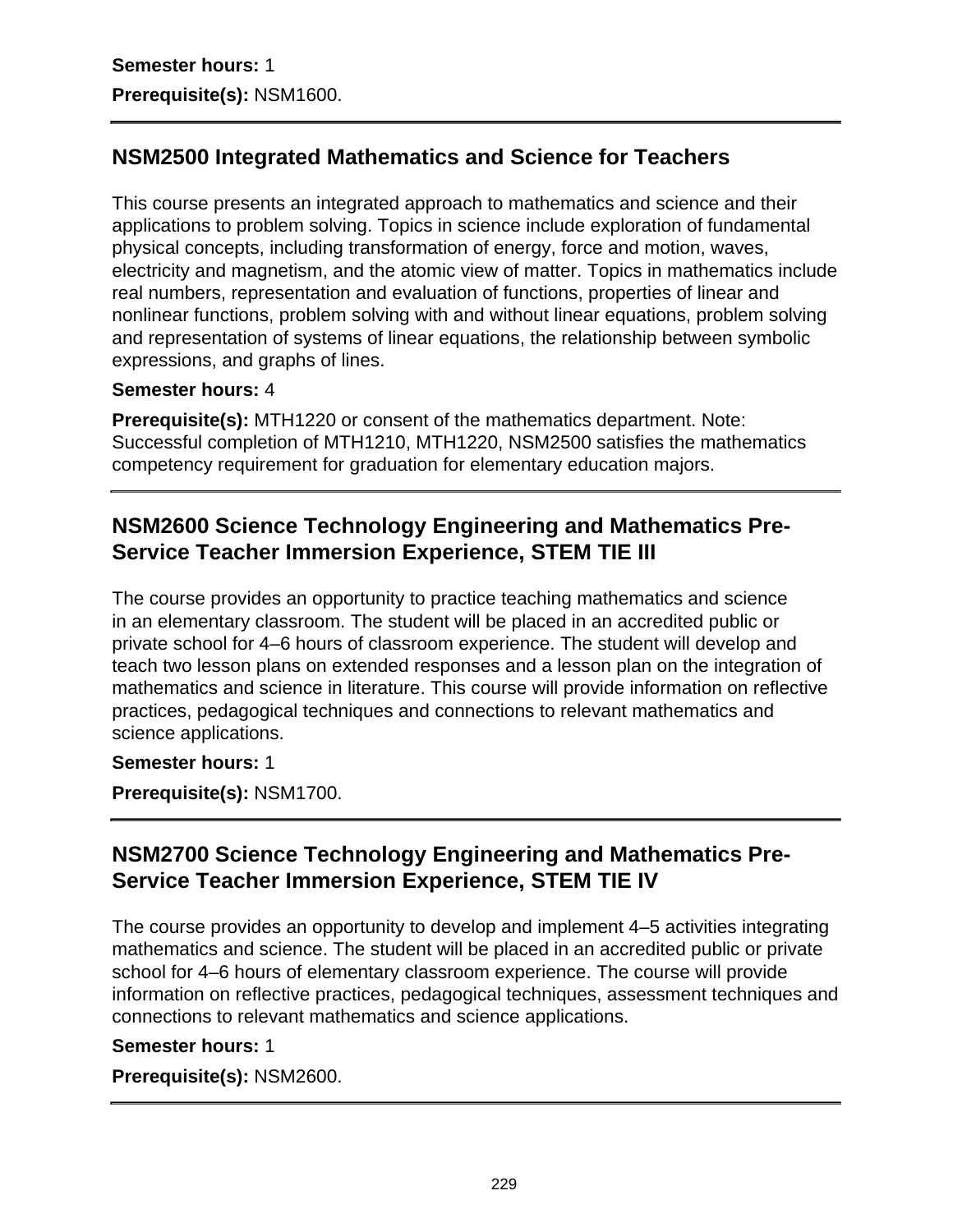**Semester hours:** 1

**Prerequisite(s):** NSM1600.

---

## NSM2500 Integrated Mathematics and Science for Teachers

This course presents an integrated approach to mathematics and science and their applications to problem solving. Topics in science include exploration of fundamental physical concepts, including transformation of energy, force and motion, waves, electricity and magnetism, and the atomic view of matter. Topics in mathematics include real numbers, representation and evaluation of functions, properties of linear and nonlinear functions, problem solving with and without linear equations, problem solving and representation of systems of linear equations, the relationship between symbolic expressions, and graphs of lines.

**Semester hours:** 4

**Prerequisite(s):** MTH1220 or consent of the mathematics department. Note: Successful completion of MTH1210, MTH1220, NSM2500 satisfies the mathematics competency requirement for graduation for elementary education majors.

---

## NSM2600 Science Technology Engineering and Mathematics Pre-Service Teacher Immersion Experience, STEM TIE III

The course provides an opportunity to practice teaching mathematics and science in an elementary classroom. The student will be placed in an accredited public or private school for 4–6 hours of classroom experience. The student will develop and teach two lesson plans on extended responses and a lesson plan on the integration of mathematics and science in literature. This course will provide information on reflective practices, pedagogical techniques and connections to relevant mathematics and science applications.

**Semester hours:** 1

**Prerequisite(s):** NSM1700.

---

## NSM2700 Science Technology Engineering and Mathematics Pre-Service Teacher Immersion Experience, STEM TIE IV

The course provides an opportunity to develop and implement 4–5 activities integrating mathematics and science. The student will be placed in an accredited public or private school for 4–6 hours of elementary classroom experience. The course will provide information on reflective practices, pedagogical techniques, assessment techniques and connections to relevant mathematics and science applications.

**Semester hours:** 1

**Prerequisite(s):** NSM2600.

---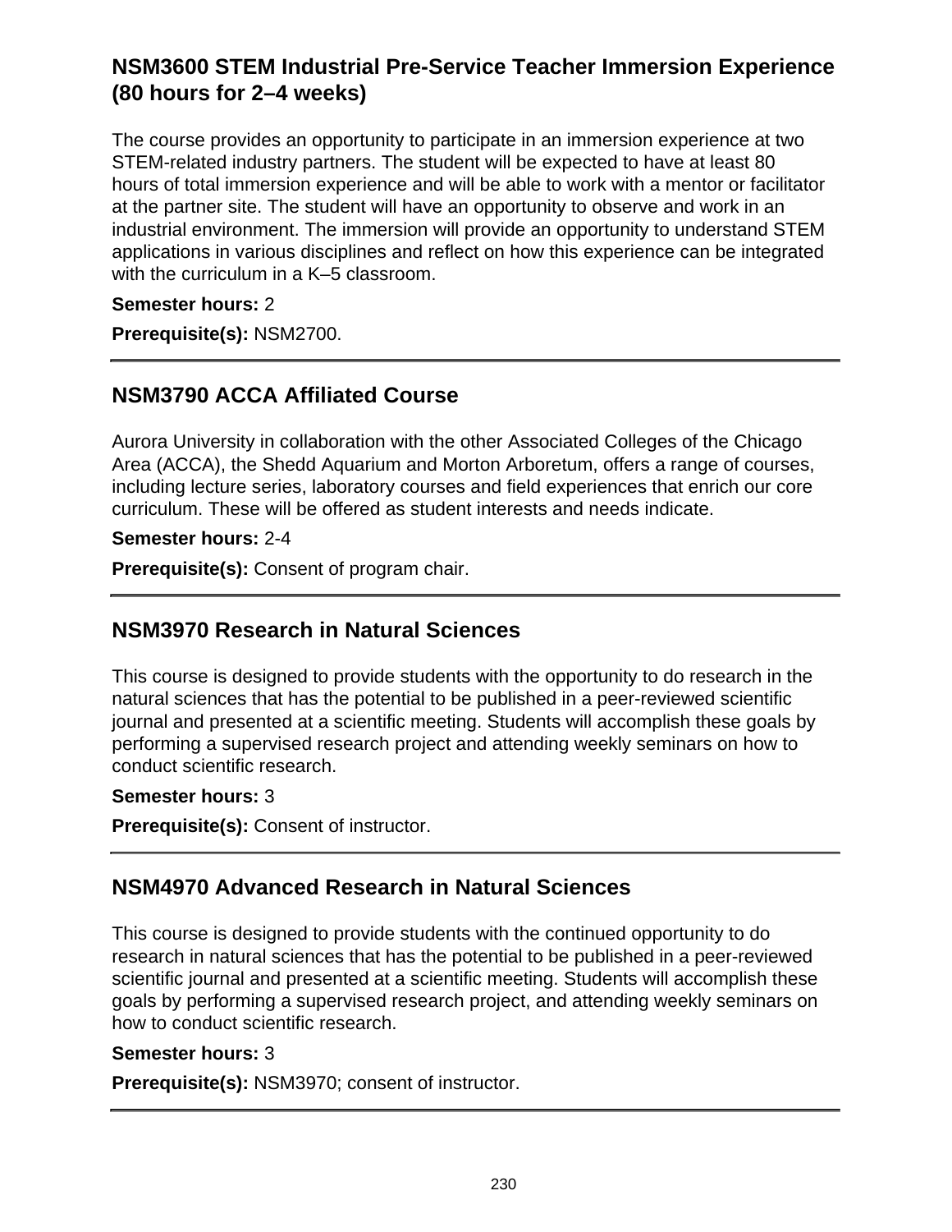## NSM3600 STEM Industrial Pre-Service Teacher Immersion Experience (80 hours for 2–4 weeks)

The course provides an opportunity to participate in an immersion experience at two STEM-related industry partners. The student will be expected to have at least 80 hours of total immersion experience and will be able to work with a mentor or facilitator at the partner site. The student will have an opportunity to observe and work in an industrial environment. The immersion will provide an opportunity to understand STEM applications in various disciplines and reflect on how this experience can be integrated with the curriculum in a K–5 classroom.

**Semester hours:** 2

**Prerequisite(s):** NSM2700.

---

## NSM3790 ACCA Affiliated Course

Aurora University in collaboration with the other Associated Colleges of the Chicago Area (ACCA), the Shedd Aquarium and Morton Arboretum, offers a range of courses, including lecture series, laboratory courses and field experiences that enrich our core curriculum. These will be offered as student interests and needs indicate.

**Semester hours:** 2-4

**Prerequisite(s):** Consent of program chair.

---

## NSM3970 Research in Natural Sciences

This course is designed to provide students with the opportunity to do research in the natural sciences that has the potential to be published in a peer-reviewed scientific journal and presented at a scientific meeting. Students will accomplish these goals by performing a supervised research project and attending weekly seminars on how to conduct scientific research.

**Semester hours:** 3

**Prerequisite(s):** Consent of instructor.

---

## NSM4970 Advanced Research in Natural Sciences

This course is designed to provide students with the continued opportunity to do research in natural sciences that has the potential to be published in a peer-reviewed scientific journal and presented at a scientific meeting. Students will accomplish these goals by performing a supervised research project, and attending weekly seminars on how to conduct scientific research.

**Semester hours:** 3

**Prerequisite(s):** NSM3970; consent of instructor.

---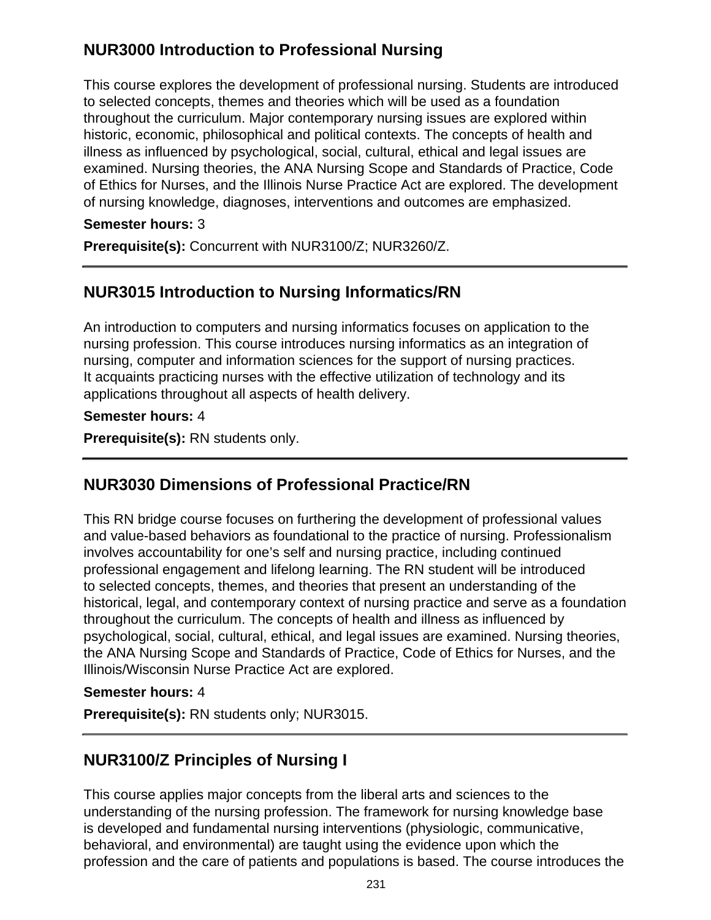## NUR3000 Introduction to Professional Nursing

This course explores the development of professional nursing. Students are introduced to selected concepts, themes and theories which will be used as a foundation throughout the curriculum. Major contemporary nursing issues are explored within historic, economic, philosophical and political contexts. The concepts of health and illness as influenced by psychological, social, cultural, ethical and legal issues are examined. Nursing theories, the ANA Nursing Scope and Standards of Practice, Code of Ethics for Nurses, and the Illinois Nurse Practice Act are explored. The development of nursing knowledge, diagnoses, interventions and outcomes are emphasized.

**Semester hours:** 3

**Prerequisite(s):** Concurrent with NUR3100/Z; NUR3260/Z.

---

## NUR3015 Introduction to Nursing Informatics/RN

An introduction to computers and nursing informatics focuses on application to the nursing profession. This course introduces nursing informatics as an integration of nursing, computer and information sciences for the support of nursing practices. It acquaints practicing nurses with the effective utilization of technology and its applications throughout all aspects of health delivery.

**Semester hours:** 4

**Prerequisite(s):** RN students only.

---

## NUR3030 Dimensions of Professional Practice/RN

This RN bridge course focuses on furthering the development of professional values and value-based behaviors as foundational to the practice of nursing. Professionalism involves accountability for one's self and nursing practice, including continued professional engagement and lifelong learning. The RN student will be introduced to selected concepts, themes, and theories that present an understanding of the historical, legal, and contemporary context of nursing practice and serve as a foundation throughout the curriculum. The concepts of health and illness as influenced by psychological, social, cultural, ethical, and legal issues are examined. Nursing theories, the ANA Nursing Scope and Standards of Practice, Code of Ethics for Nurses, and the Illinois/Wisconsin Nurse Practice Act are explored.

**Semester hours:** 4

**Prerequisite(s):** RN students only; NUR3015.

---

## NUR3100/Z Principles of Nursing I

This course applies major concepts from the liberal arts and sciences to the understanding of the nursing profession. The framework for nursing knowledge base is developed and fundamental nursing interventions (physiologic, communicative, behavioral, and environmental) are taught using the evidence upon which the profession and the care of patients and populations is based. The course introduces the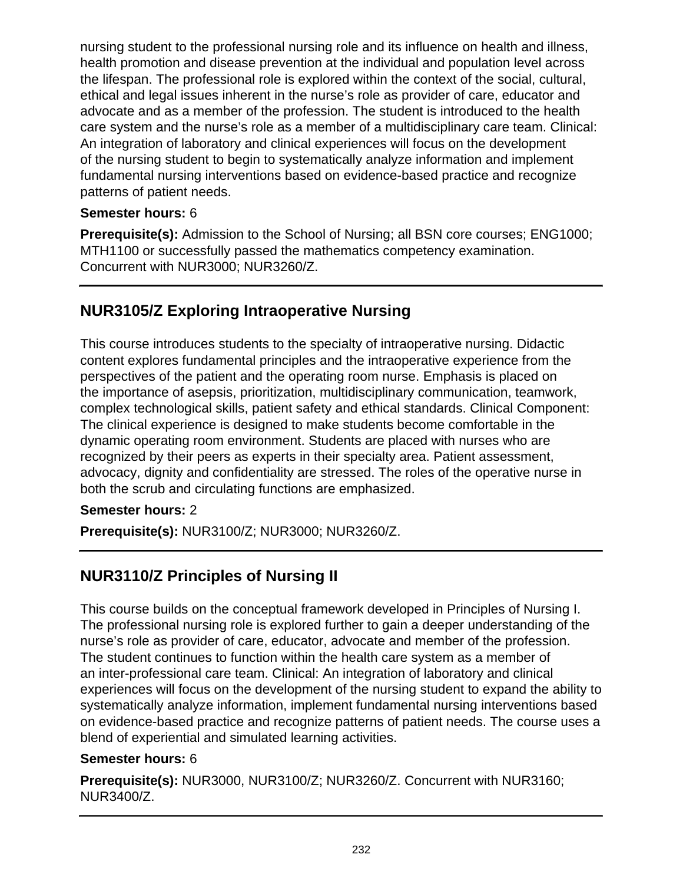nursing student to the professional nursing role and its influence on health and illness, health promotion and disease prevention at the individual and population level across the lifespan. The professional role is explored within the context of the social, cultural, ethical and legal issues inherent in the nurse's role as provider of care, educator and advocate and as a member of the profession. The student is introduced to the health care system and the nurse's role as a member of a multidisciplinary care team. Clinical: An integration of laboratory and clinical experiences will focus on the development of the nursing student to begin to systematically analyze information and implement fundamental nursing interventions based on evidence-based practice and recognize patterns of patient needs.

**Semester hours:** 6

**Prerequisite(s):** Admission to the School of Nursing; all BSN core courses; ENG1000; MTH1100 or successfully passed the mathematics competency examination. Concurrent with NUR3000; NUR3260/Z.

---

## NUR3105/Z Exploring Intraoperative Nursing

This course introduces students to the specialty of intraoperative nursing. Didactic content explores fundamental principles and the intraoperative experience from the perspectives of the patient and the operating room nurse. Emphasis is placed on the importance of asepsis, prioritization, multidisciplinary communication, teamwork, complex technological skills, patient safety and ethical standards. Clinical Component: The clinical experience is designed to make students become comfortable in the dynamic operating room environment. Students are placed with nurses who are recognized by their peers as experts in their specialty area. Patient assessment, advocacy, dignity and confidentiality are stressed. The roles of the operative nurse in both the scrub and circulating functions are emphasized.

**Semester hours:** 2

**Prerequisite(s):** NUR3100/Z; NUR3000; NUR3260/Z.

---

## NUR3110/Z Principles of Nursing II

This course builds on the conceptual framework developed in Principles of Nursing I. The professional nursing role is explored further to gain a deeper understanding of the nurse's role as provider of care, educator, advocate and member of the profession. The student continues to function within the health care system as a member of an inter-professional care team. Clinical: An integration of laboratory and clinical experiences will focus on the development of the nursing student to expand the ability to systematically analyze information, implement fundamental nursing interventions based on evidence-based practice and recognize patterns of patient needs. The course uses a blend of experiential and simulated learning activities.

**Semester hours:** 6

**Prerequisite(s):** NUR3000, NUR3100/Z; NUR3260/Z. Concurrent with NUR3160; NUR3400/Z.

---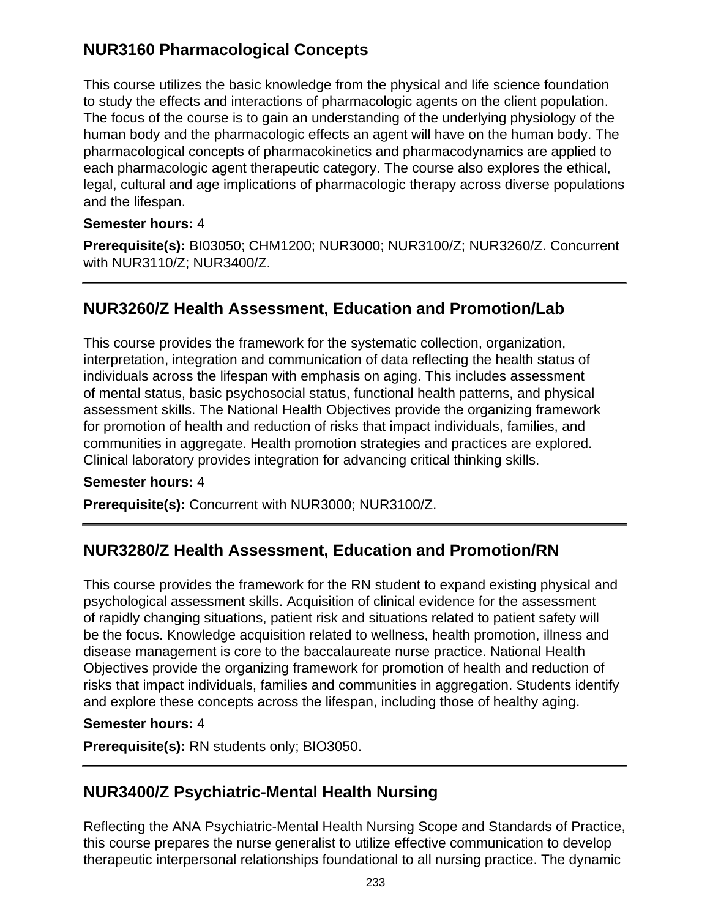## NUR3160 Pharmacological Concepts

This course utilizes the basic knowledge from the physical and life science foundation to study the effects and interactions of pharmacologic agents on the client population. The focus of the course is to gain an understanding of the underlying physiology of the human body and the pharmacologic effects an agent will have on the human body. The pharmacological concepts of pharmacokinetics and pharmacodynamics are applied to each pharmacologic agent therapeutic category. The course also explores the ethical, legal, cultural and age implications of pharmacologic therapy across diverse populations and the lifespan.

**Semester hours:** 4

**Prerequisite(s):** BI03050; CHM1200; NUR3000; NUR3100/Z; NUR3260/Z. Concurrent with NUR3110/Z; NUR3400/Z.

---

## NUR3260/Z Health Assessment, Education and Promotion/Lab

This course provides the framework for the systematic collection, organization, interpretation, integration and communication of data reflecting the health status of individuals across the lifespan with emphasis on aging. This includes assessment of mental status, basic psychosocial status, functional health patterns, and physical assessment skills. The National Health Objectives provide the organizing framework for promotion of health and reduction of risks that impact individuals, families, and communities in aggregate. Health promotion strategies and practices are explored. Clinical laboratory provides integration for advancing critical thinking skills.

**Semester hours:** 4

**Prerequisite(s):** Concurrent with NUR3000; NUR3100/Z.

---

## NUR3280/Z Health Assessment, Education and Promotion/RN

This course provides the framework for the RN student to expand existing physical and psychological assessment skills. Acquisition of clinical evidence for the assessment of rapidly changing situations, patient risk and situations related to patient safety will be the focus. Knowledge acquisition related to wellness, health promotion, illness and disease management is core to the baccalaureate nurse practice. National Health Objectives provide the organizing framework for promotion of health and reduction of risks that impact individuals, families and communities in aggregation. Students identify and explore these concepts across the lifespan, including those of healthy aging.

**Semester hours:** 4

**Prerequisite(s):** RN students only; BIO3050.

---

## NUR3400/Z Psychiatric-Mental Health Nursing

Reflecting the ANA Psychiatric-Mental Health Nursing Scope and Standards of Practice, this course prepares the nurse generalist to utilize effective communication to develop therapeutic interpersonal relationships foundational to all nursing practice. The dynamic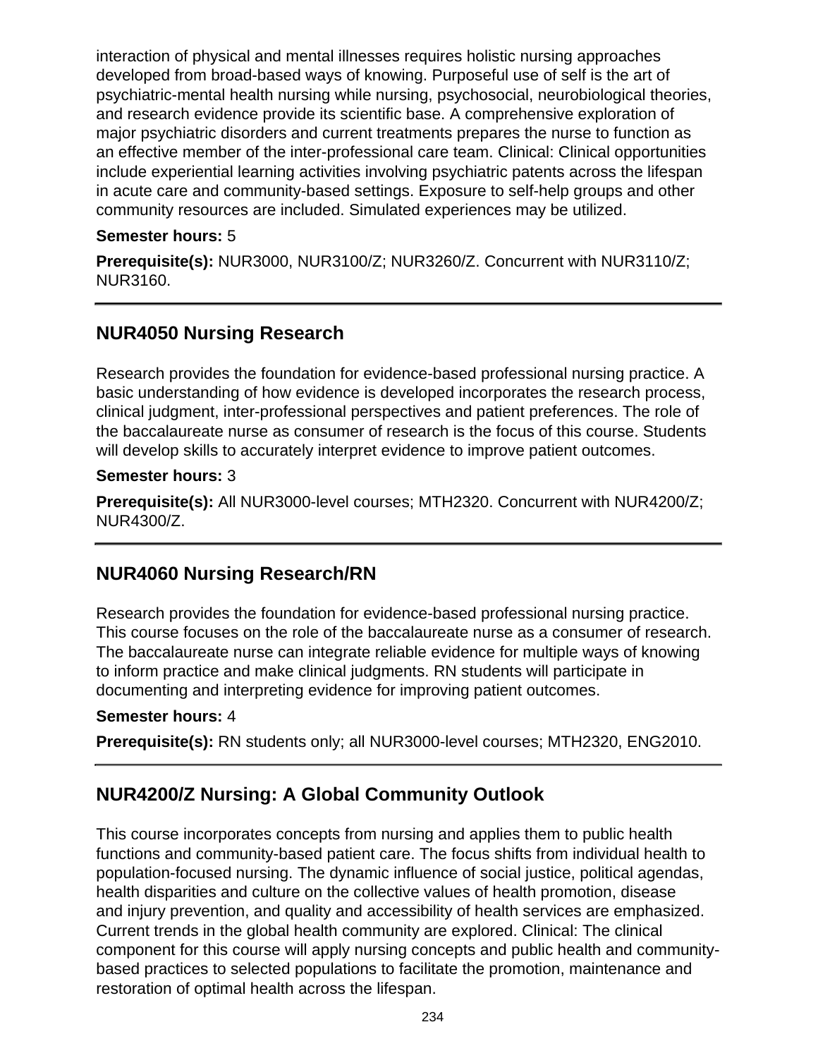interaction of physical and mental illnesses requires holistic nursing approaches developed from broad-based ways of knowing. Purposeful use of self is the art of psychiatric-mental health nursing while nursing, psychosocial, neurobiological theories, and research evidence provide its scientific base. A comprehensive exploration of major psychiatric disorders and current treatments prepares the nurse to function as an effective member of the inter-professional care team. Clinical: Clinical opportunities include experiential learning activities involving psychiatric patents across the lifespan in acute care and community-based settings. Exposure to self-help groups and other community resources are included. Simulated experiences may be utilized.

**Semester hours:** 5

**Prerequisite(s):** NUR3000, NUR3100/Z; NUR3260/Z. Concurrent with NUR3110/Z; NUR3160.

---

## NUR4050 Nursing Research

Research provides the foundation for evidence-based professional nursing practice. A basic understanding of how evidence is developed incorporates the research process, clinical judgment, inter-professional perspectives and patient preferences. The role of the baccalaureate nurse as consumer of research is the focus of this course. Students will develop skills to accurately interpret evidence to improve patient outcomes.

**Semester hours:** 3

**Prerequisite(s):** All NUR3000-level courses; MTH2320. Concurrent with NUR4200/Z; NUR4300/Z.

---

## NUR4060 Nursing Research/RN

Research provides the foundation for evidence-based professional nursing practice. This course focuses on the role of the baccalaureate nurse as a consumer of research. The baccalaureate nurse can integrate reliable evidence for multiple ways of knowing to inform practice and make clinical judgments. RN students will participate in documenting and interpreting evidence for improving patient outcomes.

**Semester hours:** 4

**Prerequisite(s):** RN students only; all NUR3000-level courses; MTH2320, ENG2010.

---

## NUR4200/Z Nursing: A Global Community Outlook

This course incorporates concepts from nursing and applies them to public health functions and community-based patient care. The focus shifts from individual health to population-focused nursing. The dynamic influence of social justice, political agendas, health disparities and culture on the collective values of health promotion, disease and injury prevention, and quality and accessibility of health services are emphasized. Current trends in the global health community are explored. Clinical: The clinical component for this course will apply nursing concepts and public health and community-based practices to selected populations to facilitate the promotion, maintenance and restoration of optimal health across the lifespan.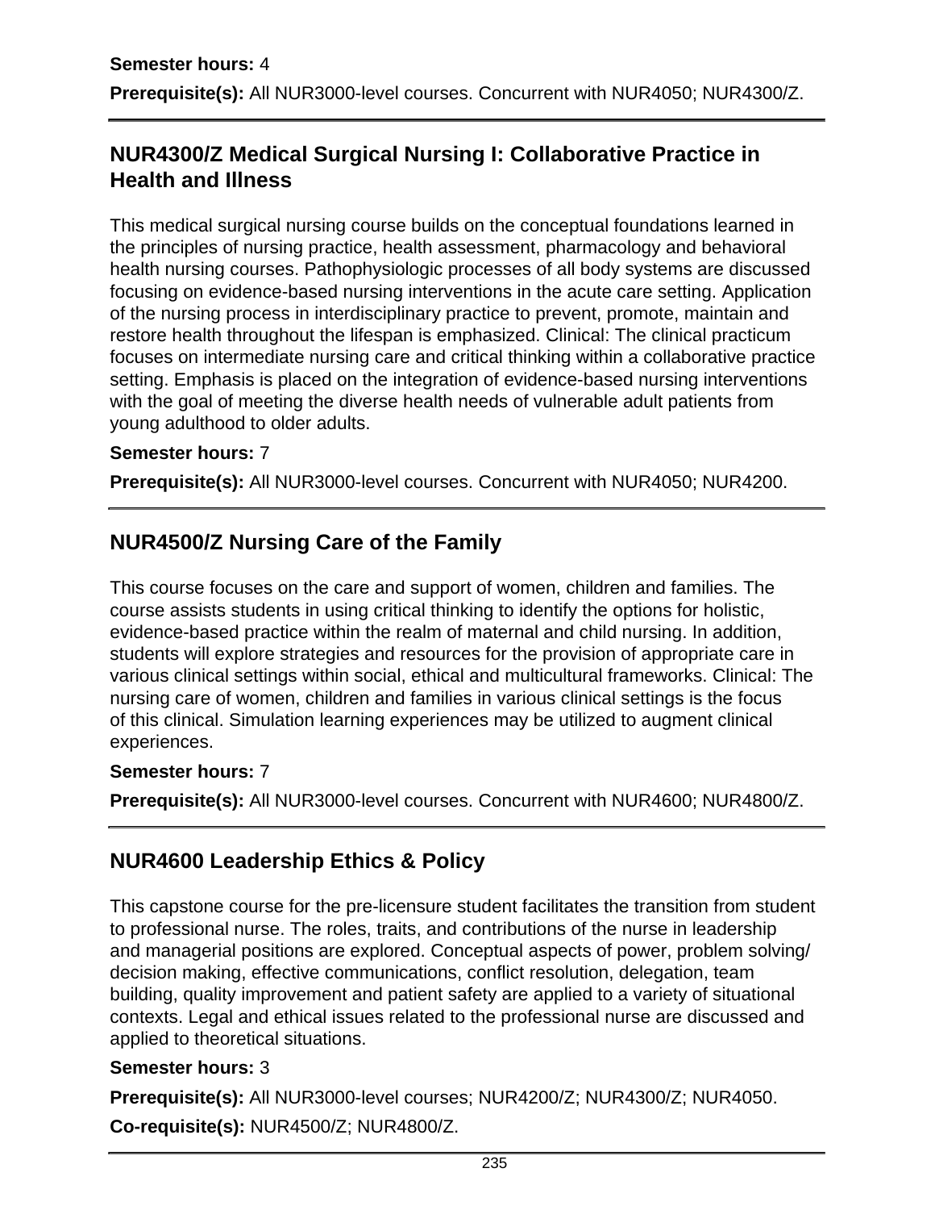**Semester hours:** 4

**Prerequisite(s):** All NUR3000-level courses. Concurrent with NUR4050; NUR4300/Z.

## NUR4300/Z Medical Surgical Nursing I: Collaborative Practice in Health and Illness

This medical surgical nursing course builds on the conceptual foundations learned in the principles of nursing practice, health assessment, pharmacology and behavioral health nursing courses. Pathophysiologic processes of all body systems are discussed focusing on evidence-based nursing interventions in the acute care setting. Application of the nursing process in interdisciplinary practice to prevent, promote, maintain and restore health throughout the lifespan is emphasized. Clinical: The clinical practicum focuses on intermediate nursing care and critical thinking within a collaborative practice setting. Emphasis is placed on the integration of evidence-based nursing interventions with the goal of meeting the diverse health needs of vulnerable adult patients from young adulthood to older adults.

**Semester hours:** 7

**Prerequisite(s):** All NUR3000-level courses. Concurrent with NUR4050; NUR4200.

## NUR4500/Z Nursing Care of the Family

This course focuses on the care and support of women, children and families. The course assists students in using critical thinking to identify the options for holistic, evidence-based practice within the realm of maternal and child nursing. In addition, students will explore strategies and resources for the provision of appropriate care in various clinical settings within social, ethical and multicultural frameworks. Clinical: The nursing care of women, children and families in various clinical settings is the focus of this clinical. Simulation learning experiences may be utilized to augment clinical experiences.

**Semester hours:** 7

**Prerequisite(s):** All NUR3000-level courses. Concurrent with NUR4600; NUR4800/Z.

## NUR4600 Leadership Ethics & Policy

This capstone course for the pre-licensure student facilitates the transition from student to professional nurse. The roles, traits, and contributions of the nurse in leadership and managerial positions are explored. Conceptual aspects of power, problem solving/ decision making, effective communications, conflict resolution, delegation, team building, quality improvement and patient safety are applied to a variety of situational contexts. Legal and ethical issues related to the professional nurse are discussed and applied to theoretical situations.

**Semester hours:** 3

**Prerequisite(s):** All NUR3000-level courses; NUR4200/Z; NUR4300/Z; NUR4050.

**Co-requisite(s):** NUR4500/Z; NUR4800/Z.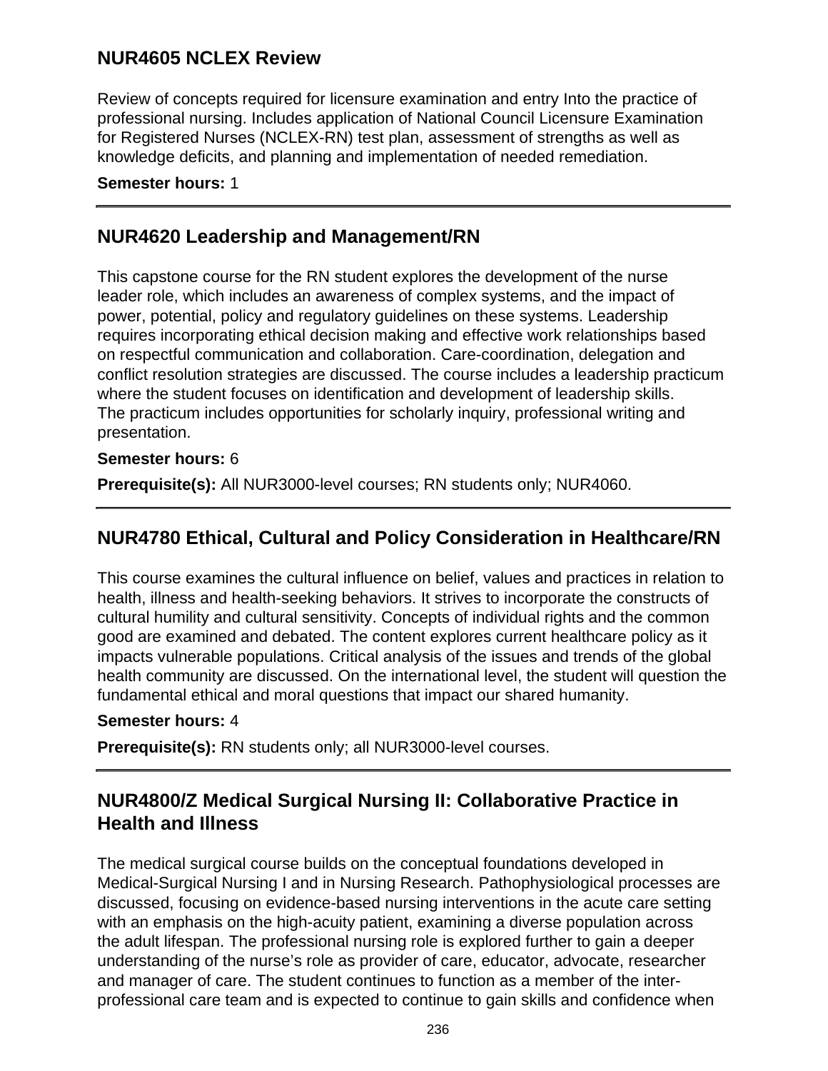## NUR4605 NCLEX Review

Review of concepts required for licensure examination and entry Into the practice of professional nursing. Includes application of National Council Licensure Examination for Registered Nurses (NCLEX-RN) test plan, assessment of strengths as well as knowledge deficits, and planning and implementation of needed remediation.

**Semester hours:** 1

---

## NUR4620 Leadership and Management/RN

This capstone course for the RN student explores the development of the nurse leader role, which includes an awareness of complex systems, and the impact of power, potential, policy and regulatory guidelines on these systems. Leadership requires incorporating ethical decision making and effective work relationships based on respectful communication and collaboration. Care-coordination, delegation and conflict resolution strategies are discussed. The course includes a leadership practicum where the student focuses on identification and development of leadership skills. The practicum includes opportunities for scholarly inquiry, professional writing and presentation.

**Semester hours:** 6

**Prerequisite(s):** All NUR3000-level courses; RN students only; NUR4060.

---

## NUR4780 Ethical, Cultural and Policy Consideration in Healthcare/RN

This course examines the cultural influence on belief, values and practices in relation to health, illness and health-seeking behaviors. It strives to incorporate the constructs of cultural humility and cultural sensitivity. Concepts of individual rights and the common good are examined and debated. The content explores current healthcare policy as it impacts vulnerable populations. Critical analysis of the issues and trends of the global health community are discussed. On the international level, the student will question the fundamental ethical and moral questions that impact our shared humanity.

**Semester hours:** 4

**Prerequisite(s):** RN students only; all NUR3000-level courses.

---

## NUR4800/Z Medical Surgical Nursing II: Collaborative Practice in Health and Illness

The medical surgical course builds on the conceptual foundations developed in Medical-Surgical Nursing I and in Nursing Research. Pathophysiological processes are discussed, focusing on evidence-based nursing interventions in the acute care setting with an emphasis on the high-acuity patient, examining a diverse population across the adult lifespan. The professional nursing role is explored further to gain a deeper understanding of the nurse's role as provider of care, educator, advocate, researcher and manager of care. The student continues to function as a member of the inter-professional care team and is expected to continue to gain skills and confidence when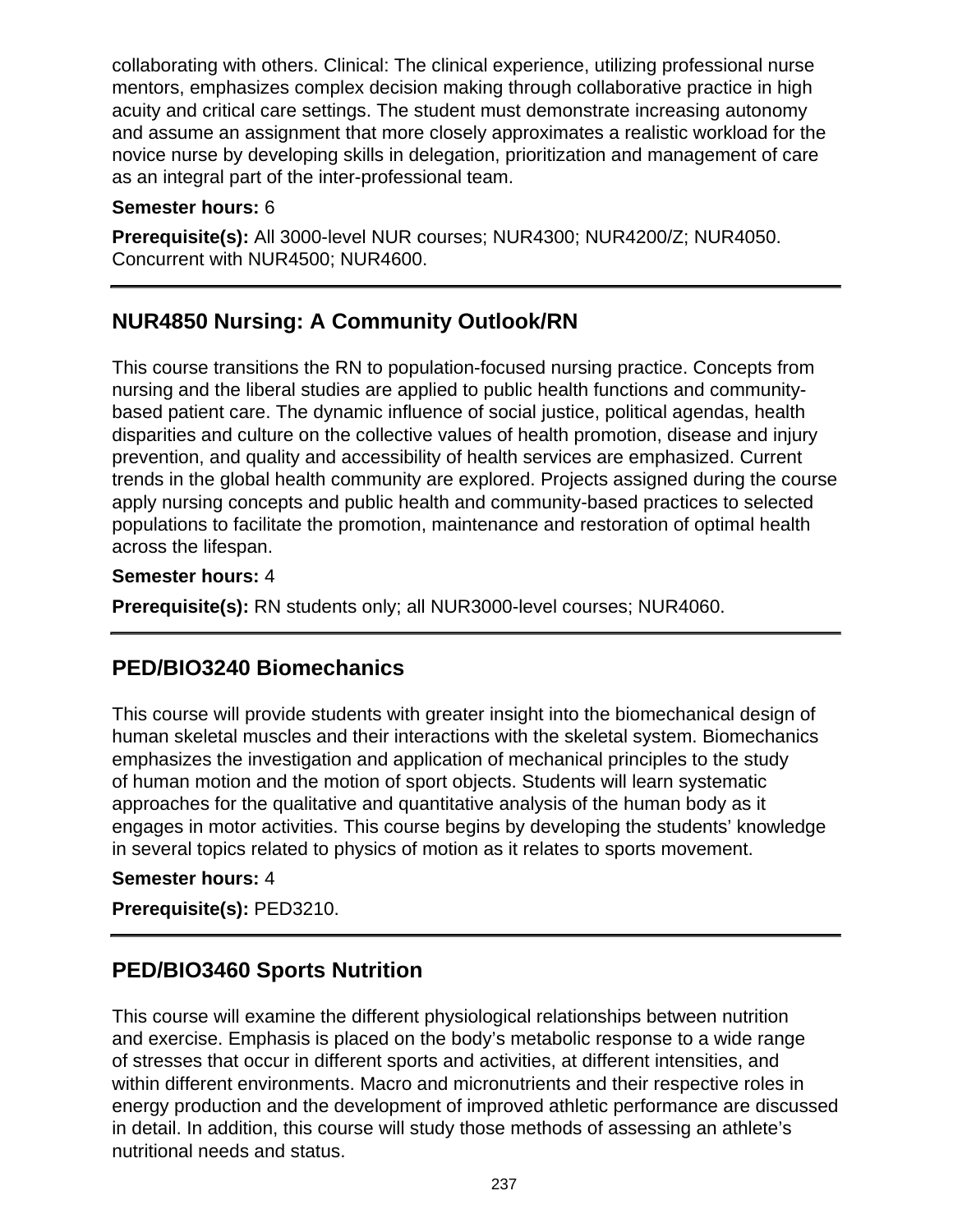collaborating with others. Clinical: The clinical experience, utilizing professional nurse mentors, emphasizes complex decision making through collaborative practice in high acuity and critical care settings. The student must demonstrate increasing autonomy and assume an assignment that more closely approximates a realistic workload for the novice nurse by developing skills in delegation, prioritization and management of care as an integral part of the inter-professional team.

**Semester hours:** 6

**Prerequisite(s):** All 3000-level NUR courses; NUR4300; NUR4200/Z; NUR4050. Concurrent with NUR4500; NUR4600.

---

## NUR4850 Nursing: A Community Outlook/RN

This course transitions the RN to population-focused nursing practice. Concepts from nursing and the liberal studies are applied to public health functions and community-based patient care. The dynamic influence of social justice, political agendas, health disparities and culture on the collective values of health promotion, disease and injury prevention, and quality and accessibility of health services are emphasized. Current trends in the global health community are explored. Projects assigned during the course apply nursing concepts and public health and community-based practices to selected populations to facilitate the promotion, maintenance and restoration of optimal health across the lifespan.

**Semester hours:** 4

**Prerequisite(s):** RN students only; all NUR3000-level courses; NUR4060.

---

## PED/BIO3240 Biomechanics

This course will provide students with greater insight into the biomechanical design of human skeletal muscles and their interactions with the skeletal system. Biomechanics emphasizes the investigation and application of mechanical principles to the study of human motion and the motion of sport objects. Students will learn systematic approaches for the qualitative and quantitative analysis of the human body as it engages in motor activities. This course begins by developing the students' knowledge in several topics related to physics of motion as it relates to sports movement.

**Semester hours:** 4

**Prerequisite(s):** PED3210.

---

## PED/BIO3460 Sports Nutrition

This course will examine the different physiological relationships between nutrition and exercise. Emphasis is placed on the body's metabolic response to a wide range of stresses that occur in different sports and activities, at different intensities, and within different environments. Macro and micronutrients and their respective roles in energy production and the development of improved athletic performance are discussed in detail. In addition, this course will study those methods of assessing an athlete's nutritional needs and status.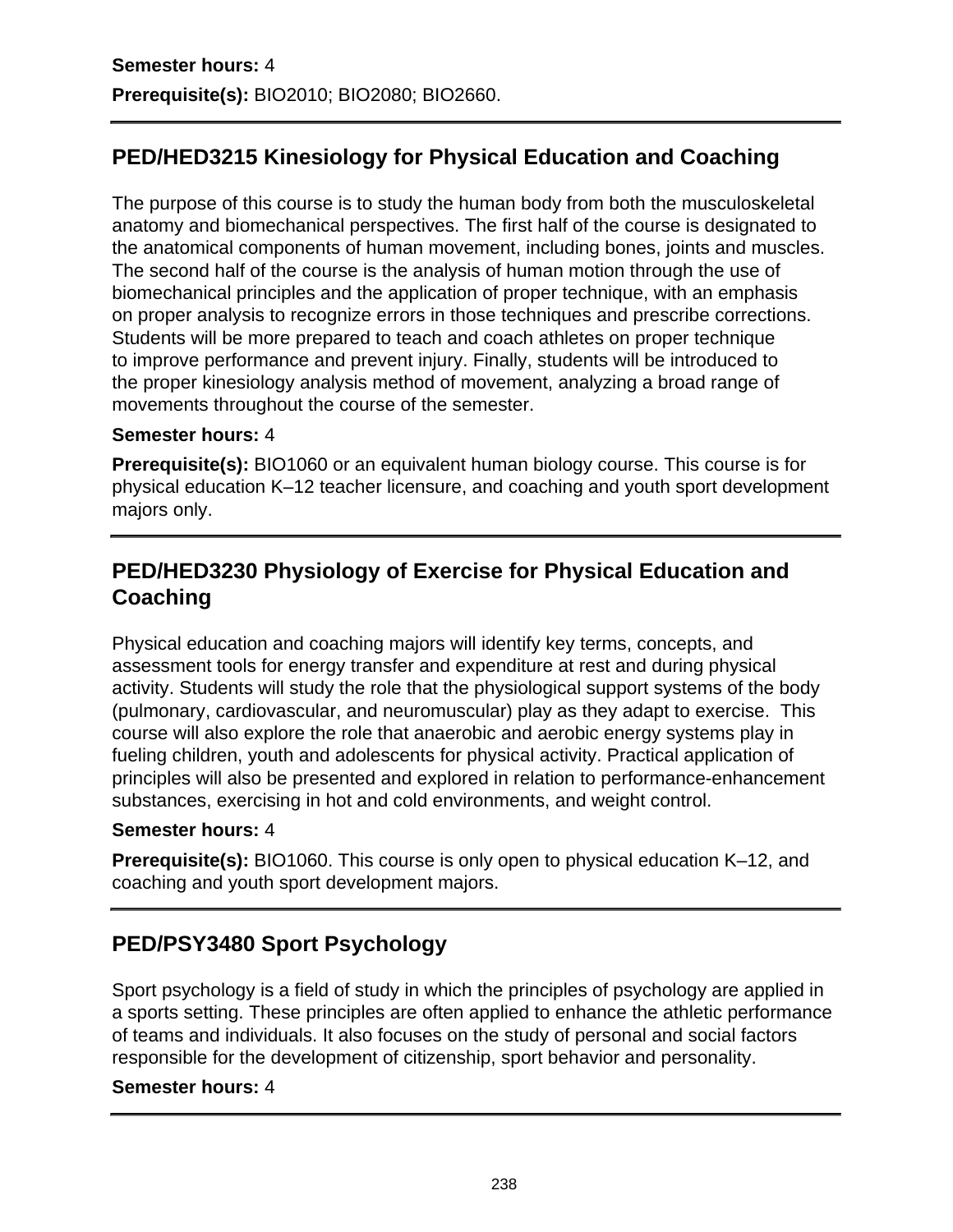**Semester hours:** 4

**Prerequisite(s):** BIO2010; BIO2080; BIO2660.

---

## PED/HED3215 Kinesiology for Physical Education and Coaching

The purpose of this course is to study the human body from both the musculoskeletal anatomy and biomechanical perspectives. The first half of the course is designated to the anatomical components of human movement, including bones, joints and muscles. The second half of the course is the analysis of human motion through the use of biomechanical principles and the application of proper technique, with an emphasis on proper analysis to recognize errors in those techniques and prescribe corrections. Students will be more prepared to teach and coach athletes on proper technique to improve performance and prevent injury. Finally, students will be introduced to the proper kinesiology analysis method of movement, analyzing a broad range of movements throughout the course of the semester.

**Semester hours:** 4

**Prerequisite(s):** BIO1060 or an equivalent human biology course. This course is for physical education K–12 teacher licensure, and coaching and youth sport development majors only.

---

## PED/HED3230 Physiology of Exercise for Physical Education and Coaching

Physical education and coaching majors will identify key terms, concepts, and assessment tools for energy transfer and expenditure at rest and during physical activity. Students will study the role that the physiological support systems of the body (pulmonary, cardiovascular, and neuromuscular) play as they adapt to exercise. This course will also explore the role that anaerobic and aerobic energy systems play in fueling children, youth and adolescents for physical activity. Practical application of principles will also be presented and explored in relation to performance-enhancement substances, exercising in hot and cold environments, and weight control.

**Semester hours:** 4

**Prerequisite(s):** BIO1060. This course is only open to physical education K–12, and coaching and youth sport development majors.

---

## PED/PSY3480 Sport Psychology

Sport psychology is a field of study in which the principles of psychology are applied in a sports setting. These principles are often applied to enhance the athletic performance of teams and individuals. It also focuses on the study of personal and social factors responsible for the development of citizenship, sport behavior and personality.

**Semester hours:** 4

---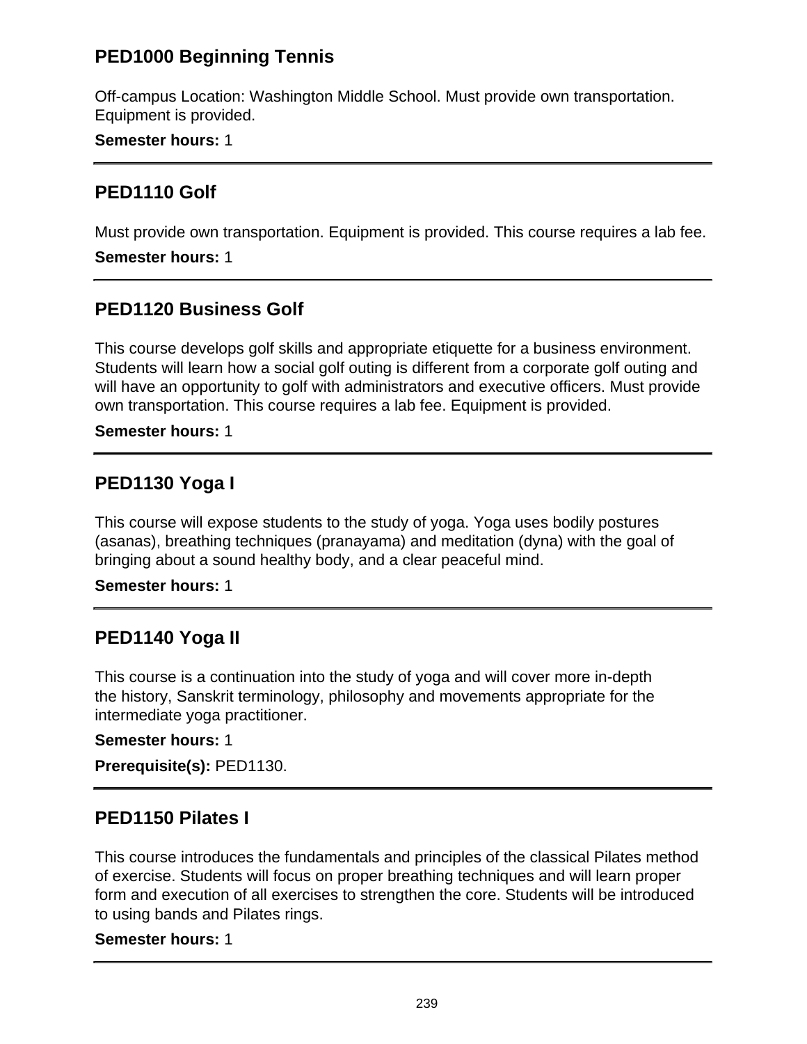## PED1000 Beginning Tennis

Off-campus Location: Washington Middle School. Must provide own transportation. Equipment is provided.

**Semester hours:** 1

---

## PED1110 Golf

Must provide own transportation. Equipment is provided. This course requires a lab fee.

**Semester hours:** 1

---

## PED1120 Business Golf

This course develops golf skills and appropriate etiquette for a business environment. Students will learn how a social golf outing is different from a corporate golf outing and will have an opportunity to golf with administrators and executive officers. Must provide own transportation. This course requires a lab fee. Equipment is provided.

**Semester hours:** 1

---

## PED1130 Yoga I

This course will expose students to the study of yoga. Yoga uses bodily postures (asanas), breathing techniques (pranayama) and meditation (dyna) with the goal of bringing about a sound healthy body, and a clear peaceful mind.

**Semester hours:** 1

---

## PED1140 Yoga II

This course is a continuation into the study of yoga and will cover more in-depth the history, Sanskrit terminology, philosophy and movements appropriate for the intermediate yoga practitioner.

**Semester hours:** 1

**Prerequisite(s):** PED1130.

---

## PED1150 Pilates I

This course introduces the fundamentals and principles of the classical Pilates method of exercise. Students will focus on proper breathing techniques and will learn proper form and execution of all exercises to strengthen the core. Students will be introduced to using bands and Pilates rings.

**Semester hours:** 1

---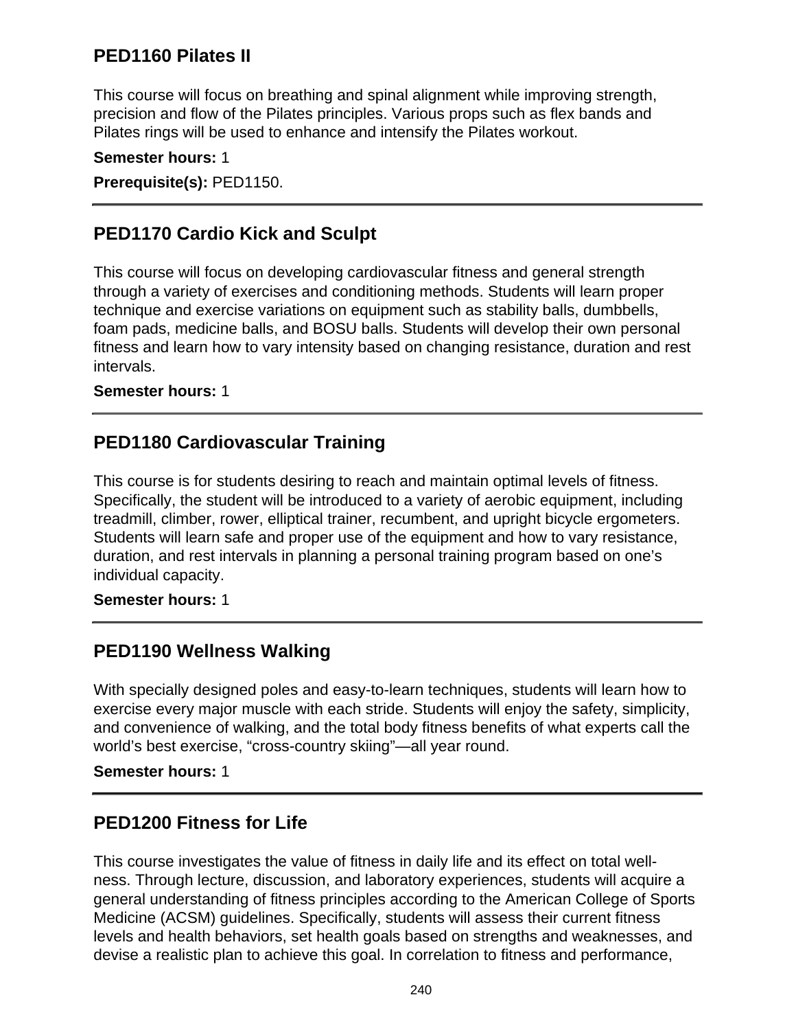## PED1160 Pilates II

This course will focus on breathing and spinal alignment while improving strength, precision and flow of the Pilates principles. Various props such as flex bands and Pilates rings will be used to enhance and intensify the Pilates workout.

**Semester hours:** 1

**Prerequisite(s):** PED1150.

---

## PED1170 Cardio Kick and Sculpt

This course will focus on developing cardiovascular fitness and general strength through a variety of exercises and conditioning methods. Students will learn proper technique and exercise variations on equipment such as stability balls, dumbbells, foam pads, medicine balls, and BOSU balls. Students will develop their own personal fitness and learn how to vary intensity based on changing resistance, duration and rest intervals.

**Semester hours:** 1

---

## PED1180 Cardiovascular Training

This course is for students desiring to reach and maintain optimal levels of fitness. Specifically, the student will be introduced to a variety of aerobic equipment, including treadmill, climber, rower, elliptical trainer, recumbent, and upright bicycle ergometers. Students will learn safe and proper use of the equipment and how to vary resistance, duration, and rest intervals in planning a personal training program based on one's individual capacity.

**Semester hours:** 1

---

## PED1190 Wellness Walking

With specially designed poles and easy-to-learn techniques, students will learn how to exercise every major muscle with each stride. Students will enjoy the safety, simplicity, and convenience of walking, and the total body fitness benefits of what experts call the world's best exercise, "cross-country skiing"—all year round.

**Semester hours:** 1

---

## PED1200 Fitness for Life

This course investigates the value of fitness in daily life and its effect on total well-ness. Through lecture, discussion, and laboratory experiences, students will acquire a general understanding of fitness principles according to the American College of Sports Medicine (ACSM) guidelines. Specifically, students will assess their current fitness levels and health behaviors, set health goals based on strengths and weaknesses, and devise a realistic plan to achieve this goal. In correlation to fitness and performance,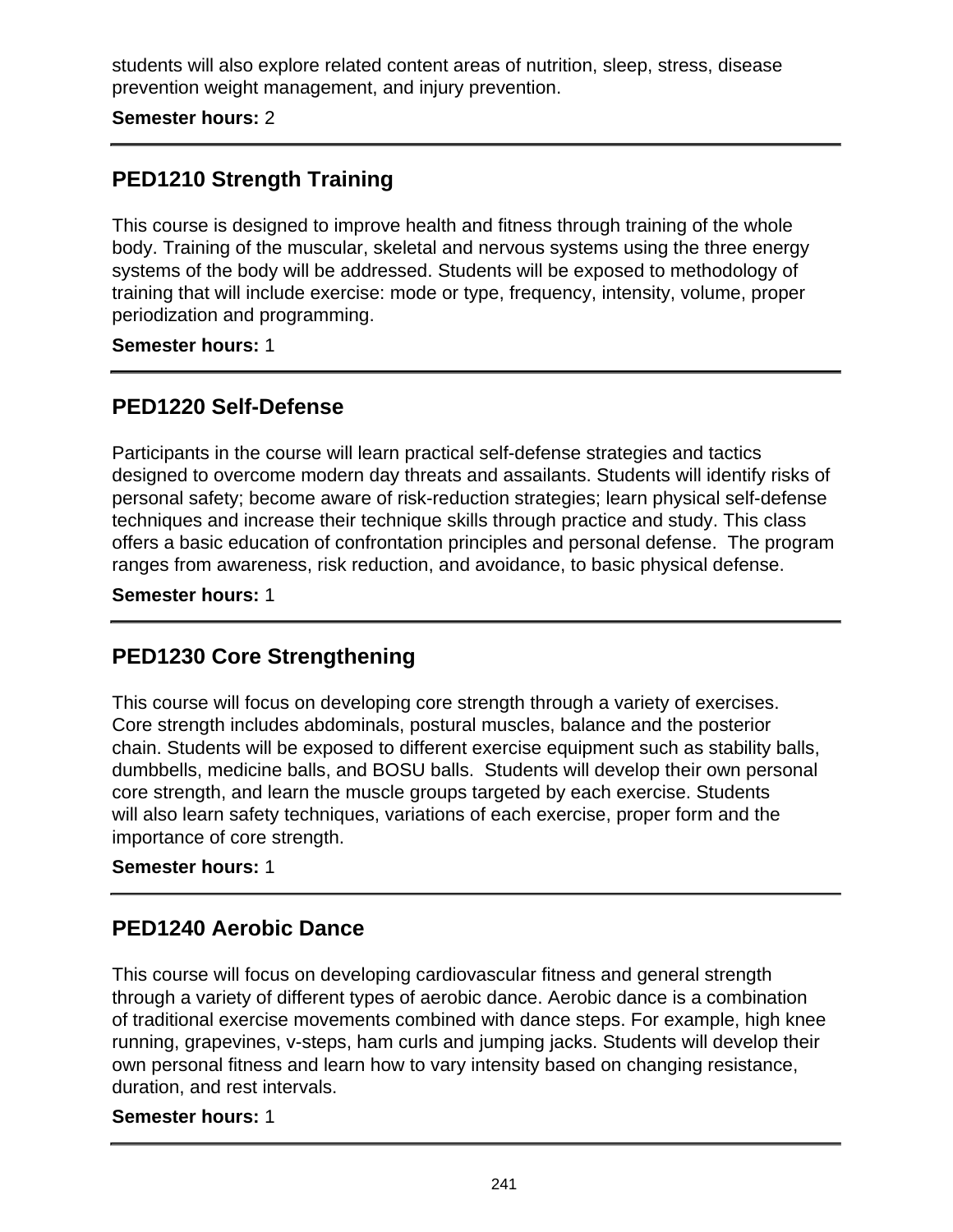students will also explore related content areas of nutrition, sleep, stress, disease prevention weight management, and injury prevention.

**Semester hours:** 2

---

## PED1210 Strength Training

This course is designed to improve health and fitness through training of the whole body. Training of the muscular, skeletal and nervous systems using the three energy systems of the body will be addressed. Students will be exposed to methodology of training that will include exercise: mode or type, frequency, intensity, volume, proper periodization and programming.

**Semester hours:** 1

---

## PED1220 Self-Defense

Participants in the course will learn practical self-defense strategies and tactics designed to overcome modern day threats and assailants. Students will identify risks of personal safety; become aware of risk-reduction strategies; learn physical self-defense techniques and increase their technique skills through practice and study. This class offers a basic education of confrontation principles and personal defense. The program ranges from awareness, risk reduction, and avoidance, to basic physical defense.

**Semester hours:** 1

---

## PED1230 Core Strengthening

This course will focus on developing core strength through a variety of exercises. Core strength includes abdominals, postural muscles, balance and the posterior chain. Students will be exposed to different exercise equipment such as stability balls, dumbbells, medicine balls, and BOSU balls. Students will develop their own personal core strength, and learn the muscle groups targeted by each exercise. Students will also learn safety techniques, variations of each exercise, proper form and the importance of core strength.

**Semester hours:** 1

---

## PED1240 Aerobic Dance

This course will focus on developing cardiovascular fitness and general strength through a variety of different types of aerobic dance. Aerobic dance is a combination of traditional exercise movements combined with dance steps. For example, high knee running, grapevines, v-steps, ham curls and jumping jacks. Students will develop their own personal fitness and learn how to vary intensity based on changing resistance, duration, and rest intervals.

**Semester hours:** 1

---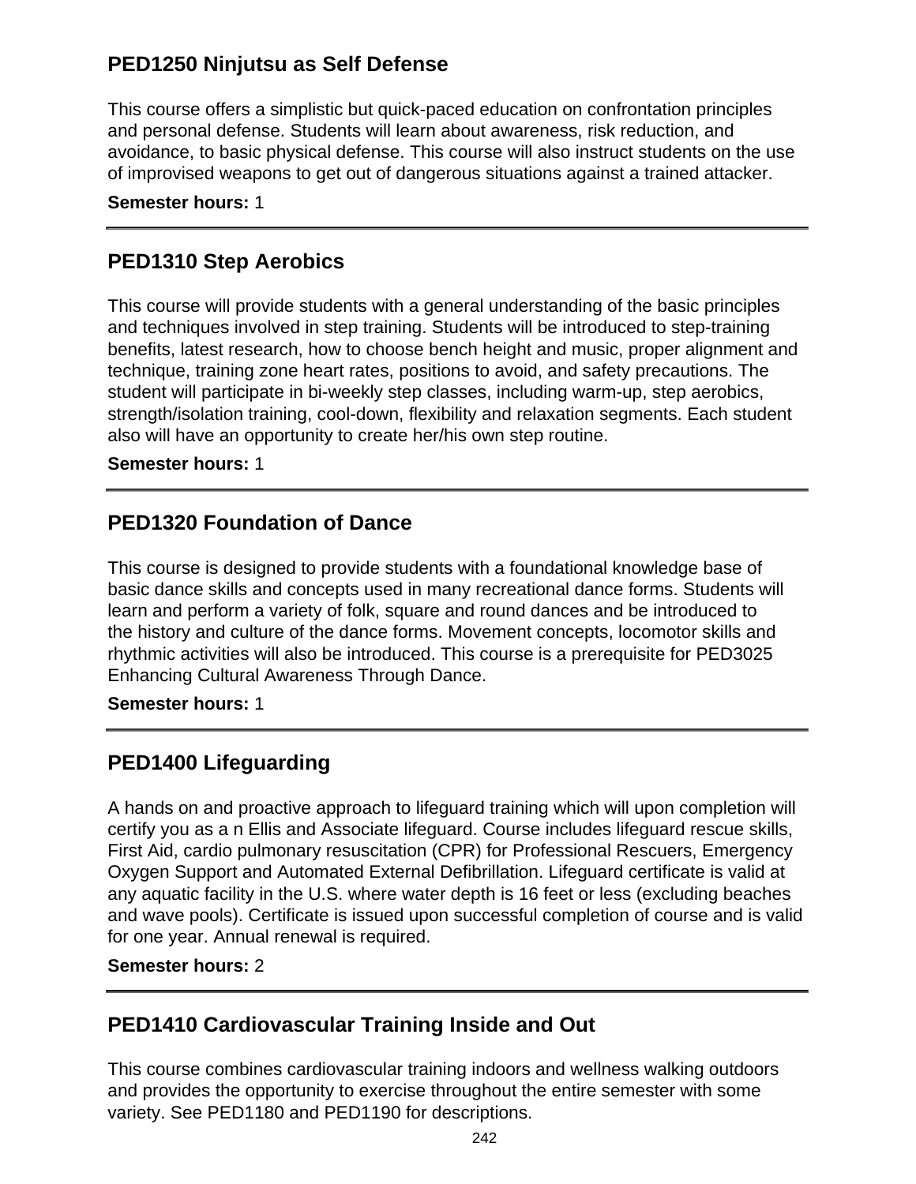## PED1250 Ninjutsu as Self Defense

This course offers a simplistic but quick-paced education on confrontation principles and personal defense. Students will learn about awareness, risk reduction, and avoidance, to basic physical defense. This course will also instruct students on the use of improvised weapons to get out of dangerous situations against a trained attacker.

**Semester hours:** 1

---

## PED1310 Step Aerobics

This course will provide students with a general understanding of the basic principles and techniques involved in step training. Students will be introduced to step-training benefits, latest research, how to choose bench height and music, proper alignment and technique, training zone heart rates, positions to avoid, and safety precautions. The student will participate in bi-weekly step classes, including warm-up, step aerobics, strength/isolation training, cool-down, flexibility and relaxation segments. Each student also will have an opportunity to create her/his own step routine.

**Semester hours:** 1

---

## PED1320 Foundation of Dance

This course is designed to provide students with a foundational knowledge base of basic dance skills and concepts used in many recreational dance forms. Students will learn and perform a variety of folk, square and round dances and be introduced to the history and culture of the dance forms. Movement concepts, locomotor skills and rhythmic activities will also be introduced. This course is a prerequisite for PED3025 Enhancing Cultural Awareness Through Dance.

**Semester hours:** 1

---

## PED1400 Lifeguarding

A hands on and proactive approach to lifeguard training which will upon completion will certify you as a n Ellis and Associate lifeguard. Course includes lifeguard rescue skills, First Aid, cardio pulmonary resuscitation (CPR) for Professional Rescuers, Emergency Oxygen Support and Automated External Defibrillation. Lifeguard certificate is valid at any aquatic facility in the U.S. where water depth is 16 feet or less (excluding beaches and wave pools). Certificate is issued upon successful completion of course and is valid for one year. Annual renewal is required.

**Semester hours:** 2

---

## PED1410 Cardiovascular Training Inside and Out

This course combines cardiovascular training indoors and wellness walking outdoors and provides the opportunity to exercise throughout the entire semester with some variety. See PED1180 and PED1190 for descriptions.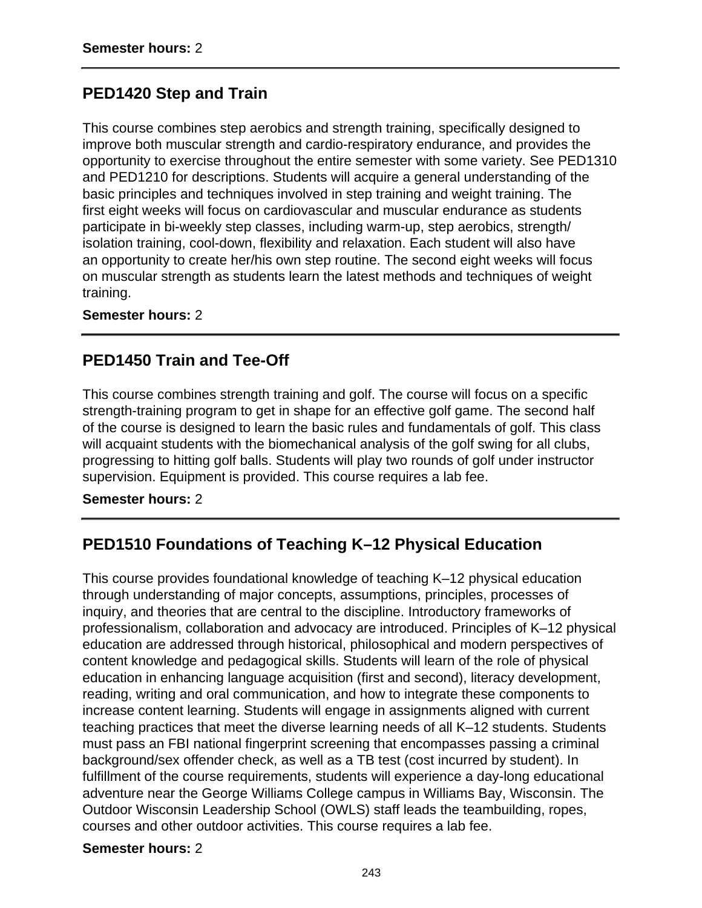**Semester hours:** 2

---

## PED1420 Step and Train

This course combines step aerobics and strength training, specifically designed to improve both muscular strength and cardio-respiratory endurance, and provides the opportunity to exercise throughout the entire semester with some variety. See PED1310 and PED1210 for descriptions. Students will acquire a general understanding of the basic principles and techniques involved in step training and weight training. The first eight weeks will focus on cardiovascular and muscular endurance as students participate in bi-weekly step classes, including warm-up, step aerobics, strength/isolation training, cool-down, flexibility and relaxation. Each student will also have an opportunity to create her/his own step routine. The second eight weeks will focus on muscular strength as students learn the latest methods and techniques of weight training.

**Semester hours:** 2

---

## PED1450 Train and Tee-Off

This course combines strength training and golf. The course will focus on a specific strength-training program to get in shape for an effective golf game. The second half of the course is designed to learn the basic rules and fundamentals of golf. This class will acquaint students with the biomechanical analysis of the golf swing for all clubs, progressing to hitting golf balls. Students will play two rounds of golf under instructor supervision. Equipment is provided. This course requires a lab fee.

**Semester hours:** 2

---

## PED1510 Foundations of Teaching K–12 Physical Education

This course provides foundational knowledge of teaching K–12 physical education through understanding of major concepts, assumptions, principles, processes of inquiry, and theories that are central to the discipline. Introductory frameworks of professionalism, collaboration and advocacy are introduced. Principles of K–12 physical education are addressed through historical, philosophical and modern perspectives of content knowledge and pedagogical skills. Students will learn of the role of physical education in enhancing language acquisition (first and second), literacy development, reading, writing and oral communication, and how to integrate these components to increase content learning. Students will engage in assignments aligned with current teaching practices that meet the diverse learning needs of all K–12 students. Students must pass an FBI national fingerprint screening that encompasses passing a criminal background/sex offender check, as well as a TB test (cost incurred by student). In fulfillment of the course requirements, students will experience a day-long educational adventure near the George Williams College campus in Williams Bay, Wisconsin. The Outdoor Wisconsin Leadership School (OWLS) staff leads the teambuilding, ropes, courses and other outdoor activities. This course requires a lab fee.

**Semester hours:** 2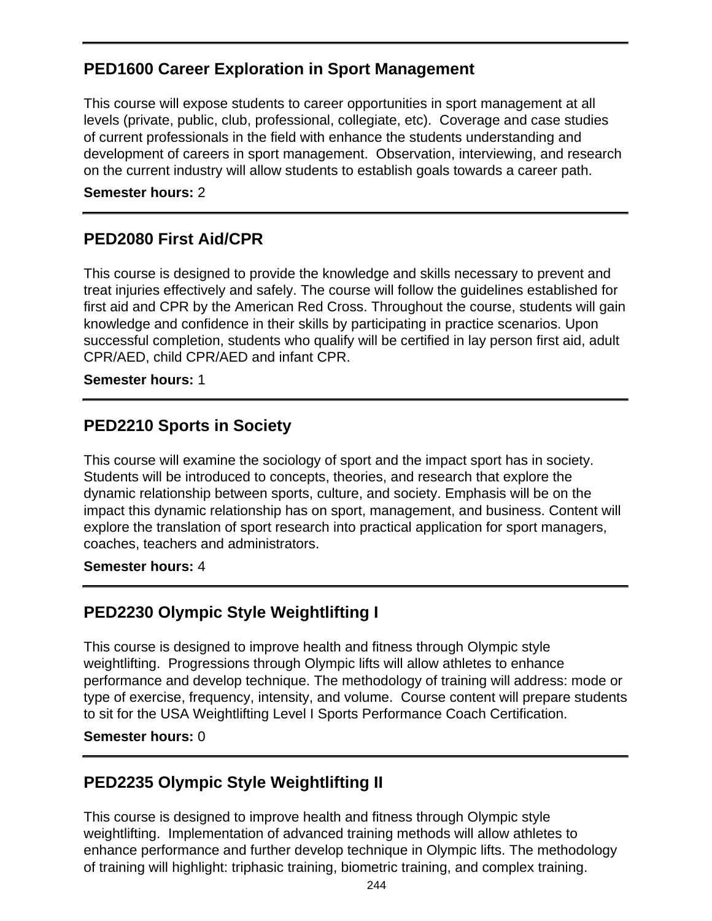## PED1600 Career Exploration in Sport Management

This course will expose students to career opportunities in sport management at all levels (private, public, club, professional, collegiate, etc). Coverage and case studies of current professionals in the field with enhance the students understanding and development of careers in sport management. Observation, interviewing, and research on the current industry will allow students to establish goals towards a career path.

**Semester hours:** 2

## PED2080 First Aid/CPR

This course is designed to provide the knowledge and skills necessary to prevent and treat injuries effectively and safely. The course will follow the guidelines established for first aid and CPR by the American Red Cross. Throughout the course, students will gain knowledge and confidence in their skills by participating in practice scenarios. Upon successful completion, students who qualify will be certified in lay person first aid, adult CPR/AED, child CPR/AED and infant CPR.

**Semester hours:** 1

## PED2210 Sports in Society

This course will examine the sociology of sport and the impact sport has in society. Students will be introduced to concepts, theories, and research that explore the dynamic relationship between sports, culture, and society. Emphasis will be on the impact this dynamic relationship has on sport, management, and business. Content will explore the translation of sport research into practical application for sport managers, coaches, teachers and administrators.

**Semester hours:** 4

## PED2230 Olympic Style Weightlifting I

This course is designed to improve health and fitness through Olympic style weightlifting. Progressions through Olympic lifts will allow athletes to enhance performance and develop technique. The methodology of training will address: mode or type of exercise, frequency, intensity, and volume. Course content will prepare students to sit for the USA Weightlifting Level I Sports Performance Coach Certification.

**Semester hours:** 0

## PED2235 Olympic Style Weightlifting II

This course is designed to improve health and fitness through Olympic style weightlifting. Implementation of advanced training methods will allow athletes to enhance performance and further develop technique in Olympic lifts. The methodology of training will highlight: triphasic training, biometric training, and complex training.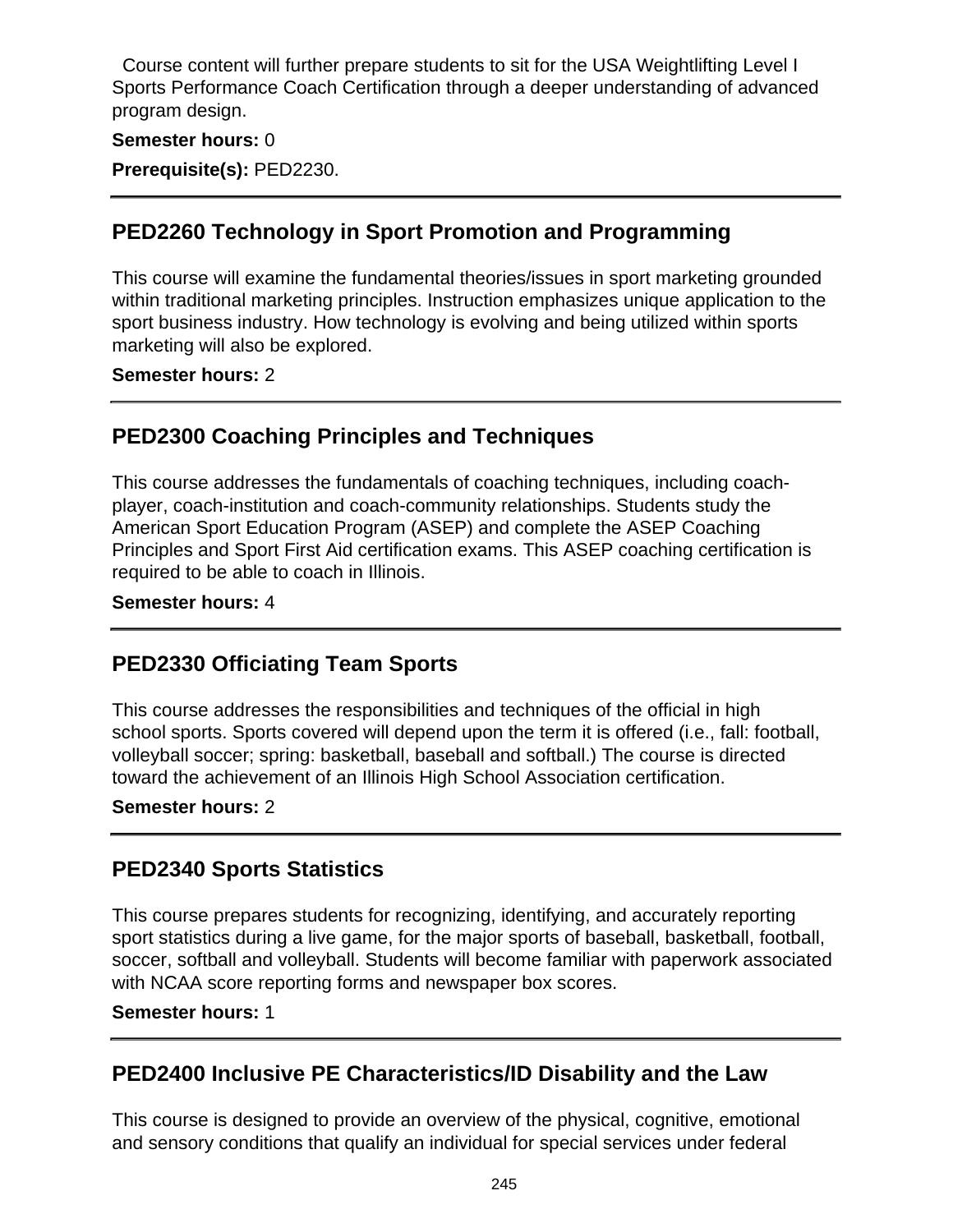Course content will further prepare students to sit for the USA Weightlifting Level I Sports Performance Coach Certification through a deeper understanding of advanced program design.

**Semester hours:** 0

**Prerequisite(s):** PED2230.

---

## PED2260 Technology in Sport Promotion and Programming

This course will examine the fundamental theories/issues in sport marketing grounded within traditional marketing principles. Instruction emphasizes unique application to the sport business industry. How technology is evolving and being utilized within sports marketing will also be explored.

**Semester hours:** 2

---

## PED2300 Coaching Principles and Techniques

This course addresses the fundamentals of coaching techniques, including coach-player, coach-institution and coach-community relationships. Students study the American Sport Education Program (ASEP) and complete the ASEP Coaching Principles and Sport First Aid certification exams. This ASEP coaching certification is required to be able to coach in Illinois.

**Semester hours:** 4

---

## PED2330 Officiating Team Sports

This course addresses the responsibilities and techniques of the official in high school sports. Sports covered will depend upon the term it is offered (i.e., fall: football, volleyball soccer; spring: basketball, baseball and softball.) The course is directed toward the achievement of an Illinois High School Association certification.

**Semester hours:** 2

---

## PED2340 Sports Statistics

This course prepares students for recognizing, identifying, and accurately reporting sport statistics during a live game, for the major sports of baseball, basketball, football, soccer, softball and volleyball. Students will become familiar with paperwork associated with NCAA score reporting forms and newspaper box scores.

**Semester hours:** 1

---

## PED2400 Inclusive PE Characteristics/ID Disability and the Law

This course is designed to provide an overview of the physical, cognitive, emotional and sensory conditions that qualify an individual for special services under federal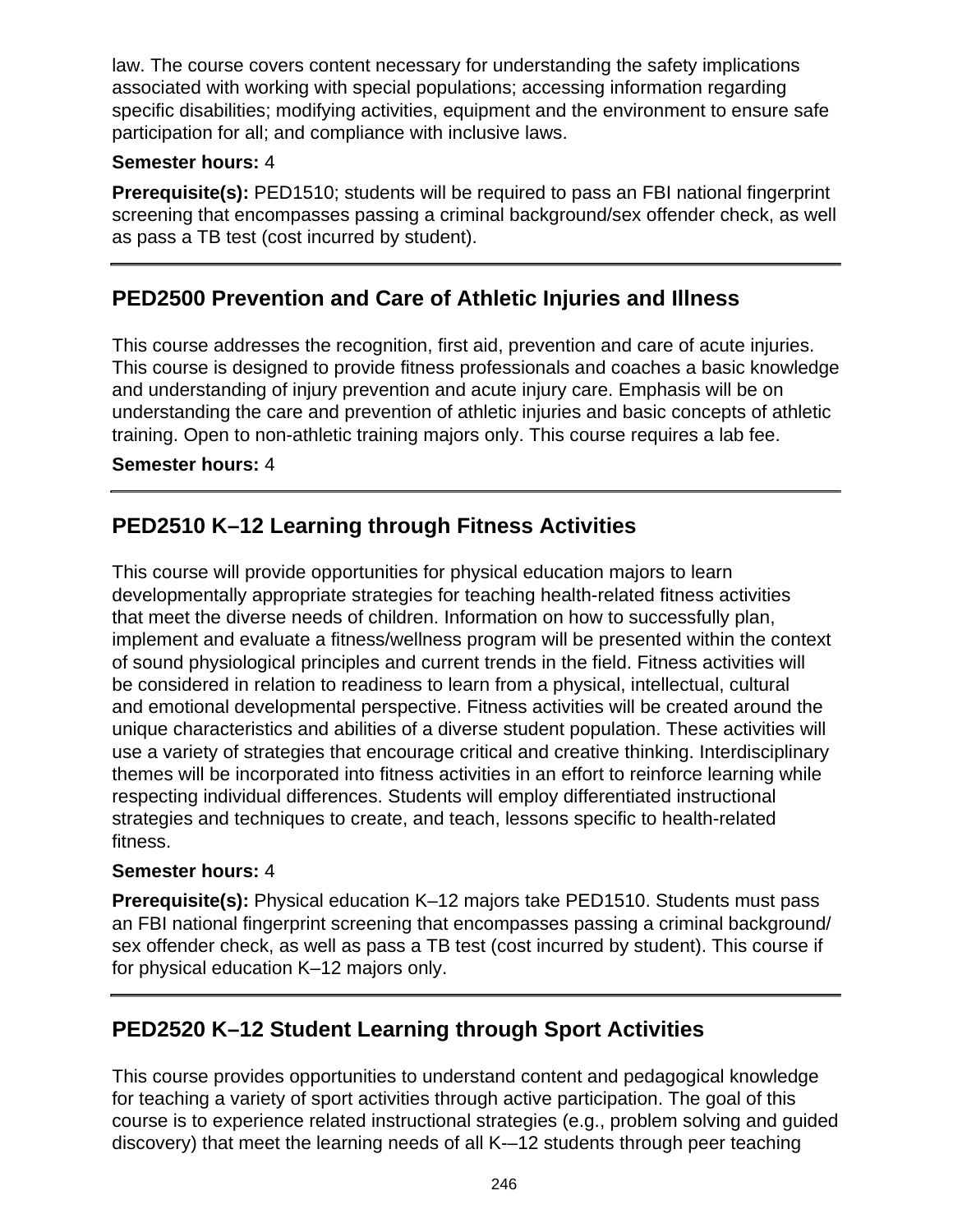law. The course covers content necessary for understanding the safety implications associated with working with special populations; accessing information regarding specific disabilities; modifying activities, equipment and the environment to ensure safe participation for all; and compliance with inclusive laws.

**Semester hours:** 4

**Prerequisite(s):** PED1510; students will be required to pass an FBI national fingerprint screening that encompasses passing a criminal background/sex offender check, as well as pass a TB test (cost incurred by student).

---

## PED2500 Prevention and Care of Athletic Injuries and Illness

This course addresses the recognition, first aid, prevention and care of acute injuries. This course is designed to provide fitness professionals and coaches a basic knowledge and understanding of injury prevention and acute injury care. Emphasis will be on understanding the care and prevention of athletic injuries and basic concepts of athletic training. Open to non-athletic training majors only. This course requires a lab fee.

**Semester hours:** 4

---

## PED2510 K–12 Learning through Fitness Activities

This course will provide opportunities for physical education majors to learn developmentally appropriate strategies for teaching health-related fitness activities that meet the diverse needs of children. Information on how to successfully plan, implement and evaluate a fitness/wellness program will be presented within the context of sound physiological principles and current trends in the field. Fitness activities will be considered in relation to readiness to learn from a physical, intellectual, cultural and emotional developmental perspective. Fitness activities will be created around the unique characteristics and abilities of a diverse student population. These activities will use a variety of strategies that encourage critical and creative thinking. Interdisciplinary themes will be incorporated into fitness activities in an effort to reinforce learning while respecting individual differences. Students will employ differentiated instructional strategies and techniques to create, and teach, lessons specific to health-related fitness.

**Semester hours:** 4

**Prerequisite(s):** Physical education K–12 majors take PED1510. Students must pass an FBI national fingerprint screening that encompasses passing a criminal background/sex offender check, as well as pass a TB test (cost incurred by student). This course if for physical education K–12 majors only.

---

## PED2520 K–12 Student Learning through Sport Activities

This course provides opportunities to understand content and pedagogical knowledge for teaching a variety of sport activities through active participation. The goal of this course is to experience related instructional strategies (e.g., problem solving and guided discovery) that meet the learning needs of all K-–12 students through peer teaching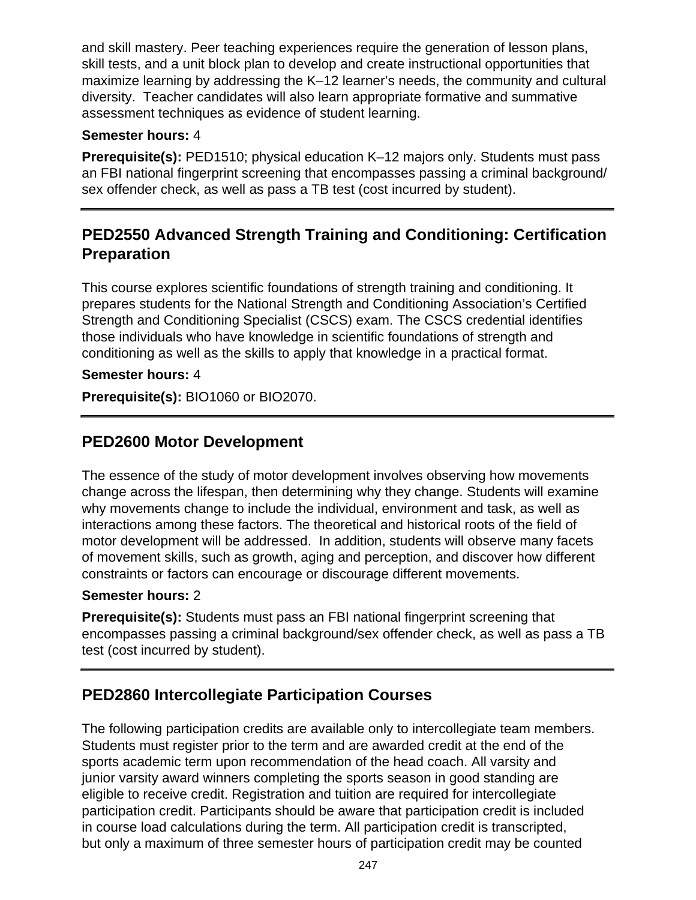and skill mastery. Peer teaching experiences require the generation of lesson plans, skill tests, and a unit block plan to develop and create instructional opportunities that maximize learning by addressing the K–12 learner's needs, the community and cultural diversity. Teacher candidates will also learn appropriate formative and summative assessment techniques as evidence of student learning.

**Semester hours:** 4

**Prerequisite(s):** PED1510; physical education K–12 majors only. Students must pass an FBI national fingerprint screening that encompasses passing a criminal background/sex offender check, as well as pass a TB test (cost incurred by student).

---

## PED2550 Advanced Strength Training and Conditioning: Certification Preparation

This course explores scientific foundations of strength training and conditioning. It prepares students for the National Strength and Conditioning Association's Certified Strength and Conditioning Specialist (CSCS) exam. The CSCS credential identifies those individuals who have knowledge in scientific foundations of strength and conditioning as well as the skills to apply that knowledge in a practical format.

**Semester hours:** 4

**Prerequisite(s):** BIO1060 or BIO2070.

---

## PED2600 Motor Development

The essence of the study of motor development involves observing how movements change across the lifespan, then determining why they change. Students will examine why movements change to include the individual, environment and task, as well as interactions among these factors. The theoretical and historical roots of the field of motor development will be addressed. In addition, students will observe many facets of movement skills, such as growth, aging and perception, and discover how different constraints or factors can encourage or discourage different movements.

**Semester hours:** 2

**Prerequisite(s):** Students must pass an FBI national fingerprint screening that encompasses passing a criminal background/sex offender check, as well as pass a TB test (cost incurred by student).

---

## PED2860 Intercollegiate Participation Courses

The following participation credits are available only to intercollegiate team members. Students must register prior to the term and are awarded credit at the end of the sports academic term upon recommendation of the head coach. All varsity and junior varsity award winners completing the sports season in good standing are eligible to receive credit. Registration and tuition are required for intercollegiate participation credit. Participants should be aware that participation credit is included in course load calculations during the term. All participation credit is transcripted, but only a maximum of three semester hours of participation credit may be counted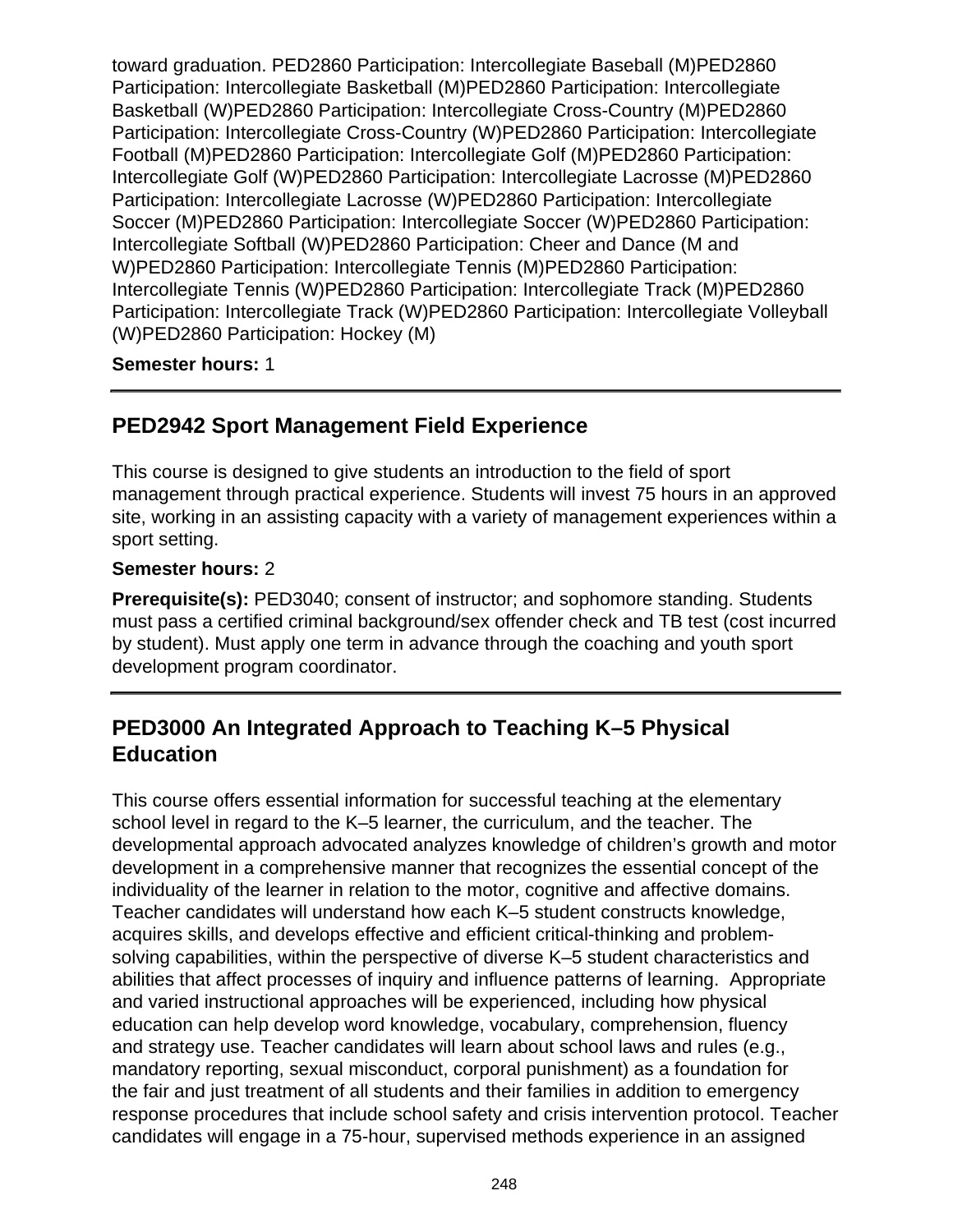toward graduation. PED2860 Participation: Intercollegiate Baseball (M)PED2860 Participation: Intercollegiate Basketball (M)PED2860 Participation: Intercollegiate Basketball (W)PED2860 Participation: Intercollegiate Cross-Country (M)PED2860 Participation: Intercollegiate Cross-Country (W)PED2860 Participation: Intercollegiate Football (M)PED2860 Participation: Intercollegiate Golf (M)PED2860 Participation: Intercollegiate Golf (W)PED2860 Participation: Intercollegiate Lacrosse (M)PED2860 Participation: Intercollegiate Lacrosse (W)PED2860 Participation: Intercollegiate Soccer (M)PED2860 Participation: Intercollegiate Soccer (W)PED2860 Participation: Intercollegiate Softball (W)PED2860 Participation: Cheer and Dance (M and W)PED2860 Participation: Intercollegiate Tennis (M)PED2860 Participation: Intercollegiate Tennis (W)PED2860 Participation: Intercollegiate Track (M)PED2860 Participation: Intercollegiate Track (W)PED2860 Participation: Intercollegiate Volleyball (W)PED2860 Participation: Hockey (M)

**Semester hours:** 1

---

## PED2942 Sport Management Field Experience

This course is designed to give students an introduction to the field of sport management through practical experience. Students will invest 75 hours in an approved site, working in an assisting capacity with a variety of management experiences within a sport setting.

**Semester hours:** 2

**Prerequisite(s):** PED3040; consent of instructor; and sophomore standing. Students must pass a certified criminal background/sex offender check and TB test (cost incurred by student). Must apply one term in advance through the coaching and youth sport development program coordinator.

---

## PED3000 An Integrated Approach to Teaching K–5 Physical Education

This course offers essential information for successful teaching at the elementary school level in regard to the K–5 learner, the curriculum, and the teacher. The developmental approach advocated analyzes knowledge of children's growth and motor development in a comprehensive manner that recognizes the essential concept of the individuality of the learner in relation to the motor, cognitive and affective domains. Teacher candidates will understand how each K–5 student constructs knowledge, acquires skills, and develops effective and efficient critical-thinking and problem-solving capabilities, within the perspective of diverse K–5 student characteristics and abilities that affect processes of inquiry and influence patterns of learning. Appropriate and varied instructional approaches will be experienced, including how physical education can help develop word knowledge, vocabulary, comprehension, fluency and strategy use. Teacher candidates will learn about school laws and rules (e.g., mandatory reporting, sexual misconduct, corporal punishment) as a foundation for the fair and just treatment of all students and their families in addition to emergency response procedures that include school safety and crisis intervention protocol. Teacher candidates will engage in a 75-hour, supervised methods experience in an assigned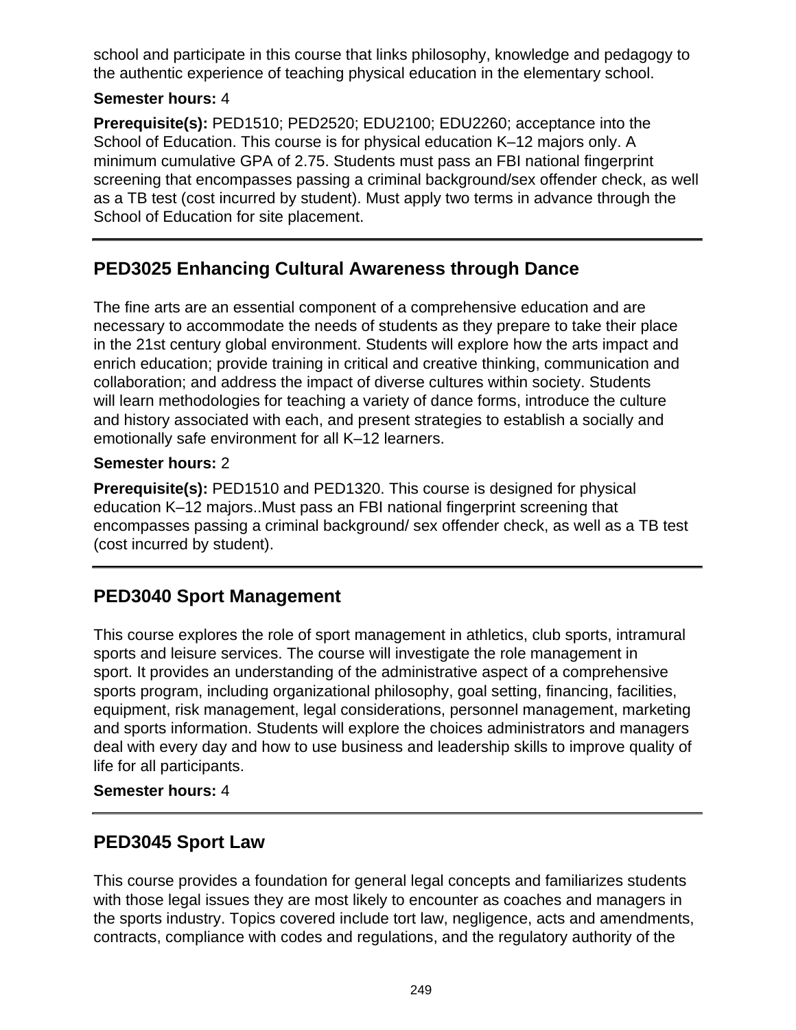school and participate in this course that links philosophy, knowledge and pedagogy to the authentic experience of teaching physical education in the elementary school.

**Semester hours:** 4

**Prerequisite(s):** PED1510; PED2520; EDU2100; EDU2260; acceptance into the School of Education. This course is for physical education K–12 majors only. A minimum cumulative GPA of 2.75. Students must pass an FBI national fingerprint screening that encompasses passing a criminal background/sex offender check, as well as a TB test (cost incurred by student). Must apply two terms in advance through the School of Education for site placement.

---

## PED3025 Enhancing Cultural Awareness through Dance

The fine arts are an essential component of a comprehensive education and are necessary to accommodate the needs of students as they prepare to take their place in the 21st century global environment. Students will explore how the arts impact and enrich education; provide training in critical and creative thinking, communication and collaboration; and address the impact of diverse cultures within society. Students will learn methodologies for teaching a variety of dance forms, introduce the culture and history associated with each, and present strategies to establish a socially and emotionally safe environment for all K–12 learners.

**Semester hours:** 2

**Prerequisite(s):** PED1510 and PED1320. This course is designed for physical education K–12 majors..Must pass an FBI national fingerprint screening that encompasses passing a criminal background/ sex offender check, as well as a TB test (cost incurred by student).

---

## PED3040 Sport Management

This course explores the role of sport management in athletics, club sports, intramural sports and leisure services. The course will investigate the role management in sport. It provides an understanding of the administrative aspect of a comprehensive sports program, including organizational philosophy, goal setting, financing, facilities, equipment, risk management, legal considerations, personnel management, marketing and sports information. Students will explore the choices administrators and managers deal with every day and how to use business and leadership skills to improve quality of life for all participants.

**Semester hours:** 4

---

## PED3045 Sport Law

This course provides a foundation for general legal concepts and familiarizes students with those legal issues they are most likely to encounter as coaches and managers in the sports industry. Topics covered include tort law, negligence, acts and amendments, contracts, compliance with codes and regulations, and the regulatory authority of the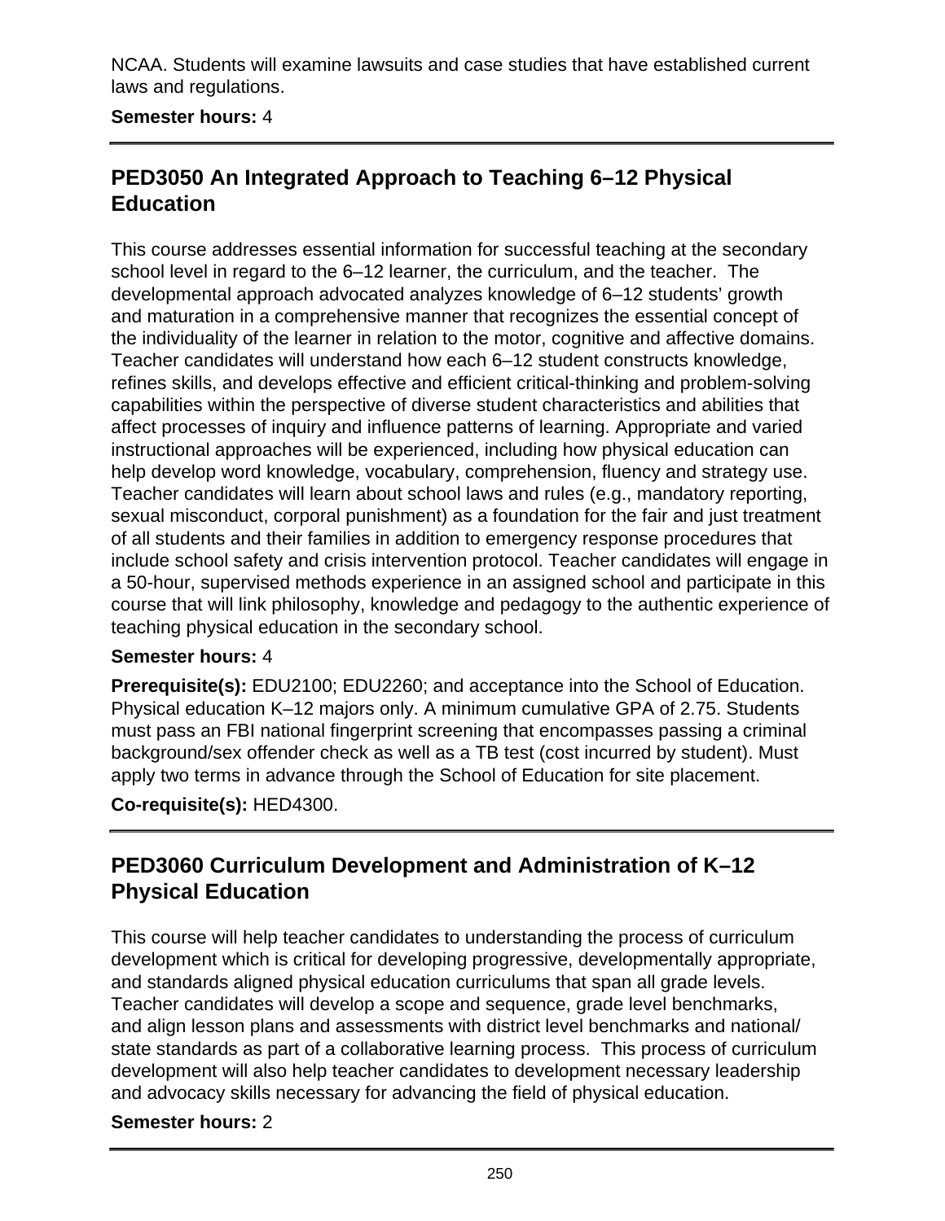NCAA. Students will examine lawsuits and case studies that have established current laws and regulations.

**Semester hours:** 4

---

## PED3050 An Integrated Approach to Teaching 6–12 Physical Education

This course addresses essential information for successful teaching at the secondary school level in regard to the 6–12 learner, the curriculum, and the teacher. The developmental approach advocated analyzes knowledge of 6–12 students' growth and maturation in a comprehensive manner that recognizes the essential concept of the individuality of the learner in relation to the motor, cognitive and affective domains. Teacher candidates will understand how each 6–12 student constructs knowledge, refines skills, and develops effective and efficient critical-thinking and problem-solving capabilities within the perspective of diverse student characteristics and abilities that affect processes of inquiry and influence patterns of learning. Appropriate and varied instructional approaches will be experienced, including how physical education can help develop word knowledge, vocabulary, comprehension, fluency and strategy use. Teacher candidates will learn about school laws and rules (e.g., mandatory reporting, sexual misconduct, corporal punishment) as a foundation for the fair and just treatment of all students and their families in addition to emergency response procedures that include school safety and crisis intervention protocol. Teacher candidates will engage in a 50-hour, supervised methods experience in an assigned school and participate in this course that will link philosophy, knowledge and pedagogy to the authentic experience of teaching physical education in the secondary school.

**Semester hours:** 4

**Prerequisite(s):** EDU2100; EDU2260; and acceptance into the School of Education. Physical education K–12 majors only. A minimum cumulative GPA of 2.75. Students must pass an FBI national fingerprint screening that encompasses passing a criminal background/sex offender check as well as a TB test (cost incurred by student). Must apply two terms in advance through the School of Education for site placement.

**Co-requisite(s):** HED4300.

---

## PED3060 Curriculum Development and Administration of K–12 Physical Education

This course will help teacher candidates to understanding the process of curriculum development which is critical for developing progressive, developmentally appropriate, and standards aligned physical education curriculums that span all grade levels. Teacher candidates will develop a scope and sequence, grade level benchmarks, and align lesson plans and assessments with district level benchmarks and national/state standards as part of a collaborative learning process. This process of curriculum development will also help teacher candidates to development necessary leadership and advocacy skills necessary for advancing the field of physical education.

**Semester hours:** 2

---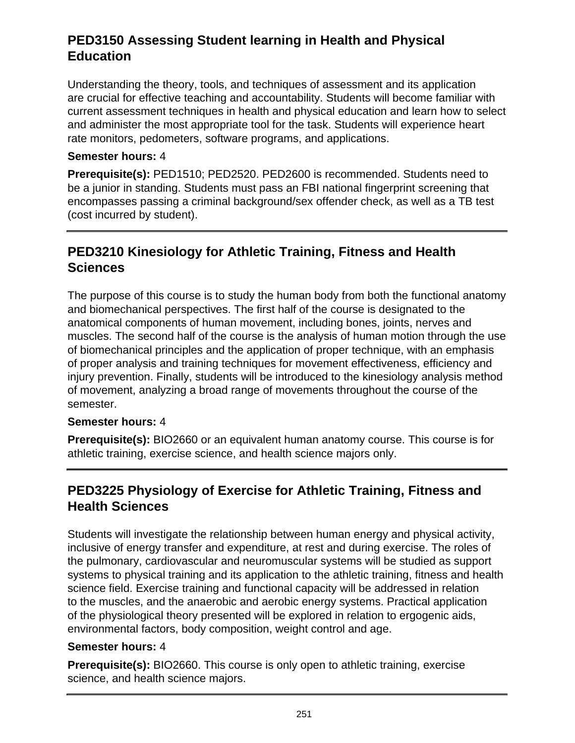## PED3150 Assessing Student learning in Health and Physical Education

Understanding the theory, tools, and techniques of assessment and its application are crucial for effective teaching and accountability. Students will become familiar with current assessment techniques in health and physical education and learn how to select and administer the most appropriate tool for the task. Students will experience heart rate monitors, pedometers, software programs, and applications.

**Semester hours:** 4

**Prerequisite(s):** PED1510; PED2520. PED2600 is recommended. Students need to be a junior in standing. Students must pass an FBI national fingerprint screening that encompasses passing a criminal background/sex offender check, as well as a TB test (cost incurred by student).

---

## PED3210 Kinesiology for Athletic Training, Fitness and Health Sciences

The purpose of this course is to study the human body from both the functional anatomy and biomechanical perspectives. The first half of the course is designated to the anatomical components of human movement, including bones, joints, nerves and muscles. The second half of the course is the analysis of human motion through the use of biomechanical principles and the application of proper technique, with an emphasis of proper analysis and training techniques for movement effectiveness, efficiency and injury prevention. Finally, students will be introduced to the kinesiology analysis method of movement, analyzing a broad range of movements throughout the course of the semester.

**Semester hours:** 4

**Prerequisite(s):** BIO2660 or an equivalent human anatomy course. This course is for athletic training, exercise science, and health science majors only.

---

## PED3225 Physiology of Exercise for Athletic Training, Fitness and Health Sciences

Students will investigate the relationship between human energy and physical activity, inclusive of energy transfer and expenditure, at rest and during exercise. The roles of the pulmonary, cardiovascular and neuromuscular systems will be studied as support systems to physical training and its application to the athletic training, fitness and health science field. Exercise training and functional capacity will be addressed in relation to the muscles, and the anaerobic and aerobic energy systems. Practical application of the physiological theory presented will be explored in relation to ergogenic aids, environmental factors, body composition, weight control and age.

**Semester hours:** 4

**Prerequisite(s):** BIO2660. This course is only open to athletic training, exercise science, and health science majors.

---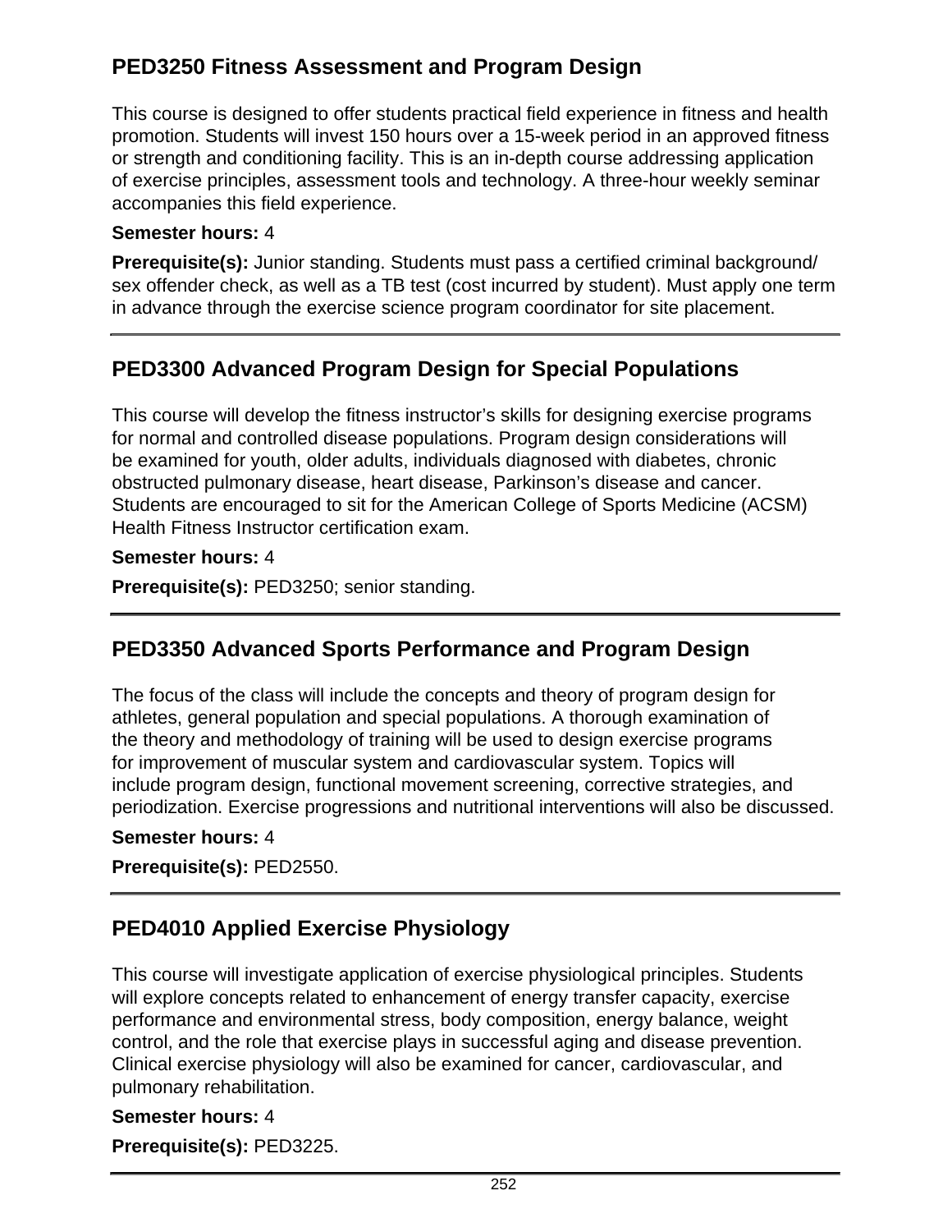## PED3250 Fitness Assessment and Program Design

This course is designed to offer students practical field experience in fitness and health promotion. Students will invest 150 hours over a 15-week period in an approved fitness or strength and conditioning facility. This is an in-depth course addressing application of exercise principles, assessment tools and technology. A three-hour weekly seminar accompanies this field experience.

**Semester hours:** 4

**Prerequisite(s):** Junior standing. Students must pass a certified criminal background/ sex offender check, as well as a TB test (cost incurred by student). Must apply one term in advance through the exercise science program coordinator for site placement.

---

## PED3300 Advanced Program Design for Special Populations

This course will develop the fitness instructor's skills for designing exercise programs for normal and controlled disease populations. Program design considerations will be examined for youth, older adults, individuals diagnosed with diabetes, chronic obstructed pulmonary disease, heart disease, Parkinson's disease and cancer. Students are encouraged to sit for the American College of Sports Medicine (ACSM) Health Fitness Instructor certification exam.

**Semester hours:** 4

**Prerequisite(s):** PED3250; senior standing.

---

## PED3350 Advanced Sports Performance and Program Design

The focus of the class will include the concepts and theory of program design for athletes, general population and special populations. A thorough examination of the theory and methodology of training will be used to design exercise programs for improvement of muscular system and cardiovascular system. Topics will include program design, functional movement screening, corrective strategies, and periodization. Exercise progressions and nutritional interventions will also be discussed.

**Semester hours:** 4

**Prerequisite(s):** PED2550.

---

## PED4010 Applied Exercise Physiology

This course will investigate application of exercise physiological principles. Students will explore concepts related to enhancement of energy transfer capacity, exercise performance and environmental stress, body composition, energy balance, weight control, and the role that exercise plays in successful aging and disease prevention. Clinical exercise physiology will also be examined for cancer, cardiovascular, and pulmonary rehabilitation.

**Semester hours:** 4

**Prerequisite(s):** PED3225.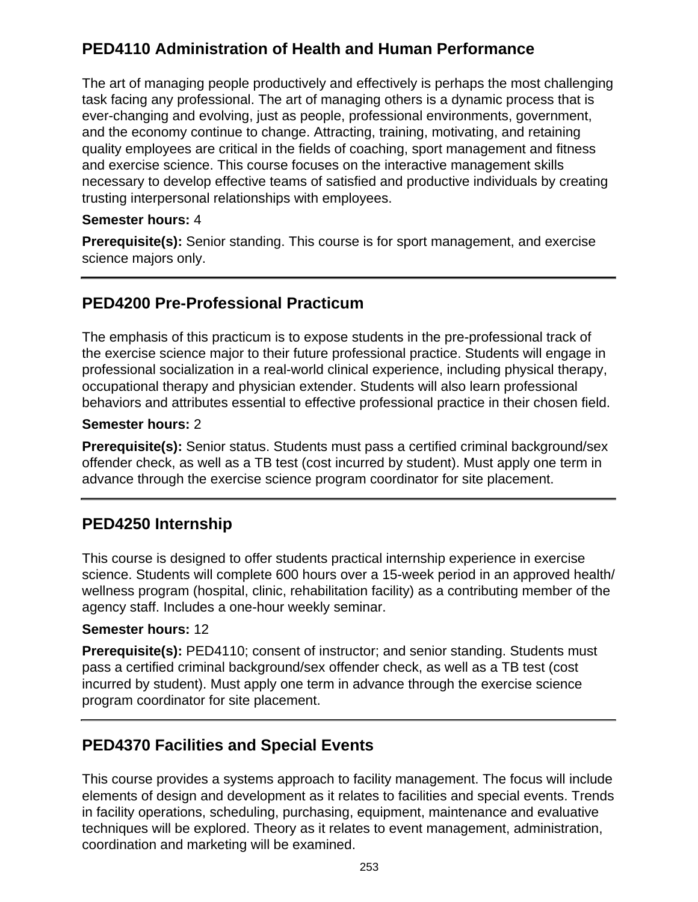## PED4110 Administration of Health and Human Performance

The art of managing people productively and effectively is perhaps the most challenging task facing any professional. The art of managing others is a dynamic process that is ever-changing and evolving, just as people, professional environments, government, and the economy continue to change. Attracting, training, motivating, and retaining quality employees are critical in the fields of coaching, sport management and fitness and exercise science. This course focuses on the interactive management skills necessary to develop effective teams of satisfied and productive individuals by creating trusting interpersonal relationships with employees.

**Semester hours:** 4

**Prerequisite(s):** Senior standing. This course is for sport management, and exercise science majors only.

---

## PED4200 Pre-Professional Practicum

The emphasis of this practicum is to expose students in the pre-professional track of the exercise science major to their future professional practice. Students will engage in professional socialization in a real-world clinical experience, including physical therapy, occupational therapy and physician extender. Students will also learn professional behaviors and attributes essential to effective professional practice in their chosen field.

**Semester hours:** 2

**Prerequisite(s):** Senior status. Students must pass a certified criminal background/sex offender check, as well as a TB test (cost incurred by student). Must apply one term in advance through the exercise science program coordinator for site placement.

---

## PED4250 Internship

This course is designed to offer students practical internship experience in exercise science. Students will complete 600 hours over a 15-week period in an approved health/wellness program (hospital, clinic, rehabilitation facility) as a contributing member of the agency staff. Includes a one-hour weekly seminar.

**Semester hours:** 12

**Prerequisite(s):** PED4110; consent of instructor; and senior standing. Students must pass a certified criminal background/sex offender check, as well as a TB test (cost incurred by student). Must apply one term in advance through the exercise science program coordinator for site placement.

---

## PED4370 Facilities and Special Events

This course provides a systems approach to facility management. The focus will include elements of design and development as it relates to facilities and special events. Trends in facility operations, scheduling, purchasing, equipment, maintenance and evaluative techniques will be explored. Theory as it relates to event management, administration, coordination and marketing will be examined.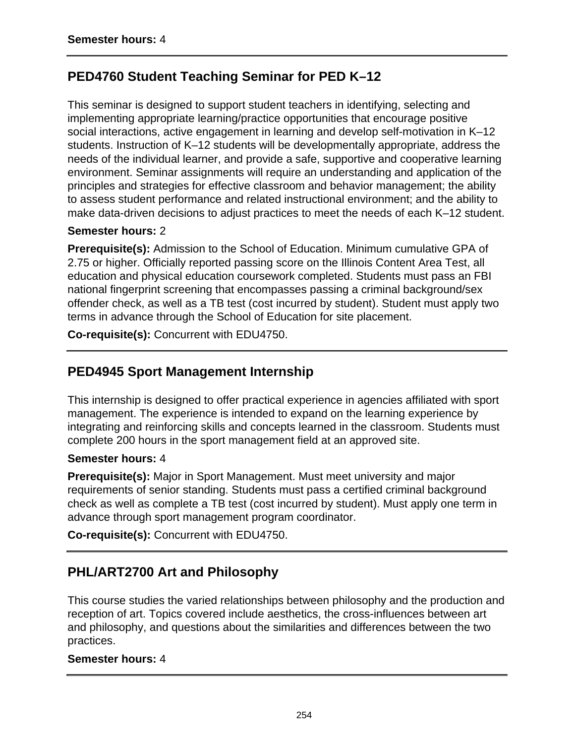**Semester hours:** 4

---

## PED4760 Student Teaching Seminar for PED K–12

This seminar is designed to support student teachers in identifying, selecting and implementing appropriate learning/practice opportunities that encourage positive social interactions, active engagement in learning and develop self-motivation in K–12 students. Instruction of K–12 students will be developmentally appropriate, address the needs of the individual learner, and provide a safe, supportive and cooperative learning environment. Seminar assignments will require an understanding and application of the principles and strategies for effective classroom and behavior management; the ability to assess student performance and related instructional environment; and the ability to make data-driven decisions to adjust practices to meet the needs of each K–12 student.

**Semester hours:** 2

**Prerequisite(s):** Admission to the School of Education. Minimum cumulative GPA of 2.75 or higher. Officially reported passing score on the Illinois Content Area Test, all education and physical education coursework completed. Students must pass an FBI national fingerprint screening that encompasses passing a criminal background/sex offender check, as well as a TB test (cost incurred by student). Student must apply two terms in advance through the School of Education for site placement.

**Co-requisite(s):** Concurrent with EDU4750.

---

## PED4945 Sport Management Internship

This internship is designed to offer practical experience in agencies affiliated with sport management. The experience is intended to expand on the learning experience by integrating and reinforcing skills and concepts learned in the classroom. Students must complete 200 hours in the sport management field at an approved site.

**Semester hours:** 4

**Prerequisite(s):** Major in Sport Management. Must meet university and major requirements of senior standing. Students must pass a certified criminal background check as well as complete a TB test (cost incurred by student). Must apply one term in advance through sport management program coordinator.

**Co-requisite(s):** Concurrent with EDU4750.

---

## PHL/ART2700 Art and Philosophy

This course studies the varied relationships between philosophy and the production and reception of art. Topics covered include aesthetics, the cross-influences between art and philosophy, and questions about the similarities and differences between the two practices.

**Semester hours:** 4

---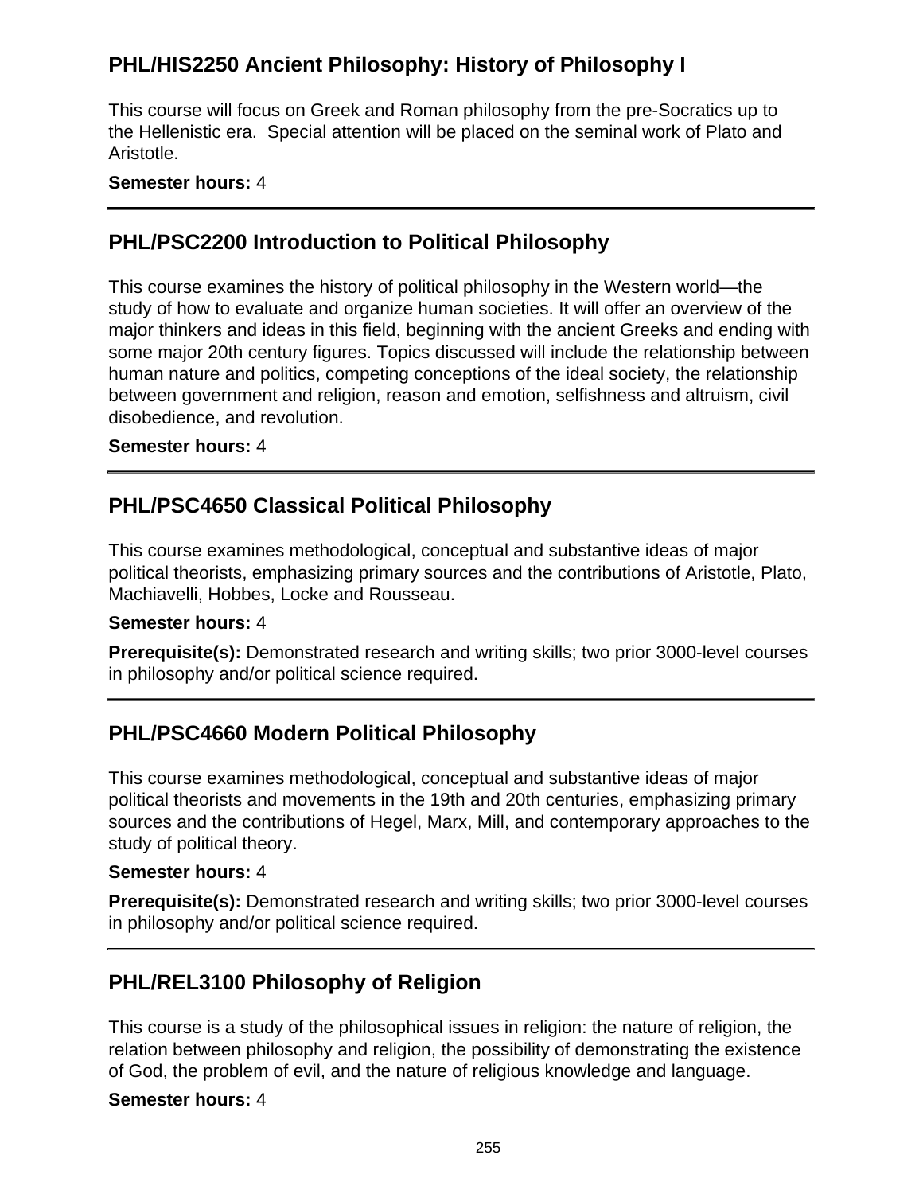## PHL/HIS2250 Ancient Philosophy: History of Philosophy I

This course will focus on Greek and Roman philosophy from the pre-Socratics up to the Hellenistic era. Special attention will be placed on the seminal work of Plato and Aristotle.

**Semester hours:** 4

---

## PHL/PSC2200 Introduction to Political Philosophy

This course examines the history of political philosophy in the Western world—the study of how to evaluate and organize human societies. It will offer an overview of the major thinkers and ideas in this field, beginning with the ancient Greeks and ending with some major 20th century figures. Topics discussed will include the relationship between human nature and politics, competing conceptions of the ideal society, the relationship between government and religion, reason and emotion, selfishness and altruism, civil disobedience, and revolution.

**Semester hours:** 4

---

## PHL/PSC4650 Classical Political Philosophy

This course examines methodological, conceptual and substantive ideas of major political theorists, emphasizing primary sources and the contributions of Aristotle, Plato, Machiavelli, Hobbes, Locke and Rousseau.

**Semester hours:** 4

**Prerequisite(s):** Demonstrated research and writing skills; two prior 3000-level courses in philosophy and/or political science required.

---

## PHL/PSC4660 Modern Political Philosophy

This course examines methodological, conceptual and substantive ideas of major political theorists and movements in the 19th and 20th centuries, emphasizing primary sources and the contributions of Hegel, Marx, Mill, and contemporary approaches to the study of political theory.

**Semester hours:** 4

**Prerequisite(s):** Demonstrated research and writing skills; two prior 3000-level courses in philosophy and/or political science required.

---

## PHL/REL3100 Philosophy of Religion

This course is a study of the philosophical issues in religion: the nature of religion, the relation between philosophy and religion, the possibility of demonstrating the existence of God, the problem of evil, and the nature of religious knowledge and language.

**Semester hours:** 4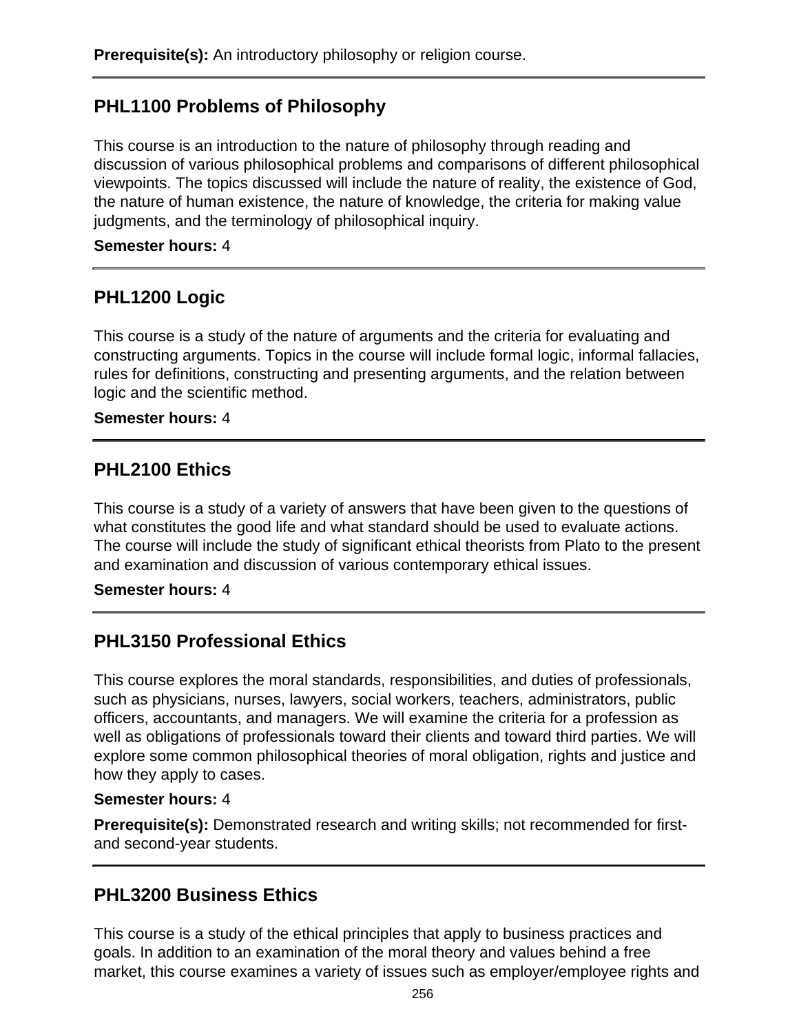**Prerequisite(s):** An introductory philosophy or religion course.

---

## PHL1100 Problems of Philosophy

This course is an introduction to the nature of philosophy through reading and discussion of various philosophical problems and comparisons of different philosophical viewpoints. The topics discussed will include the nature of reality, the existence of God, the nature of human existence, the nature of knowledge, the criteria for making value judgments, and the terminology of philosophical inquiry.

**Semester hours:** 4

---

## PHL1200 Logic

This course is a study of the nature of arguments and the criteria for evaluating and constructing arguments. Topics in the course will include formal logic, informal fallacies, rules for definitions, constructing and presenting arguments, and the relation between logic and the scientific method.

**Semester hours:** 4

---

## PHL2100 Ethics

This course is a study of a variety of answers that have been given to the questions of what constitutes the good life and what standard should be used to evaluate actions. The course will include the study of significant ethical theorists from Plato to the present and examination and discussion of various contemporary ethical issues.

**Semester hours:** 4

---

## PHL3150 Professional Ethics

This course explores the moral standards, responsibilities, and duties of professionals, such as physicians, nurses, lawyers, social workers, teachers, administrators, public officers, accountants, and managers. We will examine the criteria for a profession as well as obligations of professionals toward their clients and toward third parties. We will explore some common philosophical theories of moral obligation, rights and justice and how they apply to cases.

**Semester hours:** 4

**Prerequisite(s):** Demonstrated research and writing skills; not recommended for first- and second-year students.

---

## PHL3200 Business Ethics

This course is a study of the ethical principles that apply to business practices and goals. In addition to an examination of the moral theory and values behind a free market, this course examines a variety of issues such as employer/employee rights and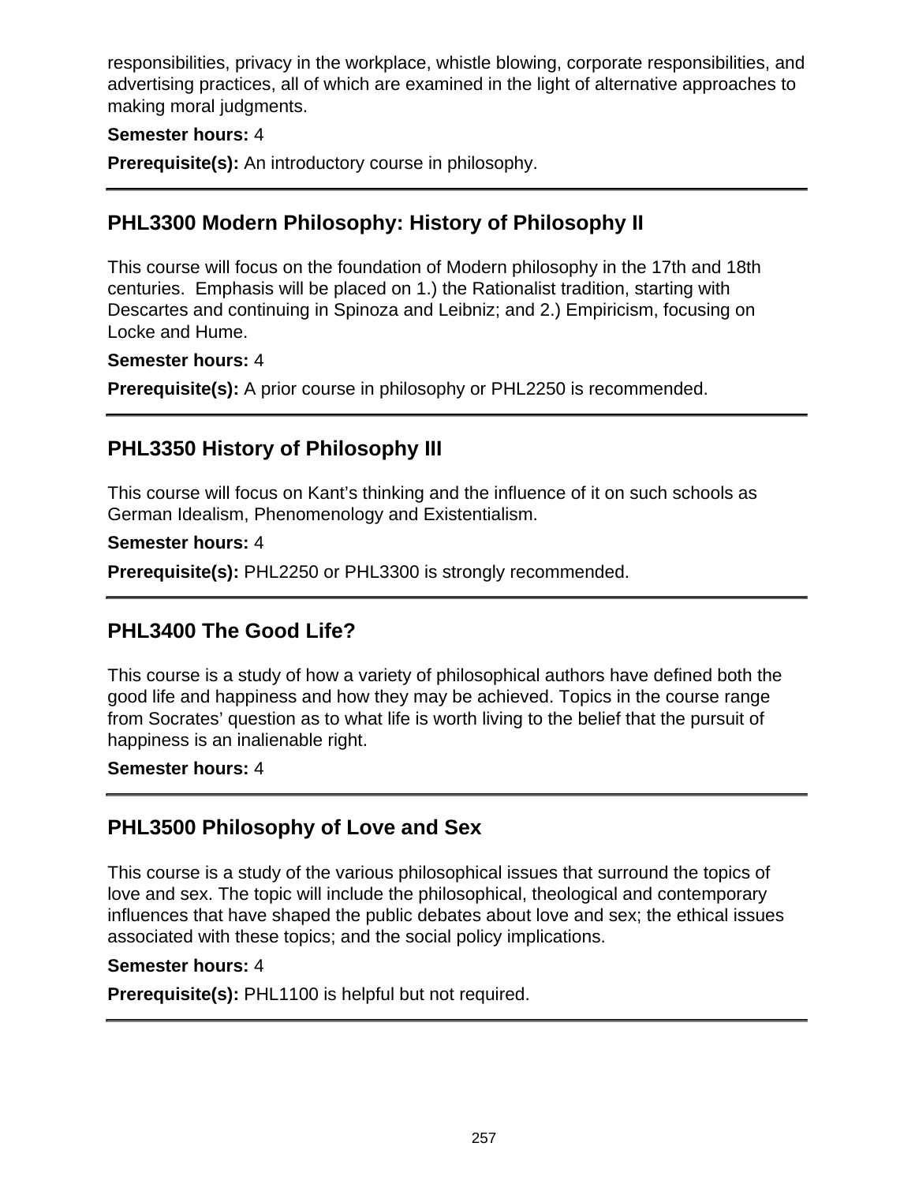responsibilities, privacy in the workplace, whistle blowing, corporate responsibilities, and advertising practices, all of which are examined in the light of alternative approaches to making moral judgments.

**Semester hours:** 4

**Prerequisite(s):** An introductory course in philosophy.

---

## PHL3300 Modern Philosophy: History of Philosophy II

This course will focus on the foundation of Modern philosophy in the 17th and 18th centuries. Emphasis will be placed on 1.) the Rationalist tradition, starting with Descartes and continuing in Spinoza and Leibniz; and 2.) Empiricism, focusing on Locke and Hume.

**Semester hours:** 4

**Prerequisite(s):** A prior course in philosophy or PHL2250 is recommended.

---

## PHL3350 History of Philosophy III

This course will focus on Kant's thinking and the influence of it on such schools as German Idealism, Phenomenology and Existentialism.

**Semester hours:** 4

**Prerequisite(s):** PHL2250 or PHL3300 is strongly recommended.

---

## PHL3400 The Good Life?

This course is a study of how a variety of philosophical authors have defined both the good life and happiness and how they may be achieved. Topics in the course range from Socrates' question as to what life is worth living to the belief that the pursuit of happiness is an inalienable right.

**Semester hours:** 4

---

## PHL3500 Philosophy of Love and Sex

This course is a study of the various philosophical issues that surround the topics of love and sex. The topic will include the philosophical, theological and contemporary influences that have shaped the public debates about love and sex; the ethical issues associated with these topics; and the social policy implications.

**Semester hours:** 4

**Prerequisite(s):** PHL1100 is helpful but not required.

---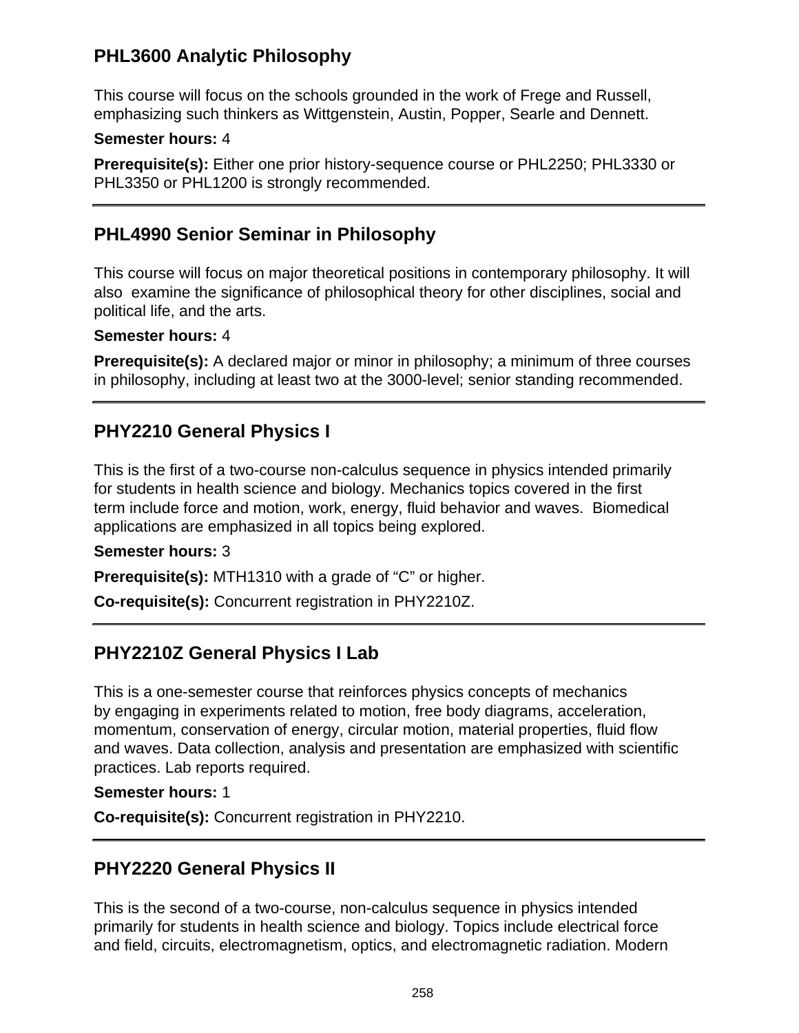## PHL3600 Analytic Philosophy

This course will focus on the schools grounded in the work of Frege and Russell, emphasizing such thinkers as Wittgenstein, Austin, Popper, Searle and Dennett.

**Semester hours:** 4

**Prerequisite(s):** Either one prior history-sequence course or PHL2250; PHL3330 or PHL3350 or PHL1200 is strongly recommended.

---

## PHL4990 Senior Seminar in Philosophy

This course will focus on major theoretical positions in contemporary philosophy. It will also examine the significance of philosophical theory for other disciplines, social and political life, and the arts.

**Semester hours:** 4

**Prerequisite(s):** A declared major or minor in philosophy; a minimum of three courses in philosophy, including at least two at the 3000-level; senior standing recommended.

---

## PHY2210 General Physics I

This is the first of a two-course non-calculus sequence in physics intended primarily for students in health science and biology. Mechanics topics covered in the first term include force and motion, work, energy, fluid behavior and waves. Biomedical applications are emphasized in all topics being explored.

**Semester hours:** 3

**Prerequisite(s):** MTH1310 with a grade of "C" or higher.

**Co-requisite(s):** Concurrent registration in PHY2210Z.

---

## PHY2210Z General Physics I Lab

This is a one-semester course that reinforces physics concepts of mechanics by engaging in experiments related to motion, free body diagrams, acceleration, momentum, conservation of energy, circular motion, material properties, fluid flow and waves. Data collection, analysis and presentation are emphasized with scientific practices. Lab reports required.

**Semester hours:** 1

**Co-requisite(s):** Concurrent registration in PHY2210.

---

## PHY2220 General Physics II

This is the second of a two-course, non-calculus sequence in physics intended primarily for students in health science and biology. Topics include electrical force and field, circuits, electromagnetism, optics, and electromagnetic radiation. Modern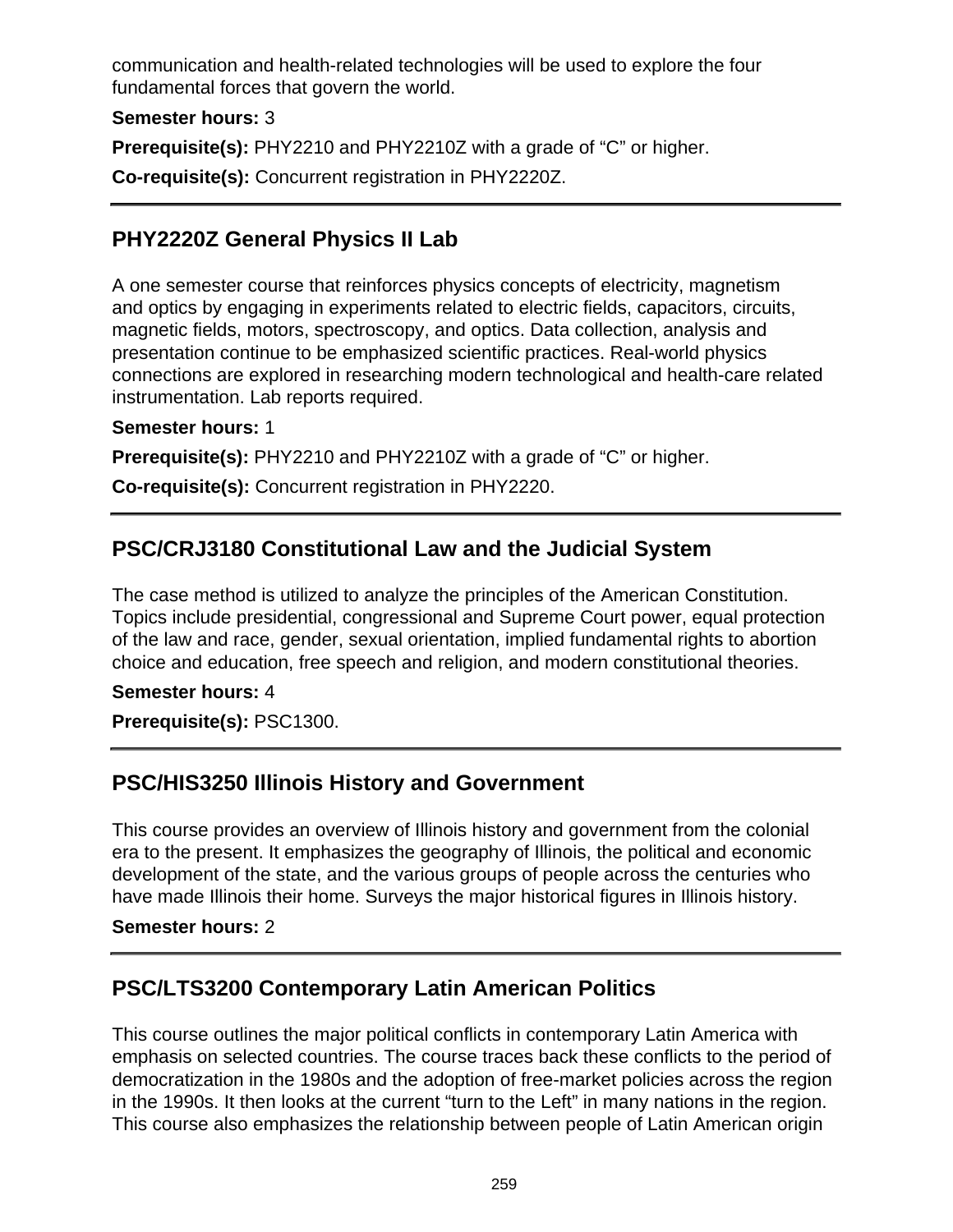communication and health-related technologies will be used to explore the four fundamental forces that govern the world.

**Semester hours:** 3

**Prerequisite(s):** PHY2210 and PHY2210Z with a grade of “C” or higher.

**Co-requisite(s):** Concurrent registration in PHY2220Z.

---

## PHY2220Z General Physics II Lab

A one semester course that reinforces physics concepts of electricity, magnetism and optics by engaging in experiments related to electric fields, capacitors, circuits, magnetic fields, motors, spectroscopy, and optics. Data collection, analysis and presentation continue to be emphasized scientific practices. Real-world physics connections are explored in researching modern technological and health-care related instrumentation. Lab reports required.

**Semester hours:** 1

**Prerequisite(s):** PHY2210 and PHY2210Z with a grade of “C” or higher.

**Co-requisite(s):** Concurrent registration in PHY2220.

---

## PSC/CRJ3180 Constitutional Law and the Judicial System

The case method is utilized to analyze the principles of the American Constitution. Topics include presidential, congressional and Supreme Court power, equal protection of the law and race, gender, sexual orientation, implied fundamental rights to abortion choice and education, free speech and religion, and modern constitutional theories.

**Semester hours:** 4

**Prerequisite(s):** PSC1300.

---

## PSC/HIS3250 Illinois History and Government

This course provides an overview of Illinois history and government from the colonial era to the present. It emphasizes the geography of Illinois, the political and economic development of the state, and the various groups of people across the centuries who have made Illinois their home. Surveys the major historical figures in Illinois history.

**Semester hours:** 2

---

## PSC/LTS3200 Contemporary Latin American Politics

This course outlines the major political conflicts in contemporary Latin America with emphasis on selected countries. The course traces back these conflicts to the period of democratization in the 1980s and the adoption of free-market policies across the region in the 1990s. It then looks at the current “turn to the Left” in many nations in the region. This course also emphasizes the relationship between people of Latin American origin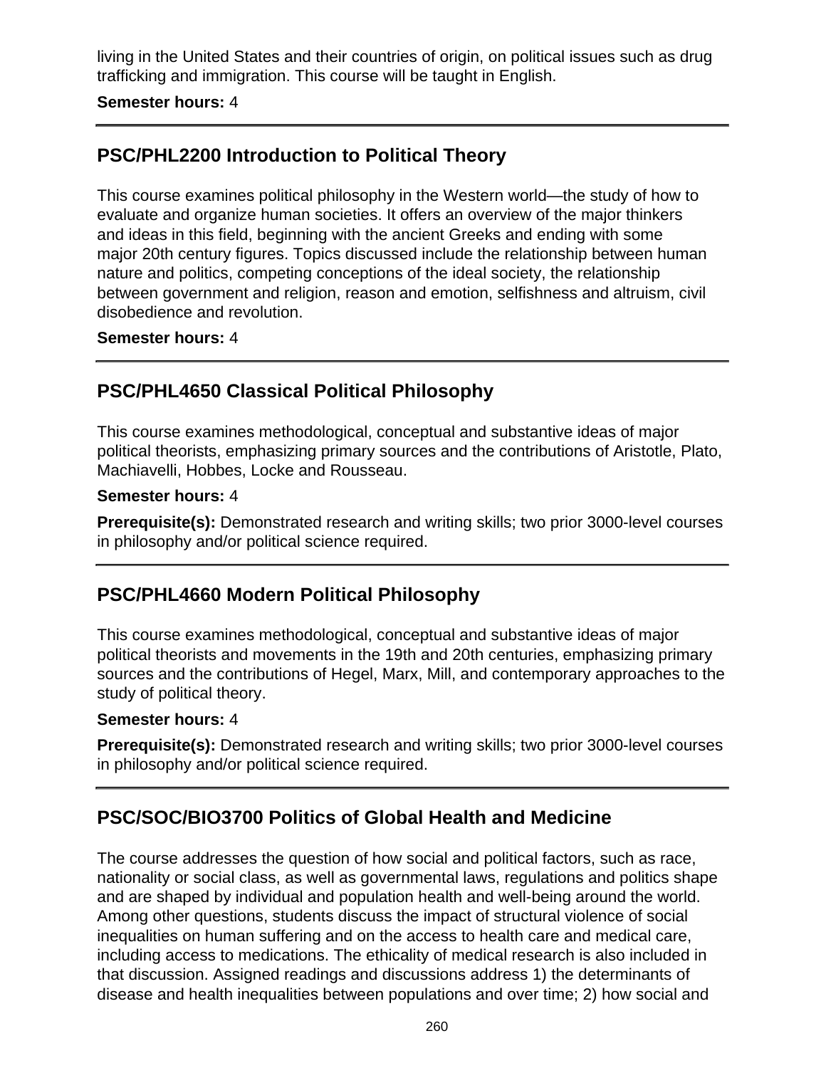living in the United States and their countries of origin, on political issues such as drug trafficking and immigration. This course will be taught in English.

**Semester hours:** 4

---

## PSC/PHL2200 Introduction to Political Theory

This course examines political philosophy in the Western world—the study of how to evaluate and organize human societies. It offers an overview of the major thinkers and ideas in this field, beginning with the ancient Greeks and ending with some major 20th century figures. Topics discussed include the relationship between human nature and politics, competing conceptions of the ideal society, the relationship between government and religion, reason and emotion, selfishness and altruism, civil disobedience and revolution.

**Semester hours:** 4

---

## PSC/PHL4650 Classical Political Philosophy

This course examines methodological, conceptual and substantive ideas of major political theorists, emphasizing primary sources and the contributions of Aristotle, Plato, Machiavelli, Hobbes, Locke and Rousseau.

**Semester hours:** 4

**Prerequisite(s):** Demonstrated research and writing skills; two prior 3000-level courses in philosophy and/or political science required.

---

## PSC/PHL4660 Modern Political Philosophy

This course examines methodological, conceptual and substantive ideas of major political theorists and movements in the 19th and 20th centuries, emphasizing primary sources and the contributions of Hegel, Marx, Mill, and contemporary approaches to the study of political theory.

**Semester hours:** 4

**Prerequisite(s):** Demonstrated research and writing skills; two prior 3000-level courses in philosophy and/or political science required.

---

## PSC/SOC/BIO3700 Politics of Global Health and Medicine

The course addresses the question of how social and political factors, such as race, nationality or social class, as well as governmental laws, regulations and politics shape and are shaped by individual and population health and well-being around the world. Among other questions, students discuss the impact of structural violence of social inequalities on human suffering and on the access to health care and medical care, including access to medications. The ethicality of medical research is also included in that discussion. Assigned readings and discussions address 1) the determinants of disease and health inequalities between populations and over time; 2) how social and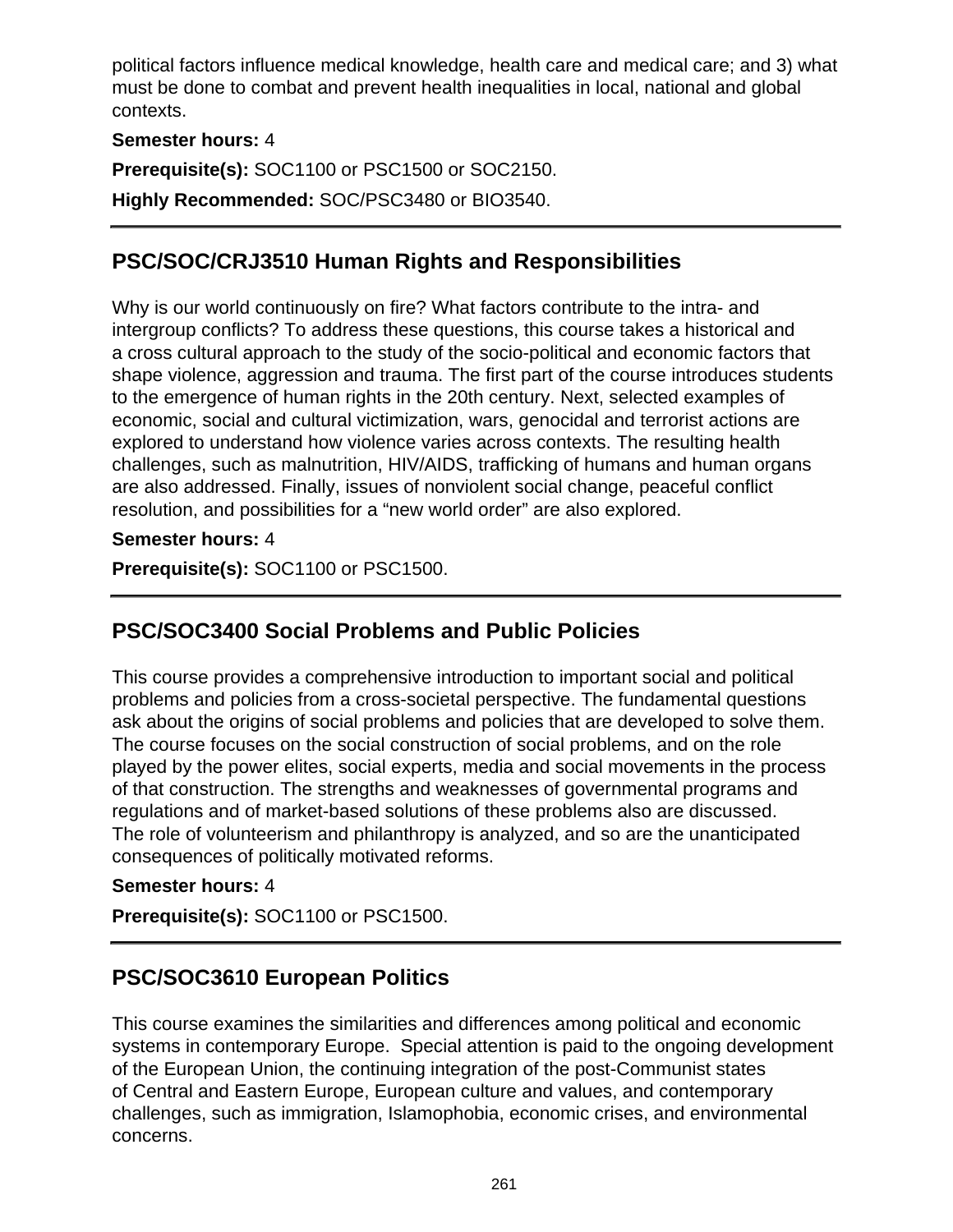political factors influence medical knowledge, health care and medical care; and 3) what must be done to combat and prevent health inequalities in local, national and global contexts.

**Semester hours:** 4

**Prerequisite(s):** SOC1100 or PSC1500 or SOC2150.

**Highly Recommended:** SOC/PSC3480 or BIO3540.

---

## PSC/SOC/CRJ3510 Human Rights and Responsibilities

Why is our world continuously on fire? What factors contribute to the intra- and intergroup conflicts? To address these questions, this course takes a historical and a cross cultural approach to the study of the socio-political and economic factors that shape violence, aggression and trauma. The first part of the course introduces students to the emergence of human rights in the 20th century. Next, selected examples of economic, social and cultural victimization, wars, genocidal and terrorist actions are explored to understand how violence varies across contexts. The resulting health challenges, such as malnutrition, HIV/AIDS, trafficking of humans and human organs are also addressed. Finally, issues of nonviolent social change, peaceful conflict resolution, and possibilities for a “new world order” are also explored.

**Semester hours:** 4

**Prerequisite(s):** SOC1100 or PSC1500.

---

## PSC/SOC3400 Social Problems and Public Policies

This course provides a comprehensive introduction to important social and political problems and policies from a cross-societal perspective. The fundamental questions ask about the origins of social problems and policies that are developed to solve them. The course focuses on the social construction of social problems, and on the role played by the power elites, social experts, media and social movements in the process of that construction. The strengths and weaknesses of governmental programs and regulations and of market-based solutions of these problems also are discussed. The role of volunteerism and philanthropy is analyzed, and so are the unanticipated consequences of politically motivated reforms.

**Semester hours:** 4

**Prerequisite(s):** SOC1100 or PSC1500.

---

## PSC/SOC3610 European Politics

This course examines the similarities and differences among political and economic systems in contemporary Europe. Special attention is paid to the ongoing development of the European Union, the continuing integration of the post-Communist states of Central and Eastern Europe, European culture and values, and contemporary challenges, such as immigration, Islamophobia, economic crises, and environmental concerns.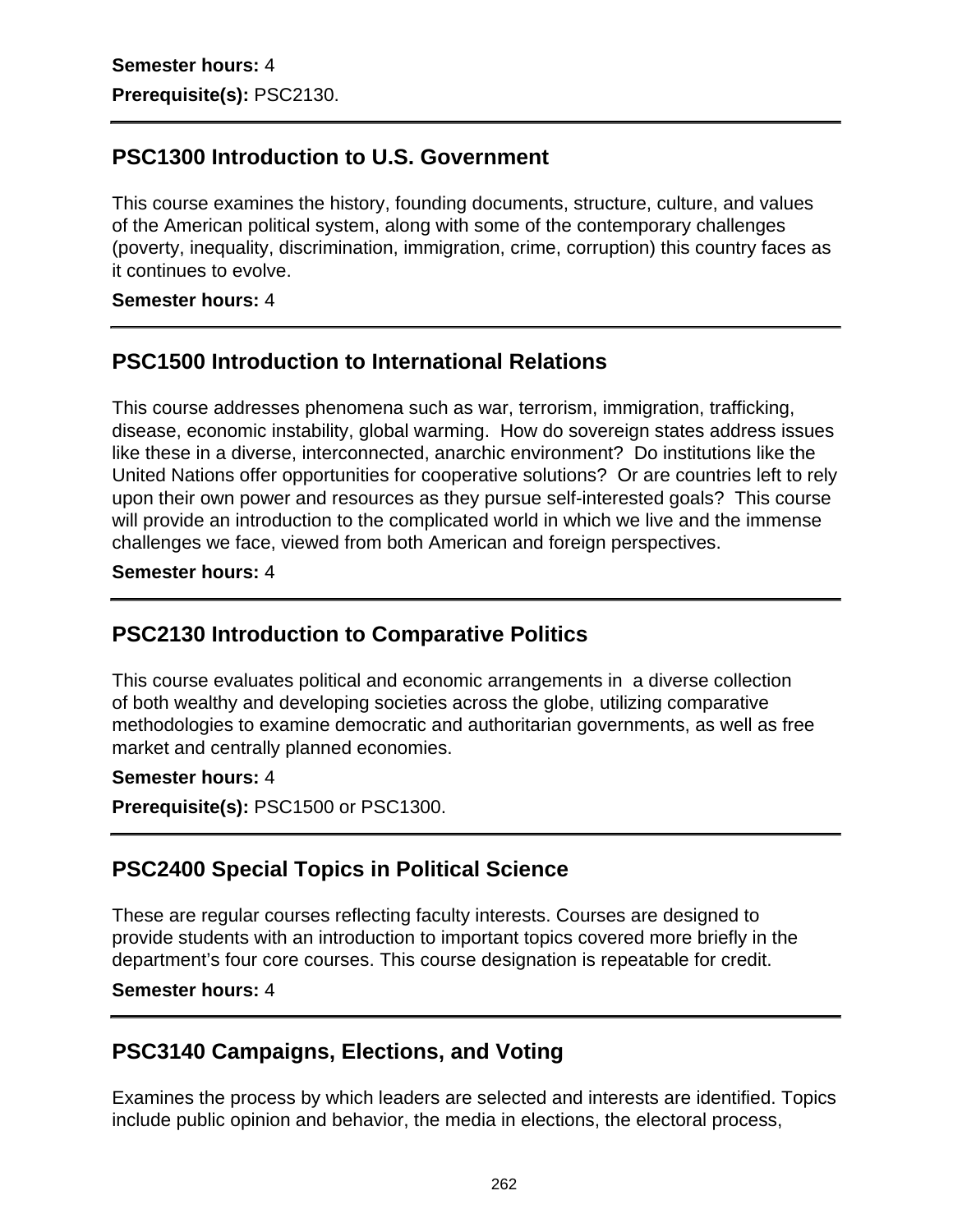**Semester hours:** 4

**Prerequisite(s):** PSC2130.

---

## PSC1300 Introduction to U.S. Government

This course examines the history, founding documents, structure, culture, and values of the American political system, along with some of the contemporary challenges (poverty, inequality, discrimination, immigration, crime, corruption) this country faces as it continues to evolve.

**Semester hours:** 4

---

## PSC1500 Introduction to International Relations

This course addresses phenomena such as war, terrorism, immigration, trafficking, disease, economic instability, global warming. How do sovereign states address issues like these in a diverse, interconnected, anarchic environment? Do institutions like the United Nations offer opportunities for cooperative solutions? Or are countries left to rely upon their own power and resources as they pursue self-interested goals? This course will provide an introduction to the complicated world in which we live and the immense challenges we face, viewed from both American and foreign perspectives.

**Semester hours:** 4

---

## PSC2130 Introduction to Comparative Politics

This course evaluates political and economic arrangements in a diverse collection of both wealthy and developing societies across the globe, utilizing comparative methodologies to examine democratic and authoritarian governments, as well as free market and centrally planned economies.

**Semester hours:** 4

**Prerequisite(s):** PSC1500 or PSC1300.

---

## PSC2400 Special Topics in Political Science

These are regular courses reflecting faculty interests. Courses are designed to provide students with an introduction to important topics covered more briefly in the department's four core courses. This course designation is repeatable for credit.

**Semester hours:** 4

---

## PSC3140 Campaigns, Elections, and Voting

Examines the process by which leaders are selected and interests are identified. Topics include public opinion and behavior, the media in elections, the electoral process,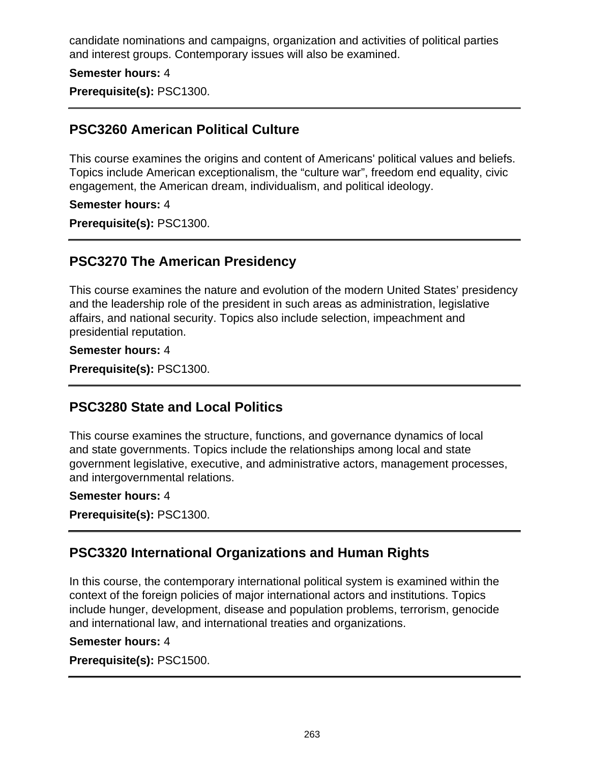candidate nominations and campaigns, organization and activities of political parties and interest groups. Contemporary issues will also be examined.

**Semester hours:** 4

**Prerequisite(s):** PSC1300.

---

## PSC3260 American Political Culture

This course examines the origins and content of Americans' political values and beliefs. Topics include American exceptionalism, the "culture war", freedom end equality, civic engagement, the American dream, individualism, and political ideology.

**Semester hours:** 4

**Prerequisite(s):** PSC1300.

---

## PSC3270 The American Presidency

This course examines the nature and evolution of the modern United States' presidency and the leadership role of the president in such areas as administration, legislative affairs, and national security. Topics also include selection, impeachment and presidential reputation.

**Semester hours:** 4

**Prerequisite(s):** PSC1300.

---

## PSC3280 State and Local Politics

This course examines the structure, functions, and governance dynamics of local and state governments. Topics include the relationships among local and state government legislative, executive, and administrative actors, management processes, and intergovernmental relations.

**Semester hours:** 4

**Prerequisite(s):** PSC1300.

---

## PSC3320 International Organizations and Human Rights

In this course, the contemporary international political system is examined within the context of the foreign policies of major international actors and institutions. Topics include hunger, development, disease and population problems, terrorism, genocide and international law, and international treaties and organizations.

**Semester hours:** 4

**Prerequisite(s):** PSC1500.

---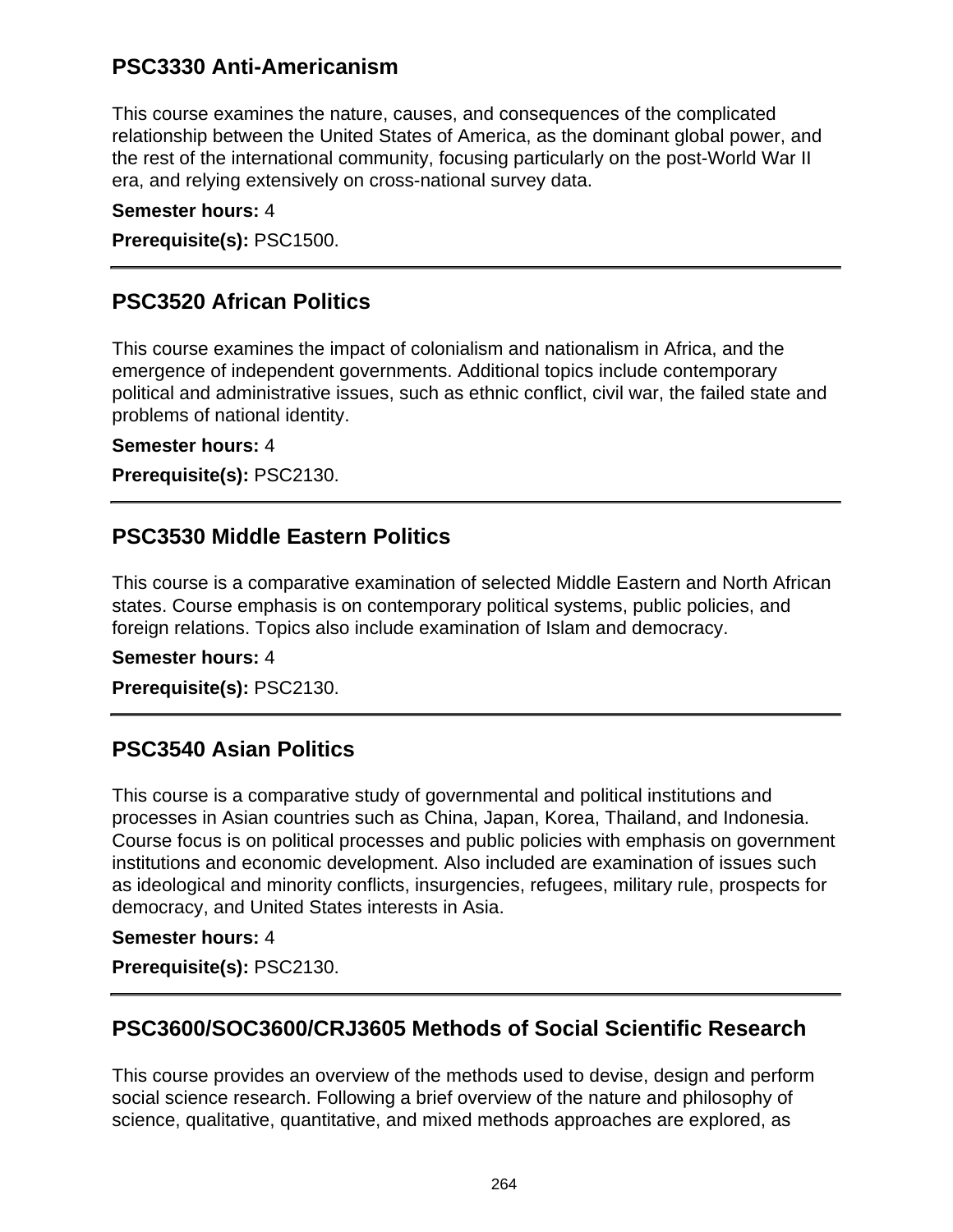## PSC3330 Anti-Americanism

This course examines the nature, causes, and consequences of the complicated relationship between the United States of America, as the dominant global power, and the rest of the international community, focusing particularly on the post-World War II era, and relying extensively on cross-national survey data.

**Semester hours:** 4

**Prerequisite(s):** PSC1500.

---

## PSC3520 African Politics

This course examines the impact of colonialism and nationalism in Africa, and the emergence of independent governments. Additional topics include contemporary political and administrative issues, such as ethnic conflict, civil war, the failed state and problems of national identity.

**Semester hours:** 4

**Prerequisite(s):** PSC2130.

---

## PSC3530 Middle Eastern Politics

This course is a comparative examination of selected Middle Eastern and North African states. Course emphasis is on contemporary political systems, public policies, and foreign relations. Topics also include examination of Islam and democracy.

**Semester hours:** 4

**Prerequisite(s):** PSC2130.

---

## PSC3540 Asian Politics

This course is a comparative study of governmental and political institutions and processes in Asian countries such as China, Japan, Korea, Thailand, and Indonesia. Course focus is on political processes and public policies with emphasis on government institutions and economic development. Also included are examination of issues such as ideological and minority conflicts, insurgencies, refugees, military rule, prospects for democracy, and United States interests in Asia.

**Semester hours:** 4

**Prerequisite(s):** PSC2130.

---

## PSC3600/SOC3600/CRJ3605 Methods of Social Scientific Research

This course provides an overview of the methods used to devise, design and perform social science research. Following a brief overview of the nature and philosophy of science, qualitative, quantitative, and mixed methods approaches are explored, as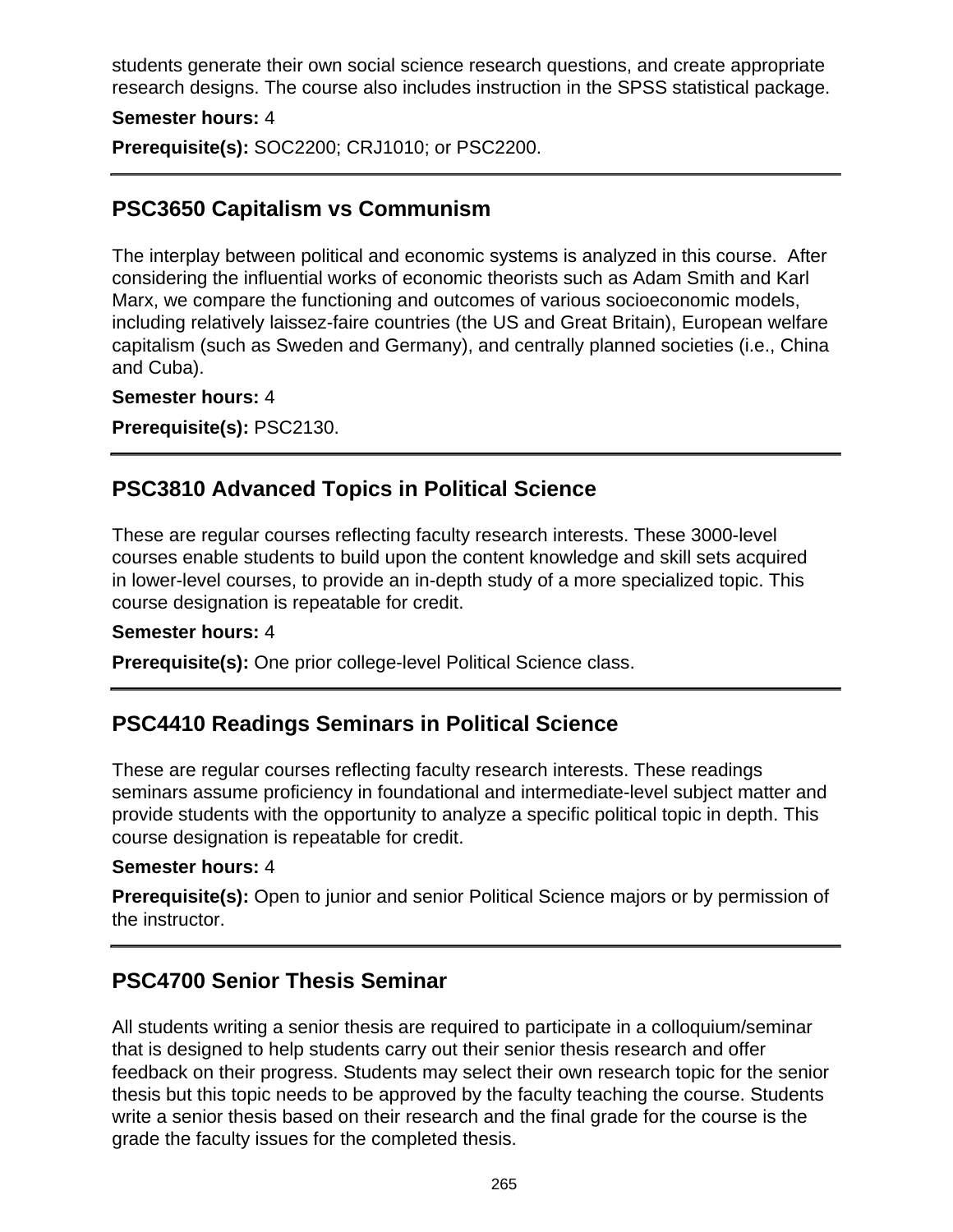students generate their own social science research questions, and create appropriate research designs. The course also includes instruction in the SPSS statistical package.

**Semester hours:** 4

**Prerequisite(s):** SOC2200; CRJ1010; or PSC2200.

---

## PSC3650 Capitalism vs Communism

The interplay between political and economic systems is analyzed in this course. After considering the influential works of economic theorists such as Adam Smith and Karl Marx, we compare the functioning and outcomes of various socioeconomic models, including relatively laissez-faire countries (the US and Great Britain), European welfare capitalism (such as Sweden and Germany), and centrally planned societies (i.e., China and Cuba).

**Semester hours:** 4

**Prerequisite(s):** PSC2130.

---

## PSC3810 Advanced Topics in Political Science

These are regular courses reflecting faculty research interests. These 3000-level courses enable students to build upon the content knowledge and skill sets acquired in lower-level courses, to provide an in-depth study of a more specialized topic. This course designation is repeatable for credit.

**Semester hours:** 4

**Prerequisite(s):** One prior college-level Political Science class.

---

## PSC4410 Readings Seminars in Political Science

These are regular courses reflecting faculty research interests. These readings seminars assume proficiency in foundational and intermediate-level subject matter and provide students with the opportunity to analyze a specific political topic in depth. This course designation is repeatable for credit.

**Semester hours:** 4

**Prerequisite(s):** Open to junior and senior Political Science majors or by permission of the instructor.

---

## PSC4700 Senior Thesis Seminar

All students writing a senior thesis are required to participate in a colloquium/seminar that is designed to help students carry out their senior thesis research and offer feedback on their progress. Students may select their own research topic for the senior thesis but this topic needs to be approved by the faculty teaching the course. Students write a senior thesis based on their research and the final grade for the course is the grade the faculty issues for the completed thesis.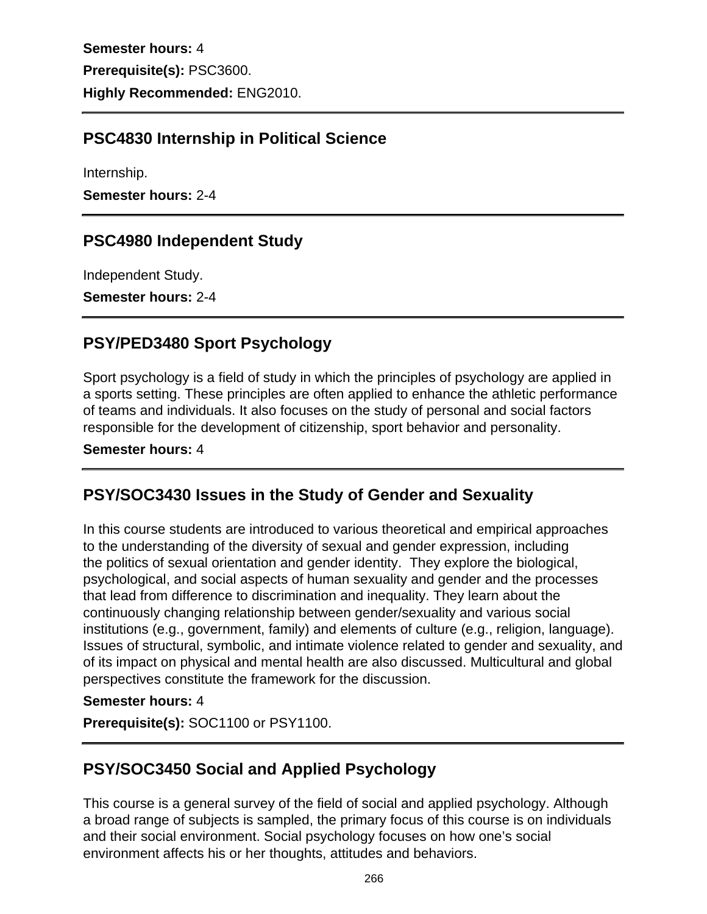**Semester hours:** 4

**Prerequisite(s):** PSC3600.

**Highly Recommended:** ENG2010.

---

## PSC4830 Internship in Political Science

Internship.

**Semester hours:** 2-4

---

## PSC4980 Independent Study

Independent Study.

**Semester hours:** 2-4

---

## PSY/PED3480 Sport Psychology

Sport psychology is a field of study in which the principles of psychology are applied in a sports setting. These principles are often applied to enhance the athletic performance of teams and individuals. It also focuses on the study of personal and social factors responsible for the development of citizenship, sport behavior and personality.

**Semester hours:** 4

---

## PSY/SOC3430 Issues in the Study of Gender and Sexuality

In this course students are introduced to various theoretical and empirical approaches to the understanding of the diversity of sexual and gender expression, including the politics of sexual orientation and gender identity. They explore the biological, psychological, and social aspects of human sexuality and gender and the processes that lead from difference to discrimination and inequality. They learn about the continuously changing relationship between gender/sexuality and various social institutions (e.g., government, family) and elements of culture (e.g., religion, language). Issues of structural, symbolic, and intimate violence related to gender and sexuality, and of its impact on physical and mental health are also discussed. Multicultural and global perspectives constitute the framework for the discussion.

**Semester hours:** 4

**Prerequisite(s):** SOC1100 or PSY1100.

---

## PSY/SOC3450 Social and Applied Psychology

This course is a general survey of the field of social and applied psychology. Although a broad range of subjects is sampled, the primary focus of this course is on individuals and their social environment. Social psychology focuses on how one's social environment affects his or her thoughts, attitudes and behaviors.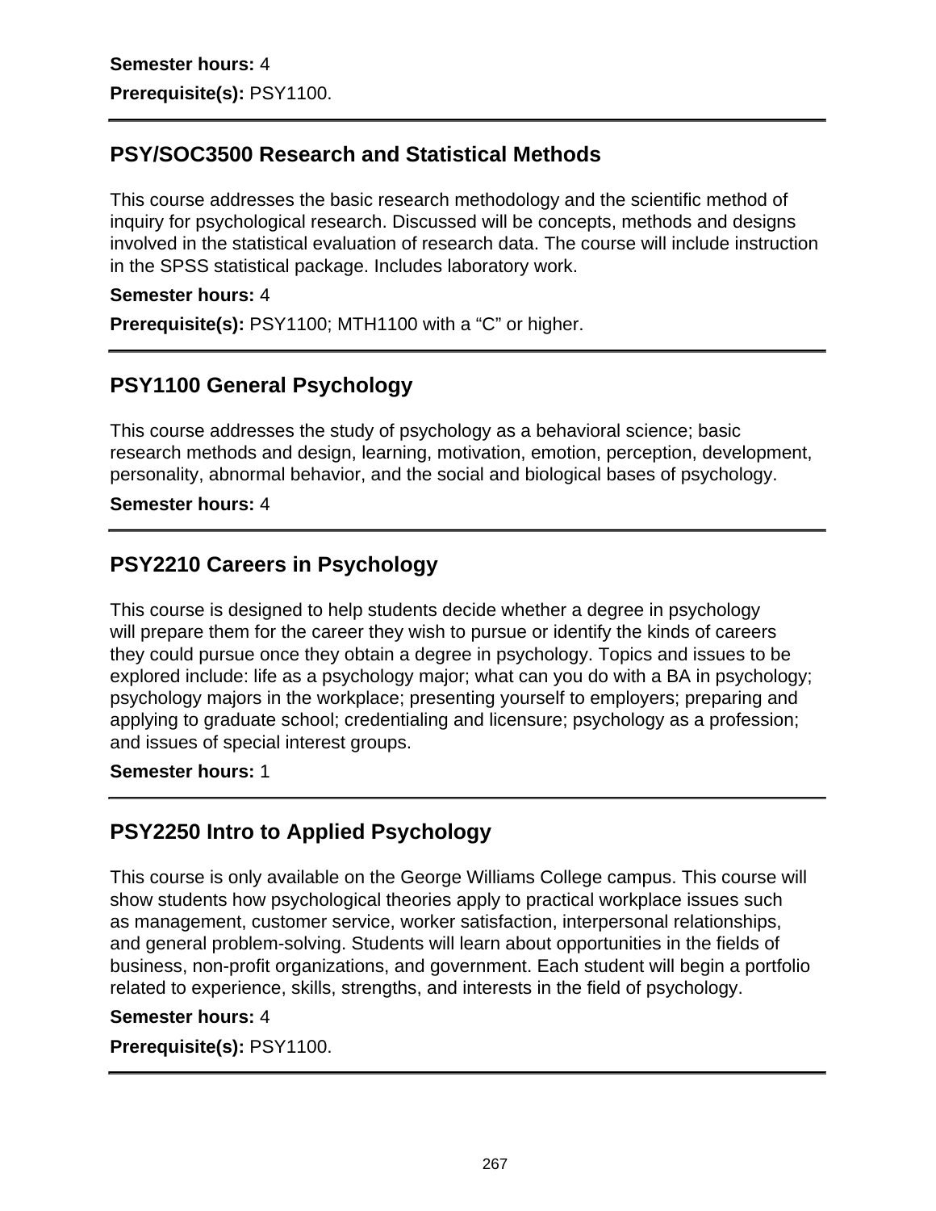**Semester hours:** 4

**Prerequisite(s):** PSY1100.

---

## PSY/SOC3500 Research and Statistical Methods

This course addresses the basic research methodology and the scientific method of inquiry for psychological research. Discussed will be concepts, methods and designs involved in the statistical evaluation of research data. The course will include instruction in the SPSS statistical package. Includes laboratory work.

**Semester hours:** 4

**Prerequisite(s):** PSY1100; MTH1100 with a "C" or higher.

---

## PSY1100 General Psychology

This course addresses the study of psychology as a behavioral science; basic research methods and design, learning, motivation, emotion, perception, development, personality, abnormal behavior, and the social and biological bases of psychology.

**Semester hours:** 4

---

## PSY2210 Careers in Psychology

This course is designed to help students decide whether a degree in psychology will prepare them for the career they wish to pursue or identify the kinds of careers they could pursue once they obtain a degree in psychology. Topics and issues to be explored include: life as a psychology major; what can you do with a BA in psychology; psychology majors in the workplace; presenting yourself to employers; preparing and applying to graduate school; credentialing and licensure; psychology as a profession; and issues of special interest groups.

**Semester hours:** 1

---

## PSY2250 Intro to Applied Psychology

This course is only available on the George Williams College campus. This course will show students how psychological theories apply to practical workplace issues such as management, customer service, worker satisfaction, interpersonal relationships, and general problem-solving. Students will learn about opportunities in the fields of business, non-profit organizations, and government. Each student will begin a portfolio related to experience, skills, strengths, and interests in the field of psychology.

**Semester hours:** 4

**Prerequisite(s):** PSY1100.

---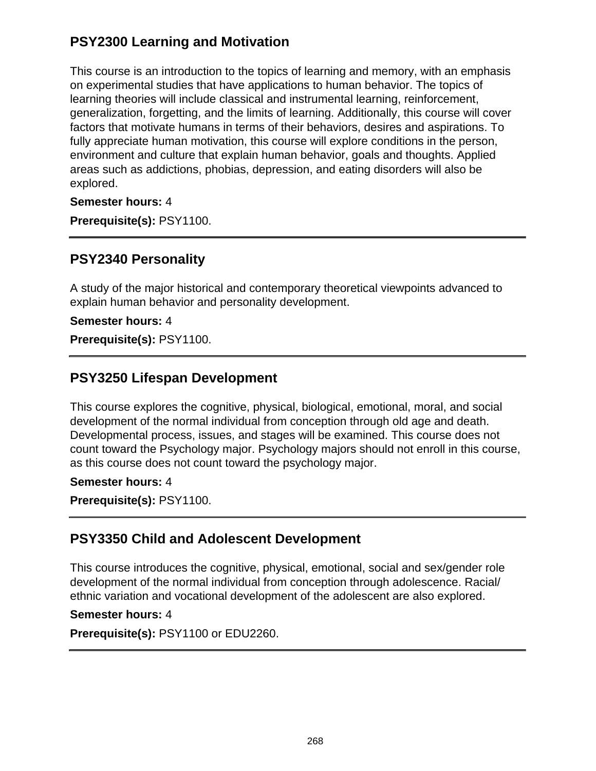## PSY2300 Learning and Motivation

This course is an introduction to the topics of learning and memory, with an emphasis on experimental studies that have applications to human behavior. The topics of learning theories will include classical and instrumental learning, reinforcement, generalization, forgetting, and the limits of learning. Additionally, this course will cover factors that motivate humans in terms of their behaviors, desires and aspirations. To fully appreciate human motivation, this course will explore conditions in the person, environment and culture that explain human behavior, goals and thoughts. Applied areas such as addictions, phobias, depression, and eating disorders will also be explored.

**Semester hours:** 4

**Prerequisite(s):** PSY1100.

---

## PSY2340 Personality

A study of the major historical and contemporary theoretical viewpoints advanced to explain human behavior and personality development.

**Semester hours:** 4

**Prerequisite(s):** PSY1100.

---

## PSY3250 Lifespan Development

This course explores the cognitive, physical, biological, emotional, moral, and social development of the normal individual from conception through old age and death. Developmental process, issues, and stages will be examined. This course does not count toward the Psychology major. Psychology majors should not enroll in this course, as this course does not count toward the psychology major.

**Semester hours:** 4

**Prerequisite(s):** PSY1100.

---

## PSY3350 Child and Adolescent Development

This course introduces the cognitive, physical, emotional, social and sex/gender role development of the normal individual from conception through adolescence. Racial/ ethnic variation and vocational development of the adolescent are also explored.

**Semester hours:** 4

**Prerequisite(s):** PSY1100 or EDU2260.

---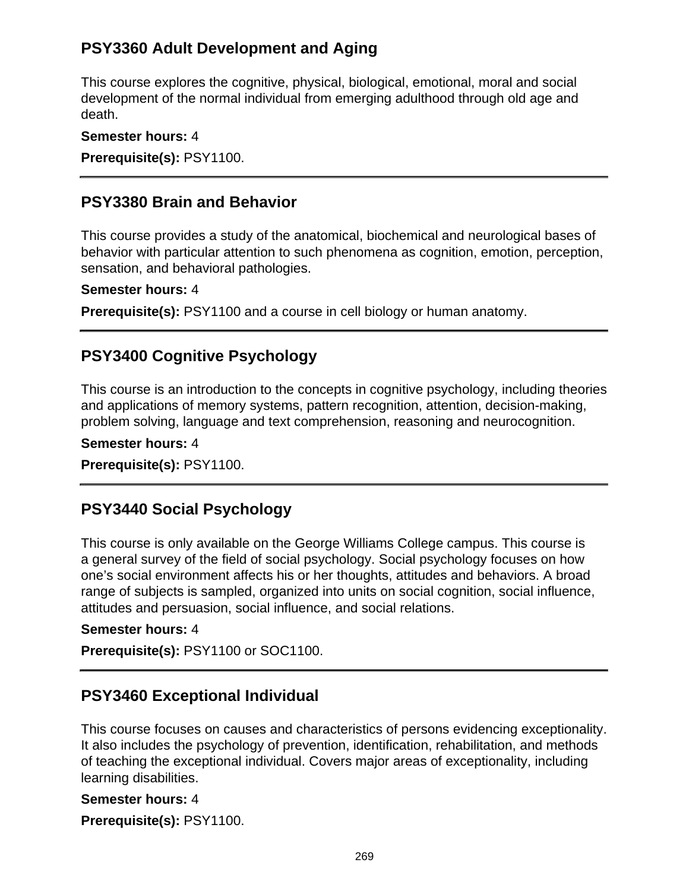## PSY3360 Adult Development and Aging

This course explores the cognitive, physical, biological, emotional, moral and social development of the normal individual from emerging adulthood through old age and death.

**Semester hours:** 4

**Prerequisite(s):** PSY1100.

---

## PSY3380 Brain and Behavior

This course provides a study of the anatomical, biochemical and neurological bases of behavior with particular attention to such phenomena as cognition, emotion, perception, sensation, and behavioral pathologies.

**Semester hours:** 4

**Prerequisite(s):** PSY1100 and a course in cell biology or human anatomy.

---

## PSY3400 Cognitive Psychology

This course is an introduction to the concepts in cognitive psychology, including theories and applications of memory systems, pattern recognition, attention, decision-making, problem solving, language and text comprehension, reasoning and neurocognition.

**Semester hours:** 4

**Prerequisite(s):** PSY1100.

---

## PSY3440 Social Psychology

This course is only available on the George Williams College campus. This course is a general survey of the field of social psychology. Social psychology focuses on how one's social environment affects his or her thoughts, attitudes and behaviors. A broad range of subjects is sampled, organized into units on social cognition, social influence, attitudes and persuasion, social influence, and social relations.

**Semester hours:** 4

**Prerequisite(s):** PSY1100 or SOC1100.

---

## PSY3460 Exceptional Individual

This course focuses on causes and characteristics of persons evidencing exceptionality. It also includes the psychology of prevention, identification, rehabilitation, and methods of teaching the exceptional individual. Covers major areas of exceptionality, including learning disabilities.

**Semester hours:** 4

**Prerequisite(s):** PSY1100.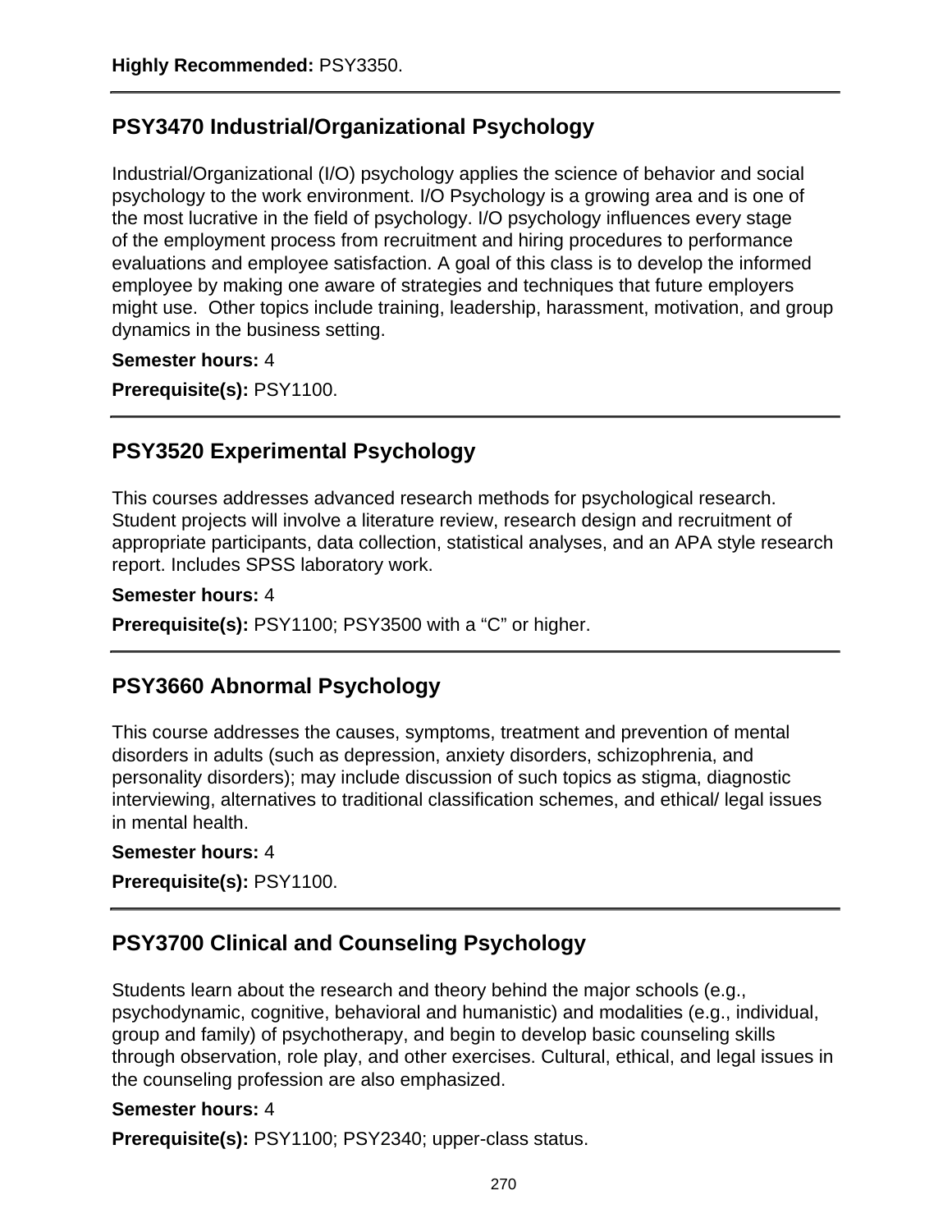**Highly Recommended:** PSY3350.

---

## PSY3470 Industrial/Organizational Psychology

Industrial/Organizational (I/O) psychology applies the science of behavior and social psychology to the work environment. I/O Psychology is a growing area and is one of the most lucrative in the field of psychology. I/O psychology influences every stage of the employment process from recruitment and hiring procedures to performance evaluations and employee satisfaction. A goal of this class is to develop the informed employee by making one aware of strategies and techniques that future employers might use.  Other topics include training, leadership, harassment, motivation, and group dynamics in the business setting.

**Semester hours:** 4

**Prerequisite(s):** PSY1100.

---

## PSY3520 Experimental Psychology

This courses addresses advanced research methods for psychological research. Student projects will involve a literature review, research design and recruitment of appropriate participants, data collection, statistical analyses, and an APA style research report. Includes SPSS laboratory work.

**Semester hours:** 4

**Prerequisite(s):** PSY1100; PSY3500 with a “C” or higher.

---

## PSY3660 Abnormal Psychology

This course addresses the causes, symptoms, treatment and prevention of mental disorders in adults (such as depression, anxiety disorders, schizophrenia, and personality disorders); may include discussion of such topics as stigma, diagnostic interviewing, alternatives to traditional classification schemes, and ethical/ legal issues in mental health.

**Semester hours:** 4

**Prerequisite(s):** PSY1100.

---

## PSY3700 Clinical and Counseling Psychology

Students learn about the research and theory behind the major schools (e.g., psychodynamic, cognitive, behavioral and humanistic) and modalities (e.g., individual, group and family) of psychotherapy, and begin to develop basic counseling skills through observation, role play, and other exercises. Cultural, ethical, and legal issues in the counseling profession are also emphasized.

**Semester hours:** 4

**Prerequisite(s):** PSY1100; PSY2340; upper-class status.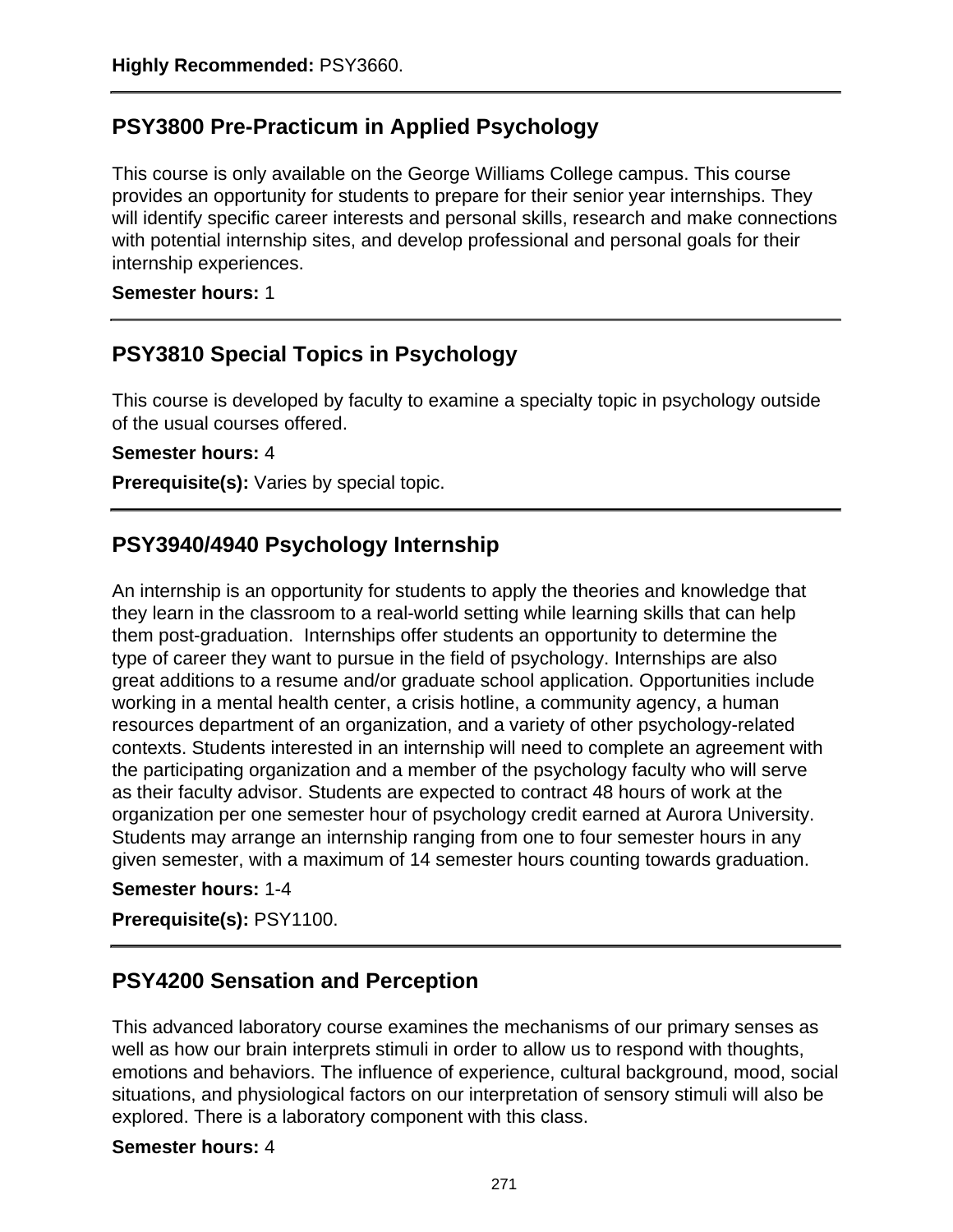**Highly Recommended:** PSY3660.

## PSY3800 Pre-Practicum in Applied Psychology

This course is only available on the George Williams College campus. This course provides an opportunity for students to prepare for their senior year internships. They will identify specific career interests and personal skills, research and make connections with potential internship sites, and develop professional and personal goals for their internship experiences.

**Semester hours:** 1

## PSY3810 Special Topics in Psychology

This course is developed by faculty to examine a specialty topic in psychology outside of the usual courses offered.

**Semester hours:** 4

**Prerequisite(s):** Varies by special topic.

## PSY3940/4940 Psychology Internship

An internship is an opportunity for students to apply the theories and knowledge that they learn in the classroom to a real-world setting while learning skills that can help them post-graduation. Internships offer students an opportunity to determine the type of career they want to pursue in the field of psychology. Internships are also great additions to a resume and/or graduate school application. Opportunities include working in a mental health center, a crisis hotline, a community agency, a human resources department of an organization, and a variety of other psychology-related contexts. Students interested in an internship will need to complete an agreement with the participating organization and a member of the psychology faculty who will serve as their faculty advisor. Students are expected to contract 48 hours of work at the organization per one semester hour of psychology credit earned at Aurora University. Students may arrange an internship ranging from one to four semester hours in any given semester, with a maximum of 14 semester hours counting towards graduation.

**Semester hours:** 1-4

**Prerequisite(s):** PSY1100.

## PSY4200 Sensation and Perception

This advanced laboratory course examines the mechanisms of our primary senses as well as how our brain interprets stimuli in order to allow us to respond with thoughts, emotions and behaviors. The influence of experience, cultural background, mood, social situations, and physiological factors on our interpretation of sensory stimuli will also be explored. There is a laboratory component with this class.

**Semester hours:** 4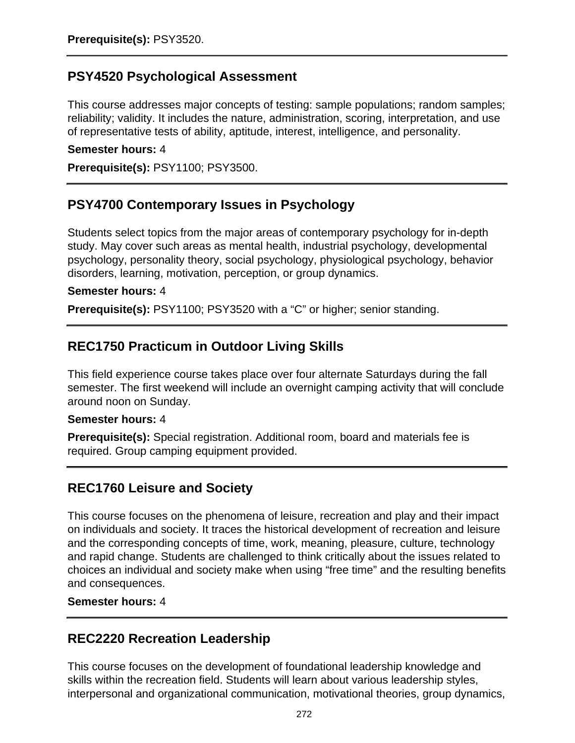**Prerequisite(s):** PSY3520.

---

## PSY4520 Psychological Assessment

This course addresses major concepts of testing: sample populations; random samples; reliability; validity. It includes the nature, administration, scoring, interpretation, and use of representative tests of ability, aptitude, interest, intelligence, and personality.

**Semester hours:** 4

**Prerequisite(s):** PSY1100; PSY3500.

---

## PSY4700 Contemporary Issues in Psychology

Students select topics from the major areas of contemporary psychology for in-depth study. May cover such areas as mental health, industrial psychology, developmental psychology, personality theory, social psychology, physiological psychology, behavior disorders, learning, motivation, perception, or group dynamics.

**Semester hours:** 4

**Prerequisite(s):** PSY1100; PSY3520 with a “C” or higher; senior standing.

---

## REC1750 Practicum in Outdoor Living Skills

This field experience course takes place over four alternate Saturdays during the fall semester. The first weekend will include an overnight camping activity that will conclude around noon on Sunday.

**Semester hours:** 4

**Prerequisite(s):** Special registration. Additional room, board and materials fee is required. Group camping equipment provided.

---

## REC1760 Leisure and Society

This course focuses on the phenomena of leisure, recreation and play and their impact on individuals and society. It traces the historical development of recreation and leisure and the corresponding concepts of time, work, meaning, pleasure, culture, technology and rapid change. Students are challenged to think critically about the issues related to choices an individual and society make when using “free time” and the resulting benefits and consequences.

**Semester hours:** 4

---

## REC2220 Recreation Leadership

This course focuses on the development of foundational leadership knowledge and skills within the recreation field. Students will learn about various leadership styles, interpersonal and organizational communication, motivational theories, group dynamics,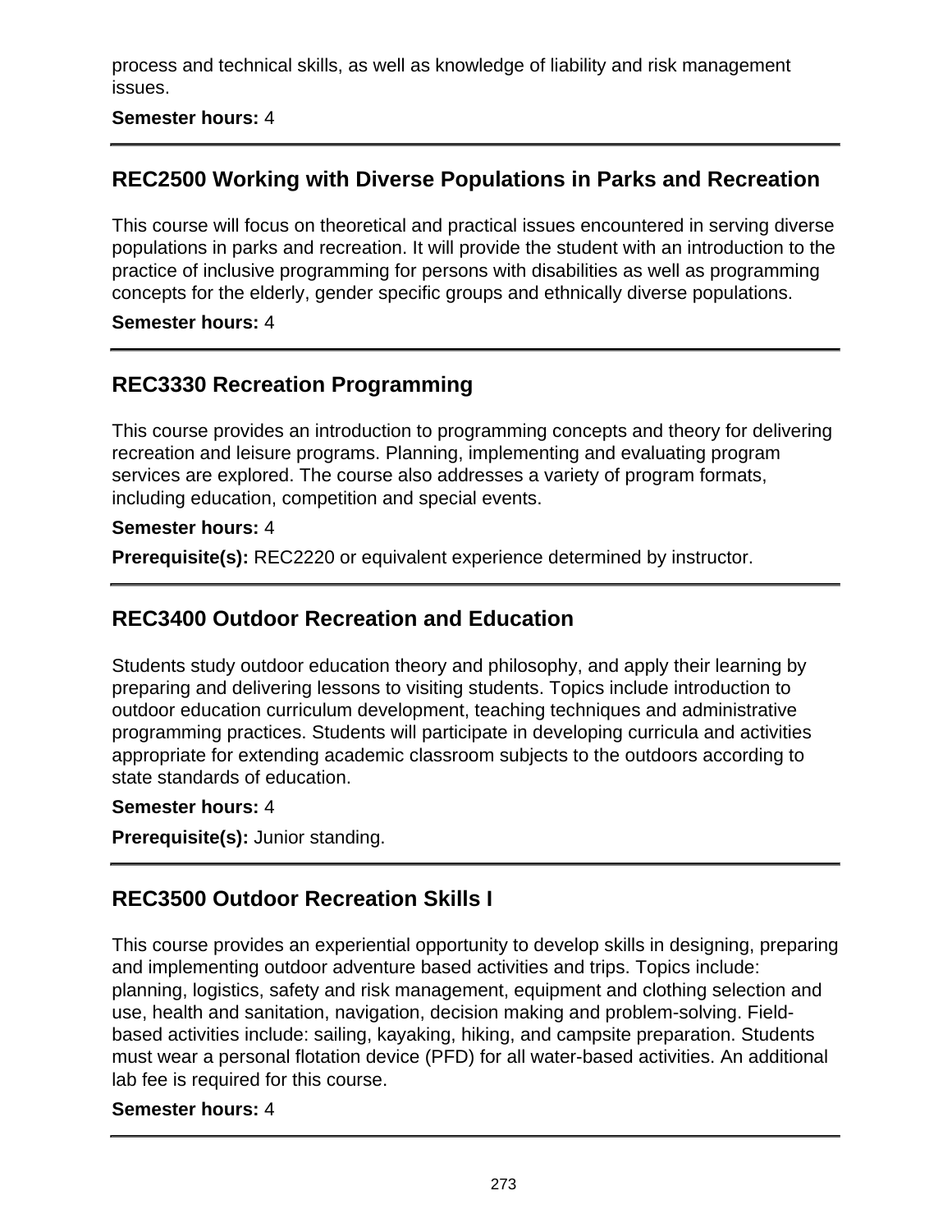process and technical skills, as well as knowledge of liability and risk management issues.

**Semester hours:** 4

## REC2500 Working with Diverse Populations in Parks and Recreation

This course will focus on theoretical and practical issues encountered in serving diverse populations in parks and recreation. It will provide the student with an introduction to the practice of inclusive programming for persons with disabilities as well as programming concepts for the elderly, gender specific groups and ethnically diverse populations.

**Semester hours:** 4

## REC3330 Recreation Programming

This course provides an introduction to programming concepts and theory for delivering recreation and leisure programs. Planning, implementing and evaluating program services are explored. The course also addresses a variety of program formats, including education, competition and special events.

**Semester hours:** 4

**Prerequisite(s):** REC2220 or equivalent experience determined by instructor.

## REC3400 Outdoor Recreation and Education

Students study outdoor education theory and philosophy, and apply their learning by preparing and delivering lessons to visiting students. Topics include introduction to outdoor education curriculum development, teaching techniques and administrative programming practices. Students will participate in developing curricula and activities appropriate for extending academic classroom subjects to the outdoors according to state standards of education.

**Semester hours:** 4

**Prerequisite(s):** Junior standing.

## REC3500 Outdoor Recreation Skills I

This course provides an experiential opportunity to develop skills in designing, preparing and implementing outdoor adventure based activities and trips. Topics include: planning, logistics, safety and risk management, equipment and clothing selection and use, health and sanitation, navigation, decision making and problem-solving. Field-based activities include: sailing, kayaking, hiking, and campsite preparation. Students must wear a personal flotation device (PFD) for all water-based activities. An additional lab fee is required for this course.

**Semester hours:** 4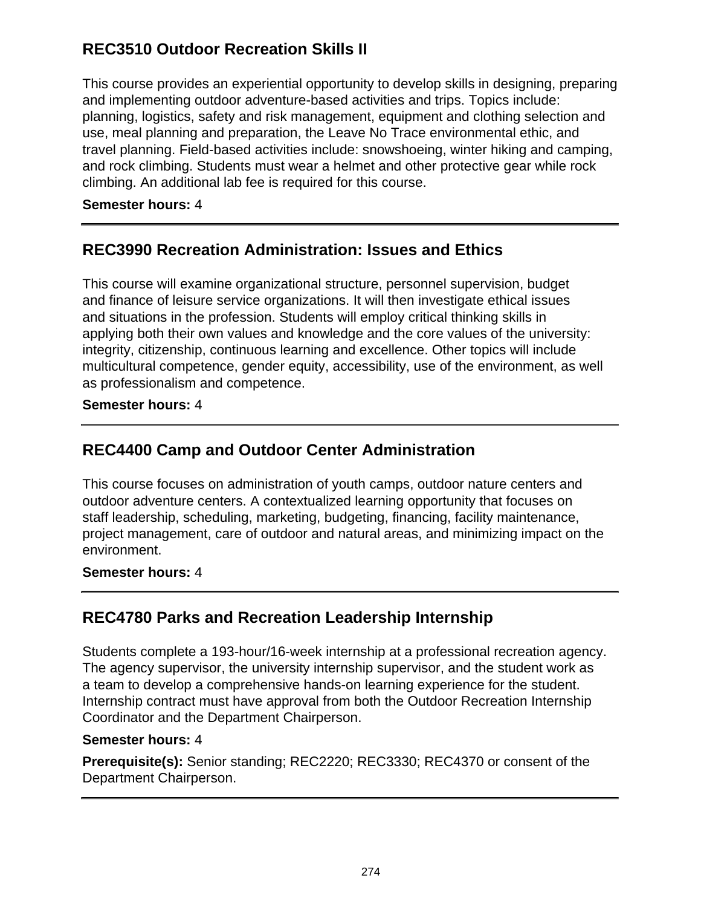## REC3510 Outdoor Recreation Skills II

This course provides an experiential opportunity to develop skills in designing, preparing and implementing outdoor adventure-based activities and trips. Topics include: planning, logistics, safety and risk management, equipment and clothing selection and use, meal planning and preparation, the Leave No Trace environmental ethic, and travel planning. Field-based activities include: snowshoeing, winter hiking and camping, and rock climbing. Students must wear a helmet and other protective gear while rock climbing. An additional lab fee is required for this course.

**Semester hours:** 4

---

## REC3990 Recreation Administration: Issues and Ethics

This course will examine organizational structure, personnel supervision, budget and finance of leisure service organizations. It will then investigate ethical issues and situations in the profession. Students will employ critical thinking skills in applying both their own values and knowledge and the core values of the university: integrity, citizenship, continuous learning and excellence. Other topics will include multicultural competence, gender equity, accessibility, use of the environment, as well as professionalism and competence.

**Semester hours:** 4

---

## REC4400 Camp and Outdoor Center Administration

This course focuses on administration of youth camps, outdoor nature centers and outdoor adventure centers. A contextualized learning opportunity that focuses on staff leadership, scheduling, marketing, budgeting, financing, facility maintenance, project management, care of outdoor and natural areas, and minimizing impact on the environment.

**Semester hours:** 4

---

## REC4780 Parks and Recreation Leadership Internship

Students complete a 193-hour/16-week internship at a professional recreation agency. The agency supervisor, the university internship supervisor, and the student work as a team to develop a comprehensive hands-on learning experience for the student. Internship contract must have approval from both the Outdoor Recreation Internship Coordinator and the Department Chairperson.

**Semester hours:** 4

**Prerequisite(s):** Senior standing; REC2220; REC3330; REC4370 or consent of the Department Chairperson.

---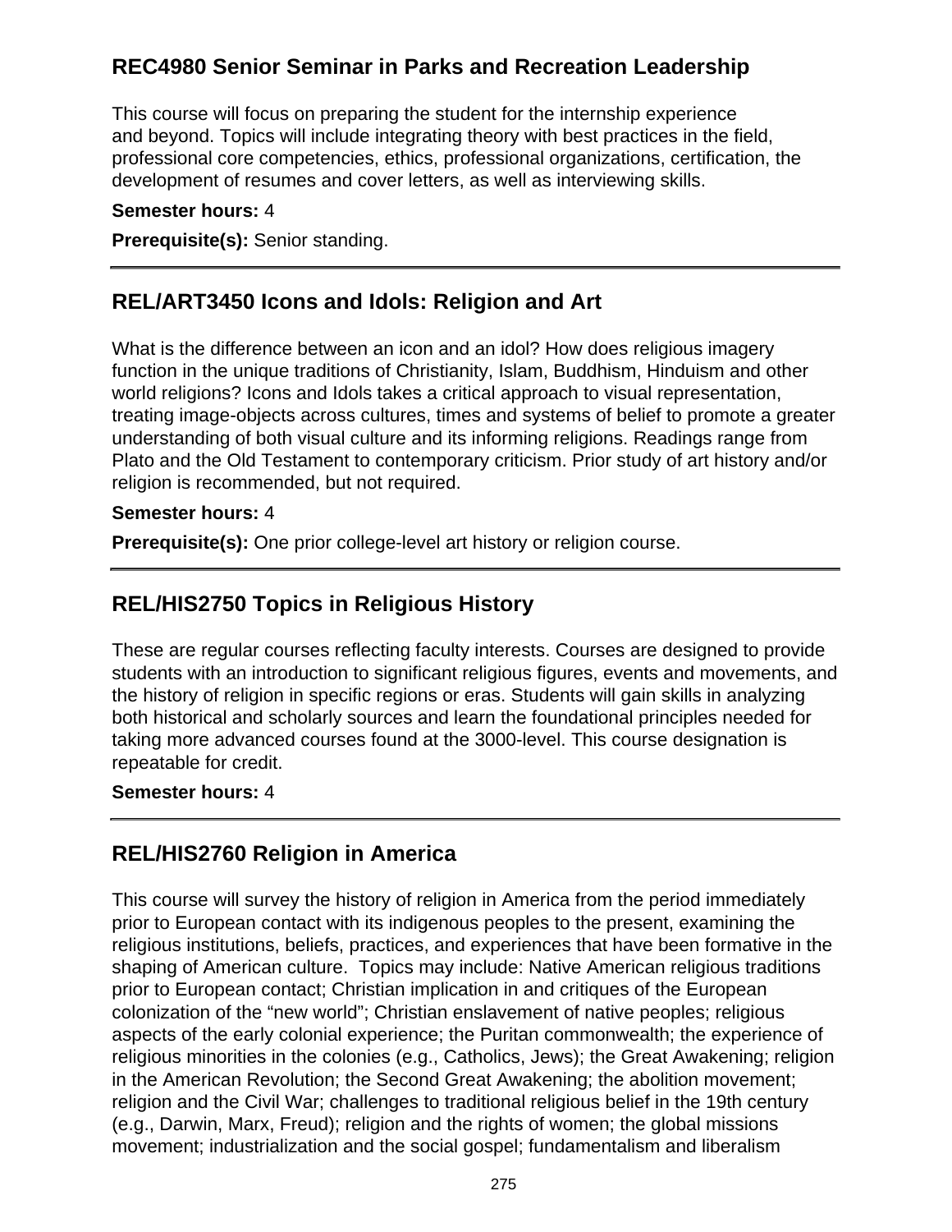## REC4980 Senior Seminar in Parks and Recreation Leadership

This course will focus on preparing the student for the internship experience and beyond. Topics will include integrating theory with best practices in the field, professional core competencies, ethics, professional organizations, certification, the development of resumes and cover letters, as well as interviewing skills.

**Semester hours:** 4

**Prerequisite(s):** Senior standing.

---

## REL/ART3450 Icons and Idols: Religion and Art

What is the difference between an icon and an idol? How does religious imagery function in the unique traditions of Christianity, Islam, Buddhism, Hinduism and other world religions? Icons and Idols takes a critical approach to visual representation, treating image-objects across cultures, times and systems of belief to promote a greater understanding of both visual culture and its informing religions. Readings range from Plato and the Old Testament to contemporary criticism. Prior study of art history and/or religion is recommended, but not required.

**Semester hours:** 4

**Prerequisite(s):** One prior college-level art history or religion course.

---

## REL/HIS2750 Topics in Religious History

These are regular courses reflecting faculty interests. Courses are designed to provide students with an introduction to significant religious figures, events and movements, and the history of religion in specific regions or eras. Students will gain skills in analyzing both historical and scholarly sources and learn the foundational principles needed for taking more advanced courses found at the 3000-level. This course designation is repeatable for credit.

**Semester hours:** 4

---

## REL/HIS2760 Religion in America

This course will survey the history of religion in America from the period immediately prior to European contact with its indigenous peoples to the present, examining the religious institutions, beliefs, practices, and experiences that have been formative in the shaping of American culture. Topics may include: Native American religious traditions prior to European contact; Christian implication in and critiques of the European colonization of the "new world"; Christian enslavement of native peoples; religious aspects of the early colonial experience; the Puritan commonwealth; the experience of religious minorities in the colonies (e.g., Catholics, Jews); the Great Awakening; religion in the American Revolution; the Second Great Awakening; the abolition movement; religion and the Civil War; challenges to traditional religious belief in the 19th century (e.g., Darwin, Marx, Freud); religion and the rights of women; the global missions movement; industrialization and the social gospel; fundamentalism and liberalism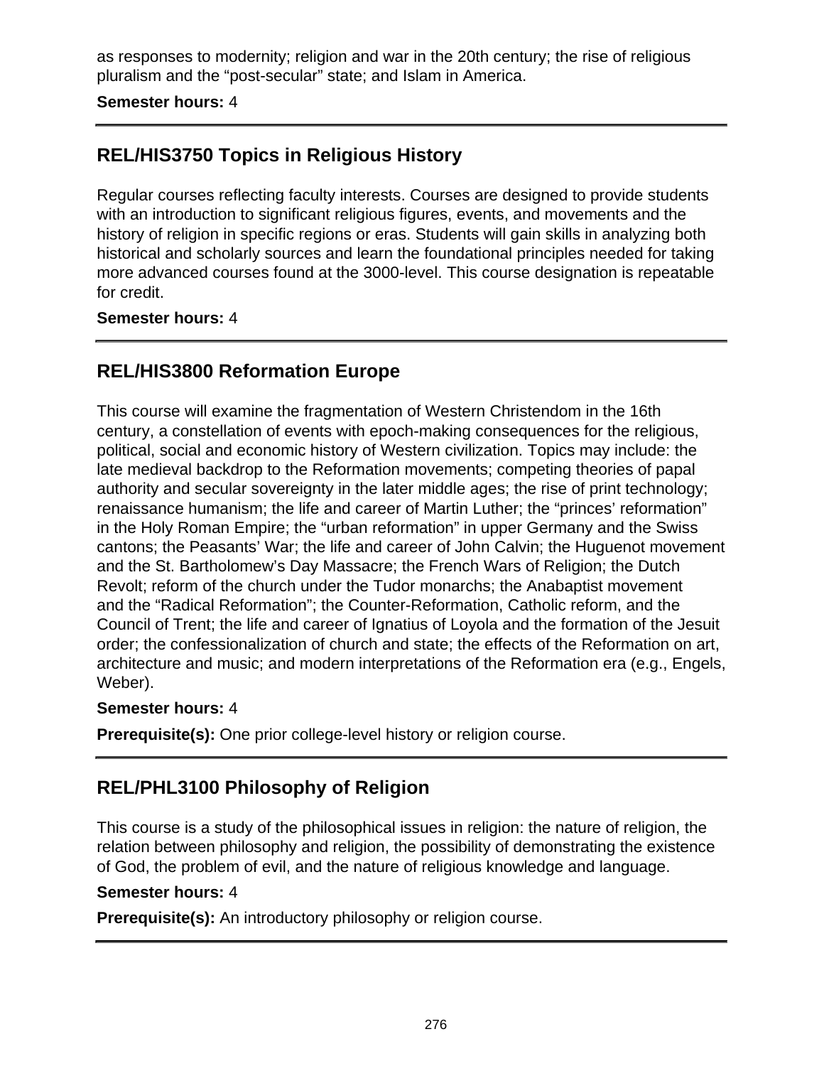as responses to modernity; religion and war in the 20th century; the rise of religious pluralism and the “post-secular” state; and Islam in America.

**Semester hours:** 4

---

## REL/HIS3750 Topics in Religious History

Regular courses reflecting faculty interests. Courses are designed to provide students with an introduction to significant religious figures, events, and movements and the history of religion in specific regions or eras. Students will gain skills in analyzing both historical and scholarly sources and learn the foundational principles needed for taking more advanced courses found at the 3000-level. This course designation is repeatable for credit.

**Semester hours:** 4

---

## REL/HIS3800 Reformation Europe

This course will examine the fragmentation of Western Christendom in the 16th century, a constellation of events with epoch-making consequences for the religious, political, social and economic history of Western civilization. Topics may include: the late medieval backdrop to the Reformation movements; competing theories of papal authority and secular sovereignty in the later middle ages; the rise of print technology; renaissance humanism; the life and career of Martin Luther; the “princes’ reformation” in the Holy Roman Empire; the “urban reformation” in upper Germany and the Swiss cantons; the Peasants’ War; the life and career of John Calvin; the Huguenot movement and the St. Bartholomew’s Day Massacre; the French Wars of Religion; the Dutch Revolt; reform of the church under the Tudor monarchs; the Anabaptist movement and the “Radical Reformation”; the Counter-Reformation, Catholic reform, and the Council of Trent; the life and career of Ignatius of Loyola and the formation of the Jesuit order; the confessionalization of church and state; the effects of the Reformation on art, architecture and music; and modern interpretations of the Reformation era (e.g., Engels, Weber).

**Semester hours:** 4

**Prerequisite(s):** One prior college-level history or religion course.

---

## REL/PHL3100 Philosophy of Religion

This course is a study of the philosophical issues in religion: the nature of religion, the relation between philosophy and religion, the possibility of demonstrating the existence of God, the problem of evil, and the nature of religious knowledge and language.

**Semester hours:** 4

**Prerequisite(s):** An introductory philosophy or religion course.

---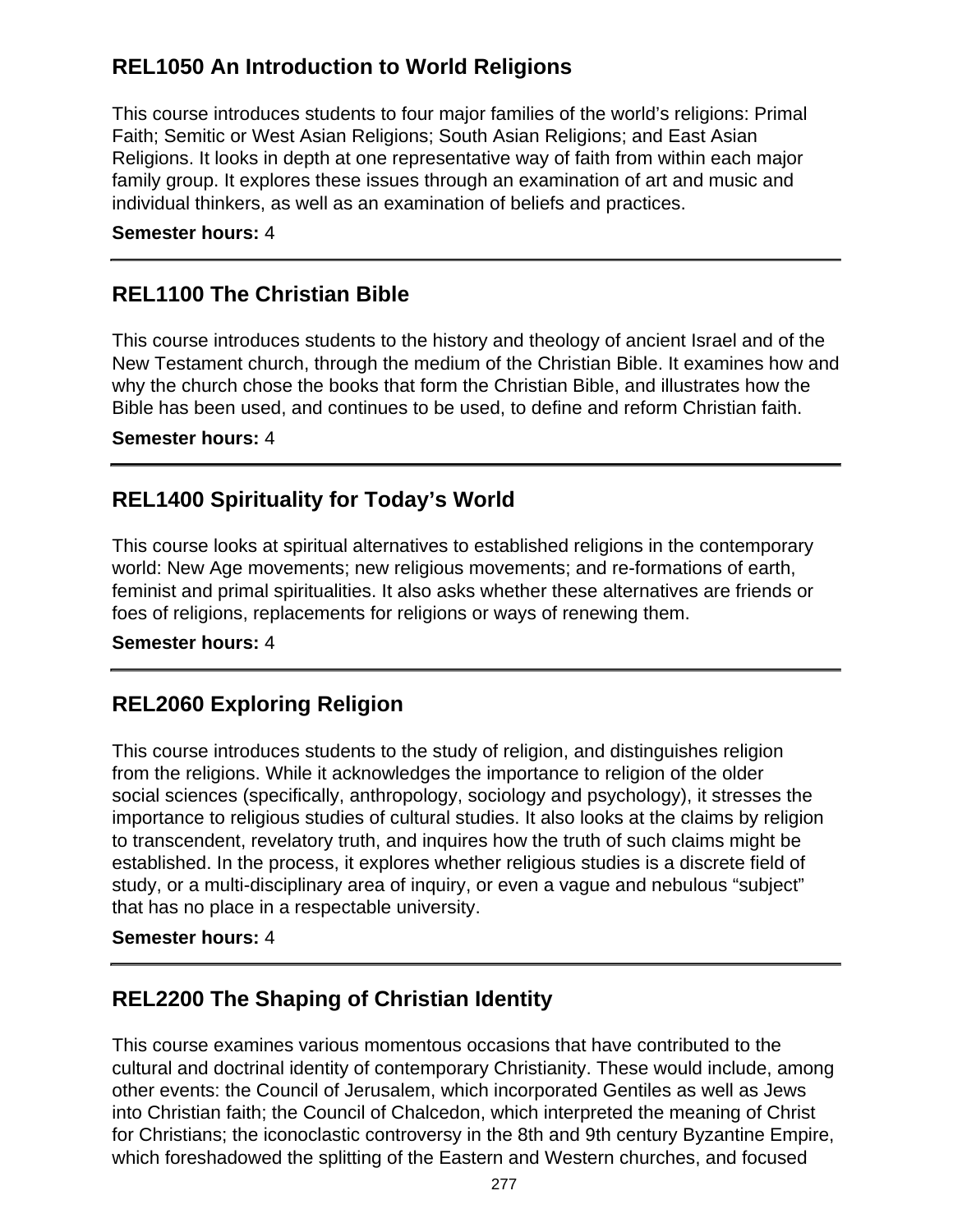## REL1050 An Introduction to World Religions

This course introduces students to four major families of the world's religions: Primal Faith; Semitic or West Asian Religions; South Asian Religions; and East Asian Religions. It looks in depth at one representative way of faith from within each major family group. It explores these issues through an examination of art and music and individual thinkers, as well as an examination of beliefs and practices.

**Semester hours:** 4

---

## REL1100 The Christian Bible

This course introduces students to the history and theology of ancient Israel and of the New Testament church, through the medium of the Christian Bible. It examines how and why the church chose the books that form the Christian Bible, and illustrates how the Bible has been used, and continues to be used, to define and reform Christian faith.

**Semester hours:** 4

---

## REL1400 Spirituality for Today's World

This course looks at spiritual alternatives to established religions in the contemporary world: New Age movements; new religious movements; and re-formations of earth, feminist and primal spiritualities. It also asks whether these alternatives are friends or foes of religions, replacements for religions or ways of renewing them.

**Semester hours:** 4

---

## REL2060 Exploring Religion

This course introduces students to the study of religion, and distinguishes religion from the religions. While it acknowledges the importance to religion of the older social sciences (specifically, anthropology, sociology and psychology), it stresses the importance to religious studies of cultural studies. It also looks at the claims by religion to transcendent, revelatory truth, and inquires how the truth of such claims might be established. In the process, it explores whether religious studies is a discrete field of study, or a multi-disciplinary area of inquiry, or even a vague and nebulous "subject" that has no place in a respectable university.

**Semester hours:** 4

---

## REL2200 The Shaping of Christian Identity

This course examines various momentous occasions that have contributed to the cultural and doctrinal identity of contemporary Christianity. These would include, among other events: the Council of Jerusalem, which incorporated Gentiles as well as Jews into Christian faith; the Council of Chalcedon, which interpreted the meaning of Christ for Christians; the iconoclastic controversy in the 8th and 9th century Byzantine Empire, which foreshadowed the splitting of the Eastern and Western churches, and focused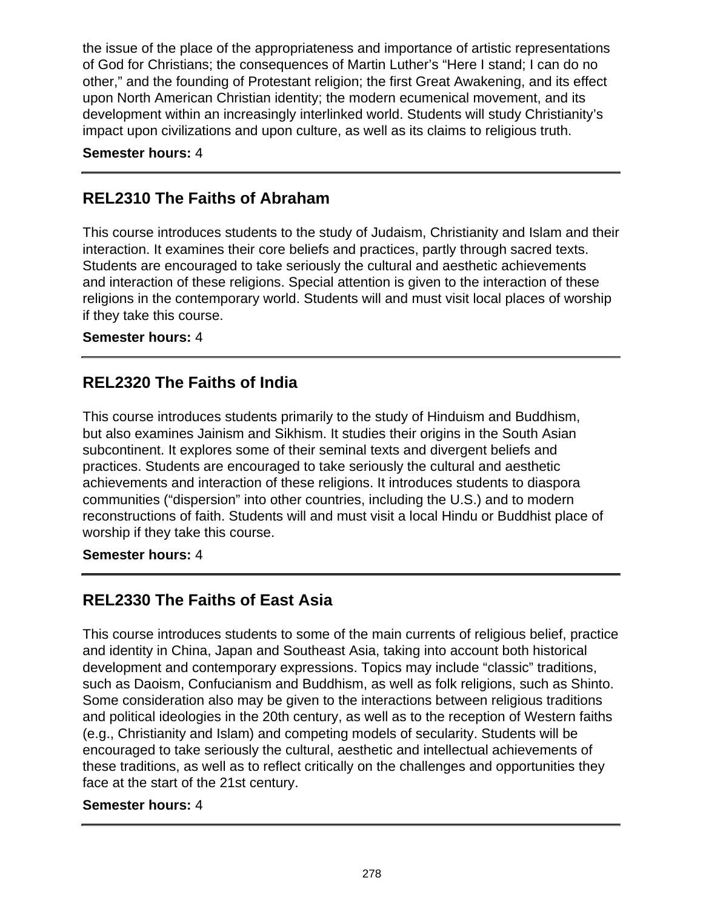the issue of the place of the appropriateness and importance of artistic representations of God for Christians; the consequences of Martin Luther’s “Here I stand; I can do no other,” and the founding of Protestant religion; the first Great Awakening, and its effect upon North American Christian identity; the modern ecumenical movement, and its development within an increasingly interlinked world. Students will study Christianity’s impact upon civilizations and upon culture, as well as its claims to religious truth.

**Semester hours:** 4

---

## REL2310 The Faiths of Abraham

This course introduces students to the study of Judaism, Christianity and Islam and their interaction. It examines their core beliefs and practices, partly through sacred texts. Students are encouraged to take seriously the cultural and aesthetic achievements and interaction of these religions. Special attention is given to the interaction of these religions in the contemporary world. Students will and must visit local places of worship if they take this course.

**Semester hours:** 4

---

## REL2320 The Faiths of India

This course introduces students primarily to the study of Hinduism and Buddhism, but also examines Jainism and Sikhism. It studies their origins in the South Asian subcontinent. It explores some of their seminal texts and divergent beliefs and practices. Students are encouraged to take seriously the cultural and aesthetic achievements and interaction of these religions. It introduces students to diaspora communities (“dispersion” into other countries, including the U.S.) and to modern reconstructions of faith. Students will and must visit a local Hindu or Buddhist place of worship if they take this course.

**Semester hours:** 4

---

## REL2330 The Faiths of East Asia

This course introduces students to some of the main currents of religious belief, practice and identity in China, Japan and Southeast Asia, taking into account both historical development and contemporary expressions. Topics may include “classic” traditions, such as Daoism, Confucianism and Buddhism, as well as folk religions, such as Shinto. Some consideration also may be given to the interactions between religious traditions and political ideologies in the 20th century, as well as to the reception of Western faiths (e.g., Christianity and Islam) and competing models of secularity. Students will be encouraged to take seriously the cultural, aesthetic and intellectual achievements of these traditions, as well as to reflect critically on the challenges and opportunities they face at the start of the 21st century.

**Semester hours:** 4

---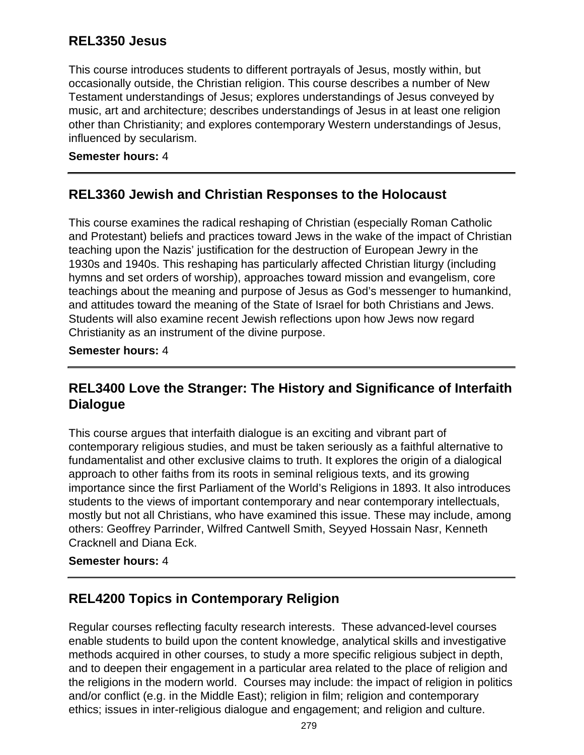## REL3350 Jesus

This course introduces students to different portrayals of Jesus, mostly within, but occasionally outside, the Christian religion. This course describes a number of New Testament understandings of Jesus; explores understandings of Jesus conveyed by music, art and architecture; describes understandings of Jesus in at least one religion other than Christianity; and explores contemporary Western understandings of Jesus, influenced by secularism.

**Semester hours:** 4

---

## REL3360 Jewish and Christian Responses to the Holocaust

This course examines the radical reshaping of Christian (especially Roman Catholic and Protestant) beliefs and practices toward Jews in the wake of the impact of Christian teaching upon the Nazis' justification for the destruction of European Jewry in the 1930s and 1940s. This reshaping has particularly affected Christian liturgy (including hymns and set orders of worship), approaches toward mission and evangelism, core teachings about the meaning and purpose of Jesus as God's messenger to humankind, and attitudes toward the meaning of the State of Israel for both Christians and Jews. Students will also examine recent Jewish reflections upon how Jews now regard Christianity as an instrument of the divine purpose.

**Semester hours:** 4

---

## REL3400 Love the Stranger: The History and Significance of Interfaith Dialogue

This course argues that interfaith dialogue is an exciting and vibrant part of contemporary religious studies, and must be taken seriously as a faithful alternative to fundamentalist and other exclusive claims to truth. It explores the origin of a dialogical approach to other faiths from its roots in seminal religious texts, and its growing importance since the first Parliament of the World's Religions in 1893. It also introduces students to the views of important contemporary and near contemporary intellectuals, mostly but not all Christians, who have examined this issue. These may include, among others: Geoffrey Parrinder, Wilfred Cantwell Smith, Seyyed Hossain Nasr, Kenneth Cracknell and Diana Eck.

**Semester hours:** 4

---

## REL4200 Topics in Contemporary Religion

Regular courses reflecting faculty research interests. These advanced-level courses enable students to build upon the content knowledge, analytical skills and investigative methods acquired in other courses, to study a more specific religious subject in depth, and to deepen their engagement in a particular area related to the place of religion and the religions in the modern world. Courses may include: the impact of religion in politics and/or conflict (e.g. in the Middle East); religion in film; religion and contemporary ethics; issues in inter-religious dialogue and engagement; and religion and culture.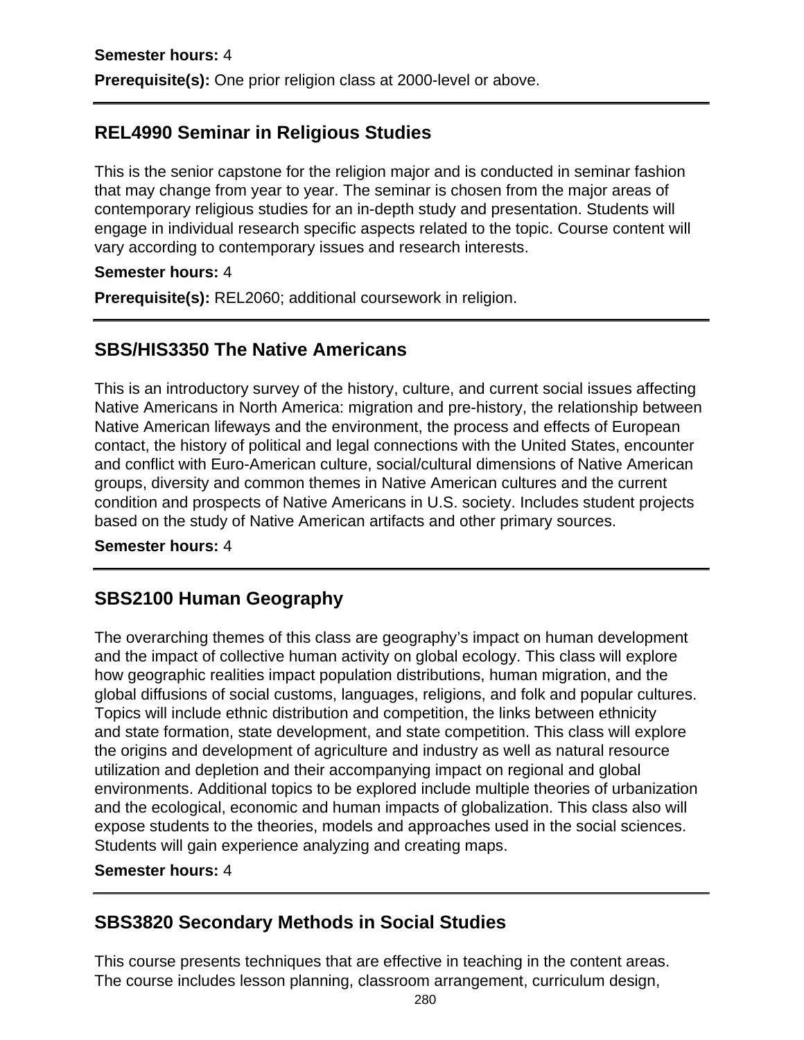**Semester hours:** 4

**Prerequisite(s):** One prior religion class at 2000-level or above.

---

## REL4990 Seminar in Religious Studies

This is the senior capstone for the religion major and is conducted in seminar fashion that may change from year to year. The seminar is chosen from the major areas of contemporary religious studies for an in-depth study and presentation. Students will engage in individual research specific aspects related to the topic. Course content will vary according to contemporary issues and research interests.

**Semester hours:** 4

**Prerequisite(s):** REL2060; additional coursework in religion.

---

## SBS/HIS3350 The Native Americans

This is an introductory survey of the history, culture, and current social issues affecting Native Americans in North America: migration and pre-history, the relationship between Native American lifeways and the environment, the process and effects of European contact, the history of political and legal connections with the United States, encounter and conflict with Euro-American culture, social/cultural dimensions of Native American groups, diversity and common themes in Native American cultures and the current condition and prospects of Native Americans in U.S. society. Includes student projects based on the study of Native American artifacts and other primary sources.

**Semester hours:** 4

---

## SBS2100 Human Geography

The overarching themes of this class are geography's impact on human development and the impact of collective human activity on global ecology. This class will explore how geographic realities impact population distributions, human migration, and the global diffusions of social customs, languages, religions, and folk and popular cultures. Topics will include ethnic distribution and competition, the links between ethnicity and state formation, state development, and state competition. This class will explore the origins and development of agriculture and industry as well as natural resource utilization and depletion and their accompanying impact on regional and global environments. Additional topics to be explored include multiple theories of urbanization and the ecological, economic and human impacts of globalization. This class also will expose students to the theories, models and approaches used in the social sciences. Students will gain experience analyzing and creating maps.

**Semester hours:** 4

---

## SBS3820 Secondary Methods in Social Studies

This course presents techniques that are effective in teaching in the content areas. The course includes lesson planning, classroom arrangement, curriculum design,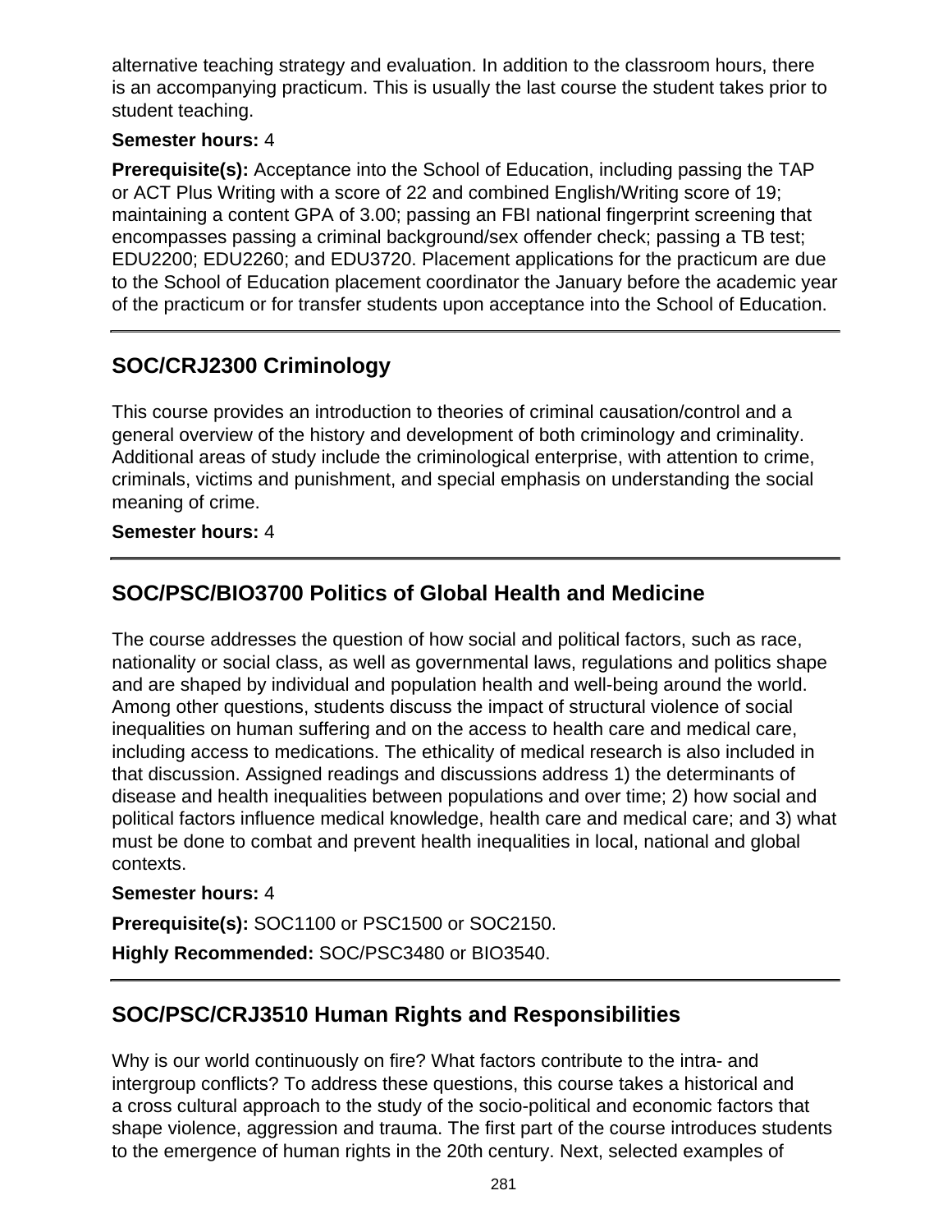alternative teaching strategy and evaluation. In addition to the classroom hours, there is an accompanying practicum. This is usually the last course the student takes prior to student teaching.

**Semester hours:** 4

**Prerequisite(s):** Acceptance into the School of Education, including passing the TAP or ACT Plus Writing with a score of 22 and combined English/Writing score of 19; maintaining a content GPA of 3.00; passing an FBI national fingerprint screening that encompasses passing a criminal background/sex offender check; passing a TB test; EDU2200; EDU2260; and EDU3720. Placement applications for the practicum are due to the School of Education placement coordinator the January before the academic year of the practicum or for transfer students upon acceptance into the School of Education.

---

## SOC/CRJ2300 Criminology

This course provides an introduction to theories of criminal causation/control and a general overview of the history and development of both criminology and criminality. Additional areas of study include the criminological enterprise, with attention to crime, criminals, victims and punishment, and special emphasis on understanding the social meaning of crime.

**Semester hours:** 4

---

## SOC/PSC/BIO3700 Politics of Global Health and Medicine

The course addresses the question of how social and political factors, such as race, nationality or social class, as well as governmental laws, regulations and politics shape and are shaped by individual and population health and well-being around the world. Among other questions, students discuss the impact of structural violence of social inequalities on human suffering and on the access to health care and medical care, including access to medications. The ethicality of medical research is also included in that discussion. Assigned readings and discussions address 1) the determinants of disease and health inequalities between populations and over time; 2) how social and political factors influence medical knowledge, health care and medical care; and 3) what must be done to combat and prevent health inequalities in local, national and global contexts.

**Semester hours:** 4

**Prerequisite(s):** SOC1100 or PSC1500 or SOC2150.

**Highly Recommended:** SOC/PSC3480 or BIO3540.

---

## SOC/PSC/CRJ3510 Human Rights and Responsibilities

Why is our world continuously on fire? What factors contribute to the intra- and intergroup conflicts? To address these questions, this course takes a historical and a cross cultural approach to the study of the socio-political and economic factors that shape violence, aggression and trauma. The first part of the course introduces students to the emergence of human rights in the 20th century. Next, selected examples of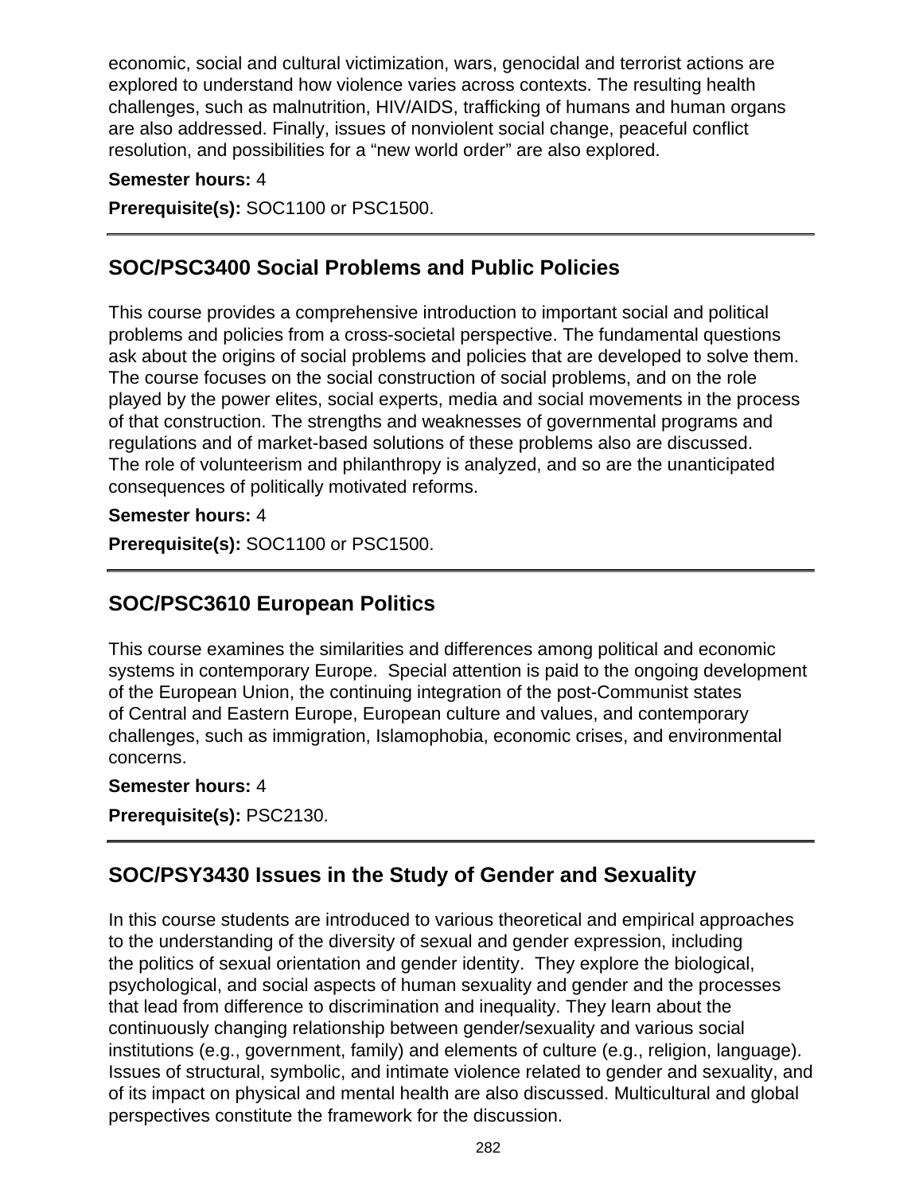economic, social and cultural victimization, wars, genocidal and terrorist actions are explored to understand how violence varies across contexts. The resulting health challenges, such as malnutrition, HIV/AIDS, trafficking of humans and human organs are also addressed. Finally, issues of nonviolent social change, peaceful conflict resolution, and possibilities for a “new world order” are also explored.

**Semester hours:** 4

**Prerequisite(s):** SOC1100 or PSC1500.

---

## SOC/PSC3400 Social Problems and Public Policies

This course provides a comprehensive introduction to important social and political problems and policies from a cross-societal perspective. The fundamental questions ask about the origins of social problems and policies that are developed to solve them. The course focuses on the social construction of social problems, and on the role played by the power elites, social experts, media and social movements in the process of that construction. The strengths and weaknesses of governmental programs and regulations and of market-based solutions of these problems also are discussed. The role of volunteerism and philanthropy is analyzed, and so are the unanticipated consequences of politically motivated reforms.

**Semester hours:** 4

**Prerequisite(s):** SOC1100 or PSC1500.

---

## SOC/PSC3610 European Politics

This course examines the similarities and differences among political and economic systems in contemporary Europe. Special attention is paid to the ongoing development of the European Union, the continuing integration of the post-Communist states of Central and Eastern Europe, European culture and values, and contemporary challenges, such as immigration, Islamophobia, economic crises, and environmental concerns.

**Semester hours:** 4

**Prerequisite(s):** PSC2130.

---

## SOC/PSY3430 Issues in the Study of Gender and Sexuality

In this course students are introduced to various theoretical and empirical approaches to the understanding of the diversity of sexual and gender expression, including the politics of sexual orientation and gender identity. They explore the biological, psychological, and social aspects of human sexuality and gender and the processes that lead from difference to discrimination and inequality. They learn about the continuously changing relationship between gender/sexuality and various social institutions (e.g., government, family) and elements of culture (e.g., religion, language). Issues of structural, symbolic, and intimate violence related to gender and sexuality, and of its impact on physical and mental health are also discussed. Multicultural and global perspectives constitute the framework for the discussion.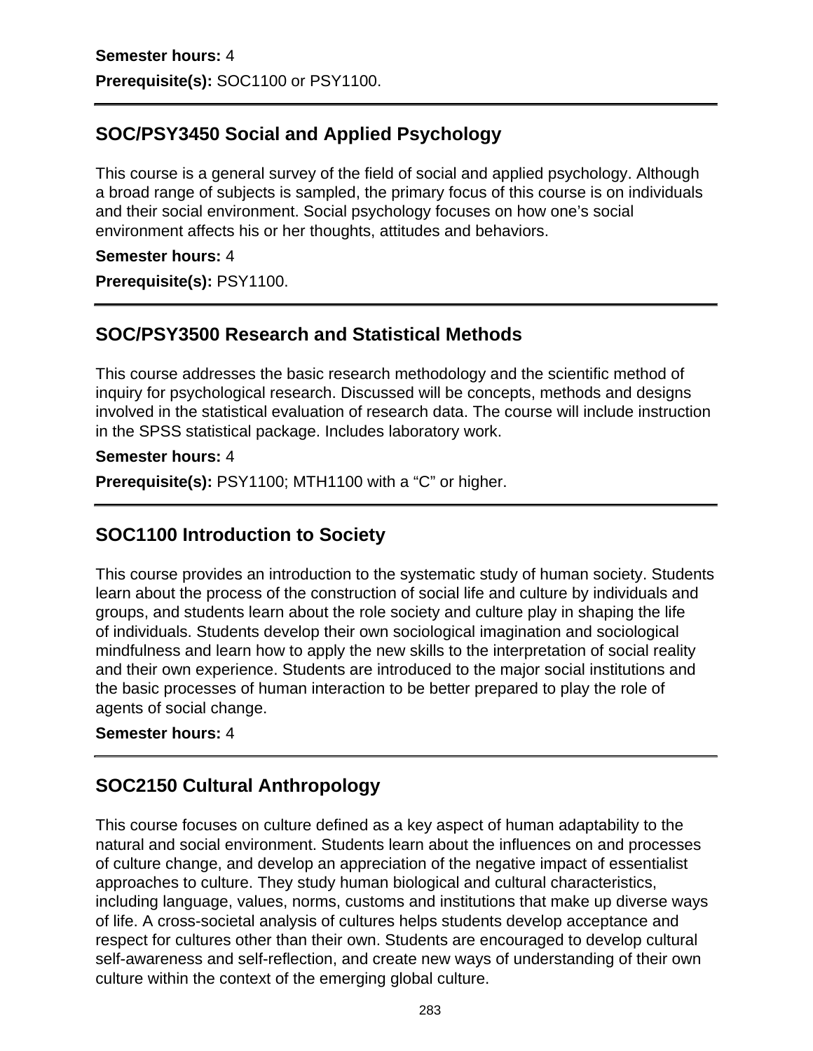**Semester hours:** 4

**Prerequisite(s):** SOC1100 or PSY1100.

---

## SOC/PSY3450 Social and Applied Psychology

This course is a general survey of the field of social and applied psychology. Although a broad range of subjects is sampled, the primary focus of this course is on individuals and their social environment. Social psychology focuses on how one's social environment affects his or her thoughts, attitudes and behaviors.

**Semester hours:** 4

**Prerequisite(s):** PSY1100.

---

## SOC/PSY3500 Research and Statistical Methods

This course addresses the basic research methodology and the scientific method of inquiry for psychological research. Discussed will be concepts, methods and designs involved in the statistical evaluation of research data. The course will include instruction in the SPSS statistical package. Includes laboratory work.

**Semester hours:** 4

**Prerequisite(s):** PSY1100; MTH1100 with a "C" or higher.

---

## SOC1100 Introduction to Society

This course provides an introduction to the systematic study of human society. Students learn about the process of the construction of social life and culture by individuals and groups, and students learn about the role society and culture play in shaping the life of individuals. Students develop their own sociological imagination and sociological mindfulness and learn how to apply the new skills to the interpretation of social reality and their own experience. Students are introduced to the major social institutions and the basic processes of human interaction to be better prepared to play the role of agents of social change.

**Semester hours:** 4

---

## SOC2150 Cultural Anthropology

This course focuses on culture defined as a key aspect of human adaptability to the natural and social environment. Students learn about the influences on and processes of culture change, and develop an appreciation of the negative impact of essentialist approaches to culture. They study human biological and cultural characteristics, including language, values, norms, customs and institutions that make up diverse ways of life. A cross-societal analysis of cultures helps students develop acceptance and respect for cultures other than their own. Students are encouraged to develop cultural self-awareness and self-reflection, and create new ways of understanding of their own culture within the context of the emerging global culture.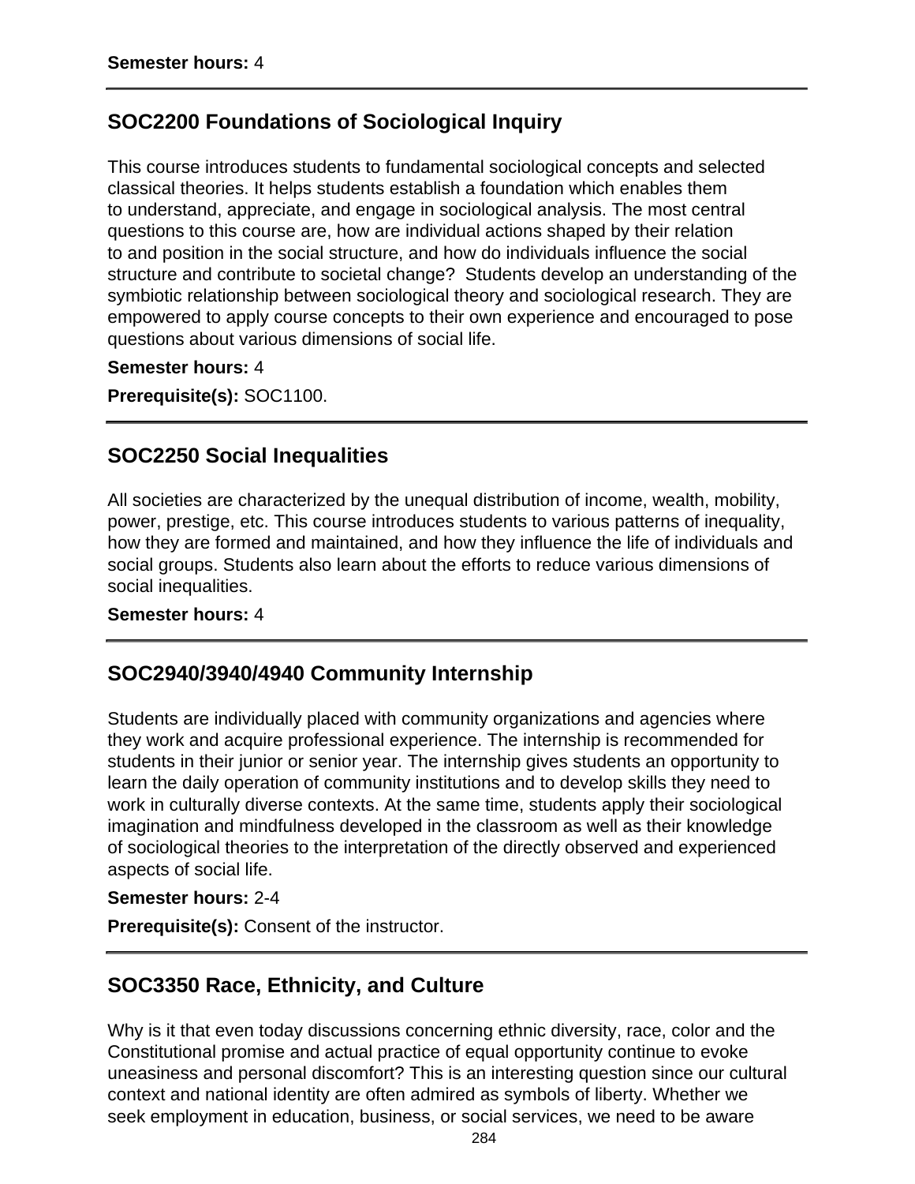**Semester hours:** 4

## SOC2200 Foundations of Sociological Inquiry

This course introduces students to fundamental sociological concepts and selected classical theories. It helps students establish a foundation which enables them to understand, appreciate, and engage in sociological analysis. The most central questions to this course are, how are individual actions shaped by their relation to and position in the social structure, and how do individuals influence the social structure and contribute to societal change?  Students develop an understanding of the symbiotic relationship between sociological theory and sociological research. They are empowered to apply course concepts to their own experience and encouraged to pose questions about various dimensions of social life.

**Semester hours:** 4

**Prerequisite(s):** SOC1100.

## SOC2250 Social Inequalities

All societies are characterized by the unequal distribution of income, wealth, mobility, power, prestige, etc. This course introduces students to various patterns of inequality, how they are formed and maintained, and how they influence the life of individuals and social groups. Students also learn about the efforts to reduce various dimensions of social inequalities.

**Semester hours:** 4

## SOC2940/3940/4940 Community Internship

Students are individually placed with community organizations and agencies where they work and acquire professional experience. The internship is recommended for students in their junior or senior year. The internship gives students an opportunity to learn the daily operation of community institutions and to develop skills they need to work in culturally diverse contexts. At the same time, students apply their sociological imagination and mindfulness developed in the classroom as well as their knowledge of sociological theories to the interpretation of the directly observed and experienced aspects of social life.

**Semester hours:** 2-4

**Prerequisite(s):** Consent of the instructor.

## SOC3350 Race, Ethnicity, and Culture

Why is it that even today discussions concerning ethnic diversity, race, color and the Constitutional promise and actual practice of equal opportunity continue to evoke uneasiness and personal discomfort? This is an interesting question since our cultural context and national identity are often admired as symbols of liberty. Whether we seek employment in education, business, or social services, we need to be aware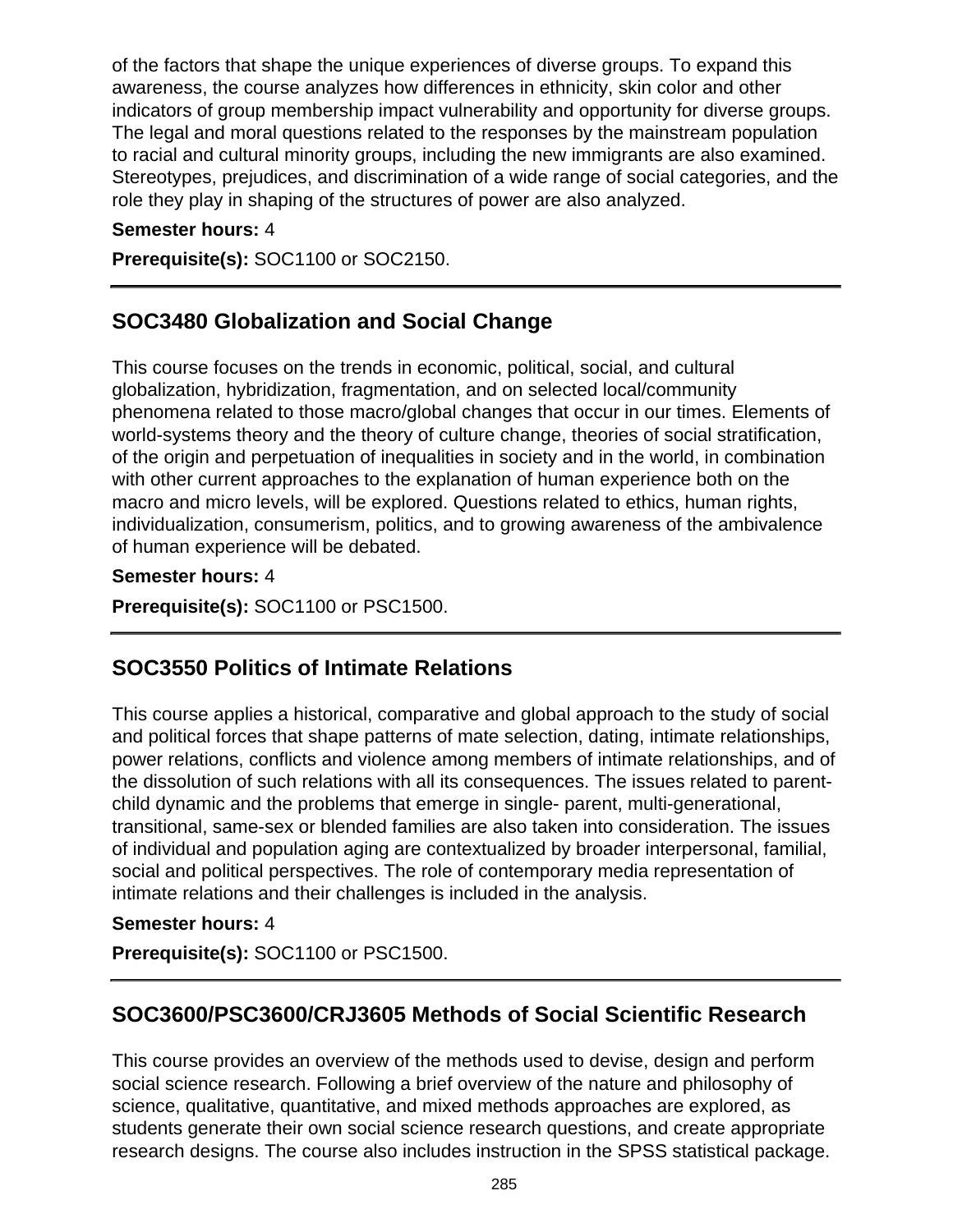of the factors that shape the unique experiences of diverse groups. To expand this awareness, the course analyzes how differences in ethnicity, skin color and other indicators of group membership impact vulnerability and opportunity for diverse groups. The legal and moral questions related to the responses by the mainstream population to racial and cultural minority groups, including the new immigrants are also examined. Stereotypes, prejudices, and discrimination of a wide range of social categories, and the role they play in shaping of the structures of power are also analyzed.

**Semester hours:** 4

**Prerequisite(s):** SOC1100 or SOC2150.

---

## SOC3480 Globalization and Social Change

This course focuses on the trends in economic, political, social, and cultural globalization, hybridization, fragmentation, and on selected local/community phenomena related to those macro/global changes that occur in our times. Elements of world-systems theory and the theory of culture change, theories of social stratification, of the origin and perpetuation of inequalities in society and in the world, in combination with other current approaches to the explanation of human experience both on the macro and micro levels, will be explored. Questions related to ethics, human rights, individualization, consumerism, politics, and to growing awareness of the ambivalence of human experience will be debated.

**Semester hours:** 4

**Prerequisite(s):** SOC1100 or PSC1500.

---

## SOC3550 Politics of Intimate Relations

This course applies a historical, comparative and global approach to the study of social and political forces that shape patterns of mate selection, dating, intimate relationships, power relations, conflicts and violence among members of intimate relationships, and of the dissolution of such relations with all its consequences. The issues related to parent-child dynamic and the problems that emerge in single- parent, multi-generational, transitional, same-sex or blended families are also taken into consideration. The issues of individual and population aging are contextualized by broader interpersonal, familial, social and political perspectives. The role of contemporary media representation of intimate relations and their challenges is included in the analysis.

**Semester hours:** 4

**Prerequisite(s):** SOC1100 or PSC1500.

---

## SOC3600/PSC3600/CRJ3605 Methods of Social Scientific Research

This course provides an overview of the methods used to devise, design and perform social science research. Following a brief overview of the nature and philosophy of science, qualitative, quantitative, and mixed methods approaches are explored, as students generate their own social science research questions, and create appropriate research designs. The course also includes instruction in the SPSS statistical package.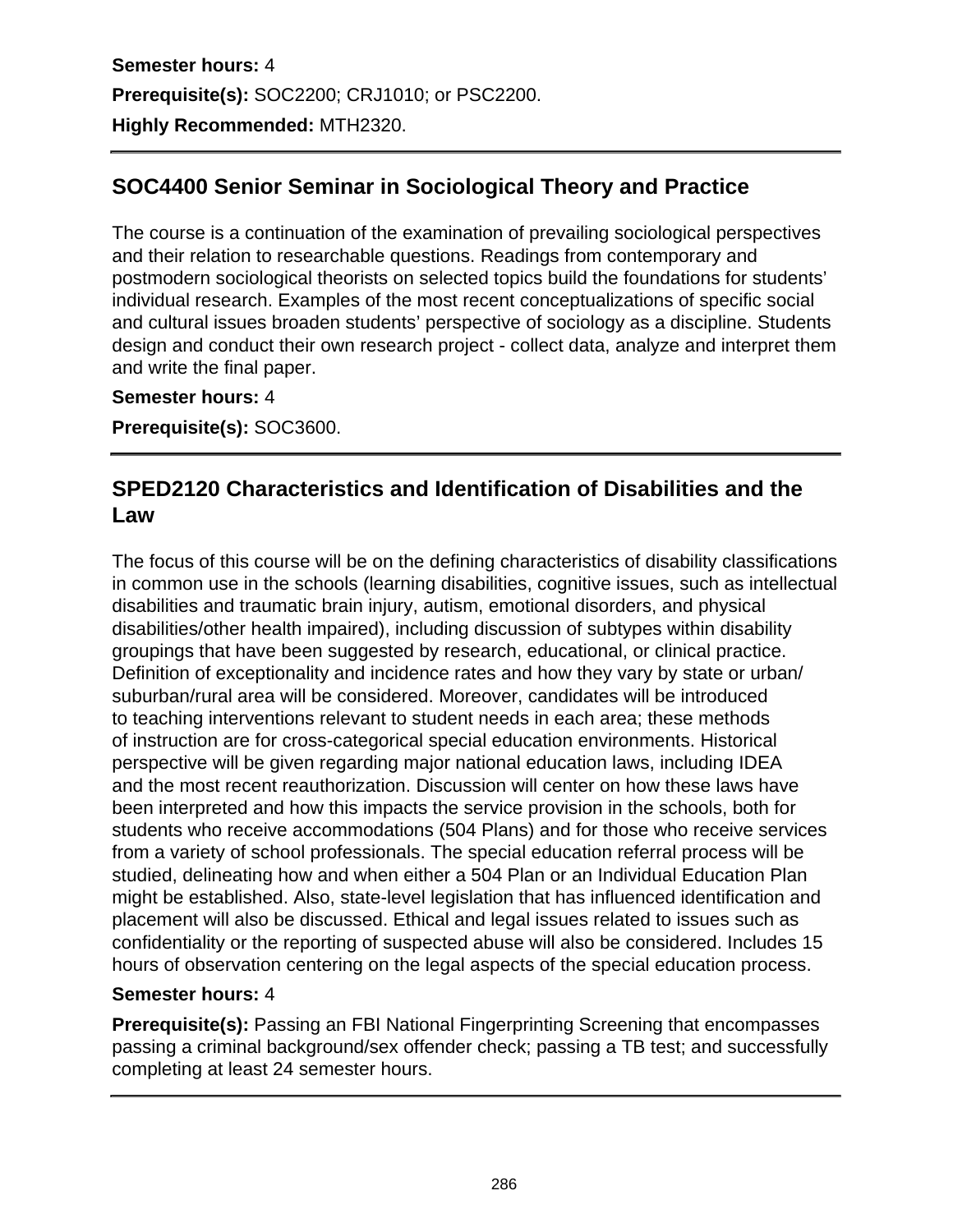**Semester hours:** 4

**Prerequisite(s):** SOC2200; CRJ1010; or PSC2200.

**Highly Recommended:** MTH2320.

---

## SOC4400 Senior Seminar in Sociological Theory and Practice

The course is a continuation of the examination of prevailing sociological perspectives and their relation to researchable questions. Readings from contemporary and postmodern sociological theorists on selected topics build the foundations for students' individual research. Examples of the most recent conceptualizations of specific social and cultural issues broaden students' perspective of sociology as a discipline. Students design and conduct their own research project - collect data, analyze and interpret them and write the final paper.

**Semester hours:** 4

**Prerequisite(s):** SOC3600.

---

## SPED2120 Characteristics and Identification of Disabilities and the Law

The focus of this course will be on the defining characteristics of disability classifications in common use in the schools (learning disabilities, cognitive issues, such as intellectual disabilities and traumatic brain injury, autism, emotional disorders, and physical disabilities/other health impaired), including discussion of subtypes within disability groupings that have been suggested by research, educational, or clinical practice. Definition of exceptionality and incidence rates and how they vary by state or urban/suburban/rural area will be considered. Moreover, candidates will be introduced to teaching interventions relevant to student needs in each area; these methods of instruction are for cross-categorical special education environments. Historical perspective will be given regarding major national education laws, including IDEA and the most recent reauthorization. Discussion will center on how these laws have been interpreted and how this impacts the service provision in the schools, both for students who receive accommodations (504 Plans) and for those who receive services from a variety of school professionals. The special education referral process will be studied, delineating how and when either a 504 Plan or an Individual Education Plan might be established. Also, state-level legislation that has influenced identification and placement will also be discussed. Ethical and legal issues related to issues such as confidentiality or the reporting of suspected abuse will also be considered. Includes 15 hours of observation centering on the legal aspects of the special education process.

**Semester hours:** 4

**Prerequisite(s):** Passing an FBI National Fingerprinting Screening that encompasses passing a criminal background/sex offender check; passing a TB test; and successfully completing at least 24 semester hours.

---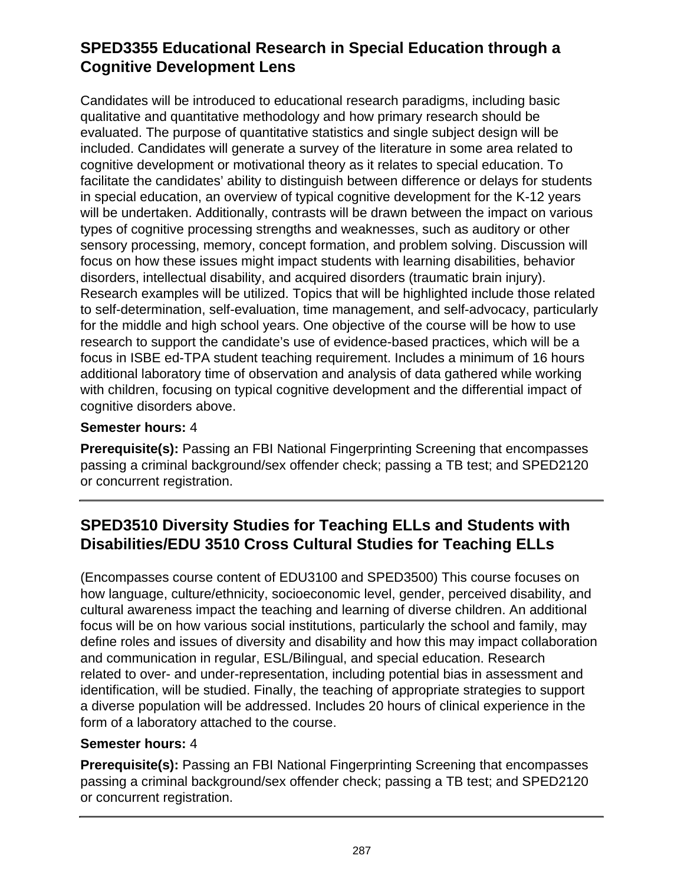## SPED3355 Educational Research in Special Education through a Cognitive Development Lens

Candidates will be introduced to educational research paradigms, including basic qualitative and quantitative methodology and how primary research should be evaluated. The purpose of quantitative statistics and single subject design will be included. Candidates will generate a survey of the literature in some area related to cognitive development or motivational theory as it relates to special education. To facilitate the candidates' ability to distinguish between difference or delays for students in special education, an overview of typical cognitive development for the K-12 years will be undertaken. Additionally, contrasts will be drawn between the impact on various types of cognitive processing strengths and weaknesses, such as auditory or other sensory processing, memory, concept formation, and problem solving. Discussion will focus on how these issues might impact students with learning disabilities, behavior disorders, intellectual disability, and acquired disorders (traumatic brain injury). Research examples will be utilized. Topics that will be highlighted include those related to self-determination, self-evaluation, time management, and self-advocacy, particularly for the middle and high school years. One objective of the course will be how to use research to support the candidate's use of evidence-based practices, which will be a focus in ISBE ed-TPA student teaching requirement. Includes a minimum of 16 hours additional laboratory time of observation and analysis of data gathered while working with children, focusing on typical cognitive development and the differential impact of cognitive disorders above.

**Semester hours:** 4

**Prerequisite(s):** Passing an FBI National Fingerprinting Screening that encompasses passing a criminal background/sex offender check; passing a TB test; and SPED2120 or concurrent registration.

---

## SPED3510 Diversity Studies for Teaching ELLs and Students with Disabilities/EDU 3510 Cross Cultural Studies for Teaching ELLs

(Encompasses course content of EDU3100 and SPED3500) This course focuses on how language, culture/ethnicity, socioeconomic level, gender, perceived disability, and cultural awareness impact the teaching and learning of diverse children. An additional focus will be on how various social institutions, particularly the school and family, may define roles and issues of diversity and disability and how this may impact collaboration and communication in regular, ESL/Bilingual, and special education. Research related to over- and under-representation, including potential bias in assessment and identification, will be studied. Finally, the teaching of appropriate strategies to support a diverse population will be addressed. Includes 20 hours of clinical experience in the form of a laboratory attached to the course.

**Semester hours:** 4

**Prerequisite(s):** Passing an FBI National Fingerprinting Screening that encompasses passing a criminal background/sex offender check; passing a TB test; and SPED2120 or concurrent registration.

---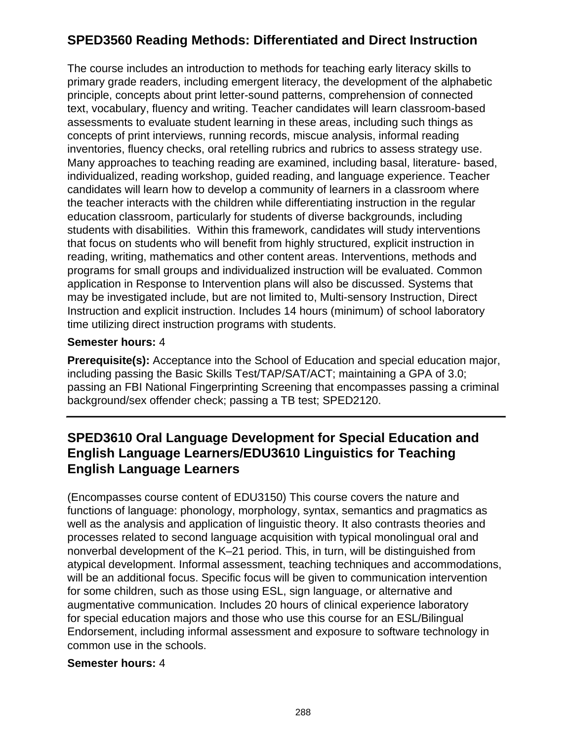## SPED3560 Reading Methods: Differentiated and Direct Instruction

The course includes an introduction to methods for teaching early literacy skills to primary grade readers, including emergent literacy, the development of the alphabetic principle, concepts about print letter-sound patterns, comprehension of connected text, vocabulary, fluency and writing. Teacher candidates will learn classroom-based assessments to evaluate student learning in these areas, including such things as concepts of print interviews, running records, miscue analysis, informal reading inventories, fluency checks, oral retelling rubrics and rubrics to assess strategy use. Many approaches to teaching reading are examined, including basal, literature- based, individualized, reading workshop, guided reading, and language experience. Teacher candidates will learn how to develop a community of learners in a classroom where the teacher interacts with the children while differentiating instruction in the regular education classroom, particularly for students of diverse backgrounds, including students with disabilities. Within this framework, candidates will study interventions that focus on students who will benefit from highly structured, explicit instruction in reading, writing, mathematics and other content areas. Interventions, methods and programs for small groups and individualized instruction will be evaluated. Common application in Response to Intervention plans will also be discussed. Systems that may be investigated include, but are not limited to, Multi-sensory Instruction, Direct Instruction and explicit instruction. Includes 14 hours (minimum) of school laboratory time utilizing direct instruction programs with students.

**Semester hours:** 4

**Prerequisite(s):** Acceptance into the School of Education and special education major, including passing the Basic Skills Test/TAP/SAT/ACT; maintaining a GPA of 3.0; passing an FBI National Fingerprinting Screening that encompasses passing a criminal background/sex offender check; passing a TB test; SPED2120.

---

## SPED3610 Oral Language Development for Special Education and English Language Learners/EDU3610 Linguistics for Teaching English Language Learners

(Encompasses course content of EDU3150) This course covers the nature and functions of language: phonology, morphology, syntax, semantics and pragmatics as well as the analysis and application of linguistic theory. It also contrasts theories and processes related to second language acquisition with typical monolingual oral and nonverbal development of the K–21 period. This, in turn, will be distinguished from atypical development. Informal assessment, teaching techniques and accommodations, will be an additional focus. Specific focus will be given to communication intervention for some children, such as those using ESL, sign language, or alternative and augmentative communication. Includes 20 hours of clinical experience laboratory for special education majors and those who use this course for an ESL/Bilingual Endorsement, including informal assessment and exposure to software technology in common use in the schools.

**Semester hours:** 4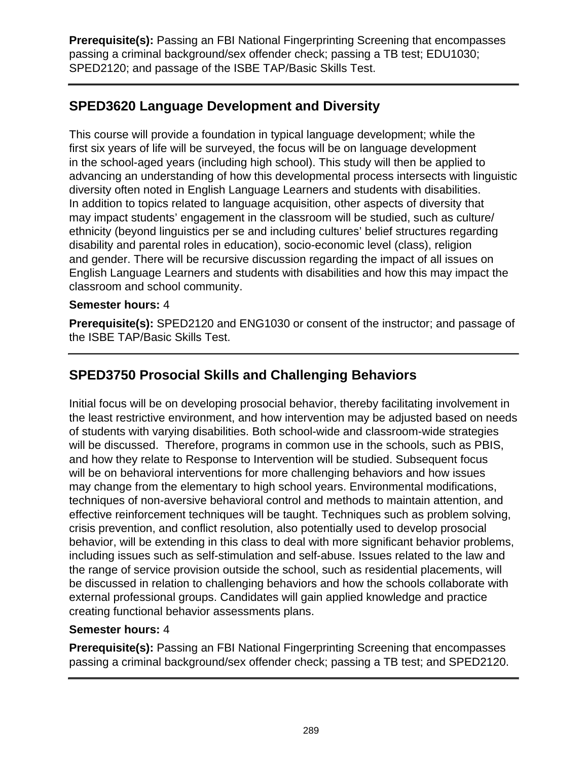**Prerequisite(s):** Passing an FBI National Fingerprinting Screening that encompasses passing a criminal background/sex offender check; passing a TB test; EDU1030; SPED2120; and passage of the ISBE TAP/Basic Skills Test.

---

## SPED3620 Language Development and Diversity

This course will provide a foundation in typical language development; while the first six years of life will be surveyed, the focus will be on language development in the school-aged years (including high school). This study will then be applied to advancing an understanding of how this developmental process intersects with linguistic diversity often noted in English Language Learners and students with disabilities. In addition to topics related to language acquisition, other aspects of diversity that may impact students' engagement in the classroom will be studied, such as culture/ethnicity (beyond linguistics per se and including cultures' belief structures regarding disability and parental roles in education), socio-economic level (class), religion and gender. There will be recursive discussion regarding the impact of all issues on English Language Learners and students with disabilities and how this may impact the classroom and school community.

**Semester hours:** 4

**Prerequisite(s):** SPED2120 and ENG1030 or consent of the instructor; and passage of the ISBE TAP/Basic Skills Test.

---

## SPED3750 Prosocial Skills and Challenging Behaviors

Initial focus will be on developing prosocial behavior, thereby facilitating involvement in the least restrictive environment, and how intervention may be adjusted based on needs of students with varying disabilities. Both school-wide and classroom-wide strategies will be discussed. Therefore, programs in common use in the schools, such as PBIS, and how they relate to Response to Intervention will be studied. Subsequent focus will be on behavioral interventions for more challenging behaviors and how issues may change from the elementary to high school years. Environmental modifications, techniques of non-aversive behavioral control and methods to maintain attention, and effective reinforcement techniques will be taught. Techniques such as problem solving, crisis prevention, and conflict resolution, also potentially used to develop prosocial behavior, will be extending in this class to deal with more significant behavior problems, including issues such as self-stimulation and self-abuse. Issues related to the law and the range of service provision outside the school, such as residential placements, will be discussed in relation to challenging behaviors and how the schools collaborate with external professional groups. Candidates will gain applied knowledge and practice creating functional behavior assessments plans.

**Semester hours:** 4

**Prerequisite(s):** Passing an FBI National Fingerprinting Screening that encompasses passing a criminal background/sex offender check; passing a TB test; and SPED2120.

---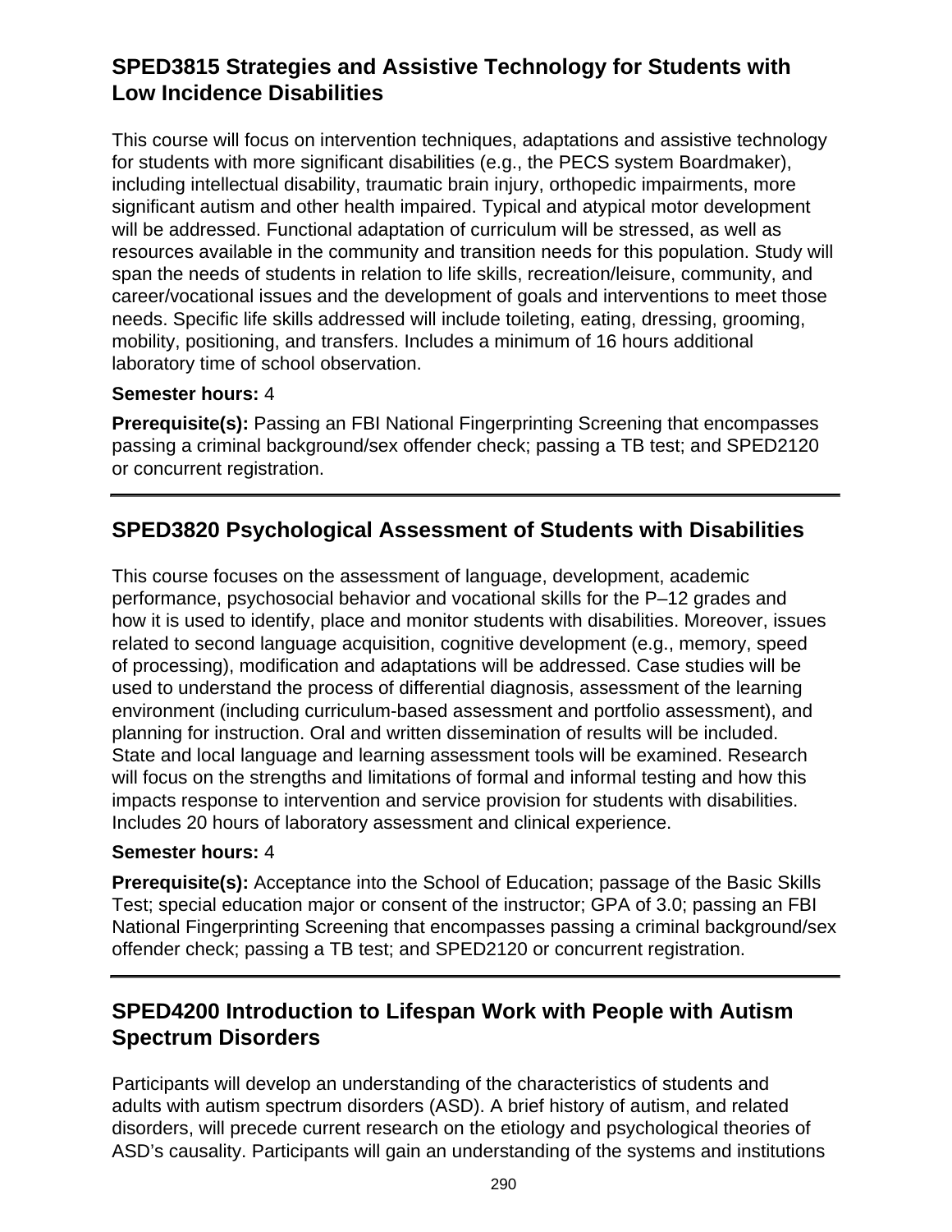## SPED3815 Strategies and Assistive Technology for Students with Low Incidence Disabilities

This course will focus on intervention techniques, adaptations and assistive technology for students with more significant disabilities (e.g., the PECS system Boardmaker), including intellectual disability, traumatic brain injury, orthopedic impairments, more significant autism and other health impaired. Typical and atypical motor development will be addressed. Functional adaptation of curriculum will be stressed, as well as resources available in the community and transition needs for this population. Study will span the needs of students in relation to life skills, recreation/leisure, community, and career/vocational issues and the development of goals and interventions to meet those needs. Specific life skills addressed will include toileting, eating, dressing, grooming, mobility, positioning, and transfers. Includes a minimum of 16 hours additional laboratory time of school observation.

**Semester hours:** 4

**Prerequisite(s):** Passing an FBI National Fingerprinting Screening that encompasses passing a criminal background/sex offender check; passing a TB test; and SPED2120 or concurrent registration.

---

## SPED3820 Psychological Assessment of Students with Disabilities

This course focuses on the assessment of language, development, academic performance, psychosocial behavior and vocational skills for the P–12 grades and how it is used to identify, place and monitor students with disabilities. Moreover, issues related to second language acquisition, cognitive development (e.g., memory, speed of processing), modification and adaptations will be addressed. Case studies will be used to understand the process of differential diagnosis, assessment of the learning environment (including curriculum-based assessment and portfolio assessment), and planning for instruction. Oral and written dissemination of results will be included. State and local language and learning assessment tools will be examined. Research will focus on the strengths and limitations of formal and informal testing and how this impacts response to intervention and service provision for students with disabilities. Includes 20 hours of laboratory assessment and clinical experience.

**Semester hours:** 4

**Prerequisite(s):** Acceptance into the School of Education; passage of the Basic Skills Test; special education major or consent of the instructor; GPA of 3.0; passing an FBI National Fingerprinting Screening that encompasses passing a criminal background/sex offender check; passing a TB test; and SPED2120 or concurrent registration.

---

## SPED4200 Introduction to Lifespan Work with People with Autism Spectrum Disorders

Participants will develop an understanding of the characteristics of students and adults with autism spectrum disorders (ASD). A brief history of autism, and related disorders, will precede current research on the etiology and psychological theories of ASD's causality. Participants will gain an understanding of the systems and institutions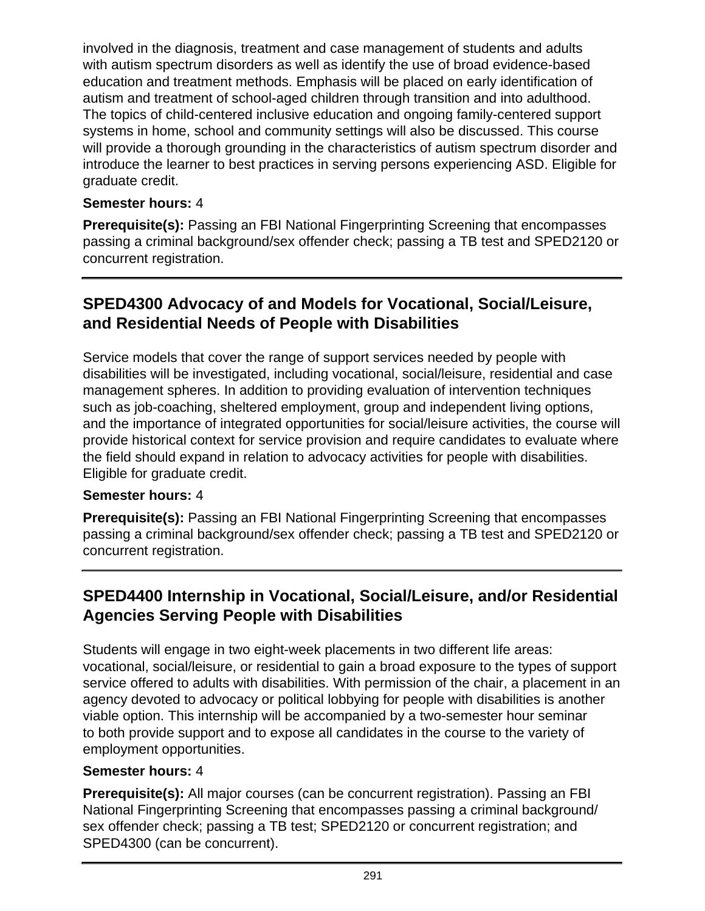involved in the diagnosis, treatment and case management of students and adults with autism spectrum disorders as well as identify the use of broad evidence-based education and treatment methods. Emphasis will be placed on early identification of autism and treatment of school-aged children through transition and into adulthood. The topics of child-centered inclusive education and ongoing family-centered support systems in home, school and community settings will also be discussed. This course will provide a thorough grounding in the characteristics of autism spectrum disorder and introduce the learner to best practices in serving persons experiencing ASD. Eligible for graduate credit.

**Semester hours:** 4

**Prerequisite(s):** Passing an FBI National Fingerprinting Screening that encompasses passing a criminal background/sex offender check; passing a TB test and SPED2120 or concurrent registration.

---

## SPED4300 Advocacy of and Models for Vocational, Social/Leisure, and Residential Needs of People with Disabilities

Service models that cover the range of support services needed by people with disabilities will be investigated, including vocational, social/leisure, residential and case management spheres. In addition to providing evaluation of intervention techniques such as job-coaching, sheltered employment, group and independent living options, and the importance of integrated opportunities for social/leisure activities, the course will provide historical context for service provision and require candidates to evaluate where the field should expand in relation to advocacy activities for people with disabilities. Eligible for graduate credit.

**Semester hours:** 4

**Prerequisite(s):** Passing an FBI National Fingerprinting Screening that encompasses passing a criminal background/sex offender check; passing a TB test and SPED2120 or concurrent registration.

---

## SPED4400 Internship in Vocational, Social/Leisure, and/or Residential Agencies Serving People with Disabilities

Students will engage in two eight-week placements in two different life areas: vocational, social/leisure, or residential to gain a broad exposure to the types of support service offered to adults with disabilities. With permission of the chair, a placement in an agency devoted to advocacy or political lobbying for people with disabilities is another viable option. This internship will be accompanied by a two-semester hour seminar to both provide support and to expose all candidates in the course to the variety of employment opportunities.

**Semester hours:** 4

**Prerequisite(s):** All major courses (can be concurrent registration). Passing an FBI National Fingerprinting Screening that encompasses passing a criminal background/sex offender check; passing a TB test; SPED2120 or concurrent registration; and SPED4300 (can be concurrent).

---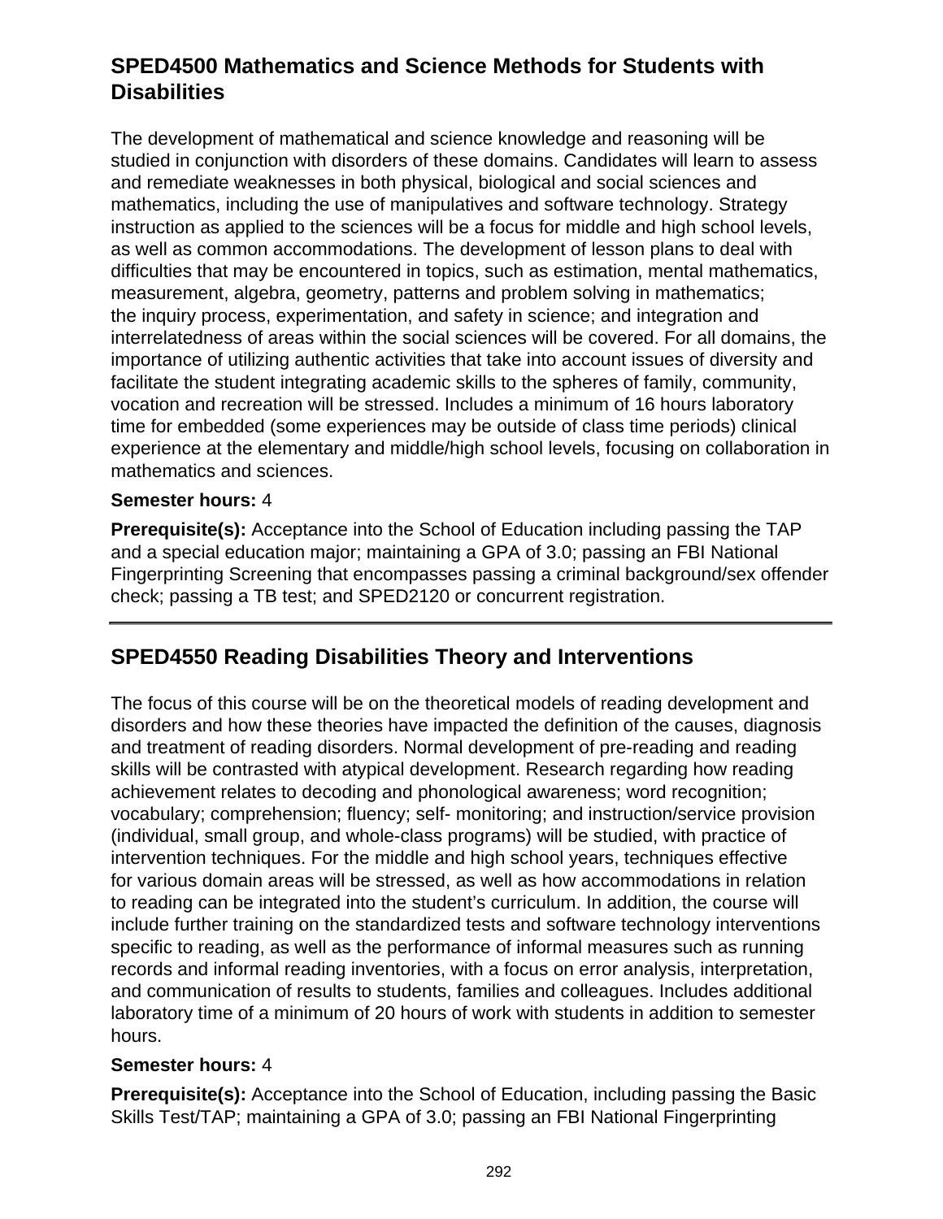## SPED4500 Mathematics and Science Methods for Students with Disabilities

The development of mathematical and science knowledge and reasoning will be studied in conjunction with disorders of these domains. Candidates will learn to assess and remediate weaknesses in both physical, biological and social sciences and mathematics, including the use of manipulatives and software technology. Strategy instruction as applied to the sciences will be a focus for middle and high school levels, as well as common accommodations. The development of lesson plans to deal with difficulties that may be encountered in topics, such as estimation, mental mathematics, measurement, algebra, geometry, patterns and problem solving in mathematics; the inquiry process, experimentation, and safety in science; and integration and interrelatedness of areas within the social sciences will be covered. For all domains, the importance of utilizing authentic activities that take into account issues of diversity and facilitate the student integrating academic skills to the spheres of family, community, vocation and recreation will be stressed. Includes a minimum of 16 hours laboratory time for embedded (some experiences may be outside of class time periods) clinical experience at the elementary and middle/high school levels, focusing on collaboration in mathematics and sciences.

**Semester hours:** 4

**Prerequisite(s):** Acceptance into the School of Education including passing the TAP and a special education major; maintaining a GPA of 3.0; passing an FBI National Fingerprinting Screening that encompasses passing a criminal background/sex offender check; passing a TB test; and SPED2120 or concurrent registration.

---

## SPED4550 Reading Disabilities Theory and Interventions

The focus of this course will be on the theoretical models of reading development and disorders and how these theories have impacted the definition of the causes, diagnosis and treatment of reading disorders. Normal development of pre-reading and reading skills will be contrasted with atypical development. Research regarding how reading achievement relates to decoding and phonological awareness; word recognition; vocabulary; comprehension; fluency; self- monitoring; and instruction/service provision (individual, small group, and whole-class programs) will be studied, with practice of intervention techniques. For the middle and high school years, techniques effective for various domain areas will be stressed, as well as how accommodations in relation to reading can be integrated into the student's curriculum. In addition, the course will include further training on the standardized tests and software technology interventions specific to reading, as well as the performance of informal measures such as running records and informal reading inventories, with a focus on error analysis, interpretation, and communication of results to students, families and colleagues. Includes additional laboratory time of a minimum of 20 hours of work with students in addition to semester hours.

**Semester hours:** 4

**Prerequisite(s):** Acceptance into the School of Education, including passing the Basic Skills Test/TAP; maintaining a GPA of 3.0; passing an FBI National Fingerprinting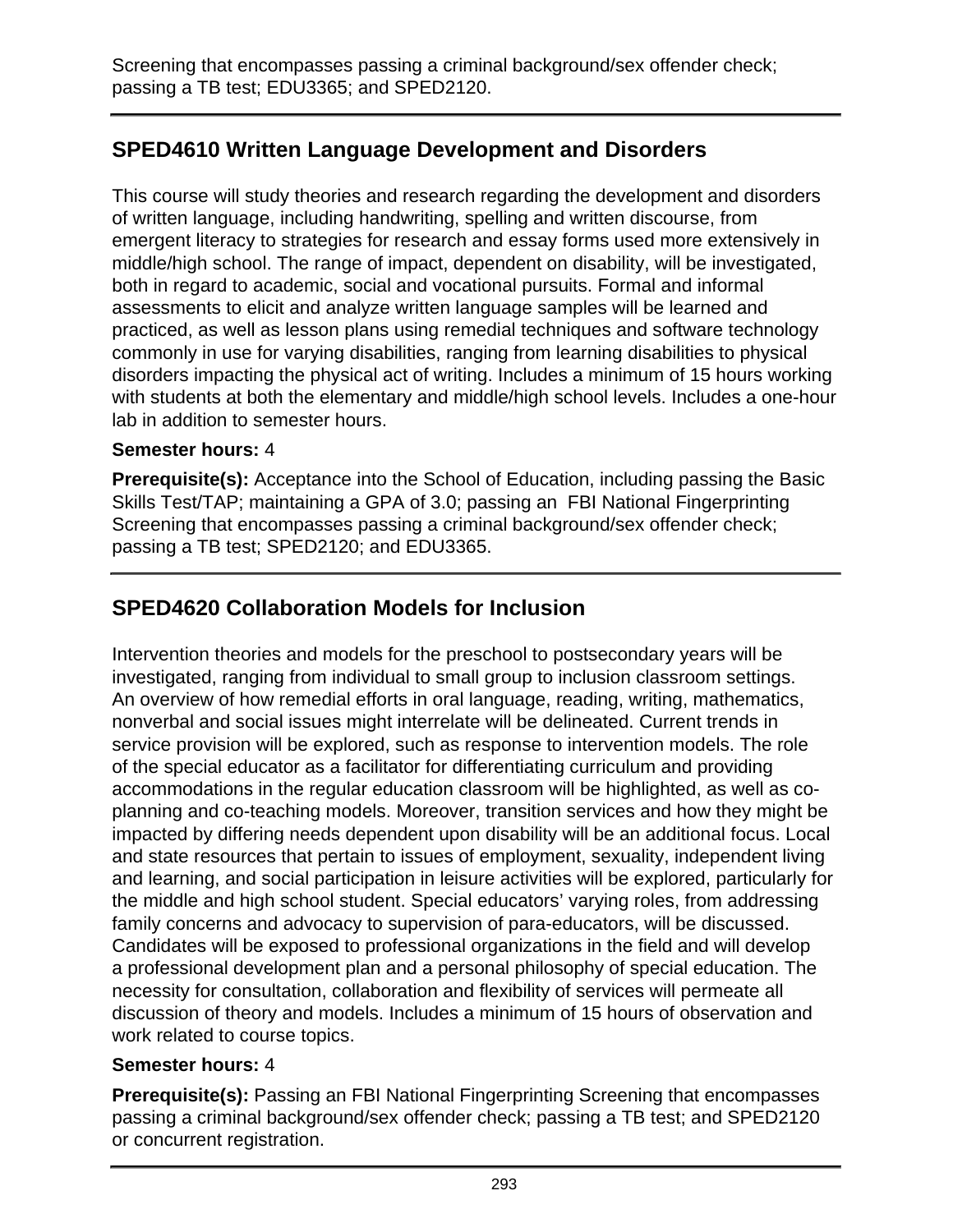Screening that encompasses passing a criminal background/sex offender check; passing a TB test; EDU3365; and SPED2120.

## SPED4610 Written Language Development and Disorders

This course will study theories and research regarding the development and disorders of written language, including handwriting, spelling and written discourse, from emergent literacy to strategies for research and essay forms used more extensively in middle/high school. The range of impact, dependent on disability, will be investigated, both in regard to academic, social and vocational pursuits. Formal and informal assessments to elicit and analyze written language samples will be learned and practiced, as well as lesson plans using remedial techniques and software technology commonly in use for varying disabilities, ranging from learning disabilities to physical disorders impacting the physical act of writing. Includes a minimum of 15 hours working with students at both the elementary and middle/high school levels. Includes a one-hour lab in addition to semester hours.

**Semester hours:** 4

**Prerequisite(s):** Acceptance into the School of Education, including passing the Basic Skills Test/TAP; maintaining a GPA of 3.0; passing an FBI National Fingerprinting Screening that encompasses passing a criminal background/sex offender check; passing a TB test; SPED2120; and EDU3365.

## SPED4620 Collaboration Models for Inclusion

Intervention theories and models for the preschool to postsecondary years will be investigated, ranging from individual to small group to inclusion classroom settings. An overview of how remedial efforts in oral language, reading, writing, mathematics, nonverbal and social issues might interrelate will be delineated. Current trends in service provision will be explored, such as response to intervention models. The role of the special educator as a facilitator for differentiating curriculum and providing accommodations in the regular education classroom will be highlighted, as well as co-planning and co-teaching models. Moreover, transition services and how they might be impacted by differing needs dependent upon disability will be an additional focus. Local and state resources that pertain to issues of employment, sexuality, independent living and learning, and social participation in leisure activities will be explored, particularly for the middle and high school student. Special educators' varying roles, from addressing family concerns and advocacy to supervision of para-educators, will be discussed. Candidates will be exposed to professional organizations in the field and will develop a professional development plan and a personal philosophy of special education. The necessity for consultation, collaboration and flexibility of services will permeate all discussion of theory and models. Includes a minimum of 15 hours of observation and work related to course topics.

**Semester hours:** 4

**Prerequisite(s):** Passing an FBI National Fingerprinting Screening that encompasses passing a criminal background/sex offender check; passing a TB test; and SPED2120 or concurrent registration.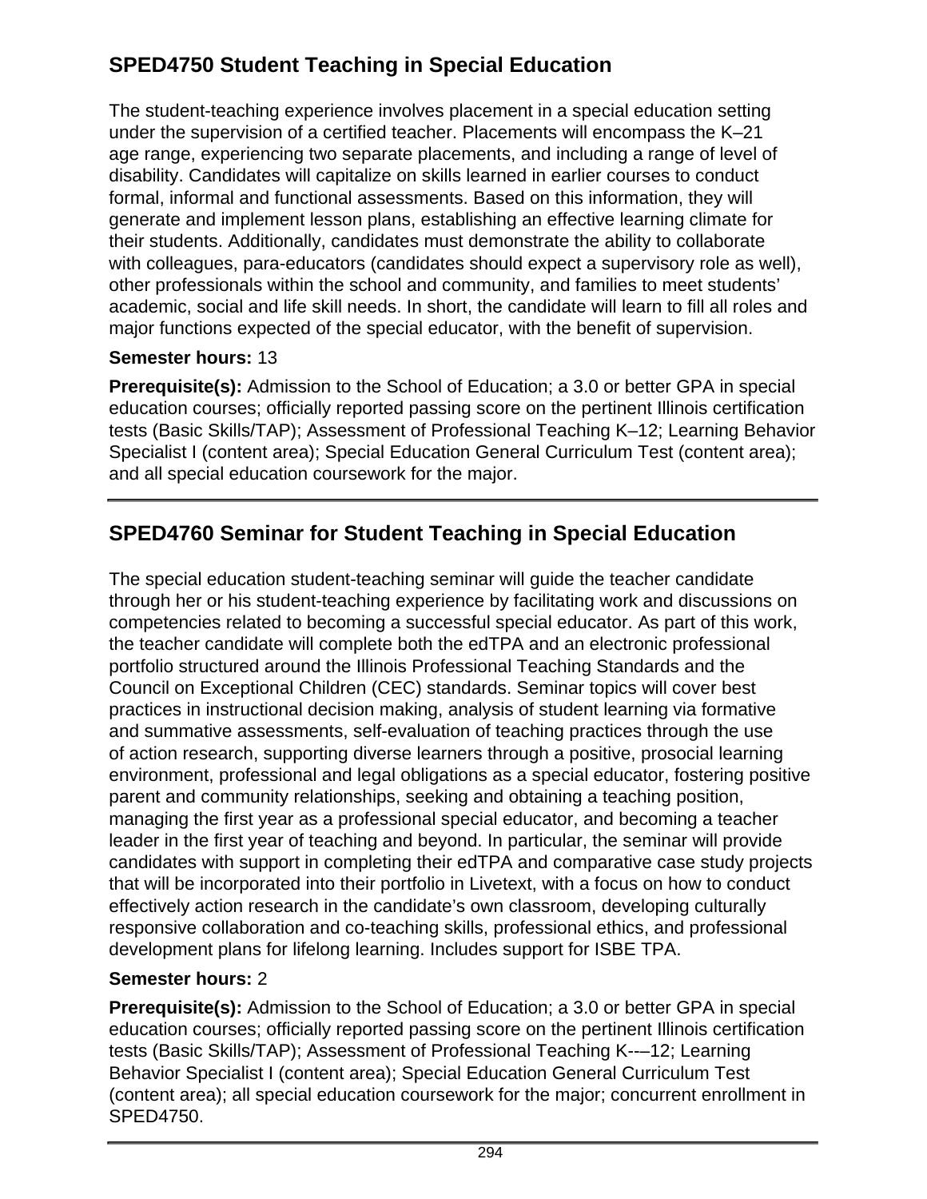## SPED4750 Student Teaching in Special Education

The student-teaching experience involves placement in a special education setting under the supervision of a certified teacher. Placements will encompass the K–21 age range, experiencing two separate placements, and including a range of level of disability. Candidates will capitalize on skills learned in earlier courses to conduct formal, informal and functional assessments. Based on this information, they will generate and implement lesson plans, establishing an effective learning climate for their students. Additionally, candidates must demonstrate the ability to collaborate with colleagues, para-educators (candidates should expect a supervisory role as well), other professionals within the school and community, and families to meet students' academic, social and life skill needs. In short, the candidate will learn to fill all roles and major functions expected of the special educator, with the benefit of supervision.

**Semester hours:** 13

**Prerequisite(s):** Admission to the School of Education; a 3.0 or better GPA in special education courses; officially reported passing score on the pertinent Illinois certification tests (Basic Skills/TAP); Assessment of Professional Teaching K–12; Learning Behavior Specialist I (content area); Special Education General Curriculum Test (content area); and all special education coursework for the major.

---

## SPED4760 Seminar for Student Teaching in Special Education

The special education student-teaching seminar will guide the teacher candidate through her or his student-teaching experience by facilitating work and discussions on competencies related to becoming a successful special educator. As part of this work, the teacher candidate will complete both the edTPA and an electronic professional portfolio structured around the Illinois Professional Teaching Standards and the Council on Exceptional Children (CEC) standards. Seminar topics will cover best practices in instructional decision making, analysis of student learning via formative and summative assessments, self-evaluation of teaching practices through the use of action research, supporting diverse learners through a positive, prosocial learning environment, professional and legal obligations as a special educator, fostering positive parent and community relationships, seeking and obtaining a teaching position, managing the first year as a professional special educator, and becoming a teacher leader in the first year of teaching and beyond. In particular, the seminar will provide candidates with support in completing their edTPA and comparative case study projects that will be incorporated into their portfolio in Livetext, with a focus on how to conduct effectively action research in the candidate's own classroom, developing culturally responsive collaboration and co-teaching skills, professional ethics, and professional development plans for lifelong learning. Includes support for ISBE TPA.

**Semester hours:** 2

**Prerequisite(s):** Admission to the School of Education; a 3.0 or better GPA in special education courses; officially reported passing score on the pertinent Illinois certification tests (Basic Skills/TAP); Assessment of Professional Teaching K-–12; Learning Behavior Specialist I (content area); Special Education General Curriculum Test (content area); all special education coursework for the major; concurrent enrollment in SPED4750.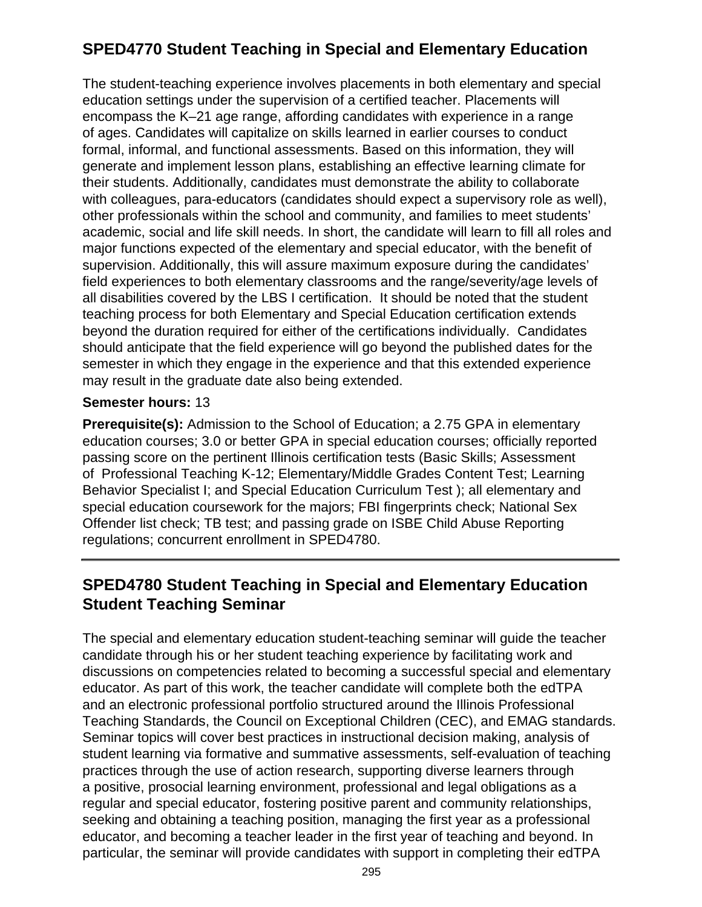## SPED4770 Student Teaching in Special and Elementary Education

The student-teaching experience involves placements in both elementary and special education settings under the supervision of a certified teacher. Placements will encompass the K–21 age range, affording candidates with experience in a range of ages. Candidates will capitalize on skills learned in earlier courses to conduct formal, informal, and functional assessments. Based on this information, they will generate and implement lesson plans, establishing an effective learning climate for their students. Additionally, candidates must demonstrate the ability to collaborate with colleagues, para-educators (candidates should expect a supervisory role as well), other professionals within the school and community, and families to meet students' academic, social and life skill needs. In short, the candidate will learn to fill all roles and major functions expected of the elementary and special educator, with the benefit of supervision. Additionally, this will assure maximum exposure during the candidates' field experiences to both elementary classrooms and the range/severity/age levels of all disabilities covered by the LBS I certification. It should be noted that the student teaching process for both Elementary and Special Education certification extends beyond the duration required for either of the certifications individually. Candidates should anticipate that the field experience will go beyond the published dates for the semester in which they engage in the experience and that this extended experience may result in the graduate date also being extended.

**Semester hours:** 13

**Prerequisite(s):** Admission to the School of Education; a 2.75 GPA in elementary education courses; 3.0 or better GPA in special education courses; officially reported passing score on the pertinent Illinois certification tests (Basic Skills; Assessment of Professional Teaching K-12; Elementary/Middle Grades Content Test; Learning Behavior Specialist I; and Special Education Curriculum Test ); all elementary and special education coursework for the majors; FBI fingerprints check; National Sex Offender list check; TB test; and passing grade on ISBE Child Abuse Reporting regulations; concurrent enrollment in SPED4780.

---

## SPED4780 Student Teaching in Special and Elementary Education Student Teaching Seminar

The special and elementary education student-teaching seminar will guide the teacher candidate through his or her student teaching experience by facilitating work and discussions on competencies related to becoming a successful special and elementary educator. As part of this work, the teacher candidate will complete both the edTPA and an electronic professional portfolio structured around the Illinois Professional Teaching Standards, the Council on Exceptional Children (CEC), and EMAG standards. Seminar topics will cover best practices in instructional decision making, analysis of student learning via formative and summative assessments, self-evaluation of teaching practices through the use of action research, supporting diverse learners through a positive, prosocial learning environment, professional and legal obligations as a regular and special educator, fostering positive parent and community relationships, seeking and obtaining a teaching position, managing the first year as a professional educator, and becoming a teacher leader in the first year of teaching and beyond. In particular, the seminar will provide candidates with support in completing their edTPA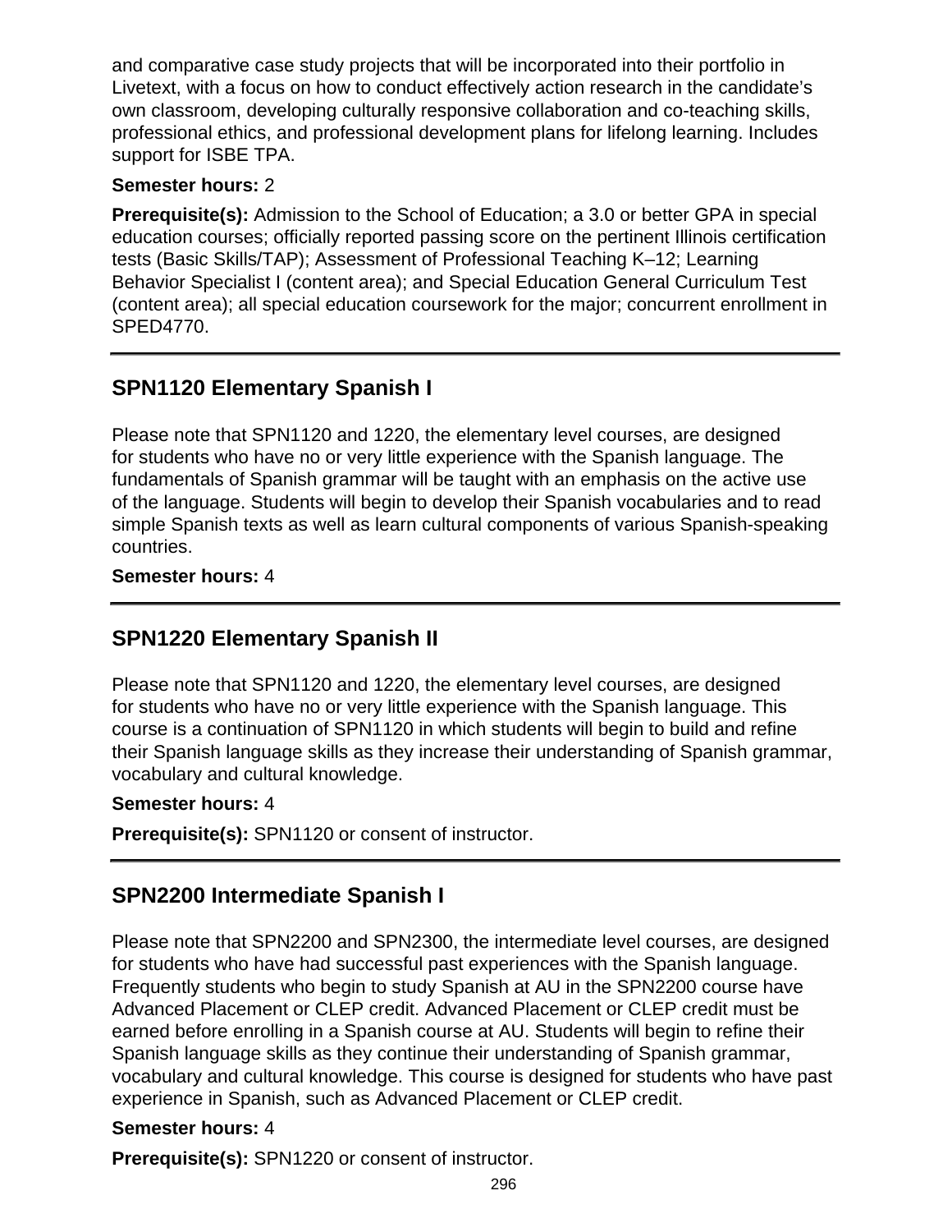and comparative case study projects that will be incorporated into their portfolio in Livetext, with a focus on how to conduct effectively action research in the candidate's own classroom, developing culturally responsive collaboration and co-teaching skills, professional ethics, and professional development plans for lifelong learning. Includes support for ISBE TPA.

**Semester hours:** 2

**Prerequisite(s):** Admission to the School of Education; a 3.0 or better GPA in special education courses; officially reported passing score on the pertinent Illinois certification tests (Basic Skills/TAP); Assessment of Professional Teaching K–12; Learning Behavior Specialist I (content area); and Special Education General Curriculum Test (content area); all special education coursework for the major; concurrent enrollment in SPED4770.

---

## SPN1120 Elementary Spanish I

Please note that SPN1120 and 1220, the elementary level courses, are designed for students who have no or very little experience with the Spanish language. The fundamentals of Spanish grammar will be taught with an emphasis on the active use of the language. Students will begin to develop their Spanish vocabularies and to read simple Spanish texts as well as learn cultural components of various Spanish-speaking countries.

**Semester hours:** 4

---

## SPN1220 Elementary Spanish II

Please note that SPN1120 and 1220, the elementary level courses, are designed for students who have no or very little experience with the Spanish language. This course is a continuation of SPN1120 in which students will begin to build and refine their Spanish language skills as they increase their understanding of Spanish grammar, vocabulary and cultural knowledge.

**Semester hours:** 4

**Prerequisite(s):** SPN1120 or consent of instructor.

---

## SPN2200 Intermediate Spanish I

Please note that SPN2200 and SPN2300, the intermediate level courses, are designed for students who have had successful past experiences with the Spanish language. Frequently students who begin to study Spanish at AU in the SPN2200 course have Advanced Placement or CLEP credit. Advanced Placement or CLEP credit must be earned before enrolling in a Spanish course at AU. Students will begin to refine their Spanish language skills as they continue their understanding of Spanish grammar, vocabulary and cultural knowledge. This course is designed for students who have past experience in Spanish, such as Advanced Placement or CLEP credit.

**Semester hours:** 4

**Prerequisite(s):** SPN1220 or consent of instructor.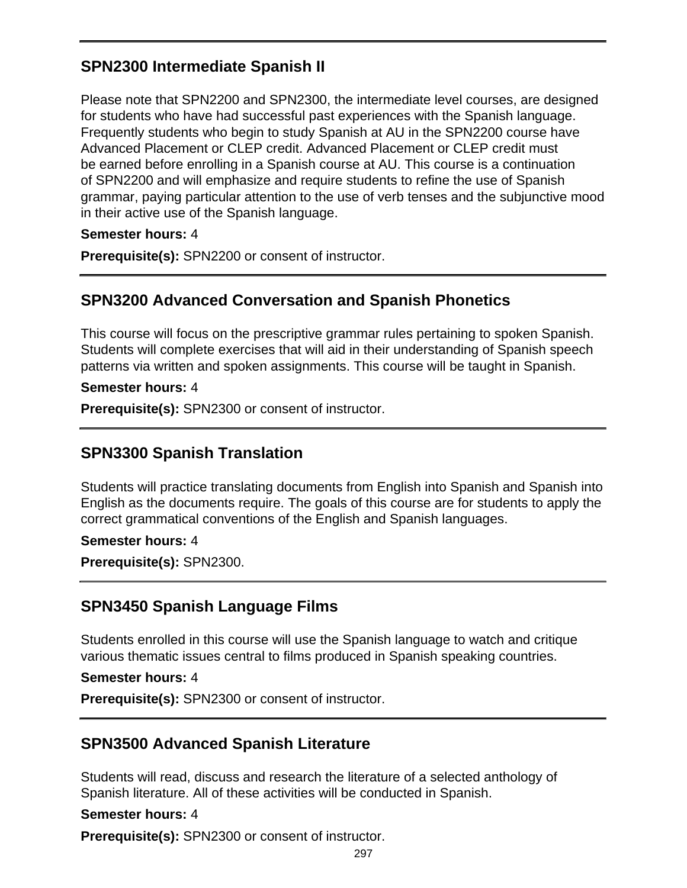## SPN2300 Intermediate Spanish II

Please note that SPN2200 and SPN2300, the intermediate level courses, are designed for students who have had successful past experiences with the Spanish language. Frequently students who begin to study Spanish at AU in the SPN2200 course have Advanced Placement or CLEP credit. Advanced Placement or CLEP credit must be earned before enrolling in a Spanish course at AU. This course is a continuation of SPN2200 and will emphasize and require students to refine the use of Spanish grammar, paying particular attention to the use of verb tenses and the subjunctive mood in their active use of the Spanish language.

**Semester hours:** 4

**Prerequisite(s):** SPN2200 or consent of instructor.

---

## SPN3200 Advanced Conversation and Spanish Phonetics

This course will focus on the prescriptive grammar rules pertaining to spoken Spanish. Students will complete exercises that will aid in their understanding of Spanish speech patterns via written and spoken assignments. This course will be taught in Spanish.

**Semester hours:** 4

**Prerequisite(s):** SPN2300 or consent of instructor.

---

## SPN3300 Spanish Translation

Students will practice translating documents from English into Spanish and Spanish into English as the documents require. The goals of this course are for students to apply the correct grammatical conventions of the English and Spanish languages.

**Semester hours:** 4

**Prerequisite(s):** SPN2300.

---

## SPN3450 Spanish Language Films

Students enrolled in this course will use the Spanish language to watch and critique various thematic issues central to films produced in Spanish speaking countries.

**Semester hours:** 4

**Prerequisite(s):** SPN2300 or consent of instructor.

---

## SPN3500 Advanced Spanish Literature

Students will read, discuss and research the literature of a selected anthology of Spanish literature. All of these activities will be conducted in Spanish.

**Semester hours:** 4

**Prerequisite(s):** SPN2300 or consent of instructor.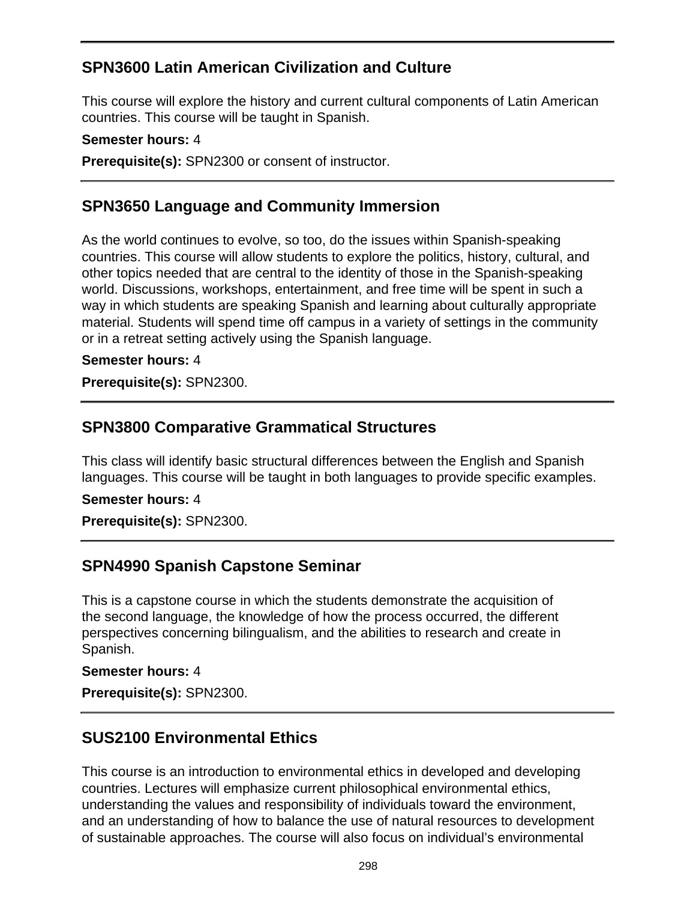## SPN3600 Latin American Civilization and Culture

This course will explore the history and current cultural components of Latin American countries. This course will be taught in Spanish.

**Semester hours:** 4

**Prerequisite(s):** SPN2300 or consent of instructor.

## SPN3650 Language and Community Immersion

As the world continues to evolve, so too, do the issues within Spanish-speaking countries. This course will allow students to explore the politics, history, cultural, and other topics needed that are central to the identity of those in the Spanish-speaking world. Discussions, workshops, entertainment, and free time will be spent in such a way in which students are speaking Spanish and learning about culturally appropriate material. Students will spend time off campus in a variety of settings in the community or in a retreat setting actively using the Spanish language.

**Semester hours:** 4

**Prerequisite(s):** SPN2300.

## SPN3800 Comparative Grammatical Structures

This class will identify basic structural differences between the English and Spanish languages. This course will be taught in both languages to provide specific examples.

**Semester hours:** 4

**Prerequisite(s):** SPN2300.

## SPN4990 Spanish Capstone Seminar

This is a capstone course in which the students demonstrate the acquisition of the second language, the knowledge of how the process occurred, the different perspectives concerning bilingualism, and the abilities to research and create in Spanish.

**Semester hours:** 4

**Prerequisite(s):** SPN2300.

## SUS2100 Environmental Ethics

This course is an introduction to environmental ethics in developed and developing countries. Lectures will emphasize current philosophical environmental ethics, understanding the values and responsibility of individuals toward the environment, and an understanding of how to balance the use of natural resources to development of sustainable approaches. The course will also focus on individual's environmental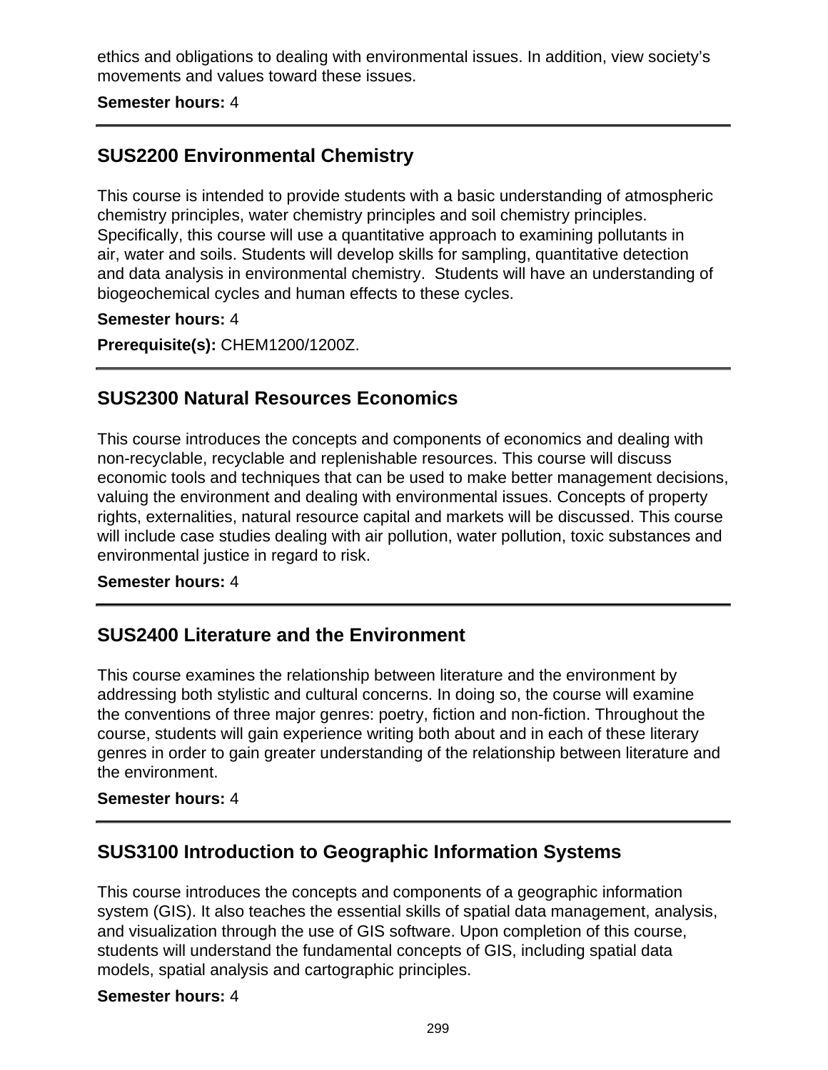ethics and obligations to dealing with environmental issues. In addition, view society's movements and values toward these issues.

**Semester hours:** 4

---

## SUS2200 Environmental Chemistry

This course is intended to provide students with a basic understanding of atmospheric chemistry principles, water chemistry principles and soil chemistry principles. Specifically, this course will use a quantitative approach to examining pollutants in air, water and soils. Students will develop skills for sampling, quantitative detection and data analysis in environmental chemistry. Students will have an understanding of biogeochemical cycles and human effects to these cycles.

**Semester hours:** 4

**Prerequisite(s):** CHEM1200/1200Z.

---

## SUS2300 Natural Resources Economics

This course introduces the concepts and components of economics and dealing with non-recyclable, recyclable and replenishable resources. This course will discuss economic tools and techniques that can be used to make better management decisions, valuing the environment and dealing with environmental issues. Concepts of property rights, externalities, natural resource capital and markets will be discussed. This course will include case studies dealing with air pollution, water pollution, toxic substances and environmental justice in regard to risk.

**Semester hours:** 4

---

## SUS2400 Literature and the Environment

This course examines the relationship between literature and the environment by addressing both stylistic and cultural concerns. In doing so, the course will examine the conventions of three major genres: poetry, fiction and non-fiction. Throughout the course, students will gain experience writing both about and in each of these literary genres in order to gain greater understanding of the relationship between literature and the environment.

**Semester hours:** 4

---

## SUS3100 Introduction to Geographic Information Systems

This course introduces the concepts and components of a geographic information system (GIS). It also teaches the essential skills of spatial data management, analysis, and visualization through the use of GIS software. Upon completion of this course, students will understand the fundamental concepts of GIS, including spatial data models, spatial analysis and cartographic principles.

**Semester hours:** 4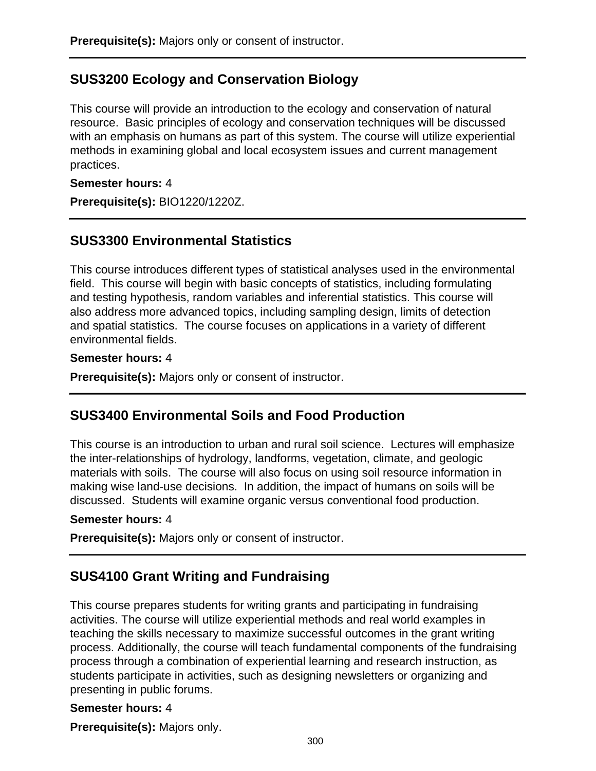**Prerequisite(s):** Majors only or consent of instructor.

---

## SUS3200 Ecology and Conservation Biology

This course will provide an introduction to the ecology and conservation of natural resource. Basic principles of ecology and conservation techniques will be discussed with an emphasis on humans as part of this system. The course will utilize experiential methods in examining global and local ecosystem issues and current management practices.

**Semester hours:** 4

**Prerequisite(s):** BIO1220/1220Z.

---

## SUS3300 Environmental Statistics

This course introduces different types of statistical analyses used in the environmental field. This course will begin with basic concepts of statistics, including formulating and testing hypothesis, random variables and inferential statistics. This course will also address more advanced topics, including sampling design, limits of detection and spatial statistics. The course focuses on applications in a variety of different environmental fields.

**Semester hours:** 4

**Prerequisite(s):** Majors only or consent of instructor.

---

## SUS3400 Environmental Soils and Food Production

This course is an introduction to urban and rural soil science. Lectures will emphasize the inter-relationships of hydrology, landforms, vegetation, climate, and geologic materials with soils. The course will also focus on using soil resource information in making wise land-use decisions. In addition, the impact of humans on soils will be discussed. Students will examine organic versus conventional food production.

**Semester hours:** 4

**Prerequisite(s):** Majors only or consent of instructor.

---

## SUS4100 Grant Writing and Fundraising

This course prepares students for writing grants and participating in fundraising activities. The course will utilize experiential methods and real world examples in teaching the skills necessary to maximize successful outcomes in the grant writing process. Additionally, the course will teach fundamental components of the fundraising process through a combination of experiential learning and research instruction, as students participate in activities, such as designing newsletters or organizing and presenting in public forums.

**Semester hours:** 4

**Prerequisite(s):** Majors only.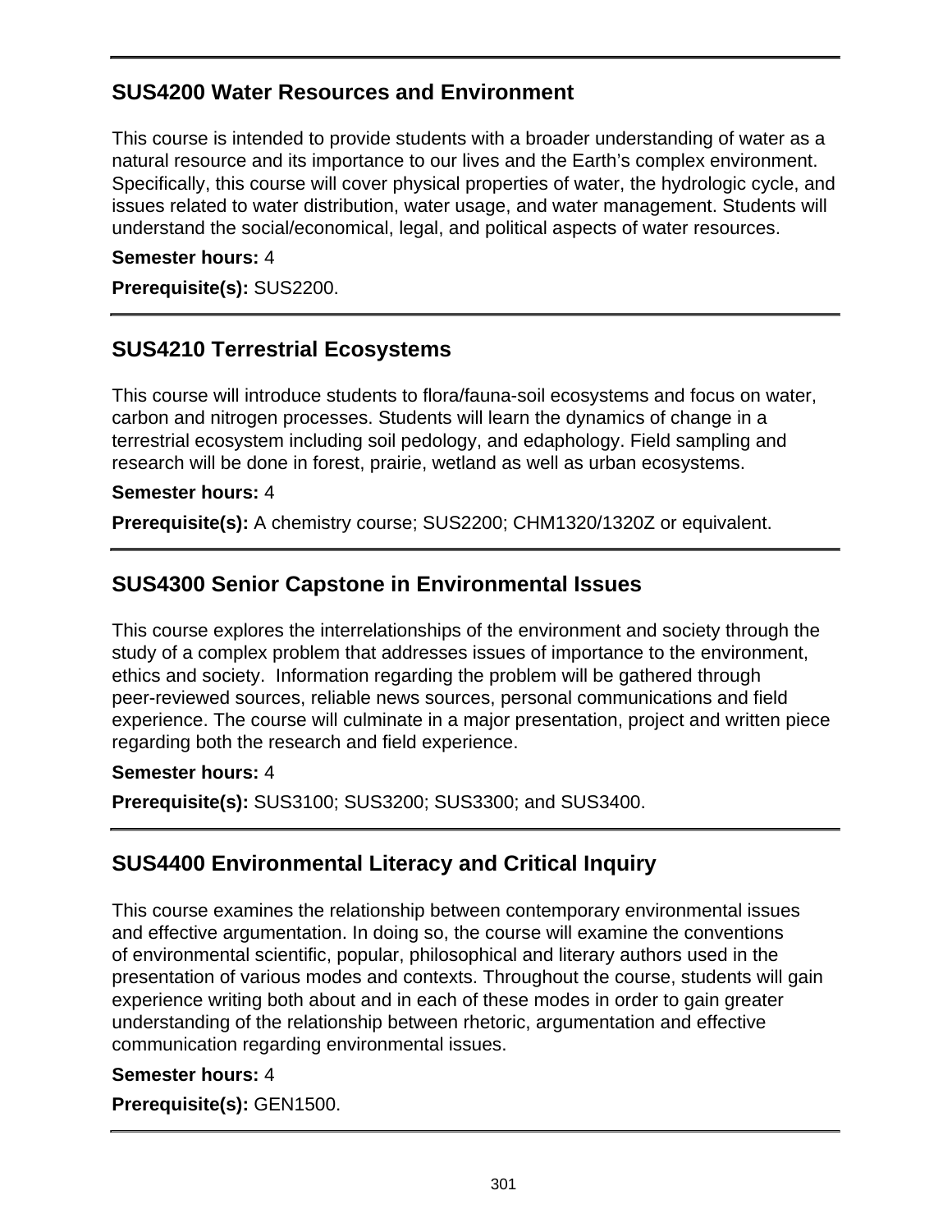## SUS4200 Water Resources and Environment

This course is intended to provide students with a broader understanding of water as a natural resource and its importance to our lives and the Earth's complex environment. Specifically, this course will cover physical properties of water, the hydrologic cycle, and issues related to water distribution, water usage, and water management. Students will understand the social/economical, legal, and political aspects of water resources.

**Semester hours:** 4

**Prerequisite(s):** SUS2200.

## SUS4210 Terrestrial Ecosystems

This course will introduce students to flora/fauna-soil ecosystems and focus on water, carbon and nitrogen processes. Students will learn the dynamics of change in a terrestrial ecosystem including soil pedology, and edaphology. Field sampling and research will be done in forest, prairie, wetland as well as urban ecosystems.

**Semester hours:** 4

**Prerequisite(s):** A chemistry course; SUS2200; CHM1320/1320Z or equivalent.

## SUS4300 Senior Capstone in Environmental Issues

This course explores the interrelationships of the environment and society through the study of a complex problem that addresses issues of importance to the environment, ethics and society. Information regarding the problem will be gathered through peer-reviewed sources, reliable news sources, personal communications and field experience. The course will culminate in a major presentation, project and written piece regarding both the research and field experience.

**Semester hours:** 4

**Prerequisite(s):** SUS3100; SUS3200; SUS3300; and SUS3400.

## SUS4400 Environmental Literacy and Critical Inquiry

This course examines the relationship between contemporary environmental issues and effective argumentation. In doing so, the course will examine the conventions of environmental scientific, popular, philosophical and literary authors used in the presentation of various modes and contexts. Throughout the course, students will gain experience writing both about and in each of these modes in order to gain greater understanding of the relationship between rhetoric, argumentation and effective communication regarding environmental issues.

**Semester hours:** 4

**Prerequisite(s):** GEN1500.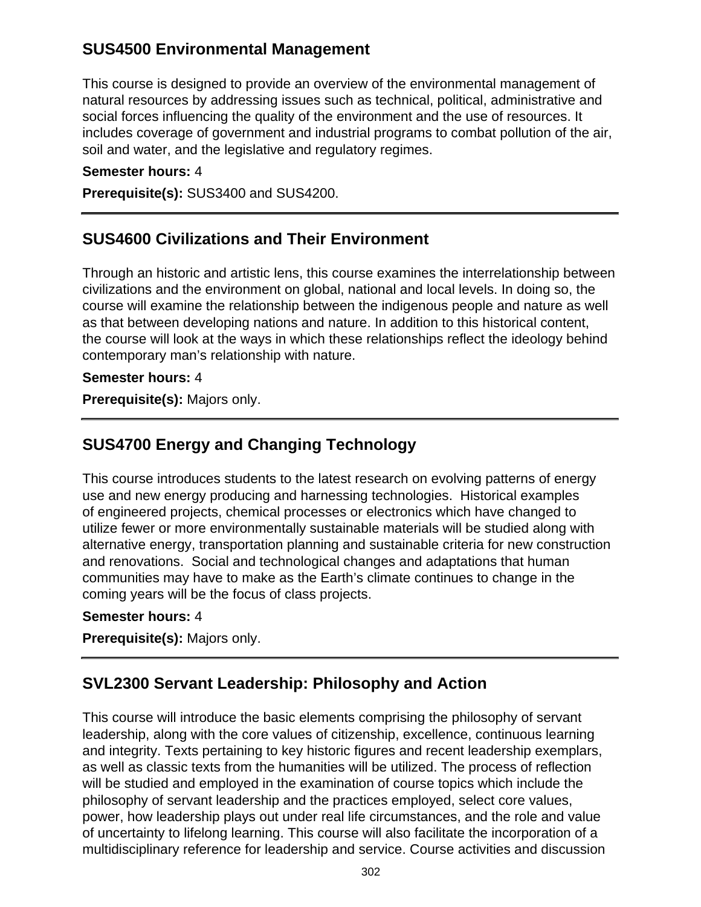## SUS4500 Environmental Management

This course is designed to provide an overview of the environmental management of natural resources by addressing issues such as technical, political, administrative and social forces influencing the quality of the environment and the use of resources. It includes coverage of government and industrial programs to combat pollution of the air, soil and water, and the legislative and regulatory regimes.

**Semester hours:** 4

**Prerequisite(s):** SUS3400 and SUS4200.

---

## SUS4600 Civilizations and Their Environment

Through an historic and artistic lens, this course examines the interrelationship between civilizations and the environment on global, national and local levels. In doing so, the course will examine the relationship between the indigenous people and nature as well as that between developing nations and nature. In addition to this historical content, the course will look at the ways in which these relationships reflect the ideology behind contemporary man’s relationship with nature.

**Semester hours:** 4

**Prerequisite(s):** Majors only.

---

## SUS4700 Energy and Changing Technology

This course introduces students to the latest research on evolving patterns of energy use and new energy producing and harnessing technologies. Historical examples of engineered projects, chemical processes or electronics which have changed to utilize fewer or more environmentally sustainable materials will be studied along with alternative energy, transportation planning and sustainable criteria for new construction and renovations. Social and technological changes and adaptations that human communities may have to make as the Earth’s climate continues to change in the coming years will be the focus of class projects.

**Semester hours:** 4

**Prerequisite(s):** Majors only.

---

## SVL2300 Servant Leadership: Philosophy and Action

This course will introduce the basic elements comprising the philosophy of servant leadership, along with the core values of citizenship, excellence, continuous learning and integrity. Texts pertaining to key historic figures and recent leadership exemplars, as well as classic texts from the humanities will be utilized. The process of reflection will be studied and employed in the examination of course topics which include the philosophy of servant leadership and the practices employed, select core values, power, how leadership plays out under real life circumstances, and the role and value of uncertainty to lifelong learning. This course will also facilitate the incorporation of a multidisciplinary reference for leadership and service. Course activities and discussion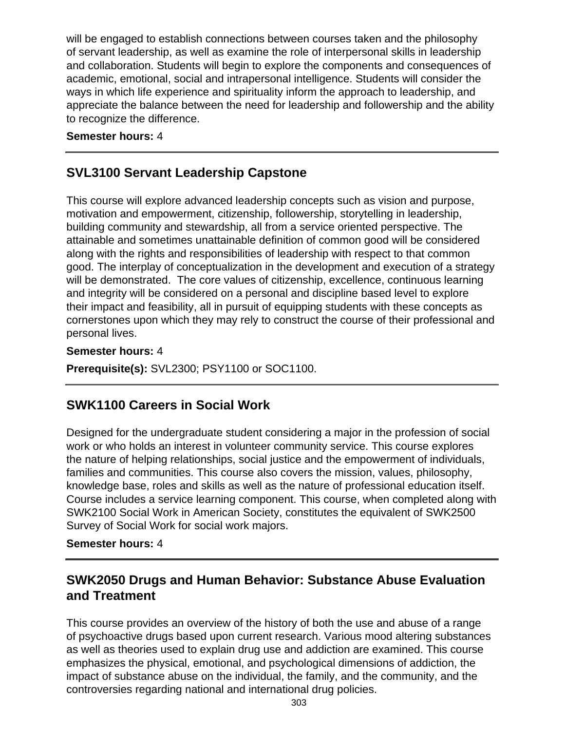will be engaged to establish connections between courses taken and the philosophy of servant leadership, as well as examine the role of interpersonal skills in leadership and collaboration. Students will begin to explore the components and consequences of academic, emotional, social and intrapersonal intelligence. Students will consider the ways in which life experience and spirituality inform the approach to leadership, and appreciate the balance between the need for leadership and followership and the ability to recognize the difference.

**Semester hours:** 4

---

## SVL3100 Servant Leadership Capstone

This course will explore advanced leadership concepts such as vision and purpose, motivation and empowerment, citizenship, followership, storytelling in leadership, building community and stewardship, all from a service oriented perspective. The attainable and sometimes unattainable definition of common good will be considered along with the rights and responsibilities of leadership with respect to that common good. The interplay of conceptualization in the development and execution of a strategy will be demonstrated. The core values of citizenship, excellence, continuous learning and integrity will be considered on a personal and discipline based level to explore their impact and feasibility, all in pursuit of equipping students with these concepts as cornerstones upon which they may rely to construct the course of their professional and personal lives.

**Semester hours:** 4

**Prerequisite(s):** SVL2300; PSY1100 or SOC1100.

---

## SWK1100 Careers in Social Work

Designed for the undergraduate student considering a major in the profession of social work or who holds an interest in volunteer community service. This course explores the nature of helping relationships, social justice and the empowerment of individuals, families and communities. This course also covers the mission, values, philosophy, knowledge base, roles and skills as well as the nature of professional education itself. Course includes a service learning component. This course, when completed along with SWK2100 Social Work in American Society, constitutes the equivalent of SWK2500 Survey of Social Work for social work majors.

**Semester hours:** 4

---

## SWK2050 Drugs and Human Behavior: Substance Abuse Evaluation and Treatment

This course provides an overview of the history of both the use and abuse of a range of psychoactive drugs based upon current research. Various mood altering substances as well as theories used to explain drug use and addiction are examined. This course emphasizes the physical, emotional, and psychological dimensions of addiction, the impact of substance abuse on the individual, the family, and the community, and the controversies regarding national and international drug policies.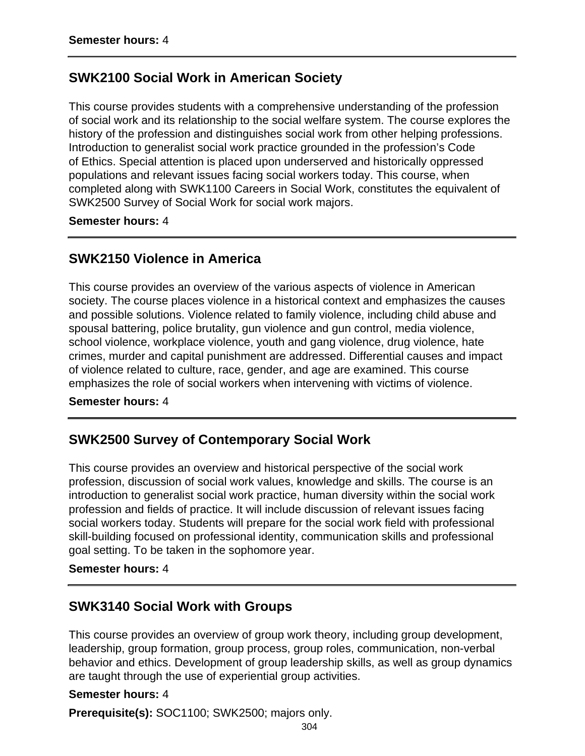**Semester hours:** 4

---

## SWK2100 Social Work in American Society

This course provides students with a comprehensive understanding of the profession of social work and its relationship to the social welfare system. The course explores the history of the profession and distinguishes social work from other helping professions. Introduction to generalist social work practice grounded in the profession's Code of Ethics. Special attention is placed upon underserved and historically oppressed populations and relevant issues facing social workers today. This course, when completed along with SWK1100 Careers in Social Work, constitutes the equivalent of SWK2500 Survey of Social Work for social work majors.

**Semester hours:** 4

---

## SWK2150 Violence in America

This course provides an overview of the various aspects of violence in American society. The course places violence in a historical context and emphasizes the causes and possible solutions. Violence related to family violence, including child abuse and spousal battering, police brutality, gun violence and gun control, media violence, school violence, workplace violence, youth and gang violence, drug violence, hate crimes, murder and capital punishment are addressed. Differential causes and impact of violence related to culture, race, gender, and age are examined. This course emphasizes the role of social workers when intervening with victims of violence.

**Semester hours:** 4

---

## SWK2500 Survey of Contemporary Social Work

This course provides an overview and historical perspective of the social work profession, discussion of social work values, knowledge and skills. The course is an introduction to generalist social work practice, human diversity within the social work profession and fields of practice. It will include discussion of relevant issues facing social workers today. Students will prepare for the social work field with professional skill-building focused on professional identity, communication skills and professional goal setting. To be taken in the sophomore year.

**Semester hours:** 4

---

## SWK3140 Social Work with Groups

This course provides an overview of group work theory, including group development, leadership, group formation, group process, group roles, communication, non-verbal behavior and ethics. Development of group leadership skills, as well as group dynamics are taught through the use of experiential group activities.

**Semester hours:** 4

**Prerequisite(s):** SOC1100; SWK2500; majors only.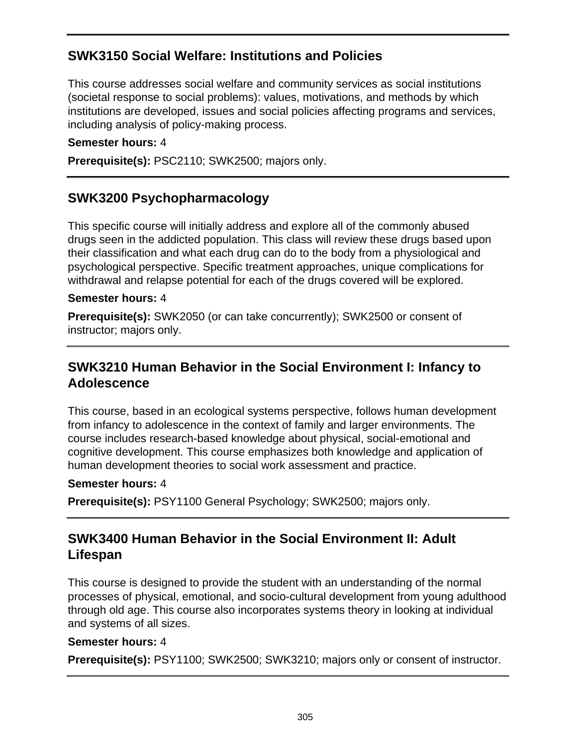## SWK3150 Social Welfare: Institutions and Policies

This course addresses social welfare and community services as social institutions (societal response to social problems): values, motivations, and methods by which institutions are developed, issues and social policies affecting programs and services, including analysis of policy-making process.

**Semester hours:** 4

**Prerequisite(s):** PSC2110; SWK2500; majors only.

## SWK3200 Psychopharmacology

This specific course will initially address and explore all of the commonly abused drugs seen in the addicted population. This class will review these drugs based upon their classification and what each drug can do to the body from a physiological and psychological perspective. Specific treatment approaches, unique complications for withdrawal and relapse potential for each of the drugs covered will be explored.

**Semester hours:** 4

**Prerequisite(s):** SWK2050 (or can take concurrently); SWK2500 or consent of instructor; majors only.

## SWK3210 Human Behavior in the Social Environment I: Infancy to Adolescence

This course, based in an ecological systems perspective, follows human development from infancy to adolescence in the context of family and larger environments. The course includes research-based knowledge about physical, social-emotional and cognitive development. This course emphasizes both knowledge and application of human development theories to social work assessment and practice.

**Semester hours:** 4

**Prerequisite(s):** PSY1100 General Psychology; SWK2500; majors only.

## SWK3400 Human Behavior in the Social Environment II: Adult Lifespan

This course is designed to provide the student with an understanding of the normal processes of physical, emotional, and socio-cultural development from young adulthood through old age. This course also incorporates systems theory in looking at individual and systems of all sizes.

**Semester hours:** 4

**Prerequisite(s):** PSY1100; SWK2500; SWK3210; majors only or consent of instructor.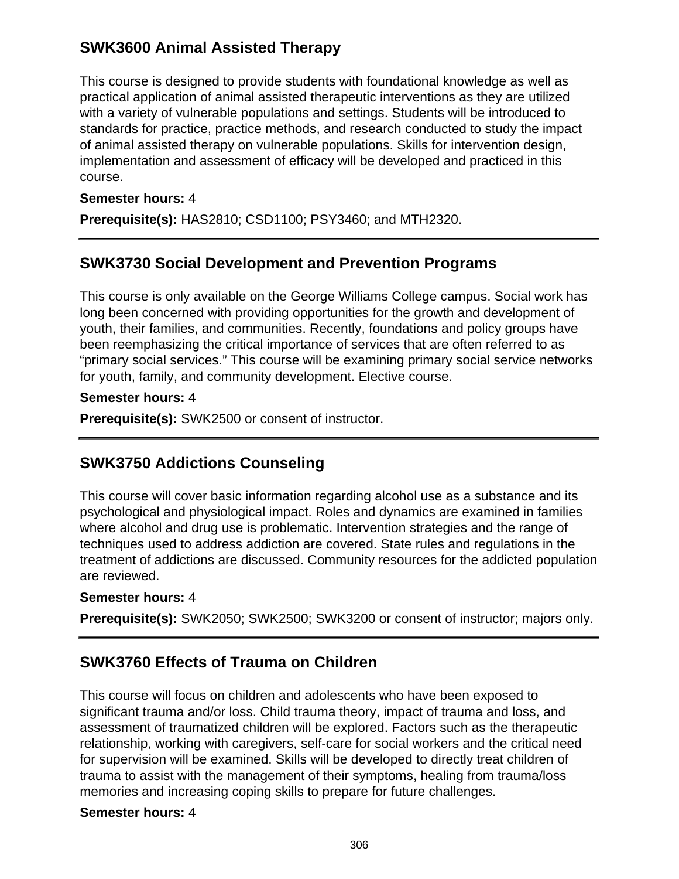## SWK3600 Animal Assisted Therapy

This course is designed to provide students with foundational knowledge as well as practical application of animal assisted therapeutic interventions as they are utilized with a variety of vulnerable populations and settings. Students will be introduced to standards for practice, practice methods, and research conducted to study the impact of animal assisted therapy on vulnerable populations. Skills for intervention design, implementation and assessment of efficacy will be developed and practiced in this course.

**Semester hours:** 4

**Prerequisite(s):** HAS2810; CSD1100; PSY3460; and MTH2320.

---

## SWK3730 Social Development and Prevention Programs

This course is only available on the George Williams College campus. Social work has long been concerned with providing opportunities for the growth and development of youth, their families, and communities. Recently, foundations and policy groups have been reemphasizing the critical importance of services that are often referred to as "primary social services." This course will be examining primary social service networks for youth, family, and community development. Elective course.

**Semester hours:** 4

**Prerequisite(s):** SWK2500 or consent of instructor.

---

## SWK3750 Addictions Counseling

This course will cover basic information regarding alcohol use as a substance and its psychological and physiological impact. Roles and dynamics are examined in families where alcohol and drug use is problematic. Intervention strategies and the range of techniques used to address addiction are covered. State rules and regulations in the treatment of addictions are discussed. Community resources for the addicted population are reviewed.

**Semester hours:** 4

**Prerequisite(s):** SWK2050; SWK2500; SWK3200 or consent of instructor; majors only.

---

## SWK3760 Effects of Trauma on Children

This course will focus on children and adolescents who have been exposed to significant trauma and/or loss. Child trauma theory, impact of trauma and loss, and assessment of traumatized children will be explored. Factors such as the therapeutic relationship, working with caregivers, self-care for social workers and the critical need for supervision will be examined. Skills will be developed to directly treat children of trauma to assist with the management of their symptoms, healing from trauma/loss memories and increasing coping skills to prepare for future challenges.

**Semester hours:** 4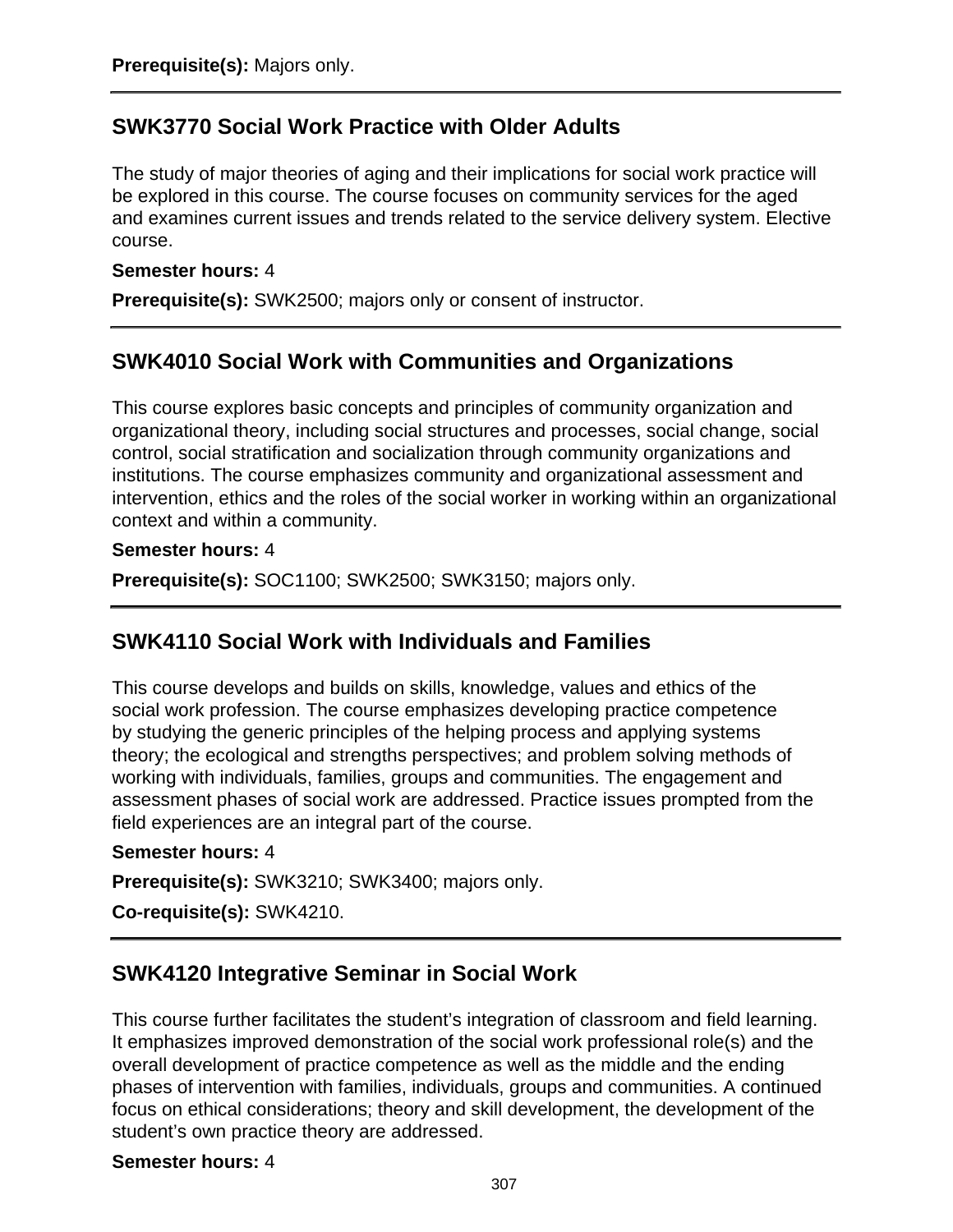**Prerequisite(s):** Majors only.

---

## SWK3770 Social Work Practice with Older Adults

The study of major theories of aging and their implications for social work practice will be explored in this course. The course focuses on community services for the aged and examines current issues and trends related to the service delivery system. Elective course.

**Semester hours:** 4

**Prerequisite(s):** SWK2500; majors only or consent of instructor.

---

## SWK4010 Social Work with Communities and Organizations

This course explores basic concepts and principles of community organization and organizational theory, including social structures and processes, social change, social control, social stratification and socialization through community organizations and institutions. The course emphasizes community and organizational assessment and intervention, ethics and the roles of the social worker in working within an organizational context and within a community.

**Semester hours:** 4

**Prerequisite(s):** SOC1100; SWK2500; SWK3150; majors only.

---

## SWK4110 Social Work with Individuals and Families

This course develops and builds on skills, knowledge, values and ethics of the social work profession. The course emphasizes developing practice competence by studying the generic principles of the helping process and applying systems theory; the ecological and strengths perspectives; and problem solving methods of working with individuals, families, groups and communities. The engagement and assessment phases of social work are addressed. Practice issues prompted from the field experiences are an integral part of the course.

**Semester hours:** 4

**Prerequisite(s):** SWK3210; SWK3400; majors only.

**Co-requisite(s):** SWK4210.

---

## SWK4120 Integrative Seminar in Social Work

This course further facilitates the student's integration of classroom and field learning. It emphasizes improved demonstration of the social work professional role(s) and the overall development of practice competence as well as the middle and the ending phases of intervention with families, individuals, groups and communities. A continued focus on ethical considerations; theory and skill development, the development of the student's own practice theory are addressed.

**Semester hours:** 4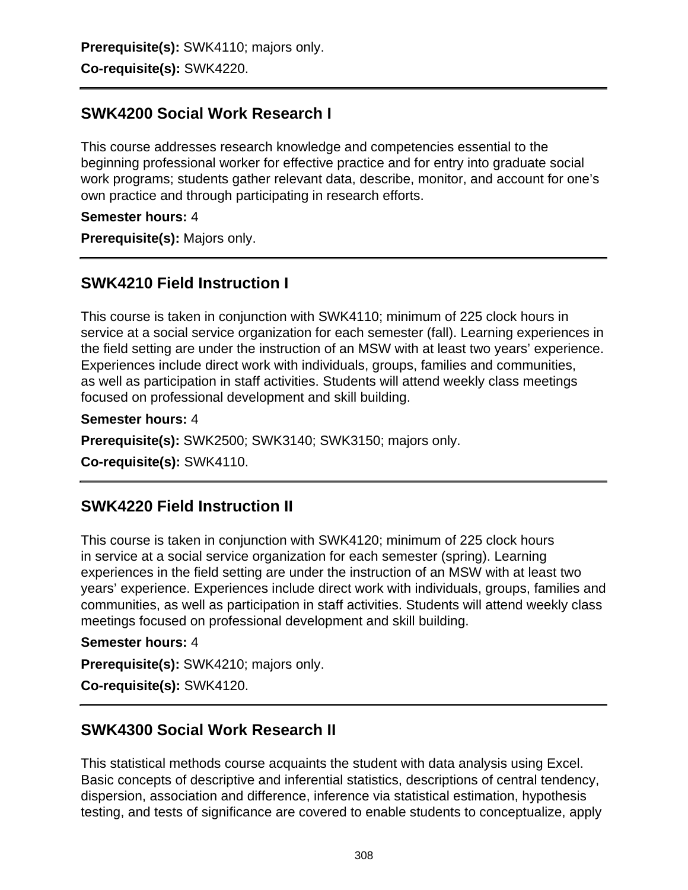**Prerequisite(s):** SWK4110; majors only.

**Co-requisite(s):** SWK4220.

---

## SWK4200 Social Work Research I

This course addresses research knowledge and competencies essential to the beginning professional worker for effective practice and for entry into graduate social work programs; students gather relevant data, describe, monitor, and account for one's own practice and through participating in research efforts.

**Semester hours:** 4

**Prerequisite(s):** Majors only.

---

## SWK4210 Field Instruction I

This course is taken in conjunction with SWK4110; minimum of 225 clock hours in service at a social service organization for each semester (fall). Learning experiences in the field setting are under the instruction of an MSW with at least two years' experience. Experiences include direct work with individuals, groups, families and communities, as well as participation in staff activities. Students will attend weekly class meetings focused on professional development and skill building.

**Semester hours:** 4

**Prerequisite(s):** SWK2500; SWK3140; SWK3150; majors only.

**Co-requisite(s):** SWK4110.

---

## SWK4220 Field Instruction II

This course is taken in conjunction with SWK4120; minimum of 225 clock hours in service at a social service organization for each semester (spring). Learning experiences in the field setting are under the instruction of an MSW with at least two years' experience. Experiences include direct work with individuals, groups, families and communities, as well as participation in staff activities. Students will attend weekly class meetings focused on professional development and skill building.

**Semester hours:** 4

**Prerequisite(s):** SWK4210; majors only.

**Co-requisite(s):** SWK4120.

---

## SWK4300 Social Work Research II

This statistical methods course acquaints the student with data analysis using Excel. Basic concepts of descriptive and inferential statistics, descriptions of central tendency, dispersion, association and difference, inference via statistical estimation, hypothesis testing, and tests of significance are covered to enable students to conceptualize, apply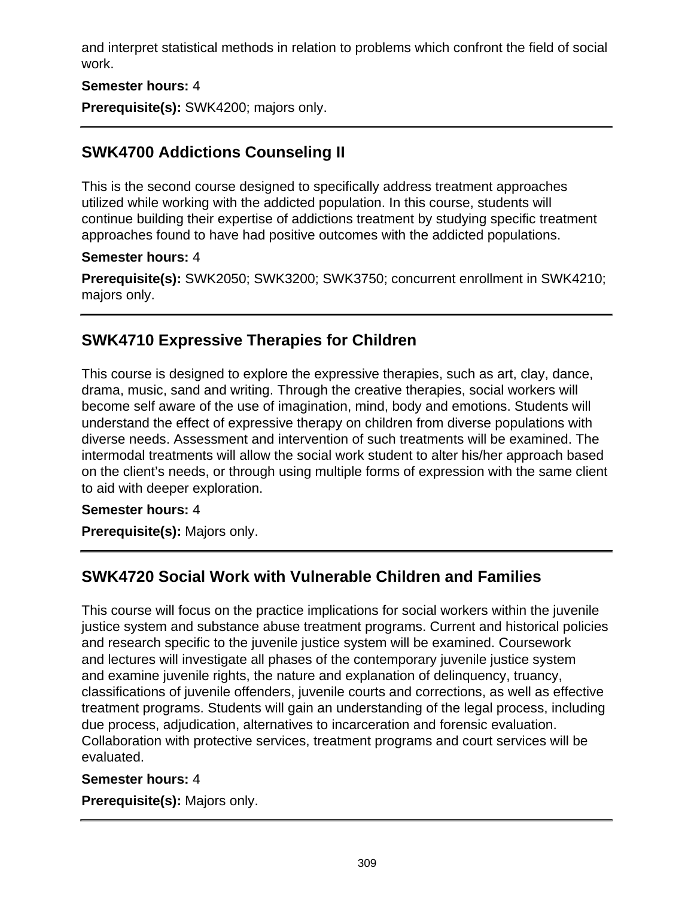and interpret statistical methods in relation to problems which confront the field of social work.

**Semester hours:** 4

**Prerequisite(s):** SWK4200; majors only.

---

## SWK4700 Addictions Counseling II

This is the second course designed to specifically address treatment approaches utilized while working with the addicted population. In this course, students will continue building their expertise of addictions treatment by studying specific treatment approaches found to have had positive outcomes with the addicted populations.

**Semester hours:** 4

**Prerequisite(s):** SWK2050; SWK3200; SWK3750; concurrent enrollment in SWK4210; majors only.

---

## SWK4710 Expressive Therapies for Children

This course is designed to explore the expressive therapies, such as art, clay, dance, drama, music, sand and writing. Through the creative therapies, social workers will become self aware of the use of imagination, mind, body and emotions. Students will understand the effect of expressive therapy on children from diverse populations with diverse needs. Assessment and intervention of such treatments will be examined. The intermodal treatments will allow the social work student to alter his/her approach based on the client's needs, or through using multiple forms of expression with the same client to aid with deeper exploration.

**Semester hours:** 4

**Prerequisite(s):** Majors only.

---

## SWK4720 Social Work with Vulnerable Children and Families

This course will focus on the practice implications for social workers within the juvenile justice system and substance abuse treatment programs. Current and historical policies and research specific to the juvenile justice system will be examined. Coursework and lectures will investigate all phases of the contemporary juvenile justice system and examine juvenile rights, the nature and explanation of delinquency, truancy, classifications of juvenile offenders, juvenile courts and corrections, as well as effective treatment programs. Students will gain an understanding of the legal process, including due process, adjudication, alternatives to incarceration and forensic evaluation. Collaboration with protective services, treatment programs and court services will be evaluated.

**Semester hours:** 4

**Prerequisite(s):** Majors only.

---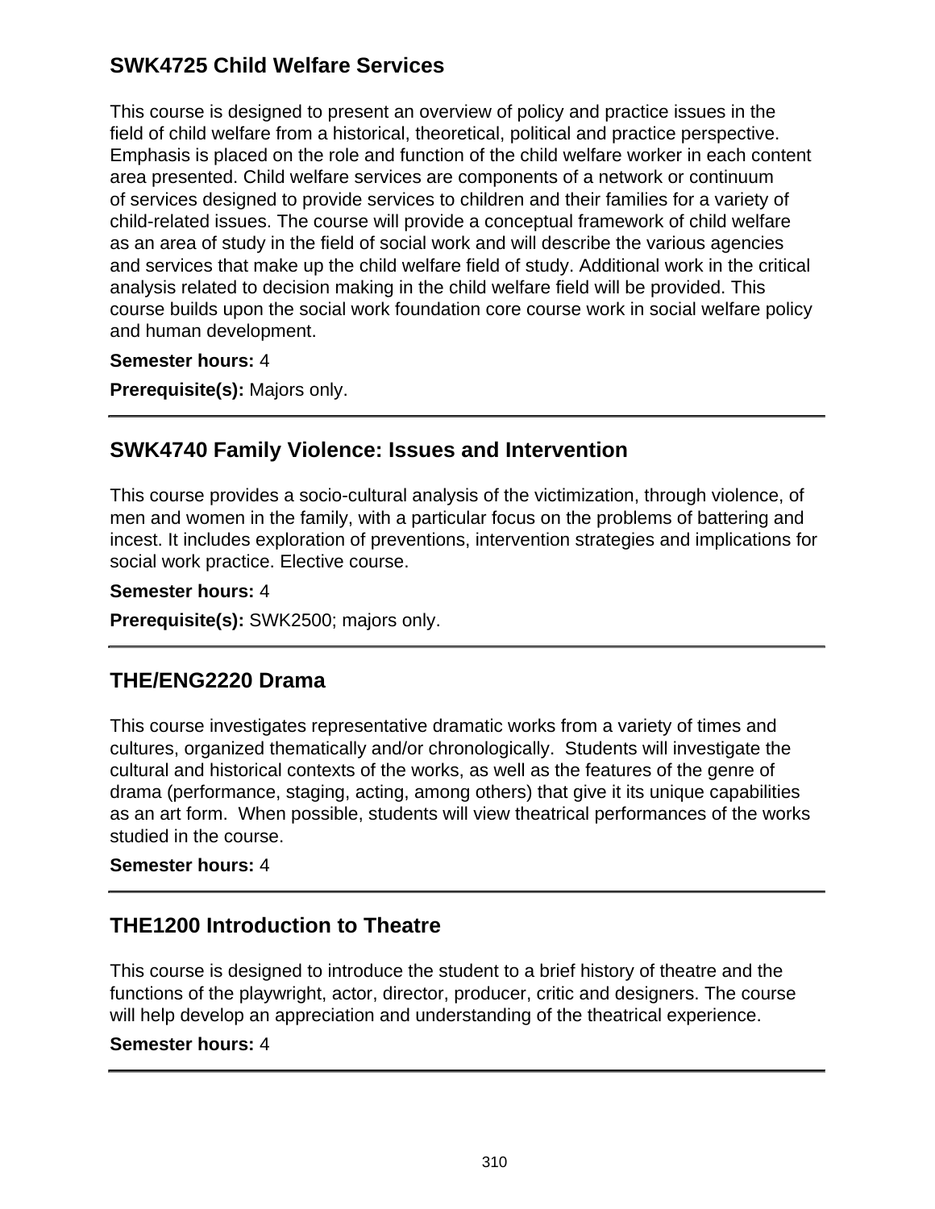## SWK4725 Child Welfare Services

This course is designed to present an overview of policy and practice issues in the field of child welfare from a historical, theoretical, political and practice perspective. Emphasis is placed on the role and function of the child welfare worker in each content area presented. Child welfare services are components of a network or continuum of services designed to provide services to children and their families for a variety of child-related issues. The course will provide a conceptual framework of child welfare as an area of study in the field of social work and will describe the various agencies and services that make up the child welfare field of study. Additional work in the critical analysis related to decision making in the child welfare field will be provided. This course builds upon the social work foundation core course work in social welfare policy and human development.

**Semester hours:** 4

**Prerequisite(s):** Majors only.

---

## SWK4740 Family Violence: Issues and Intervention

This course provides a socio-cultural analysis of the victimization, through violence, of men and women in the family, with a particular focus on the problems of battering and incest. It includes exploration of preventions, intervention strategies and implications for social work practice. Elective course.

**Semester hours:** 4

**Prerequisite(s):** SWK2500; majors only.

---

## THE/ENG2220 Drama

This course investigates representative dramatic works from a variety of times and cultures, organized thematically and/or chronologically. Students will investigate the cultural and historical contexts of the works, as well as the features of the genre of drama (performance, staging, acting, among others) that give it its unique capabilities as an art form. When possible, students will view theatrical performances of the works studied in the course.

**Semester hours:** 4

---

## THE1200 Introduction to Theatre

This course is designed to introduce the student to a brief history of theatre and the functions of the playwright, actor, director, producer, critic and designers. The course will help develop an appreciation and understanding of the theatrical experience.

**Semester hours:** 4

---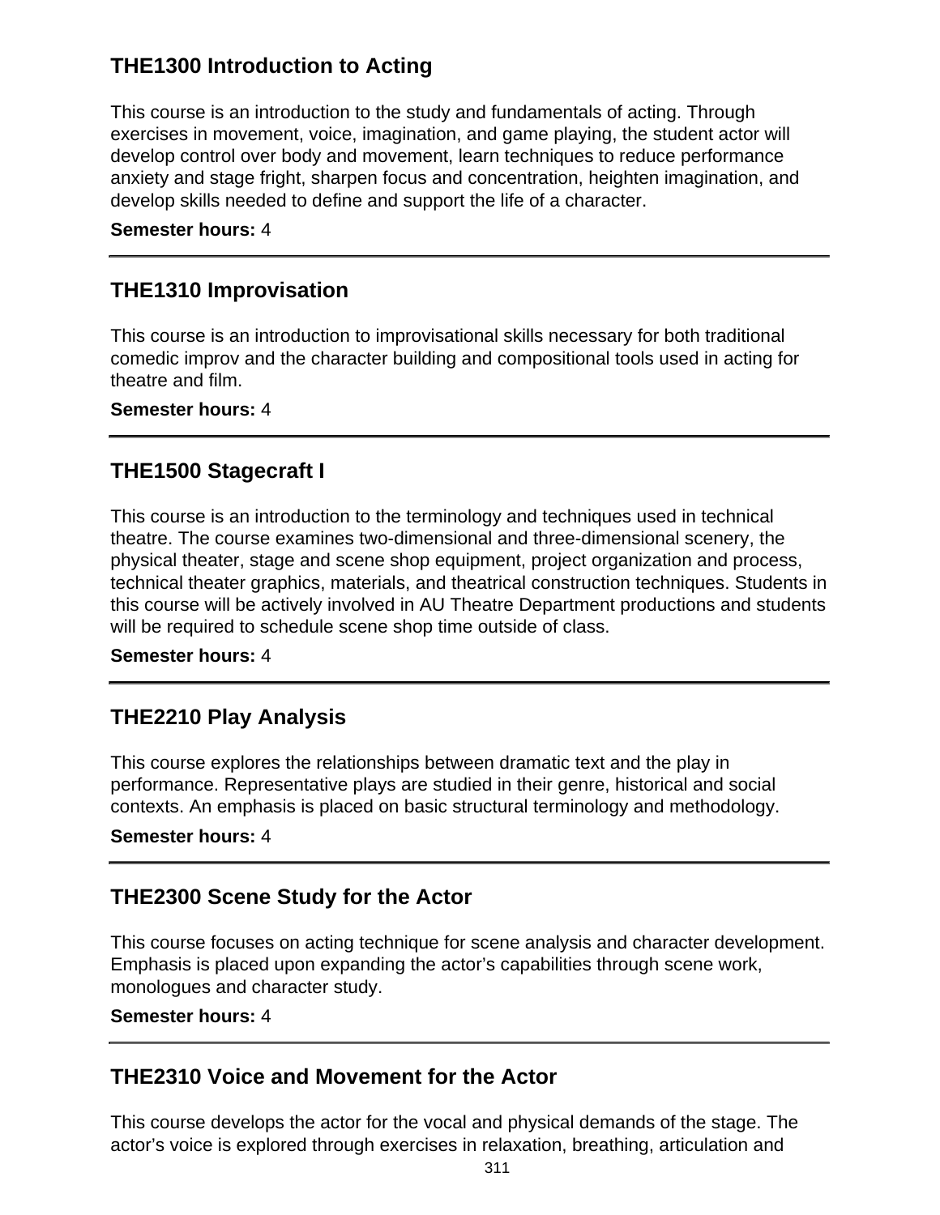### THE1300 Introduction to Acting

This course is an introduction to the study and fundamentals of acting. Through exercises in movement, voice, imagination, and game playing, the student actor will develop control over body and movement, learn techniques to reduce performance anxiety and stage fright, sharpen focus and concentration, heighten imagination, and develop skills needed to define and support the life of a character.

**Semester hours:** 4

---

### THE1310 Improvisation

This course is an introduction to improvisational skills necessary for both traditional comedic improv and the character building and compositional tools used in acting for theatre and film.

**Semester hours:** 4

---

### THE1500 Stagecraft I

This course is an introduction to the terminology and techniques used in technical theatre. The course examines two-dimensional and three-dimensional scenery, the physical theater, stage and scene shop equipment, project organization and process, technical theater graphics, materials, and theatrical construction techniques. Students in this course will be actively involved in AU Theatre Department productions and students will be required to schedule scene shop time outside of class.

**Semester hours:** 4

---

### THE2210 Play Analysis

This course explores the relationships between dramatic text and the play in performance. Representative plays are studied in their genre, historical and social contexts. An emphasis is placed on basic structural terminology and methodology.

**Semester hours:** 4

---

### THE2300 Scene Study for the Actor

This course focuses on acting technique for scene analysis and character development. Emphasis is placed upon expanding the actor's capabilities through scene work, monologues and character study.

**Semester hours:** 4

---

### THE2310 Voice and Movement for the Actor

This course develops the actor for the vocal and physical demands of the stage. The actor's voice is explored through exercises in relaxation, breathing, articulation and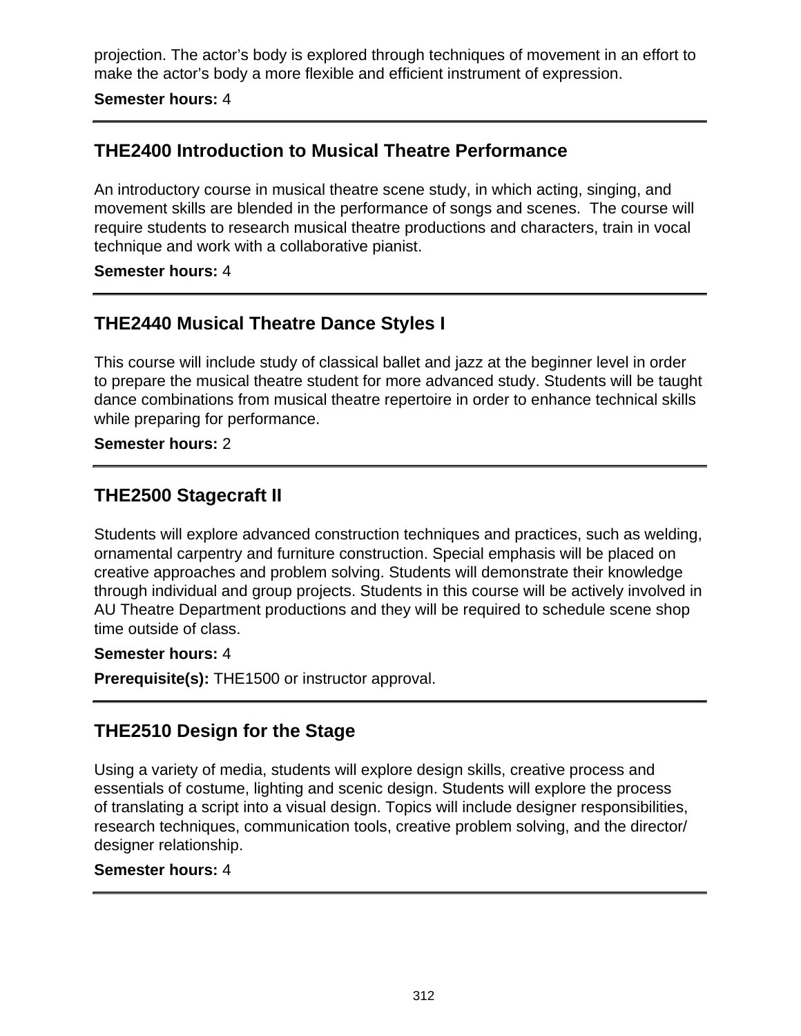projection. The actor's body is explored through techniques of movement in an effort to make the actor's body a more flexible and efficient instrument of expression.

**Semester hours:** 4

---

## THE2400 Introduction to Musical Theatre Performance

An introductory course in musical theatre scene study, in which acting, singing, and movement skills are blended in the performance of songs and scenes.  The course will require students to research musical theatre productions and characters, train in vocal technique and work with a collaborative pianist.

**Semester hours:** 4

---

## THE2440 Musical Theatre Dance Styles I

This course will include study of classical ballet and jazz at the beginner level in order to prepare the musical theatre student for more advanced study. Students will be taught dance combinations from musical theatre repertoire in order to enhance technical skills while preparing for performance.

**Semester hours:** 2

---

## THE2500 Stagecraft II

Students will explore advanced construction techniques and practices, such as welding, ornamental carpentry and furniture construction. Special emphasis will be placed on creative approaches and problem solving. Students will demonstrate their knowledge through individual and group projects. Students in this course will be actively involved in AU Theatre Department productions and they will be required to schedule scene shop time outside of class.

**Semester hours:** 4

**Prerequisite(s):** THE1500 or instructor approval.

---

## THE2510 Design for the Stage

Using a variety of media, students will explore design skills, creative process and essentials of costume, lighting and scenic design. Students will explore the process of translating a script into a visual design. Topics will include designer responsibilities, research techniques, communication tools, creative problem solving, and the director/designer relationship.

**Semester hours:** 4

---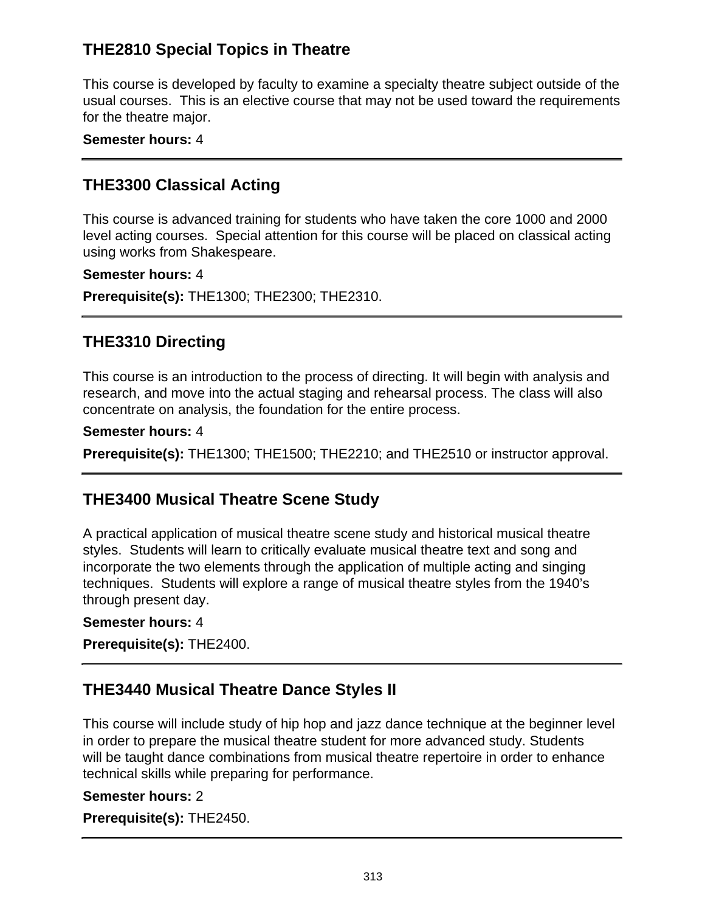## THE2810 Special Topics in Theatre

This course is developed by faculty to examine a specialty theatre subject outside of the usual courses. This is an elective course that may not be used toward the requirements for the theatre major.

**Semester hours:** 4

---

## THE3300 Classical Acting

This course is advanced training for students who have taken the core 1000 and 2000 level acting courses. Special attention for this course will be placed on classical acting using works from Shakespeare.

**Semester hours:** 4

**Prerequisite(s):** THE1300; THE2300; THE2310.

---

## THE3310 Directing

This course is an introduction to the process of directing. It will begin with analysis and research, and move into the actual staging and rehearsal process. The class will also concentrate on analysis, the foundation for the entire process.

**Semester hours:** 4

**Prerequisite(s):** THE1300; THE1500; THE2210; and THE2510 or instructor approval.

---

## THE3400 Musical Theatre Scene Study

A practical application of musical theatre scene study and historical musical theatre styles. Students will learn to critically evaluate musical theatre text and song and incorporate the two elements through the application of multiple acting and singing techniques. Students will explore a range of musical theatre styles from the 1940's through present day.

**Semester hours:** 4

**Prerequisite(s):** THE2400.

---

## THE3440 Musical Theatre Dance Styles II

This course will include study of hip hop and jazz dance technique at the beginner level in order to prepare the musical theatre student for more advanced study. Students will be taught dance combinations from musical theatre repertoire in order to enhance technical skills while preparing for performance.

**Semester hours:** 2

**Prerequisite(s):** THE2450.

---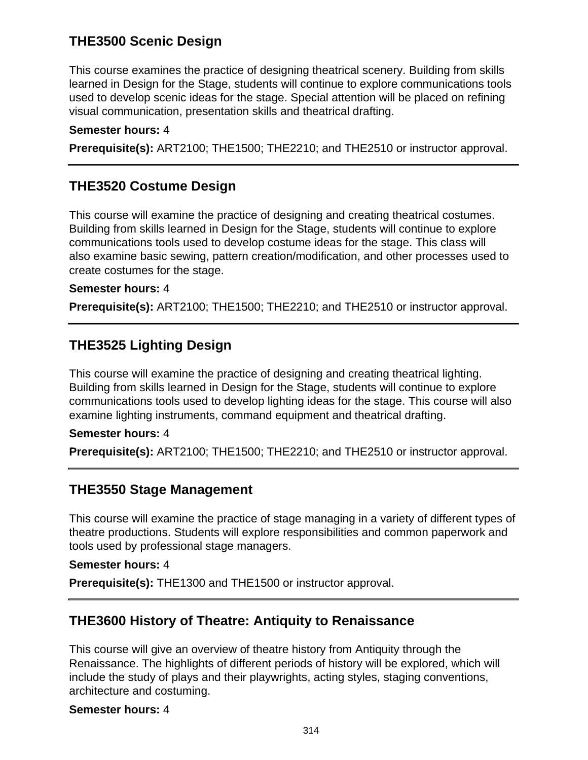### THE3500 Scenic Design

This course examines the practice of designing theatrical scenery. Building from skills learned in Design for the Stage, students will continue to explore communications tools used to develop scenic ideas for the stage. Special attention will be placed on refining visual communication, presentation skills and theatrical drafting.

**Semester hours:** 4

**Prerequisite(s):** ART2100; THE1500; THE2210; and THE2510 or instructor approval.

---

### THE3520 Costume Design

This course will examine the practice of designing and creating theatrical costumes. Building from skills learned in Design for the Stage, students will continue to explore communications tools used to develop costume ideas for the stage. This class will also examine basic sewing, pattern creation/modification, and other processes used to create costumes for the stage.

**Semester hours:** 4

**Prerequisite(s):** ART2100; THE1500; THE2210; and THE2510 or instructor approval.

---

### THE3525 Lighting Design

This course will examine the practice of designing and creating theatrical lighting. Building from skills learned in Design for the Stage, students will continue to explore communications tools used to develop lighting ideas for the stage. This course will also examine lighting instruments, command equipment and theatrical drafting.

**Semester hours:** 4

**Prerequisite(s):** ART2100; THE1500; THE2210; and THE2510 or instructor approval.

---

### THE3550 Stage Management

This course will examine the practice of stage managing in a variety of different types of theatre productions. Students will explore responsibilities and common paperwork and tools used by professional stage managers.

**Semester hours:** 4

**Prerequisite(s):** THE1300 and THE1500 or instructor approval.

---

### THE3600 History of Theatre: Antiquity to Renaissance

This course will give an overview of theatre history from Antiquity through the Renaissance. The highlights of different periods of history will be explored, which will include the study of plays and their playwrights, acting styles, staging conventions, architecture and costuming.

**Semester hours:** 4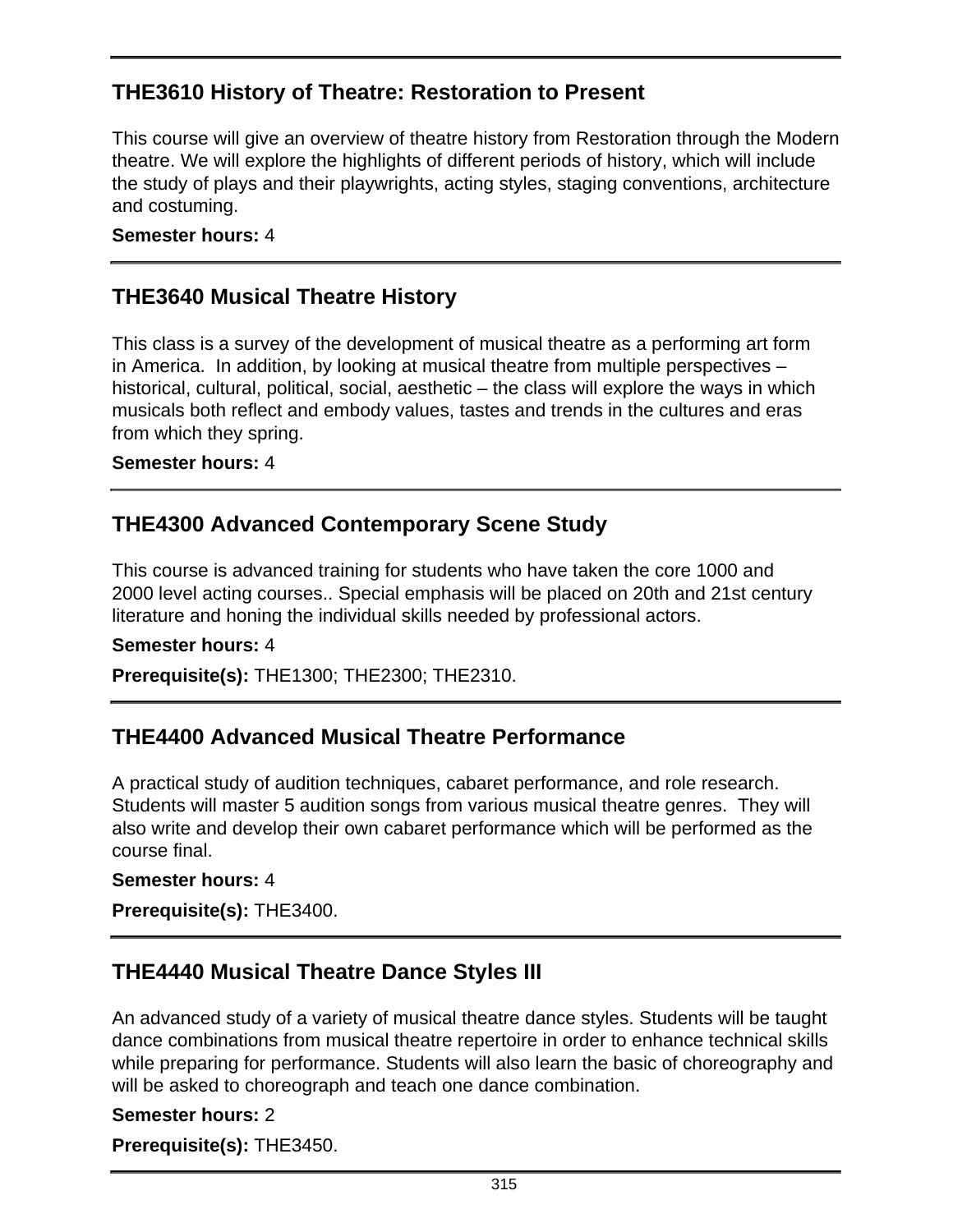### THE3610 History of Theatre: Restoration to Present

This course will give an overview of theatre history from Restoration through the Modern theatre. We will explore the highlights of different periods of history, which will include the study of plays and their playwrights, acting styles, staging conventions, architecture and costuming.

**Semester hours:** 4

### THE3640 Musical Theatre History

This class is a survey of the development of musical theatre as a performing art form in America. In addition, by looking at musical theatre from multiple perspectives – historical, cultural, political, social, aesthetic – the class will explore the ways in which musicals both reflect and embody values, tastes and trends in the cultures and eras from which they spring.

**Semester hours:** 4

### THE4300 Advanced Contemporary Scene Study

This course is advanced training for students who have taken the core 1000 and 2000 level acting courses.. Special emphasis will be placed on 20th and 21st century literature and honing the individual skills needed by professional actors.

**Semester hours:** 4

**Prerequisite(s):** THE1300; THE2300; THE2310.

### THE4400 Advanced Musical Theatre Performance

A practical study of audition techniques, cabaret performance, and role research. Students will master 5 audition songs from various musical theatre genres. They will also write and develop their own cabaret performance which will be performed as the course final.

**Semester hours:** 4

**Prerequisite(s):** THE3400.

### THE4440 Musical Theatre Dance Styles III

An advanced study of a variety of musical theatre dance styles. Students will be taught dance combinations from musical theatre repertoire in order to enhance technical skills while preparing for performance. Students will also learn the basic of choreography and will be asked to choreograph and teach one dance combination.

**Semester hours:** 2

**Prerequisite(s):** THE3450.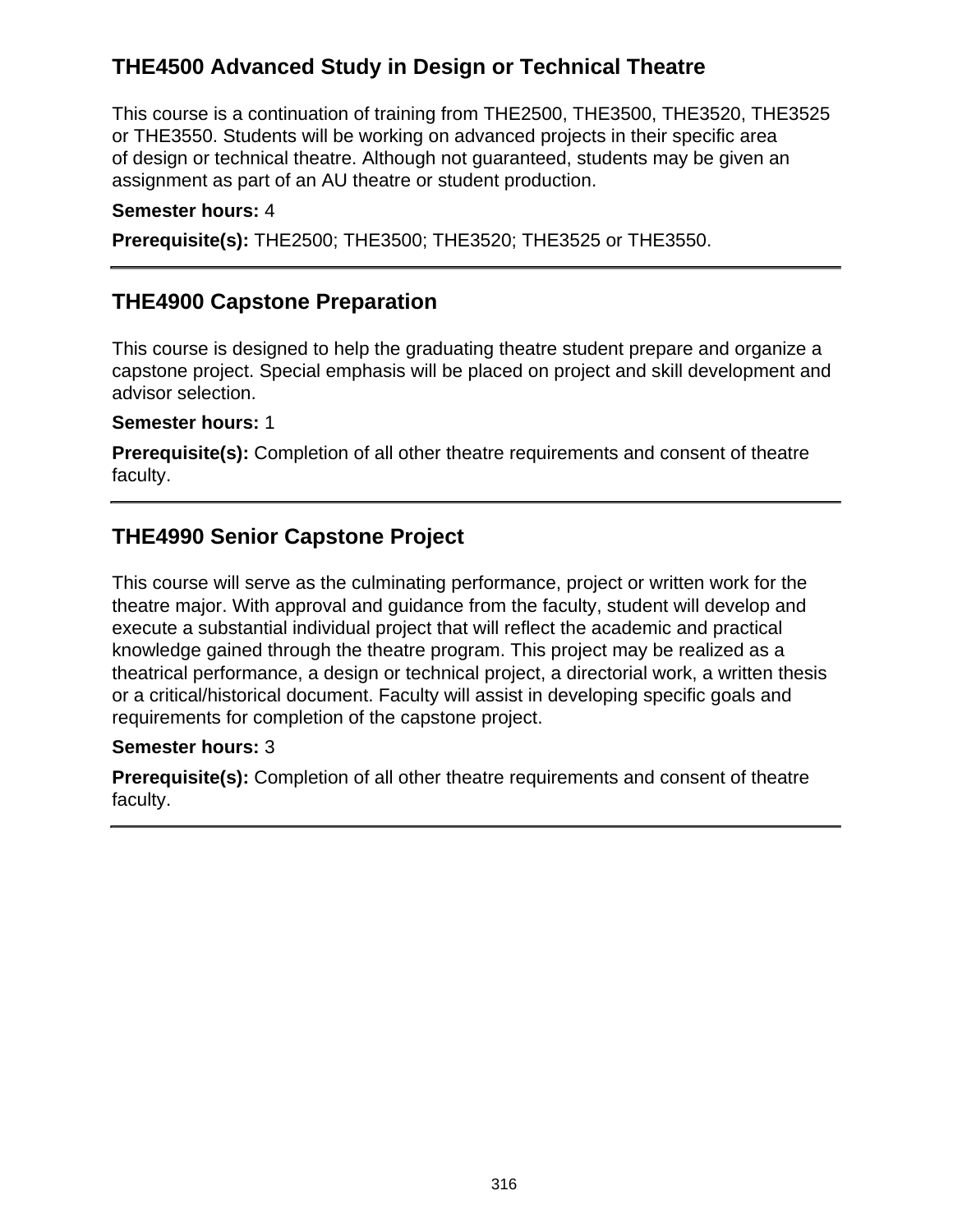### THE4500 Advanced Study in Design or Technical Theatre

This course is a continuation of training from THE2500, THE3500, THE3520, THE3525 or THE3550. Students will be working on advanced projects in their specific area of design or technical theatre. Although not guaranteed, students may be given an assignment as part of an AU theatre or student production.

**Semester hours:** 4

**Prerequisite(s):** THE2500; THE3500; THE3520; THE3525 or THE3550.

---

### THE4900 Capstone Preparation

This course is designed to help the graduating theatre student prepare and organize a capstone project. Special emphasis will be placed on project and skill development and advisor selection.

**Semester hours:** 1

**Prerequisite(s):** Completion of all other theatre requirements and consent of theatre faculty.

---

### THE4990 Senior Capstone Project

This course will serve as the culminating performance, project or written work for the theatre major. With approval and guidance from the faculty, student will develop and execute a substantial individual project that will reflect the academic and practical knowledge gained through the theatre program. This project may be realized as a theatrical performance, a design or technical project, a directorial work, a written thesis or a critical/historical document. Faculty will assist in developing specific goals and requirements for completion of the capstone project.

**Semester hours:** 3

**Prerequisite(s):** Completion of all other theatre requirements and consent of theatre faculty.

---